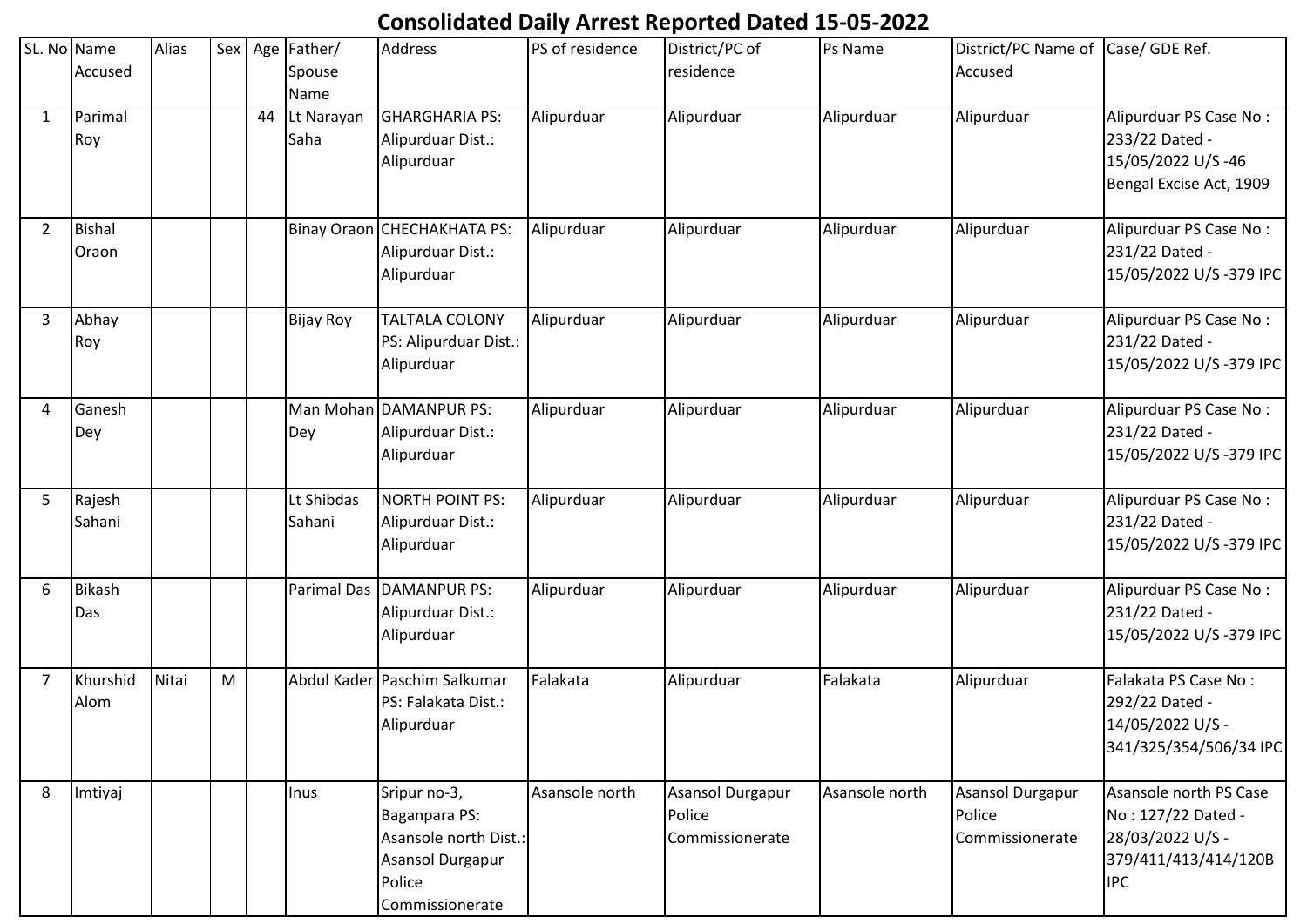# Consolidated Daily Arrest Reported Dated 15-05-2022

| SL. No | Name Accused | Alias | Sex | Age | Father/ Spouse Name | Address | PS of residence | District/PC of residence | Ps Name | District/PC Name of Accused | Case/ GDE Ref. |
|---|---|---|---|---|---|---|---|---|---|---|---|
| 1 | Parimal Roy | | | 44 | Lt Narayan Saha | GHARGHARIA PS: Alipurduar Dist.: Alipurduar | Alipurduar | Alipurduar | Alipurduar | Alipurduar | Alipurduar PS Case No : 233/22 Dated - 15/05/2022 U/S -46 Bengal Excise Act, 1909 |
| 2 | Bishal Oraon | | | | Binay Oraon | CHECHAKHATA PS: Alipurduar Dist.: Alipurduar | Alipurduar | Alipurduar | Alipurduar | Alipurduar | Alipurduar PS Case No : 231/22 Dated - 15/05/2022 U/S -379 IPC |
| 3 | Abhay Roy | | | | Bijay Roy | TALTALA COLONY PS: Alipurduar Dist.: Alipurduar | Alipurduar | Alipurduar | Alipurduar | Alipurduar | Alipurduar PS Case No : 231/22 Dated - 15/05/2022 U/S -379 IPC |
| 4 | Ganesh Dey | | | | Man Mohan Dey | DAMANPUR PS: Alipurduar Dist.: Alipurduar | Alipurduar | Alipurduar | Alipurduar | Alipurduar | Alipurduar PS Case No : 231/22 Dated - 15/05/2022 U/S -379 IPC |
| 5 | Rajesh Sahani | | | | Lt Shibdas Sahani | NORTH POINT PS: Alipurduar Dist.: Alipurduar | Alipurduar | Alipurduar | Alipurduar | Alipurduar | Alipurduar PS Case No : 231/22 Dated - 15/05/2022 U/S -379 IPC |
| 6 | Bikash Das | | | | Parimal Das | DAMANPUR PS: Alipurduar Dist.: Alipurduar | Alipurduar | Alipurduar | Alipurduar | Alipurduar | Alipurduar PS Case No : 231/22 Dated - 15/05/2022 U/S -379 IPC |
| 7 | Khurshid Alom | Nitai | M | | Abdul Kader | Paschim Salkumar PS: Falakata Dist.: Alipurduar | Falakata | Alipurduar | Falakata | Alipurduar | Falakata PS Case No : 292/22 Dated - 14/05/2022 U/S -341/325/354/506/34 IPC |
| 8 | Imtiyaj | | | | Inus | Sripur no-3, Baganpara PS: Asansole north Dist.: Asansol Durgapur Police Commissionerate | Asansole north | Asansol Durgapur Police Commissionerate | Asansole north | Asansol Durgapur Police Commissionerate | Asansole north PS Case No : 127/22 Dated - 28/03/2022 U/S -379/411/413/414/120B IPC |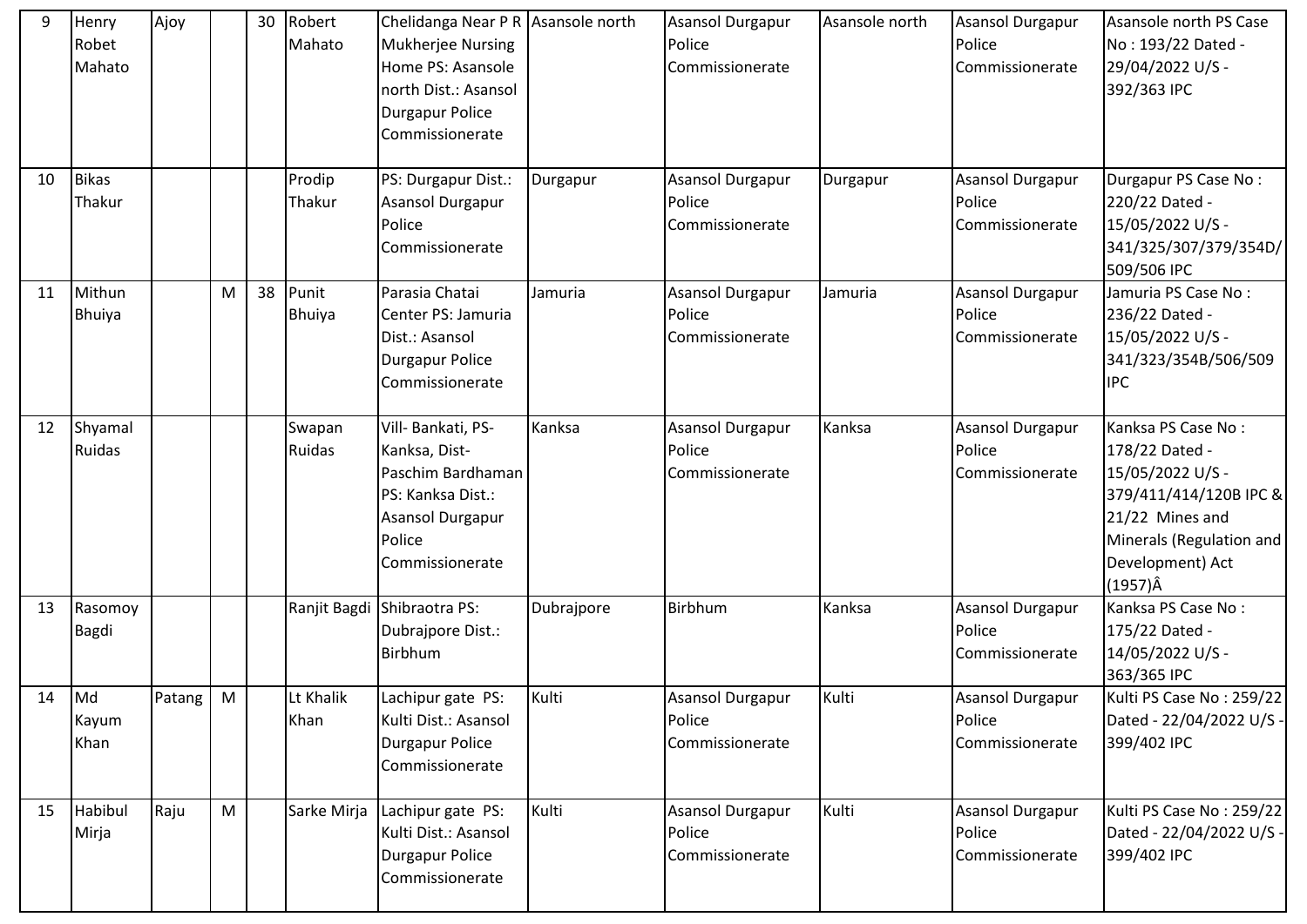| 9 | Henry Robet Mahato | Ajoy | | 30 | Robert Mahato | Chelidanga Near P R Mukherjee Nursing Home PS: Asansole north Dist.: Asansol Durgapur Police Commissionerate | Asansole north | Asansol Durgapur Police Commissionerate | Asansole north | Asansol Durgapur Police Commissionerate | Asansole north PS Case No : 193/22 Dated - 29/04/2022 U/S - 392/363 IPC |
|---|---|---|---|---|---|---|---|---|---|---|---|
| 10 | Bikas Thakur | | | | Prodip Thakur | PS: Durgapur Dist.: Asansol Durgapur Police Commissionerate | Durgapur | Asansol Durgapur Police Commissionerate | Durgapur | Asansol Durgapur Police Commissionerate | Durgapur PS Case No : 220/22 Dated - 15/05/2022 U/S - 341/325/307/379/354D/509/506 IPC |
| 11 | Mithun Bhuiya | | M | 38 | Punit Bhuiya | Parasia Chatai Center PS: Jamuria Dist.: Asansol Durgapur Police Commissionerate | Jamuria | Asansol Durgapur Police Commissionerate | Jamuria | Asansol Durgapur Police Commissionerate | Jamuria PS Case No : 236/22 Dated - 15/05/2022 U/S - 341/323/354B/506/509 IPC |
| 12 | Shyamal Ruidas | | | | Swapan Ruidas | Vill- Bankati, PS-Kanksa, Dist-Paschim Bardhaman PS: Kanksa Dist.: Asansol Durgapur Police Commissionerate | Kanksa | Asansol Durgapur Police Commissionerate | Kanksa | Asansol Durgapur Police Commissionerate | Kanksa PS Case No : 178/22 Dated - 15/05/2022 U/S - 379/411/414/120B IPC & 21/22 Mines and Minerals (Regulation and Development) Act (1957)Â |
| 13 | Rasomoy Bagdi | | | | Ranjit Bagdi | Shibraotra PS: Dubrajpore Dist.: Birbhum | Dubrajpore | Birbhum | Kanksa | Asansol Durgapur Police Commissionerate | Kanksa PS Case No : 175/22 Dated - 14/05/2022 U/S - 363/365 IPC |
| 14 | Md Kayum Khan | Patang | M | | Lt Khalik Khan | Lachipur gate PS: Kulti Dist.: Asansol Durgapur Police Commissionerate | Kulti | Asansol Durgapur Police Commissionerate | Kulti | Asansol Durgapur Police Commissionerate | Kulti PS Case No : 259/22 Dated - 22/04/2022 U/S - 399/402 IPC |
| 15 | Habibul Mirja | Raju | M | | Sarke Mirja | Lachipur gate PS: Kulti Dist.: Asansol Durgapur Police Commissionerate | Kulti | Asansol Durgapur Police Commissionerate | Kulti | Asansol Durgapur Police Commissionerate | Kulti PS Case No : 259/22 Dated - 22/04/2022 U/S - 399/402 IPC |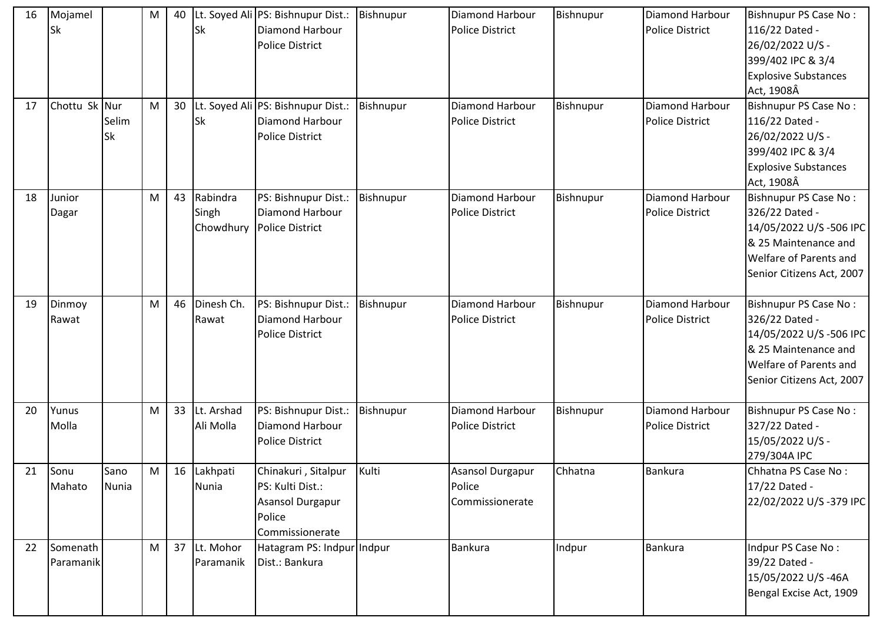| 16 | Mojamel Sk | | M | 40 | Lt. Soyed Ali Sk | PS: Bishnupur Dist.: Diamond Harbour Police District | Bishnupur | Diamond Harbour Police District | Bishnupur | Diamond Harbour Police District | Bishnupur PS Case No : 116/22 Dated - 26/02/2022 U/S - 399/402 IPC & 3/4 Explosive Substances Act, 1908Â |
|---|---|---|---|---|---|---|---|---|---|---|---|
| 17 | Chottu Sk | Nur Selim Sk | M | 30 | Lt. Soyed Ali Sk | PS: Bishnupur Dist.: Diamond Harbour Police District | Bishnupur | Diamond Harbour Police District | Bishnupur | Diamond Harbour Police District | Bishnupur PS Case No : 116/22 Dated - 26/02/2022 U/S - 399/402 IPC & 3/4 Explosive Substances Act, 1908Â |
| 18 | Junior Dagar | | M | 43 | Rabindra Singh Chowdhury | PS: Bishnupur Dist.: Diamond Harbour Police District | Bishnupur | Diamond Harbour Police District | Bishnupur | Diamond Harbour Police District | Bishnupur PS Case No : 326/22 Dated - 14/05/2022 U/S -506 IPC & 25 Maintenance and Welfare of Parents and Senior Citizens Act, 2007 |
| 19 | Dinmoy Rawat | | M | 46 | Dinesh Ch. Rawat | PS: Bishnupur Dist.: Diamond Harbour Police District | Bishnupur | Diamond Harbour Police District | Bishnupur | Diamond Harbour Police District | Bishnupur PS Case No : 326/22 Dated - 14/05/2022 U/S -506 IPC & 25 Maintenance and Welfare of Parents and Senior Citizens Act, 2007 |
| 20 | Yunus Molla | | M | 33 | Lt. Arshad Ali Molla | PS: Bishnupur Dist.: Diamond Harbour Police District | Bishnupur | Diamond Harbour Police District | Bishnupur | Diamond Harbour Police District | Bishnupur PS Case No : 327/22 Dated - 15/05/2022 U/S - 279/304A IPC |
| 21 | Sonu Mahato | Sano Nunia | M | 16 | Lakhpati Nunia | Chinakuri , Sitalpur PS: Kulti Dist.: Asansol Durgapur Police Commissionerate | Kulti | Asansol Durgapur Police Commissionerate | Chhatna | Bankura | Chhatna PS Case No : 17/22 Dated - 22/02/2022 U/S -379 IPC |
| 22 | Somenath Paramanik | | M | 37 | Lt. Mohor Paramanik | Hatagram PS: Indpur Dist.: Bankura | Indpur | Bankura | Indpur | Bankura | Indpur PS Case No : 39/22 Dated - 15/05/2022 U/S -46A Bengal Excise Act, 1909 |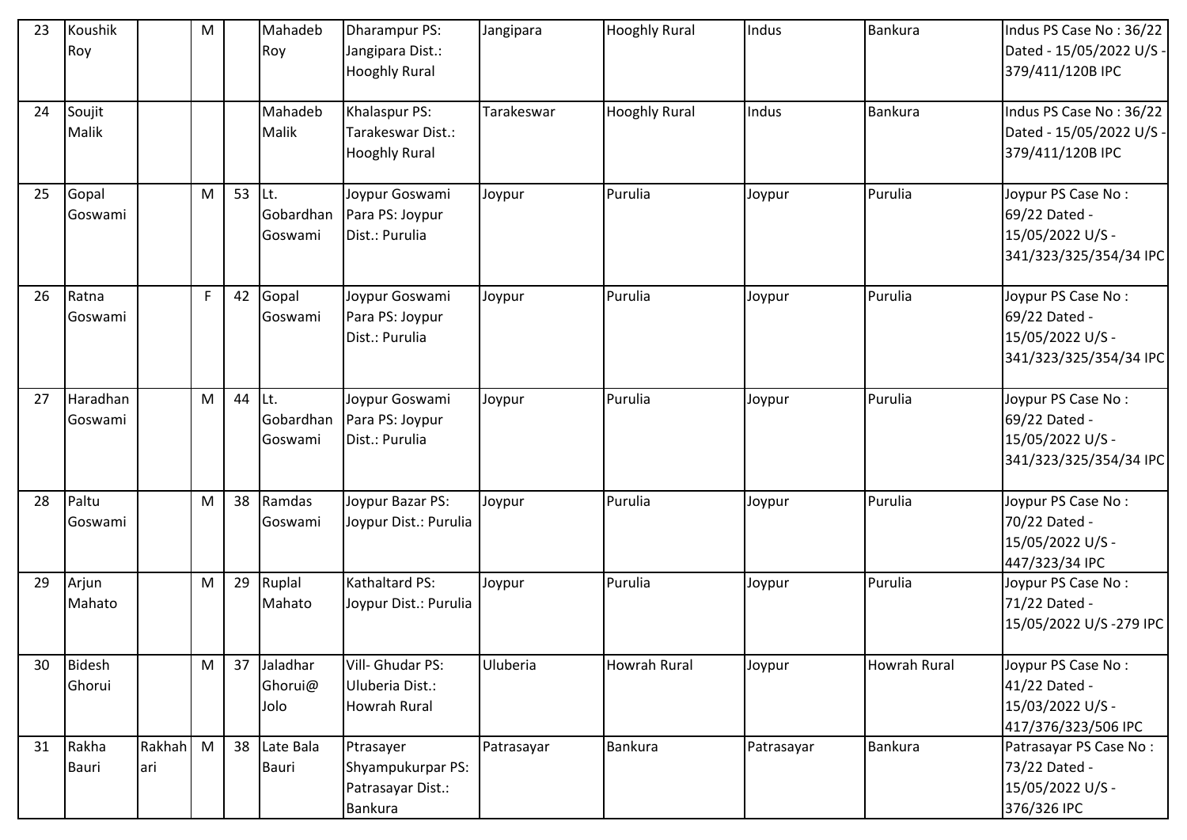| 23 | Koushik Roy | | M | | Mahadeb Roy | Dharampur PS: Jangipara Dist.: Hooghly Rural | Jangipara | Hooghly Rural | Indus | Bankura | Indus PS Case No : 36/22 Dated - 15/05/2022 U/S - 379/411/120B IPC |
|---|---|---|---|---|---|---|---|---|---|---|---|
| 24 | Soujit Malik | | | | Mahadeb Malik | Khalaspur PS: Tarakeswar Dist.: Hooghly Rural | Tarakeswar | Hooghly Rural | Indus | Bankura | Indus PS Case No : 36/22 Dated - 15/05/2022 U/S - 379/411/120B IPC |
| 25 | Gopal Goswami | | M | 53 | Lt. Gobardhan Goswami | Joypur Goswami Para PS: Joypur Dist.: Purulia | Joypur | Purulia | Joypur | Purulia | Joypur PS Case No : 69/22 Dated - 15/05/2022 U/S - 341/323/325/354/34 IPC |
| 26 | Ratna Goswami | | F | 42 | Gopal Goswami | Joypur Goswami Para PS: Joypur Dist.: Purulia | Joypur | Purulia | Joypur | Purulia | Joypur PS Case No : 69/22 Dated - 15/05/2022 U/S - 341/323/325/354/34 IPC |
| 27 | Haradhan Goswami | | M | 44 | Lt. Gobardhan Goswami | Joypur Goswami Para PS: Joypur Dist.: Purulia | Joypur | Purulia | Joypur | Purulia | Joypur PS Case No : 69/22 Dated - 15/05/2022 U/S - 341/323/325/354/34 IPC |
| 28 | Paltu Goswami | | M | 38 | Ramdas Goswami | Joypur Bazar PS: Joypur Dist.: Purulia | Joypur | Purulia | Joypur | Purulia | Joypur PS Case No : 70/22 Dated - 15/05/2022 U/S - 447/323/34 IPC |
| 29 | Arjun Mahato | | M | 29 | Ruplal Mahato | Kathaltard PS: Joypur Dist.: Purulia | Joypur | Purulia | Joypur | Purulia | Joypur PS Case No : 71/22 Dated - 15/05/2022 U/S -279 IPC |
| 30 | Bidesh Ghorui | | M | 37 | Jaladhar Ghorui@ Jolo | Vill- Ghudar PS: Uluberia Dist.: Howrah Rural | Uluberia | Howrah Rural | Joypur | Howrah Rural | Joypur PS Case No : 41/22 Dated - 15/03/2022 U/S - 417/376/323/506 IPC |
| 31 | Rakha Bauri | Rakhahari | M | 38 | Late Bala Bauri | Ptrasayer Shyampukurpar PS: Patrasayar Dist.: Bankura | Patrasayar | Bankura | Patrasayar | Bankura | Patrasayar PS Case No : 73/22 Dated - 15/05/2022 U/S - 376/326 IPC |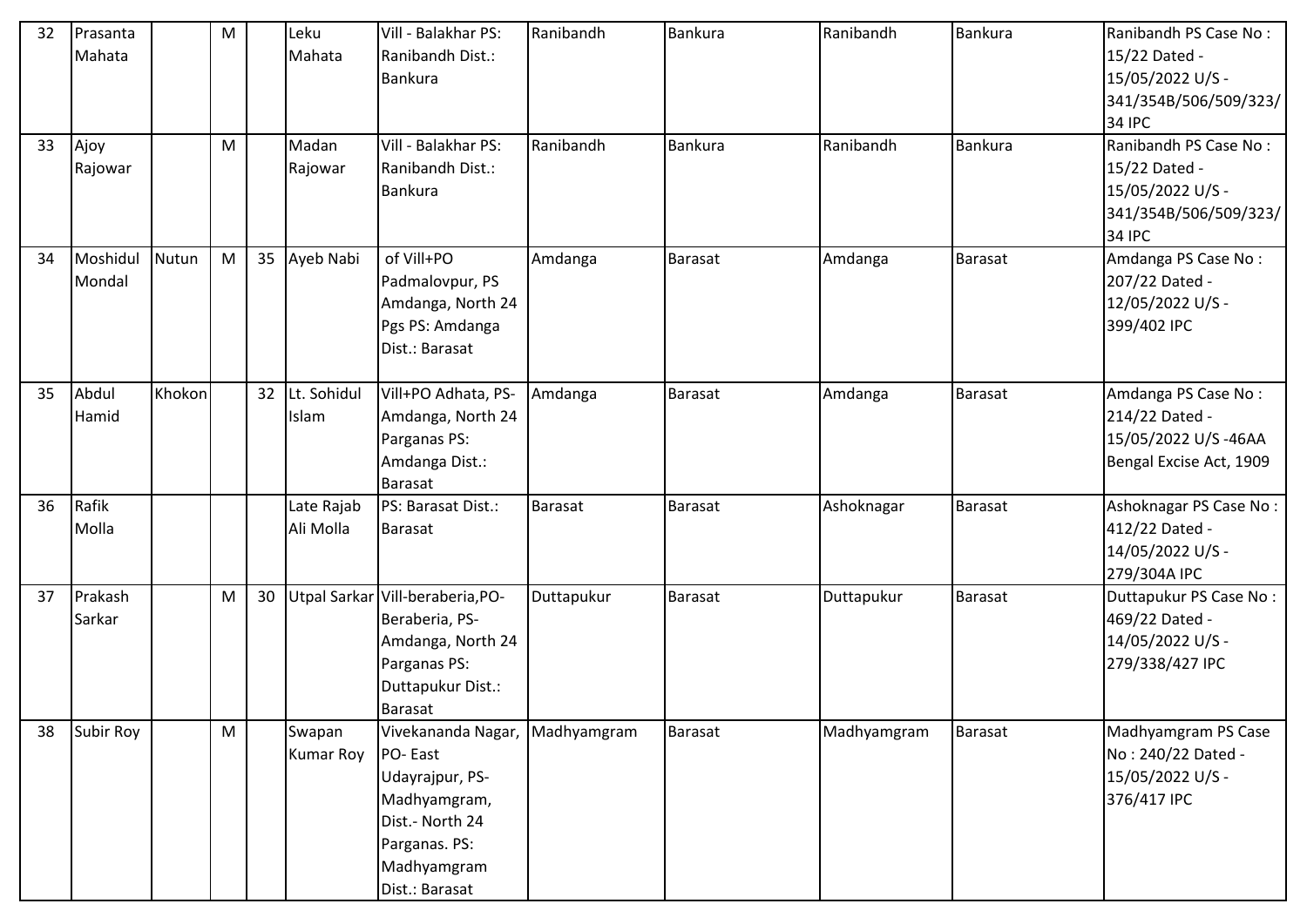| 32 | Prasanta Mahata | | M | | Leku Mahata | Vill - Balakhar PS: Ranibandh Dist.: Bankura | Ranibandh | Bankura | Ranibandh | Bankura | Ranibandh PS Case No : 15/22 Dated - 15/05/2022 U/S - 341/354B/506/509/323/34 IPC |
|---|---|---|---|---|---|---|---|---|---|---|---|
| 33 | Ajoy Rajowar | | M | | Madan Rajowar | Vill - Balakhar PS: Ranibandh Dist.: Bankura | Ranibandh | Bankura | Ranibandh | Bankura | Ranibandh PS Case No : 15/22 Dated - 15/05/2022 U/S - 341/354B/506/509/323/34 IPC |
| 34 | Moshidul Mondal | Nutun | M | 35 | Ayeb Nabi | of Vill+PO Padmalovpur, PS Amdanga, North 24 Pgs PS: Amdanga Dist.: Barasat | Amdanga | Barasat | Amdanga | Barasat | Amdanga PS Case No : 207/22 Dated - 12/05/2022 U/S - 399/402 IPC |
| 35 | Abdul Hamid | Khokon | | 32 | Lt. Sohidul Islam | Vill+PO Adhata, PS-Amdanga, North 24 Parganas PS: Amdanga Dist.: Barasat | Amdanga | Barasat | Amdanga | Barasat | Amdanga PS Case No : 214/22 Dated - 15/05/2022 U/S -46AA Bengal Excise Act, 1909 |
| 36 | Rafik Molla | | | | Late Rajab Ali Molla | PS: Barasat Dist.: Barasat | Barasat | Barasat | Ashoknagar | Barasat | Ashoknagar PS Case No : 412/22 Dated - 14/05/2022 U/S - 279/304A IPC |
| 37 | Prakash Sarkar | | M | 30 | Utpal Sarkar | Vill-beraberia,PO-Beraberia, PS-Amdanga, North 24 Parganas PS: Duttapukur Dist.: Barasat | Duttapukur | Barasat | Duttapukur | Barasat | Duttapukur PS Case No : 469/22 Dated - 14/05/2022 U/S - 279/338/427 IPC |
| 38 | Subir Roy | | M | | Swapan Kumar Roy | Vivekananda Nagar, PO- East Udayrajpur, PS-Madhyamgram, Dist.- North 24 Parganas. PS: Madhyamgram Dist.: Barasat | Madhyamgram | Barasat | Madhyamgram | Barasat | Madhyamgram PS Case No : 240/22 Dated - 15/05/2022 U/S - 376/417 IPC |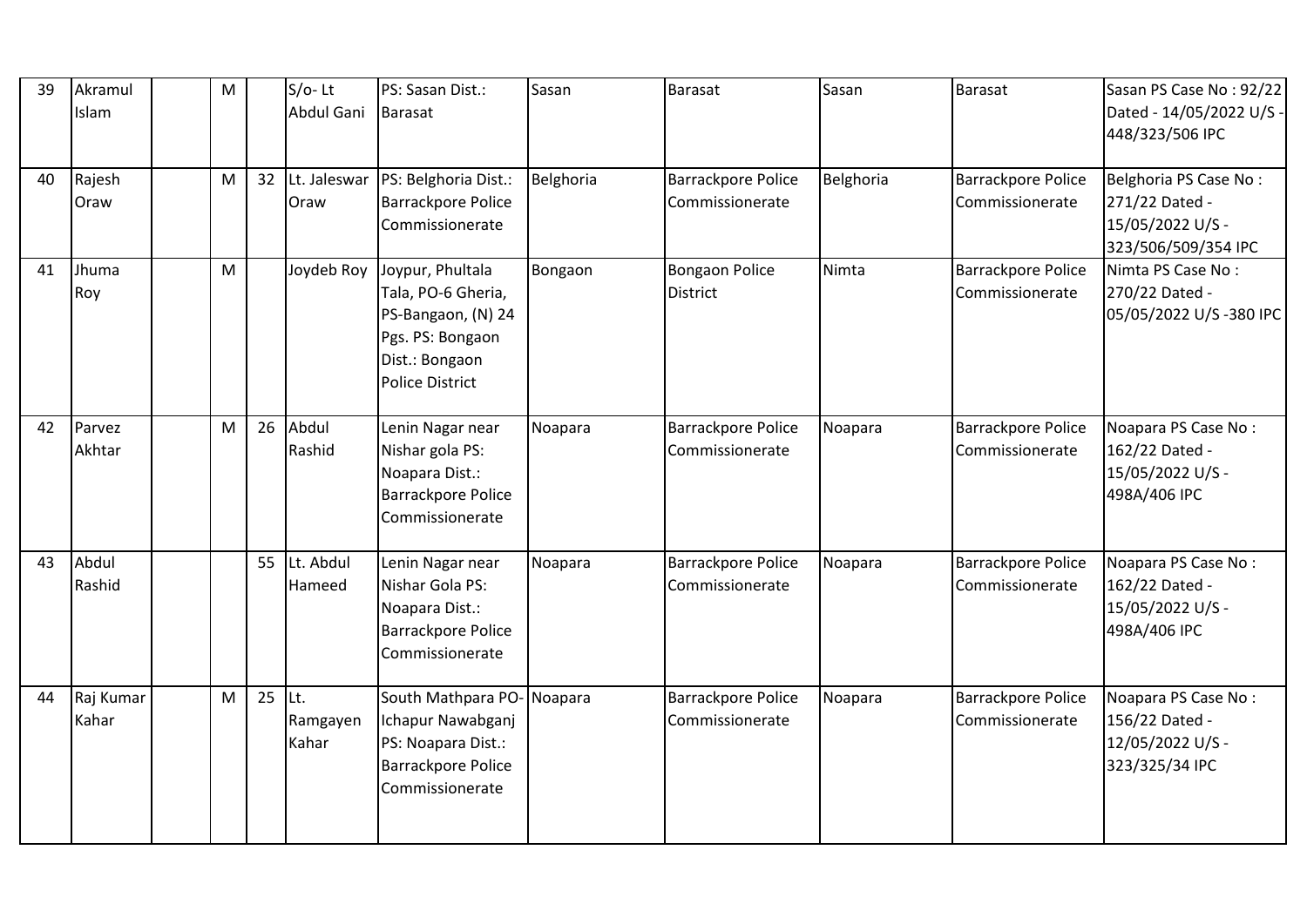| 39 | Akramul Islam | | M | | S/o- Lt Abdul Gani | PS: Sasan Dist.: Barasat | Sasan | Barasat | Sasan | Barasat | Sasan PS Case No : 92/22 Dated - 14/05/2022 U/S - 448/323/506 IPC |
|---|---|---|---|---|---|---|---|---|---|---|---|
| 40 | Rajesh Oraw | | M | 32 | Lt. Jaleswar Oraw | PS: Belghoria Dist.: Barrackpore Police Commissionerate | Belghoria | Barrackpore Police Commissionerate | Belghoria | Barrackpore Police Commissionerate | Belghoria PS Case No : 271/22 Dated - 15/05/2022 U/S - 323/506/509/354 IPC |
| 41 | Jhuma Roy | | M | | Joydeb Roy | Joypur, Phultala Tala, PO-6 Gheria, PS-Bangaon, (N) 24 Pgs. PS: Bongaon Dist.: Bongaon Police District | Bongaon | Bongaon Police District | Nimta | Barrackpore Police Commissionerate | Nimta PS Case No : 270/22 Dated - 05/05/2022 U/S -380 IPC |
| 42 | Parvez Akhtar | | M | 26 | Abdul Rashid | Lenin Nagar near Nishar gola PS: Noapara Dist.: Barrackpore Police Commissionerate | Noapara | Barrackpore Police Commissionerate | Noapara | Barrackpore Police Commissionerate | Noapara PS Case No : 162/22 Dated - 15/05/2022 U/S - 498A/406 IPC |
| 43 | Abdul Rashid | | | 55 | Lt. Abdul Hameed | Lenin Nagar near Nishar Gola PS: Noapara Dist.: Barrackpore Police Commissionerate | Noapara | Barrackpore Police Commissionerate | Noapara | Barrackpore Police Commissionerate | Noapara PS Case No : 162/22 Dated - 15/05/2022 U/S - 498A/406 IPC |
| 44 | Raj Kumar Kahar | | M | 25 | Lt. Ramgayen Kahar | South Mathpara PO- Ichapur Nawabganj PS: Noapara Dist.: Barrackpore Police Commissionerate | Noapara | Barrackpore Police Commissionerate | Noapara | Barrackpore Police Commissionerate | Noapara PS Case No : 156/22 Dated - 12/05/2022 U/S - 323/325/34 IPC |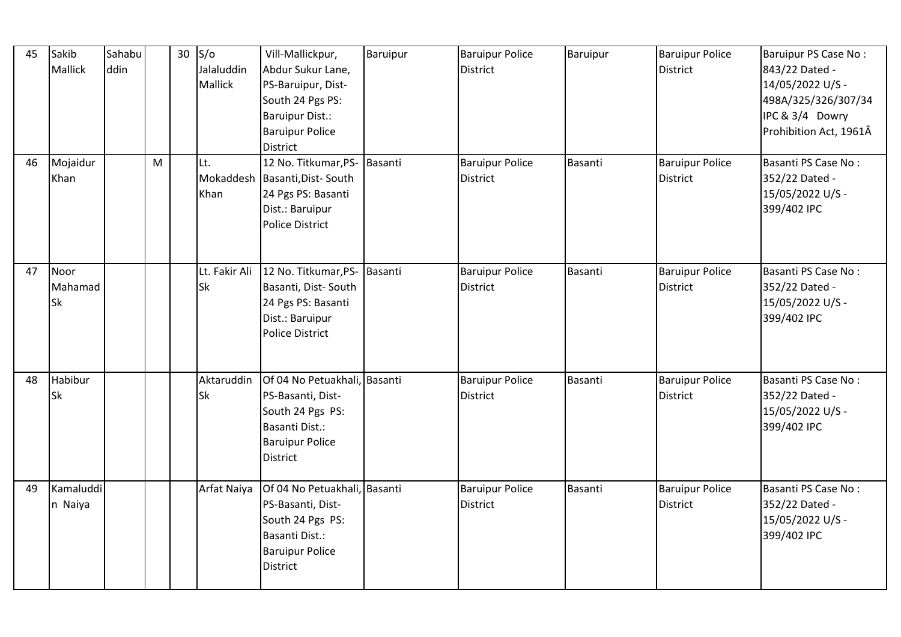| 45 | Sakib Mallick | Sahabuddin | | 30 | S/o Jalaluddin Mallick | Vill-Mallickpur, Abdur Sukur Lane, PS-Baruipur, Dist- South 24 Pgs PS: Baruipur Dist.: Baruipur Police District | Baruipur | Baruipur Police District | Baruipur | Baruipur Police District | Baruipur PS Case No : 843/22 Dated - 14/05/2022 U/S - 498A/325/326/307/34 IPC & 3/4 Dowry Prohibition Act, 1961Â |
|---|---|---|---|---|---|---|---|---|---|---|---|
| 46 | Mojaidur Khan | | M | | Lt. Mokaddesh Khan | 12 No. Titkumar,PS-Basanti,Dist- South 24 Pgs PS: Basanti Dist.: Baruipur Police District | Basanti | Baruipur Police District | Basanti | Baruipur Police District | Basanti PS Case No : 352/22 Dated - 15/05/2022 U/S - 399/402 IPC |
| 47 | Noor Mahamad Sk | | | | Lt. Fakir Ali Sk | 12 No. Titkumar,PS-Basanti, Dist- South 24 Pgs PS: Basanti Dist.: Baruipur Police District | Basanti | Baruipur Police District | Basanti | Baruipur Police District | Basanti PS Case No : 352/22 Dated - 15/05/2022 U/S - 399/402 IPC |
| 48 | Habibur Sk | | | | Aktaruddin Sk | Of 04 No Petuakhali, PS-Basanti, Dist- South 24 Pgs PS: Basanti Dist.: Baruipur Police District | Basanti | Baruipur Police District | Basanti | Baruipur Police District | Basanti PS Case No : 352/22 Dated - 15/05/2022 U/S - 399/402 IPC |
| 49 | Kamaluddin Naiya | | | | Arfat Naiya | Of 04 No Petuakhali, PS-Basanti, Dist- South 24 Pgs PS: Basanti Dist.: Baruipur Police District | Basanti | Baruipur Police District | Basanti | Baruipur Police District | Basanti PS Case No : 352/22 Dated - 15/05/2022 U/S - 399/402 IPC |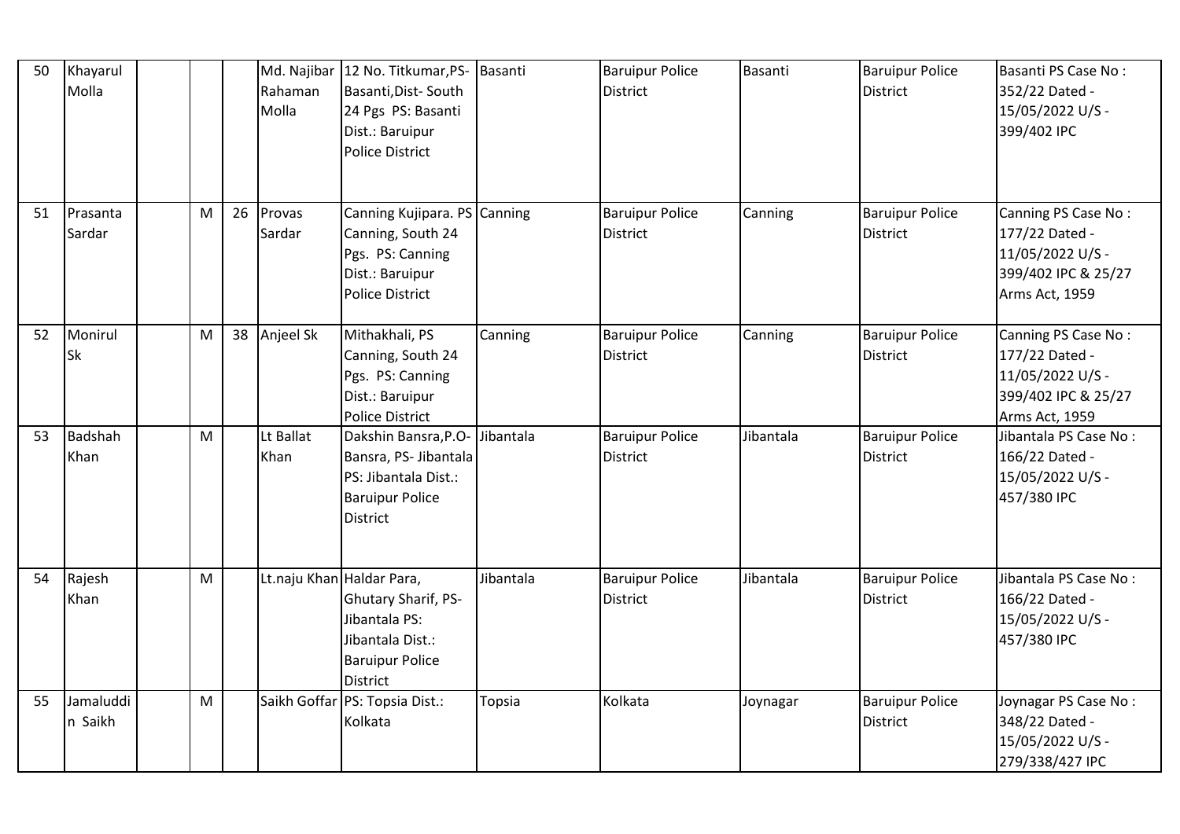| 50 | Khayarul Molla | | | | Md. Najibar Rahaman Molla | 12 No. Titkumar,PS-Basanti,Dist- South 24 Pgs PS: Basanti Dist.: Baruipur Police District | Basanti | Baruipur Police District | Basanti | Baruipur Police District | Basanti PS Case No : 352/22 Dated - 15/05/2022 U/S - 399/402 IPC |
|---|---|---|---|---|---|---|---|---|---|---|---|
| 51 | Prasanta Sardar | | M | 26 | Provas Sardar | Canning Kujipara. PS Canning, South 24 Pgs. PS: Canning Dist.: Baruipur Police District | Canning | Baruipur Police District | Canning | Baruipur Police District | Canning PS Case No : 177/22 Dated - 11/05/2022 U/S - 399/402 IPC & 25/27 Arms Act, 1959 |
| 52 | Monirul Sk | | M | 38 | Anjeel Sk | Mithakhali, PS Canning, South 24 Pgs. PS: Canning Dist.: Baruipur Police District | Canning | Baruipur Police District | Canning | Baruipur Police District | Canning PS Case No : 177/22 Dated - 11/05/2022 U/S - 399/402 IPC & 25/27 Arms Act, 1959 |
| 53 | Badshah Khan | | M | | Lt Ballat Khan | Dakshin Bansra,P.O-Bansra, PS- Jibantala PS: Jibantala Dist.: Baruipur Police District | Jibantala | Baruipur Police District | Jibantala | Baruipur Police District | Jibantala PS Case No : 166/22 Dated - 15/05/2022 U/S - 457/380 IPC |
| 54 | Rajesh Khan | | M | | Lt.naju Khan | Haldar Para, Ghutary Sharif, PS-Jibantala PS: Jibantala Dist.: Baruipur Police District | Jibantala | Baruipur Police District | Jibantala | Baruipur Police District | Jibantala PS Case No : 166/22 Dated - 15/05/2022 U/S - 457/380 IPC |
| 55 | Jamaluddin Saikh | | M | | Saikh Goffar | PS: Topsia Dist.: Kolkata | Topsia | Kolkata | Joynagar | Baruipur Police District | Joynagar PS Case No : 348/22 Dated - 15/05/2022 U/S - 279/338/427 IPC |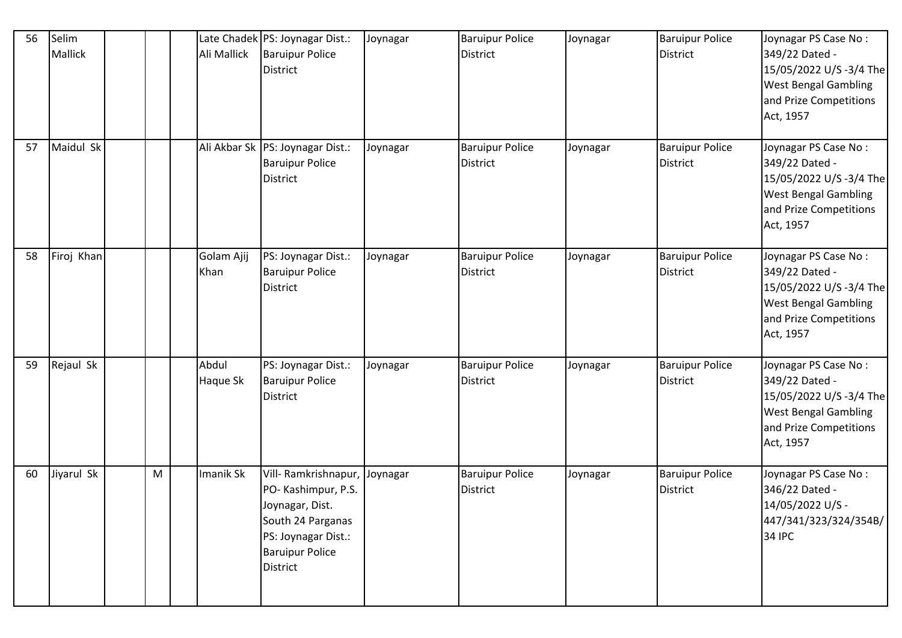| 56 | Selim Mallick | | | | Late Chadek Ali Mallick | PS: Joynagar Dist.: Baruipur Police District | Joynagar | Baruipur Police District | Joynagar | Baruipur Police District | Joynagar PS Case No : 349/22 Dated - 15/05/2022 U/S -3/4 The West Bengal Gambling and Prize Competitions Act, 1957 |
|---|---|---|---|---|---|---|---|---|---|---|---|
| 57 | Maidul Sk | | | | Ali Akbar Sk | PS: Joynagar Dist.: Baruipur Police District | Joynagar | Baruipur Police District | Joynagar | Baruipur Police District | Joynagar PS Case No : 349/22 Dated - 15/05/2022 U/S -3/4 The West Bengal Gambling and Prize Competitions Act, 1957 |
| 58 | Firoj Khan | | | | Golam Ajij Khan | PS: Joynagar Dist.: Baruipur Police District | Joynagar | Baruipur Police District | Joynagar | Baruipur Police District | Joynagar PS Case No : 349/22 Dated - 15/05/2022 U/S -3/4 The West Bengal Gambling and Prize Competitions Act, 1957 |
| 59 | Rejaul Sk | | | | Abdul Haque Sk | PS: Joynagar Dist.: Baruipur Police District | Joynagar | Baruipur Police District | Joynagar | Baruipur Police District | Joynagar PS Case No : 349/22 Dated - 15/05/2022 U/S -3/4 The West Bengal Gambling and Prize Competitions Act, 1957 |
| 60 | Jiyarul Sk | | M | | Imanik Sk | Vill- Ramkrishnapur, PO- Kashimpur, P.S. Joynagar, Dist. South 24 Parganas PS: Joynagar Dist.: Baruipur Police District | Joynagar | Baruipur Police District | Joynagar | Baruipur Police District | Joynagar PS Case No : 346/22 Dated - 14/05/2022 U/S - 447/341/323/324/354B/34 IPC |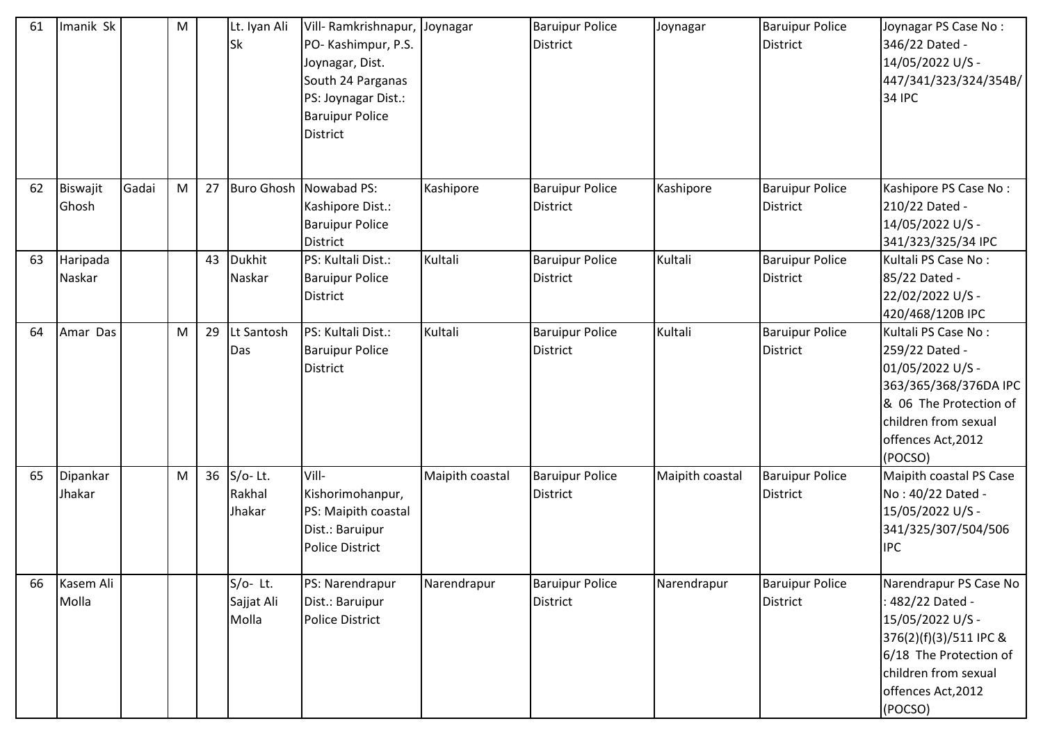| 61 | Imanik Sk | | M | | Lt. Iyan Ali Sk | Vill- Ramkrishnapur, PO- Kashimpur, P.S. Joynagar, Dist. South 24 Parganas PS: Joynagar Dist.: Baruipur Police District | Joynagar | Baruipur Police District | Joynagar | Baruipur Police District | Joynagar PS Case No : 346/22 Dated - 14/05/2022 U/S - 447/341/323/324/354B/34 IPC |
|---|---|---|---|---|---|---|---|---|---|---|---|
| 62 | Biswajit Ghosh | Gadai | M | 27 | Buro Ghosh | Nowabad PS: Kashipore Dist.: Baruipur Police District | Kashipore | Baruipur Police District | Kashipore | Baruipur Police District | Kashipore PS Case No : 210/22 Dated - 14/05/2022 U/S - 341/323/325/34 IPC |
| 63 | Haripada Naskar | | | 43 | Dukhit Naskar | PS: Kultali Dist.: Baruipur Police District | Kultali | Baruipur Police District | Kultali | Baruipur Police District | Kultali PS Case No : 85/22 Dated - 22/02/2022 U/S - 420/468/120B IPC |
| 64 | Amar Das | | M | 29 | Lt Santosh Das | PS: Kultali Dist.: Baruipur Police District | Kultali | Baruipur Police District | Kultali | Baruipur Police District | Kultali PS Case No : 259/22 Dated - 01/05/2022 U/S - 363/365/368/376DA IPC & 06 The Protection of children from sexual offences Act,2012 (POCSO) |
| 65 | Dipankar Jhakar | | M | 36 | S/o- Lt. Rakhal Jhakar | Vill- Kishorimohanpur, PS: Maipith coastal Dist.: Baruipur Police District | Maipith coastal | Baruipur Police District | Maipith coastal | Baruipur Police District | Maipith coastal PS Case No : 40/22 Dated - 15/05/2022 U/S - 341/325/307/504/506 IPC |
| 66 | Kasem Ali Molla | | | | S/o- Lt. Sajjat Ali Molla | PS: Narendrapur Dist.: Baruipur Police District | Narendrapur | Baruipur Police District | Narendrapur | Baruipur Police District | Narendrapur PS Case No : 482/22 Dated - 15/05/2022 U/S - 376(2)(f)(3)/511 IPC & 6/18 The Protection of children from sexual offences Act,2012 (POCSO) |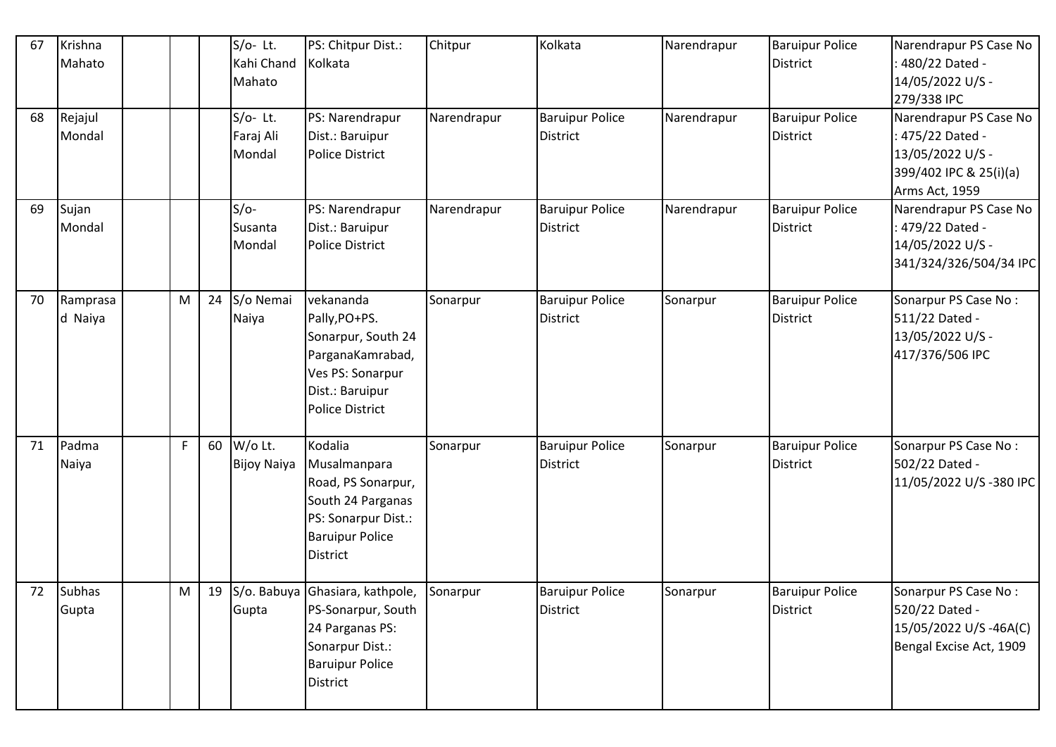| 67 | Krishna Mahato | | | | S/o- Lt. Kahi Chand Mahato | PS: Chitpur Dist.: Kolkata | Chitpur | Kolkata | Narendrapur | Baruipur Police District | Narendrapur PS Case No : 480/22 Dated - 14/05/2022 U/S - 279/338 IPC |
|---|---|---|---|---|---|---|---|---|---|---|---|
| 68 | Rejajul Mondal | | | | S/o- Lt. Faraj Ali Mondal | PS: Narendrapur Dist.: Baruipur Police District | Narendrapur | Baruipur Police District | Narendrapur | Baruipur Police District | Narendrapur PS Case No : 475/22 Dated - 13/05/2022 U/S - 399/402 IPC & 25(i)(a) Arms Act, 1959 |
| 69 | Sujan Mondal | | | | S/o- Susanta Mondal | PS: Narendrapur Dist.: Baruipur Police District | Narendrapur | Baruipur Police District | Narendrapur | Baruipur Police District | Narendrapur PS Case No : 479/22 Dated - 14/05/2022 U/S - 341/324/326/504/34 IPC |
| 70 | Ramprasad Naiya | | M | 24 | S/o Nemai Naiya | vekananda Pally,PO+PS. Sonarpur, South 24 ParganaKamrabad, Ves PS: Sonarpur Dist.: Baruipur Police District | Sonarpur | Baruipur Police District | Sonarpur | Baruipur Police District | Sonarpur PS Case No : 511/22 Dated - 13/05/2022 U/S - 417/376/506 IPC |
| 71 | Padma Naiya | | F | 60 | W/o Lt. Bijoy Naiya | Kodalia Musalmanpara Road, PS Sonarpur, South 24 Parganas PS: Sonarpur Dist.: Baruipur Police District | Sonarpur | Baruipur Police District | Sonarpur | Baruipur Police District | Sonarpur PS Case No : 502/22 Dated - 11/05/2022 U/S -380 IPC |
| 72 | Subhas Gupta | | M | 19 | S/o. Babuya Gupta | Ghasiara, kathpole, PS-Sonarpur, South 24 Parganas PS: Sonarpur Dist.: Baruipur Police District | Sonarpur | Baruipur Police District | Sonarpur | Baruipur Police District | Sonarpur PS Case No : 520/22 Dated - 15/05/2022 U/S -46A(C) Bengal Excise Act, 1909 |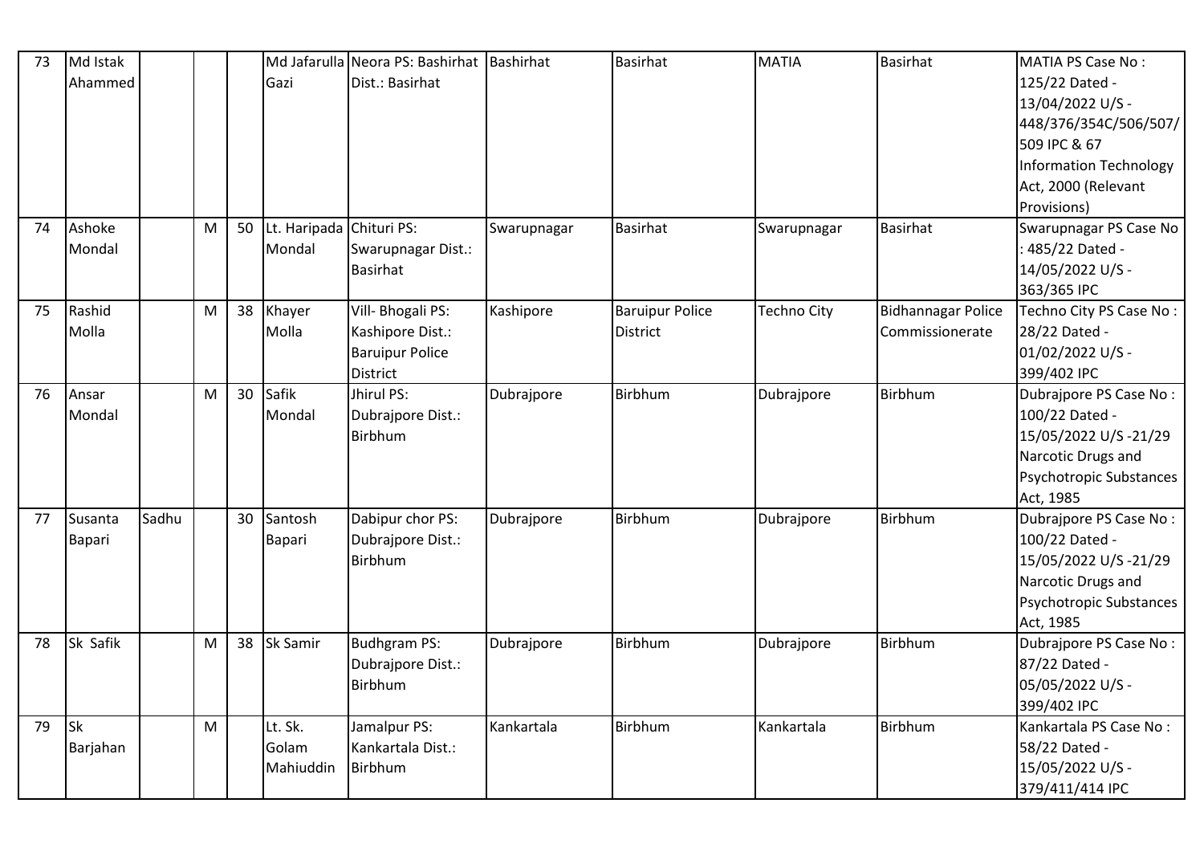| 73 | Md Istak Ahammed | | | | Md Jafarulla Gazi | Neora PS: Bashirhat Dist.: Basirhat | Bashirhat | Basirhat | MATIA | Basirhat | MATIA PS Case No : 125/22 Dated - 13/04/2022 U/S - 448/376/354C/506/507/509 IPC & 67 Information Technology Act, 2000 (Relevant Provisions) |
|---|---|---|---|---|---|---|---|---|---|---|---|
| 74 | Ashoke Mondal | | M | 50 | Lt. Haripada Mondal | Chituri PS: Swarupnagar Dist.: Basirhat | Swarupnagar | Basirhat | Swarupnagar | Basirhat | Swarupnagar PS Case No : 485/22 Dated - 14/05/2022 U/S - 363/365 IPC |
| 75 | Rashid Molla | | M | 38 | Khayer Molla | Vill- Bhogali PS: Kashipore Dist.: Baruipur Police District | Kashipore | Baruipur Police District | Techno City | Bidhannagar Police Commissionerate | Techno City PS Case No : 28/22 Dated - 01/02/2022 U/S - 399/402 IPC |
| 76 | Ansar Mondal | | M | 30 | Safik Mondal | Jhirul PS: Dubrajpore Dist.: Birbhum | Dubrajpore | Birbhum | Dubrajpore | Birbhum | Dubrajpore PS Case No : 100/22 Dated - 15/05/2022 U/S -21/29 Narcotic Drugs and Psychotropic Substances Act, 1985 |
| 77 | Susanta Bapari | Sadhu | | 30 | Santosh Bapari | Dabipur chor PS: Dubrajpore Dist.: Birbhum | Dubrajpore | Birbhum | Dubrajpore | Birbhum | Dubrajpore PS Case No : 100/22 Dated - 15/05/2022 U/S -21/29 Narcotic Drugs and Psychotropic Substances Act, 1985 |
| 78 | Sk Safik | | M | 38 | Sk Samir | Budhgram PS: Dubrajpore Dist.: Birbhum | Dubrajpore | Birbhum | Dubrajpore | Birbhum | Dubrajpore PS Case No : 87/22 Dated - 05/05/2022 U/S - 399/402 IPC |
| 79 | Sk Barjahan | | M | | Lt. Sk. Golam Mahiuddin | Jamalpur PS: Kankartala Dist.: Birbhum | Kankartala | Birbhum | Kankartala | Birbhum | Kankartala PS Case No : 58/22 Dated - 15/05/2022 U/S - 379/411/414 IPC |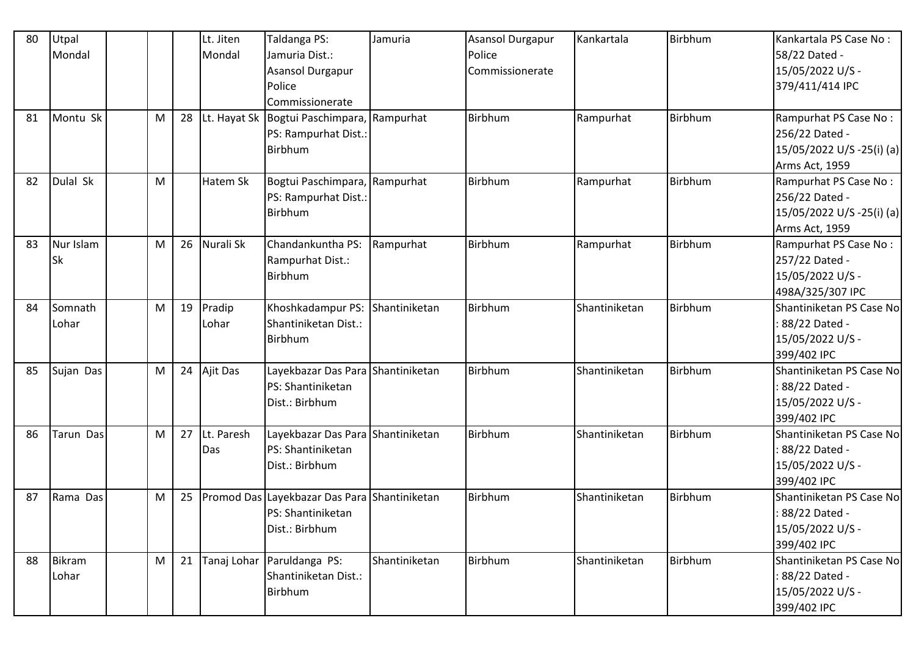| 80 | Utpal Mondal | | | Lt. Jiten Mondal | Taldanga PS: Jamuria Dist.: Asansol Durgapur Police Commissionerate | Jamuria | Asansol Durgapur Police Commissionerate | Kankartala | Birbhum | Kankartala PS Case No : 58/22 Dated - 15/05/2022 U/S - 379/411/414 IPC |
|---|---|---|---|---|---|---|---|---|---|---|
| 81 | Montu Sk | | M | 28 | Lt. Hayat Sk | Bogtui Paschimpara, PS: Rampurhat Dist.: Birbhum | Rampurhat | Birbhum | Rampurhat | Birbhum | Rampurhat PS Case No : 256/22 Dated - 15/05/2022 U/S -25(i) (a) Arms Act, 1959 |
| 82 | Dulal Sk | | M | | Hatem Sk | Bogtui Paschimpara, PS: Rampurhat Dist.: Birbhum | Rampurhat | Birbhum | Rampurhat | Birbhum | Rampurhat PS Case No : 256/22 Dated - 15/05/2022 U/S -25(i) (a) Arms Act, 1959 |
| 83 | Nur Islam Sk | | M | 26 | Nurali Sk | Chandankuntha PS: Rampurhat Dist.: Birbhum | Rampurhat | Birbhum | Rampurhat | Birbhum | Rampurhat PS Case No : 257/22 Dated - 15/05/2022 U/S - 498A/325/307 IPC |
| 84 | Somnath Lohar | | M | 19 | Pradip Lohar | Khoshkadampur PS: Shantiniketan Dist.: Birbhum | Shantiniketan | Birbhum | Shantiniketan | Birbhum | Shantiniketan PS Case No : 88/22 Dated - 15/05/2022 U/S - 399/402 IPC |
| 85 | Sujan Das | | M | 24 | Ajit Das | Layekbazar Das Para PS: Shantiniketan Dist.: Birbhum | Shantiniketan | Birbhum | Shantiniketan | Birbhum | Shantiniketan PS Case No : 88/22 Dated - 15/05/2022 U/S - 399/402 IPC |
| 86 | Tarun Das | | M | 27 | Lt. Paresh Das | Layekbazar Das Para PS: Shantiniketan Dist.: Birbhum | Shantiniketan | Birbhum | Shantiniketan | Birbhum | Shantiniketan PS Case No : 88/22 Dated - 15/05/2022 U/S - 399/402 IPC |
| 87 | Rama Das | | M | 25 | Promod Das | Layekbazar Das Para PS: Shantiniketan Dist.: Birbhum | Shantiniketan | Birbhum | Shantiniketan | Birbhum | Shantiniketan PS Case No : 88/22 Dated - 15/05/2022 U/S - 399/402 IPC |
| 88 | Bikram Lohar | | M | 21 | Tanaj Lohar | Paruldanga PS: Shantiniketan Dist.: Birbhum | Shantiniketan | Birbhum | Shantiniketan | Birbhum | Shantiniketan PS Case No : 88/22 Dated - 15/05/2022 U/S - 399/402 IPC |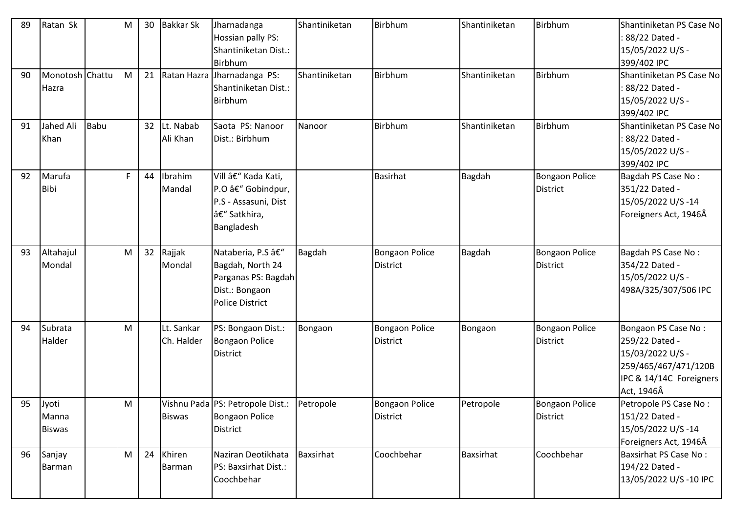| 89 | Ratan Sk | | M | 30 | Bakkar Sk | Jharnadanga Hossian pally PS: Shantiniketan Dist.: Birbhum | Shantiniketan | Birbhum | Shantiniketan | Birbhum | Shantiniketan PS Case No : 88/22 Dated - 15/05/2022 U/S - 399/402 IPC |
|---|---|---|---|---|---|---|---|---|---|---|---|
| 90 | Monotosh Hazra | Chattu | M | 21 | Ratan Hazra | Jharnadanga PS: Shantiniketan Dist.: Birbhum | Shantiniketan | Birbhum | Shantiniketan | Birbhum | Shantiniketan PS Case No : 88/22 Dated - 15/05/2022 U/S - 399/402 IPC |
| 91 | Jahed Ali Khan | Babu | | 32 | Lt. Nabab Ali Khan | Saota PS: Nanoor Dist.: Birbhum | Nanoor | Birbhum | Shantiniketan | Birbhum | Shantiniketan PS Case No : 88/22 Dated - 15/05/2022 U/S - 399/402 IPC |
| 92 | Marufa Bibi | | F | 44 | Ibrahim Mandal | Vill â€" Kada Kati, P.O â€" Gobindpur, P.S - Assasuni, Dist â€" Satkhira, Bangladesh | | Basirhat | Bagdah | Bongaon Police District | Bagdah PS Case No : 351/22 Dated - 15/05/2022 U/S -14 Foreigners Act, 1946Â |
| 93 | Altahajul Mondal | | M | 32 | Rajjak Mondal | Nataberia, P.S â€" Bagdah, North 24 Parganas PS: Bagdah Dist.: Bongaon Police District | Bagdah | Bongaon Police District | Bagdah | Bongaon Police District | Bagdah PS Case No : 354/22 Dated - 15/05/2022 U/S - 498A/325/307/506 IPC |
| 94 | Subrata Halder | | M | | Lt. Sankar Ch. Halder | PS: Bongaon Dist.: Bongaon Police District | Bongaon | Bongaon Police District | Bongaon | Bongaon Police District | Bongaon PS Case No : 259/22 Dated - 15/03/2022 U/S - 259/465/467/471/120B IPC & 14/14C Foreigners Act, 1946Â |
| 95 | Jyoti Manna Biswas | | M | | Vishnu Pada Biswas | PS: Petropole Dist.: Bongaon Police District | Petropole | Bongaon Police District | Petropole | Bongaon Police District | Petropole PS Case No : 151/22 Dated - 15/05/2022 U/S -14 Foreigners Act, 1946Â |
| 96 | Sanjay Barman | | M | 24 | Khiren Barman | Naziran Deotikhata PS: Baxsirhat Dist.: Coochbehar | Baxsirhat | Coochbehar | Baxsirhat | Coochbehar | Baxsirhat PS Case No : 194/22 Dated - 13/05/2022 U/S -10 IPC |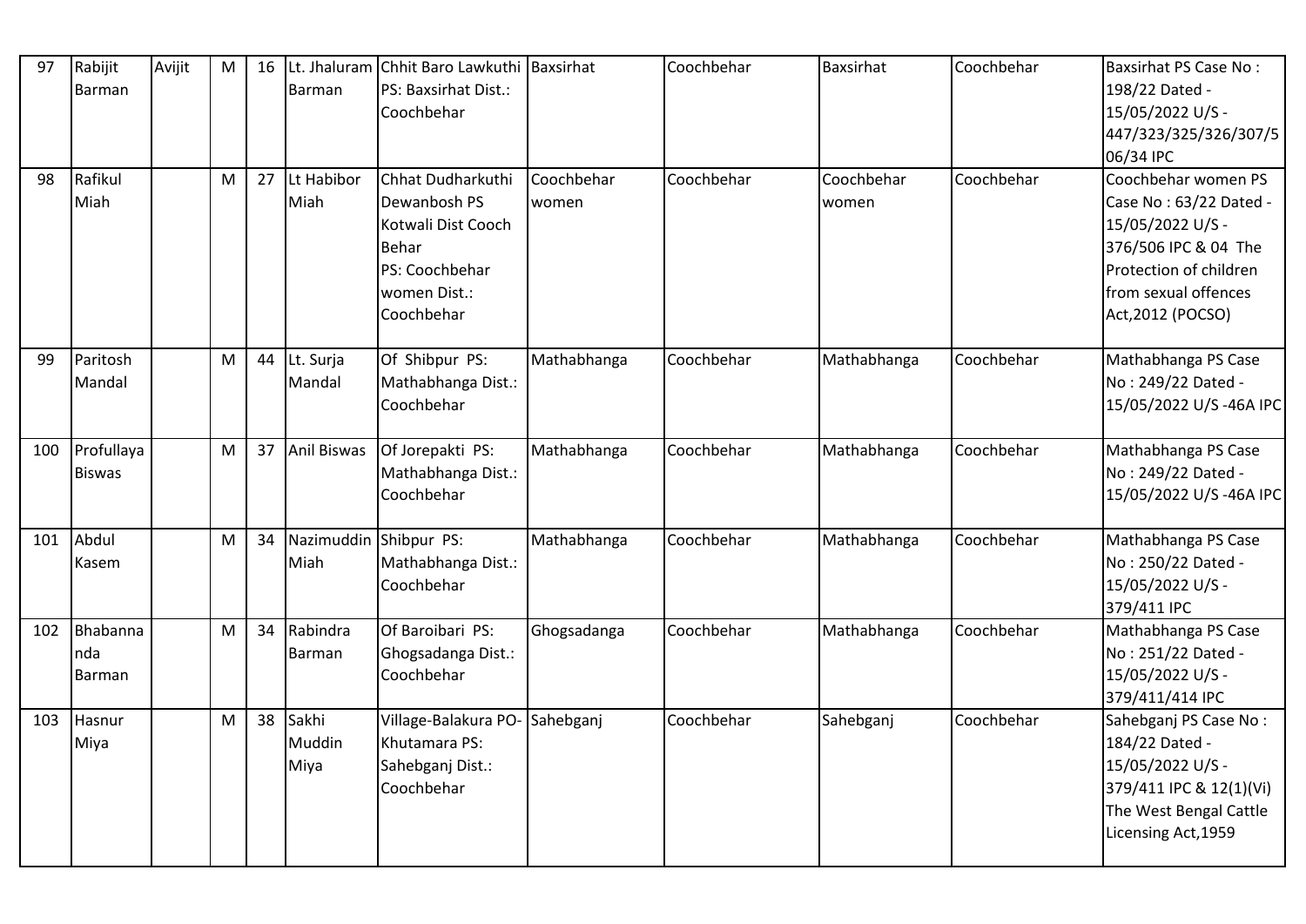| 97 | Rabijit Barman | Avijit | M | 16 | Lt. Jhaluram Barman | Chhit Baro Lawkuthi PS: Baxsirhat Dist.: Coochbehar | Baxsirhat | Coochbehar | Baxsirhat | Coochbehar | Baxsirhat PS Case No : 198/22 Dated - 15/05/2022 U/S - 447/323/325/326/307/506/34 IPC |
|---|---|---|---|---|---|---|---|---|---|---|---|
| 98 | Rafikul Miah | | M | 27 | Lt Habibor Miah | Chhat Dudharkuthi Dewanbosh PS Kotwali Dist Cooch Behar PS: Coochbehar women Dist.: Coochbehar | Coochbehar women | Coochbehar | Coochbehar women | Coochbehar | Coochbehar women PS Case No : 63/22 Dated - 15/05/2022 U/S - 376/506 IPC & 04 The Protection of children from sexual offences Act,2012 (POCSO) |
| 99 | Paritosh Mandal | | M | 44 | Lt. Surja Mandal | Of Shibpur PS: Mathabhanga Dist.: Coochbehar | Mathabhanga | Coochbehar | Mathabhanga | Coochbehar | Mathabhanga PS Case No : 249/22 Dated - 15/05/2022 U/S -46A IPC |
| 100 | Profullaya Biswas | | M | 37 | Anil Biswas | Of Jorepakti PS: Mathabhanga Dist.: Coochbehar | Mathabhanga | Coochbehar | Mathabhanga | Coochbehar | Mathabhanga PS Case No : 249/22 Dated - 15/05/2022 U/S -46A IPC |
| 101 | Abdul Kasem | | M | 34 | Nazimuddin Miah | Shibpur PS: Mathabhanga Dist.: Coochbehar | Mathabhanga | Coochbehar | Mathabhanga | Coochbehar | Mathabhanga PS Case No : 250/22 Dated - 15/05/2022 U/S - 379/411 IPC |
| 102 | Bhabannanda Barman | | M | 34 | Rabindra Barman | Of Baroibari PS: Ghogsadanga Dist.: Coochbehar | Ghogsadanga | Coochbehar | Mathabhanga | Coochbehar | Mathabhanga PS Case No : 251/22 Dated - 15/05/2022 U/S - 379/411/414 IPC |
| 103 | Hasnur Miya | | M | 38 | Sakhi Muddin Miya | Village-Balakura PO-Khutamara PS: Sahebganj Dist.: Coochbehar | Sahebganj | Coochbehar | Sahebganj | Coochbehar | Sahebganj PS Case No : 184/22 Dated - 15/05/2022 U/S - 379/411 IPC & 12(1)(Vi) The West Bengal Cattle Licensing Act,1959 |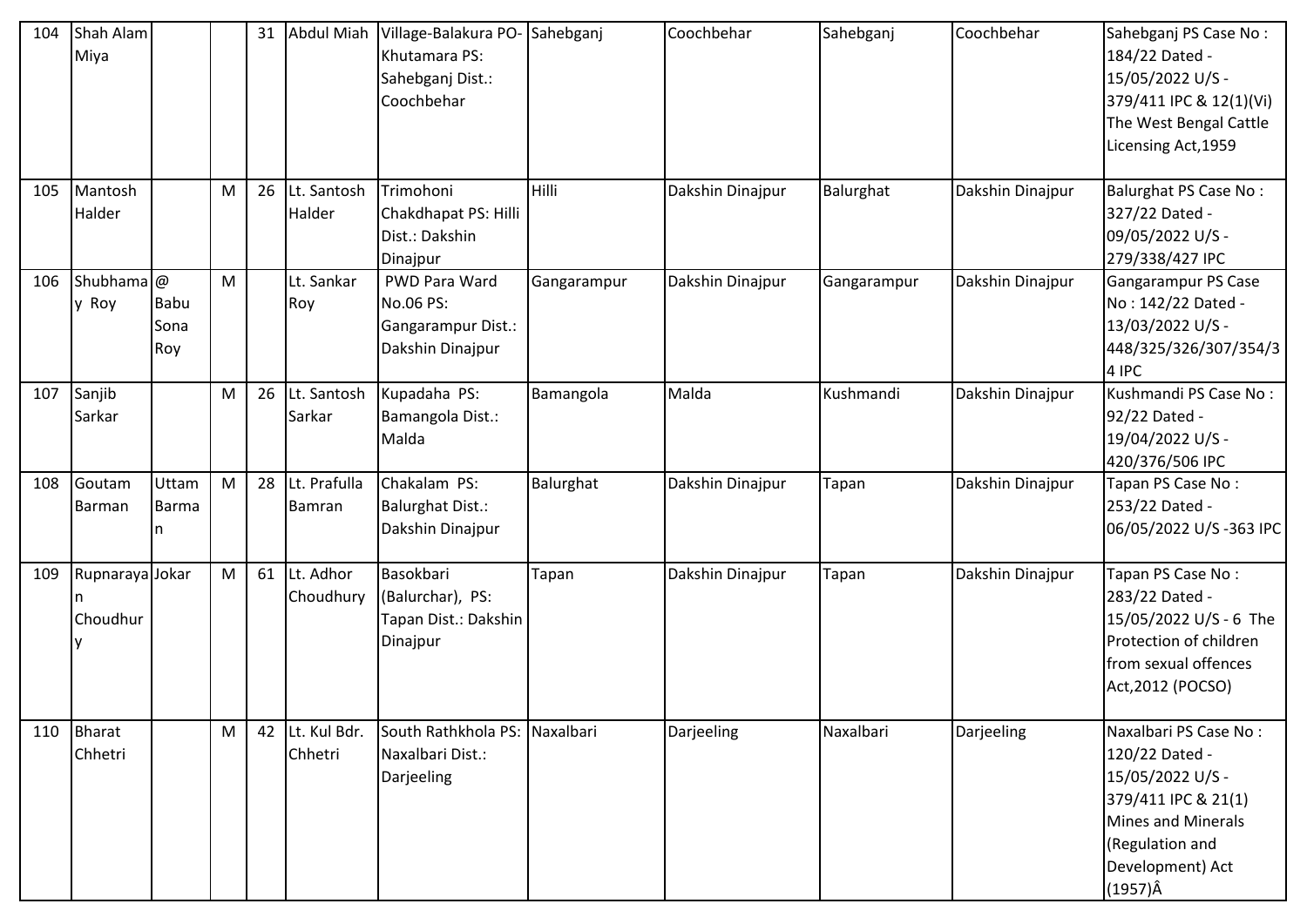| 104 | Shah Alam Miya | | | 31 | Abdul Miah | Village-Balakura PO-Khutamara PS: Sahebganj Dist.: Coochbehar | Sahebganj | Coochbehar | Sahebganj | Coochbehar | Sahebganj PS Case No : 184/22 Dated - 15/05/2022 U/S - 379/411 IPC & 12(1)(Vi) The West Bengal Cattle Licensing Act,1959 |
|---|---|---|---|---|---|---|---|---|---|---|---|
| 105 | Mantosh Halder | | M | 26 | Lt. Santosh Halder | Trimohoni Chakdhapat PS: Hilli Dist.: Dakshin Dinajpur | Hilli | Dakshin Dinajpur | Balurghat | Dakshin Dinajpur | Balurghat PS Case No : 327/22 Dated - 09/05/2022 U/S - 279/338/427 IPC |
| 106 | Shubhamay Roy | @ Babu Sona Roy | M | | Lt. Sankar Roy | PWD Para Ward No.06 PS: Gangarampur Dist.: Dakshin Dinajpur | Gangarampur | Dakshin Dinajpur | Gangarampur | Dakshin Dinajpur | Gangarampur PS Case No : 142/22 Dated - 13/03/2022 U/S - 448/325/326/307/354/34 IPC |
| 107 | Sanjib Sarkar | | M | 26 | Lt. Santosh Sarkar | Kupadaha PS: Bamangola Dist.: Malda | Bamangola | Malda | Kushmandi | Dakshin Dinajpur | Kushmandi PS Case No : 92/22 Dated - 19/04/2022 U/S - 420/376/506 IPC |
| 108 | Goutam Barman | Uttam Barman | M | 28 | Lt. Prafulla Bamran | Chakalam PS: Balurghat Dist.: Dakshin Dinajpur | Balurghat | Dakshin Dinajpur | Tapan | Dakshin Dinajpur | Tapan PS Case No : 253/22 Dated - 06/05/2022 U/S -363 IPC |
| 109 | Rupnarayan Choudhury | Jokar | M | 61 | Lt. Adhor Choudhury | Basokbari (Balurchar), PS: Tapan Dist.: Dakshin Dinajpur | Tapan | Dakshin Dinajpur | Tapan | Dakshin Dinajpur | Tapan PS Case No : 283/22 Dated - 15/05/2022 U/S - 6 The Protection of children from sexual offences Act,2012 (POCSO) |
| 110 | Bharat Chhetri | | M | 42 | Lt. Kul Bdr. Chhetri | South Rathkhola PS: Naxalbari Dist.: Darjeeling | Naxalbari | Darjeeling | Naxalbari | Darjeeling | Naxalbari PS Case No : 120/22 Dated - 15/05/2022 U/S - 379/411 IPC & 21(1) Mines and Minerals (Regulation and Development) Act (1957)Â |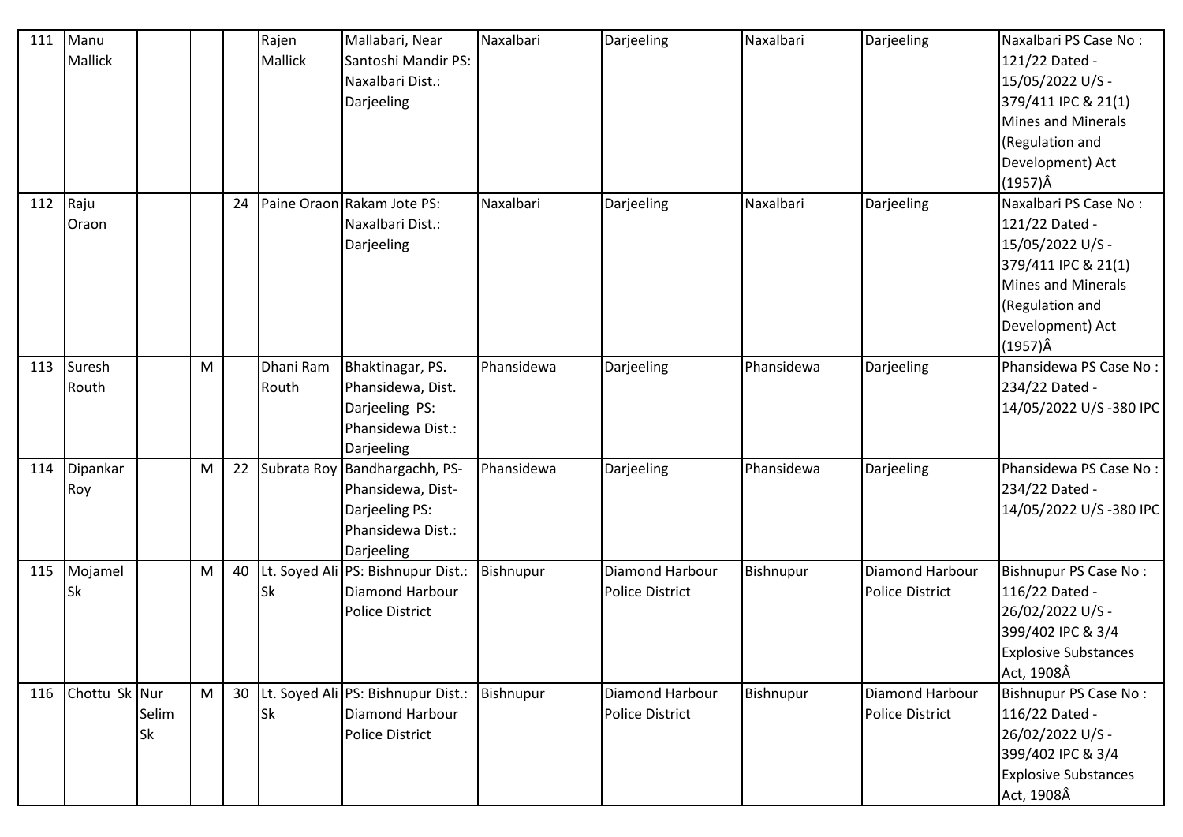| 111 | Manu Mallick | | | | Rajen Mallick | Mallabari, Near Santoshi Mandir PS: Naxalbari Dist.: Darjeeling | Naxalbari | Darjeeling | Naxalbari | Darjeeling | Naxalbari PS Case No : 121/22 Dated - 15/05/2022 U/S - 379/411 IPC & 21(1) Mines and Minerals (Regulation and Development) Act (1957)Â |
|---|---|---|---|---|---|---|---|---|---|---|---|
| 112 | Raju Oraon | | | 24 | Paine Oraon | Rakam Jote PS: Naxalbari Dist.: Darjeeling | Naxalbari | Darjeeling | Naxalbari | Darjeeling | Naxalbari PS Case No : 121/22 Dated - 15/05/2022 U/S - 379/411 IPC & 21(1) Mines and Minerals (Regulation and Development) Act (1957)Â |
| 113 | Suresh Routh | | M | | Dhani Ram Routh | Bhaktinagar, PS. Phansidewa, Dist. Darjeeling PS: Phansidewa Dist.: Darjeeling | Phansidewa | Darjeeling | Phansidewa | Darjeeling | Phansidewa PS Case No : 234/22 Dated - 14/05/2022 U/S -380 IPC |
| 114 | Dipankar Roy | | M | 22 | Subrata Roy | Bandhargachh, PS- Phansidewa, Dist- Darjeeling PS: Phansidewa Dist.: Darjeeling | Phansidewa | Darjeeling | Phansidewa | Darjeeling | Phansidewa PS Case No : 234/22 Dated - 14/05/2022 U/S -380 IPC |
| 115 | Mojamel Sk | | M | 40 | Lt. Soyed Ali Sk | PS: Bishnupur Dist.: Diamond Harbour Police District | Bishnupur | Diamond Harbour Police District | Bishnupur | Diamond Harbour Police District | Bishnupur PS Case No : 116/22 Dated - 26/02/2022 U/S - 399/402 IPC & 3/4 Explosive Substances Act, 1908Â |
| 116 | Chottu Sk | Nur Selim Sk | M | 30 | Lt. Soyed Ali Sk | PS: Bishnupur Dist.: Diamond Harbour Police District | Bishnupur | Diamond Harbour Police District | Bishnupur | Diamond Harbour Police District | Bishnupur PS Case No : 116/22 Dated - 26/02/2022 U/S - 399/402 IPC & 3/4 Explosive Substances Act, 1908Â |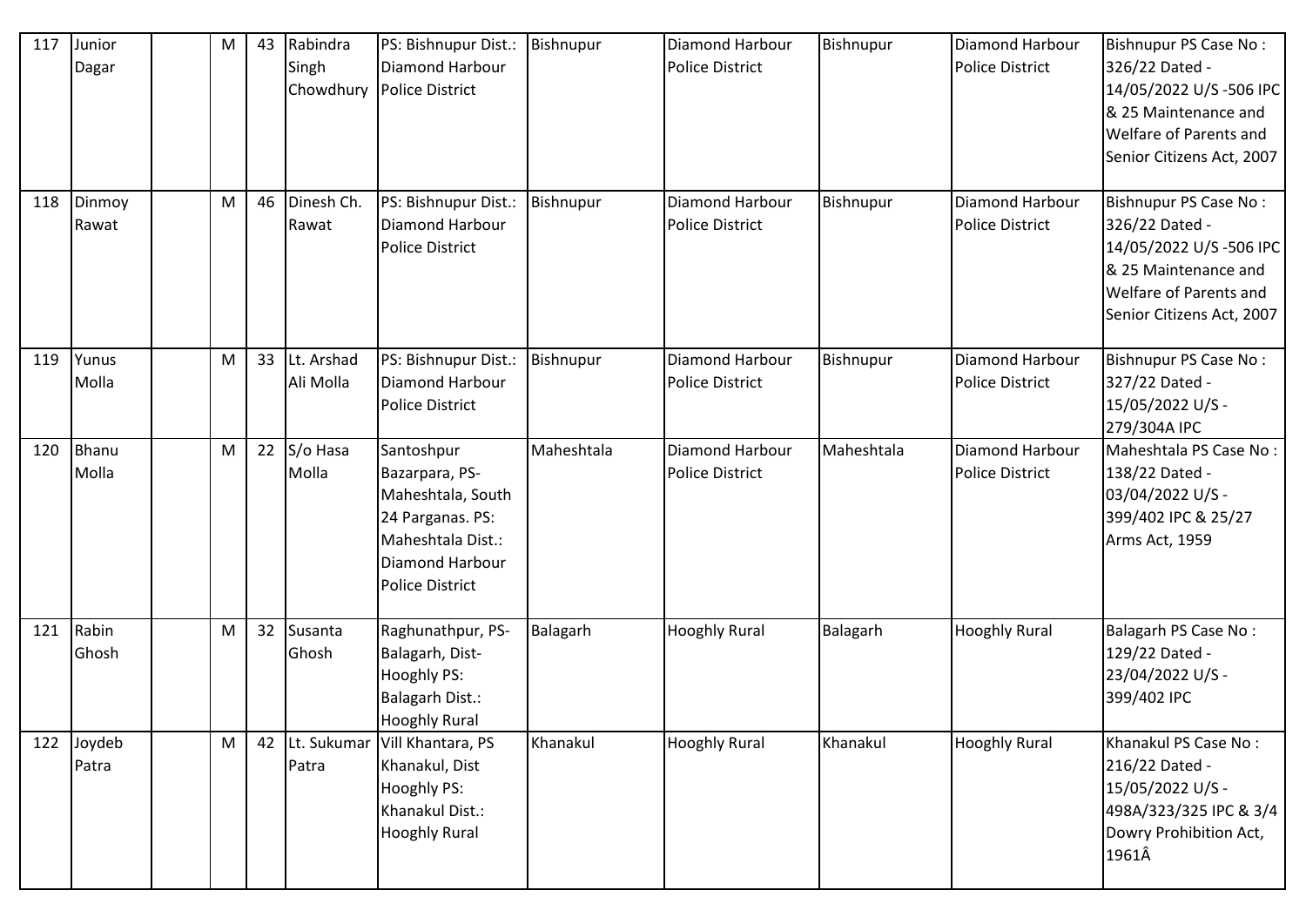| 117 | Junior Dagar | | M | 43 | Rabindra Singh Chowdhury | PS: Bishnupur Dist.: Diamond Harbour Police District | Bishnupur | Diamond Harbour Police District | Bishnupur | Diamond Harbour Police District | Bishnupur PS Case No : 326/22 Dated - 14/05/2022 U/S -506 IPC & 25 Maintenance and Welfare of Parents and Senior Citizens Act, 2007 |
|---|---|---|---|---|---|---|---|---|---|---|---|
| 118 | Dinmoy Rawat | | M | 46 | Dinesh Ch. Rawat | PS: Bishnupur Dist.: Diamond Harbour Police District | Bishnupur | Diamond Harbour Police District | Bishnupur | Diamond Harbour Police District | Bishnupur PS Case No : 326/22 Dated - 14/05/2022 U/S -506 IPC & 25 Maintenance and Welfare of Parents and Senior Citizens Act, 2007 |
| 119 | Yunus Molla | | M | 33 | Lt. Arshad Ali Molla | PS: Bishnupur Dist.: Diamond Harbour Police District | Bishnupur | Diamond Harbour Police District | Bishnupur | Diamond Harbour Police District | Bishnupur PS Case No : 327/22 Dated - 15/05/2022 U/S - 279/304A IPC |
| 120 | Bhanu Molla | | M | 22 | S/o Hasa Molla | Santoshpur Bazarpara, PS-Maheshtala, South 24 Parganas. PS: Maheshtala Dist.: Diamond Harbour Police District | Maheshtala | Diamond Harbour Police District | Maheshtala | Diamond Harbour Police District | Maheshtala PS Case No : 138/22 Dated - 03/04/2022 U/S - 399/402 IPC & 25/27 Arms Act, 1959 |
| 121 | Rabin Ghosh | | M | 32 | Susanta Ghosh | Raghunathpur, PS-Balagarh, Dist-Hooghly PS: Balagarh Dist.: Hooghly Rural | Balagarh | Hooghly Rural | Balagarh | Hooghly Rural | Balagarh PS Case No : 129/22 Dated - 23/04/2022 U/S - 399/402 IPC |
| 122 | Joydeb Patra | | M | 42 | Lt. Sukumar Patra | Vill Khantara, PS Khanakul, Dist Hooghly PS: Khanakul Dist.: Hooghly Rural | Khanakul | Hooghly Rural | Khanakul | Hooghly Rural | Khanakul PS Case No : 216/22 Dated - 15/05/2022 U/S - 498A/323/325 IPC & 3/4 Dowry Prohibition Act, 1961Â |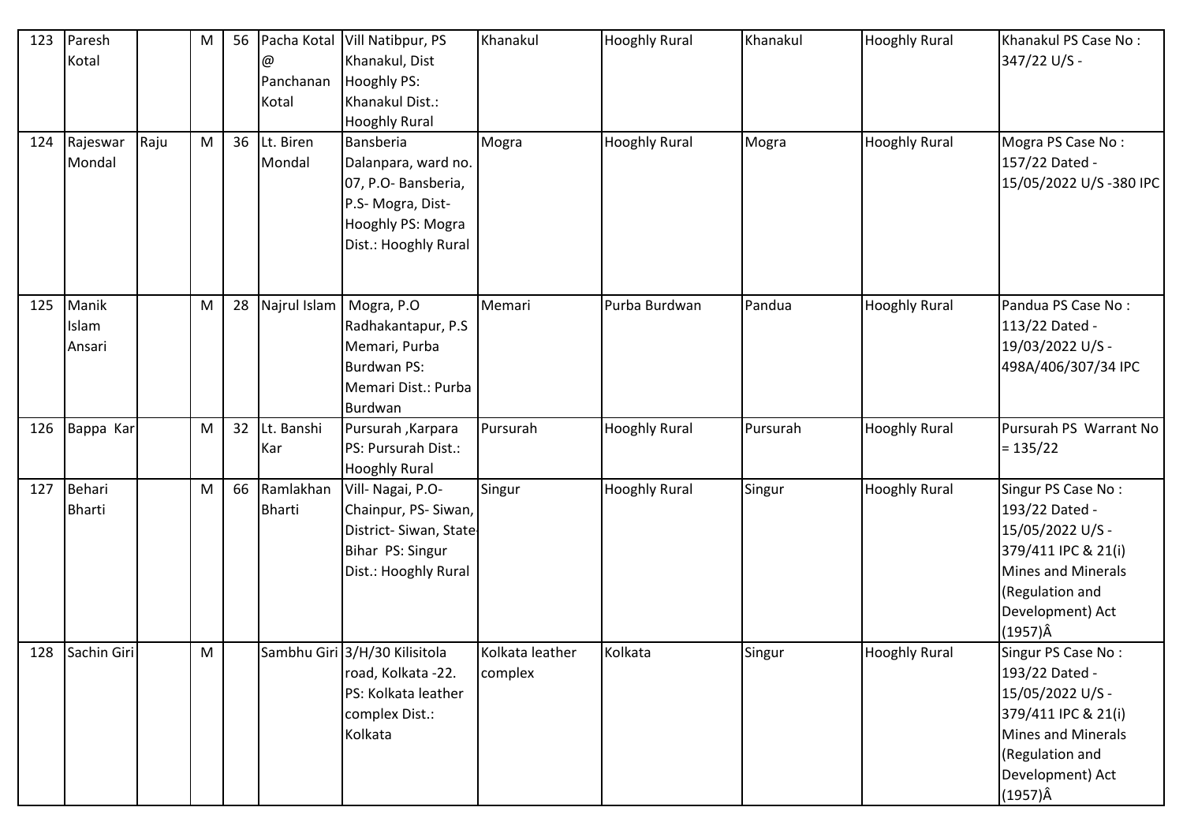| 123 | Paresh Kotal | | M | 56 | Pacha Kotal @ Panchanan Kotal | Vill Natibpur, PS Khanakul, Dist Hooghly PS: Khanakul Dist.: Hooghly Rural | Khanakul | Hooghly Rural | Khanakul | Hooghly Rural | Khanakul PS Case No : 347/22 U/S - |
|---|---|---|---|---|---|---|---|---|---|---|---|
| 124 | Rajeswar Mondal | Raju | M | 36 | Lt. Biren Mondal | Bansberia Dalanpara, ward no. 07, P.O- Bansberia, P.S- Mogra, Dist- Hooghly PS: Mogra Dist.: Hooghly Rural | Mogra | Hooghly Rural | Mogra | Hooghly Rural | Mogra PS Case No : 157/22 Dated - 15/05/2022 U/S -380 IPC |
| 125 | Manik Islam Ansari | | M | 28 | Najrul Islam | Mogra, P.O Radhakantapur, P.S Memari, Purba Burdwan PS: Memari Dist.: Purba Burdwan | Memari | Purba Burdwan | Pandua | Hooghly Rural | Pandua PS Case No : 113/22 Dated - 19/03/2022 U/S - 498A/406/307/34 IPC |
| 126 | Bappa Kar | | M | 32 | Lt. Banshi Kar | Pursurah ,Karpara PS: Pursurah Dist.: Hooghly Rural | Pursurah | Hooghly Rural | Pursurah | Hooghly Rural | Pursurah PS Warrant No = 135/22 |
| 127 | Behari Bharti | | M | 66 | Ramlakhan Bharti | Vill- Nagai, P.O- Chainpur, PS- Siwan, District- Siwan, State-Bihar PS: Singur Dist.: Hooghly Rural | Singur | Hooghly Rural | Singur | Hooghly Rural | Singur PS Case No : 193/22 Dated - 15/05/2022 U/S - 379/411 IPC & 21(i) Mines and Minerals (Regulation and Development) Act (1957)Â |
| 128 | Sachin Giri | | M | | Sambhu Giri | 3/H/30 Kilisitola road, Kolkata -22. PS: Kolkata leather complex Dist.: Kolkata | Kolkata leather complex | Kolkata | Singur | Hooghly Rural | Singur PS Case No : 193/22 Dated - 15/05/2022 U/S - 379/411 IPC & 21(i) Mines and Minerals (Regulation and Development) Act (1957)Â |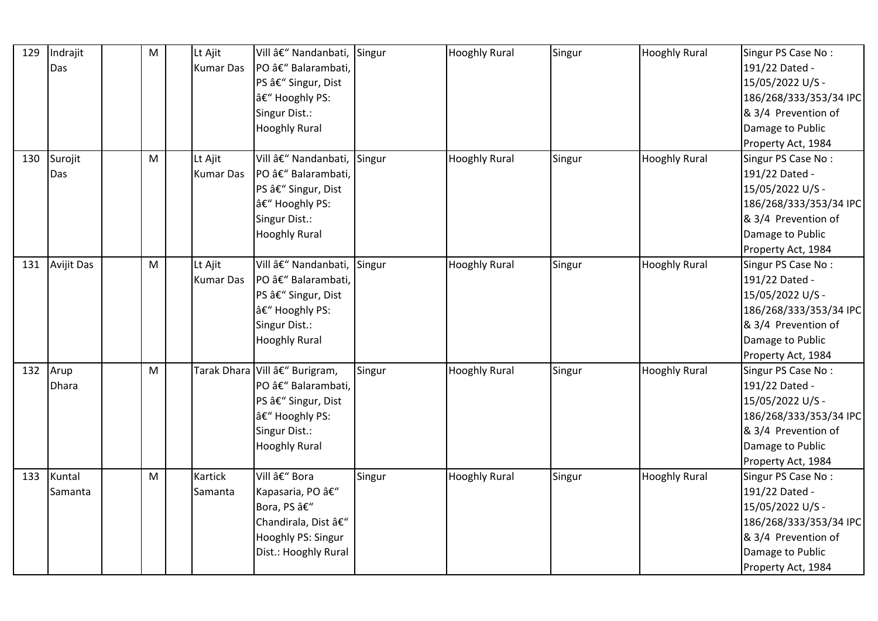| 129 | Indrajit Das | | M | | Lt Ajit Kumar Das | Vill â€" Nandanbati, PO â€" Balarambati, PS â€" Singur, Dist â€" Hooghly PS: Singur Dist.: Hooghly Rural | Singur | Hooghly Rural | Singur | Hooghly Rural | Singur PS Case No : 191/22 Dated - 15/05/2022 U/S - 186/268/333/353/34 IPC & 3/4 Prevention of Damage to Public Property Act, 1984 |
|---|---|---|---|---|---|---|---|---|---|---|---|
| 130 | Surojit Das | | M | | Lt Ajit Kumar Das | Vill â€" Nandanbati, PO â€" Balarambati, PS â€" Singur, Dist â€" Hooghly PS: Singur Dist.: Hooghly Rural | Singur | Hooghly Rural | Singur | Hooghly Rural | Singur PS Case No : 191/22 Dated - 15/05/2022 U/S - 186/268/333/353/34 IPC & 3/4 Prevention of Damage to Public Property Act, 1984 |
| 131 | Avijit Das | | M | | Lt Ajit Kumar Das | Vill â€" Nandanbati, PO â€" Balarambati, PS â€" Singur, Dist â€" Hooghly PS: Singur Dist.: Hooghly Rural | Singur | Hooghly Rural | Singur | Hooghly Rural | Singur PS Case No : 191/22 Dated - 15/05/2022 U/S - 186/268/333/353/34 IPC & 3/4 Prevention of Damage to Public Property Act, 1984 |
| 132 | Arup Dhara | | M | | Tarak Dhara | Vill â€" Burigram, PO â€" Balarambati, PS â€" Singur, Dist â€" Hooghly PS: Singur Dist.: Hooghly Rural | Singur | Hooghly Rural | Singur | Hooghly Rural | Singur PS Case No : 191/22 Dated - 15/05/2022 U/S - 186/268/333/353/34 IPC & 3/4 Prevention of Damage to Public Property Act, 1984 |
| 133 | Kuntal Samanta | | M | | Kartick Samanta | Vill â€" Bora Kapasaria, PO â€" Bora, PS â€" Chandirala, Dist â€" Hooghly PS: Singur Dist.: Hooghly Rural | Singur | Hooghly Rural | Singur | Hooghly Rural | Singur PS Case No : 191/22 Dated - 15/05/2022 U/S - 186/268/333/353/34 IPC & 3/4 Prevention of Damage to Public Property Act, 1984 |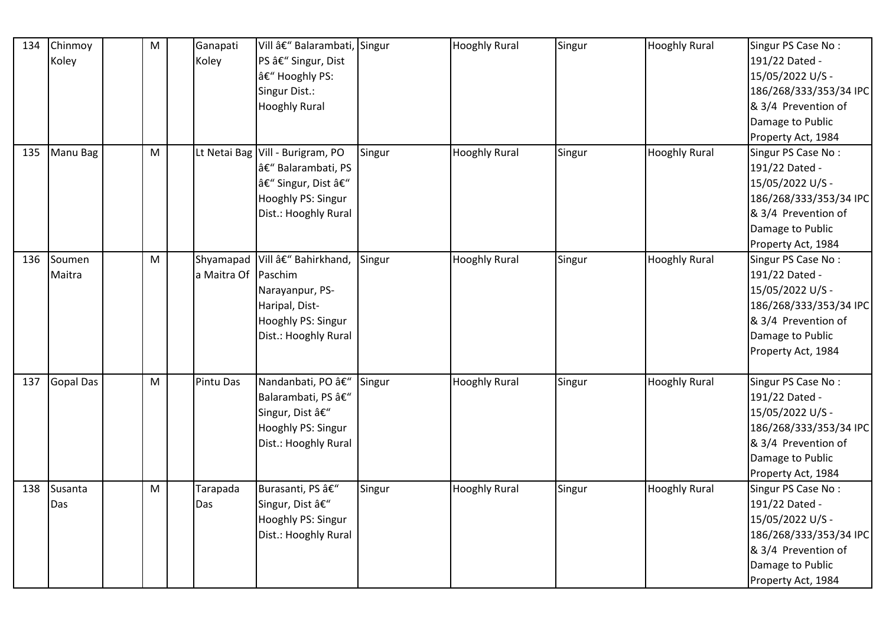| 134 | Chinmoy Koley | | M | | Ganapati Koley | Vill â€“ Balarambati, PS â€“ Singur, Dist â€“ Hooghly PS: Singur Dist.: Hooghly Rural | Singur | Hooghly Rural | Singur | Hooghly Rural | Singur PS Case No : 191/22 Dated - 15/05/2022 U/S - 186/268/333/353/34 IPC & 3/4 Prevention of Damage to Public Property Act, 1984 |
|---|---|---|---|---|---|---|---|---|---|---|---|
| 135 | Manu Bag | | M | | Lt Netai Bag | Vill - Burigram, PO â€“ Balarambati, PS â€“ Singur, Dist â€“ Hooghly PS: Singur Dist.: Hooghly Rural | Singur | Hooghly Rural | Singur | Hooghly Rural | Singur PS Case No : 191/22 Dated - 15/05/2022 U/S - 186/268/333/353/34 IPC & 3/4 Prevention of Damage to Public Property Act, 1984 |
| 136 | Soumen Maitra | | M | | Shyamapada Maitra Of | Vill â€“ Bahirkhand, Paschim Narayanpur, PS- Haripal, Dist- Hooghly PS: Singur Dist.: Hooghly Rural | Singur | Hooghly Rural | Singur | Hooghly Rural | Singur PS Case No : 191/22 Dated - 15/05/2022 U/S - 186/268/333/353/34 IPC & 3/4 Prevention of Damage to Public Property Act, 1984 |
| 137 | Gopal Das | | M | | Pintu Das | Nandanbati, PO â€“ Balarambati, PS â€“ Singur, Dist â€“ Hooghly PS: Singur Dist.: Hooghly Rural | Singur | Hooghly Rural | Singur | Hooghly Rural | Singur PS Case No : 191/22 Dated - 15/05/2022 U/S - 186/268/333/353/34 IPC & 3/4 Prevention of Damage to Public Property Act, 1984 |
| 138 | Susanta Das | | M | | Tarapada Das | Burasanti, PS â€“ Singur, Dist â€“ Hooghly PS: Singur Dist.: Hooghly Rural | Singur | Hooghly Rural | Singur | Hooghly Rural | Singur PS Case No : 191/22 Dated - 15/05/2022 U/S - 186/268/333/353/34 IPC & 3/4 Prevention of Damage to Public Property Act, 1984 |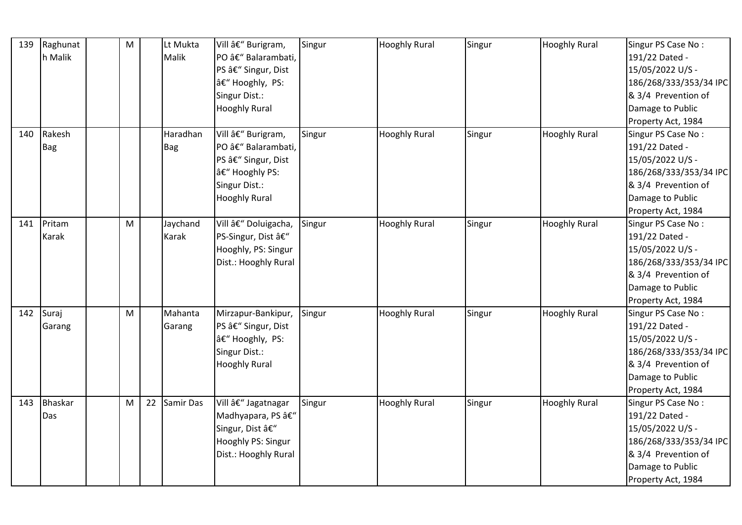| 139 | Raghunath Malik | | M | | Lt Mukta Malik | Vill â€" Burigram, PO â€" Balarambati, PS â€" Singur, Dist â€" Hooghly, PS: Singur Dist.: Hooghly Rural | Singur | Hooghly Rural | Singur | Hooghly Rural | Singur PS Case No : 191/22 Dated - 15/05/2022 U/S - 186/268/333/353/34 IPC & 3/4 Prevention of Damage to Public Property Act, 1984 |
|---|---|---|---|---|---|---|---|---|---|---|---|
| 140 | Rakesh Bag | | | | Haradhan Bag | Vill â€" Burigram, PO â€" Balarambati, PS â€" Singur, Dist â€" Hooghly PS: Singur Dist.: Hooghly Rural | Singur | Hooghly Rural | Singur | Hooghly Rural | Singur PS Case No : 191/22 Dated - 15/05/2022 U/S - 186/268/333/353/34 IPC & 3/4 Prevention of Damage to Public Property Act, 1984 |
| 141 | Pritam Karak | | M | | Jaychand Karak | Vill â€" Doluigacha, PS-Singur, Dist â€" Hooghly, PS: Singur Dist.: Hooghly Rural | Singur | Hooghly Rural | Singur | Hooghly Rural | Singur PS Case No : 191/22 Dated - 15/05/2022 U/S - 186/268/333/353/34 IPC & 3/4 Prevention of Damage to Public Property Act, 1984 |
| 142 | Suraj Garang | | M | | Mahanta Garang | Mirzapur-Bankipur, PS â€" Singur, Dist â€" Hooghly, PS: Singur Dist.: Hooghly Rural | Singur | Hooghly Rural | Singur | Hooghly Rural | Singur PS Case No : 191/22 Dated - 15/05/2022 U/S - 186/268/333/353/34 IPC & 3/4 Prevention of Damage to Public Property Act, 1984 |
| 143 | Bhaskar Das | | M | 22 | Samir Das | Vill â€" Jagatnagar Madhyapara, PS â€" Singur, Dist â€" Hooghly PS: Singur Dist.: Hooghly Rural | Singur | Hooghly Rural | Singur | Hooghly Rural | Singur PS Case No : 191/22 Dated - 15/05/2022 U/S - 186/268/333/353/34 IPC & 3/4 Prevention of Damage to Public Property Act, 1984 |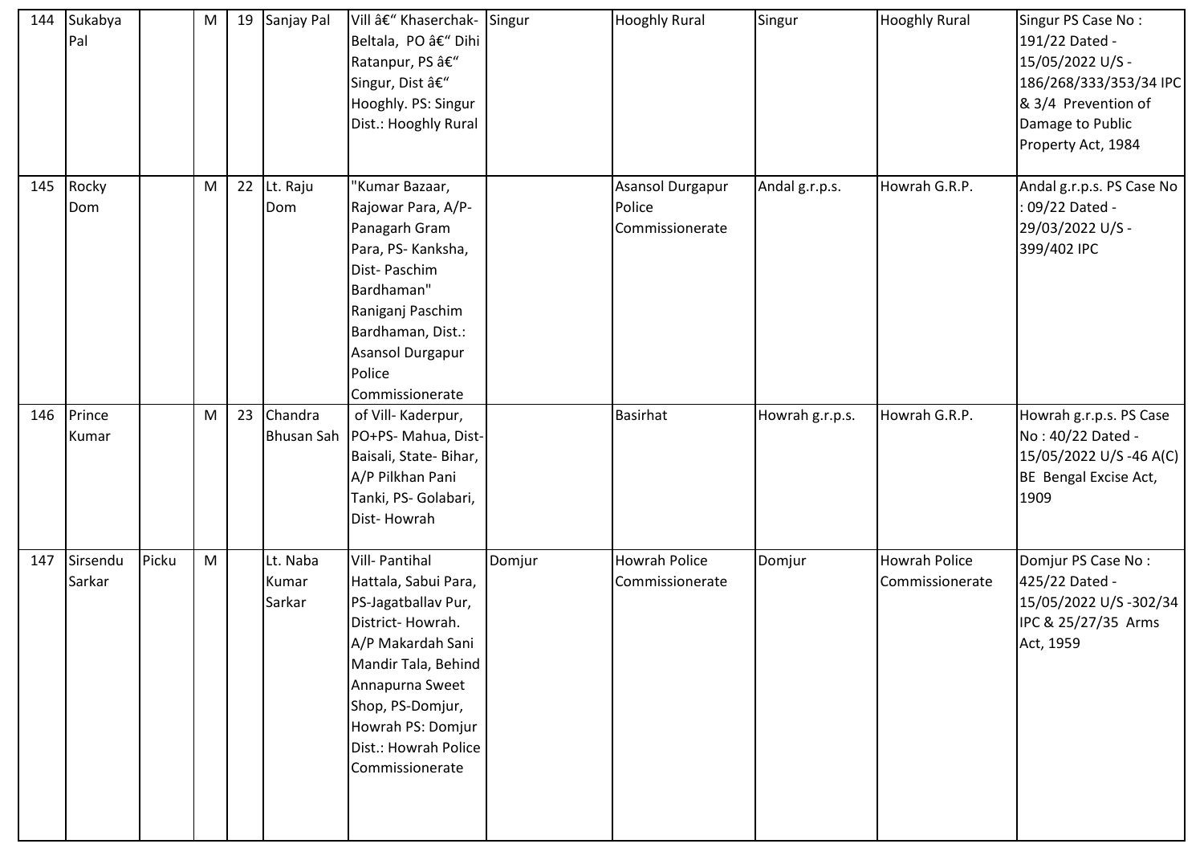| 144 | Sukabya Pal | | M | 19 | Sanjay Pal | Vill â€" Khaserchak- Beltala, PO â€" Dihi Ratanpur, PS â€" Singur, Dist â€" Hooghly. PS: Singur Dist.: Hooghly Rural | Singur | Hooghly Rural | Singur | Hooghly Rural | Singur PS Case No : 191/22 Dated - 15/05/2022 U/S - 186/268/333/353/34 IPC & 3/4 Prevention of Damage to Public Property Act, 1984 |
|---|---|---|---|---|---|---|---|---|---|---|---|
| 145 | Rocky Dom | | M | 22 | Lt. Raju Dom | "Kumar Bazaar, Rajowar Para, A/P- Panagarh Gram Para, PS- Kanksha, Dist- Paschim Bardhaman" Raniganj Paschim Bardhaman, Dist.: Asansol Durgapur Police Commissionerate | | Asansol Durgapur Police Commissionerate | Andal g.r.p.s. | Howrah G.R.P. | Andal g.r.p.s. PS Case No : 09/22 Dated - 29/03/2022 U/S - 399/402 IPC |
| 146 | Prince Kumar | | M | 23 | Chandra Bhusan Sah | of Vill- Kaderpur, PO+PS- Mahua, Dist- Baisali, State- Bihar, A/P Pilkhan Pani Tanki, PS- Golabari, Dist- Howrah | | Basirhat | Howrah g.r.p.s. | Howrah G.R.P. | Howrah g.r.p.s. PS Case No : 40/22 Dated - 15/05/2022 U/S -46 A(C) BE Bengal Excise Act, 1909 |
| 147 | Sirsendu Sarkar | Picku | M | | Lt. Naba Kumar Sarkar | Vill- Pantihal Hattala, Sabui Para, PS-Jagatballav Pur, District- Howrah. A/P Makardah Sani Mandir Tala, Behind Annapurna Sweet Shop, PS-Domjur, Howrah PS: Domjur Dist.: Howrah Police Commissionerate | Domjur | Howrah Police Commissionerate | Domjur | Howrah Police Commissionerate | Domjur PS Case No : 425/22 Dated - 15/05/2022 U/S -302/34 IPC & 25/27/35 Arms Act, 1959 |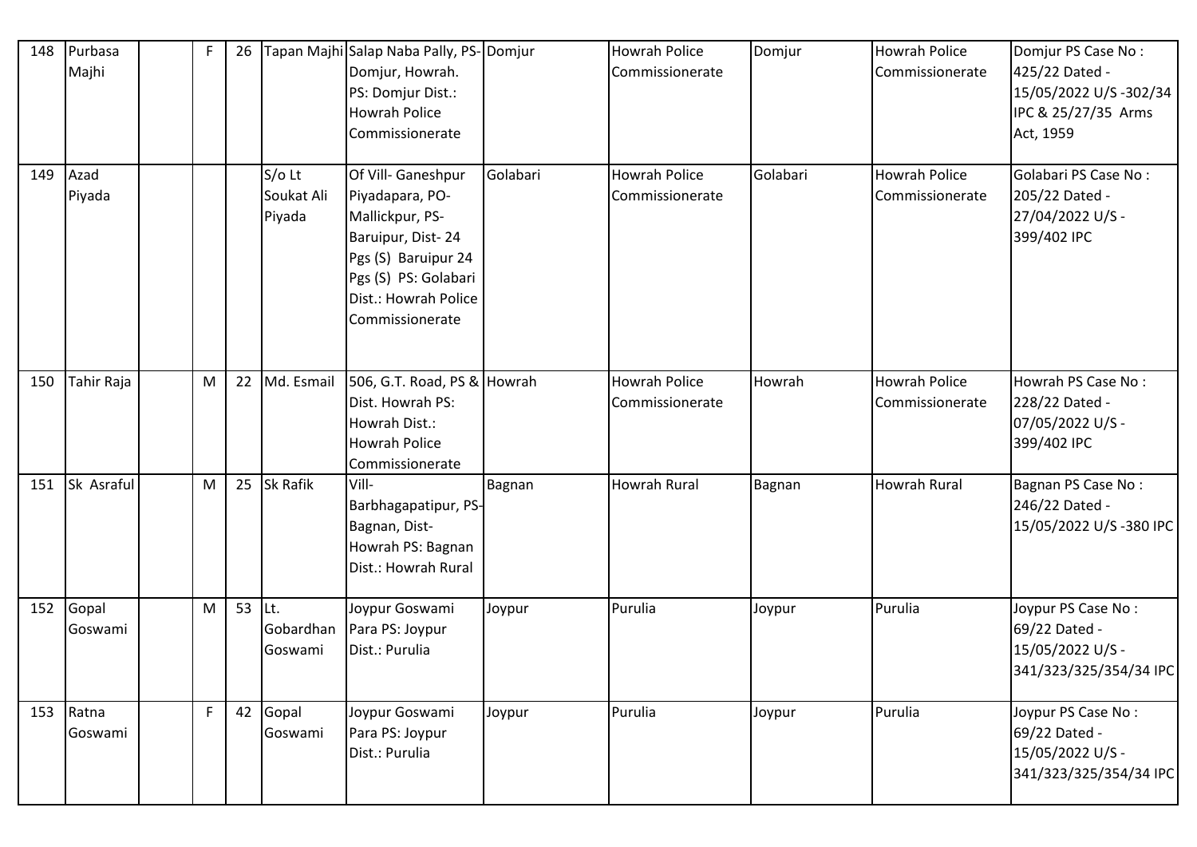| 148 | Purbasa Majhi | | F | 26 | Tapan Majhi | Salap Naba Pally, PS- Domjur, Howrah. PS: Domjur Dist.: Howrah Police Commissionerate | Domjur | Howrah Police Commissionerate | Domjur | Howrah Police Commissionerate | Domjur PS Case No : 425/22 Dated - 15/05/2022 U/S -302/34 IPC & 25/27/35 Arms Act, 1959 |
|---|---|---|---|---|---|---|---|---|---|---|---|
| 149 | Azad Piyada | | | | S/o Lt Soukat Ali Piyada | Of Vill- Ganeshpur Piyadapara, PO- Mallickpur, PS- Baruipur, Dist- 24 Pgs (S) Baruipur 24 Pgs (S) PS: Golabari Dist.: Howrah Police Commissionerate | Golabari | Howrah Police Commissionerate | Golabari | Howrah Police Commissionerate | Golabari PS Case No : 205/22 Dated - 27/04/2022 U/S - 399/402 IPC |
| 150 | Tahir Raja | | M | 22 | Md. Esmail | 506, G.T. Road, PS & Dist. Howrah PS: Howrah Dist.: Howrah Police Commissionerate | Howrah | Howrah Police Commissionerate | Howrah | Howrah Police Commissionerate | Howrah PS Case No : 228/22 Dated - 07/05/2022 U/S - 399/402 IPC |
| 151 | Sk Asraful | | M | 25 | Sk Rafik | Vill- Barbhagapatipur, PS- Bagnan, Dist- Howrah PS: Bagnan Dist.: Howrah Rural | Bagnan | Howrah Rural | Bagnan | Howrah Rural | Bagnan PS Case No : 246/22 Dated - 15/05/2022 U/S -380 IPC |
| 152 | Gopal Goswami | | M | 53 | Lt. Gobardhan Goswami | Joypur Goswami Para PS: Joypur Dist.: Purulia | Joypur | Purulia | Joypur | Purulia | Joypur PS Case No : 69/22 Dated - 15/05/2022 U/S - 341/323/325/354/34 IPC |
| 153 | Ratna Goswami | | F | 42 | Gopal Goswami | Joypur Goswami Para PS: Joypur Dist.: Purulia | Joypur | Purulia | Joypur | Purulia | Joypur PS Case No : 69/22 Dated - 15/05/2022 U/S - 341/323/325/354/34 IPC |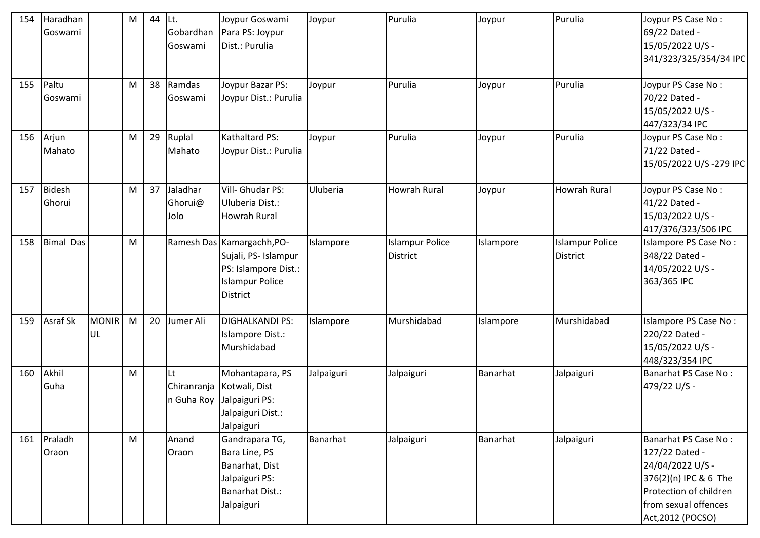| 154 | Haradhan Goswami | | M | 44 | Lt. Gobardhan Goswami | Joypur Goswami Para PS: Joypur Dist.: Purulia | Joypur | Purulia | Joypur | Purulia | Joypur PS Case No : 69/22 Dated - 15/05/2022 U/S - 341/323/325/354/34 IPC |
|---|---|---|---|---|---|---|---|---|---|---|---|
| 155 | Paltu Goswami | | M | 38 | Ramdas Goswami | Joypur Bazar PS: Joypur Dist.: Purulia | Joypur | Purulia | Joypur | Purulia | Joypur PS Case No : 70/22 Dated - 15/05/2022 U/S - 447/323/34 IPC |
| 156 | Arjun Mahato | | M | 29 | Ruplal Mahato | Kathaltard PS: Joypur Dist.: Purulia | Joypur | Purulia | Joypur | Purulia | Joypur PS Case No : 71/22 Dated - 15/05/2022 U/S -279 IPC |
| 157 | Bidesh Ghorui | | M | 37 | Jaladhar Ghorui@ Jolo | Vill- Ghudar PS: Uluberia Dist.: Howrah Rural | Uluberia | Howrah Rural | Joypur | Howrah Rural | Joypur PS Case No : 41/22 Dated - 15/03/2022 U/S - 417/376/323/506 IPC |
| 158 | Bimal Das | | M | | Ramesh Das | Kamargachh,PO- Sujali, PS- Islampur PS: Islampore Dist.: Islampur Police District | Islampore | Islampur Police District | Islampore | Islampur Police District | Islampore PS Case No : 348/22 Dated - 14/05/2022 U/S - 363/365 IPC |
| 159 | Asraf Sk | MONIRUL | M | 20 | Jumer Ali | DIGHALKANDI PS: Islampore Dist.: Murshidabad | Islampore | Murshidabad | Islampore | Murshidabad | Islampore PS Case No : 220/22 Dated - 15/05/2022 U/S - 448/323/354 IPC |
| 160 | Akhil Guha | | M | | Lt Chiranranjan Guha Roy | Mohantapara, PS Kotwali, Dist Jalpaiguri PS: Jalpaiguri Dist.: Jalpaiguri | Jalpaiguri | Jalpaiguri | Banarhat | Jalpaiguri | Banarhat PS Case No : 479/22 U/S - |
| 161 | Praladh Oraon | | M | | Anand Oraon | Gandrapara TG, Bara Line, PS Banarhat, Dist Jalpaiguri PS: Banarhat Dist.: Jalpaiguri | Banarhat | Jalpaiguri | Banarhat | Jalpaiguri | Banarhat PS Case No : 127/22 Dated - 24/04/2022 U/S - 376(2)(n) IPC & 6 The Protection of children from sexual offences Act,2012 (POCSO) |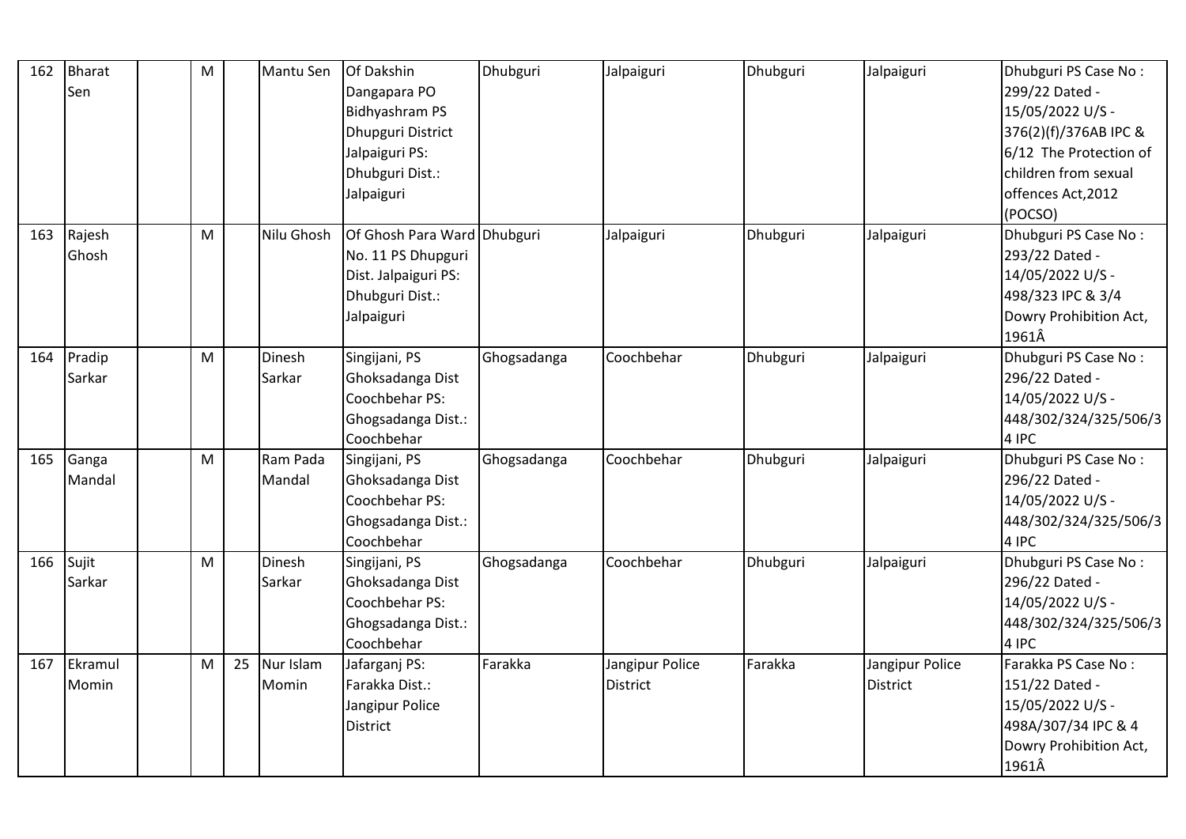| 162 | Bharat Sen | | M | | Mantu Sen | Of Dakshin Dangapara PO Bidhyashram PS Dhupguri District Jalpaiguri PS: Dhubguri Dist.: Jalpaiguri | Dhubguri | Jalpaiguri | Dhubguri | Jalpaiguri | Dhubguri PS Case No : 299/22 Dated - 15/05/2022 U/S - 376(2)(f)/376AB IPC & 6/12 The Protection of children from sexual offences Act,2012 (POCSO) |
|---|---|---|---|---|---|---|---|---|---|---|---|
| 163 | Rajesh Ghosh | | M | | Nilu Ghosh | Of Ghosh Para Ward No. 11 PS Dhupguri Dist. Jalpaiguri PS: Dhubguri Dist.: Jalpaiguri | Dhubguri | Jalpaiguri | Dhubguri | Jalpaiguri | Dhubguri PS Case No : 293/22 Dated - 14/05/2022 U/S - 498/323 IPC & 3/4 Dowry Prohibition Act, 1961Â |
| 164 | Pradip Sarkar | | M | | Dinesh Sarkar | Singijani, PS Ghoksadanga Dist Coochbehar PS: Ghogsadanga Dist.: Coochbehar | Ghogsadanga | Coochbehar | Dhubguri | Jalpaiguri | Dhubguri PS Case No : 296/22 Dated - 14/05/2022 U/S - 448/302/324/325/506/34 IPC |
| 165 | Ganga Mandal | | M | | Ram Pada Mandal | Singijani, PS Ghoksadanga Dist Coochbehar PS: Ghogsadanga Dist.: Coochbehar | Ghogsadanga | Coochbehar | Dhubguri | Jalpaiguri | Dhubguri PS Case No : 296/22 Dated - 14/05/2022 U/S - 448/302/324/325/506/34 IPC |
| 166 | Sujit Sarkar | | M | | Dinesh Sarkar | Singijani, PS Ghoksadanga Dist Coochbehar PS: Ghogsadanga Dist.: Coochbehar | Ghogsadanga | Coochbehar | Dhubguri | Jalpaiguri | Dhubguri PS Case No : 296/22 Dated - 14/05/2022 U/S - 448/302/324/325/506/34 IPC |
| 167 | Ekramul Momin | | M | 25 | Nur Islam Momin | Jafarganj PS: Farakka Dist.: Jangipur Police District | Farakka | Jangipur Police District | Farakka | Jangipur Police District | Farakka PS Case No : 151/22 Dated - 15/05/2022 U/S - 498A/307/34 IPC & 4 Dowry Prohibition Act, 1961Â |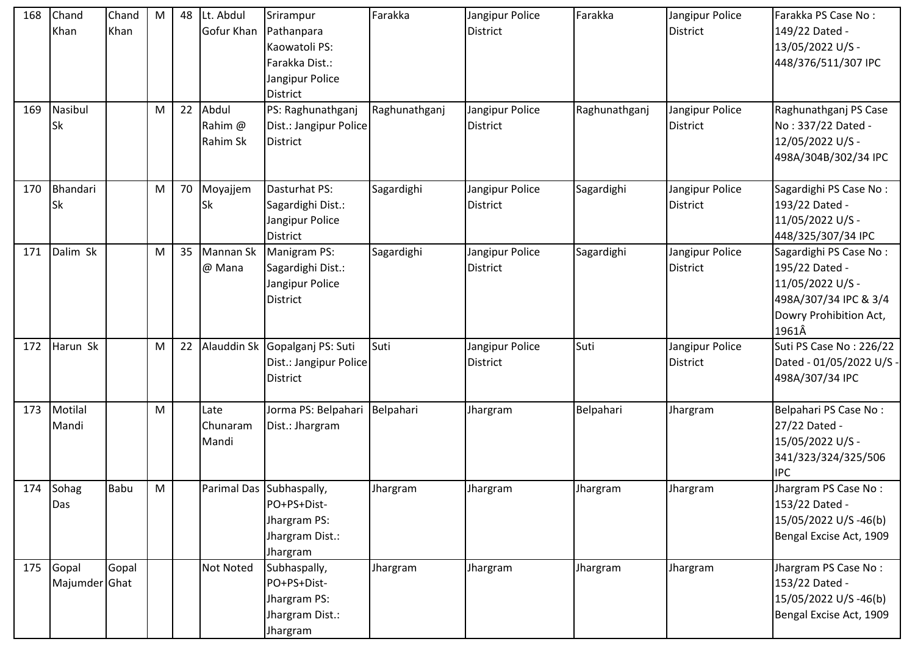| 168 | Chand Khan | Chand Khan | M | 48 | Lt. Abdul Gofur Khan | Srirampur Pathanpara Kaowatoli PS: Farakka Dist.: Jangipur Police District | Farakka | Jangipur Police District | Farakka | Jangipur Police District | Farakka PS Case No : 149/22 Dated - 13/05/2022 U/S - 448/376/511/307 IPC |
|---|---|---|---|---|---|---|---|---|---|---|---|
| 169 | Nasibul Sk | | M | 22 | Abdul Rahim @ Rahim Sk | PS: Raghunathganj Dist.: Jangipur Police District | Raghunathganj | Jangipur Police District | Raghunathganj | Jangipur Police District | Raghunathganj PS Case No : 337/22 Dated - 12/05/2022 U/S - 498A/304B/302/34 IPC |
| 170 | Bhandari Sk | | M | 70 | Moyajjem Sk | Dasturhat PS: Sagardighi Dist.: Jangipur Police District | Sagardighi | Jangipur Police District | Sagardighi | Jangipur Police District | Sagardighi PS Case No : 193/22 Dated - 11/05/2022 U/S - 448/325/307/34 IPC |
| 171 | Dalim Sk | | M | 35 | Mannan Sk @ Mana | Manigram PS: Sagardighi Dist.: Jangipur Police District | Sagardighi | Jangipur Police District | Sagardighi | Jangipur Police District | Sagardighi PS Case No : 195/22 Dated - 11/05/2022 U/S - 498A/307/34 IPC & 3/4 Dowry Prohibition Act, 1961Â |
| 172 | Harun Sk | | M | 22 | Alauddin Sk | Gopalganj PS: Suti Dist.: Jangipur Police District | Suti | Jangipur Police District | Suti | Jangipur Police District | Suti PS Case No : 226/22 Dated - 01/05/2022 U/S - 498A/307/34 IPC |
| 173 | Motilal Mandi | | M | | Late Chunaram Mandi | Jorma PS: Belpahari Dist.: Jhargram | Belpahari | Jhargram | Belpahari | Jhargram | Belpahari PS Case No : 27/22 Dated - 15/05/2022 U/S - 341/323/324/325/506 IPC |
| 174 | Sohag Das | Babu | M | | Parimal Das | Subhaspally, PO+PS+Dist- Jhargram PS: Jhargram Dist.: Jhargram | Jhargram | Jhargram | Jhargram | Jhargram | Jhargram PS Case No : 153/22 Dated - 15/05/2022 U/S -46(b) Bengal Excise Act, 1909 |
| 175 | Gopal Majumder | Gopal Ghat | | | Not Noted | Subhaspally, PO+PS+Dist- Jhargram PS: Jhargram Dist.: Jhargram | Jhargram | Jhargram | Jhargram | Jhargram | Jhargram PS Case No : 153/22 Dated - 15/05/2022 U/S -46(b) Bengal Excise Act, 1909 |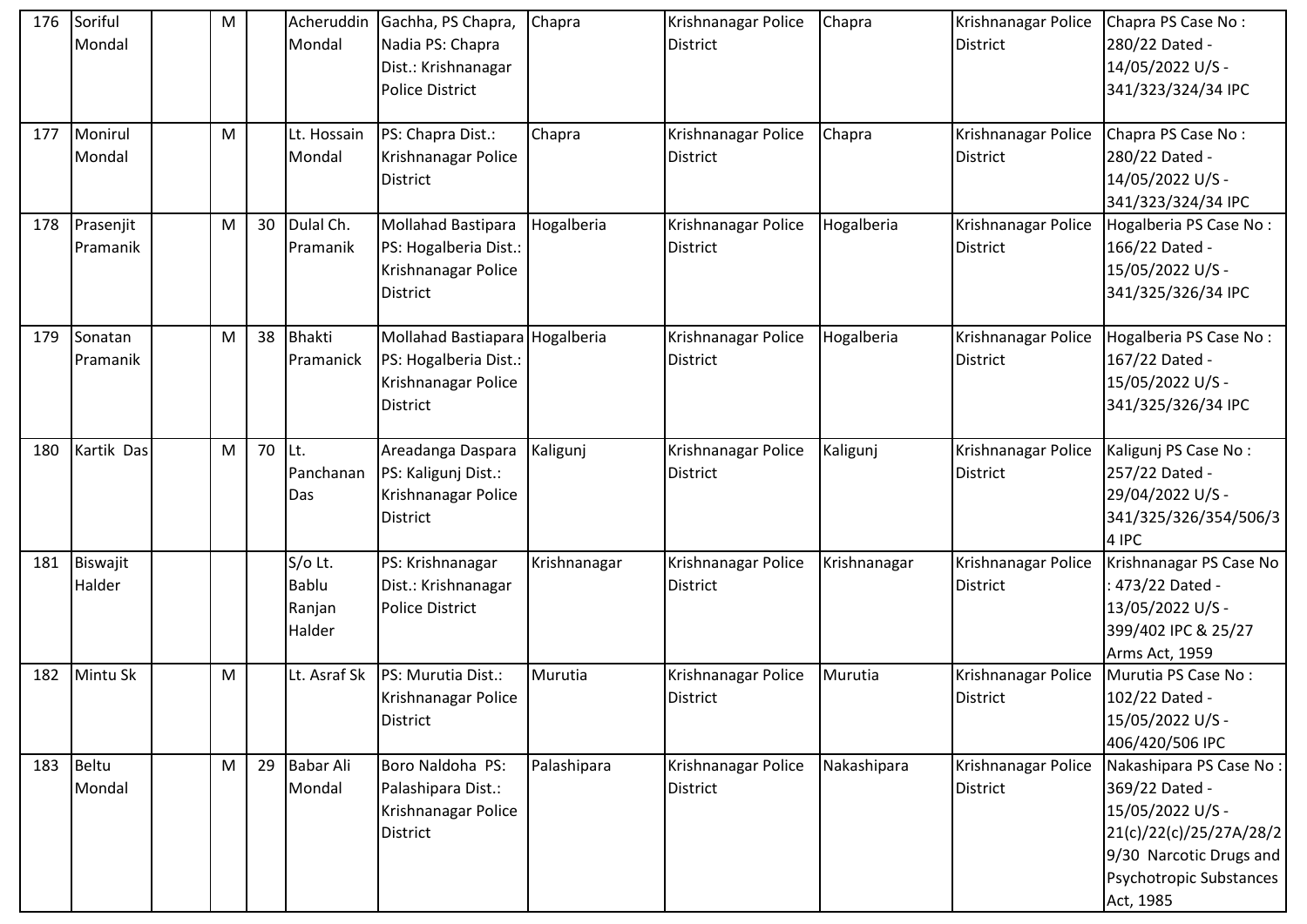| 176 | Soriful Mondal | | M | | Acheruddin Mondal | Gachha, PS Chapra, Nadia PS: Chapra Dist.: Krishnanagar Police District | Chapra | Krishnanagar Police District | Chapra | Krishnanagar Police District | Chapra PS Case No : 280/22 Dated - 14/05/2022 U/S - 341/323/324/34 IPC |
|---|---|---|---|---|---|---|---|---|---|---|---|
| 177 | Monirul Mondal | | M | | Lt. Hossain Mondal | PS: Chapra Dist.: Krishnanagar Police District | Chapra | Krishnanagar Police District | Chapra | Krishnanagar Police District | Chapra PS Case No : 280/22 Dated - 14/05/2022 U/S - 341/323/324/34 IPC |
| 178 | Prasenjit Pramanik | | M | 30 | Dulal Ch. Pramanik | Mollahad Bastipara PS: Hogalberia Dist.: Krishnanagar Police District | Hogalberia | Krishnanagar Police District | Hogalberia | Krishnanagar Police District | Hogalberia PS Case No : 166/22 Dated - 15/05/2022 U/S - 341/325/326/34 IPC |
| 179 | Sonatan Pramanik | | M | 38 | Bhakti Pramanick | Mollahad Bastiapara PS: Hogalberia Dist.: Krishnanagar Police District | Hogalberia | Krishnanagar Police District | Hogalberia | Krishnanagar Police District | Hogalberia PS Case No : 167/22 Dated - 15/05/2022 U/S - 341/325/326/34 IPC |
| 180 | Kartik Das | | M | 70 | Lt. Panchanan Das | Areadanga Daspara PS: Kaligunj Dist.: Krishnanagar Police District | Kaligunj | Krishnanagar Police District | Kaligunj | Krishnanagar Police District | Kaligunj PS Case No : 257/22 Dated - 29/04/2022 U/S - 341/325/326/354/506/34 IPC |
| 181 | Biswajit Halder | | | | S/o Lt. Bablu Ranjan Halder | PS: Krishnanagar Dist.: Krishnanagar Police District | Krishnanagar | Krishnanagar Police District | Krishnanagar | Krishnanagar Police District | Krishnanagar PS Case No : 473/22 Dated - 13/05/2022 U/S - 399/402 IPC & 25/27 Arms Act, 1959 |
| 182 | Mintu Sk | | M | | Lt. Asraf Sk | PS: Murutia Dist.: Krishnanagar Police District | Murutia | Krishnanagar Police District | Murutia | Krishnanagar Police District | Murutia PS Case No : 102/22 Dated - 15/05/2022 U/S - 406/420/506 IPC |
| 183 | Beltu Mondal | | M | 29 | Babar Ali Mondal | Boro Naldoha PS: Palashipara Dist.: Krishnanagar Police District | Palashipara | Krishnanagar Police District | Nakashipara | Krishnanagar Police District | Nakashipara PS Case No : 369/22 Dated - 15/05/2022 U/S - 21(c)/22(c)/25/27A/28/29/30 Narcotic Drugs and Psychotropic Substances Act, 1985 |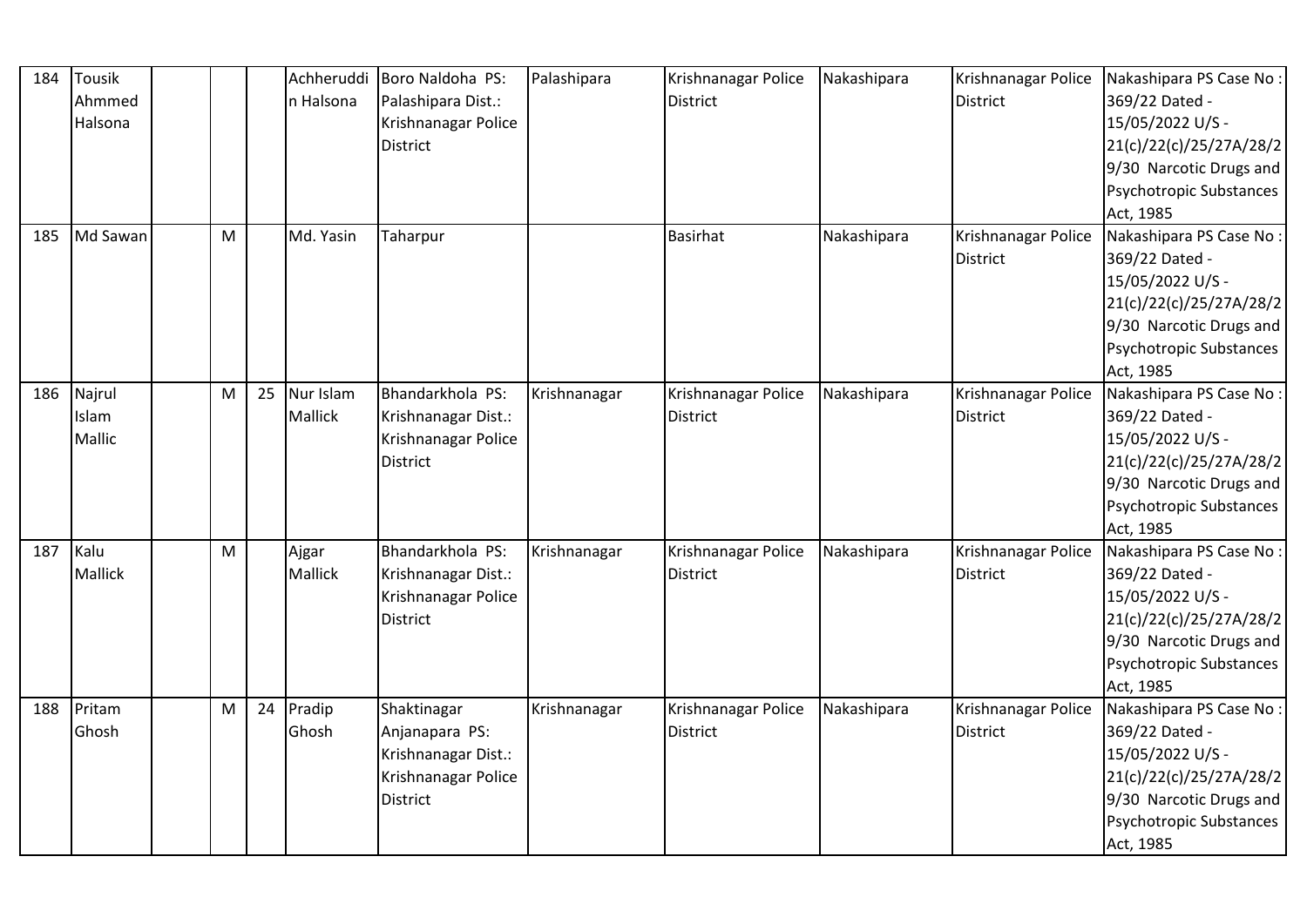| 184 | Tousik Ahmmed Halsona | | | | Achheruddin Halsona | Boro Naldoha PS: Palashipara Dist.: Krishnanagar Police District | Palashipara | Krishnanagar Police District | Nakashipara | Krishnanagar Police District | Nakashipara PS Case No : 369/22 Dated - 15/05/2022 U/S - 21(c)/22(c)/25/27A/28/29/30 Narcotic Drugs and Psychotropic Substances Act, 1985 |
|---|---|---|---|---|---|---|---|---|---|---|---|
| 185 | Md Sawan | | M | | Md. Yasin | Taharpur | | Basirhat | Nakashipara | Krishnanagar Police District | Nakashipara PS Case No : 369/22 Dated - 15/05/2022 U/S - 21(c)/22(c)/25/27A/28/29/30 Narcotic Drugs and Psychotropic Substances Act, 1985 |
| 186 | Najrul Islam Mallic | | M | 25 | Nur Islam Mallick | Bhandarkhola PS: Krishnanagar Dist.: Krishnanagar Police District | Krishnanagar | Krishnanagar Police District | Nakashipara | Krishnanagar Police District | Nakashipara PS Case No : 369/22 Dated - 15/05/2022 U/S - 21(c)/22(c)/25/27A/28/29/30 Narcotic Drugs and Psychotropic Substances Act, 1985 |
| 187 | Kalu Mallick | | M | | Ajgar Mallick | Bhandarkhola PS: Krishnanagar Dist.: Krishnanagar Police District | Krishnanagar | Krishnanagar Police District | Nakashipara | Krishnanagar Police District | Nakashipara PS Case No : 369/22 Dated - 15/05/2022 U/S - 21(c)/22(c)/25/27A/28/29/30 Narcotic Drugs and Psychotropic Substances Act, 1985 |
| 188 | Pritam Ghosh | | M | 24 | Pradip Ghosh | Shaktinagar Anjanapara PS: Krishnanagar Dist.: Krishnanagar Police District | Krishnanagar | Krishnanagar Police District | Nakashipara | Krishnanagar Police District | Nakashipara PS Case No : 369/22 Dated - 15/05/2022 U/S - 21(c)/22(c)/25/27A/28/29/30 Narcotic Drugs and Psychotropic Substances Act, 1985 |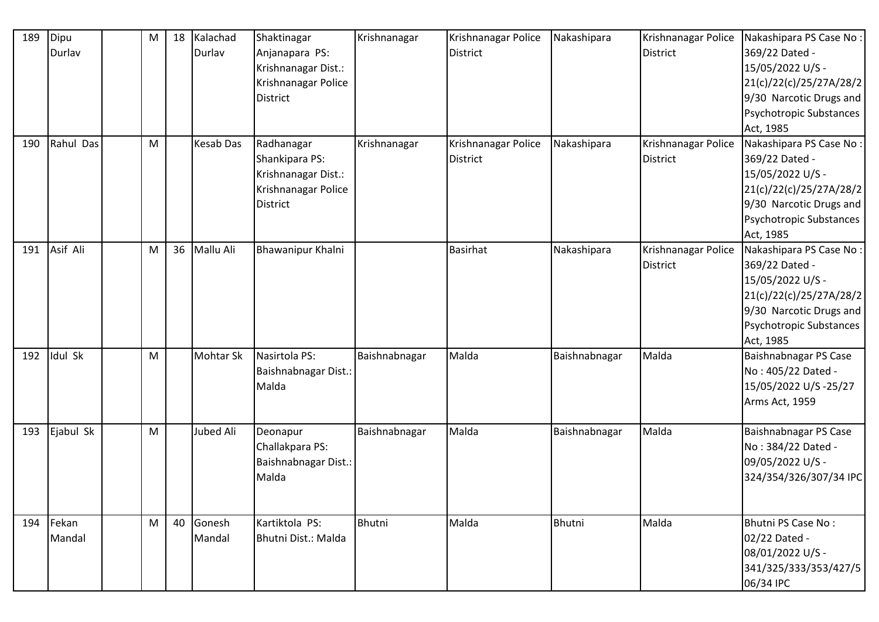| 189 | Dipu Durlav | | M | 18 | Kalachad Durlav | Shaktinagar Anjanapara PS: Krishnanagar Dist.: Krishnanagar Police District | Krishnanagar | Krishnanagar Police District | Nakashipara | Krishnanagar Police District | Nakashipara PS Case No : 369/22 Dated - 15/05/2022 U/S - 21(c)/22(c)/25/27A/28/29/30 Narcotic Drugs and Psychotropic Substances Act, 1985 |
|---|---|---|---|---|---|---|---|---|---|---|---|
| 190 | Rahul Das | | M | | Kesab Das | Radhanagar Shankipara PS: Krishnanagar Dist.: Krishnanagar Police District | Krishnanagar | Krishnanagar Police District | Nakashipara | Krishnanagar Police District | Nakashipara PS Case No : 369/22 Dated - 15/05/2022 U/S - 21(c)/22(c)/25/27A/28/29/30 Narcotic Drugs and Psychotropic Substances Act, 1985 |
| 191 | Asif Ali | | M | 36 | Mallu Ali | Bhawanipur Khalni | | Basirhat | Nakashipara | Krishnanagar Police District | Nakashipara PS Case No : 369/22 Dated - 15/05/2022 U/S - 21(c)/22(c)/25/27A/28/29/30 Narcotic Drugs and Psychotropic Substances Act, 1985 |
| 192 | Idul Sk | | M | | Mohtar Sk | Nasirtola PS: Baishnabnagar Dist.: Malda | Baishnabnagar | Malda | Baishnabnagar | Malda | Baishnabnagar PS Case No : 405/22 Dated - 15/05/2022 U/S -25/27 Arms Act, 1959 |
| 193 | Ejabul Sk | | M | | Jubed Ali | Deonapur Challakpara PS: Baishnabnagar Dist.: Malda | Baishnabnagar | Malda | Baishnabnagar | Malda | Baishnabnagar PS Case No : 384/22 Dated - 09/05/2022 U/S - 324/354/326/307/34 IPC |
| 194 | Fekan Mandal | | M | 40 | Gonesh Mandal | Kartiktola PS: Bhutni Dist.: Malda | Bhutni | Malda | Bhutni | Malda | Bhutni PS Case No : 02/22 Dated - 08/01/2022 U/S - 341/325/333/353/427/506/34 IPC |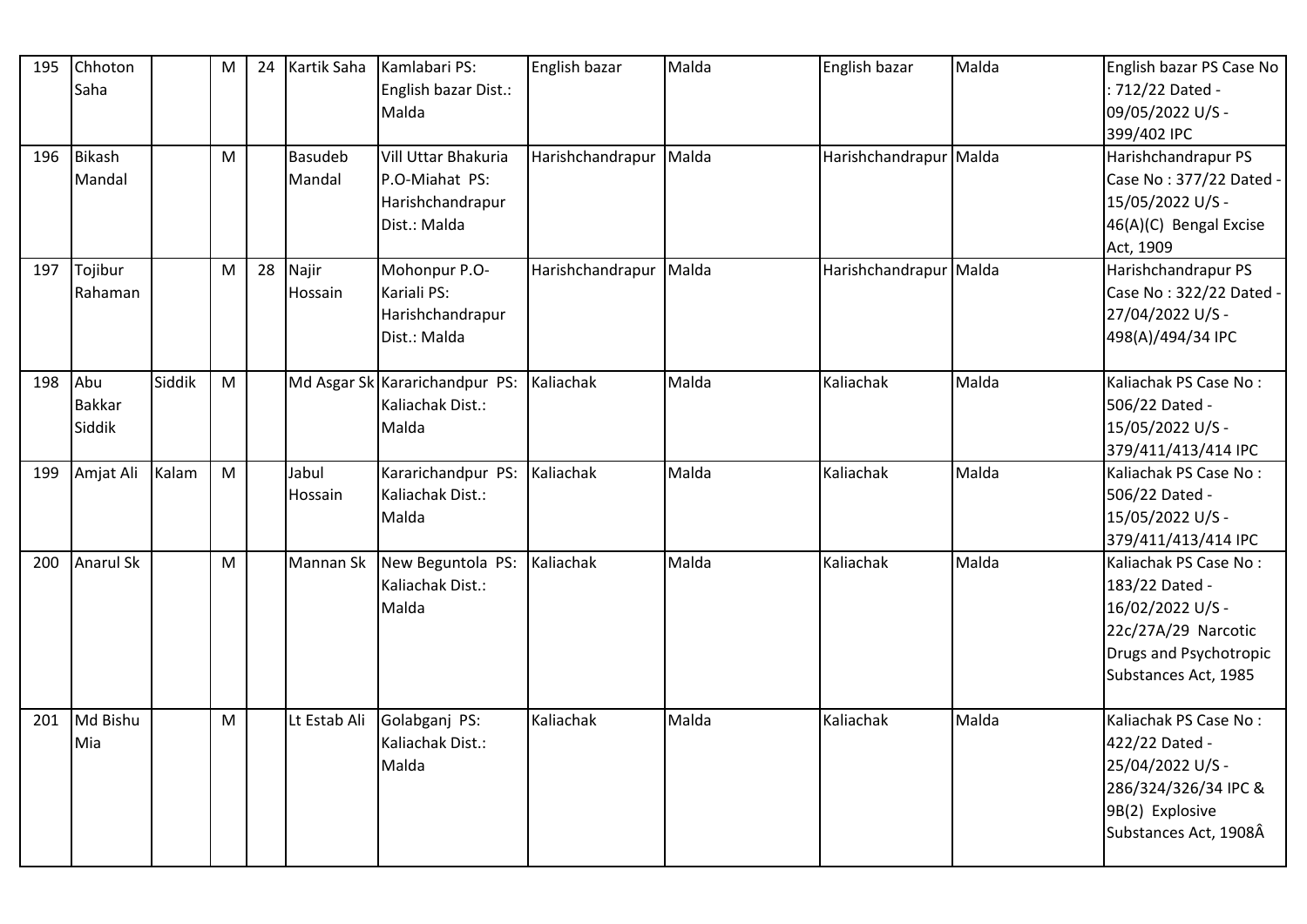| 195 | Chhoton Saha | | M | 24 | Kartik Saha | Kamlabari PS: English bazar Dist.: Malda | English bazar | Malda | English bazar | Malda | English bazar PS Case No : 712/22 Dated - 09/05/2022 U/S - 399/402 IPC |
|---|---|---|---|---|---|---|---|---|---|---|---|
| 196 | Bikash Mandal | | M | | Basudeb Mandal | Vill Uttar Bhakuria P.O-Miahat PS: Harishchandrapur Dist.: Malda | Harishchandrapur | Malda | Harishchandrapur | Malda | Harishchandrapur PS Case No : 377/22 Dated - 15/05/2022 U/S - 46(A)(C) Bengal Excise Act, 1909 |
| 197 | Tojibur Rahaman | | M | 28 | Najir Hossain | Mohonpur P.O-Kariali PS: Harishchandrapur Dist.: Malda | Harishchandrapur | Malda | Harishchandrapur | Malda | Harishchandrapur PS Case No : 322/22 Dated - 27/04/2022 U/S - 498(A)/494/34 IPC |
| 198 | Abu Bakkar Siddik | Siddik | M | | Md Asgar Sk | Kararichandpur PS: Kaliachak Dist.: Malda | Kaliachak | Malda | Kaliachak | Malda | Kaliachak PS Case No : 506/22 Dated - 15/05/2022 U/S - 379/411/413/414 IPC |
| 199 | Amjat Ali | Kalam | M | | Jabul Hossain | Kararichandpur PS: Kaliachak Dist.: Malda | Kaliachak | Malda | Kaliachak | Malda | Kaliachak PS Case No : 506/22 Dated - 15/05/2022 U/S - 379/411/413/414 IPC |
| 200 | Anarul Sk | | M | | Mannan Sk | New Beguntola PS: Kaliachak Dist.: Malda | Kaliachak | Malda | Kaliachak | Malda | Kaliachak PS Case No : 183/22 Dated - 16/02/2022 U/S - 22c/27A/29 Narcotic Drugs and Psychotropic Substances Act, 1985 |
| 201 | Md Bishu Mia | | M | | Lt Estab Ali | Golabganj PS: Kaliachak Dist.: Malda | Kaliachak | Malda | Kaliachak | Malda | Kaliachak PS Case No : 422/22 Dated - 25/04/2022 U/S - 286/324/326/34 IPC & 9B(2) Explosive Substances Act, 1908Â |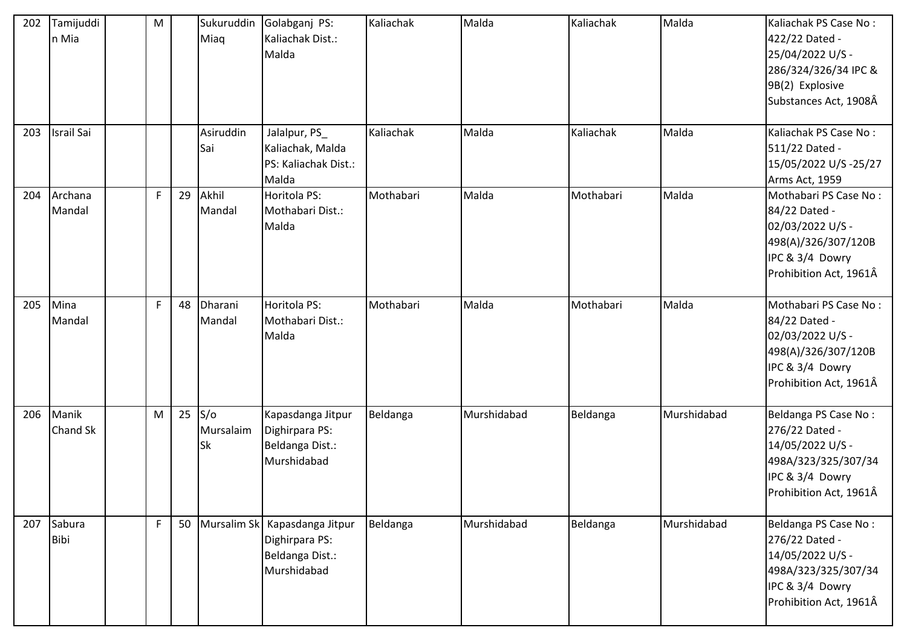| 202 | Tamijuddin Mia | | M | | Sukuruddin Miaq | Golabganj PS: Kaliachak Dist.: Malda | Kaliachak | Malda | Kaliachak | Malda | Kaliachak PS Case No : 422/22 Dated - 25/04/2022 U/S - 286/324/326/34 IPC & 9B(2) Explosive Substances Act, 1908Â |
|---|---|---|---|---|---|---|---|---|---|---|---|
| 203 | Israil Sai | | | | Asiruddin Sai | Jalalpur, PS_ Kaliachak, Malda PS: Kaliachak Dist.: Malda | Kaliachak | Malda | Kaliachak | Malda | Kaliachak PS Case No : 511/22 Dated - 15/05/2022 U/S -25/27 Arms Act, 1959 |
| 204 | Archana Mandal | | F | 29 | Akhil Mandal | Horitola PS: Mothabari Dist.: Malda | Mothabari | Malda | Mothabari | Malda | Mothabari PS Case No : 84/22 Dated - 02/03/2022 U/S - 498(A)/326/307/120B IPC & 3/4 Dowry Prohibition Act, 1961Â |
| 205 | Mina Mandal | | F | 48 | Dharani Mandal | Horitola PS: Mothabari Dist.: Malda | Mothabari | Malda | Mothabari | Malda | Mothabari PS Case No : 84/22 Dated - 02/03/2022 U/S - 498(A)/326/307/120B IPC & 3/4 Dowry Prohibition Act, 1961Â |
| 206 | Manik Chand Sk | | M | 25 | S/o Mursalaim Sk | Kapasdanga Jitpur Dighirpara PS: Beldanga Dist.: Murshidabad | Beldanga | Murshidabad | Beldanga | Murshidabad | Beldanga PS Case No : 276/22 Dated - 14/05/2022 U/S - 498A/323/325/307/34 IPC & 3/4 Dowry Prohibition Act, 1961Â |
| 207 | Sabura Bibi | | F | 50 | Mursalim Sk | Kapasdanga Jitpur Dighirpara PS: Beldanga Dist.: Murshidabad | Beldanga | Murshidabad | Beldanga | Murshidabad | Beldanga PS Case No : 276/22 Dated - 14/05/2022 U/S - 498A/323/325/307/34 IPC & 3/4 Dowry Prohibition Act, 1961Â |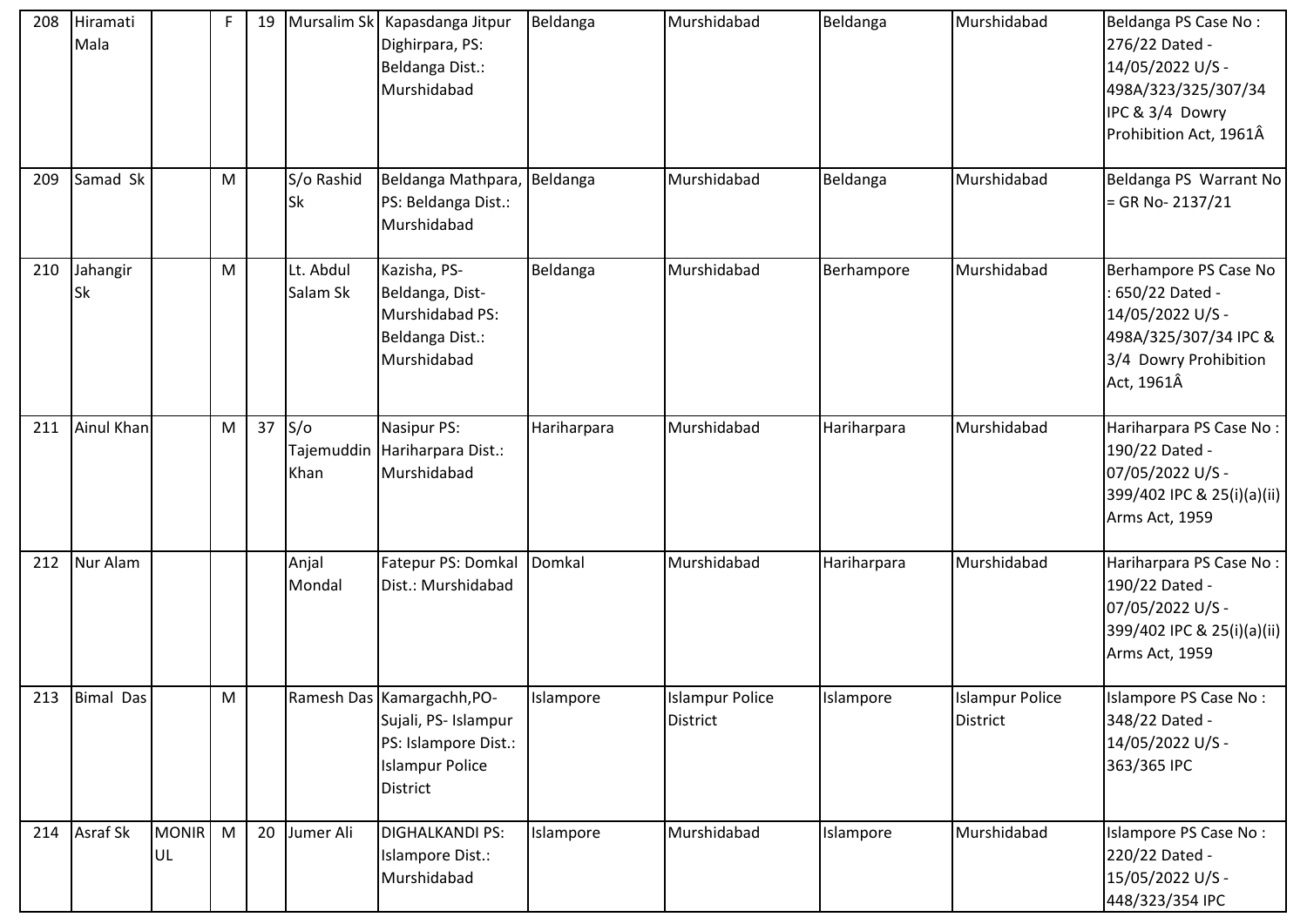| 208 | Hiramati Mala | | F | 19 | Mursalim Sk | Kapasdanga Jitpur Dighirpara, PS: Beldanga Dist.: Murshidabad | Beldanga | Murshidabad | Beldanga | Murshidabad | Beldanga PS Case No : 276/22 Dated - 14/05/2022 U/S - 498A/323/325/307/34 IPC & 3/4 Dowry Prohibition Act, 1961Â |
|---|---|---|---|---|---|---|---|---|---|---|---|
| 209 | Samad Sk | | M | | S/o Rashid Sk | Beldanga Mathpara, PS: Beldanga Dist.: Murshidabad | Beldanga | Murshidabad | Beldanga | Murshidabad | Beldanga PS Warrant No = GR No- 2137/21 |
| 210 | Jahangir Sk | | M | | Lt. Abdul Salam Sk | Kazisha, PS- Beldanga, Dist- Murshidabad PS: Beldanga Dist.: Murshidabad | Beldanga | Murshidabad | Berhampore | Murshidabad | Berhampore PS Case No : 650/22 Dated - 14/05/2022 U/S - 498A/325/307/34 IPC & 3/4 Dowry Prohibition Act, 1961Â |
| 211 | Ainul Khan | | M | 37 | S/o Tajemuddin Khan | Nasipur PS: Hariharpara Dist.: Murshidabad | Hariharpara | Murshidabad | Hariharpara | Murshidabad | Hariharpara PS Case No : 190/22 Dated - 07/05/2022 U/S - 399/402 IPC & 25(i)(a)(ii) Arms Act, 1959 |
| 212 | Nur Alam | | | | Anjal Mondal | Fatepur PS: Domkal Dist.: Murshidabad | Domkal | Murshidabad | Hariharpara | Murshidabad | Hariharpara PS Case No : 190/22 Dated - 07/05/2022 U/S - 399/402 IPC & 25(i)(a)(ii) Arms Act, 1959 |
| 213 | Bimal Das | | M | | Ramesh Das | Kamargachh,PO- Sujali, PS- Islampur PS: Islampore Dist.: Islampur Police District | Islampore | Islampur Police District | Islampore | Islampur Police District | Islampore PS Case No : 348/22 Dated - 14/05/2022 U/S - 363/365 IPC |
| 214 | Asraf Sk | MONIRUL | M | 20 | Jumer Ali | DIGHALKANDI PS: Islampore Dist.: Murshidabad | Islampore | Murshidabad | Islampore | Murshidabad | Islampore PS Case No : 220/22 Dated - 15/05/2022 U/S - 448/323/354 IPC |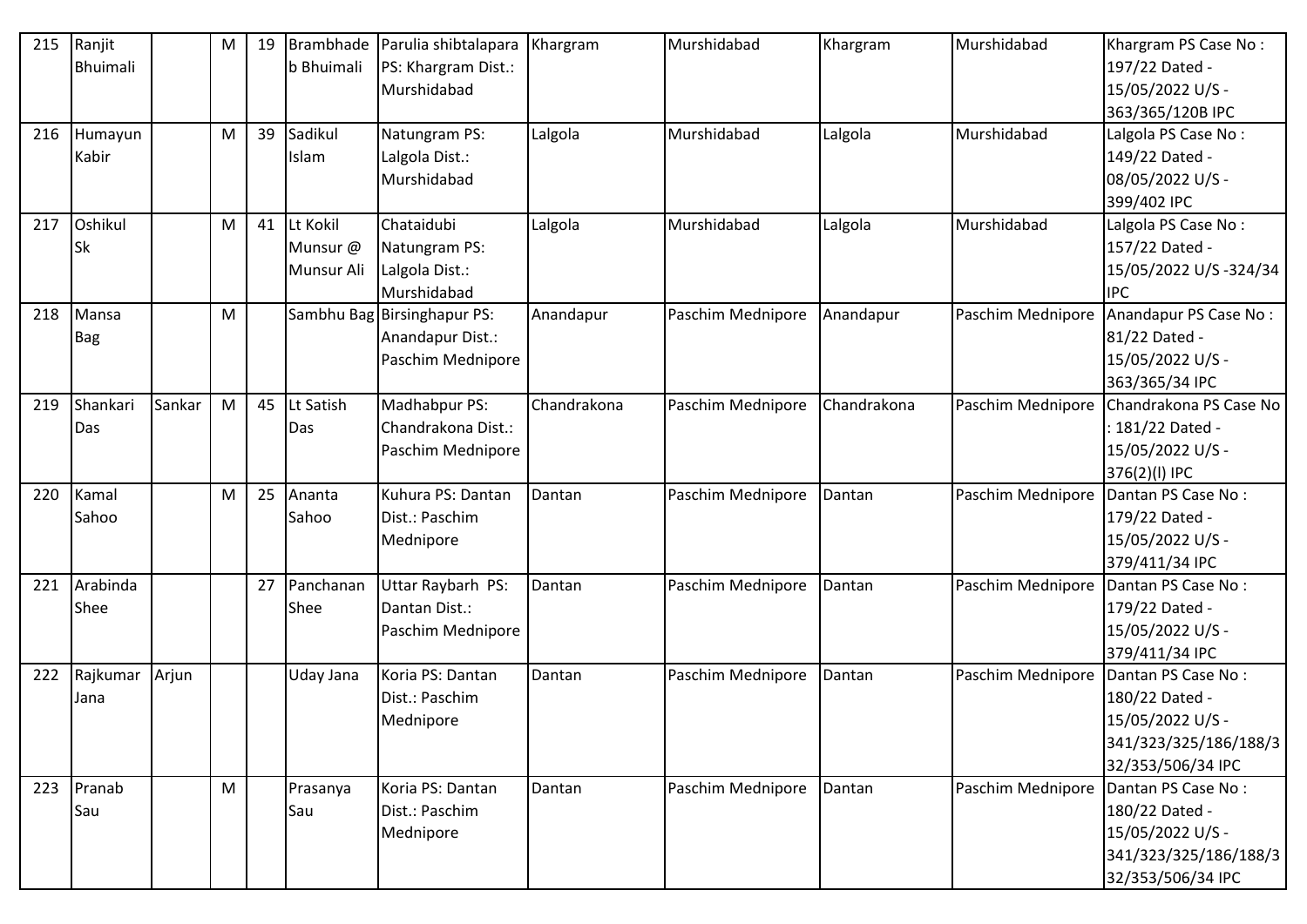| 215 | Ranjit Bhuimali | | M | 19 | Brambhadeb Bhuimali | Parulia shibtalapara PS: Khargram Dist.: Murshidabad | Khargram | Murshidabad | Khargram | Murshidabad | Khargram PS Case No : 197/22 Dated - 15/05/2022 U/S - 363/365/120B IPC |
|---|---|---|---|---|---|---|---|---|---|---|---|
| 216 | Humayun Kabir | | M | 39 | Sadikul Islam | Natungram PS: Lalgola Dist.: Murshidabad | Lalgola | Murshidabad | Lalgola | Murshidabad | Lalgola PS Case No : 149/22 Dated - 08/05/2022 U/S - 399/402 IPC |
| 217 | Oshikul Sk | | M | 41 | Lt Kokil Munsur @ Munsur Ali | Chataidubi Natungram PS: Lalgola Dist.: Murshidabad | Lalgola | Murshidabad | Lalgola | Murshidabad | Lalgola PS Case No : 157/22 Dated - 15/05/2022 U/S -324/34 IPC |
| 218 | Mansa Bag | | M | | Sambhu Bag | Birsinghapur PS: Anandapur Dist.: Paschim Mednipore | Anandapur | Paschim Mednipore | Anandapur | Paschim Mednipore | Anandapur PS Case No : 81/22 Dated - 15/05/2022 U/S - 363/365/34 IPC |
| 219 | Shankari Das | Sankar | M | 45 | Lt Satish Das | Madhabpur PS: Chandrakona Dist.: Paschim Mednipore | Chandrakona | Paschim Mednipore | Chandrakona | Paschim Mednipore | Chandrakona PS Case No : 181/22 Dated - 15/05/2022 U/S - 376(2)(l) IPC |
| 220 | Kamal Sahoo | | M | 25 | Ananta Sahoo | Kuhura PS: Dantan Dist.: Paschim Mednipore | Dantan | Paschim Mednipore | Dantan | Paschim Mednipore | Dantan PS Case No : 179/22 Dated - 15/05/2022 U/S - 379/411/34 IPC |
| 221 | Arabinda Shee | | | 27 | Panchanan Shee | Uttar Raybarh PS: Dantan Dist.: Paschim Mednipore | Dantan | Paschim Mednipore | Dantan | Paschim Mednipore | Dantan PS Case No : 179/22 Dated - 15/05/2022 U/S - 379/411/34 IPC |
| 222 | Rajkumar Jana | Arjun | | | Uday Jana | Koria PS: Dantan Dist.: Paschim Mednipore | Dantan | Paschim Mednipore | Dantan | Paschim Mednipore | Dantan PS Case No : 180/22 Dated - 15/05/2022 U/S - 341/323/325/186/188/332/353/506/34 IPC |
| 223 | Pranab Sau | | M | | Prasanya Sau | Koria PS: Dantan Dist.: Paschim Mednipore | Dantan | Paschim Mednipore | Dantan | Paschim Mednipore | Dantan PS Case No : 180/22 Dated - 15/05/2022 U/S - 341/323/325/186/188/332/353/506/34 IPC |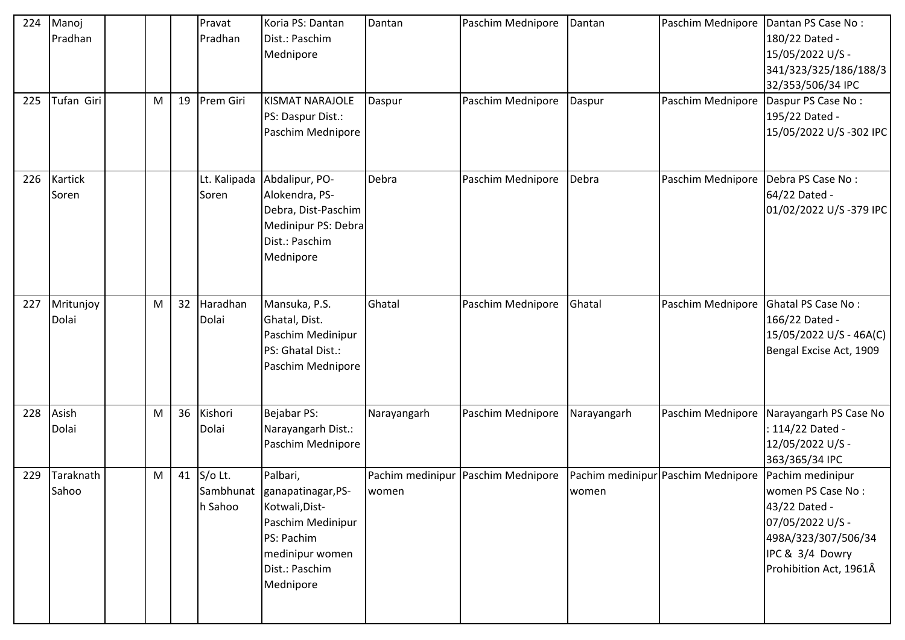| 224 | Manoj Pradhan | | | | Pravat Pradhan | Koria PS: Dantan Dist.: Paschim Mednipore | Dantan | Paschim Mednipore | Dantan | Paschim Mednipore | Dantan PS Case No : 180/22 Dated - 15/05/2022 U/S - 341/323/325/186/188/332/353/506/34 IPC |
|---|---|---|---|---|---|---|---|---|---|---|---|
| 225 | Tufan Giri | | M | 19 | Prem Giri | KISMAT NARAJOLE PS: Daspur Dist.: Paschim Mednipore | Daspur | Paschim Mednipore | Daspur | Paschim Mednipore | Daspur PS Case No : 195/22 Dated - 15/05/2022 U/S -302 IPC |
| 226 | Kartick Soren | | | | Lt. Kalipada Soren | Abdalipur, PO-Alokendra, PS-Debra, Dist-Paschim Medinipur PS: Debra Dist.: Paschim Mednipore | Debra | Paschim Mednipore | Debra | Paschim Mednipore | Debra PS Case No : 64/22 Dated - 01/02/2022 U/S -379 IPC |
| 227 | Mritunjoy Dolai | | M | 32 | Haradhan Dolai | Mansuka, P.S. Ghatal, Dist. Paschim Medinipur PS: Ghatal Dist.: Paschim Mednipore | Ghatal | Paschim Mednipore | Ghatal | Paschim Mednipore | Ghatal PS Case No : 166/22 Dated - 15/05/2022 U/S - 46A(C) Bengal Excise Act, 1909 |
| 228 | Asish Dolai | | M | 36 | Kishori Dolai | Bejabar PS: Narayangarh Dist.: Paschim Mednipore | Narayangarh | Paschim Mednipore | Narayangarh | Paschim Mednipore | Narayangarh PS Case No : 114/22 Dated - 12/05/2022 U/S - 363/365/34 IPC |
| 229 | Taraknath Sahoo | | M | 41 | S/o Lt. Sambhunath Sahoo | Palbari, ganapatinagar,PS-Kotwali,Dist-Paschim Medinipur PS: Pachim medinipur women Dist.: Paschim Mednipore | Pachim medinipur women | Paschim Mednipore | Pachim medinipur women | Paschim Mednipore | Pachim medinipur women PS Case No : 43/22 Dated - 07/05/2022 U/S - 498A/323/307/506/34 IPC & 3/4 Dowry Prohibition Act, 1961Â |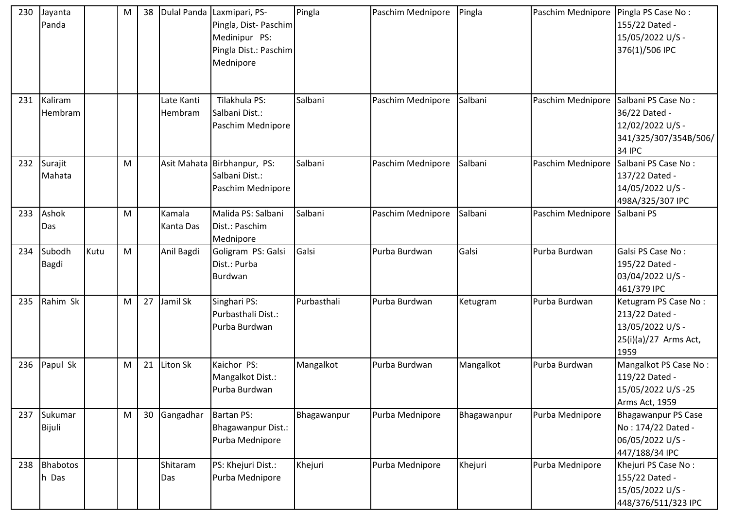| 230 | Jayanta Panda | | M | 38 | Dulal Panda | Laxmipari, PS- Pingla, Dist- Paschim Medinipur PS: Pingla Dist.: Paschim Mednipore | Pingla | Paschim Mednipore | Pingla | Paschim Mednipore | Pingla PS Case No : 155/22 Dated - 15/05/2022 U/S - 376(1)/506 IPC |
|---|---|---|---|---|---|---|---|---|---|---|---|
| 231 | Kaliram Hembram | | | | Late Kanti Hembram | Tilakhula PS: Salbani Dist.: Paschim Mednipore | Salbani | Paschim Mednipore | Salbani | Paschim Mednipore | Salbani PS Case No : 36/22 Dated - 12/02/2022 U/S - 341/325/307/354B/506/34 IPC |
| 232 | Surajit Mahata | | M | | Asit Mahata | Birbhanpur, PS: Salbani Dist.: Paschim Mednipore | Salbani | Paschim Mednipore | Salbani | Paschim Mednipore | Salbani PS Case No : 137/22 Dated - 14/05/2022 U/S - 498A/325/307 IPC |
| 233 | Ashok Das | | M | | Kamala Kanta Das | Malida PS: Salbani Dist.: Paschim Mednipore | Salbani | Paschim Mednipore | Salbani | Paschim Mednipore | Salbani PS |
| 234 | Subodh Bagdi | Kutu | M | | Anil Bagdi | Goligram PS: Galsi Dist.: Purba Burdwan | Galsi | Purba Burdwan | Galsi | Purba Burdwan | Galsi PS Case No : 195/22 Dated - 03/04/2022 U/S - 461/379 IPC |
| 235 | Rahim Sk | | M | 27 | Jamil Sk | Singhari PS: Purbasthali Dist.: Purba Burdwan | Purbasthali | Purba Burdwan | Ketugram | Purba Burdwan | Ketugram PS Case No : 213/22 Dated - 13/05/2022 U/S - 25(i)(a)/27 Arms Act, 1959 |
| 236 | Papul Sk | | M | 21 | Liton Sk | Kaichor PS: Mangalkot Dist.: Purba Burdwan | Mangalkot | Purba Burdwan | Mangalkot | Purba Burdwan | Mangalkot PS Case No : 119/22 Dated - 15/05/2022 U/S -25 Arms Act, 1959 |
| 237 | Sukumar Bijuli | | M | 30 | Gangadhar | Bartan PS: Bhagawanpur Dist.: Purba Mednipore | Bhagawanpur | Purba Mednipore | Bhagawanpur | Purba Mednipore | Bhagawanpur PS Case No : 174/22 Dated - 06/05/2022 U/S - 447/188/34 IPC |
| 238 | Bhabotosh Das | | | | Shitaram Das | PS: Khejuri Dist.: Purba Mednipore | Khejuri | Purba Mednipore | Khejuri | Purba Mednipore | Khejuri PS Case No : 155/22 Dated - 15/05/2022 U/S - 448/376/511/323 IPC |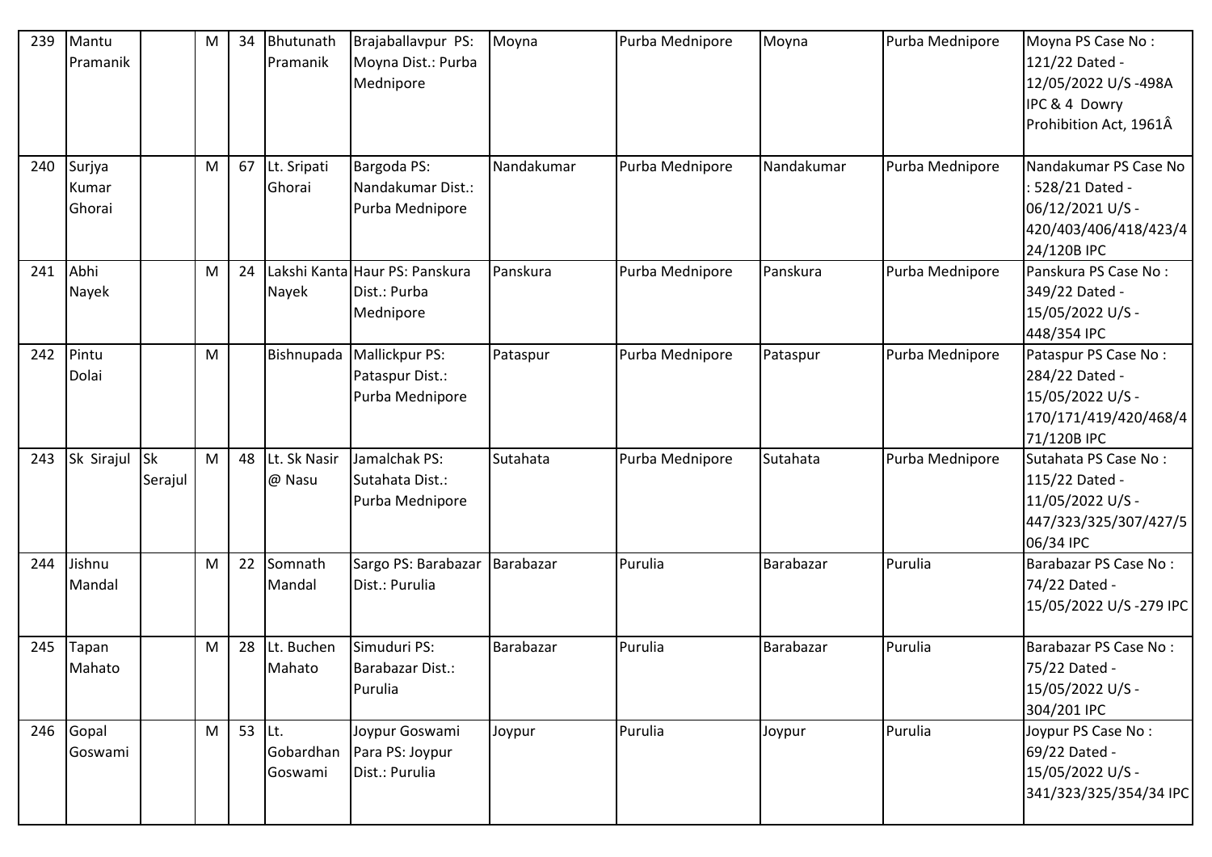| 239 | Mantu Pramanik | | M | 34 | Bhutunath Pramanik | Brajaballavpur PS: Moyna Dist.: Purba Mednipore | Moyna | Purba Mednipore | Moyna | Purba Mednipore | Moyna PS Case No : 121/22 Dated - 12/05/2022 U/S -498A IPC & 4 Dowry Prohibition Act, 1961Â |
|---|---|---|---|---|---|---|---|---|---|---|---|
| 240 | Surjya Kumar Ghorai | | M | 67 | Lt. Sripati Ghorai | Bargoda PS: Nandakumar Dist.: Purba Mednipore | Nandakumar | Purba Mednipore | Nandakumar | Purba Mednipore | Nandakumar PS Case No : 528/21 Dated - 06/12/2021 U/S - 420/403/406/418/423/424/120B IPC |
| 241 | Abhi Nayek | | M | 24 | Lakshi Kanta Nayek | Haur PS: Panskura Dist.: Purba Mednipore | Panskura | Purba Mednipore | Panskura | Purba Mednipore | Panskura PS Case No : 349/22 Dated - 15/05/2022 U/S - 448/354 IPC |
| 242 | Pintu Dolai | | M | | Bishnupada | Mallickpur PS: Pataspur Dist.: Purba Mednipore | Pataspur | Purba Mednipore | Pataspur | Purba Mednipore | Pataspur PS Case No : 284/22 Dated - 15/05/2022 U/S - 170/171/419/420/468/471/120B IPC |
| 243 | Sk Sirajul | Sk Serajul | M | 48 | Lt. Sk Nasir @ Nasu | Jamalchak PS: Sutahata Dist.: Purba Mednipore | Sutahata | Purba Mednipore | Sutahata | Purba Mednipore | Sutahata PS Case No : 115/22 Dated - 11/05/2022 U/S - 447/323/325/307/427/506/34 IPC |
| 244 | Jishnu Mandal | | M | 22 | Somnath Mandal | Sargo PS: Barabazar Dist.: Purulia | Barabazar | Purulia | Barabazar | Purulia | Barabazar PS Case No : 74/22 Dated - 15/05/2022 U/S -279 IPC |
| 245 | Tapan Mahato | | M | 28 | Lt. Buchen Mahato | Simuduri PS: Barabazar Dist.: Purulia | Barabazar | Purulia | Barabazar | Purulia | Barabazar PS Case No : 75/22 Dated - 15/05/2022 U/S - 304/201 IPC |
| 246 | Gopal Goswami | | M | 53 | Lt. Gobardhan Goswami | Joypur Goswami Para PS: Joypur Dist.: Purulia | Joypur | Purulia | Joypur | Purulia | Joypur PS Case No : 69/22 Dated - 15/05/2022 U/S - 341/323/325/354/34 IPC |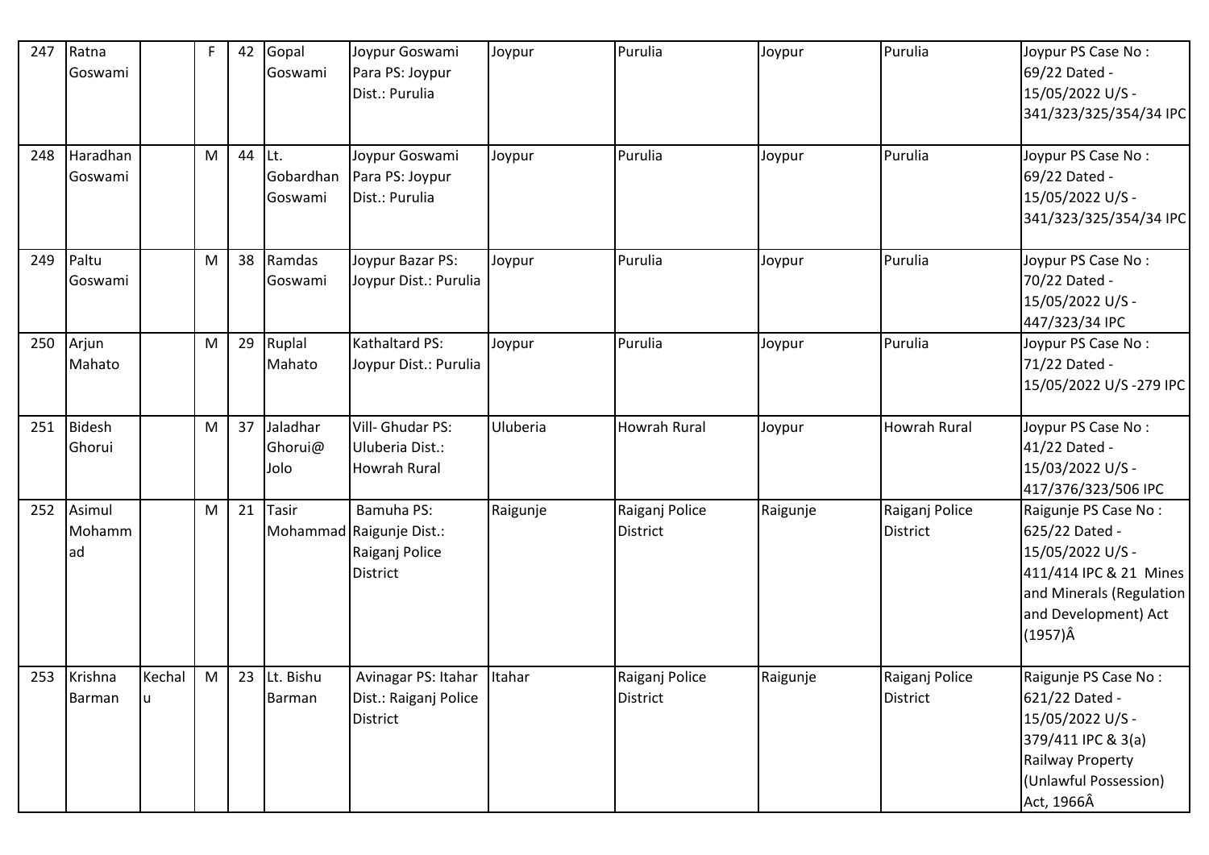| 247 | Ratna Goswami | | F | 42 | Gopal Goswami | Joypur Goswami Para PS: Joypur Dist.: Purulia | Joypur | Purulia | Joypur | Purulia | Joypur PS Case No : 69/22 Dated - 15/05/2022 U/S - 341/323/325/354/34 IPC |
|---|---|---|---|---|---|---|---|---|---|---|---|
| 248 | Haradhan Goswami | | M | 44 | Lt. Gobardhan Goswami | Joypur Goswami Para PS: Joypur Dist.: Purulia | Joypur | Purulia | Joypur | Purulia | Joypur PS Case No : 69/22 Dated - 15/05/2022 U/S - 341/323/325/354/34 IPC |
| 249 | Paltu Goswami | | M | 38 | Ramdas Goswami | Joypur Bazar PS: Joypur Dist.: Purulia | Joypur | Purulia | Joypur | Purulia | Joypur PS Case No : 70/22 Dated - 15/05/2022 U/S - 447/323/34 IPC |
| 250 | Arjun Mahato | | M | 29 | Ruplal Mahato | Kathaltard PS: Joypur Dist.: Purulia | Joypur | Purulia | Joypur | Purulia | Joypur PS Case No : 71/22 Dated - 15/05/2022 U/S -279 IPC |
| 251 | Bidesh Ghorui | | M | 37 | Jaladhar Ghorui@ Jolo | Vill- Ghudar PS: Uluberia Dist.: Howrah Rural | Uluberia | Howrah Rural | Joypur | Howrah Rural | Joypur PS Case No : 41/22 Dated - 15/03/2022 U/S - 417/376/323/506 IPC |
| 252 | Asimul Mohammad | | M | 21 | Tasir Mohammad | Bamuha PS: Raigunje Dist.: Raiganj Police District | Raigunje | Raiganj Police District | Raigunje | Raiganj Police District | Raigunje PS Case No : 625/22 Dated - 15/05/2022 U/S - 411/414 IPC & 21 Mines and Minerals (Regulation and Development) Act (1957)Â |
| 253 | Krishna Barman | Kechalu | M | 23 | Lt. Bishu Barman | Avinagar PS: Itahar Dist.: Raiganj Police District | Itahar | Raiganj Police District | Raigunje | Raiganj Police District | Raigunje PS Case No : 621/22 Dated - 15/05/2022 U/S - 379/411 IPC & 3(a) Railway Property (Unlawful Possession) Act, 1966Â |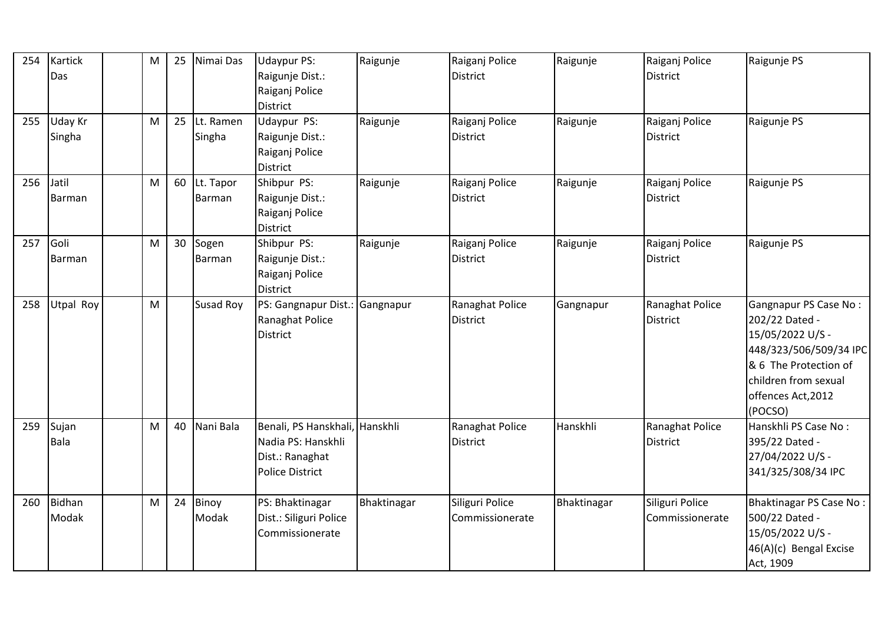| 254 | Kartick Das | | M | 25 | Nimai Das | Udaypur PS: Raigunje Dist.: Raiganj Police District | Raigunje | Raiganj Police District | Raigunje | Raiganj Police District | Raigunje PS |
|---|---|---|---|---|---|---|---|---|---|---|---|
| 255 | Uday Kr Singha | | M | 25 | Lt. Ramen Singha | Udaypur PS: Raigunje Dist.: Raiganj Police District | Raigunje | Raiganj Police District | Raigunje | Raiganj Police District | Raigunje PS |
| 256 | Jatil Barman | | M | 60 | Lt. Tapor Barman | Shibpur PS: Raigunje Dist.: Raiganj Police District | Raigunje | Raiganj Police District | Raigunje | Raiganj Police District | Raigunje PS |
| 257 | Goli Barman | | M | 30 | Sogen Barman | Shibpur PS: Raigunje Dist.: Raiganj Police District | Raigunje | Raiganj Police District | Raigunje | Raiganj Police District | Raigunje PS |
| 258 | Utpal Roy | | M | | Susad Roy | PS: Gangnapur Dist.: Ranaghat Police District | Gangnapur | Ranaghat Police District | Gangnapur | Ranaghat Police District | Gangnapur PS Case No : 202/22 Dated - 15/05/2022 U/S - 448/323/506/509/34 IPC & 6 The Protection of children from sexual offences Act,2012 (POCSO) |
| 259 | Sujan Bala | | M | 40 | Nani Bala | Benali, PS Hanskhali, Nadia PS: Hanskhli Dist.: Ranaghat Police District | Hanskhli | Ranaghat Police District | Hanskhli | Ranaghat Police District | Hanskhli PS Case No : 395/22 Dated - 27/04/2022 U/S - 341/325/308/34 IPC |
| 260 | Bidhan Modak | | M | 24 | Binoy Modak | PS: Bhaktinagar Dist.: Siliguri Police Commissionerate | Bhaktinagar | Siliguri Police Commissionerate | Bhaktinagar | Siliguri Police Commissionerate | Bhaktinagar PS Case No : 500/22 Dated - 15/05/2022 U/S - 46(A)(c) Bengal Excise Act, 1909 |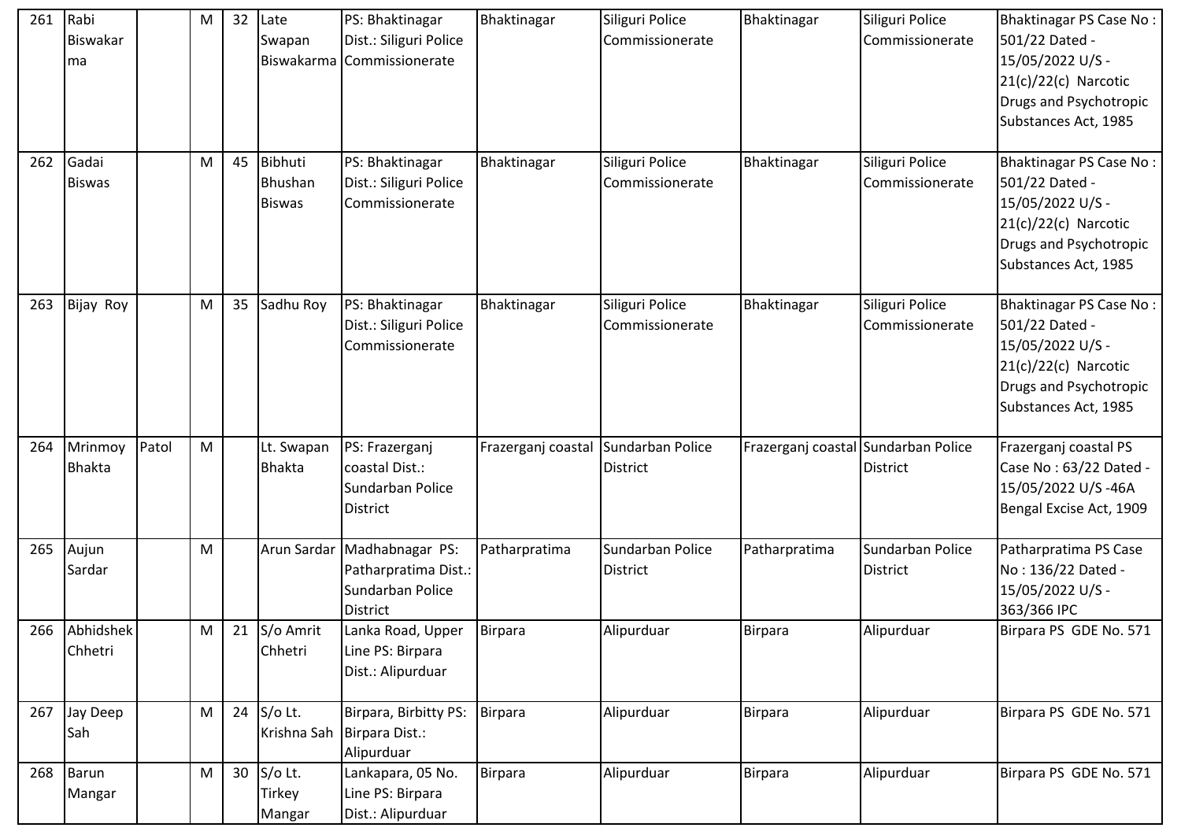| 261 | Rabi Biswakarma | | M | 32 | Late Swapan Biswakarma | PS: Bhaktinagar Dist.: Siliguri Police Commissionerate | Bhaktinagar | Siliguri Police Commissionerate | Bhaktinagar | Siliguri Police Commissionerate | Bhaktinagar PS Case No : 501/22 Dated - 15/05/2022 U/S - 21(c)/22(c) Narcotic Drugs and Psychotropic Substances Act, 1985 |
|---|---|---|---|---|---|---|---|---|---|---|---|
| 262 | Gadai Biswas | | M | 45 | Bibhuti Bhushan Biswas | PS: Bhaktinagar Dist.: Siliguri Police Commissionerate | Bhaktinagar | Siliguri Police Commissionerate | Bhaktinagar | Siliguri Police Commissionerate | Bhaktinagar PS Case No : 501/22 Dated - 15/05/2022 U/S - 21(c)/22(c) Narcotic Drugs and Psychotropic Substances Act, 1985 |
| 263 | Bijay Roy | | M | 35 | Sadhu Roy | PS: Bhaktinagar Dist.: Siliguri Police Commissionerate | Bhaktinagar | Siliguri Police Commissionerate | Bhaktinagar | Siliguri Police Commissionerate | Bhaktinagar PS Case No : 501/22 Dated - 15/05/2022 U/S - 21(c)/22(c) Narcotic Drugs and Psychotropic Substances Act, 1985 |
| 264 | Mrinmoy Bhakta | Patol | M | | Lt. Swapan Bhakta | PS: Frazerganj coastal Dist.: Sundarban Police District | Frazerganj coastal | Sundarban Police District | Frazerganj coastal | Sundarban Police District | Frazerganj coastal PS Case No : 63/22 Dated - 15/05/2022 U/S -46A Bengal Excise Act, 1909 |
| 265 | Aujun Sardar | | M | | Arun Sardar | Madhabnagar PS: Patharpratima Dist.: Sundarban Police District | Patharpratima | Sundarban Police District | Patharpratima | Sundarban Police District | Patharpratima PS Case No : 136/22 Dated - 15/05/2022 U/S - 363/366 IPC |
| 266 | Abhidshek Chhetri | | M | 21 | S/o Amrit Chhetri | Lanka Road, Upper Line PS: Birpara Dist.: Alipurduar | Birpara | Alipurduar | Birpara | Alipurduar | Birpara PS GDE No. 571 |
| 267 | Jay Deep Sah | | M | 24 | S/o Lt. Krishna Sah | Birpara, Birbitty PS: Birpara Dist.: Alipurduar | Birpara | Alipurduar | Birpara | Alipurduar | Birpara PS GDE No. 571 |
| 268 | Barun Mangar | | M | 30 | S/o Lt. Tirkey Mangar | Lankapara, 05 No. Line PS: Birpara Dist.: Alipurduar | Birpara | Alipurduar | Birpara | Alipurduar | Birpara PS GDE No. 571 |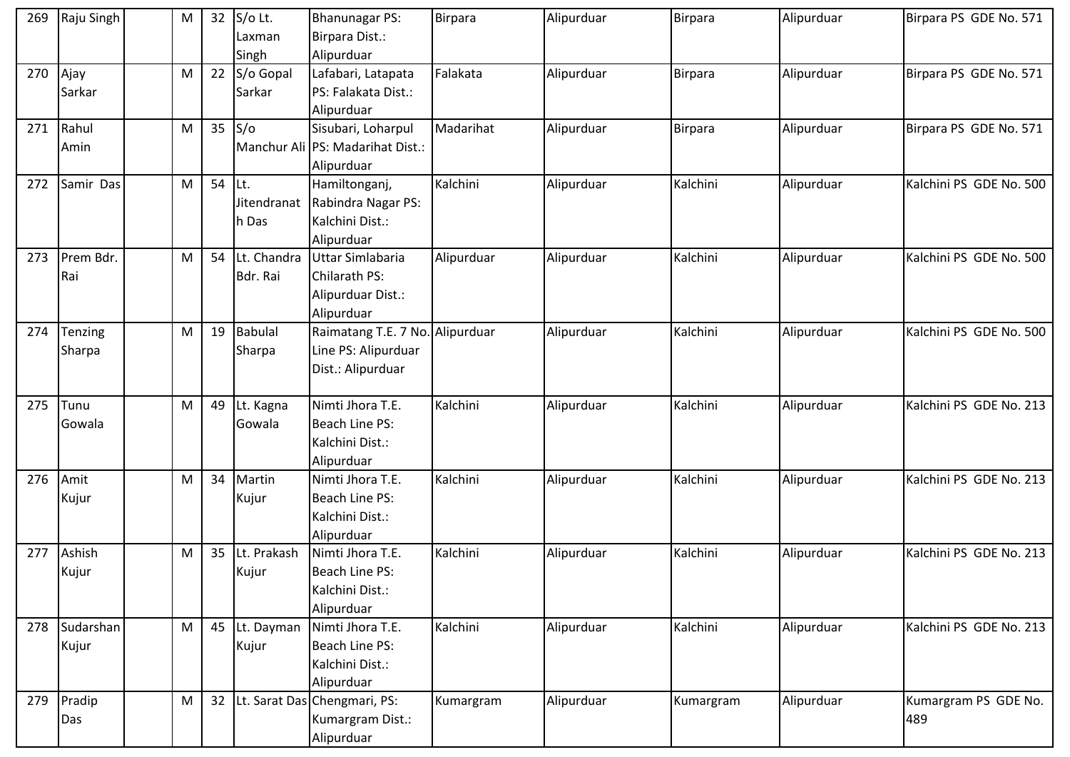| 269 | Raju Singh | | M | 32 | S/o Lt. Laxman Singh | Bhanunagar PS: Birpara Dist.: Alipurduar | Birpara | Alipurduar | Birpara | Alipurduar | Birpara PS GDE No. 571 |
|---|---|---|---|---|---|---|---|---|---|---|---|
| 270 | Ajay Sarkar | | M | 22 | S/o Gopal Sarkar | Lafabari, Latapata PS: Falakata Dist.: Alipurduar | Falakata | Alipurduar | Birpara | Alipurduar | Birpara PS GDE No. 571 |
| 271 | Rahul Amin | | M | 35 | S/o Manchur Ali | Sisubari, Loharpul PS: Madarihat Dist.: Alipurduar | Madarihat | Alipurduar | Birpara | Alipurduar | Birpara PS GDE No. 571 |
| 272 | Samir Das | | M | 54 | Lt. Jitendranath Das | Hamiltonganj, Rabindra Nagar PS: Kalchini Dist.: Alipurduar | Kalchini | Alipurduar | Kalchini | Alipurduar | Kalchini PS GDE No. 500 |
| 273 | Prem Bdr. Rai | | M | 54 | Lt. Chandra Bdr. Rai | Uttar Simlabaria Chilarath PS: Alipurduar Dist.: Alipurduar | Alipurduar | Alipurduar | Kalchini | Alipurduar | Kalchini PS GDE No. 500 |
| 274 | Tenzing Sharpa | | M | 19 | Babulal Sharpa | Raimatang T.E. 7 No. Line PS: Alipurduar Dist.: Alipurduar | Alipurduar | Alipurduar | Kalchini | Alipurduar | Kalchini PS GDE No. 500 |
| 275 | Tunu Gowala | | M | 49 | Lt. Kagna Gowala | Nimti Jhora T.E. Beach Line PS: Kalchini Dist.: Alipurduar | Kalchini | Alipurduar | Kalchini | Alipurduar | Kalchini PS GDE No. 213 |
| 276 | Amit Kujur | | M | 34 | Martin Kujur | Nimti Jhora T.E. Beach Line PS: Kalchini Dist.: Alipurduar | Kalchini | Alipurduar | Kalchini | Alipurduar | Kalchini PS GDE No. 213 |
| 277 | Ashish Kujur | | M | 35 | Lt. Prakash Kujur | Nimti Jhora T.E. Beach Line PS: Kalchini Dist.: Alipurduar | Kalchini | Alipurduar | Kalchini | Alipurduar | Kalchini PS GDE No. 213 |
| 278 | Sudarshan Kujur | | M | 45 | Lt. Dayman Kujur | Nimti Jhora T.E. Beach Line PS: Kalchini Dist.: Alipurduar | Kalchini | Alipurduar | Kalchini | Alipurduar | Kalchini PS GDE No. 213 |
| 279 | Pradip Das | | M | 32 | Lt. Sarat Das | Chengmari, PS: Kumargram Dist.: Alipurduar | Kumargram | Alipurduar | Kumargram | Alipurduar | Kumargram PS GDE No. 489 |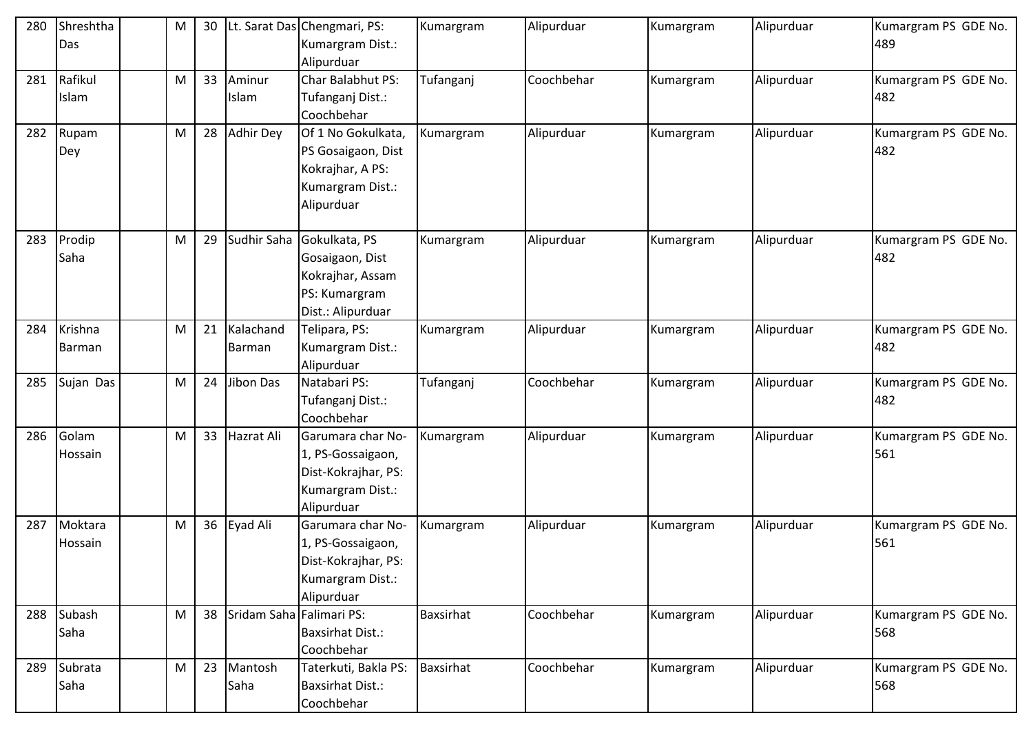| 280 | Shreshtha Das | | M | 30 | Lt. Sarat Das | Chengmari, PS: Kumargram Dist.: Alipurduar | Kumargram | Alipurduar | Kumargram | Alipurduar | Kumargram PS GDE No. 489 |
|---|---|---|---|---|---|---|---|---|---|---|---|
| 281 | Rafikul Islam | | M | 33 | Aminur Islam | Char Balabhut PS: Tufanganj Dist.: Coochbehar | Tufanganj | Coochbehar | Kumargram | Alipurduar | Kumargram PS GDE No. 482 |
| 282 | Rupam Dey | | M | 28 | Adhir Dey | Of 1 No Gokulkata, PS Gosaigaon, Dist Kokrajhar, A PS: Kumargram Dist.: Alipurduar | Kumargram | Alipurduar | Kumargram | Alipurduar | Kumargram PS GDE No. 482 |
| 283 | Prodip Saha | | M | 29 | Sudhir Saha | Gokulkata, PS Gosaigaon, Dist Kokrajhar, Assam PS: Kumargram Dist.: Alipurduar | Kumargram | Alipurduar | Kumargram | Alipurduar | Kumargram PS GDE No. 482 |
| 284 | Krishna Barman | | M | 21 | Kalachand Barman | Telipara, PS: Kumargram Dist.: Alipurduar | Kumargram | Alipurduar | Kumargram | Alipurduar | Kumargram PS GDE No. 482 |
| 285 | Sujan Das | | M | 24 | Jibon Das | Natabari PS: Tufanganj Dist.: Coochbehar | Tufanganj | Coochbehar | Kumargram | Alipurduar | Kumargram PS GDE No. 482 |
| 286 | Golam Hossain | | M | 33 | Hazrat Ali | Garumara char No-1, PS-Gossaigaon, Dist-Kokrajhar, PS: Kumargram Dist.: Alipurduar | Kumargram | Alipurduar | Kumargram | Alipurduar | Kumargram PS GDE No. 561 |
| 287 | Moktara Hossain | | M | 36 | Eyad Ali | Garumara char No-1, PS-Gossaigaon, Dist-Kokrajhar, PS: Kumargram Dist.: Alipurduar | Kumargram | Alipurduar | Kumargram | Alipurduar | Kumargram PS GDE No. 561 |
| 288 | Subash Saha | | M | 38 | Sridam Saha | Falimari PS: Baxsirhat Dist.: Coochbehar | Baxsirhat | Coochbehar | Kumargram | Alipurduar | Kumargram PS GDE No. 568 |
| 289 | Subrata Saha | | M | 23 | Mantosh Saha | Taterkuti, Bakla PS: Baxsirhat Dist.: Coochbehar | Baxsirhat | Coochbehar | Kumargram | Alipurduar | Kumargram PS GDE No. 568 |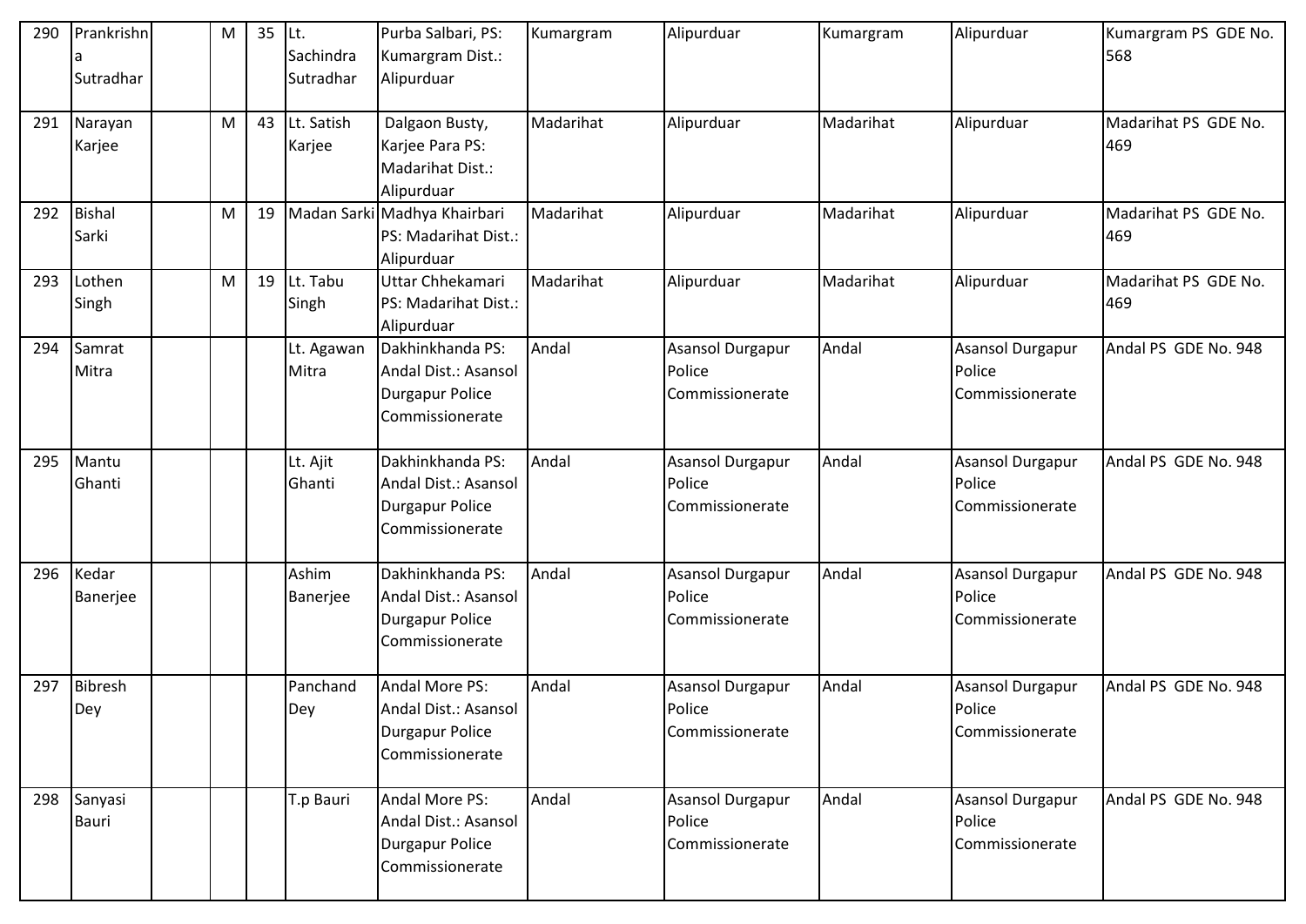| 290 | Prankrishna Sutradhar | | M | 35 | Lt. Sachindra Sutradhar | Purba Salbari, PS: Kumargram Dist.: Alipurduar | Kumargram | Alipurduar | Kumargram | Alipurduar | Kumargram PS GDE No. 568 |
|---|---|---|---|---|---|---|---|---|---|---|---|
| 291 | Narayan Karjee | | M | 43 | Lt. Satish Karjee | Dalgaon Busty, Karjee Para PS: Madarihat Dist.: Alipurduar | Madarihat | Alipurduar | Madarihat | Alipurduar | Madarihat PS GDE No. 469 |
| 292 | Bishal Sarki | | M | 19 | Madan Sarki | Madhya Khairbari PS: Madarihat Dist.: Alipurduar | Madarihat | Alipurduar | Madarihat | Alipurduar | Madarihat PS GDE No. 469 |
| 293 | Lothen Singh | | M | 19 | Lt. Tabu Singh | Uttar Chhekamari PS: Madarihat Dist.: Alipurduar | Madarihat | Alipurduar | Madarihat | Alipurduar | Madarihat PS GDE No. 469 |
| 294 | Samrat Mitra | | | | Lt. Agawan Mitra | Dakhinkhanda PS: Andal Dist.: Asansol Durgapur Police Commissionerate | Andal | Asansol Durgapur Police Commissionerate | Andal | Asansol Durgapur Police Commissionerate | Andal PS GDE No. 948 |
| 295 | Mantu Ghanti | | | | Lt. Ajit Ghanti | Dakhinkhanda PS: Andal Dist.: Asansol Durgapur Police Commissionerate | Andal | Asansol Durgapur Police Commissionerate | Andal | Asansol Durgapur Police Commissionerate | Andal PS GDE No. 948 |
| 296 | Kedar Banerjee | | | | Ashim Banerjee | Dakhinkhanda PS: Andal Dist.: Asansol Durgapur Police Commissionerate | Andal | Asansol Durgapur Police Commissionerate | Andal | Asansol Durgapur Police Commissionerate | Andal PS GDE No. 948 |
| 297 | Bibresh Dey | | | | Panchand Dey | Andal More PS: Andal Dist.: Asansol Durgapur Police Commissionerate | Andal | Asansol Durgapur Police Commissionerate | Andal | Asansol Durgapur Police Commissionerate | Andal PS GDE No. 948 |
| 298 | Sanyasi Bauri | | | | T.p Bauri | Andal More PS: Andal Dist.: Asansol Durgapur Police Commissionerate | Andal | Asansol Durgapur Police Commissionerate | Andal | Asansol Durgapur Police Commissionerate | Andal PS GDE No. 948 |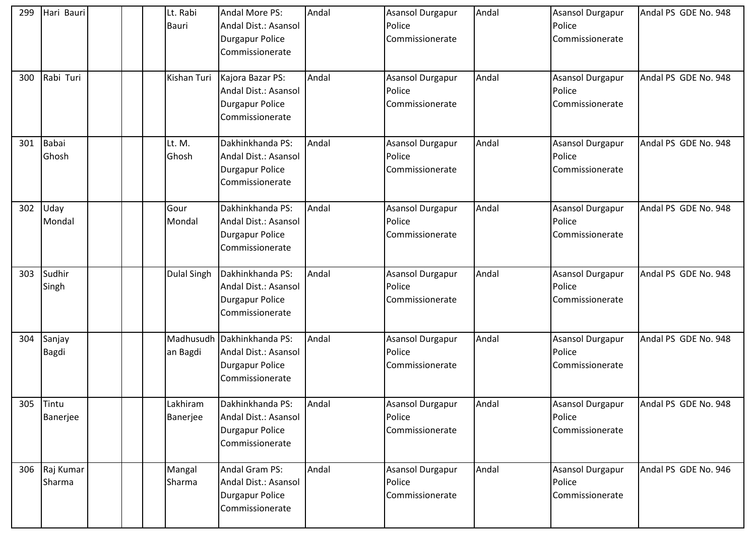| 299 | Hari Bauri | | | Lt. Rabi Bauri | Andal More PS: Andal Dist.: Asansol Durgapur Police Commissionerate | Andal | Asansol Durgapur Police Commissionerate | Andal | Asansol Durgapur Police Commissionerate | Andal PS GDE No. 948 |
|---|---|---|---|---|---|---|---|---|---|---|
| 300 | Rabi Turi | | | Kishan Turi | Kajora Bazar PS: Andal Dist.: Asansol Durgapur Police Commissionerate | Andal | Asansol Durgapur Police Commissionerate | Andal | Asansol Durgapur Police Commissionerate | Andal PS GDE No. 948 |
| 301 | Babai Ghosh | | | Lt. M. Ghosh | Dakhinkhanda PS: Andal Dist.: Asansol Durgapur Police Commissionerate | Andal | Asansol Durgapur Police Commissionerate | Andal | Asansol Durgapur Police Commissionerate | Andal PS GDE No. 948 |
| 302 | Uday Mondal | | | Gour Mondal | Dakhinkhanda PS: Andal Dist.: Asansol Durgapur Police Commissionerate | Andal | Asansol Durgapur Police Commissionerate | Andal | Asansol Durgapur Police Commissionerate | Andal PS GDE No. 948 |
| 303 | Sudhir Singh | | | Dulal Singh | Dakhinkhanda PS: Andal Dist.: Asansol Durgapur Police Commissionerate | Andal | Asansol Durgapur Police Commissionerate | Andal | Asansol Durgapur Police Commissionerate | Andal PS GDE No. 948 |
| 304 | Sanjay Bagdi | | | Madhusudhan Bagdi | Dakhinkhanda PS: Andal Dist.: Asansol Durgapur Police Commissionerate | Andal | Asansol Durgapur Police Commissionerate | Andal | Asansol Durgapur Police Commissionerate | Andal PS GDE No. 948 |
| 305 | Tintu Banerjee | | | Lakhiram Banerjee | Dakhinkhanda PS: Andal Dist.: Asansol Durgapur Police Commissionerate | Andal | Asansol Durgapur Police Commissionerate | Andal | Asansol Durgapur Police Commissionerate | Andal PS GDE No. 948 |
| 306 | Raj Kumar Sharma | | | Mangal Sharma | Andal Gram PS: Andal Dist.: Asansol Durgapur Police Commissionerate | Andal | Asansol Durgapur Police Commissionerate | Andal | Asansol Durgapur Police Commissionerate | Andal PS GDE No. 946 |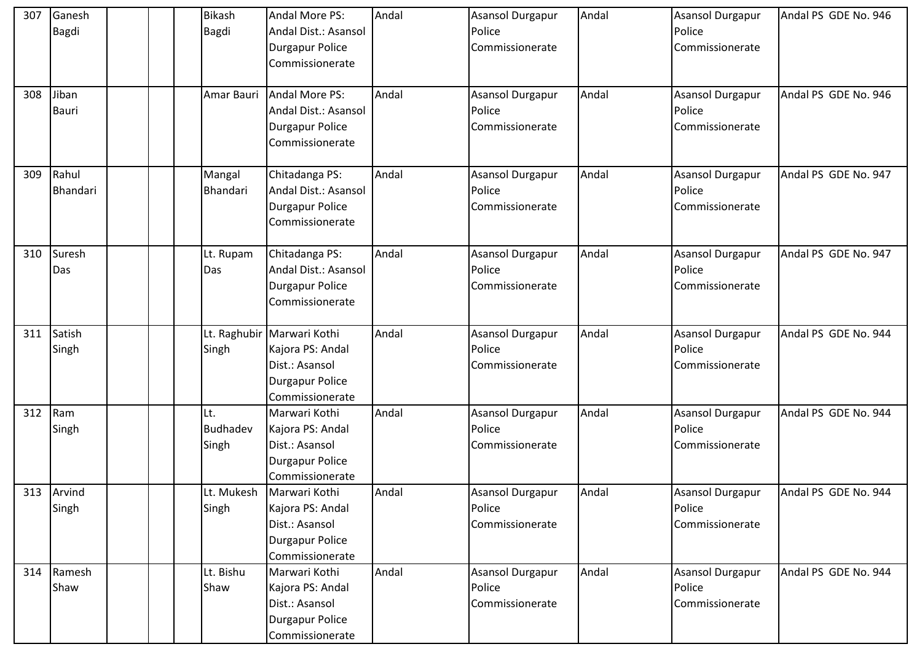| 307 | Ganesh Bagdi | | | Bikash Bagdi | Andal More PS: Andal Dist.: Asansol Durgapur Police Commissionerate | Andal | Asansol Durgapur Police Commissionerate | Andal | Asansol Durgapur Police Commissionerate | Andal PS GDE No. 946 |
|---|---|---|---|---|---|---|---|---|---|---|
| 308 | Jiban Bauri | | | Amar Bauri | Andal More PS: Andal Dist.: Asansol Durgapur Police Commissionerate | Andal | Asansol Durgapur Police Commissionerate | Andal | Asansol Durgapur Police Commissionerate | Andal PS GDE No. 946 |
| 309 | Rahul Bhandari | | | Mangal Bhandari | Chitadanga PS: Andal Dist.: Asansol Durgapur Police Commissionerate | Andal | Asansol Durgapur Police Commissionerate | Andal | Asansol Durgapur Police Commissionerate | Andal PS GDE No. 947 |
| 310 | Suresh Das | | | Lt. Rupam Das | Chitadanga PS: Andal Dist.: Asansol Durgapur Police Commissionerate | Andal | Asansol Durgapur Police Commissionerate | Andal | Asansol Durgapur Police Commissionerate | Andal PS GDE No. 947 |
| 311 | Satish Singh | | | Lt. Raghubir Singh | Marwari Kothi Kajora PS: Andal Dist.: Asansol Durgapur Police Commissionerate | Andal | Asansol Durgapur Police Commissionerate | Andal | Asansol Durgapur Police Commissionerate | Andal PS GDE No. 944 |
| 312 | Ram Singh | | | Lt. Budhadev Singh | Marwari Kothi Kajora PS: Andal Dist.: Asansol Durgapur Police Commissionerate | Andal | Asansol Durgapur Police Commissionerate | Andal | Asansol Durgapur Police Commissionerate | Andal PS GDE No. 944 |
| 313 | Arvind Singh | | | Lt. Mukesh Singh | Marwari Kothi Kajora PS: Andal Dist.: Asansol Durgapur Police Commissionerate | Andal | Asansol Durgapur Police Commissionerate | Andal | Asansol Durgapur Police Commissionerate | Andal PS GDE No. 944 |
| 314 | Ramesh Shaw | | | Lt. Bishu Shaw | Marwari Kothi Kajora PS: Andal Dist.: Asansol Durgapur Police Commissionerate | Andal | Asansol Durgapur Police Commissionerate | Andal | Asansol Durgapur Police Commissionerate | Andal PS GDE No. 944 |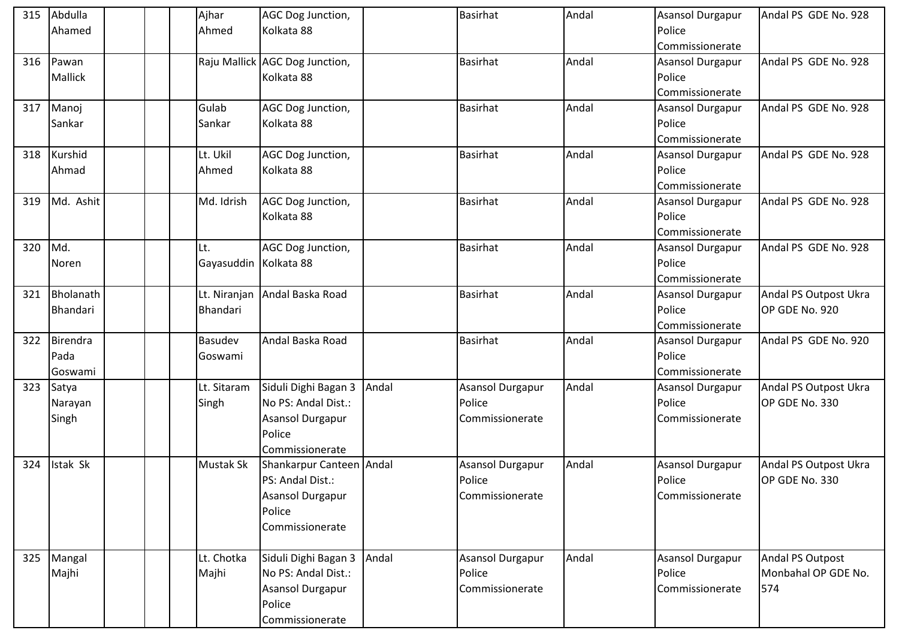| | | | | | | | | | | |
|---|---|---|---|---|---|---|---|---|---|---|
| 315 | Abdulla Ahamed | | | Ajhar Ahmed | AGC Dog Junction, Kolkata 88 | | Basirhat | Andal | Asansol Durgapur Police Commissionerate | Andal PS GDE No. 928 |
| 316 | Pawan Mallick | | | Raju Mallick | AGC Dog Junction, Kolkata 88 | | Basirhat | Andal | Asansol Durgapur Police Commissionerate | Andal PS GDE No. 928 |
| 317 | Manoj Sankar | | | Gulab Sankar | AGC Dog Junction, Kolkata 88 | | Basirhat | Andal | Asansol Durgapur Police Commissionerate | Andal PS GDE No. 928 |
| 318 | Kurshid Ahmad | | | Lt. Ukil Ahmed | AGC Dog Junction, Kolkata 88 | | Basirhat | Andal | Asansol Durgapur Police Commissionerate | Andal PS GDE No. 928 |
| 319 | Md. Ashit | | | Md. Idrish | AGC Dog Junction, Kolkata 88 | | Basirhat | Andal | Asansol Durgapur Police Commissionerate | Andal PS GDE No. 928 |
| 320 | Md. Noren | | | Lt. Gayasuddin | AGC Dog Junction, Kolkata 88 | | Basirhat | Andal | Asansol Durgapur Police Commissionerate | Andal PS GDE No. 928 |
| 321 | Bholanath Bhandari | | | Lt. Niranjan Bhandari | Andal Baska Road | | Basirhat | Andal | Asansol Durgapur Police Commissionerate | Andal PS Outpost Ukra OP GDE No. 920 |
| 322 | Birendra Pada Goswami | | | Basudev Goswami | Andal Baska Road | | Basirhat | Andal | Asansol Durgapur Police Commissionerate | Andal PS GDE No. 920 |
| 323 | Satya Narayan Singh | | | Lt. Sitaram Singh | Siduli Dighi Bagan 3 No PS: Andal Dist.: Asansol Durgapur Police Commissionerate | Andal | Asansol Durgapur Police Commissionerate | Andal | Asansol Durgapur Police Commissionerate | Andal PS Outpost Ukra OP GDE No. 330 |
| 324 | Istak Sk | | | Mustak Sk | Shankarpur Canteen PS: Andal Dist.: Asansol Durgapur Police Commissionerate | Andal | Asansol Durgapur Police Commissionerate | Andal | Asansol Durgapur Police Commissionerate | Andal PS Outpost Ukra OP GDE No. 330 |
| 325 | Mangal Majhi | | | Lt. Chotka Majhi | Siduli Dighi Bagan 3 No PS: Andal Dist.: Asansol Durgapur Police Commissionerate | Andal | Asansol Durgapur Police Commissionerate | Andal | Asansol Durgapur Police Commissionerate | Andal PS Outpost Monbahal OP GDE No. 574 |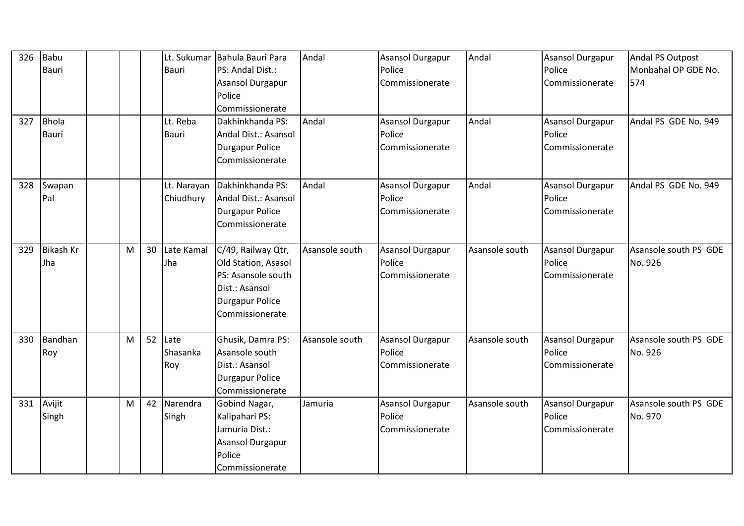| 326 | Babu Bauri | | | | Lt. Sukumar Bauri | Bahula Bauri Para PS: Andal Dist.: Asansol Durgapur Police Commissionerate | Andal | Asansol Durgapur Police Commissionerate | Andal | Asansol Durgapur Police Commissionerate | Andal PS Outpost Monbahal OP GDE No. 574 |
|---|---|---|---|---|---|---|---|---|---|---|---|
| 327 | Bhola Bauri | | | | Lt. Reba Bauri | Dakhinkhanda PS: Andal Dist.: Asansol Durgapur Police Commissionerate | Andal | Asansol Durgapur Police Commissionerate | Andal | Asansol Durgapur Police Commissionerate | Andal PS GDE No. 949 |
| 328 | Swapan Pal | | | | Lt. Narayan Chiudhury | Dakhinkhanda PS: Andal Dist.: Asansol Durgapur Police Commissionerate | Andal | Asansol Durgapur Police Commissionerate | Andal | Asansol Durgapur Police Commissionerate | Andal PS GDE No. 949 |
| 329 | Bikash Kr Jha | | M | 30 | Late Kamal Jha | C/49, Railway Qtr, Old Station, Asasol PS: Asansole south Dist.: Asansol Durgapur Police Commissionerate | Asansole south | Asansol Durgapur Police Commissionerate | Asansole south | Asansol Durgapur Police Commissionerate | Asansole south PS GDE No. 926 |
| 330 | Bandhan Roy | | M | 52 | Late Shasanka Roy | Ghusik, Damra PS: Asansole south Dist.: Asansol Durgapur Police Commissionerate | Asansole south | Asansol Durgapur Police Commissionerate | Asansole south | Asansol Durgapur Police Commissionerate | Asansole south PS GDE No. 926 |
| 331 | Avijit Singh | | M | 42 | Narendra Singh | Gobind Nagar, Kalipahari PS: Jamuria Dist.: Asansol Durgapur Police Commissionerate | Jamuria | Asansol Durgapur Police Commissionerate | Asansole south | Asansol Durgapur Police Commissionerate | Asansole south PS GDE No. 970 |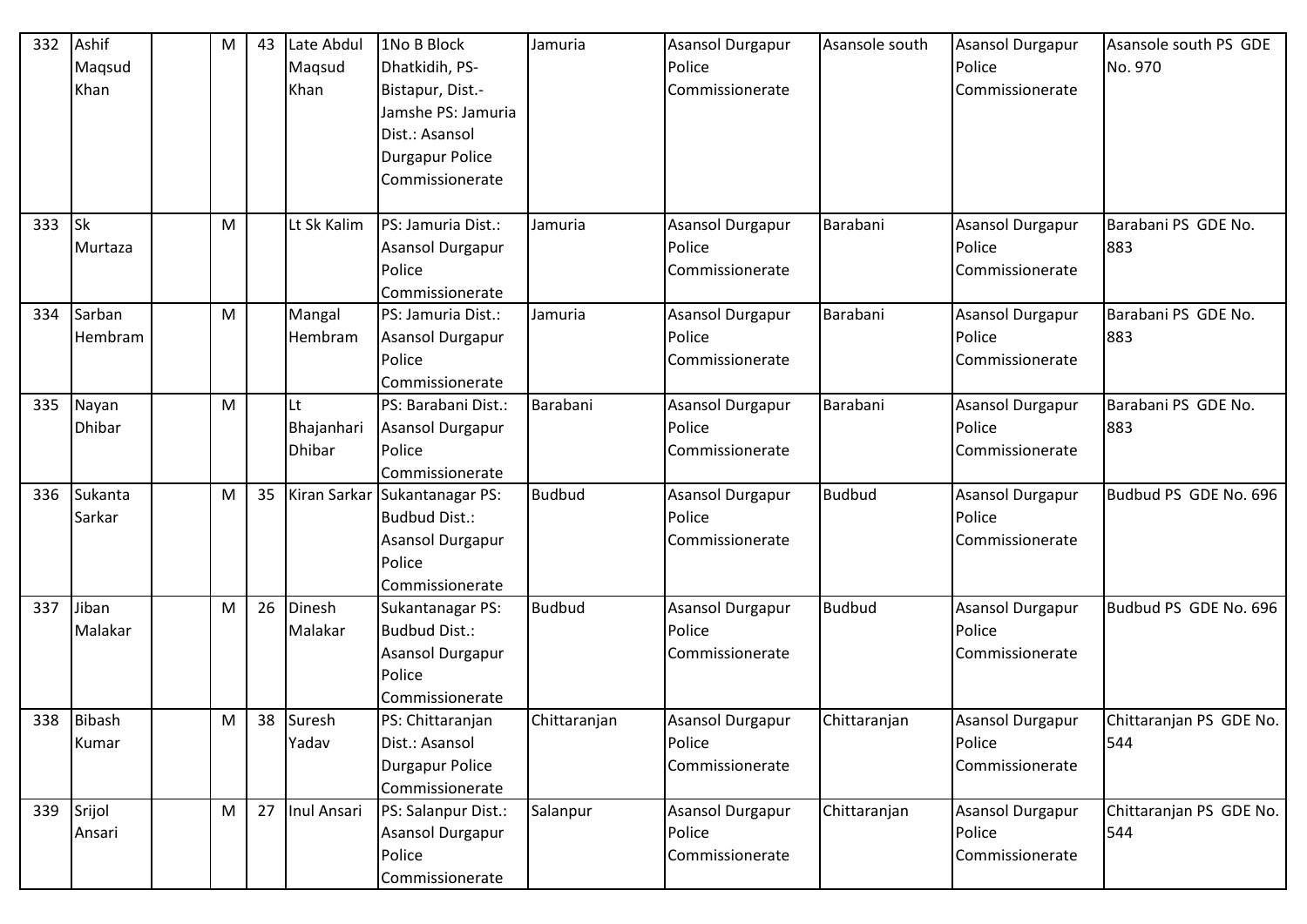| 332 | Ashif Maqsud Khan | | M | 43 | Late Abdul Maqsud Khan | 1No B Block Dhatkidih, PS-Bistapur, Dist.-Jamshe PS: Jamuria Dist.: Asansol Durgapur Police Commissionerate | Jamuria | Asansol Durgapur Police Commissionerate | Asansole south | Asansol Durgapur Police Commissionerate | Asansole south PS GDE No. 970 |
|---|---|---|---|---|---|---|---|---|---|---|---|
| 333 | Sk Murtaza | | M | | Lt Sk Kalim | PS: Jamuria Dist.: Asansol Durgapur Police Commissionerate | Jamuria | Asansol Durgapur Police Commissionerate | Barabani | Asansol Durgapur Police Commissionerate | Barabani PS GDE No. 883 |
| 334 | Sarban Hembram | | M | | Mangal Hembram | PS: Jamuria Dist.: Asansol Durgapur Police Commissionerate | Jamuria | Asansol Durgapur Police Commissionerate | Barabani | Asansol Durgapur Police Commissionerate | Barabani PS GDE No. 883 |
| 335 | Nayan Dhibar | | M | | Lt Bhajanhari Dhibar | PS: Barabani Dist.: Asansol Durgapur Police Commissionerate | Barabani | Asansol Durgapur Police Commissionerate | Barabani | Asansol Durgapur Police Commissionerate | Barabani PS GDE No. 883 |
| 336 | Sukanta Sarkar | | M | 35 | Kiran Sarkar | Sukantanagar PS: Budbud Dist.: Asansol Durgapur Police Commissionerate | Budbud | Asansol Durgapur Police Commissionerate | Budbud | Asansol Durgapur Police Commissionerate | Budbud PS GDE No. 696 |
| 337 | Jiban Malakar | | M | 26 | Dinesh Malakar | Sukantanagar PS: Budbud Dist.: Asansol Durgapur Police Commissionerate | Budbud | Asansol Durgapur Police Commissionerate | Budbud | Asansol Durgapur Police Commissionerate | Budbud PS GDE No. 696 |
| 338 | Bibash Kumar | | M | 38 | Suresh Yadav | PS: Chittaranjan Dist.: Asansol Durgapur Police Commissionerate | Chittaranjan | Asansol Durgapur Police Commissionerate | Chittaranjan | Asansol Durgapur Police Commissionerate | Chittaranjan PS GDE No. 544 |
| 339 | Srijol Ansari | | M | 27 | Inul Ansari | PS: Salanpur Dist.: Asansol Durgapur Police Commissionerate | Salanpur | Asansol Durgapur Police Commissionerate | Chittaranjan | Asansol Durgapur Police Commissionerate | Chittaranjan PS GDE No. 544 |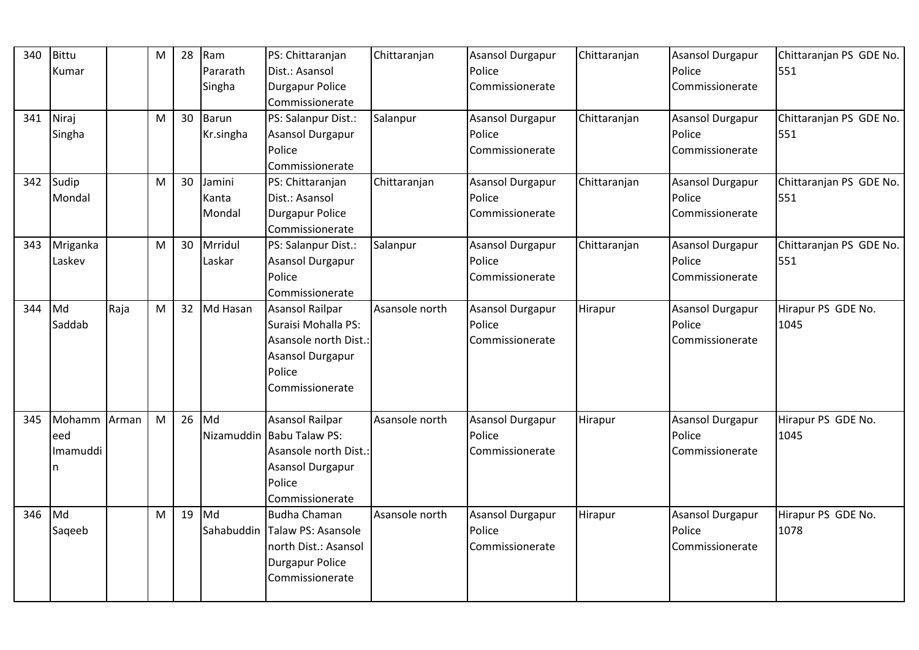| 340 | Bittu Kumar | | M | 28 | Ram Pararath Singha | PS: Chittaranjan Dist.: Asansol Durgapur Police Commissionerate | Chittaranjan | Asansol Durgapur Police Commissionerate | Chittaranjan | Asansol Durgapur Police Commissionerate | Chittaranjan PS GDE No. 551 |
|---|---|---|---|---|---|---|---|---|---|---|---|
| 341 | Niraj Singha | | M | 30 | Barun Kr.singha | PS: Salanpur Dist.: Asansol Durgapur Police Commissionerate | Salanpur | Asansol Durgapur Police Commissionerate | Chittaranjan | Asansol Durgapur Police Commissionerate | Chittaranjan PS GDE No. 551 |
| 342 | Sudip Mondal | | M | 30 | Jamini Kanta Mondal | PS: Chittaranjan Dist.: Asansol Durgapur Police Commissionerate | Chittaranjan | Asansol Durgapur Police Commissionerate | Chittaranjan | Asansol Durgapur Police Commissionerate | Chittaranjan PS GDE No. 551 |
| 343 | Mriganka Laskev | | M | 30 | Mrridul Laskar | PS: Salanpur Dist.: Asansol Durgapur Police Commissionerate | Salanpur | Asansol Durgapur Police Commissionerate | Chittaranjan | Asansol Durgapur Police Commissionerate | Chittaranjan PS GDE No. 551 |
| 344 | Md Saddab | Raja | M | 32 | Md Hasan | Asansol Railpar Suraisi Mohalla PS: Asansole north Dist.: Asansol Durgapur Police Commissionerate | Asansole north | Asansol Durgapur Police Commissionerate | Hirapur | Asansol Durgapur Police Commissionerate | Hirapur PS GDE No. 1045 |
| 345 | Mohammeed Imamuddin | Arman | M | 26 | Md Nizamuddin | Asansol Railpar Babu Talaw PS: Asansole north Dist.: Asansol Durgapur Police Commissionerate | Asansole north | Asansol Durgapur Police Commissionerate | Hirapur | Asansol Durgapur Police Commissionerate | Hirapur PS GDE No. 1045 |
| 346 | Md Saqeeb | | M | 19 | Md Sahabuddin | Budha Chaman Talaw PS: Asansole north Dist.: Asansol Durgapur Police Commissionerate | Asansole north | Asansol Durgapur Police Commissionerate | Hirapur | Asansol Durgapur Police Commissionerate | Hirapur PS GDE No. 1078 |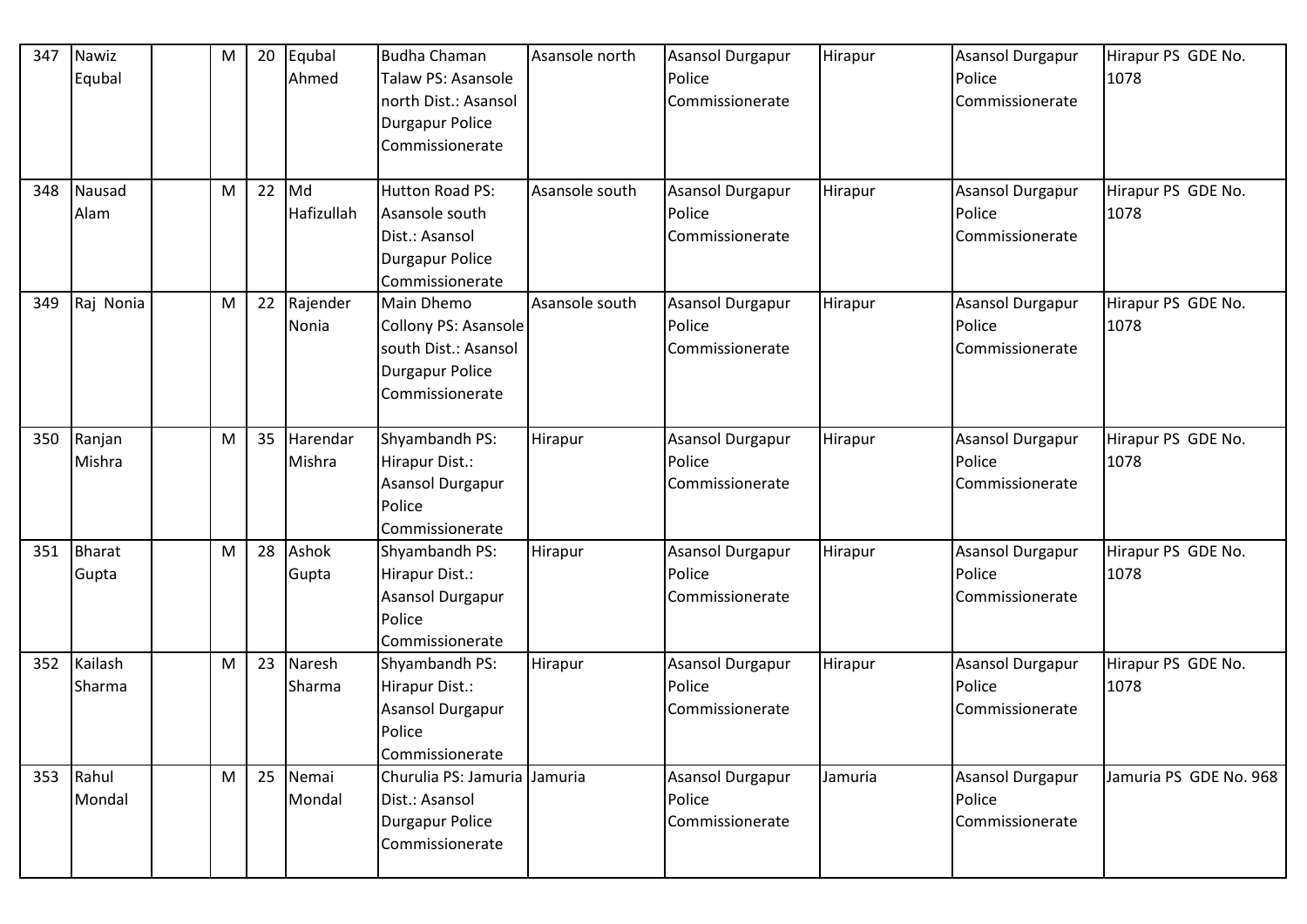| 347 | Nawiz Equbal | | M | 20 | Equbal Ahmed | Budha Chaman Talaw PS: Asansole north Dist.: Asansol Durgapur Police Commissionerate | Asansole north | Asansol Durgapur Police Commissionerate | Hirapur | Asansol Durgapur Police Commissionerate | Hirapur PS GDE No. 1078 |
|---|---|---|---|---|---|---|---|---|---|---|---|
| 348 | Nausad Alam | | M | 22 | Md Hafizullah | Hutton Road PS: Asansole south Dist.: Asansol Durgapur Police Commissionerate | Asansole south | Asansol Durgapur Police Commissionerate | Hirapur | Asansol Durgapur Police Commissionerate | Hirapur PS GDE No. 1078 |
| 349 | Raj Nonia | | M | 22 | Rajender Nonia | Main Dhemo Collony PS: Asansole south Dist.: Asansol Durgapur Police Commissionerate | Asansole south | Asansol Durgapur Police Commissionerate | Hirapur | Asansol Durgapur Police Commissionerate | Hirapur PS GDE No. 1078 |
| 350 | Ranjan Mishra | | M | 35 | Harendar Mishra | Shyambandh PS: Hirapur Dist.: Asansol Durgapur Police Commissionerate | Hirapur | Asansol Durgapur Police Commissionerate | Hirapur | Asansol Durgapur Police Commissionerate | Hirapur PS GDE No. 1078 |
| 351 | Bharat Gupta | | M | 28 | Ashok Gupta | Shyambandh PS: Hirapur Dist.: Asansol Durgapur Police Commissionerate | Hirapur | Asansol Durgapur Police Commissionerate | Hirapur | Asansol Durgapur Police Commissionerate | Hirapur PS GDE No. 1078 |
| 352 | Kailash Sharma | | M | 23 | Naresh Sharma | Shyambandh PS: Hirapur Dist.: Asansol Durgapur Police Commissionerate | Hirapur | Asansol Durgapur Police Commissionerate | Hirapur | Asansol Durgapur Police Commissionerate | Hirapur PS GDE No. 1078 |
| 353 | Rahul Mondal | | M | 25 | Nemai Mondal | Churulia PS: Jamuria Dist.: Asansol Durgapur Police Commissionerate | Jamuria | Asansol Durgapur Police Commissionerate | Jamuria | Asansol Durgapur Police Commissionerate | Jamuria PS GDE No. 968 |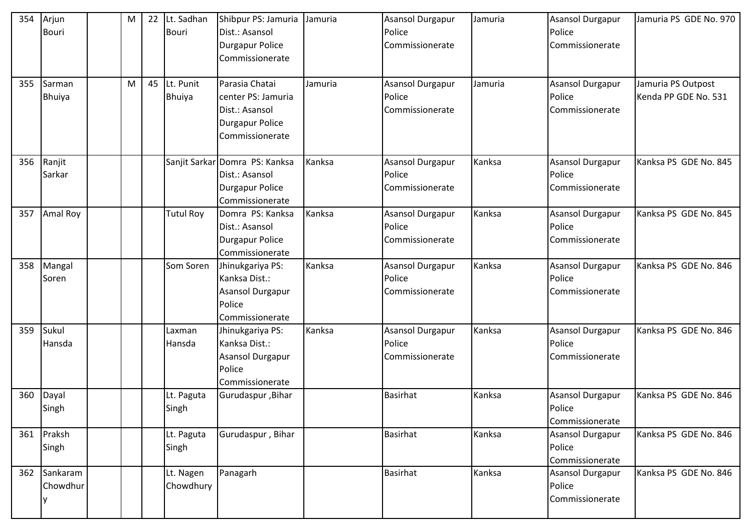| 354 | Arjun Bouri | | M | 22 | Lt. Sadhan Bouri | Shibpur PS: Jamuria Dist.: Asansol Durgapur Police Commissionerate | Jamuria | Asansol Durgapur Police Commissionerate | Jamuria | Asansol Durgapur Police Commissionerate | Jamuria PS GDE No. 970 |
|---|---|---|---|---|---|---|---|---|---|---|---|
| 355 | Sarman Bhuiya | | M | 45 | Lt. Punit Bhuiya | Parasia Chatai center PS: Jamuria Dist.: Asansol Durgapur Police Commissionerate | Jamuria | Asansol Durgapur Police Commissionerate | Jamuria | Asansol Durgapur Police Commissionerate | Jamuria PS Outpost Kenda PP GDE No. 531 |
| 356 | Ranjit Sarkar | | | | Sanjit Sarkar | Domra PS: Kanksa Dist.: Asansol Durgapur Police Commissionerate | Kanksa | Asansol Durgapur Police Commissionerate | Kanksa | Asansol Durgapur Police Commissionerate | Kanksa PS GDE No. 845 |
| 357 | Amal Roy | | | | Tutul Roy | Domra PS: Kanksa Dist.: Asansol Durgapur Police Commissionerate | Kanksa | Asansol Durgapur Police Commissionerate | Kanksa | Asansol Durgapur Police Commissionerate | Kanksa PS GDE No. 845 |
| 358 | Mangal Soren | | | | Som Soren | Jhinukgariya PS: Kanksa Dist.: Asansol Durgapur Police Commissionerate | Kanksa | Asansol Durgapur Police Commissionerate | Kanksa | Asansol Durgapur Police Commissionerate | Kanksa PS GDE No. 846 |
| 359 | Sukul Hansda | | | | Laxman Hansda | Jhinukgariya PS: Kanksa Dist.: Asansol Durgapur Police Commissionerate | Kanksa | Asansol Durgapur Police Commissionerate | Kanksa | Asansol Durgapur Police Commissionerate | Kanksa PS GDE No. 846 |
| 360 | Dayal Singh | | | | Lt. Paguta Singh | Gurudaspur ,Bihar | | Basirhat | Kanksa | Asansol Durgapur Police Commissionerate | Kanksa PS GDE No. 846 |
| 361 | Praksh Singh | | | | Lt. Paguta Singh | Gurudaspur , Bihar | | Basirhat | Kanksa | Asansol Durgapur Police Commissionerate | Kanksa PS GDE No. 846 |
| 362 | Sankaram Chowdhury | | | | Lt. Nagen Chowdhury | Panagarh | | Basirhat | Kanksa | Asansol Durgapur Police Commissionerate | Kanksa PS GDE No. 846 |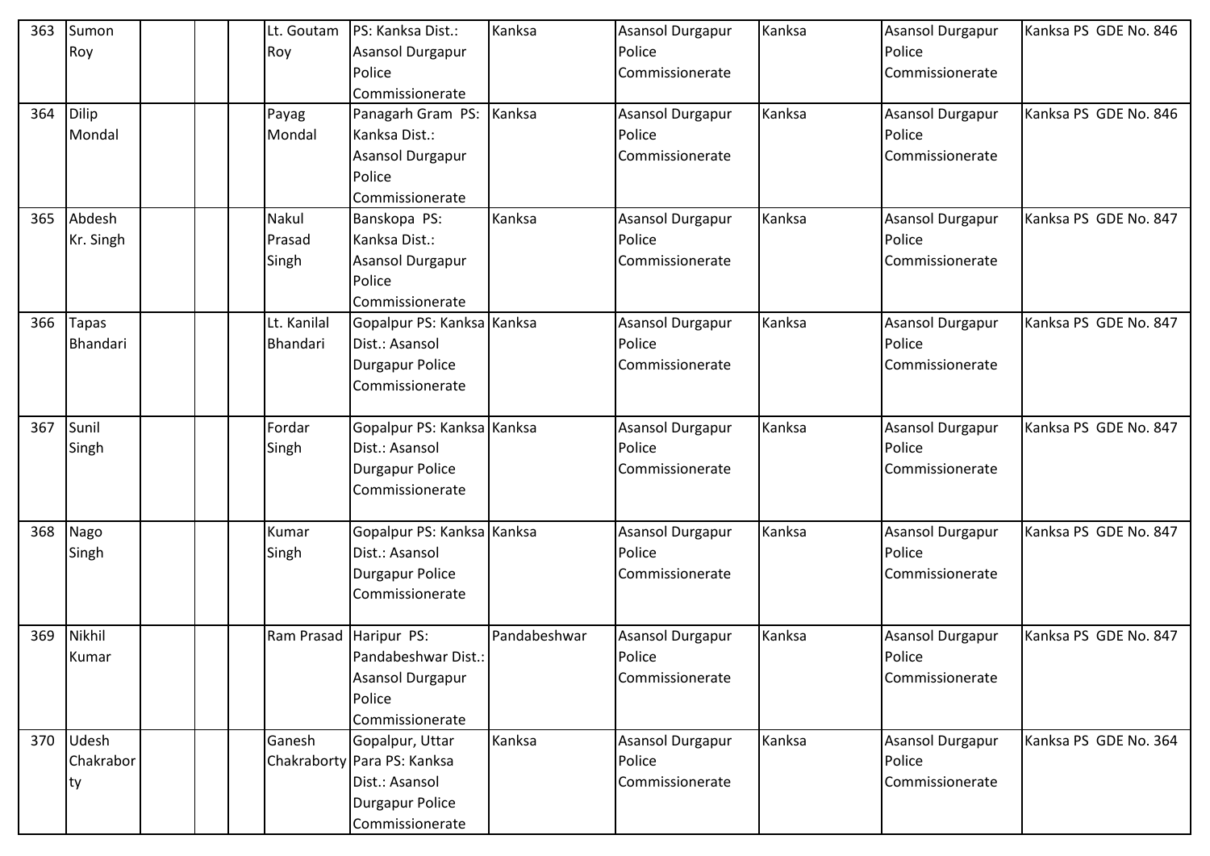| 363 | Sumon Roy | | | | Lt. Goutam Roy | PS: Kanksa Dist.: Asansol Durgapur Police Commissionerate | Kanksa | Asansol Durgapur Police Commissionerate | Kanksa | Asansol Durgapur Police Commissionerate | Kanksa PS GDE No. 846 |
|---|---|---|---|---|---|---|---|---|---|---|---|
| 364 | Dilip Mondal | | | | Payag Mondal | Panagarh Gram PS: Kanksa Dist.: Asansol Durgapur Police Commissionerate | Kanksa | Asansol Durgapur Police Commissionerate | Kanksa | Asansol Durgapur Police Commissionerate | Kanksa PS GDE No. 846 |
| 365 | Abdesh Kr. Singh | | | | Nakul Prasad Singh | Banskopa PS: Kanksa Dist.: Asansol Durgapur Police Commissionerate | Kanksa | Asansol Durgapur Police Commissionerate | Kanksa | Asansol Durgapur Police Commissionerate | Kanksa PS GDE No. 847 |
| 366 | Tapas Bhandari | | | | Lt. Kanilal Bhandari | Gopalpur PS: Kanksa Dist.: Asansol Durgapur Police Commissionerate | Kanksa | Asansol Durgapur Police Commissionerate | Kanksa | Asansol Durgapur Police Commissionerate | Kanksa PS GDE No. 847 |
| 367 | Sunil Singh | | | | Fordar Singh | Gopalpur PS: Kanksa Dist.: Asansol Durgapur Police Commissionerate | Kanksa | Asansol Durgapur Police Commissionerate | Kanksa | Asansol Durgapur Police Commissionerate | Kanksa PS GDE No. 847 |
| 368 | Nago Singh | | | | Kumar Singh | Gopalpur PS: Kanksa Dist.: Asansol Durgapur Police Commissionerate | Kanksa | Asansol Durgapur Police Commissionerate | Kanksa | Asansol Durgapur Police Commissionerate | Kanksa PS GDE No. 847 |
| 369 | Nikhil Kumar | | | | Ram Prasad | Haripur PS: Pandabeshwar Dist.: Asansol Durgapur Police Commissionerate | Pandabeshwar | Asansol Durgapur Police Commissionerate | Kanksa | Asansol Durgapur Police Commissionerate | Kanksa PS GDE No. 847 |
| 370 | Udesh Chakraborty | | | | Ganesh Chakraborty | Gopalpur, Uttar Para PS: Kanksa Dist.: Asansol Durgapur Police Commissionerate | Kanksa | Asansol Durgapur Police Commissionerate | Kanksa | Asansol Durgapur Police Commissionerate | Kanksa PS GDE No. 364 |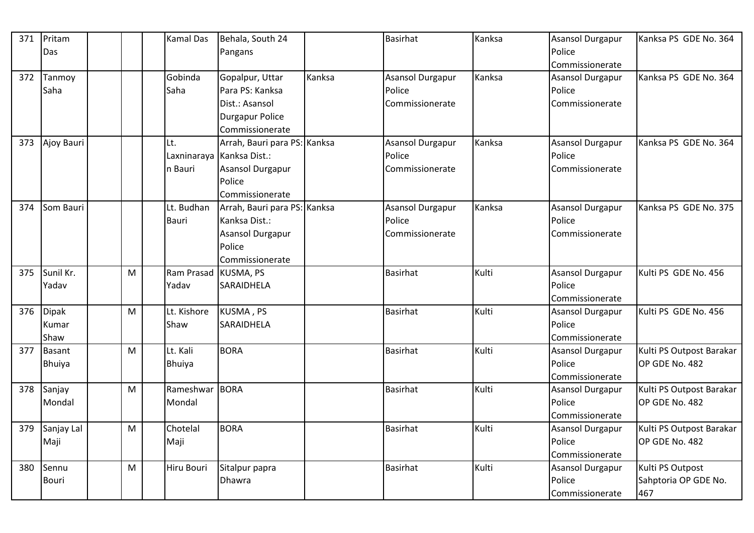| 371 | Pritam Das | | | | Kamal Das | Behala, South 24 Pangans | | Basirhat | Kanksa | Asansol Durgapur Police Commissionerate | Kanksa PS GDE No. 364 |
|---|---|---|---|---|---|---|---|---|---|---|---|
| 372 | Tanmoy Saha | | | | Gobinda Saha | Gopalpur, Uttar Para PS: Kanksa Dist.: Asansol Durgapur Police Commissionerate | Kanksa | Asansol Durgapur Police Commissionerate | Kanksa | Asansol Durgapur Police Commissionerate | Kanksa PS GDE No. 364 |
| 373 | Ajoy Bauri | | | | Lt. Laxninarayan Bauri | Arrah, Bauri para PS: Kanksa Dist.: Asansol Durgapur Police Commissionerate | Kanksa | Asansol Durgapur Police Commissionerate | Kanksa | Asansol Durgapur Police Commissionerate | Kanksa PS GDE No. 364 |
| 374 | Som Bauri | | | | Lt. Budhan Bauri | Arrah, Bauri para PS: Kanksa Dist.: Asansol Durgapur Police Commissionerate | Kanksa | Asansol Durgapur Police Commissionerate | Kanksa | Asansol Durgapur Police Commissionerate | Kanksa PS GDE No. 375 |
| 375 | Sunil Kr. Yadav | | M | | Ram Prasad Yadav | KUSMA, PS SARAIDHELA | | Basirhat | Kulti | Asansol Durgapur Police Commissionerate | Kulti PS GDE No. 456 |
| 376 | Dipak Kumar Shaw | | M | | Lt. Kishore Shaw | KUSMA , PS SARAIDHELA | | Basirhat | Kulti | Asansol Durgapur Police Commissionerate | Kulti PS GDE No. 456 |
| 377 | Basant Bhuiya | | M | | Lt. Kali Bhuiya | BORA | | Basirhat | Kulti | Asansol Durgapur Police Commissionerate | Kulti PS Outpost Barakar OP GDE No. 482 |
| 378 | Sanjay Mondal | | M | | Rameshwar Mondal | BORA | | Basirhat | Kulti | Asansol Durgapur Police Commissionerate | Kulti PS Outpost Barakar OP GDE No. 482 |
| 379 | Sanjay Lal Maji | | M | | Chotelal Maji | BORA | | Basirhat | Kulti | Asansol Durgapur Police Commissionerate | Kulti PS Outpost Barakar OP GDE No. 482 |
| 380 | Sennu Bouri | | M | | Hiru Bouri | Sitalpur papra Dhawra | | Basirhat | Kulti | Asansol Durgapur Police Commissionerate | Kulti PS Outpost Sahptoria OP GDE No. 467 |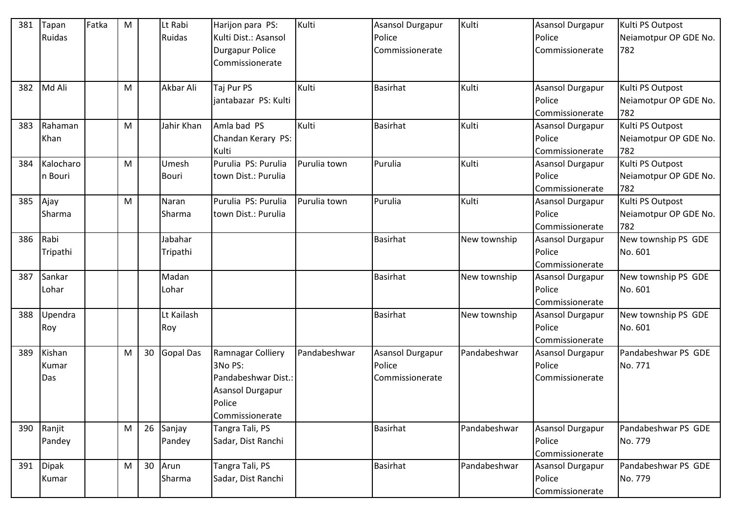| | | | | | | | | | | | |
|---|---|---|---|---|---|---|---|---|---|---|---|
| 381 | Tapan Ruidas | Fatka | M | | Lt Rabi Ruidas | Harijon para PS: Kulti Dist.: Asansol Durgapur Police Commissionerate | Kulti | Asansol Durgapur Police Commissionerate | Kulti | Asansol Durgapur Police Commissionerate | Kulti PS Outpost Neiamotpur OP GDE No. 782 |
| 382 | Md Ali | | M | | Akbar Ali | Taj Pur PS jantabazar PS: Kulti | Kulti | Basirhat | Kulti | Asansol Durgapur Police Commissionerate | Kulti PS Outpost Neiamotpur OP GDE No. 782 |
| 383 | Rahaman Khan | | M | | Jahir Khan | Amla bad PS Chandan Kerary PS: Kulti | Kulti | Basirhat | Kulti | Asansol Durgapur Police Commissionerate | Kulti PS Outpost Neiamotpur OP GDE No. 782 |
| 384 | Kalocharon Bouri | | M | | Umesh Bouri | Purulia PS: Purulia town Dist.: Purulia | Purulia town | Purulia | Kulti | Asansol Durgapur Police Commissionerate | Kulti PS Outpost Neiamotpur OP GDE No. 782 |
| 385 | Ajay Sharma | | M | | Naran Sharma | Purulia PS: Purulia town Dist.: Purulia | Purulia town | Purulia | Kulti | Asansol Durgapur Police Commissionerate | Kulti PS Outpost Neiamotpur OP GDE No. 782 |
| 386 | Rabi Tripathi | | | | Jabahar Tripathi | | | Basirhat | New township | Asansol Durgapur Police Commissionerate | New township PS GDE No. 601 |
| 387 | Sankar Lohar | | | | Madan Lohar | | | Basirhat | New township | Asansol Durgapur Police Commissionerate | New township PS GDE No. 601 |
| 388 | Upendra Roy | | | | Lt Kailash Roy | | | Basirhat | New township | Asansol Durgapur Police Commissionerate | New township PS GDE No. 601 |
| 389 | Kishan Kumar Das | | M | 30 | Gopal Das | Ramnagar Colliery 3No PS: Pandabeshwar Dist.: Asansol Durgapur Police Commissionerate | Pandabeshwar | Asansol Durgapur Police Commissionerate | Pandabeshwar | Asansol Durgapur Police Commissionerate | Pandabeshwar PS GDE No. 771 |
| 390 | Ranjit Pandey | | M | 26 | Sanjay Pandey | Tangra Tali, PS Sadar, Dist Ranchi | | Basirhat | Pandabeshwar | Asansol Durgapur Police Commissionerate | Pandabeshwar PS GDE No. 779 |
| 391 | Dipak Kumar | | M | 30 | Arun Sharma | Tangra Tali, PS Sadar, Dist Ranchi | | Basirhat | Pandabeshwar | Asansol Durgapur Police Commissionerate | Pandabeshwar PS GDE No. 779 |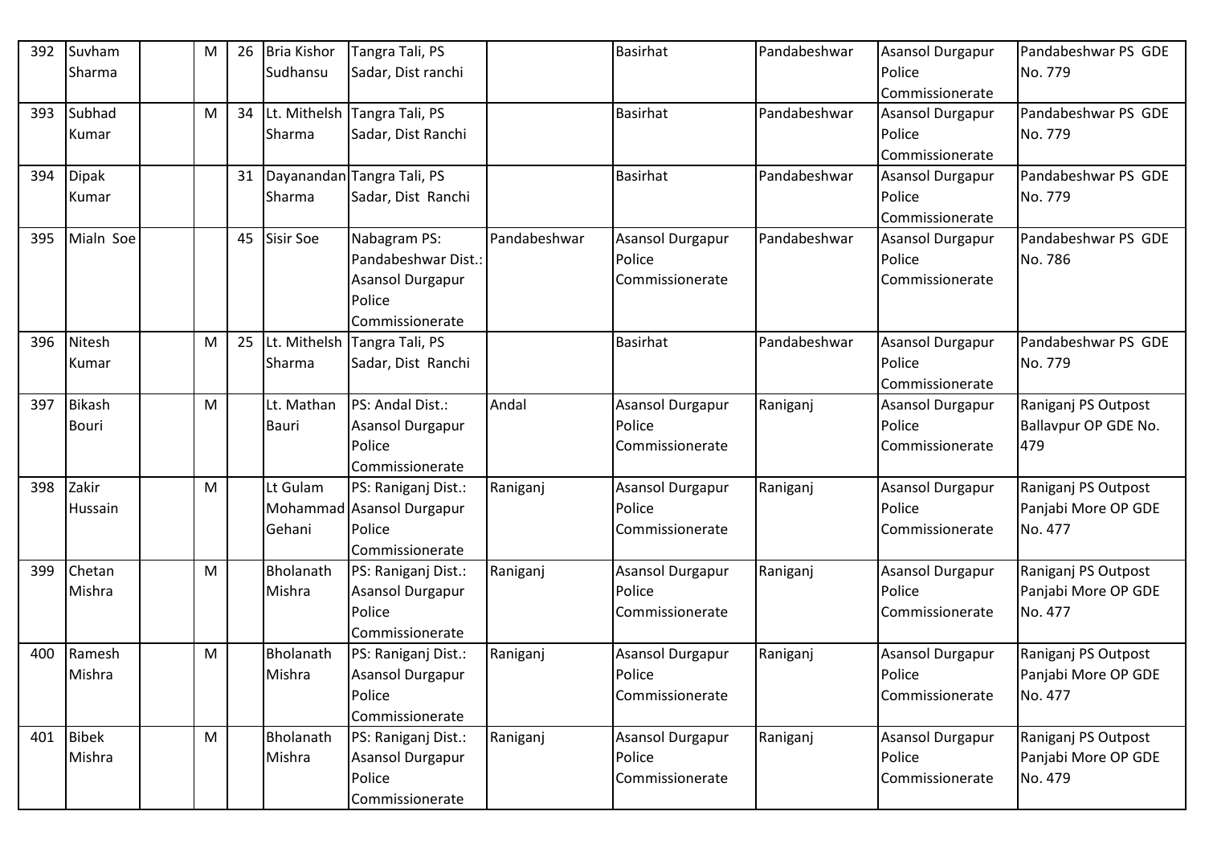| 392 | Suvham Sharma | | M | 26 | Bria Kishor Sudhansu | Tangra Tali, PS Sadar, Dist ranchi | | Basirhat | Pandabeshwar | Asansol Durgapur Police Commissionerate | Pandabeshwar PS GDE No. 779 |
|---|---|---|---|---|---|---|---|---|---|---|---|
| 393 | Subhad Kumar | | M | 34 | Lt. Mithelsh Sharma | Tangra Tali, PS Sadar, Dist Ranchi | | Basirhat | Pandabeshwar | Asansol Durgapur Police Commissionerate | Pandabeshwar PS GDE No. 779 |
| 394 | Dipak Kumar | | | 31 | Dayanandan Sharma | Tangra Tali, PS Sadar, Dist Ranchi | | Basirhat | Pandabeshwar | Asansol Durgapur Police Commissionerate | Pandabeshwar PS GDE No. 779 |
| 395 | Mialn Soe | | | 45 | Sisir Soe | Nabagram PS: Pandabeshwar Dist.: Asansol Durgapur Police Commissionerate | Pandabeshwar | Asansol Durgapur Police Commissionerate | Pandabeshwar | Asansol Durgapur Police Commissionerate | Pandabeshwar PS GDE No. 786 |
| 396 | Nitesh Kumar | | M | 25 | Lt. Mithelsh Sharma | Tangra Tali, PS Sadar, Dist Ranchi | | Basirhat | Pandabeshwar | Asansol Durgapur Police Commissionerate | Pandabeshwar PS GDE No. 779 |
| 397 | Bikash Bouri | | M | | Lt. Mathan Bauri | PS: Andal Dist.: Asansol Durgapur Police Commissionerate | Andal | Asansol Durgapur Police Commissionerate | Raniganj | Asansol Durgapur Police Commissionerate | Raniganj PS Outpost Ballavpur OP GDE No. 479 |
| 398 | Zakir Hussain | | M | | Lt Gulam Mohammad Gehani | PS: Raniganj Dist.: Asansol Durgapur Police Commissionerate | Raniganj | Asansol Durgapur Police Commissionerate | Raniganj | Asansol Durgapur Police Commissionerate | Raniganj PS Outpost Panjabi More OP GDE No. 477 |
| 399 | Chetan Mishra | | M | | Bholanath Mishra | PS: Raniganj Dist.: Asansol Durgapur Police Commissionerate | Raniganj | Asansol Durgapur Police Commissionerate | Raniganj | Asansol Durgapur Police Commissionerate | Raniganj PS Outpost Panjabi More OP GDE No. 477 |
| 400 | Ramesh Mishra | | M | | Bholanath Mishra | PS: Raniganj Dist.: Asansol Durgapur Police Commissionerate | Raniganj | Asansol Durgapur Police Commissionerate | Raniganj | Asansol Durgapur Police Commissionerate | Raniganj PS Outpost Panjabi More OP GDE No. 477 |
| 401 | Bibek Mishra | | M | | Bholanath Mishra | PS: Raniganj Dist.: Asansol Durgapur Police Commissionerate | Raniganj | Asansol Durgapur Police Commissionerate | Raniganj | Asansol Durgapur Police Commissionerate | Raniganj PS Outpost Panjabi More OP GDE No. 479 |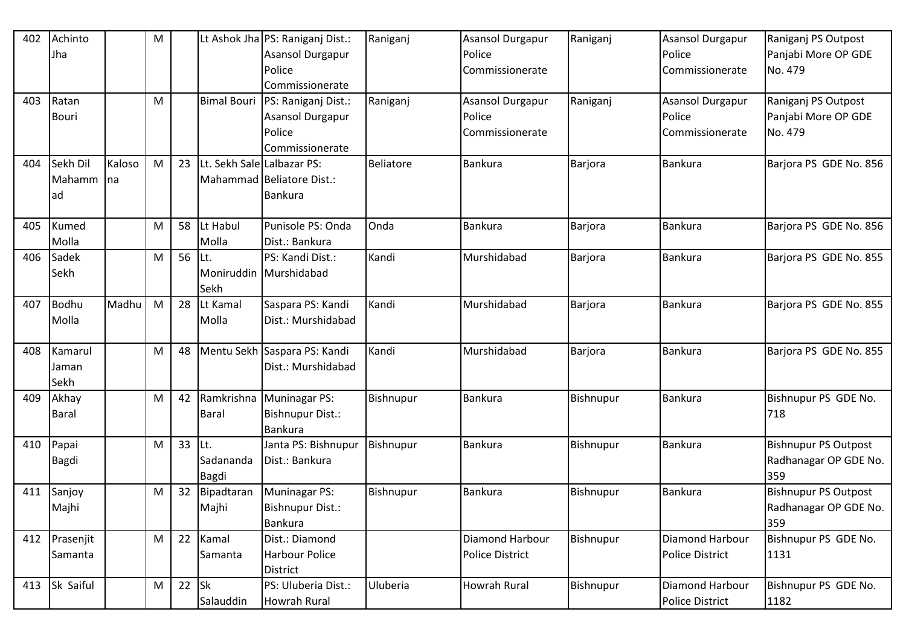| 402 | Achinto Jha | | M | | Lt Ashok Jha | PS: Raniganj Dist.: Asansol Durgapur Police Commissionerate | Raniganj | Asansol Durgapur Police Commissionerate | Raniganj | Asansol Durgapur Police Commissionerate | Raniganj PS Outpost Panjabi More OP GDE No. 479 |
|---|---|---|---|---|---|---|---|---|---|---|---|
| 403 | Ratan Bouri | | M | | Bimal Bouri | PS: Raniganj Dist.: Asansol Durgapur Police Commissionerate | Raniganj | Asansol Durgapur Police Commissionerate | Raniganj | Asansol Durgapur Police Commissionerate | Raniganj PS Outpost Panjabi More OP GDE No. 479 |
| 404 | Sekh Dil Mahammad | Kalosona | M | 23 | Lt. Sekh Sale Mahammad | Lalbazar PS: Beliatore Dist.: Bankura | Beliatore | Bankura | Barjora | Bankura | Barjora PS GDE No. 856 |
| 405 | Kumed Molla | | M | 58 | Lt Habul Molla | Punisole PS: Onda Dist.: Bankura | Onda | Bankura | Barjora | Bankura | Barjora PS GDE No. 856 |
| 406 | Sadek Sekh | | M | 56 | Lt. Moniruddin Sekh | PS: Kandi Dist.: Murshidabad | Kandi | Murshidabad | Barjora | Bankura | Barjora PS GDE No. 855 |
| 407 | Bodhu Molla | Madhu | M | 28 | Lt Kamal Molla | Saspara PS: Kandi Dist.: Murshidabad | Kandi | Murshidabad | Barjora | Bankura | Barjora PS GDE No. 855 |
| 408 | Kamarul Jaman Sekh | | M | 48 | Mentu Sekh | Saspara PS: Kandi Dist.: Murshidabad | Kandi | Murshidabad | Barjora | Bankura | Barjora PS GDE No. 855 |
| 409 | Akhay Baral | | M | 42 | Ramkrishna Baral | Muninagar PS: Bishnupur Dist.: Bankura | Bishnupur | Bankura | Bishnupur | Bankura | Bishnupur PS GDE No. 718 |
| 410 | Papai Bagdi | | M | 33 | Lt. Sadananda Bagdi | Janta PS: Bishnupur Dist.: Bankura | Bishnupur | Bankura | Bishnupur | Bankura | Bishnupur PS Outpost Radhanagar OP GDE No. 359 |
| 411 | Sanjoy Majhi | | M | 32 | Bipadtaran Majhi | Muninagar PS: Bishnupur Dist.: Bankura | Bishnupur | Bankura | Bishnupur | Bankura | Bishnupur PS Outpost Radhanagar OP GDE No. 359 |
| 412 | Prasenjit Samanta | | M | 22 | Kamal Samanta | Dist.: Diamond Harbour Police District | | Diamond Harbour Police District | Bishnupur | Diamond Harbour Police District | Bishnupur PS GDE No. 1131 |
| 413 | Sk Saiful | | M | 22 | Sk Salauddin | PS: Uluberia Dist.: Howrah Rural | Uluberia | Howrah Rural | Bishnupur | Diamond Harbour Police District | Bishnupur PS GDE No. 1182 |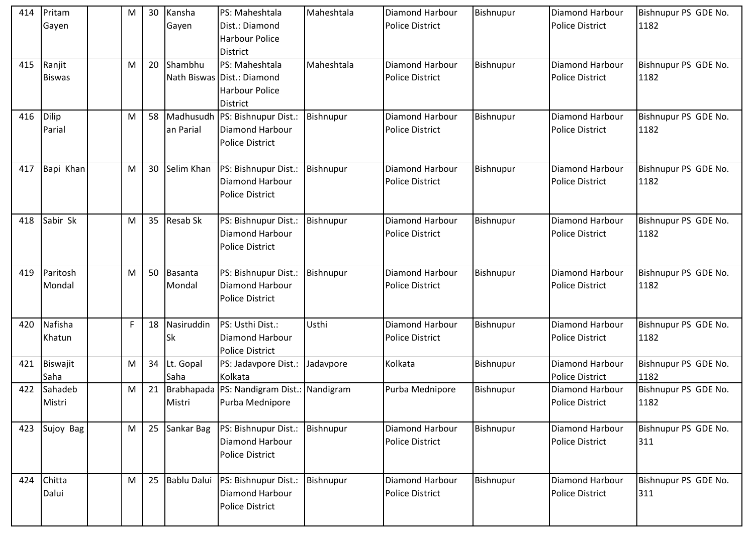| 414 | Pritam Gayen | | M | 30 | Kansha Gayen | PS: Maheshtala Dist.: Diamond Harbour Police District | Maheshtala | Diamond Harbour Police District | Bishnupur | Diamond Harbour Police District | Bishnupur PS GDE No. 1182 |
|---|---|---|---|---|---|---|---|---|---|---|---|
| 415 | Ranjit Biswas | | M | 20 | Shambhu Nath Biswas | PS: Maheshtala Dist.: Diamond Harbour Police District | Maheshtala | Diamond Harbour Police District | Bishnupur | Diamond Harbour Police District | Bishnupur PS GDE No. 1182 |
| 416 | Dilip Parial | | M | 58 | Madhusudhan Parial | PS: Bishnupur Dist.: Diamond Harbour Police District | Bishnupur | Diamond Harbour Police District | Bishnupur | Diamond Harbour Police District | Bishnupur PS GDE No. 1182 |
| 417 | Bapi Khan | | M | 30 | Selim Khan | PS: Bishnupur Dist.: Diamond Harbour Police District | Bishnupur | Diamond Harbour Police District | Bishnupur | Diamond Harbour Police District | Bishnupur PS GDE No. 1182 |
| 418 | Sabir Sk | | M | 35 | Resab Sk | PS: Bishnupur Dist.: Diamond Harbour Police District | Bishnupur | Diamond Harbour Police District | Bishnupur | Diamond Harbour Police District | Bishnupur PS GDE No. 1182 |
| 419 | Paritosh Mondal | | M | 50 | Basanta Mondal | PS: Bishnupur Dist.: Diamond Harbour Police District | Bishnupur | Diamond Harbour Police District | Bishnupur | Diamond Harbour Police District | Bishnupur PS GDE No. 1182 |
| 420 | Nafisha Khatun | | F | 18 | Nasiruddin Sk | PS: Usthi Dist.: Diamond Harbour Police District | Usthi | Diamond Harbour Police District | Bishnupur | Diamond Harbour Police District | Bishnupur PS GDE No. 1182 |
| 421 | Biswajit Saha | | M | 34 | Lt. Gopal Saha | PS: Jadavpore Dist.: Kolkata | Jadavpore | Kolkata | Bishnupur | Diamond Harbour Police District | Bishnupur PS GDE No. 1182 |
| 422 | Sahadeb Mistri | | M | 21 | Brabhapada Mistri | PS: Nandigram Dist.: Purba Mednipore | Nandigram | Purba Mednipore | Bishnupur | Diamond Harbour Police District | Bishnupur PS GDE No. 1182 |
| 423 | Sujoy Bag | | M | 25 | Sankar Bag | PS: Bishnupur Dist.: Diamond Harbour Police District | Bishnupur | Diamond Harbour Police District | Bishnupur | Diamond Harbour Police District | Bishnupur PS GDE No. 311 |
| 424 | Chitta Dalui | | M | 25 | Bablu Dalui | PS: Bishnupur Dist.: Diamond Harbour Police District | Bishnupur | Diamond Harbour Police District | Bishnupur | Diamond Harbour Police District | Bishnupur PS GDE No. 311 |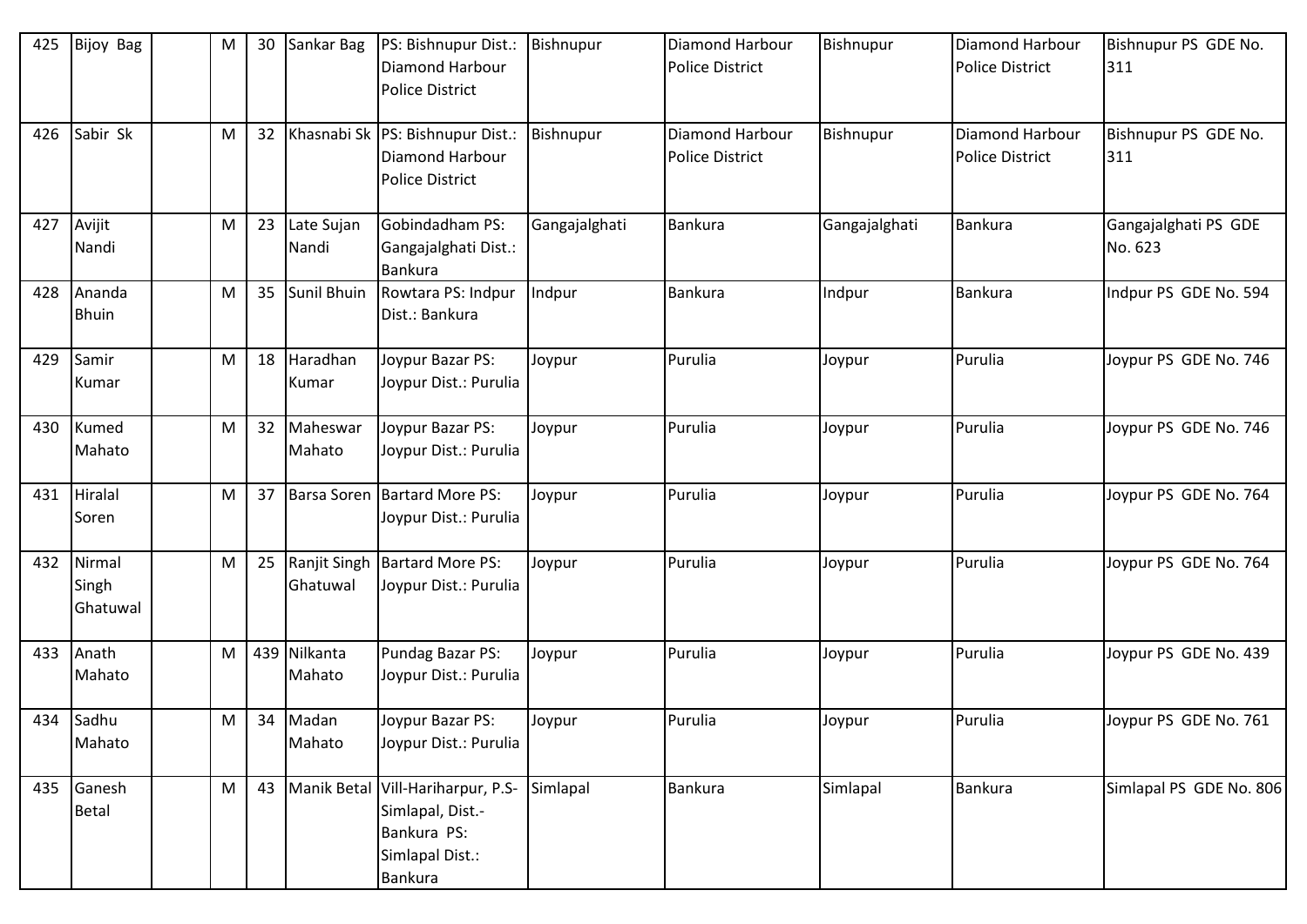| 425 | Bijoy Bag | | M | 30 | Sankar Bag | PS: Bishnupur Dist.: Diamond Harbour Police District | Bishnupur | Diamond Harbour Police District | Bishnupur | Diamond Harbour Police District | Bishnupur PS GDE No. 311 |
|---|---|---|---|---|---|---|---|---|---|---|---|
| 426 | Sabir Sk | | M | 32 | Khasnabi Sk | PS: Bishnupur Dist.: Diamond Harbour Police District | Bishnupur | Diamond Harbour Police District | Bishnupur | Diamond Harbour Police District | Bishnupur PS GDE No. 311 |
| 427 | Avijit Nandi | | M | 23 | Late Sujan Nandi | Gobindadham PS: Gangajalghati Dist.: Bankura | Gangajalghati | Bankura | Gangajalghati | Bankura | Gangajalghati PS GDE No. 623 |
| 428 | Ananda Bhuin | | M | 35 | Sunil Bhuin | Rowtara PS: Indpur Dist.: Bankura | Indpur | Bankura | Indpur | Bankura | Indpur PS GDE No. 594 |
| 429 | Samir Kumar | | M | 18 | Haradhan Kumar | Joypur Bazar PS: Joypur Dist.: Purulia | Joypur | Purulia | Joypur | Purulia | Joypur PS GDE No. 746 |
| 430 | Kumed Mahato | | M | 32 | Maheswar Mahato | Joypur Bazar PS: Joypur Dist.: Purulia | Joypur | Purulia | Joypur | Purulia | Joypur PS GDE No. 746 |
| 431 | Hiralal Soren | | M | 37 | Barsa Soren | Bartard More PS: Joypur Dist.: Purulia | Joypur | Purulia | Joypur | Purulia | Joypur PS GDE No. 764 |
| 432 | Nirmal Singh Ghatuwal | | M | 25 | Ranjit Singh Ghatuwal | Bartard More PS: Joypur Dist.: Purulia | Joypur | Purulia | Joypur | Purulia | Joypur PS GDE No. 764 |
| 433 | Anath Mahato | | M | 439 | Nilkanta Mahato | Pundag Bazar PS: Joypur Dist.: Purulia | Joypur | Purulia | Joypur | Purulia | Joypur PS GDE No. 439 |
| 434 | Sadhu Mahato | | M | 34 | Madan Mahato | Joypur Bazar PS: Joypur Dist.: Purulia | Joypur | Purulia | Joypur | Purulia | Joypur PS GDE No. 761 |
| 435 | Ganesh Betal | | M | 43 | Manik Betal | Vill-Hariharpur, P.S-Simlapal, Dist.-Bankura PS: Simlapal Dist.: Bankura | Simlapal | Bankura | Simlapal | Bankura | Simlapal PS GDE No. 806 |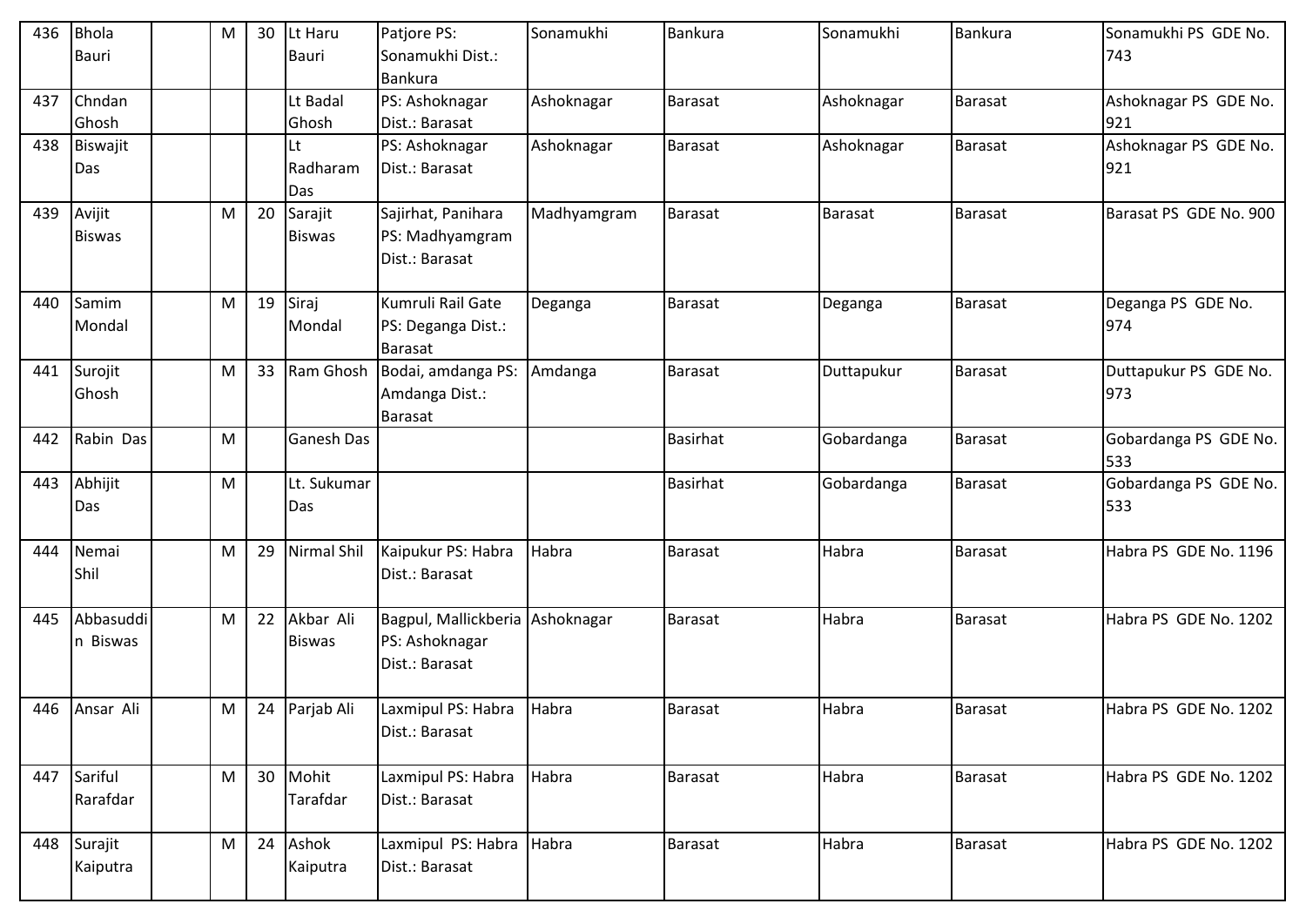| 436 | Bhola Bauri | | M | 30 | Lt Haru Bauri | Patjore PS: Sonamukhi Dist.: Bankura | Sonamukhi | Bankura | Sonamukhi | Bankura | Sonamukhi PS GDE No. 743 |
|---|---|---|---|---|---|---|---|---|---|---|---|
| 437 | Chndan Ghosh | | | | Lt Badal Ghosh | PS: Ashoknagar Dist.: Barasat | Ashoknagar | Barasat | Ashoknagar | Barasat | Ashoknagar PS GDE No. 921 |
| 438 | Biswajit Das | | | | Lt Radharam Das | PS: Ashoknagar Dist.: Barasat | Ashoknagar | Barasat | Ashoknagar | Barasat | Ashoknagar PS GDE No. 921 |
| 439 | Avijit Biswas | | M | 20 | Sarajit Biswas | Sajirhat, Panihara PS: Madhyamgram Dist.: Barasat | Madhyamgram | Barasat | Barasat | Barasat | Barasat PS GDE No. 900 |
| 440 | Samim Mondal | | M | 19 | Siraj Mondal | Kumruli Rail Gate PS: Deganga Dist.: Barasat | Deganga | Barasat | Deganga | Barasat | Deganga PS GDE No. 974 |
| 441 | Surojit Ghosh | | M | 33 | Ram Ghosh | Bodai, amdanga PS: Amdanga Dist.: Barasat | Amdanga | Barasat | Duttapukur | Barasat | Duttapukur PS GDE No. 973 |
| 442 | Rabin Das | | M | | Ganesh Das | | | Basirhat | Gobardanga | Barasat | Gobardanga PS GDE No. 533 |
| 443 | Abhijit Das | | M | | Lt. Sukumar Das | | | Basirhat | Gobardanga | Barasat | Gobardanga PS GDE No. 533 |
| 444 | Nemai Shil | | M | 29 | Nirmal Shil | Kaipukur PS: Habra Dist.: Barasat | Habra | Barasat | Habra | Barasat | Habra PS GDE No. 1196 |
| 445 | Abbasuddin Biswas | | M | 22 | Akbar Ali Biswas | Bagpul, Mallickberia PS: Ashoknagar Dist.: Barasat | Ashoknagar | Barasat | Habra | Barasat | Habra PS GDE No. 1202 |
| 446 | Ansar Ali | | M | 24 | Parjab Ali | Laxmipul PS: Habra Dist.: Barasat | Habra | Barasat | Habra | Barasat | Habra PS GDE No. 1202 |
| 447 | Sariful Rarafdar | | M | 30 | Mohit Tarafdar | Laxmipul PS: Habra Dist.: Barasat | Habra | Barasat | Habra | Barasat | Habra PS GDE No. 1202 |
| 448 | Surajit Kaiputra | | M | 24 | Ashok Kaiputra | Laxmipul PS: Habra Dist.: Barasat | Habra | Barasat | Habra | Barasat | Habra PS GDE No. 1202 |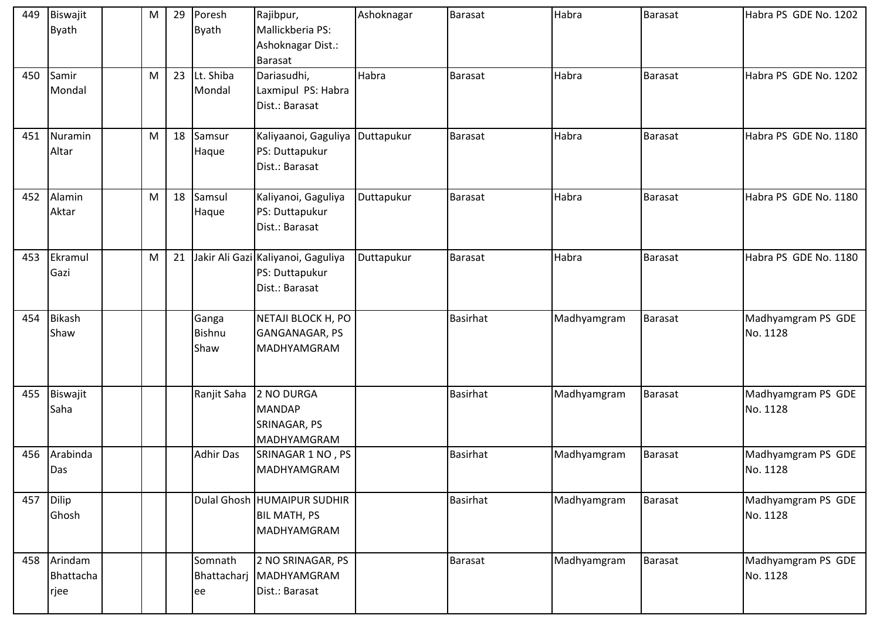| 449 | Biswajit Byath | | M | 29 | Poresh Byath | Rajibpur, Mallickberia PS: Ashoknagar Dist.: Barasat | Ashoknagar | Barasat | Habra | Barasat | Habra PS GDE No. 1202 |
|---|---|---|---|---|---|---|---|---|---|---|---|
| 450 | Samir Mondal | | M | 23 | Lt. Shiba Mondal | Dariasudhi, Laxmipul PS: Habra Dist.: Barasat | Habra | Barasat | Habra | Barasat | Habra PS GDE No. 1202 |
| 451 | Nuramin Altar | | M | 18 | Samsur Haque | Kaliyaanoi, Gaguliya PS: Duttapukur Dist.: Barasat | Duttapukur | Barasat | Habra | Barasat | Habra PS GDE No. 1180 |
| 452 | Alamin Aktar | | M | 18 | Samsul Haque | Kaliyanoi, Gaguliya PS: Duttapukur Dist.: Barasat | Duttapukur | Barasat | Habra | Barasat | Habra PS GDE No. 1180 |
| 453 | Ekramul Gazi | | M | 21 | Jakir Ali Gazi | Kaliyanoi, Gaguliya PS: Duttapukur Dist.: Barasat | Duttapukur | Barasat | Habra | Barasat | Habra PS GDE No. 1180 |
| 454 | Bikash Shaw | | | | Ganga Bishnu Shaw | NETAJI BLOCK H, PO GANGANAGAR, PS MADHYAMGRAM | | Basirhat | Madhyamgram | Barasat | Madhyamgram PS GDE No. 1128 |
| 455 | Biswajit Saha | | | | Ranjit Saha | 2 NO DURGA MANDAP SRINAGAR, PS MADHYAMGRAM | | Basirhat | Madhyamgram | Barasat | Madhyamgram PS GDE No. 1128 |
| 456 | Arabinda Das | | | | Adhir Das | SRINAGAR 1 NO , PS MADHYAMGRAM | | Basirhat | Madhyamgram | Barasat | Madhyamgram PS GDE No. 1128 |
| 457 | Dilip Ghosh | | | | Dulal Ghosh | HUMAIPUR SUDHIR BIL MATH, PS MADHYAMGRAM | | Basirhat | Madhyamgram | Barasat | Madhyamgram PS GDE No. 1128 |
| 458 | Arindam Bhattacharjee | | | | Somnath Bhattacharjee | 2 NO SRINAGAR, PS MADHYAMGRAM Dist.: Barasat | | Barasat | Madhyamgram | Barasat | Madhyamgram PS GDE No. 1128 |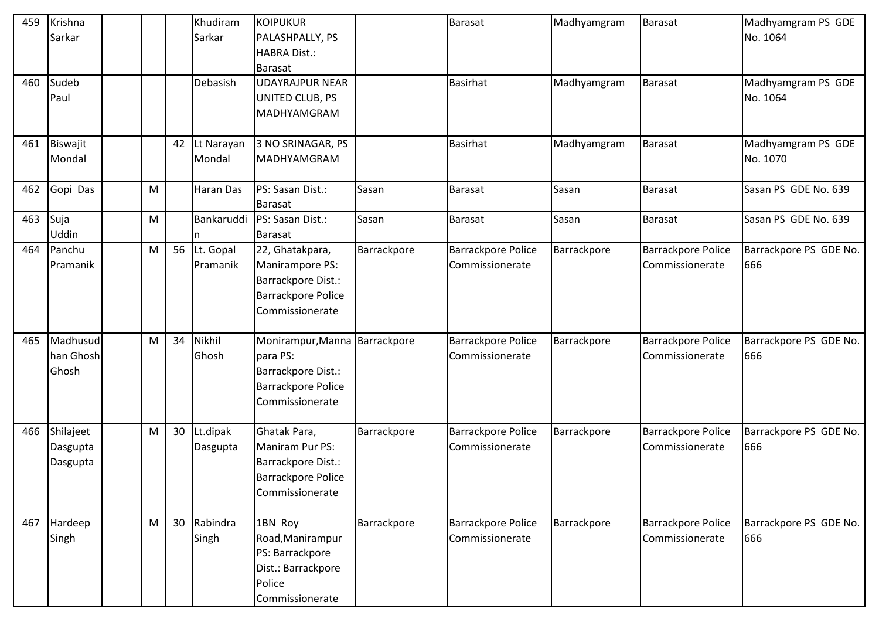| 459 | Krishna Sarkar | | | | Khudiram Sarkar | KOIPUKUR PALASHPALLY, PS HABRA Dist.: Barasat | | Barasat | Madhyamgram | Barasat | Madhyamgram PS GDE No. 1064 |
|---|---|---|---|---|---|---|---|---|---|---|---|
| 460 | Sudeb Paul | | | | Debasish | UDAYRAJPUR NEAR UNITED CLUB, PS MADHYAMGRAM | | Basirhat | Madhyamgram | Barasat | Madhyamgram PS GDE No. 1064 |
| 461 | Biswajit Mondal | | | 42 | Lt Narayan Mondal | 3 NO SRINAGAR, PS MADHYAMGRAM | | Basirhat | Madhyamgram | Barasat | Madhyamgram PS GDE No. 1070 |
| 462 | Gopi Das | | M | | Haran Das | PS: Sasan Dist.: Barasat | Sasan | Barasat | Sasan | Barasat | Sasan PS GDE No. 639 |
| 463 | Suja Uddin | | M | | Bankaruddin | PS: Sasan Dist.: Barasat | Sasan | Barasat | Sasan | Barasat | Sasan PS GDE No. 639 |
| 464 | Panchu Pramanik | | M | 56 | Lt. Gopal Pramanik | 22, Ghatakpara, Manirampore PS: Barrackpore Dist.: Barrackpore Police Commissionerate | Barrackpore | Barrackpore Police Commissionerate | Barrackpore | Barrackpore Police Commissionerate | Barrackpore PS GDE No. 666 |
| 465 | Madhusudhan Ghosh Ghosh | | M | 34 | Nikhil Ghosh | Monirampur,Mannapara PS: Barrackpore Dist.: Barrackpore Police Commissionerate | Barrackpore | Barrackpore Police Commissionerate | Barrackpore | Barrackpore Police Commissionerate | Barrackpore PS GDE No. 666 |
| 466 | Shilajeet Dasgupta Dasgupta | | M | 30 | Lt.dipak Dasgupta | Ghatak Para, Maniram Pur PS: Barrackpore Dist.: Barrackpore Police Commissionerate | Barrackpore | Barrackpore Police Commissionerate | Barrackpore | Barrackpore Police Commissionerate | Barrackpore PS GDE No. 666 |
| 467 | Hardeep Singh | | M | 30 | Rabindra Singh | 1BN Roy Road,Manirampur PS: Barrackpore Dist.: Barrackpore Police Commissionerate | Barrackpore | Barrackpore Police Commissionerate | Barrackpore | Barrackpore Police Commissionerate | Barrackpore PS GDE No. 666 |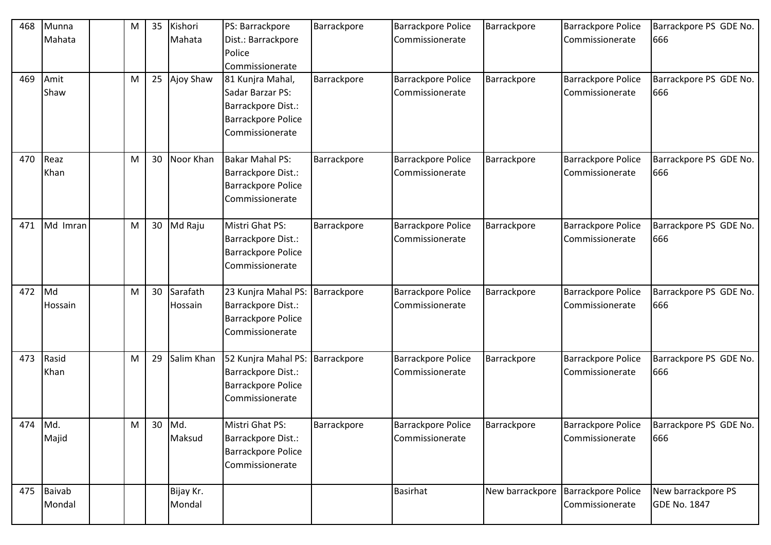| | | | | | | | | | | | |
|---|---|---|---|---|---|---|---|---|---|---|---|
| 468 | Munna Mahata | | M | 35 | Kishori Mahata | PS: Barrackpore Dist.: Barrackpore Police Commissionerate | Barrackpore | Barrackpore Police Commissionerate | Barrackpore | Barrackpore Police Commissionerate | Barrackpore PS GDE No. 666 |
| 469 | Amit Shaw | | M | 25 | Ajoy Shaw | 81 Kunjra Mahal, Sadar Barzar PS: Barrackpore Dist.: Barrackpore Police Commissionerate | Barrackpore | Barrackpore Police Commissionerate | Barrackpore | Barrackpore Police Commissionerate | Barrackpore PS GDE No. 666 |
| 470 | Reaz Khan | | M | 30 | Noor Khan | Bakar Mahal PS: Barrackpore Dist.: Barrackpore Police Commissionerate | Barrackpore | Barrackpore Police Commissionerate | Barrackpore | Barrackpore Police Commissionerate | Barrackpore PS GDE No. 666 |
| 471 | Md Imran | | M | 30 | Md Raju | Mistri Ghat PS: Barrackpore Dist.: Barrackpore Police Commissionerate | Barrackpore | Barrackpore Police Commissionerate | Barrackpore | Barrackpore Police Commissionerate | Barrackpore PS GDE No. 666 |
| 472 | Md Hossain | | M | 30 | Sarafath Hossain | 23 Kunjra Mahal PS: Barrackpore Dist.: Barrackpore Police Commissionerate | Barrackpore | Barrackpore Police Commissionerate | Barrackpore | Barrackpore Police Commissionerate | Barrackpore PS GDE No. 666 |
| 473 | Rasid Khan | | M | 29 | Salim Khan | 52 Kunjra Mahal PS: Barrackpore Dist.: Barrackpore Police Commissionerate | Barrackpore | Barrackpore Police Commissionerate | Barrackpore | Barrackpore Police Commissionerate | Barrackpore PS GDE No. 666 |
| 474 | Md. Majid | | M | 30 | Md. Maksud | Mistri Ghat PS: Barrackpore Dist.: Barrackpore Police Commissionerate | Barrackpore | Barrackpore Police Commissionerate | Barrackpore | Barrackpore Police Commissionerate | Barrackpore PS GDE No. 666 |
| 475 | Baivab Mondal | | | | Bijay Kr. Mondal | | | Basirhat | New barrackpore | Barrackpore Police Commissionerate | New barrackpore PS GDE No. 1847 |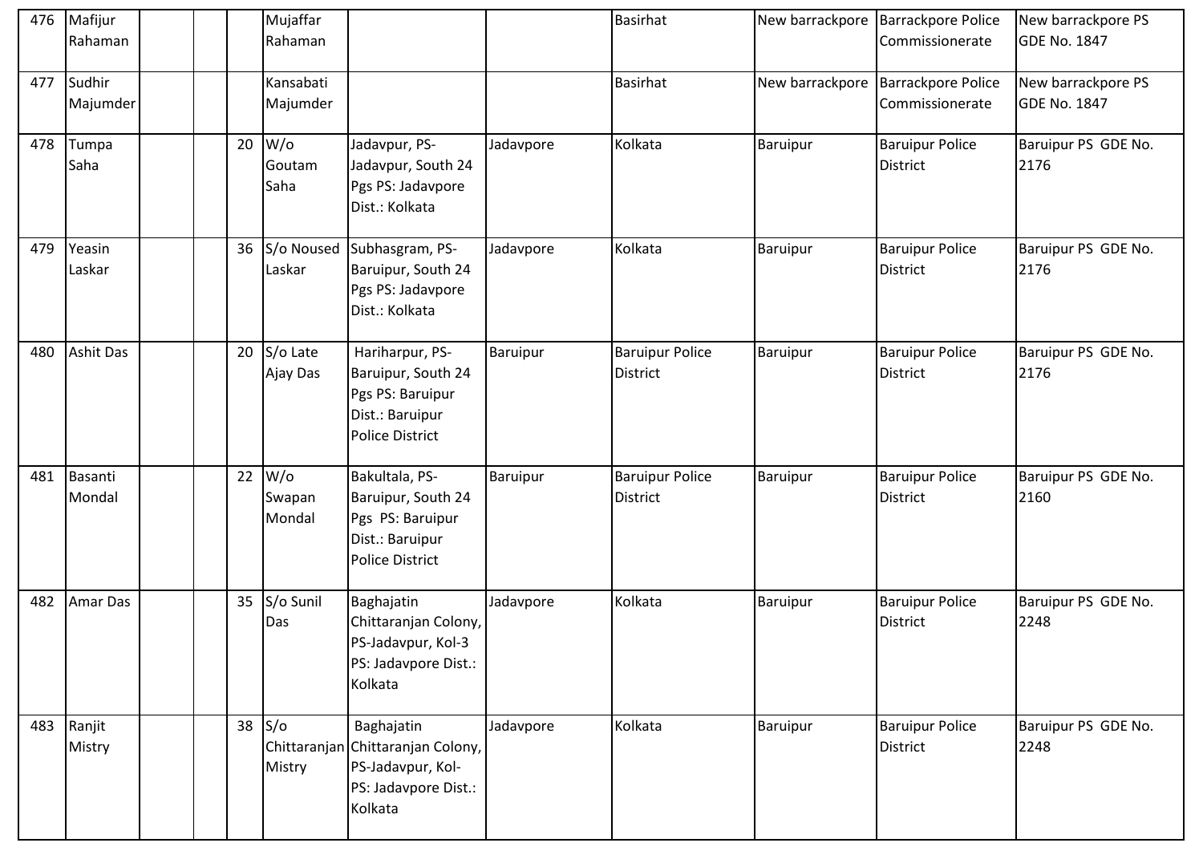| 476 | Mafijur Rahaman | | | Mujaffar Rahaman | | | Basirhat | New barrackpore | Barrackpore Police Commissionerate | New barrackpore PS GDE No. 1847 |
|---|---|---|---|---|---|---|---|---|---|---|
| 477 | Sudhir Majumder | | | Kansabati Majumder | | | Basirhat | New barrackpore | Barrackpore Police Commissionerate | New barrackpore PS GDE No. 1847 |
| 478 | Tumpa Saha | | 20 | W/o Goutam Saha | Jadavpur, PS-Jadavpur, South 24 Pgs PS: Jadavpore Dist.: Kolkata | Jadavpore | Kolkata | Baruipur | Baruipur Police District | Baruipur PS GDE No. 2176 |
| 479 | Yeasin Laskar | | 36 | S/o Noused Laskar | Subhasgram, PS-Baruipur, South 24 Pgs PS: Jadavpore Dist.: Kolkata | Jadavpore | Kolkata | Baruipur | Baruipur Police District | Baruipur PS GDE No. 2176 |
| 480 | Ashit Das | | 20 | S/o Late Ajay Das | Hariharpur, PS-Baruipur, South 24 Pgs PS: Baruipur Dist.: Baruipur Police District | Baruipur | Baruipur Police District | Baruipur | Baruipur Police District | Baruipur PS GDE No. 2176 |
| 481 | Basanti Mondal | | 22 | W/o Swapan Mondal | Bakultala, PS-Baruipur, South 24 Pgs PS: Baruipur Dist.: Baruipur Police District | Baruipur | Baruipur Police District | Baruipur | Baruipur Police District | Baruipur PS GDE No. 2160 |
| 482 | Amar Das | | 35 | S/o Sunil Das | Baghajatin Chittaranjan Colony, PS-Jadavpur, Kol-3 PS: Jadavpore Dist.: Kolkata | Jadavpore | Kolkata | Baruipur | Baruipur Police District | Baruipur PS GDE No. 2248 |
| 483 | Ranjit Mistry | | 38 | S/o Chittaranjan Mistry | Baghajatin Chittaranjan Colony, PS-Jadavpur, Kol-PS: Jadavpore Dist.: Kolkata | Jadavpore | Kolkata | Baruipur | Baruipur Police District | Baruipur PS GDE No. 2248 |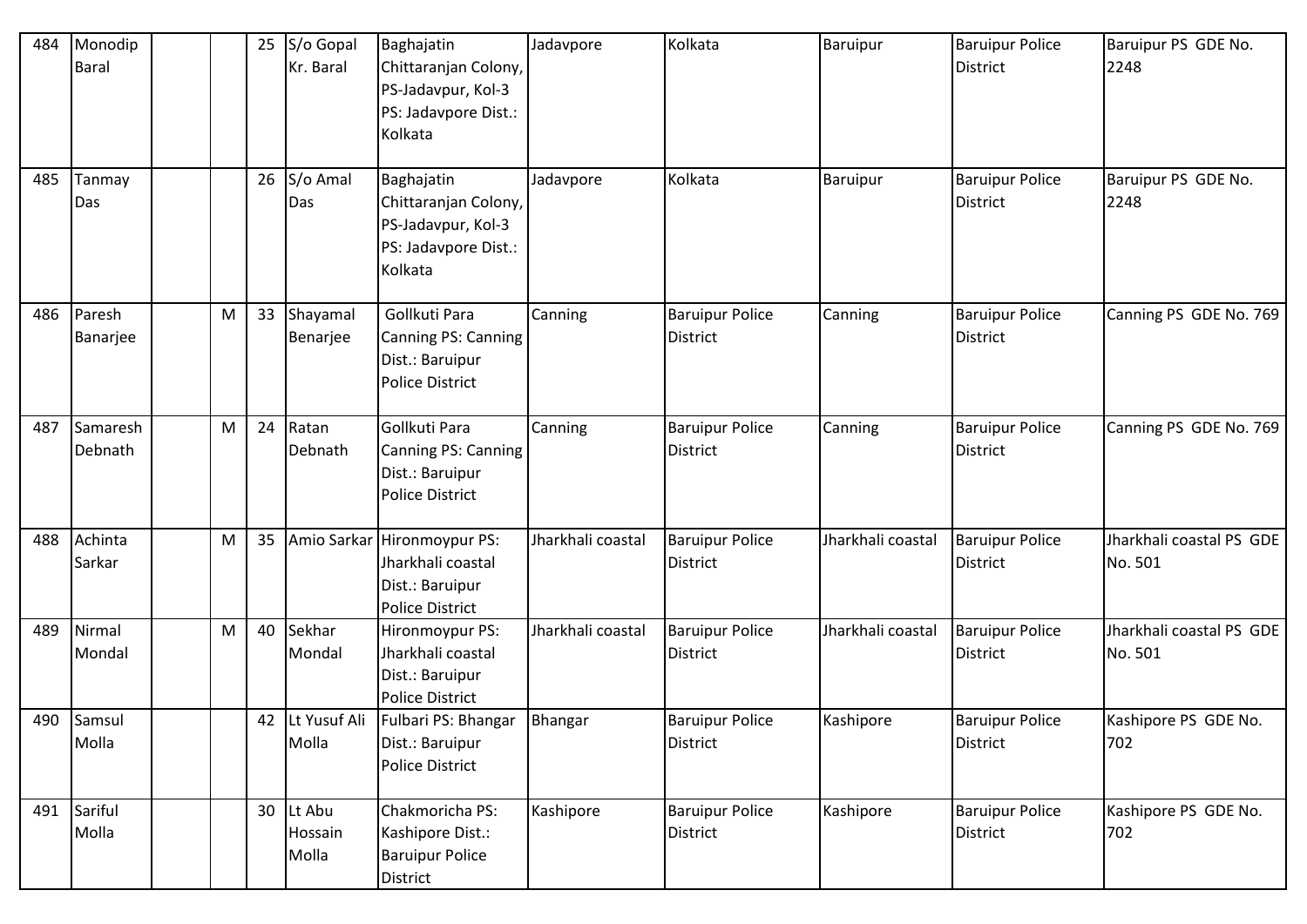| 484 | Monodip Baral | | | 25 | S/o Gopal Kr. Baral | Baghajatin Chittaranjan Colony, PS-Jadavpur, Kol-3 PS: Jadavpore Dist.: Kolkata | Jadavpore | Kolkata | Baruipur | Baruipur Police District | Baruipur PS GDE No. 2248 |
|---|---|---|---|---|---|---|---|---|---|---|---|
| 485 | Tanmay Das | | | 26 | S/o Amal Das | Baghajatin Chittaranjan Colony, PS-Jadavpur, Kol-3 PS: Jadavpore Dist.: Kolkata | Jadavpore | Kolkata | Baruipur | Baruipur Police District | Baruipur PS GDE No. 2248 |
| 486 | Paresh Banarjee | | M | 33 | Shayamal Benerjee | Gollkuti Para Canning PS: Canning Dist.: Baruipur Police District | Canning | Baruipur Police District | Canning | Baruipur Police District | Canning PS GDE No. 769 |
| 487 | Samaresh Debnath | | M | 24 | Ratan Debnath | Gollkuti Para Canning PS: Canning Dist.: Baruipur Police District | Canning | Baruipur Police District | Canning | Baruipur Police District | Canning PS GDE No. 769 |
| 488 | Achinta Sarkar | | M | 35 | Amio Sarkar | Hironmoypur PS: Jharkhali coastal Dist.: Baruipur Police District | Jharkhali coastal | Baruipur Police District | Jharkhali coastal | Baruipur Police District | Jharkhali coastal PS GDE No. 501 |
| 489 | Nirmal Mondal | | M | 40 | Sekhar Mondal | Hironmoypur PS: Jharkhali coastal Dist.: Baruipur Police District | Jharkhali coastal | Baruipur Police District | Jharkhali coastal | Baruipur Police District | Jharkhali coastal PS GDE No. 501 |
| 490 | Samsul Molla | | | 42 | Lt Yusuf Ali Molla | Fulbari PS: Bhangar Dist.: Baruipur Police District | Bhangar | Baruipur Police District | Kashipore | Baruipur Police District | Kashipore PS GDE No. 702 |
| 491 | Sariful Molla | | | 30 | Lt Abu Hossain Molla | Chakmoricha PS: Kashipore Dist.: Baruipur Police District | Kashipore | Baruipur Police District | Kashipore | Baruipur Police District | Kashipore PS GDE No. 702 |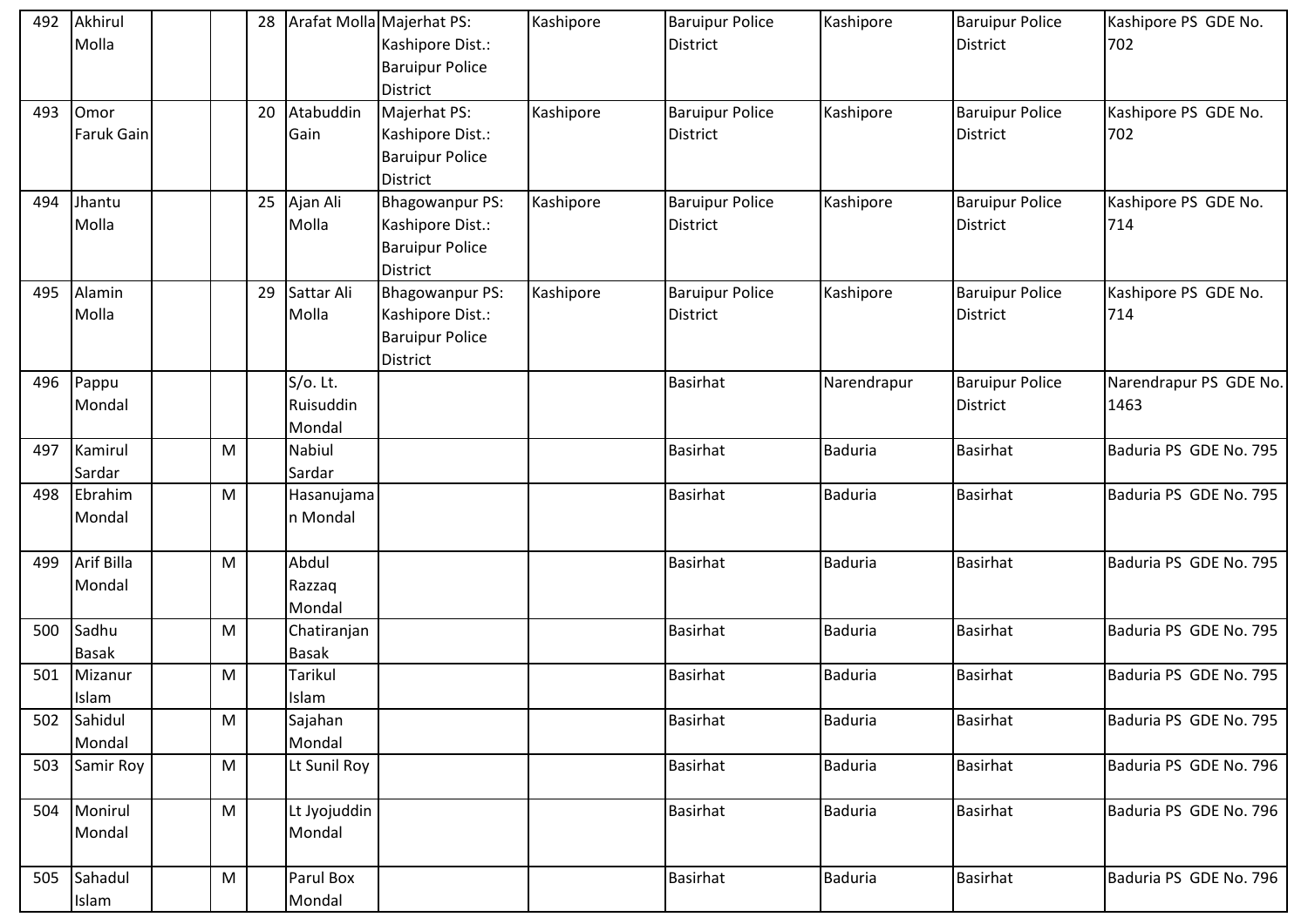| 492 | Akhirul Molla | | | 28 | Arafat Molla | Majerhat PS: Kashipore Dist.: Baruipur Police District | Kashipore | Baruipur Police District | Kashipore | Baruipur Police District | Kashipore PS GDE No. 702 |
|---|---|---|---|---|---|---|---|---|---|---|---|
| 493 | Omor Faruk Gain | | | 20 | Atabuddin Gain | Majerhat PS: Kashipore Dist.: Baruipur Police District | Kashipore | Baruipur Police District | Kashipore | Baruipur Police District | Kashipore PS GDE No. 702 |
| 494 | Jhantu Molla | | | 25 | Ajan Ali Molla | Bhagowanpur PS: Kashipore Dist.: Baruipur Police District | Kashipore | Baruipur Police District | Kashipore | Baruipur Police District | Kashipore PS GDE No. 714 |
| 495 | Alamin Molla | | | 29 | Sattar Ali Molla | Bhagowanpur PS: Kashipore Dist.: Baruipur Police District | Kashipore | Baruipur Police District | Kashipore | Baruipur Police District | Kashipore PS GDE No. 714 |
| 496 | Pappu Mondal | | | | S/o. Lt. Ruisuddin Mondal | | | Basirhat | Narendrapur | Baruipur Police District | Narendrapur PS GDE No. 1463 |
| 497 | Kamirul Sardar | | M | | Nabiul Sardar | | | Basirhat | Baduria | Basirhat | Baduria PS GDE No. 795 |
| 498 | Ebrahim Mondal | | M | | Hasanujaman Mondal | | | Basirhat | Baduria | Basirhat | Baduria PS GDE No. 795 |
| 499 | Arif Billa Mondal | | M | | Abdul Razzaq Mondal | | | Basirhat | Baduria | Basirhat | Baduria PS GDE No. 795 |
| 500 | Sadhu Basak | | M | | Chatiranjan Basak | | | Basirhat | Baduria | Basirhat | Baduria PS GDE No. 795 |
| 501 | Mizanur Islam | | M | | Tarikul Islam | | | Basirhat | Baduria | Basirhat | Baduria PS GDE No. 795 |
| 502 | Sahidul Mondal | | M | | Sajahan Mondal | | | Basirhat | Baduria | Basirhat | Baduria PS GDE No. 795 |
| 503 | Samir Roy | | M | | Lt Sunil Roy | | | Basirhat | Baduria | Basirhat | Baduria PS GDE No. 796 |
| 504 | Monirul Mondal | | M | | Lt Jyojuddin Mondal | | | Basirhat | Baduria | Basirhat | Baduria PS GDE No. 796 |
| 505 | Sahadul Islam | | M | | Parul Box Mondal | | | Basirhat | Baduria | Basirhat | Baduria PS GDE No. 796 |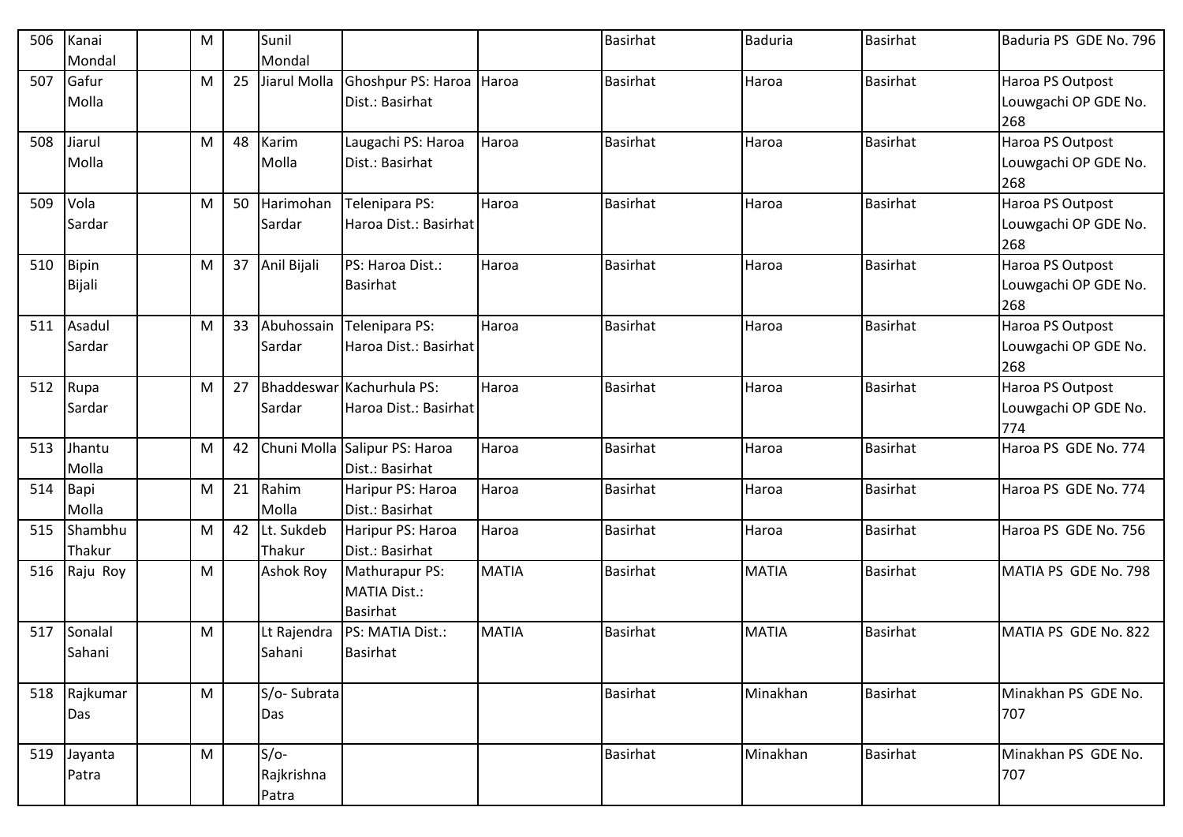| 506 | Kanai Mondal | | M | | Sunil Mondal | | | Basirhat | Baduria | Basirhat | Baduria PS GDE No. 796 |
|---|---|---|---|---|---|---|---|---|---|---|---|
| 507 | Gafur Molla | | M | 25 | Jiarul Molla | Ghoshpur PS: Haroa Dist.: Basirhat | Haroa | Basirhat | Haroa | Basirhat | Haroa PS Outpost Louwgachi OP GDE No. 268 |
| 508 | Jiarul Molla | | M | 48 | Karim Molla | Laugachi PS: Haroa Dist.: Basirhat | Haroa | Basirhat | Haroa | Basirhat | Haroa PS Outpost Louwgachi OP GDE No. 268 |
| 509 | Vola Sardar | | M | 50 | Harimohan Sardar | Telenipara PS: Haroa Dist.: Basirhat | Haroa | Basirhat | Haroa | Basirhat | Haroa PS Outpost Louwgachi OP GDE No. 268 |
| 510 | Bipin Bijali | | M | 37 | Anil Bijali | PS: Haroa Dist.: Basirhat | Haroa | Basirhat | Haroa | Basirhat | Haroa PS Outpost Louwgachi OP GDE No. 268 |
| 511 | Asadul Sardar | | M | 33 | Abuhossain Sardar | Telenipara PS: Haroa Dist.: Basirhat | Haroa | Basirhat | Haroa | Basirhat | Haroa PS Outpost Louwgachi OP GDE No. 268 |
| 512 | Rupa Sardar | | M | 27 | Bhaddeswar Sardar | Kachurhula PS: Haroa Dist.: Basirhat | Haroa | Basirhat | Haroa | Basirhat | Haroa PS Outpost Louwgachi OP GDE No. 774 |
| 513 | Jhantu Molla | | M | 42 | Chuni Molla | Salipur PS: Haroa Dist.: Basirhat | Haroa | Basirhat | Haroa | Basirhat | Haroa PS GDE No. 774 |
| 514 | Bapi Molla | | M | 21 | Rahim Molla | Haripur PS: Haroa Dist.: Basirhat | Haroa | Basirhat | Haroa | Basirhat | Haroa PS GDE No. 774 |
| 515 | Shambhu Thakur | | M | 42 | Lt. Sukdeb Thakur | Haripur PS: Haroa Dist.: Basirhat | Haroa | Basirhat | Haroa | Basirhat | Haroa PS GDE No. 756 |
| 516 | Raju Roy | | M | | Ashok Roy | Mathurapur PS: MATIA Dist.: Basirhat | MATIA | Basirhat | MATIA | Basirhat | MATIA PS GDE No. 798 |
| 517 | Sonalal Sahani | | M | | Lt Rajendra Sahani | PS: MATIA Dist.: Basirhat | MATIA | Basirhat | MATIA | Basirhat | MATIA PS GDE No. 822 |
| 518 | Rajkumar Das | | M | | S/o- Subrata Das | | | Basirhat | Minakhan | Basirhat | Minakhan PS GDE No. 707 |
| 519 | Jayanta Patra | | M | | S/o- Rajkrishna Patra | | | Basirhat | Minakhan | Basirhat | Minakhan PS GDE No. 707 |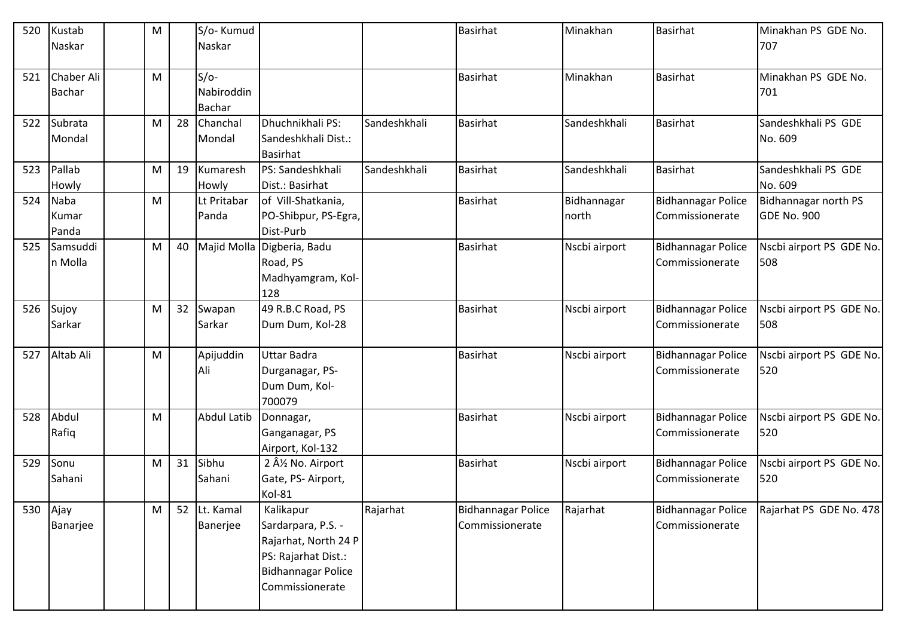| 520 | Kustab Naskar | | M | | S/o- Kumud Naskar | | | Basirhat | Minakhan | Basirhat | Minakhan PS GDE No. 707 |
|---|---|---|---|---|---|---|---|---|---|---|---|
| 521 | Chaber Ali Bachar | | M | | S/o- Nabiroddin Bachar | | | Basirhat | Minakhan | Basirhat | Minakhan PS GDE No. 701 |
| 522 | Subrata Mondal | | M | 28 | Chanchal Mondal | Dhuchnikhali PS: Sandeshkhali Dist.: Basirhat | Sandeshkhali | Basirhat | Sandeshkhali | Basirhat | Sandeshkhali PS GDE No. 609 |
| 523 | Pallab Howly | | M | 19 | Kumaresh Howly | PS: Sandeshkhali Dist.: Basirhat | Sandeshkhali | Basirhat | Sandeshkhali | Basirhat | Sandeshkhali PS GDE No. 609 |
| 524 | Naba Kumar Panda | | M | | Lt Pritabar Panda | of Vill-Shatkania, PO-Shibpur, PS-Egra, Dist-Purb | | Basirhat | Bidhannagar north | Bidhannagar Police Commissionerate | Bidhannagar north PS GDE No. 900 |
| 525 | Samsuddin Molla | | M | 40 | Majid Molla | Digberia, Badu Road, PS Madhyamgram, Kol-128 | | Basirhat | Nscbi airport | Bidhannagar Police Commissionerate | Nscbi airport PS GDE No. 508 |
| 526 | Sujoy Sarkar | | M | 32 | Swapan Sarkar | 49 R.B.C Road, PS Dum Dum, Kol-28 | | Basirhat | Nscbi airport | Bidhannagar Police Commissionerate | Nscbi airport PS GDE No. 508 |
| 527 | Altab Ali | | M | | Apijuddin Ali | Uttar Badra Durganagar, PS-Dum Dum, Kol-700079 | | Basirhat | Nscbi airport | Bidhannagar Police Commissionerate | Nscbi airport PS GDE No. 520 |
| 528 | Abdul Rafiq | | M | | Abdul Latib | Donnagar, Ganganagar, PS Airport, Kol-132 | | Basirhat | Nscbi airport | Bidhannagar Police Commissionerate | Nscbi airport PS GDE No. 520 |
| 529 | Sonu Sahani | | M | 31 | Sibhu Sahani | 2 Â½ No. Airport Gate, PS- Airport, Kol-81 | | Basirhat | Nscbi airport | Bidhannagar Police Commissionerate | Nscbi airport PS GDE No. 520 |
| 530 | Ajay Banarjee | | M | 52 | Lt. Kamal Banerjee | Kalikapur Sardarpara, P.S. - Rajarhat, North 24 P PS: Rajarhat Dist.: Bidhannagar Police Commissionerate | Rajarhat | Bidhannagar Police Commissionerate | Rajarhat | Bidhannagar Police Commissionerate | Rajarhat PS GDE No. 478 |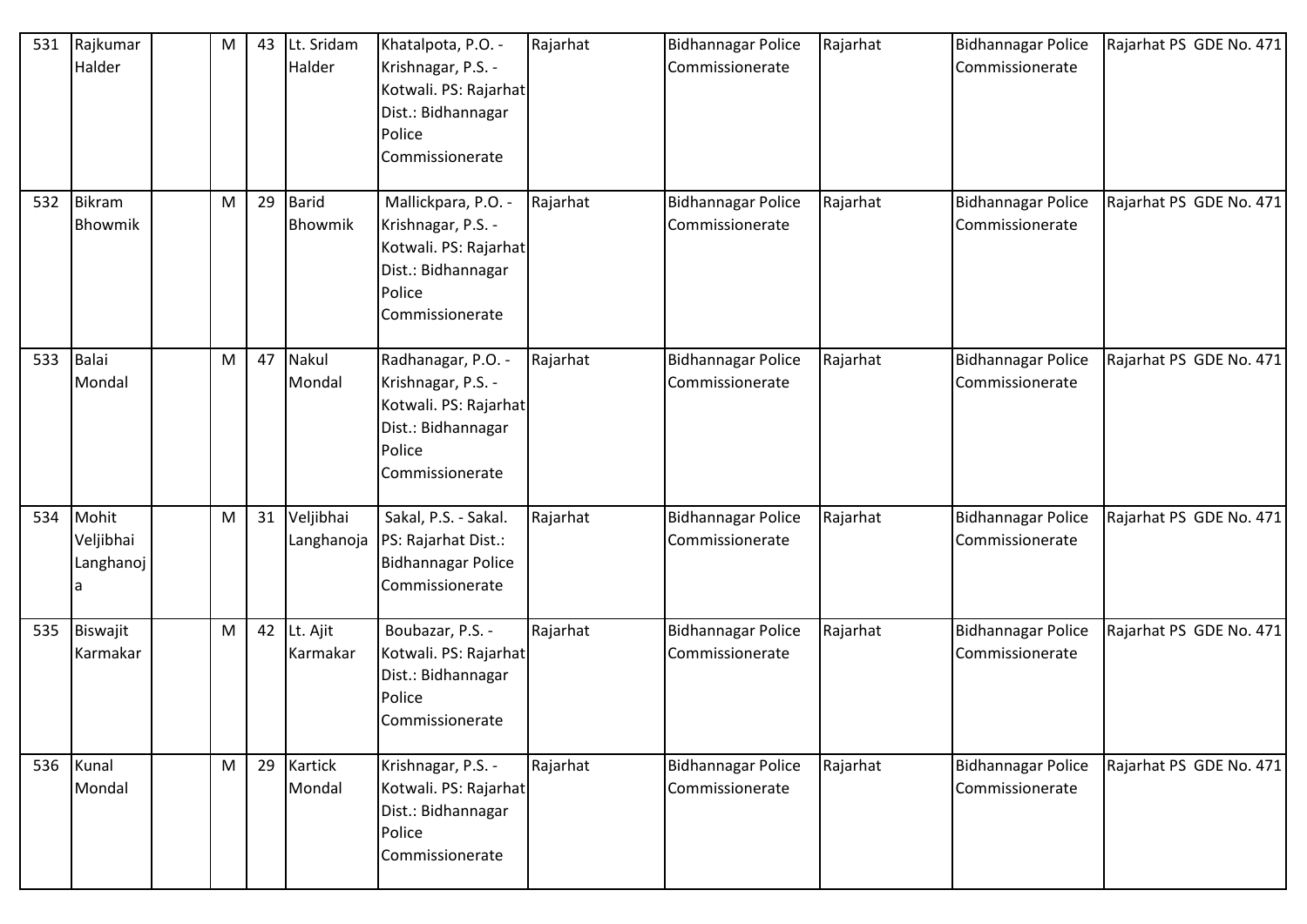| 531 | Rajkumar Halder | | M | 43 | Lt. Sridam Halder | Khatalpota, P.O. - Krishnagar, P.S. - Kotwali. PS: Rajarhat Dist.: Bidhannagar Police Commissionerate | Rajarhat | Bidhannagar Police Commissionerate | Rajarhat | Bidhannagar Police Commissionerate | Rajarhat PS GDE No. 471 |
|---|---|---|---|---|---|---|---|---|---|---|---|
| 532 | Bikram Bhowmik | | M | 29 | Barid Bhowmik | Mallickpara, P.O. - Krishnagar, P.S. - Kotwali. PS: Rajarhat Dist.: Bidhannagar Police Commissionerate | Rajarhat | Bidhannagar Police Commissionerate | Rajarhat | Bidhannagar Police Commissionerate | Rajarhat PS GDE No. 471 |
| 533 | Balai Mondal | | M | 47 | Nakul Mondal | Radhanagar, P.O. - Krishnagar, P.S. - Kotwali. PS: Rajarhat Dist.: Bidhannagar Police Commissionerate | Rajarhat | Bidhannagar Police Commissionerate | Rajarhat | Bidhannagar Police Commissionerate | Rajarhat PS GDE No. 471 |
| 534 | Mohit Veljibhai Langhanoja | | M | 31 | Veljibhai Langhanoja | Sakal, P.S. - Sakal. PS: Rajarhat Dist.: Bidhannagar Police Commissionerate | Rajarhat | Bidhannagar Police Commissionerate | Rajarhat | Bidhannagar Police Commissionerate | Rajarhat PS GDE No. 471 |
| 535 | Biswajit Karmakar | | M | 42 | Lt. Ajit Karmakar | Boubazar, P.S. - Kotwali. PS: Rajarhat Dist.: Bidhannagar Police Commissionerate | Rajarhat | Bidhannagar Police Commissionerate | Rajarhat | Bidhannagar Police Commissionerate | Rajarhat PS GDE No. 471 |
| 536 | Kunal Mondal | | M | 29 | Kartick Mondal | Krishnagar, P.S. - Kotwali. PS: Rajarhat Dist.: Bidhannagar Police Commissionerate | Rajarhat | Bidhannagar Police Commissionerate | Rajarhat | Bidhannagar Police Commissionerate | Rajarhat PS GDE No. 471 |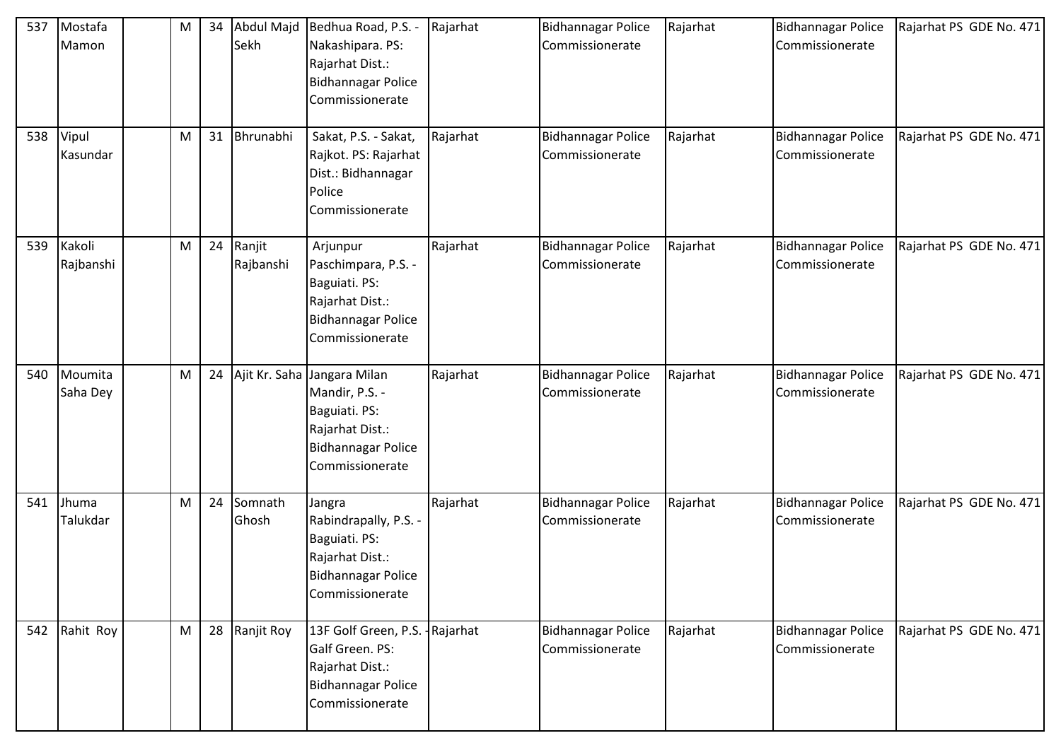| | | | | | | | | | | | |
|---|---|---|---|---|---|---|---|---|---|---|---|
| 537 | Mostafa Mamon | | M | 34 | Abdul Majd Sekh | Bedhua Road, P.S. - Nakashipara. PS: Rajarhat Dist.: Bidhannagar Police Commissionerate | Rajarhat | Bidhannagar Police Commissionerate | Rajarhat | Bidhannagar Police Commissionerate | Rajarhat PS GDE No. 471 |
| 538 | Vipul Kasundar | | M | 31 | Bhrunabhi | Sakat, P.S. - Sakat, Rajkot. PS: Rajarhat Dist.: Bidhannagar Police Commissionerate | Rajarhat | Bidhannagar Police Commissionerate | Rajarhat | Bidhannagar Police Commissionerate | Rajarhat PS GDE No. 471 |
| 539 | Kakoli Rajbanshi | | M | 24 | Ranjit Rajbanshi | Arjunpur Paschimpara, P.S. - Baguiati. PS: Rajarhat Dist.: Bidhannagar Police Commissionerate | Rajarhat | Bidhannagar Police Commissionerate | Rajarhat | Bidhannagar Police Commissionerate | Rajarhat PS GDE No. 471 |
| 540 | Moumita Saha Dey | | M | 24 | Ajit Kr. Saha | Jangara Milan Mandir, P.S. - Baguiati. PS: Rajarhat Dist.: Bidhannagar Police Commissionerate | Rajarhat | Bidhannagar Police Commissionerate | Rajarhat | Bidhannagar Police Commissionerate | Rajarhat PS GDE No. 471 |
| 541 | Jhuma Talukdar | | M | 24 | Somnath Ghosh | Jangra Rabindrapally, P.S. - Baguiati. PS: Rajarhat Dist.: Bidhannagar Police Commissionerate | Rajarhat | Bidhannagar Police Commissionerate | Rajarhat | Bidhannagar Police Commissionerate | Rajarhat PS GDE No. 471 |
| 542 | Rahit Roy | | M | 28 | Ranjit Roy | 13F Golf Green, P.S. - Galf Green. PS: Rajarhat Dist.: Bidhannagar Police Commissionerate | Rajarhat | Bidhannagar Police Commissionerate | Rajarhat | Bidhannagar Police Commissionerate | Rajarhat PS GDE No. 471 |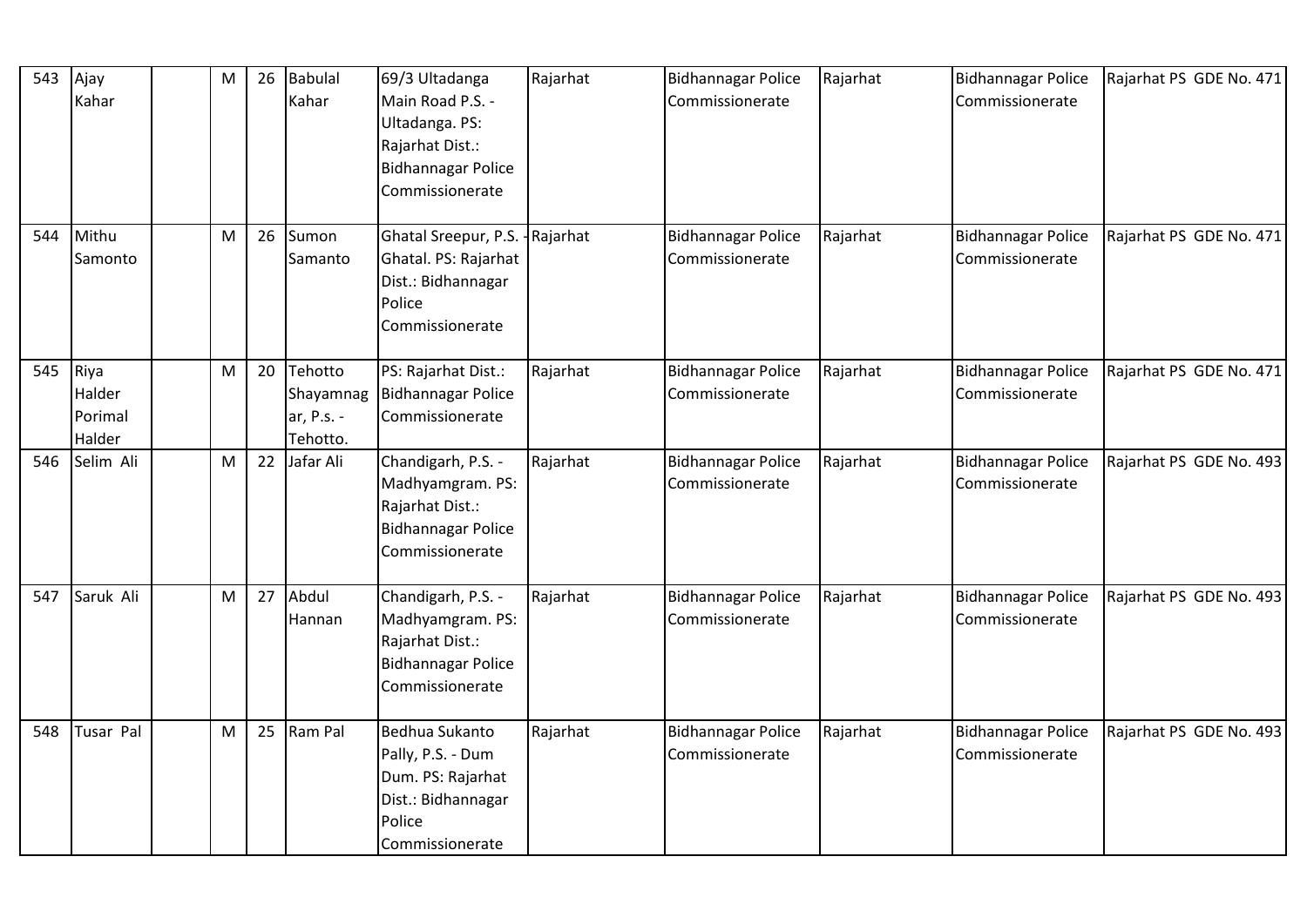| 543 | Ajay Kahar | | M | 26 | Babulal Kahar | 69/3 Ultadanga Main Road P.S. - Ultadanga. PS: Rajarhat Dist.: Bidhannagar Police Commissionerate | Rajarhat | Bidhannagar Police Commissionerate | Rajarhat | Bidhannagar Police Commissionerate | Rajarhat PS GDE No. 471 |
|---|---|---|---|---|---|---|---|---|---|---|---|
| 544 | Mithu Samonto | | M | 26 | Sumon Samanto | Ghatal Sreepur, P.S. - Ghatal. PS: Rajarhat Dist.: Bidhannagar Police Commissionerate | Rajarhat | Bidhannagar Police Commissionerate | Rajarhat | Bidhannagar Police Commissionerate | Rajarhat PS GDE No. 471 |
| 545 | Riya Halder Porimal Halder | | M | 20 | Tehotto Shayamnagar, P.s. - Tehotto. | PS: Rajarhat Dist.: Bidhannagar Police Commissionerate | Rajarhat | Bidhannagar Police Commissionerate | Rajarhat | Bidhannagar Police Commissionerate | Rajarhat PS GDE No. 471 |
| 546 | Selim Ali | | M | 22 | Jafar Ali | Chandigarh, P.S. - Madhyamgram. PS: Rajarhat Dist.: Bidhannagar Police Commissionerate | Rajarhat | Bidhannagar Police Commissionerate | Rajarhat | Bidhannagar Police Commissionerate | Rajarhat PS GDE No. 493 |
| 547 | Saruk Ali | | M | 27 | Abdul Hannan | Chandigarh, P.S. - Madhyamgram. PS: Rajarhat Dist.: Bidhannagar Police Commissionerate | Rajarhat | Bidhannagar Police Commissionerate | Rajarhat | Bidhannagar Police Commissionerate | Rajarhat PS GDE No. 493 |
| 548 | Tusar Pal | | M | 25 | Ram Pal | Bedhua Sukanto Pally, P.S. - Dum Dum. PS: Rajarhat Dist.: Bidhannagar Police Commissionerate | Rajarhat | Bidhannagar Police Commissionerate | Rajarhat | Bidhannagar Police Commissionerate | Rajarhat PS GDE No. 493 |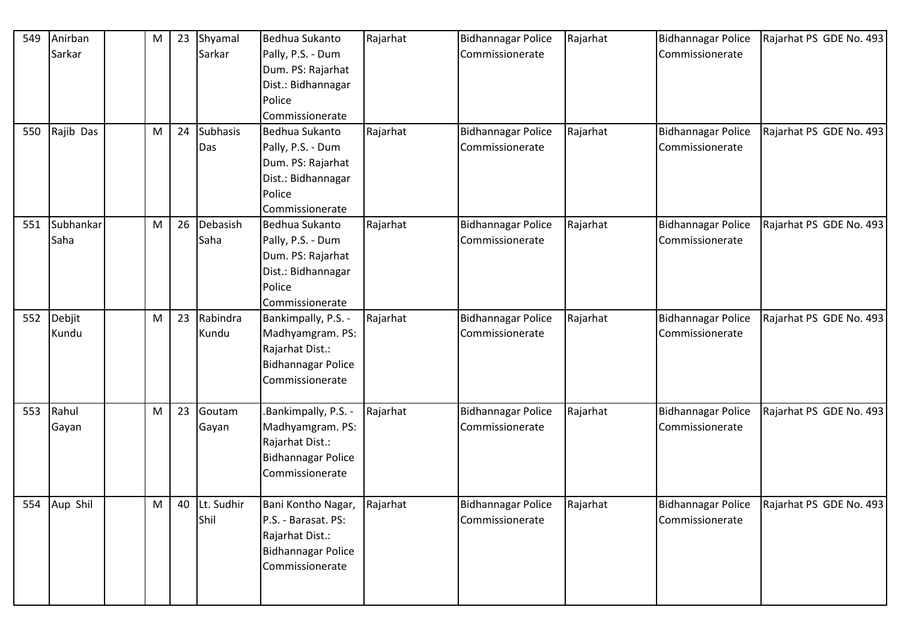| 549 | Anirban Sarkar | | M | 23 | Shyamal Sarkar | Bedhua Sukanto Pally, P.S. - Dum Dum. PS: Rajarhat Dist.: Bidhannagar Police Commissionerate | Rajarhat | Bidhannagar Police Commissionerate | Rajarhat | Bidhannagar Police Commissionerate | Rajarhat PS GDE No. 493 |
|---|---|---|---|---|---|---|---|---|---|---|---|
| 550 | Rajib Das | | M | 24 | Subhasis Das | Bedhua Sukanto Pally, P.S. - Dum Dum. PS: Rajarhat Dist.: Bidhannagar Police Commissionerate | Rajarhat | Bidhannagar Police Commissionerate | Rajarhat | Bidhannagar Police Commissionerate | Rajarhat PS GDE No. 493 |
| 551 | Subhankar Saha | | M | 26 | Debasish Saha | Bedhua Sukanto Pally, P.S. - Dum Dum. PS: Rajarhat Dist.: Bidhannagar Police Commissionerate | Rajarhat | Bidhannagar Police Commissionerate | Rajarhat | Bidhannagar Police Commissionerate | Rajarhat PS GDE No. 493 |
| 552 | Debjit Kundu | | M | 23 | Rabindra Kundu | Bankimpally, P.S. - Madhyamgram. PS: Rajarhat Dist.: Bidhannagar Police Commissionerate | Rajarhat | Bidhannagar Police Commissionerate | Rajarhat | Bidhannagar Police Commissionerate | Rajarhat PS GDE No. 493 |
| 553 | Rahul Gayan | | M | 23 | Goutam Gayan | .Bankimpally, P.S. - Madhyamgram. PS: Rajarhat Dist.: Bidhannagar Police Commissionerate | Rajarhat | Bidhannagar Police Commissionerate | Rajarhat | Bidhannagar Police Commissionerate | Rajarhat PS GDE No. 493 |
| 554 | Aup Shil | | M | 40 | Lt. Sudhir Shil | Bani Kontho Nagar, P.S. - Barasat. PS: Rajarhat Dist.: Bidhannagar Police Commissionerate | Rajarhat | Bidhannagar Police Commissionerate | Rajarhat | Bidhannagar Police Commissionerate | Rajarhat PS GDE No. 493 |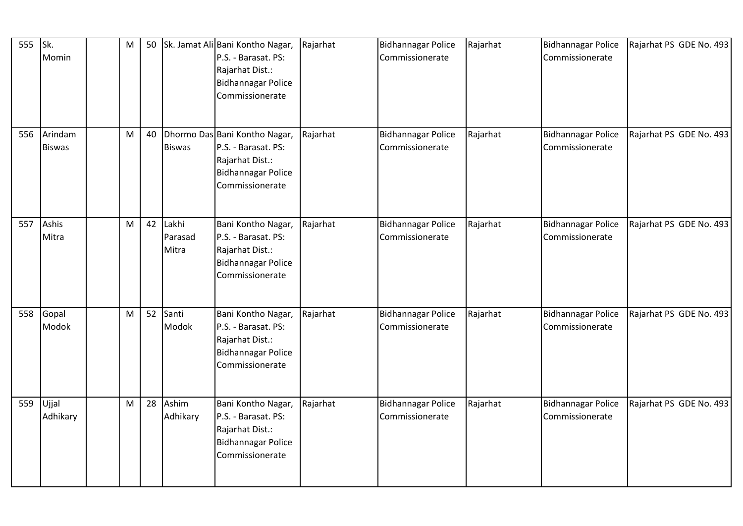| 555 | Sk. Momin | | M | 50 | Sk. Jamat Ali | Bani Kontho Nagar, P.S. - Barasat. PS: Rajarhat Dist.: Bidhannagar Police Commissionerate | Rajarhat | Bidhannagar Police Commissionerate | Rajarhat | Bidhannagar Police Commissionerate | Rajarhat PS GDE No. 493 |
|---|---|---|---|---|---|---|---|---|---|---|---|
| 556 | Arindam Biswas | | M | 40 | Dhormo Das Biswas | Bani Kontho Nagar, P.S. - Barasat. PS: Rajarhat Dist.: Bidhannagar Police Commissionerate | Rajarhat | Bidhannagar Police Commissionerate | Rajarhat | Bidhannagar Police Commissionerate | Rajarhat PS GDE No. 493 |
| 557 | Ashis Mitra | | M | 42 | Lakhi Parasad Mitra | Bani Kontho Nagar, P.S. - Barasat. PS: Rajarhat Dist.: Bidhannagar Police Commissionerate | Rajarhat | Bidhannagar Police Commissionerate | Rajarhat | Bidhannagar Police Commissionerate | Rajarhat PS GDE No. 493 |
| 558 | Gopal Modok | | M | 52 | Santi Modok | Bani Kontho Nagar, P.S. - Barasat. PS: Rajarhat Dist.: Bidhannagar Police Commissionerate | Rajarhat | Bidhannagar Police Commissionerate | Rajarhat | Bidhannagar Police Commissionerate | Rajarhat PS GDE No. 493 |
| 559 | Ujjal Adhikary | | M | 28 | Ashim Adhikary | Bani Kontho Nagar, P.S. - Barasat. PS: Rajarhat Dist.: Bidhannagar Police Commissionerate | Rajarhat | Bidhannagar Police Commissionerate | Rajarhat | Bidhannagar Police Commissionerate | Rajarhat PS GDE No. 493 |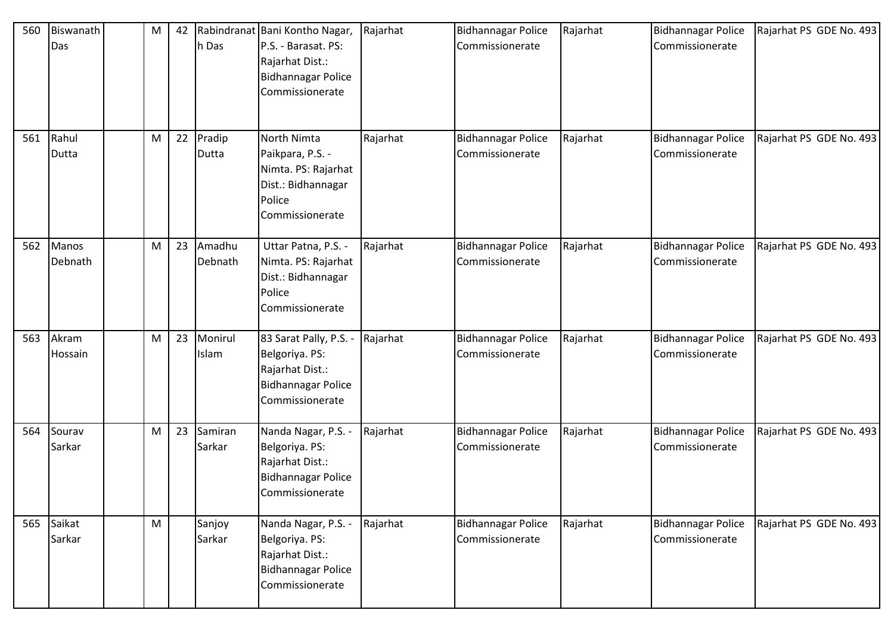| 560 | Biswanath Das | | M | 42 | Rabindranath Das | Bani Kontho Nagar, P.S. - Barasat. PS: Rajarhat Dist.: Bidhannagar Police Commissionerate | Rajarhat | Bidhannagar Police Commissionerate | Rajarhat | Bidhannagar Police Commissionerate | Rajarhat PS GDE No. 493 |
|---|---|---|---|---|---|---|---|---|---|---|---|
| 561 | Rahul Dutta | | M | 22 | Pradip Dutta | North Nimta Paikpara, P.S. - Nimta. PS: Rajarhat Dist.: Bidhannagar Police Commissionerate | Rajarhat | Bidhannagar Police Commissionerate | Rajarhat | Bidhannagar Police Commissionerate | Rajarhat PS GDE No. 493 |
| 562 | Manos Debnath | | M | 23 | Amadhu Debnath | Uttar Patna, P.S. - Nimta. PS: Rajarhat Dist.: Bidhannagar Police Commissionerate | Rajarhat | Bidhannagar Police Commissionerate | Rajarhat | Bidhannagar Police Commissionerate | Rajarhat PS GDE No. 493 |
| 563 | Akram Hossain | | M | 23 | Monirul Islam | 83 Sarat Pally, P.S. - Belgoriya. PS: Rajarhat Dist.: Bidhannagar Police Commissionerate | Rajarhat | Bidhannagar Police Commissionerate | Rajarhat | Bidhannagar Police Commissionerate | Rajarhat PS GDE No. 493 |
| 564 | Sourav Sarkar | | M | 23 | Samiran Sarkar | Nanda Nagar, P.S. - Belgoriya. PS: Rajarhat Dist.: Bidhannagar Police Commissionerate | Rajarhat | Bidhannagar Police Commissionerate | Rajarhat | Bidhannagar Police Commissionerate | Rajarhat PS GDE No. 493 |
| 565 | Saikat Sarkar | | M | | Sanjoy Sarkar | Nanda Nagar, P.S. - Belgoriya. PS: Rajarhat Dist.: Bidhannagar Police Commissionerate | Rajarhat | Bidhannagar Police Commissionerate | Rajarhat | Bidhannagar Police Commissionerate | Rajarhat PS GDE No. 493 |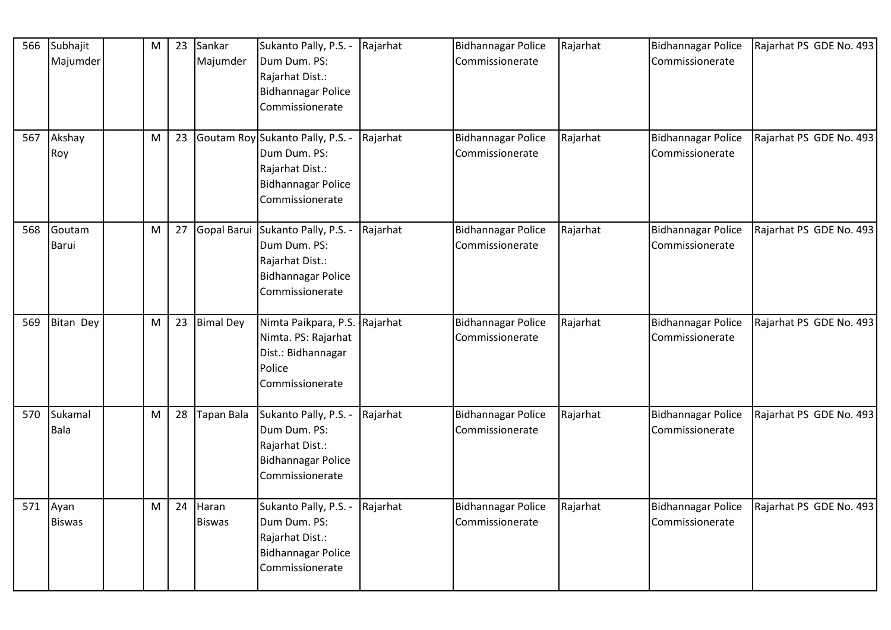| 566 | Subhajit Majumder | | M | 23 | Sankar Majumder | Sukanto Pally, P.S. - Dum Dum. PS: Rajarhat Dist.: Bidhannagar Police Commissionerate | Rajarhat | Bidhannagar Police Commissionerate | Rajarhat | Bidhannagar Police Commissionerate | Rajarhat PS GDE No. 493 |
|---|---|---|---|---|---|---|---|---|---|---|---|
| 567 | Akshay Roy | | M | 23 | Goutam Roy | Sukanto Pally, P.S. - Dum Dum. PS: Rajarhat Dist.: Bidhannagar Police Commissionerate | Rajarhat | Bidhannagar Police Commissionerate | Rajarhat | Bidhannagar Police Commissionerate | Rajarhat PS GDE No. 493 |
| 568 | Goutam Barui | | M | 27 | Gopal Barui | Sukanto Pally, P.S. - Dum Dum. PS: Rajarhat Dist.: Bidhannagar Police Commissionerate | Rajarhat | Bidhannagar Police Commissionerate | Rajarhat | Bidhannagar Police Commissionerate | Rajarhat PS GDE No. 493 |
| 569 | Bitan Dey | | M | 23 | Bimal Dey | Nimta Paikpara, P.S. - Nimta. PS: Rajarhat Dist.: Bidhannagar Police Commissionerate | Rajarhat | Bidhannagar Police Commissionerate | Rajarhat | Bidhannagar Police Commissionerate | Rajarhat PS GDE No. 493 |
| 570 | Sukamal Bala | | M | 28 | Tapan Bala | Sukanto Pally, P.S. - Dum Dum. PS: Rajarhat Dist.: Bidhannagar Police Commissionerate | Rajarhat | Bidhannagar Police Commissionerate | Rajarhat | Bidhannagar Police Commissionerate | Rajarhat PS GDE No. 493 |
| 571 | Ayan Biswas | | M | 24 | Haran Biswas | Sukanto Pally, P.S. - Dum Dum. PS: Rajarhat Dist.: Bidhannagar Police Commissionerate | Rajarhat | Bidhannagar Police Commissionerate | Rajarhat | Bidhannagar Police Commissionerate | Rajarhat PS GDE No. 493 |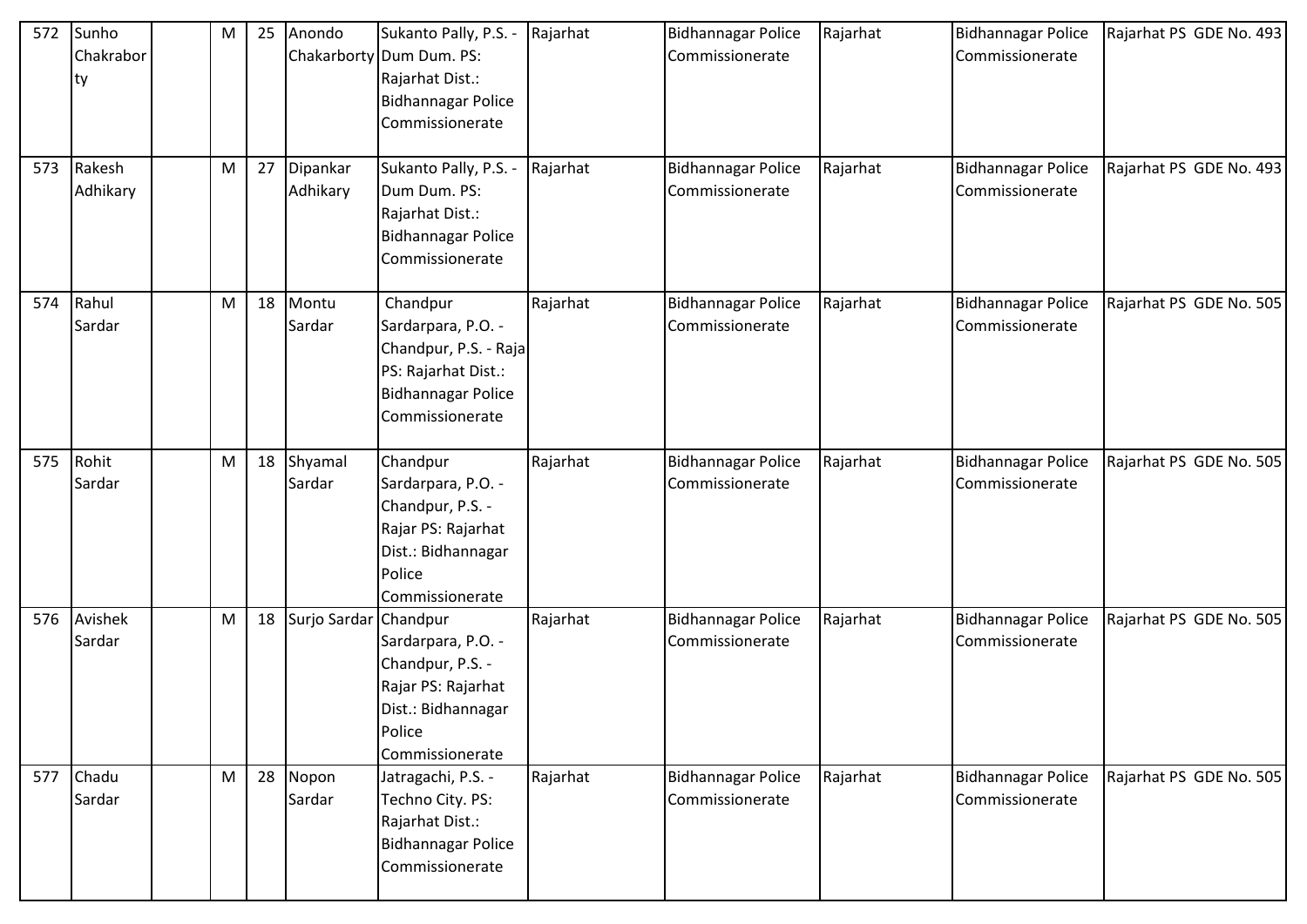| 572 | Sunho Chakraborty | | M | 25 | Anondo Chakarborty | Sukanto Pally, P.S. - Dum Dum. PS: Rajarhat Dist.: Bidhannagar Police Commissionerate | Rajarhat | Bidhannagar Police Commissionerate | Rajarhat | Bidhannagar Police Commissionerate | Rajarhat PS GDE No. 493 |
|---|---|---|---|---|---|---|---|---|---|---|---|
| 573 | Rakesh Adhikary | | M | 27 | Dipankar Adhikary | Sukanto Pally, P.S. - Dum Dum. PS: Rajarhat Dist.: Bidhannagar Police Commissionerate | Rajarhat | Bidhannagar Police Commissionerate | Rajarhat | Bidhannagar Police Commissionerate | Rajarhat PS GDE No. 493 |
| 574 | Rahul Sardar | | M | 18 | Montu Sardar | Chandpur Sardarpara, P.O. - Chandpur, P.S. - Raja PS: Rajarhat Dist.: Bidhannagar Police Commissionerate | Rajarhat | Bidhannagar Police Commissionerate | Rajarhat | Bidhannagar Police Commissionerate | Rajarhat PS GDE No. 505 |
| 575 | Rohit Sardar | | M | 18 | Shyamal Sardar | Chandpur Sardarpara, P.O. - Chandpur, P.S. - Rajar PS: Rajarhat Dist.: Bidhannagar Police Commissionerate | Rajarhat | Bidhannagar Police Commissionerate | Rajarhat | Bidhannagar Police Commissionerate | Rajarhat PS GDE No. 505 |
| 576 | Avishek Sardar | | M | 18 | Surjo Sardar | Chandpur Sardarpara, P.O. - Chandpur, P.S. - Rajar PS: Rajarhat Dist.: Bidhannagar Police Commissionerate | Rajarhat | Bidhannagar Police Commissionerate | Rajarhat | Bidhannagar Police Commissionerate | Rajarhat PS GDE No. 505 |
| 577 | Chadu Sardar | | M | 28 | Nopon Sardar | Jatragachi, P.S. - Techno City. PS: Rajarhat Dist.: Bidhannagar Police Commissionerate | Rajarhat | Bidhannagar Police Commissionerate | Rajarhat | Bidhannagar Police Commissionerate | Rajarhat PS GDE No. 505 |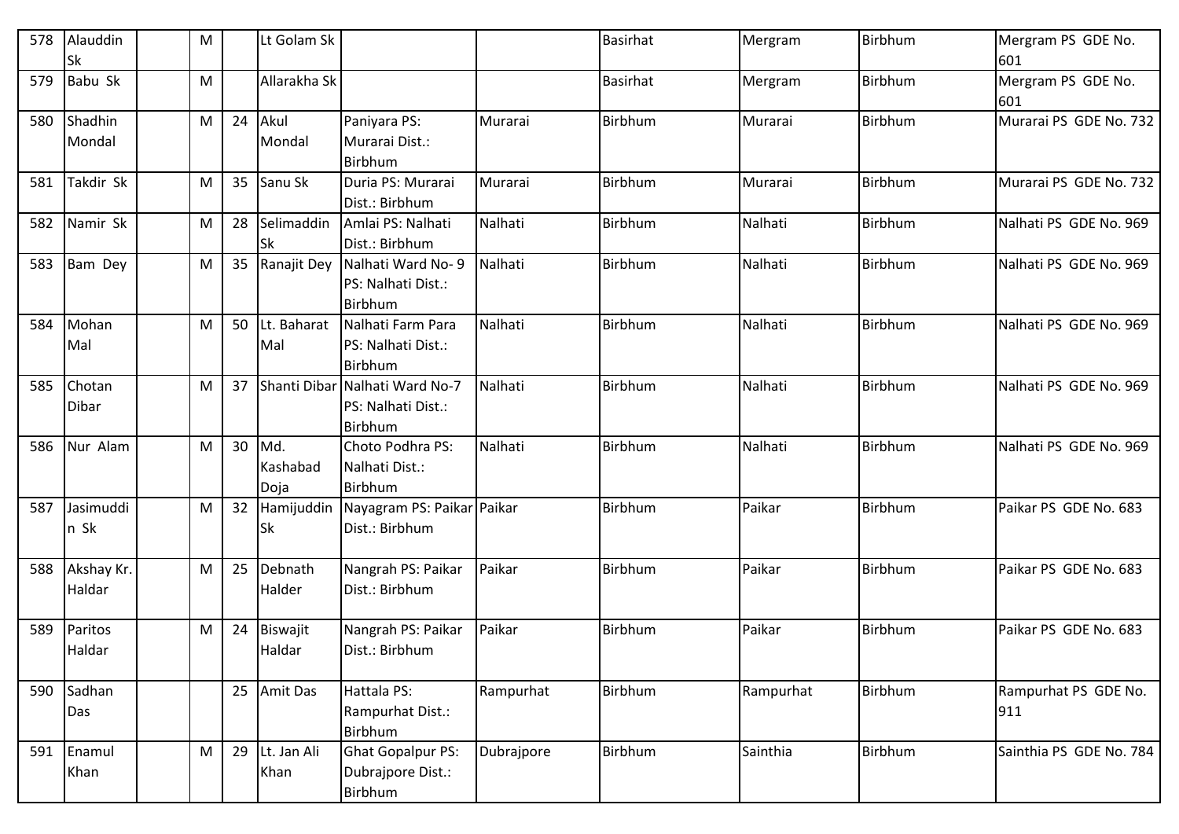| 578 | Alauddin Sk | | M | | Lt Golam Sk | | | Basirhat | Mergram | Birbhum | Mergram PS GDE No. 601 |
|---|---|---|---|---|---|---|---|---|---|---|---|
| 579 | Babu Sk | | M | | Allarakha Sk | | | Basirhat | Mergram | Birbhum | Mergram PS GDE No. 601 |
| 580 | Shadhin Mondal | | M | 24 | Akul Mondal | Paniyara PS: Murarai Dist.: Birbhum | Murarai | Birbhum | Murarai | Birbhum | Murarai PS GDE No. 732 |
| 581 | Takdir Sk | | M | 35 | Sanu Sk | Duria PS: Murarai Dist.: Birbhum | Murarai | Birbhum | Murarai | Birbhum | Murarai PS GDE No. 732 |
| 582 | Namir Sk | | M | 28 | Selimaddin Sk | Amlai PS: Nalhati Dist.: Birbhum | Nalhati | Birbhum | Nalhati | Birbhum | Nalhati PS GDE No. 969 |
| 583 | Bam Dey | | M | 35 | Ranajit Dey | Nalhati Ward No- 9 PS: Nalhati Dist.: Birbhum | Nalhati | Birbhum | Nalhati | Birbhum | Nalhati PS GDE No. 969 |
| 584 | Mohan Mal | | M | 50 | Lt. Baharat Mal | Nalhati Farm Para PS: Nalhati Dist.: Birbhum | Nalhati | Birbhum | Nalhati | Birbhum | Nalhati PS GDE No. 969 |
| 585 | Chotan Dibar | | M | 37 | Shanti Dibar | Nalhati Ward No-7 PS: Nalhati Dist.: Birbhum | Nalhati | Birbhum | Nalhati | Birbhum | Nalhati PS GDE No. 969 |
| 586 | Nur Alam | | M | 30 | Md. Kashabad Doja | Choto Podhra PS: Nalhati Dist.: Birbhum | Nalhati | Birbhum | Nalhati | Birbhum | Nalhati PS GDE No. 969 |
| 587 | Jasimuddin Sk | | M | 32 | Hamijuddin Sk | Nayagram PS: Paikar Dist.: Birbhum | Paikar | Birbhum | Paikar | Birbhum | Paikar PS GDE No. 683 |
| 588 | Akshay Kr. Haldar | | M | 25 | Debnath Halder | Nangrah PS: Paikar Dist.: Birbhum | Paikar | Birbhum | Paikar | Birbhum | Paikar PS GDE No. 683 |
| 589 | Paritos Haldar | | M | 24 | Biswajit Haldar | Nangrah PS: Paikar Dist.: Birbhum | Paikar | Birbhum | Paikar | Birbhum | Paikar PS GDE No. 683 |
| 590 | Sadhan Das | | | 25 | Amit Das | Hattala PS: Rampurhat Dist.: Birbhum | Rampurhat | Birbhum | Rampurhat | Birbhum | Rampurhat PS GDE No. 911 |
| 591 | Enamul Khan | | M | 29 | Lt. Jan Ali Khan | Ghat Gopalpur PS: Dubrajpore Dist.: Birbhum | Dubrajpore | Birbhum | Sainthia | Birbhum | Sainthia PS GDE No. 784 |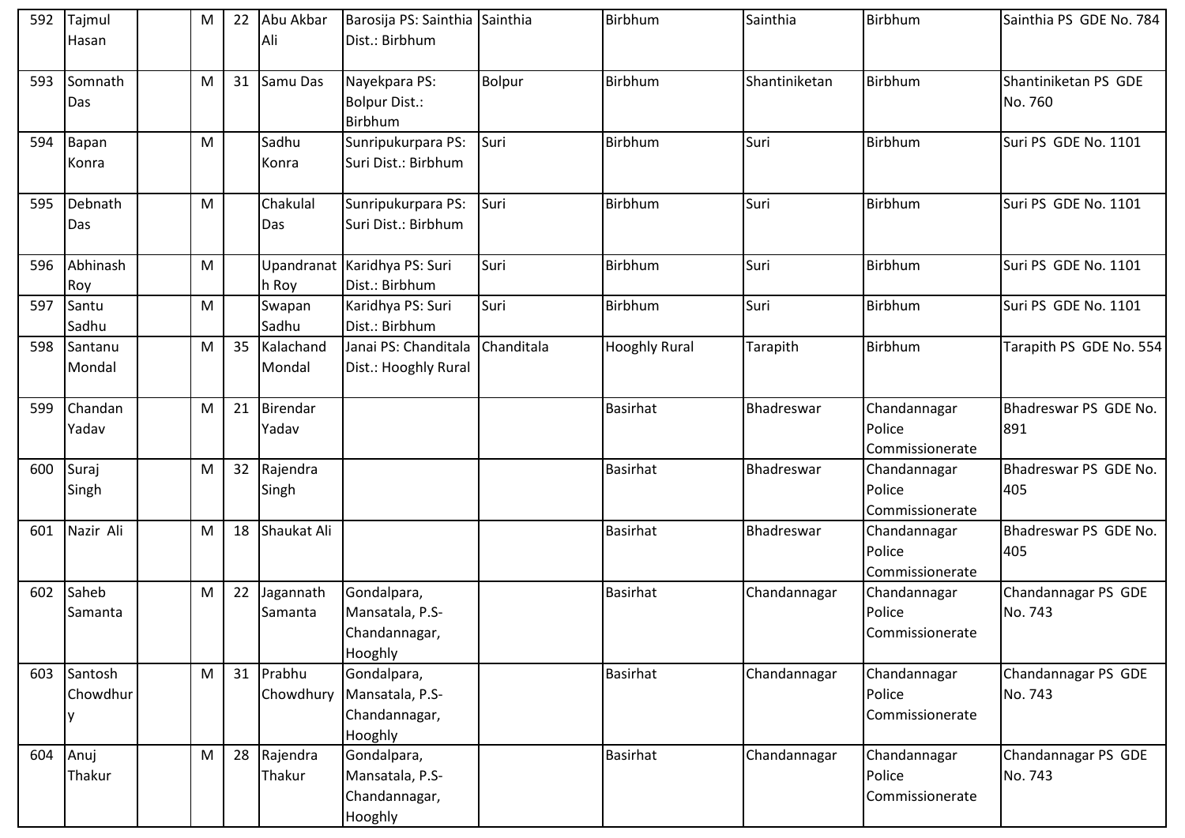| 592 | Tajmul Hasan | | M | 22 | Abu Akbar Ali | Barosija PS: Sainthia Dist.: Birbhum | Sainthia | Birbhum | Sainthia | Birbhum | Sainthia PS GDE No. 784 |
|---|---|---|---|---|---|---|---|---|---|---|---|
| 593 | Somnath Das | | M | 31 | Samu Das | Nayekpara PS: Bolpur Dist.: Birbhum | Bolpur | Birbhum | Shantiniketan | Birbhum | Shantiniketan PS GDE No. 760 |
| 594 | Bapan Konra | | M | | Sadhu Konra | Sunripukurpara PS: Suri Dist.: Birbhum | Suri | Birbhum | Suri | Birbhum | Suri PS GDE No. 1101 |
| 595 | Debnath Das | | M | | Chakulal Das | Sunripukurpara PS: Suri Dist.: Birbhum | Suri | Birbhum | Suri | Birbhum | Suri PS GDE No. 1101 |
| 596 | Abhinash Roy | | M | | Upandranath Roy | Karidhya PS: Suri Dist.: Birbhum | Suri | Birbhum | Suri | Birbhum | Suri PS GDE No. 1101 |
| 597 | Santu Sadhu | | M | | Swapan Sadhu | Karidhya PS: Suri Dist.: Birbhum | Suri | Birbhum | Suri | Birbhum | Suri PS GDE No. 1101 |
| 598 | Santanu Mondal | | M | 35 | Kalachand Mondal | Janai PS: Chanditala Dist.: Hooghly Rural | Chanditala | Hooghly Rural | Tarapith | Birbhum | Tarapith PS GDE No. 554 |
| 599 | Chandan Yadav | | M | 21 | Birendar Yadav | | | Basirhat | Bhadreswar | Chandannagar Police Commissionerate | Bhadreswar PS GDE No. 891 |
| 600 | Suraj Singh | | M | 32 | Rajendra Singh | | | Basirhat | Bhadreswar | Chandannagar Police Commissionerate | Bhadreswar PS GDE No. 405 |
| 601 | Nazir Ali | | M | 18 | Shaukat Ali | | | Basirhat | Bhadreswar | Chandannagar Police Commissionerate | Bhadreswar PS GDE No. 405 |
| 602 | Saheb Samanta | | M | 22 | Jagannath Samanta | Gondalpara, Mansatala, P.S-Chandannagar, Hooghly | | Basirhat | Chandannagar | Chandannagar Police Commissionerate | Chandannagar PS GDE No. 743 |
| 603 | Santosh Chowdhury | | M | 31 | Prabhu Chowdhury | Gondalpara, Mansatala, P.S-Chandannagar, Hooghly | | Basirhat | Chandannagar | Chandannagar Police Commissionerate | Chandannagar PS GDE No. 743 |
| 604 | Anuj Thakur | | M | 28 | Rajendra Thakur | Gondalpara, Mansatala, P.S-Chandannagar, Hooghly | | Basirhat | Chandannagar | Chandannagar Police Commissionerate | Chandannagar PS GDE No. 743 |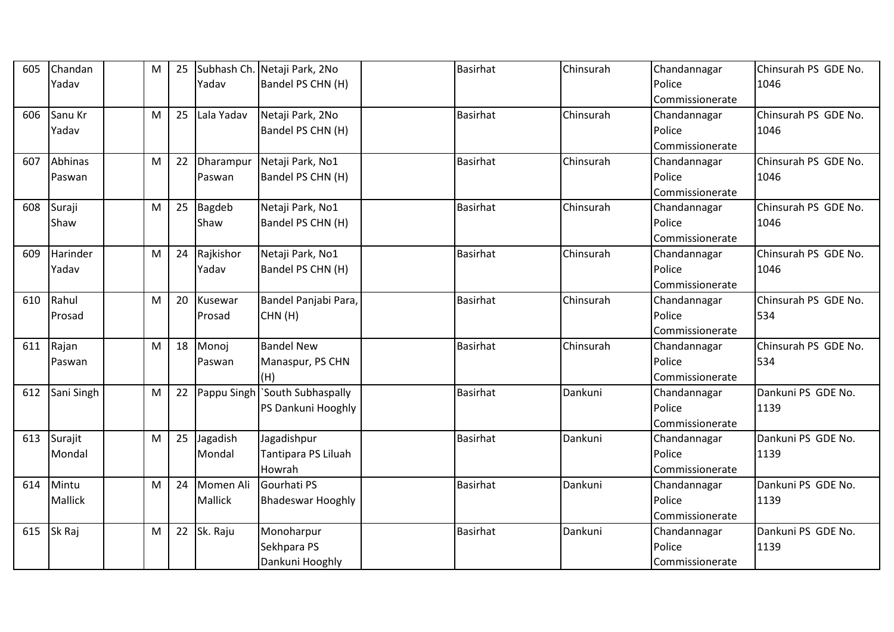| | | | | | | | | | | |
|---|---|---|---|---|---|---|---|---|---|---|
| 605 | Chandan Yadav | | M | 25 | Subhash Ch. Yadav | Netaji Park, 2No Bandel PS CHN (H) | | Basirhat | Chinsurah | Chandannagar Police Commissionerate | Chinsurah PS GDE No. 1046 |
| 606 | Sanu Kr Yadav | | M | 25 | Lala Yadav | Netaji Park, 2No Bandel PS CHN (H) | | Basirhat | Chinsurah | Chandannagar Police Commissionerate | Chinsurah PS GDE No. 1046 |
| 607 | Abhinas Paswan | | M | 22 | Dharampur Paswan | Netaji Park, No1 Bandel PS CHN (H) | | Basirhat | Chinsurah | Chandannagar Police Commissionerate | Chinsurah PS GDE No. 1046 |
| 608 | Suraji Shaw | | M | 25 | Bagdeb Shaw | Netaji Park, No1 Bandel PS CHN (H) | | Basirhat | Chinsurah | Chandannagar Police Commissionerate | Chinsurah PS GDE No. 1046 |
| 609 | Harinder Yadav | | M | 24 | Rajkishor Yadav | Netaji Park, No1 Bandel PS CHN (H) | | Basirhat | Chinsurah | Chandannagar Police Commissionerate | Chinsurah PS GDE No. 1046 |
| 610 | Rahul Prosad | | M | 20 | Kusewar Prosad | Bandel Panjabi Para, CHN (H) | | Basirhat | Chinsurah | Chandannagar Police Commissionerate | Chinsurah PS GDE No. 534 |
| 611 | Rajan Paswan | | M | 18 | Monoj Paswan | Bandel New Manaspur, PS CHN (H) | | Basirhat | Chinsurah | Chandannagar Police Commissionerate | Chinsurah PS GDE No. 534 |
| 612 | Sani Singh | | M | 22 | Pappu Singh | `South Subhaspally PS Dankuni Hooghly | | Basirhat | Dankuni | Chandannagar Police Commissionerate | Dankuni PS GDE No. 1139 |
| 613 | Surajit Mondal | | M | 25 | Jagadish Mondal | Jagadishpur Tantipara PS Liluah Howrah | | Basirhat | Dankuni | Chandannagar Police Commissionerate | Dankuni PS GDE No. 1139 |
| 614 | Mintu Mallick | | M | 24 | Momen Ali Mallick | Gourhati PS Bhadeswar Hooghly | | Basirhat | Dankuni | Chandannagar Police Commissionerate | Dankuni PS GDE No. 1139 |
| 615 | Sk Raj | | M | 22 | Sk. Raju | Monoharpur Sekhpara PS Dankuni Hooghly | | Basirhat | Dankuni | Chandannagar Police Commissionerate | Dankuni PS GDE No. 1139 |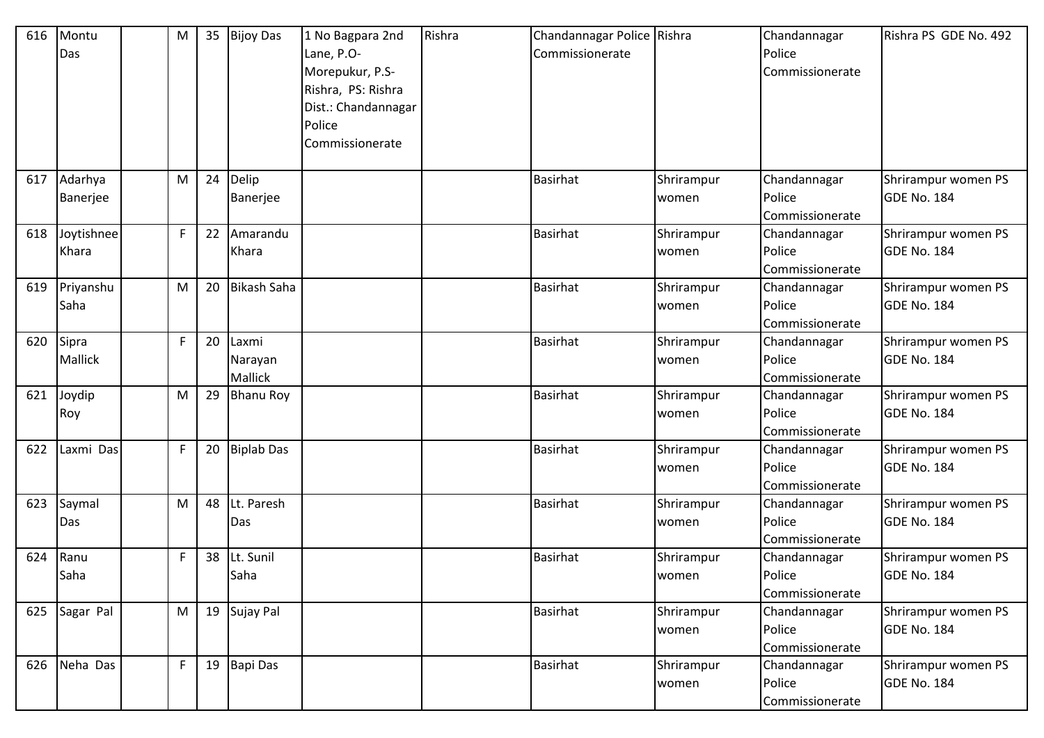| 616 | Montu Das | | M | 35 | Bijoy Das | 1 No Bagpara 2nd Lane, P.O-Morepukur, P.S-Rishra, PS: Rishra Dist.: Chandannagar Police Commissionerate | Rishra | Chandannagar Police Commissionerate | Rishra | Chandannagar Police Commissionerate | Rishra PS GDE No. 492 |
|---|---|---|---|---|---|---|---|---|---|---|---|
| 617 | Adarhya Banerjee | | M | 24 | Delip Banerjee | | | Basirhat | Shrirampur women | Chandannagar Police Commissionerate | Shrirampur women PS GDE No. 184 |
| 618 | Joytishnee Khara | | F | 22 | Amarandu Khara | | | Basirhat | Shrirampur women | Chandannagar Police Commissionerate | Shrirampur women PS GDE No. 184 |
| 619 | Priyanshu Saha | | M | 20 | Bikash Saha | | | Basirhat | Shrirampur women | Chandannagar Police Commissionerate | Shrirampur women PS GDE No. 184 |
| 620 | Sipra Mallick | | F | 20 | Laxmi Narayan Mallick | | | Basirhat | Shrirampur women | Chandannagar Police Commissionerate | Shrirampur women PS GDE No. 184 |
| 621 | Joydip Roy | | M | 29 | Bhanu Roy | | | Basirhat | Shrirampur women | Chandannagar Police Commissionerate | Shrirampur women PS GDE No. 184 |
| 622 | Laxmi Das | | F | 20 | Biplab Das | | | Basirhat | Shrirampur women | Chandannagar Police Commissionerate | Shrirampur women PS GDE No. 184 |
| 623 | Saymal Das | | M | 48 | Lt. Paresh Das | | | Basirhat | Shrirampur women | Chandannagar Police Commissionerate | Shrirampur women PS GDE No. 184 |
| 624 | Ranu Saha | | F | 38 | Lt. Sunil Saha | | | Basirhat | Shrirampur women | Chandannagar Police Commissionerate | Shrirampur women PS GDE No. 184 |
| 625 | Sagar Pal | | M | 19 | Sujay Pal | | | Basirhat | Shrirampur women | Chandannagar Police Commissionerate | Shrirampur women PS GDE No. 184 |
| 626 | Neha Das | | F | 19 | Bapi Das | | | Basirhat | Shrirampur women | Chandannagar Police Commissionerate | Shrirampur women PS GDE No. 184 |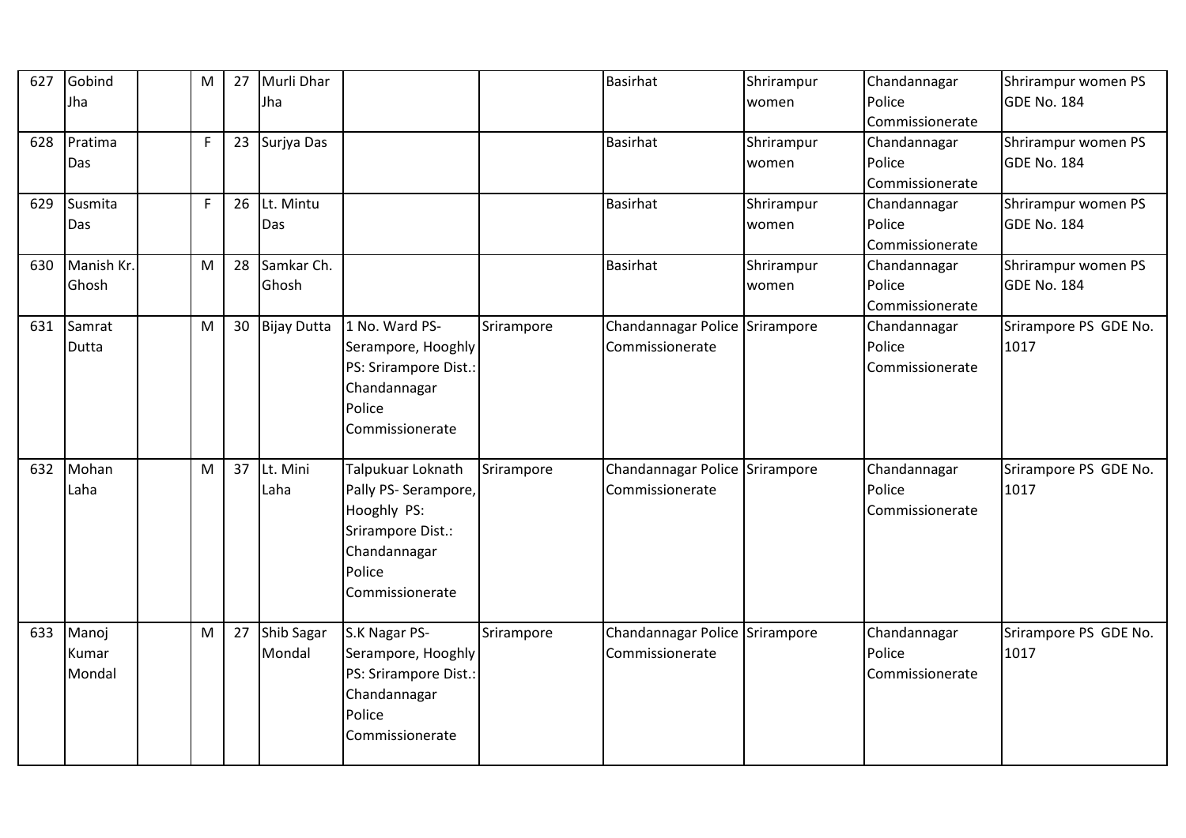| 627 | Gobind Jha | | M | 27 | Murli Dhar Jha | | | Basirhat | Shrirampur women | Chandannagar Police Commissionerate | Shrirampur women PS GDE No. 184 |
|---|---|---|---|---|---|---|---|---|---|---|---|
| 628 | Pratima Das | | F | 23 | Surjya Das | | | Basirhat | Shrirampur women | Chandannagar Police Commissionerate | Shrirampur women PS GDE No. 184 |
| 629 | Susmita Das | | F | 26 | Lt. Mintu Das | | | Basirhat | Shrirampur women | Chandannagar Police Commissionerate | Shrirampur women PS GDE No. 184 |
| 630 | Manish Kr. Ghosh | | M | 28 | Samkar Ch. Ghosh | | | Basirhat | Shrirampur women | Chandannagar Police Commissionerate | Shrirampur women PS GDE No. 184 |
| 631 | Samrat Dutta | | M | 30 | Bijay Dutta | 1 No. Ward PS- Serampore, Hooghly PS: Srirampore Dist.: Chandannagar Police Commissionerate | Srirampore | Chandannagar Police Commissionerate | Srirampore | Chandannagar Police Commissionerate | Srirampore PS GDE No. 1017 |
| 632 | Mohan Laha | | M | 37 | Lt. Mini Laha | Talpukuar Loknath Pally PS- Serampore, Hooghly PS: Srirampore Dist.: Chandannagar Police Commissionerate | Srirampore | Chandannagar Police Commissionerate | Srirampore | Chandannagar Police Commissionerate | Srirampore PS GDE No. 1017 |
| 633 | Manoj Kumar Mondal | | M | 27 | Shib Sagar Mondal | S.K Nagar PS- Serampore, Hooghly PS: Srirampore Dist.: Chandannagar Police Commissionerate | Srirampore | Chandannagar Police Commissionerate | Srirampore | Chandannagar Police Commissionerate | Srirampore PS GDE No. 1017 |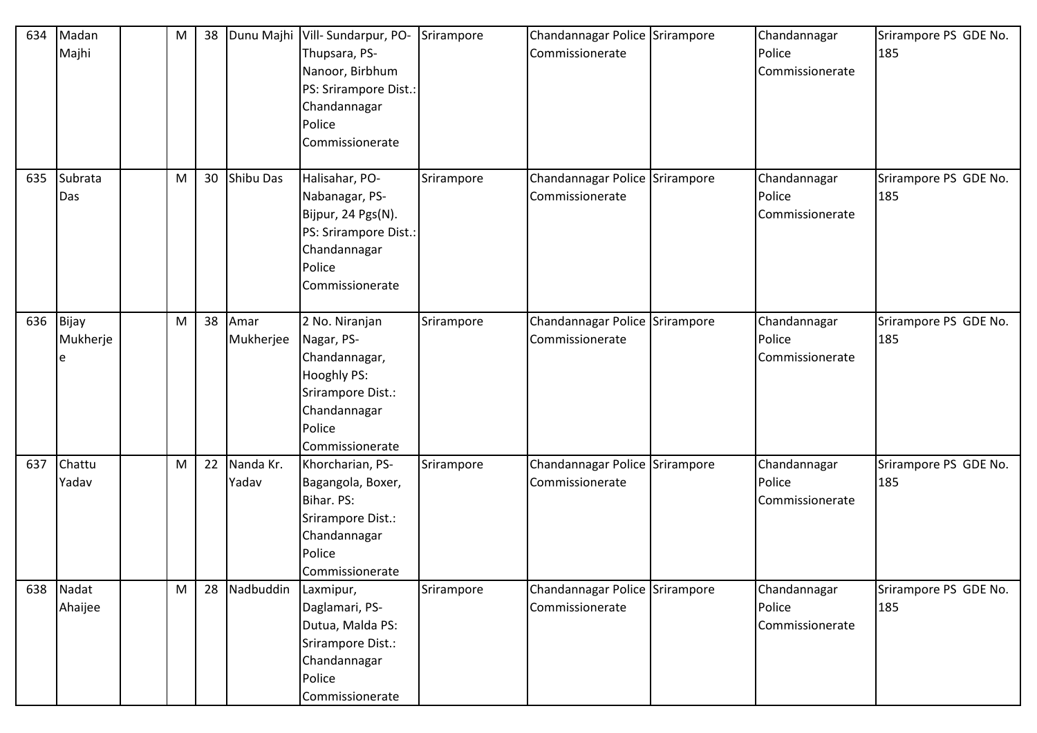| 634 | Madan Majhi | | M | 38 | Dunu Majhi | Vill- Sundarpur, PO- Thupsara, PS- Nanoor, Birbhum PS: Srirampore Dist.: Chandannagar Police Commissionerate | Srirampore | Chandannagar Police Commissionerate | Srirampore | Chandannagar Police Commissionerate | Srirampore PS GDE No. 185 |
|---|---|---|---|---|---|---|---|---|---|---|---|
| 635 | Subrata Das | | M | 30 | Shibu Das | Halisahar, PO- Nabanagar, PS- Bijpur, 24 Pgs(N). PS: Srirampore Dist.: Chandannagar Police Commissionerate | Srirampore | Chandannagar Police Commissionerate | Srirampore | Chandannagar Police Commissionerate | Srirampore PS GDE No. 185 |
| 636 | Bijay Mukherjee | | M | 38 | Amar Mukherjee | 2 No. Niranjan Nagar, PS- Chandannagar, Hooghly PS: Srirampore Dist.: Chandannagar Police Commissionerate | Srirampore | Chandannagar Police Commissionerate | Srirampore | Chandannagar Police Commissionerate | Srirampore PS GDE No. 185 |
| 637 | Chattu Yadav | | M | 22 | Nanda Kr. Yadav | Khorcharian, PS- Bagangola, Boxer, Bihar. PS: Srirampore Dist.: Chandannagar Police Commissionerate | Srirampore | Chandannagar Police Commissionerate | Srirampore | Chandannagar Police Commissionerate | Srirampore PS GDE No. 185 |
| 638 | Nadat Ahaijee | | M | 28 | Nadbuddin | Laxmipur, Daglamari, PS- Dutua, Malda PS: Srirampore Dist.: Chandannagar Police Commissionerate | Srirampore | Chandannagar Police Commissionerate | Srirampore | Chandannagar Police Commissionerate | Srirampore PS GDE No. 185 |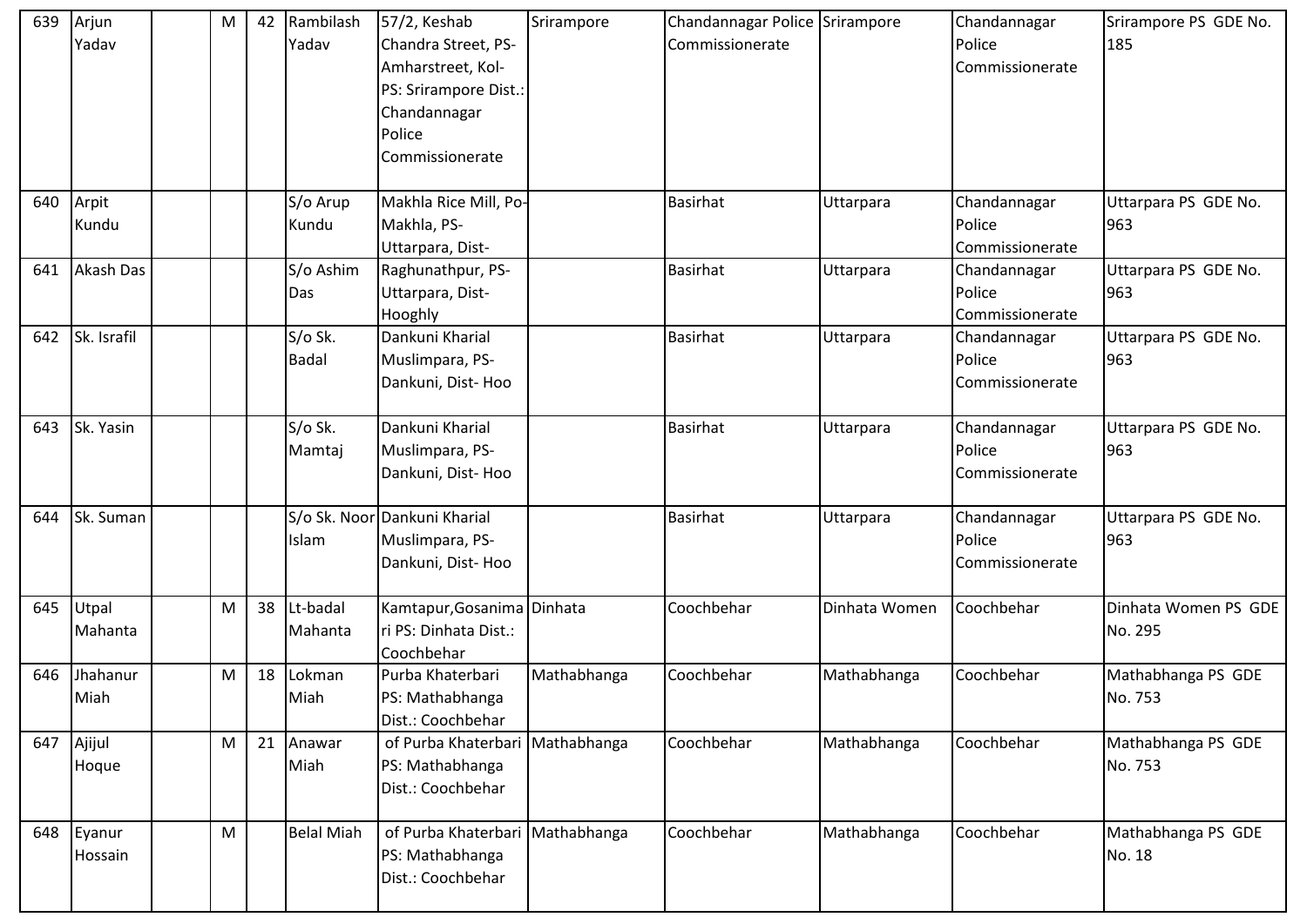| | | | | | | | | | | | |
|---|---|---|---|---|---|---|---|---|---|---|---|
| 639 | Arjun Yadav | | M | 42 | Rambilash Yadav | 57/2, Keshab Chandra Street, PS-Amharstreet, Kol-PS: Srirampore Dist.: Chandannagar Police Commissionerate | Srirampore | Chandannagar Police Commissionerate | Srirampore | Chandannagar Police Commissionerate | Srirampore PS GDE No. 185 |
| 640 | Arpit Kundu | | | | S/o Arup Kundu | Makhla Rice Mill, Po-Makhla, PS-Uttarpara, Dist- | | Basirhat | Uttarpara | Chandannagar Police Commissionerate | Uttarpara PS GDE No. 963 |
| 641 | Akash Das | | | | S/o Ashim Das | Raghunathpur, PS-Uttarpara, Dist-Hooghly | | Basirhat | Uttarpara | Chandannagar Police Commissionerate | Uttarpara PS GDE No. 963 |
| 642 | Sk. Israfil | | | | S/o Sk. Badal | Dankuni Kharial Muslimpara, PS-Dankuni, Dist- Hoo | | Basirhat | Uttarpara | Chandannagar Police Commissionerate | Uttarpara PS GDE No. 963 |
| 643 | Sk. Yasin | | | | S/o Sk. Mamtaj | Dankuni Kharial Muslimpara, PS-Dankuni, Dist- Hoo | | Basirhat | Uttarpara | Chandannagar Police Commissionerate | Uttarpara PS GDE No. 963 |
| 644 | Sk. Suman | | | | S/o Sk. Noor Islam | Dankuni Kharial Muslimpara, PS-Dankuni, Dist- Hoo | | Basirhat | Uttarpara | Chandannagar Police Commissionerate | Uttarpara PS GDE No. 963 |
| 645 | Utpal Mahanta | | M | 38 | Lt-badal Mahanta | Kamtapur,Gosanimari PS: Dinhata Dist.: Coochbehar | Dinhata | Coochbehar | Dinhata Women | Coochbehar | Dinhata Women PS GDE No. 295 |
| 646 | Jhahanur Miah | | M | 18 | Lokman Miah | Purba Khaterbari PS: Mathabhanga Dist.: Coochbehar | Mathabhanga | Coochbehar | Mathabhanga | Coochbehar | Mathabhanga PS GDE No. 753 |
| 647 | Ajijul Hoque | | M | 21 | Anawar Miah | of Purba Khaterbari PS: Mathabhanga Dist.: Coochbehar | Mathabhanga | Coochbehar | Mathabhanga | Coochbehar | Mathabhanga PS GDE No. 753 |
| 648 | Eyanur Hossain | | M | | Belal Miah | of Purba Khaterbari PS: Mathabhanga Dist.: Coochbehar | Mathabhanga | Coochbehar | Mathabhanga | Coochbehar | Mathabhanga PS GDE No. 18 |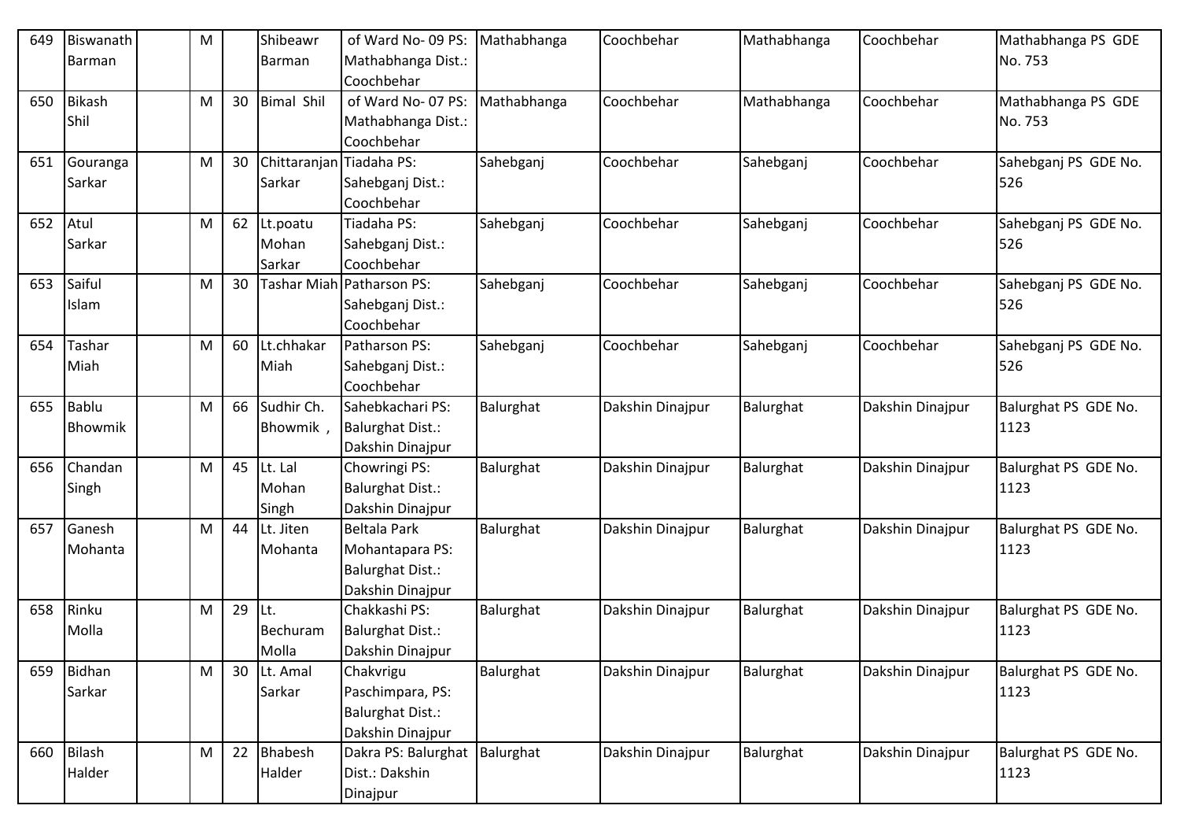| 649 | Biswanath Barman | | M | | Shibeawr Barman | of Ward No- 09 PS: Mathabhanga Dist.: Coochbehar | Mathabhanga | Coochbehar | Mathabhanga | Coochbehar | Mathabhanga PS GDE No. 753 |
|---|---|---|---|---|---|---|---|---|---|---|---|
| 650 | Bikash Shil | | M | 30 | Bimal Shil | of Ward No- 07 PS: Mathabhanga Dist.: Coochbehar | Mathabhanga | Coochbehar | Mathabhanga | Coochbehar | Mathabhanga PS GDE No. 753 |
| 651 | Gouranga Sarkar | | M | 30 | Chittaranjan Sarkar | Tiadaha PS: Sahebganj Dist.: Coochbehar | Sahebganj | Coochbehar | Sahebganj | Coochbehar | Sahebganj PS GDE No. 526 |
| 652 | Atul Sarkar | | M | 62 | Lt.poatu Mohan Sarkar | Tiadaha PS: Sahebganj Dist.: Coochbehar | Sahebganj | Coochbehar | Sahebganj | Coochbehar | Sahebganj PS GDE No. 526 |
| 653 | Saiful Islam | | M | 30 | Tashar Miah | Patharson PS: Sahebganj Dist.: Coochbehar | Sahebganj | Coochbehar | Sahebganj | Coochbehar | Sahebganj PS GDE No. 526 |
| 654 | Tashar Miah | | M | 60 | Lt.chhakar Miah | Patharson PS: Sahebganj Dist.: Coochbehar | Sahebganj | Coochbehar | Sahebganj | Coochbehar | Sahebganj PS GDE No. 526 |
| 655 | Bablu Bhowmik | | M | 66 | Sudhir Ch. Bhowmik , | Sahebkachari PS: Balurghat Dist.: Dakshin Dinajpur | Balurghat | Dakshin Dinajpur | Balurghat | Dakshin Dinajpur | Balurghat PS GDE No. 1123 |
| 656 | Chandan Singh | | M | 45 | Lt. Lal Mohan Singh | Chowringi PS: Balurghat Dist.: Dakshin Dinajpur | Balurghat | Dakshin Dinajpur | Balurghat | Dakshin Dinajpur | Balurghat PS GDE No. 1123 |
| 657 | Ganesh Mohanta | | M | 44 | Lt. Jiten Mohanta | Beltala Park Mohantapara PS: Balurghat Dist.: Dakshin Dinajpur | Balurghat | Dakshin Dinajpur | Balurghat | Dakshin Dinajpur | Balurghat PS GDE No. 1123 |
| 658 | Rinku Molla | | M | 29 | Lt. Bechuram Molla | Chakkashi PS: Balurghat Dist.: Dakshin Dinajpur | Balurghat | Dakshin Dinajpur | Balurghat | Dakshin Dinajpur | Balurghat PS GDE No. 1123 |
| 659 | Bidhan Sarkar | | M | 30 | Lt. Amal Sarkar | Chakvrigu Paschimpara, PS: Balurghat Dist.: Dakshin Dinajpur | Balurghat | Dakshin Dinajpur | Balurghat | Dakshin Dinajpur | Balurghat PS GDE No. 1123 |
| 660 | Bilash Halder | | M | 22 | Bhabesh Halder | Dakra PS: Balurghat Dist.: Dakshin Dinajpur | Balurghat | Dakshin Dinajpur | Balurghat | Dakshin Dinajpur | Balurghat PS GDE No. 1123 |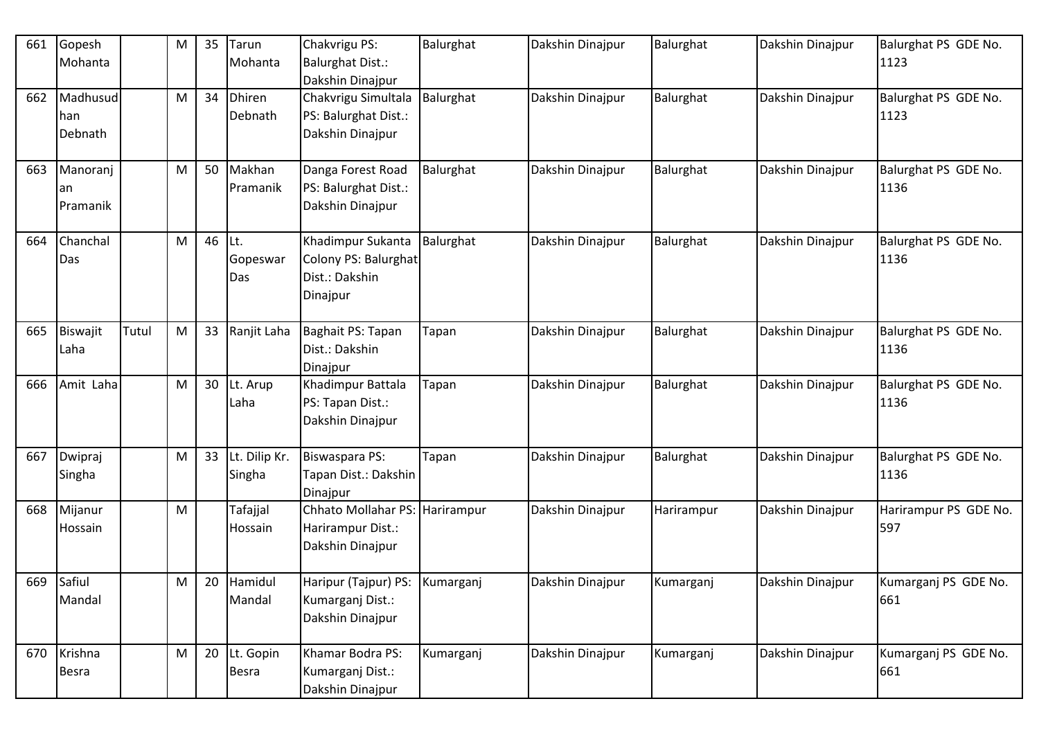| 661 | Gopesh Mohanta | | M | 35 | Tarun Mohanta | Chakvrigu PS: Balurghat Dist.: Dakshin Dinajpur | Balurghat | Dakshin Dinajpur | Balurghat | Dakshin Dinajpur | Balurghat PS GDE No. 1123 |
|---|---|---|---|---|---|---|---|---|---|---|---|
| 662 | Madhusudhan Debnath | | M | 34 | Dhiren Debnath | Chakvrigu Simultala PS: Balurghat Dist.: Dakshin Dinajpur | Balurghat | Dakshin Dinajpur | Balurghat | Dakshin Dinajpur | Balurghat PS GDE No. 1123 |
| 663 | Manoranjan Pramanik | | M | 50 | Makhan Pramanik | Danga Forest Road PS: Balurghat Dist.: Dakshin Dinajpur | Balurghat | Dakshin Dinajpur | Balurghat | Dakshin Dinajpur | Balurghat PS GDE No. 1136 |
| 664 | Chanchal Das | | M | 46 | Lt. Gopeswar Das | Khadimpur Sukanta Colony PS: Balurghat Dist.: Dakshin Dinajpur | Balurghat | Dakshin Dinajpur | Balurghat | Dakshin Dinajpur | Balurghat PS GDE No. 1136 |
| 665 | Biswajit Laha | Tutul | M | 33 | Ranjit Laha | Baghait PS: Tapan Dist.: Dakshin Dinajpur | Tapan | Dakshin Dinajpur | Balurghat | Dakshin Dinajpur | Balurghat PS GDE No. 1136 |
| 666 | Amit Laha | | M | 30 | Lt. Arup Laha | Khadimpur Battala PS: Tapan Dist.: Dakshin Dinajpur | Tapan | Dakshin Dinajpur | Balurghat | Dakshin Dinajpur | Balurghat PS GDE No. 1136 |
| 667 | Dwipraj Singha | | M | 33 | Lt. Dilip Kr. Singha | Biswaspara PS: Tapan Dist.: Dakshin Dinajpur | Tapan | Dakshin Dinajpur | Balurghat | Dakshin Dinajpur | Balurghat PS GDE No. 1136 |
| 668 | Mijanur Hossain | | M | | Tafajjal Hossain | Chhato Mollahar PS: Harirampur Dist.: Dakshin Dinajpur | Harirampur | Dakshin Dinajpur | Harirampur | Dakshin Dinajpur | Harirampur PS GDE No. 597 |
| 669 | Safiul Mandal | | M | 20 | Hamidul Mandal | Haripur (Tajpur) PS: Kumarganj Dist.: Dakshin Dinajpur | Kumarganj | Dakshin Dinajpur | Kumarganj | Dakshin Dinajpur | Kumarganj PS GDE No. 661 |
| 670 | Krishna Besra | | M | 20 | Lt. Gopin Besra | Khamar Bodra PS: Kumarganj Dist.: Dakshin Dinajpur | Kumarganj | Dakshin Dinajpur | Kumarganj | Dakshin Dinajpur | Kumarganj PS GDE No. 661 |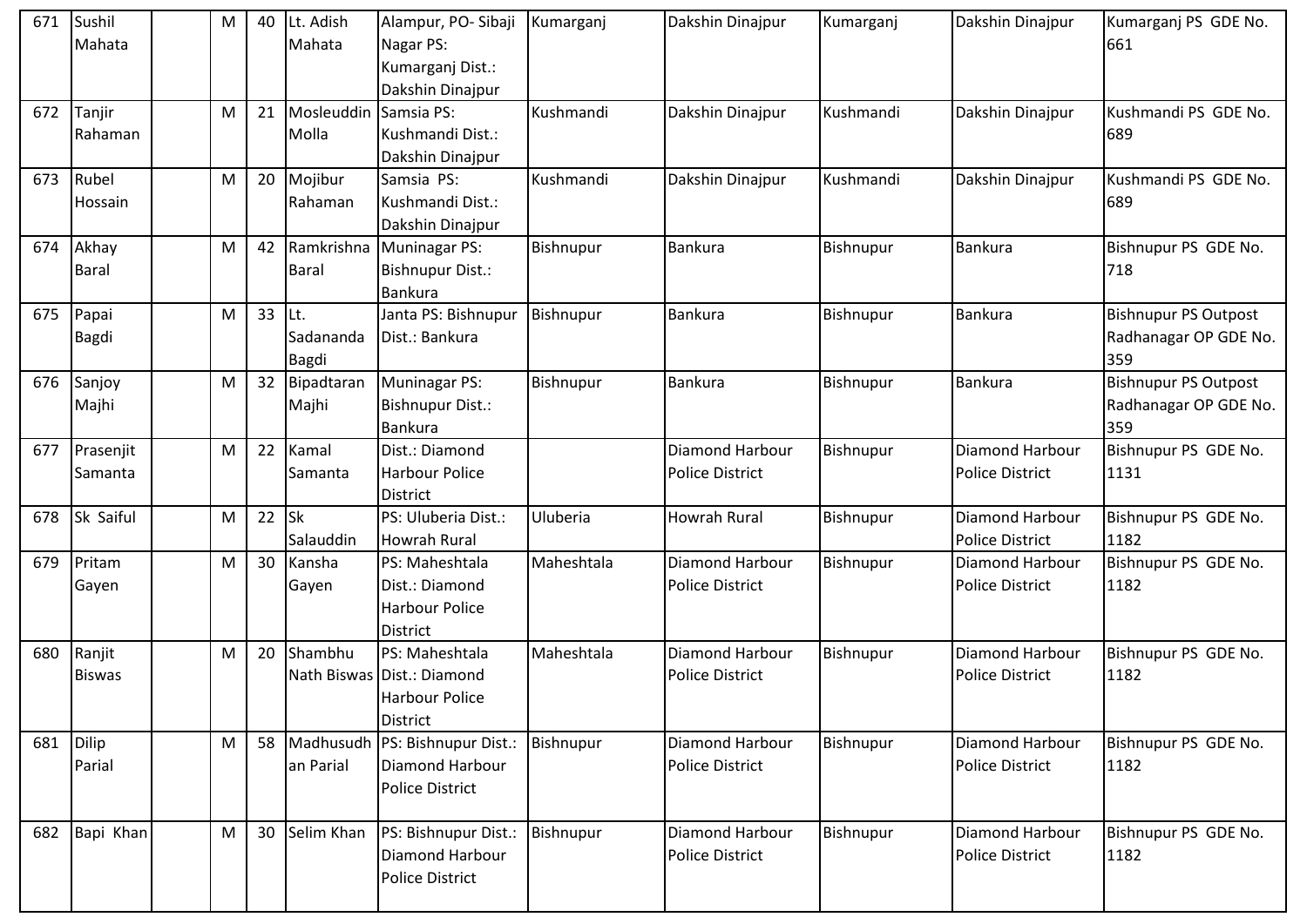| 671 | Sushil Mahata | | M | 40 | Lt. Adish Mahata | Alampur, PO- Sibaji Nagar PS: Kumarganj Dist.: Dakshin Dinajpur | Kumarganj | Dakshin Dinajpur | Kumarganj | Dakshin Dinajpur | Kumarganj PS GDE No. 661 |
|---|---|---|---|---|---|---|---|---|---|---|---|
| 672 | Tanjir Rahaman | | M | 21 | Mosleuddin Molla | Samsia PS: Kushmandi Dist.: Dakshin Dinajpur | Kushmandi | Dakshin Dinajpur | Kushmandi | Dakshin Dinajpur | Kushmandi PS GDE No. 689 |
| 673 | Rubel Hossain | | M | 20 | Mojibur Rahaman | Samsia PS: Kushmandi Dist.: Dakshin Dinajpur | Kushmandi | Dakshin Dinajpur | Kushmandi | Dakshin Dinajpur | Kushmandi PS GDE No. 689 |
| 674 | Akhay Baral | | M | 42 | Ramkrishna Baral | Muninagar PS: Bishnupur Dist.: Bankura | Bishnupur | Bankura | Bishnupur | Bankura | Bishnupur PS GDE No. 718 |
| 675 | Papai Bagdi | | M | 33 | Lt. Sadananda Bagdi | Janta PS: Bishnupur Dist.: Bankura | Bishnupur | Bankura | Bishnupur | Bankura | Bishnupur PS Outpost Radhanagar OP GDE No. 359 |
| 676 | Sanjoy Majhi | | M | 32 | Bipadtaran Majhi | Muninagar PS: Bishnupur Dist.: Bankura | Bishnupur | Bankura | Bishnupur | Bankura | Bishnupur PS Outpost Radhanagar OP GDE No. 359 |
| 677 | Prasenjit Samanta | | M | 22 | Kamal Samanta | Dist.: Diamond Harbour Police District | | Diamond Harbour Police District | Bishnupur | Diamond Harbour Police District | Bishnupur PS GDE No. 1131 |
| 678 | Sk Saiful | | M | 22 | Sk Salauddin | PS: Uluberia Dist.: Howrah Rural | Uluberia | Howrah Rural | Bishnupur | Diamond Harbour Police District | Bishnupur PS GDE No. 1182 |
| 679 | Pritam Gayen | | M | 30 | Kansha Gayen | PS: Maheshtala Dist.: Diamond Harbour Police District | Maheshtala | Diamond Harbour Police District | Bishnupur | Diamond Harbour Police District | Bishnupur PS GDE No. 1182 |
| 680 | Ranjit Biswas | | M | 20 | Shambhu Nath Biswas | PS: Maheshtala Dist.: Diamond Harbour Police District | Maheshtala | Diamond Harbour Police District | Bishnupur | Diamond Harbour Police District | Bishnupur PS GDE No. 1182 |
| 681 | Dilip Parial | | M | 58 | Madhusudhan Parial | PS: Bishnupur Dist.: Diamond Harbour Police District | Bishnupur | Diamond Harbour Police District | Bishnupur | Diamond Harbour Police District | Bishnupur PS GDE No. 1182 |
| 682 | Bapi Khan | | M | 30 | Selim Khan | PS: Bishnupur Dist.: Diamond Harbour Police District | Bishnupur | Diamond Harbour Police District | Bishnupur | Diamond Harbour Police District | Bishnupur PS GDE No. 1182 |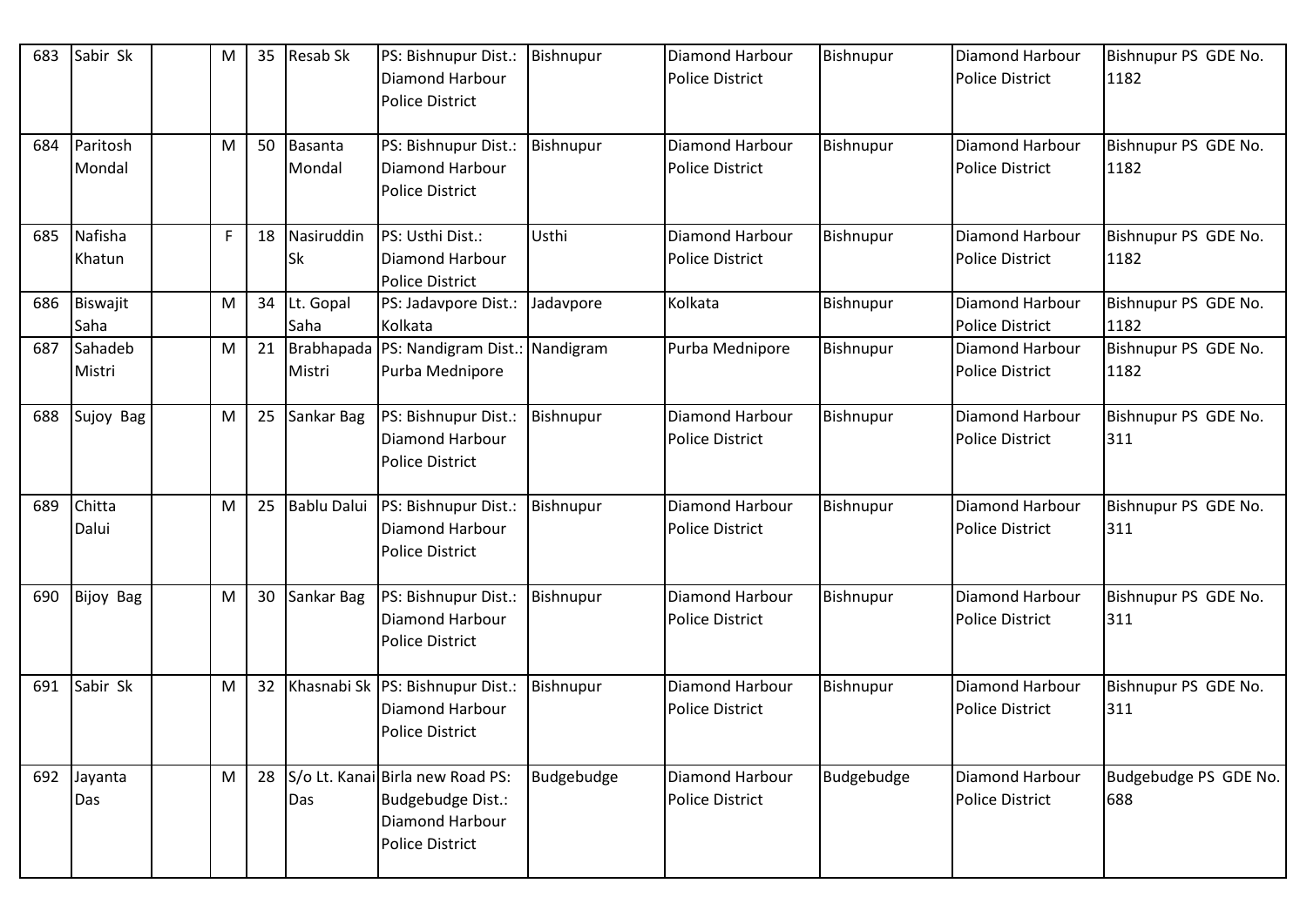| 683 | Sabir Sk | | M | 35 | Resab Sk | PS: Bishnupur Dist.: Diamond Harbour Police District | Bishnupur | Diamond Harbour Police District | Bishnupur | Diamond Harbour Police District | Bishnupur PS GDE No. 1182 |
|---|---|---|---|---|---|---|---|---|---|---|---|
| 684 | Paritosh Mondal | | M | 50 | Basanta Mondal | PS: Bishnupur Dist.: Diamond Harbour Police District | Bishnupur | Diamond Harbour Police District | Bishnupur | Diamond Harbour Police District | Bishnupur PS GDE No. 1182 |
| 685 | Nafisha Khatun | | F | 18 | Nasiruddin Sk | PS: Usthi Dist.: Diamond Harbour Police District | Usthi | Diamond Harbour Police District | Bishnupur | Diamond Harbour Police District | Bishnupur PS GDE No. 1182 |
| 686 | Biswajit Saha | | M | 34 | Lt. Gopal Saha | PS: Jadavpore Dist.: Kolkata | Jadavpore | Kolkata | Bishnupur | Diamond Harbour Police District | Bishnupur PS GDE No. 1182 |
| 687 | Sahadeb Mistri | | M | 21 | Brabhapada Mistri | PS: Nandigram Dist.: Purba Mednipore | Nandigram | Purba Mednipore | Bishnupur | Diamond Harbour Police District | Bishnupur PS GDE No. 1182 |
| 688 | Sujoy Bag | | M | 25 | Sankar Bag | PS: Bishnupur Dist.: Diamond Harbour Police District | Bishnupur | Diamond Harbour Police District | Bishnupur | Diamond Harbour Police District | Bishnupur PS GDE No. 311 |
| 689 | Chitta Dalui | | M | 25 | Bablu Dalui | PS: Bishnupur Dist.: Diamond Harbour Police District | Bishnupur | Diamond Harbour Police District | Bishnupur | Diamond Harbour Police District | Bishnupur PS GDE No. 311 |
| 690 | Bijoy Bag | | M | 30 | Sankar Bag | PS: Bishnupur Dist.: Diamond Harbour Police District | Bishnupur | Diamond Harbour Police District | Bishnupur | Diamond Harbour Police District | Bishnupur PS GDE No. 311 |
| 691 | Sabir Sk | | M | 32 | Khasnabi Sk | PS: Bishnupur Dist.: Diamond Harbour Police District | Bishnupur | Diamond Harbour Police District | Bishnupur | Diamond Harbour Police District | Bishnupur PS GDE No. 311 |
| 692 | Jayanta Das | | M | 28 | S/o Lt. Kanai Das | Birla new Road PS: Budgebudge Dist.: Diamond Harbour Police District | Budgebudge | Diamond Harbour Police District | Budgebudge | Diamond Harbour Police District | Budgebudge PS GDE No. 688 |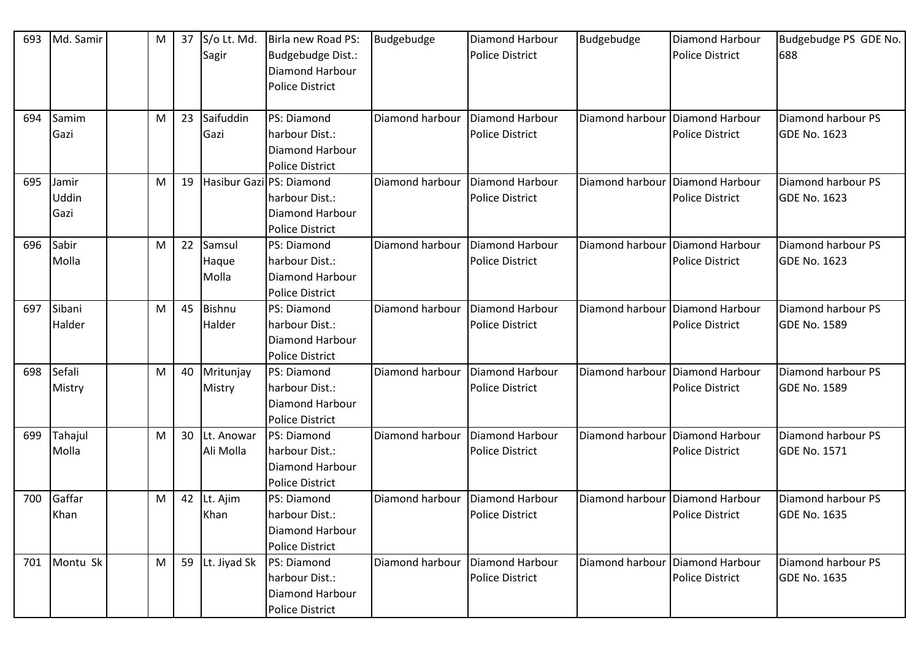| 693 | Md. Samir | | M | 37 | S/o Lt. Md. Sagir | Birla new Road PS: Budgebudge Dist.: Diamond Harbour Police District | Budgebudge | Diamond Harbour Police District | Budgebudge | Diamond Harbour Police District | Budgebudge PS GDE No. 688 |
|---|---|---|---|---|---|---|---|---|---|---|---|
| 694 | Samim Gazi | | M | 23 | Saifuddin Gazi | PS: Diamond harbour Dist.: Diamond Harbour Police District | Diamond harbour | Diamond Harbour Police District | Diamond harbour | Diamond Harbour Police District | Diamond harbour PS GDE No. 1623 |
| 695 | Jamir Uddin Gazi | | M | 19 | Hasibur Gazi | PS: Diamond harbour Dist.: Diamond Harbour Police District | Diamond harbour | Diamond Harbour Police District | Diamond harbour | Diamond Harbour Police District | Diamond harbour PS GDE No. 1623 |
| 696 | Sabir Molla | | M | 22 | Samsul Haque Molla | PS: Diamond harbour Dist.: Diamond Harbour Police District | Diamond harbour | Diamond Harbour Police District | Diamond harbour | Diamond Harbour Police District | Diamond harbour PS GDE No. 1623 |
| 697 | Sibani Halder | | M | 45 | Bishnu Halder | PS: Diamond harbour Dist.: Diamond Harbour Police District | Diamond harbour | Diamond Harbour Police District | Diamond harbour | Diamond Harbour Police District | Diamond harbour PS GDE No. 1589 |
| 698 | Sefali Mistry | | M | 40 | Mritunjay Mistry | PS: Diamond harbour Dist.: Diamond Harbour Police District | Diamond harbour | Diamond Harbour Police District | Diamond harbour | Diamond Harbour Police District | Diamond harbour PS GDE No. 1589 |
| 699 | Tahajul Molla | | M | 30 | Lt. Anowar Ali Molla | PS: Diamond harbour Dist.: Diamond Harbour Police District | Diamond harbour | Diamond Harbour Police District | Diamond harbour | Diamond Harbour Police District | Diamond harbour PS GDE No. 1571 |
| 700 | Gaffar Khan | | M | 42 | Lt. Ajim Khan | PS: Diamond harbour Dist.: Diamond Harbour Police District | Diamond harbour | Diamond Harbour Police District | Diamond harbour | Diamond Harbour Police District | Diamond harbour PS GDE No. 1635 |
| 701 | Montu Sk | | M | 59 | Lt. Jiyad Sk | PS: Diamond harbour Dist.: Diamond Harbour Police District | Diamond harbour | Diamond Harbour Police District | Diamond harbour | Diamond Harbour Police District | Diamond harbour PS GDE No. 1635 |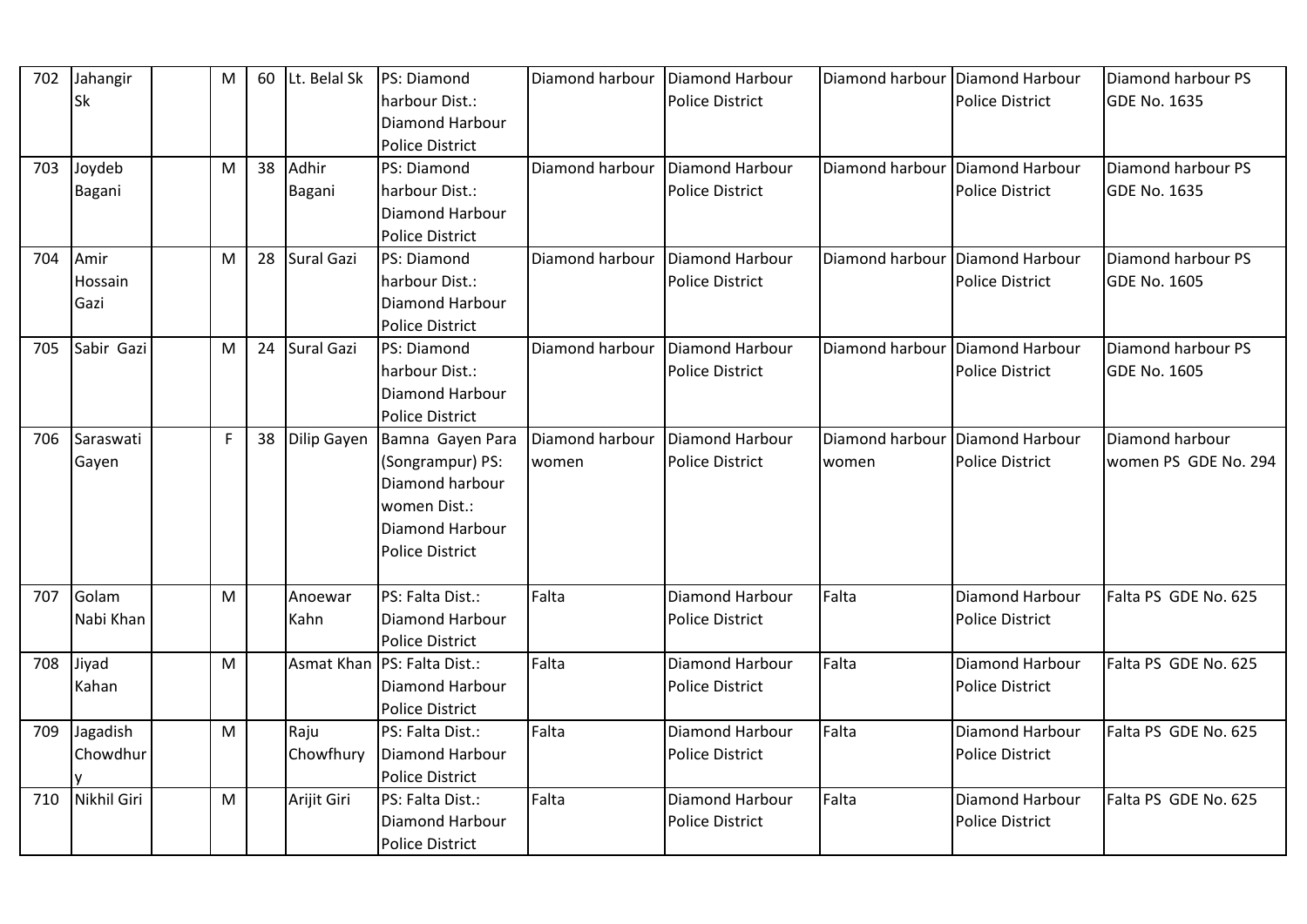| 702 | Jahangir Sk | | M | 60 | Lt. Belal Sk | PS: Diamond harbour Dist.: Diamond Harbour Police District | Diamond harbour | Diamond Harbour Police District | Diamond harbour | Diamond Harbour Police District | Diamond harbour PS GDE No. 1635 |
|---|---|---|---|---|---|---|---|---|---|---|---|
| 703 | Joydeb Bagani | | M | 38 | Adhir Bagani | PS: Diamond harbour Dist.: Diamond Harbour Police District | Diamond harbour | Diamond Harbour Police District | Diamond harbour | Diamond Harbour Police District | Diamond harbour PS GDE No. 1635 |
| 704 | Amir Hossain Gazi | | M | 28 | Sural Gazi | PS: Diamond harbour Dist.: Diamond Harbour Police District | Diamond harbour | Diamond Harbour Police District | Diamond harbour | Diamond Harbour Police District | Diamond harbour PS GDE No. 1605 |
| 705 | Sabir Gazi | | M | 24 | Sural Gazi | PS: Diamond harbour Dist.: Diamond Harbour Police District | Diamond harbour | Diamond Harbour Police District | Diamond harbour | Diamond Harbour Police District | Diamond harbour PS GDE No. 1605 |
| 706 | Saraswati Gayen | | F | 38 | Dilip Gayen | Bamna Gayen Para (Songrampur) PS: Diamond harbour women Dist.: Diamond Harbour Police District | Diamond harbour women | Diamond Harbour Police District | Diamond harbour women | Diamond Harbour Police District | Diamond harbour women PS GDE No. 294 |
| 707 | Golam Nabi Khan | | M | | Anoewar Kahn | PS: Falta Dist.: Diamond Harbour Police District | Falta | Diamond Harbour Police District | Falta | Diamond Harbour Police District | Falta PS GDE No. 625 |
| 708 | Jiyad Kahan | | M | | Asmat Khan | PS: Falta Dist.: Diamond Harbour Police District | Falta | Diamond Harbour Police District | Falta | Diamond Harbour Police District | Falta PS GDE No. 625 |
| 709 | Jagadish Chowdhury | | M | | Raju Chowfhury | PS: Falta Dist.: Diamond Harbour Police District | Falta | Diamond Harbour Police District | Falta | Diamond Harbour Police District | Falta PS GDE No. 625 |
| 710 | Nikhil Giri | | M | | Arijit Giri | PS: Falta Dist.: Diamond Harbour Police District | Falta | Diamond Harbour Police District | Falta | Diamond Harbour Police District | Falta PS GDE No. 625 |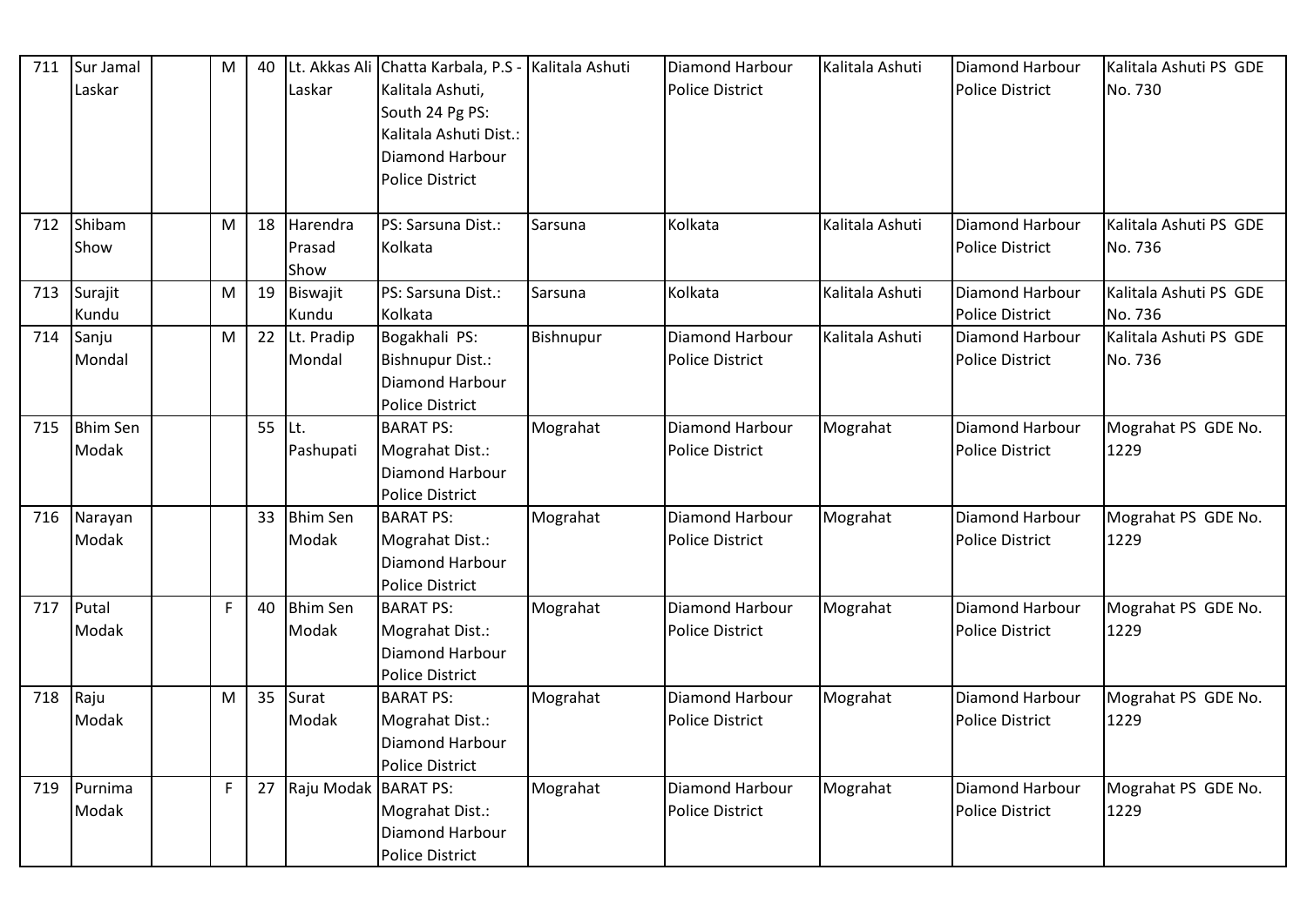| 711 | Sur Jamal Laskar | | M | 40 | Lt. Akkas Ali Laskar | Chatta Karbala, P.S - Kalitala Ashuti, South 24 Pg PS: Kalitala Ashuti Dist.: Diamond Harbour Police District | Kalitala Ashuti | Diamond Harbour Police District | Kalitala Ashuti | Diamond Harbour Police District | Kalitala Ashuti PS GDE No. 730 |
|---|---|---|---|---|---|---|---|---|---|---|---|
| 712 | Shibam Show | | M | 18 | Harendra Prasad Show | PS: Sarsuna Dist.: Kolkata | Sarsuna | Kolkata | Kalitala Ashuti | Diamond Harbour Police District | Kalitala Ashuti PS GDE No. 736 |
| 713 | Surajit Kundu | | M | 19 | Biswajit Kundu | PS: Sarsuna Dist.: Kolkata | Sarsuna | Kolkata | Kalitala Ashuti | Diamond Harbour Police District | Kalitala Ashuti PS GDE No. 736 |
| 714 | Sanju Mondal | | M | 22 | Lt. Pradip Mondal | Bogakhali PS: Bishnupur Dist.: Diamond Harbour Police District | Bishnupur | Diamond Harbour Police District | Kalitala Ashuti | Diamond Harbour Police District | Kalitala Ashuti PS GDE No. 736 |
| 715 | Bhim Sen Modak | | | 55 | Lt. Pashupati | BARAT PS: Mograhat Dist.: Diamond Harbour Police District | Mograhat | Diamond Harbour Police District | Mograhat | Diamond Harbour Police District | Mograhat PS GDE No. 1229 |
| 716 | Narayan Modak | | | 33 | Bhim Sen Modak | BARAT PS: Mograhat Dist.: Diamond Harbour Police District | Mograhat | Diamond Harbour Police District | Mograhat | Diamond Harbour Police District | Mograhat PS GDE No. 1229 |
| 717 | Putal Modak | | F | 40 | Bhim Sen Modak | BARAT PS: Mograhat Dist.: Diamond Harbour Police District | Mograhat | Diamond Harbour Police District | Mograhat | Diamond Harbour Police District | Mograhat PS GDE No. 1229 |
| 718 | Raju Modak | | M | 35 | Surat Modak | BARAT PS: Mograhat Dist.: Diamond Harbour Police District | Mograhat | Diamond Harbour Police District | Mograhat | Diamond Harbour Police District | Mograhat PS GDE No. 1229 |
| 719 | Purnima Modak | | F | 27 | Raju Modak | BARAT PS: Mograhat Dist.: Diamond Harbour Police District | Mograhat | Diamond Harbour Police District | Mograhat | Diamond Harbour Police District | Mograhat PS GDE No. 1229 |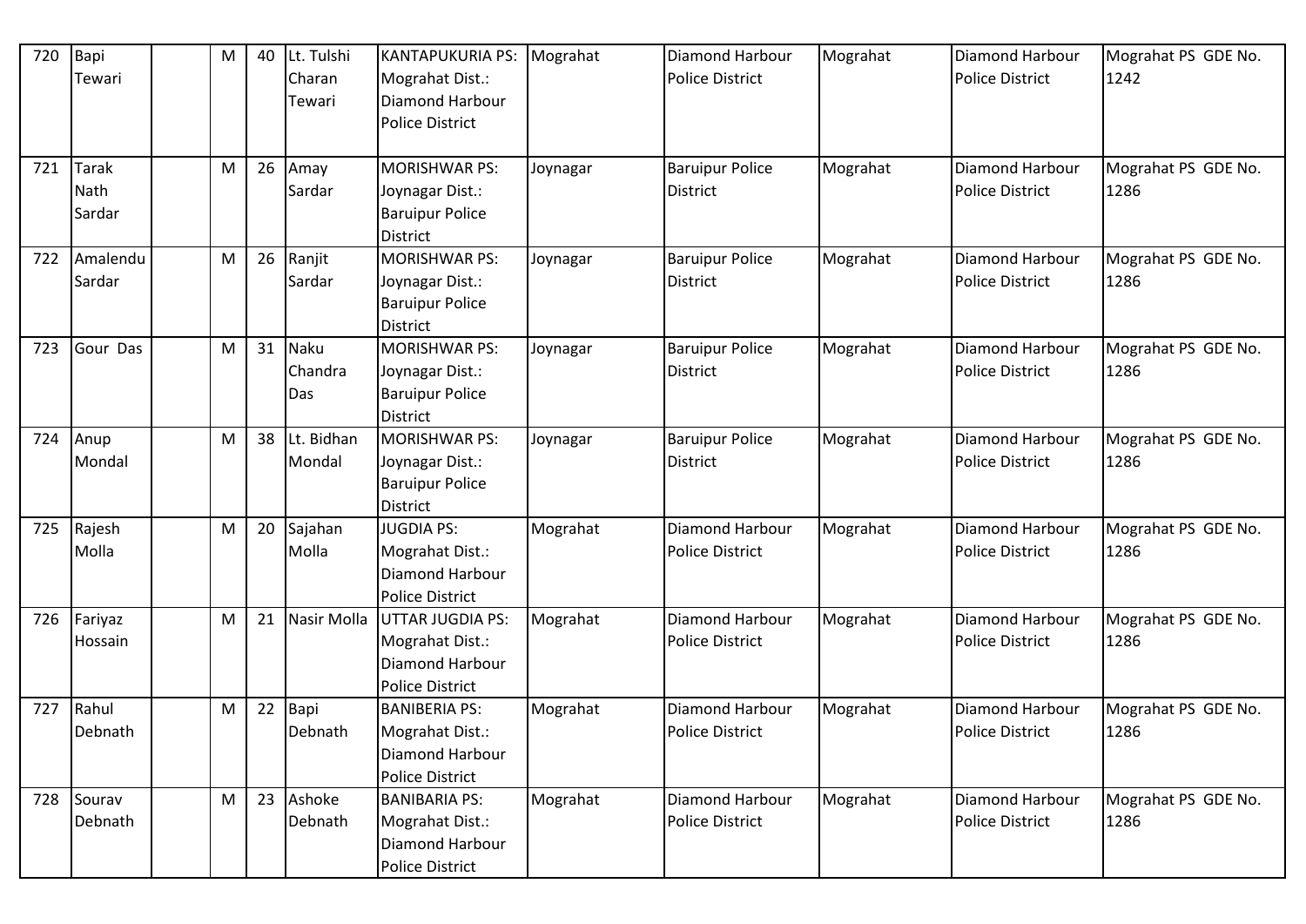| 720 | Bapi Tewari | | M | 40 | Lt. Tulshi Charan Tewari | KANTAPUKURIA PS: Mograhat Dist.: Diamond Harbour Police District | Mograhat | Diamond Harbour Police District | Mograhat | Diamond Harbour Police District | Mograhat PS GDE No. 1242 |
|---|---|---|---|---|---|---|---|---|---|---|---|
| 721 | Tarak Nath Sardar | | M | 26 | Amay Sardar | MORISHWAR PS: Joynagar Dist.: Baruipur Police District | Joynagar | Baruipur Police District | Mograhat | Diamond Harbour Police District | Mograhat PS GDE No. 1286 |
| 722 | Amalendu Sardar | | M | 26 | Ranjit Sardar | MORISHWAR PS: Joynagar Dist.: Baruipur Police District | Joynagar | Baruipur Police District | Mograhat | Diamond Harbour Police District | Mograhat PS GDE No. 1286 |
| 723 | Gour Das | | M | 31 | Naku Chandra Das | MORISHWAR PS: Joynagar Dist.: Baruipur Police District | Joynagar | Baruipur Police District | Mograhat | Diamond Harbour Police District | Mograhat PS GDE No. 1286 |
| 724 | Anup Mondal | | M | 38 | Lt. Bidhan Mondal | MORISHWAR PS: Joynagar Dist.: Baruipur Police District | Joynagar | Baruipur Police District | Mograhat | Diamond Harbour Police District | Mograhat PS GDE No. 1286 |
| 725 | Rajesh Molla | | M | 20 | Sajahan Molla | JUGDIA PS: Mograhat Dist.: Diamond Harbour Police District | Mograhat | Diamond Harbour Police District | Mograhat | Diamond Harbour Police District | Mograhat PS GDE No. 1286 |
| 726 | Fariyaz Hossain | | M | 21 | Nasir Molla | UTTAR JUGDIA PS: Mograhat Dist.: Diamond Harbour Police District | Mograhat | Diamond Harbour Police District | Mograhat | Diamond Harbour Police District | Mograhat PS GDE No. 1286 |
| 727 | Rahul Debnath | | M | 22 | Bapi Debnath | BANIBERIA PS: Mograhat Dist.: Diamond Harbour Police District | Mograhat | Diamond Harbour Police District | Mograhat | Diamond Harbour Police District | Mograhat PS GDE No. 1286 |
| 728 | Sourav Debnath | | M | 23 | Ashoke Debnath | BANIBARIA PS: Mograhat Dist.: Diamond Harbour Police District | Mograhat | Diamond Harbour Police District | Mograhat | Diamond Harbour Police District | Mograhat PS GDE No. 1286 |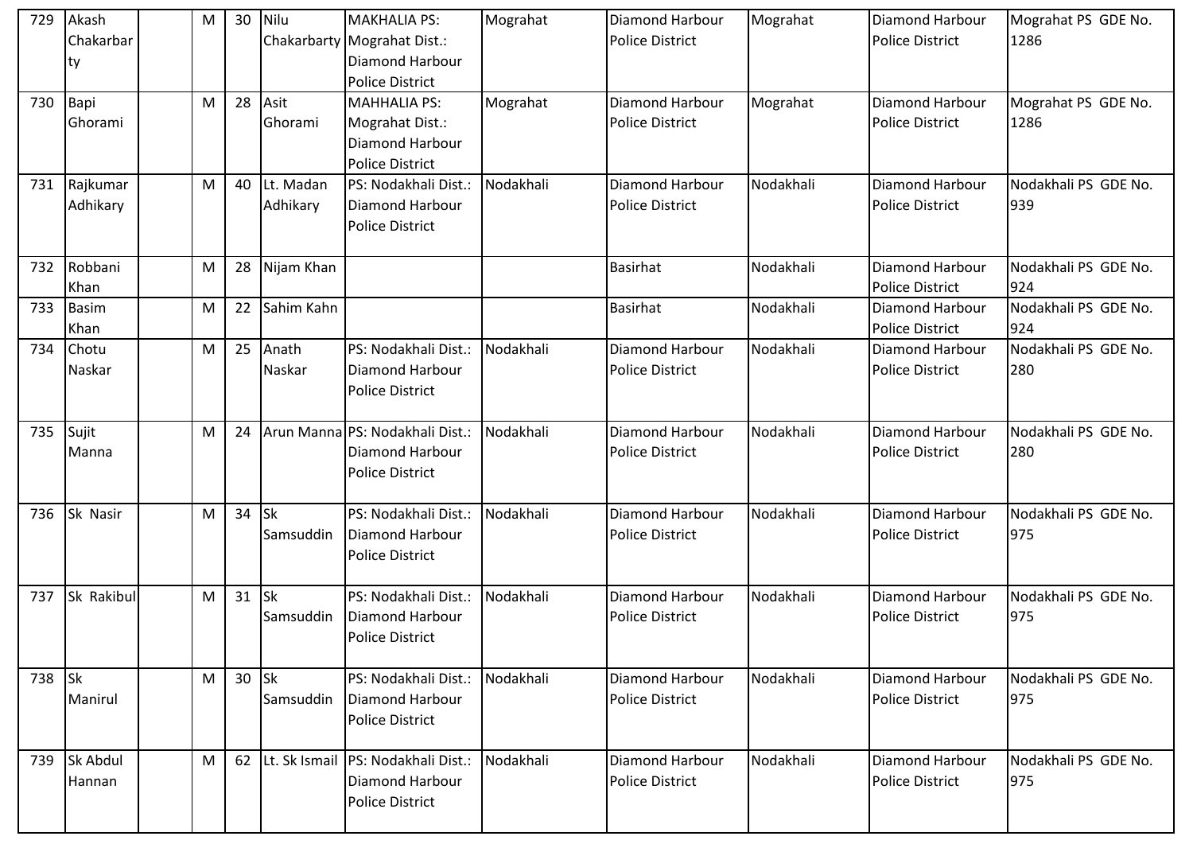| 729 | Akash Chakarbarty | | M | 30 | Nilu Chakarbarty | MAKHALIA PS: Mograhat Dist.: Diamond Harbour Police District | Mograhat | Diamond Harbour Police District | Mograhat | Diamond Harbour Police District | Mograhat PS GDE No. 1286 |
|---|---|---|---|---|---|---|---|---|---|---|---|
| 730 | Bapi Ghorami | | M | 28 | Asit Ghorami | MAHHALIA PS: Mograhat Dist.: Diamond Harbour Police District | Mograhat | Diamond Harbour Police District | Mograhat | Diamond Harbour Police District | Mograhat PS GDE No. 1286 |
| 731 | Rajkumar Adhikary | | M | 40 | Lt. Madan Adhikary | PS: Nodakhali Dist.: Diamond Harbour Police District | Nodakhali | Diamond Harbour Police District | Nodakhali | Diamond Harbour Police District | Nodakhali PS GDE No. 939 |
| 732 | Robbani Khan | | M | 28 | Nijam Khan | | | Basirhat | Nodakhali | Diamond Harbour Police District | Nodakhali PS GDE No. 924 |
| 733 | Basim Khan | | M | 22 | Sahim Kahn | | | Basirhat | Nodakhali | Diamond Harbour Police District | Nodakhali PS GDE No. 924 |
| 734 | Chotu Naskar | | M | 25 | Anath Naskar | PS: Nodakhali Dist.: Diamond Harbour Police District | Nodakhali | Diamond Harbour Police District | Nodakhali | Diamond Harbour Police District | Nodakhali PS GDE No. 280 |
| 735 | Sujit Manna | | M | 24 | Arun Manna | PS: Nodakhali Dist.: Diamond Harbour Police District | Nodakhali | Diamond Harbour Police District | Nodakhali | Diamond Harbour Police District | Nodakhali PS GDE No. 280 |
| 736 | Sk Nasir | | M | 34 | Sk Samsuddin | PS: Nodakhali Dist.: Diamond Harbour Police District | Nodakhali | Diamond Harbour Police District | Nodakhali | Diamond Harbour Police District | Nodakhali PS GDE No. 975 |
| 737 | Sk Rakibul | | M | 31 | Sk Samsuddin | PS: Nodakhali Dist.: Diamond Harbour Police District | Nodakhali | Diamond Harbour Police District | Nodakhali | Diamond Harbour Police District | Nodakhali PS GDE No. 975 |
| 738 | Sk Manirul | | M | 30 | Sk Samsuddin | PS: Nodakhali Dist.: Diamond Harbour Police District | Nodakhali | Diamond Harbour Police District | Nodakhali | Diamond Harbour Police District | Nodakhali PS GDE No. 975 |
| 739 | Sk Abdul Hannan | | M | 62 | Lt. Sk Ismail | PS: Nodakhali Dist.: Diamond Harbour Police District | Nodakhali | Diamond Harbour Police District | Nodakhali | Diamond Harbour Police District | Nodakhali PS GDE No. 975 |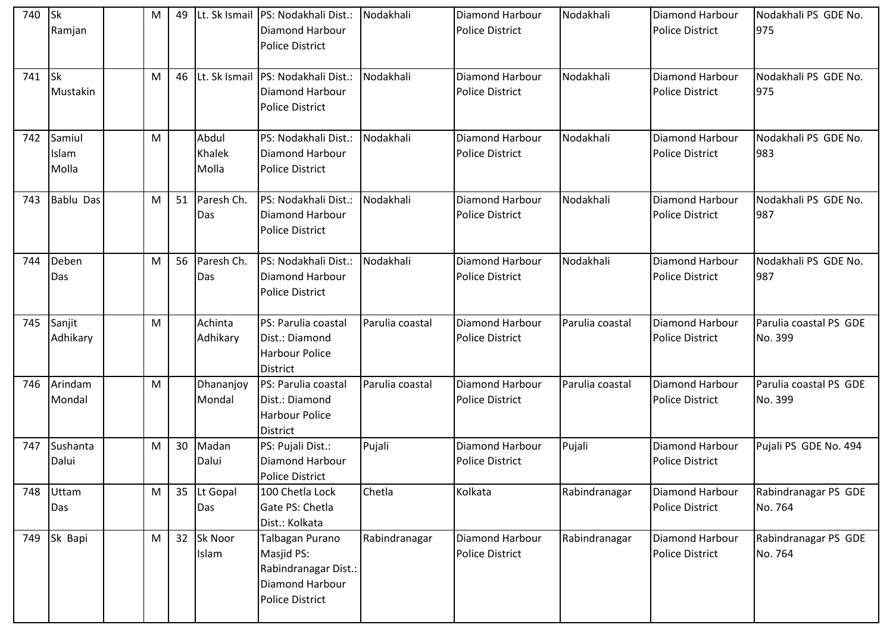| 740 | Sk Ramjan | | M | 49 | Lt. Sk Ismail | PS: Nodakhali Dist.: Diamond Harbour Police District | Nodakhali | Diamond Harbour Police District | Nodakhali | Diamond Harbour Police District | Nodakhali PS GDE No. 975 |
|---|---|---|---|---|---|---|---|---|---|---|---|
| 741 | Sk Mustakin | | M | 46 | Lt. Sk Ismail | PS: Nodakhali Dist.: Diamond Harbour Police District | Nodakhali | Diamond Harbour Police District | Nodakhali | Diamond Harbour Police District | Nodakhali PS GDE No. 975 |
| 742 | Samiul Islam Molla | | M | | Abdul Khalek Molla | PS: Nodakhali Dist.: Diamond Harbour Police District | Nodakhali | Diamond Harbour Police District | Nodakhali | Diamond Harbour Police District | Nodakhali PS GDE No. 983 |
| 743 | Bablu Das | | M | 51 | Paresh Ch. Das | PS: Nodakhali Dist.: Diamond Harbour Police District | Nodakhali | Diamond Harbour Police District | Nodakhali | Diamond Harbour Police District | Nodakhali PS GDE No. 987 |
| 744 | Deben Das | | M | 56 | Paresh Ch. Das | PS: Nodakhali Dist.: Diamond Harbour Police District | Nodakhali | Diamond Harbour Police District | Nodakhali | Diamond Harbour Police District | Nodakhali PS GDE No. 987 |
| 745 | Sanjit Adhikary | | M | | Achinta Adhikary | PS: Parulia coastal Dist.: Diamond Harbour Police District | Parulia coastal | Diamond Harbour Police District | Parulia coastal | Diamond Harbour Police District | Parulia coastal PS GDE No. 399 |
| 746 | Arindam Mondal | | M | | Dhananjoy Mondal | PS: Parulia coastal Dist.: Diamond Harbour Police District | Parulia coastal | Diamond Harbour Police District | Parulia coastal | Diamond Harbour Police District | Parulia coastal PS GDE No. 399 |
| 747 | Sushanta Dalui | | M | 30 | Madan Dalui | PS: Pujali Dist.: Diamond Harbour Police District | Pujali | Diamond Harbour Police District | Pujali | Diamond Harbour Police District | Pujali PS GDE No. 494 |
| 748 | Uttam Das | | M | 35 | Lt Gopal Das | 100 Chetla Lock Gate PS: Chetla Dist.: Kolkata | Chetla | Kolkata | Rabindranagar | Diamond Harbour Police District | Rabindranagar PS GDE No. 764 |
| 749 | Sk Bapi | | M | 32 | Sk Noor Islam | Talbagan Purano Masjid PS: Rabindranagar Dist.: Diamond Harbour Police District | Rabindranagar | Diamond Harbour Police District | Rabindranagar | Diamond Harbour Police District | Rabindranagar PS GDE No. 764 |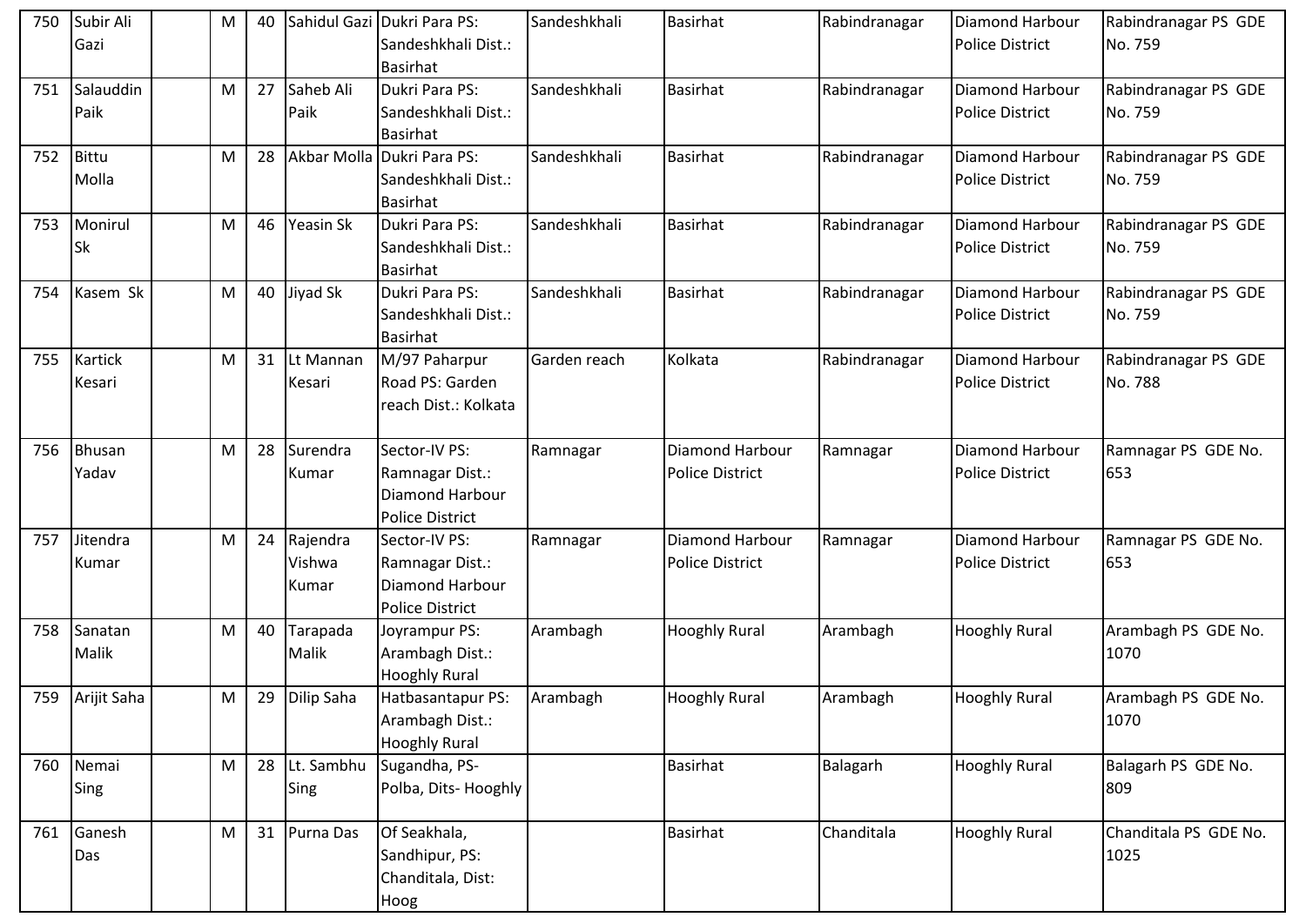| 750 | Subir Ali Gazi | | M | 40 | Sahidul Gazi | Dukri Para PS: Sandeshkhali Dist.: Basirhat | Sandeshkhali | Basirhat | Rabindranagar | Diamond Harbour Police District | Rabindranagar PS GDE No. 759 |
|---|---|---|---|---|---|---|---|---|---|---|---|
| 751 | Salauddin Paik | | M | 27 | Saheb Ali Paik | Dukri Para PS: Sandeshkhali Dist.: Basirhat | Sandeshkhali | Basirhat | Rabindranagar | Diamond Harbour Police District | Rabindranagar PS GDE No. 759 |
| 752 | Bittu Molla | | M | 28 | Akbar Molla | Dukri Para PS: Sandeshkhali Dist.: Basirhat | Sandeshkhali | Basirhat | Rabindranagar | Diamond Harbour Police District | Rabindranagar PS GDE No. 759 |
| 753 | Monirul Sk | | M | 46 | Yeasin Sk | Dukri Para PS: Sandeshkhali Dist.: Basirhat | Sandeshkhali | Basirhat | Rabindranagar | Diamond Harbour Police District | Rabindranagar PS GDE No. 759 |
| 754 | Kasem Sk | | M | 40 | Jiyad Sk | Dukri Para PS: Sandeshkhali Dist.: Basirhat | Sandeshkhali | Basirhat | Rabindranagar | Diamond Harbour Police District | Rabindranagar PS GDE No. 759 |
| 755 | Kartick Kesari | | M | 31 | Lt Mannan Kesari | M/97 Paharpur Road PS: Garden reach Dist.: Kolkata | Garden reach | Kolkata | Rabindranagar | Diamond Harbour Police District | Rabindranagar PS GDE No. 788 |
| 756 | Bhusan Yadav | | M | 28 | Surendra Kumar | Sector-IV PS: Ramnagar Dist.: Diamond Harbour Police District | Ramnagar | Diamond Harbour Police District | Ramnagar | Diamond Harbour Police District | Ramnagar PS GDE No. 653 |
| 757 | Jitendra Kumar | | M | 24 | Rajendra Vishwa Kumar | Sector-IV PS: Ramnagar Dist.: Diamond Harbour Police District | Ramnagar | Diamond Harbour Police District | Ramnagar | Diamond Harbour Police District | Ramnagar PS GDE No. 653 |
| 758 | Sanatan Malik | | M | 40 | Tarapada Malik | Joyrampur PS: Arambagh Dist.: Hooghly Rural | Arambagh | Hooghly Rural | Arambagh | Hooghly Rural | Arambagh PS GDE No. 1070 |
| 759 | Arijit Saha | | M | 29 | Dilip Saha | Hatbasantapur PS: Arambagh Dist.: Hooghly Rural | Arambagh | Hooghly Rural | Arambagh | Hooghly Rural | Arambagh PS GDE No. 1070 |
| 760 | Nemai Sing | | M | 28 | Lt. Sambhu Sing | Sugandha, PS- Polba, Dits- Hooghly | | Basirhat | Balagarh | Hooghly Rural | Balagarh PS GDE No. 809 |
| 761 | Ganesh Das | | M | 31 | Purna Das | Of Seakhala, Sandhipur, PS: Chanditala, Dist: Hoog | | Basirhat | Chanditala | Hooghly Rural | Chanditala PS GDE No. 1025 |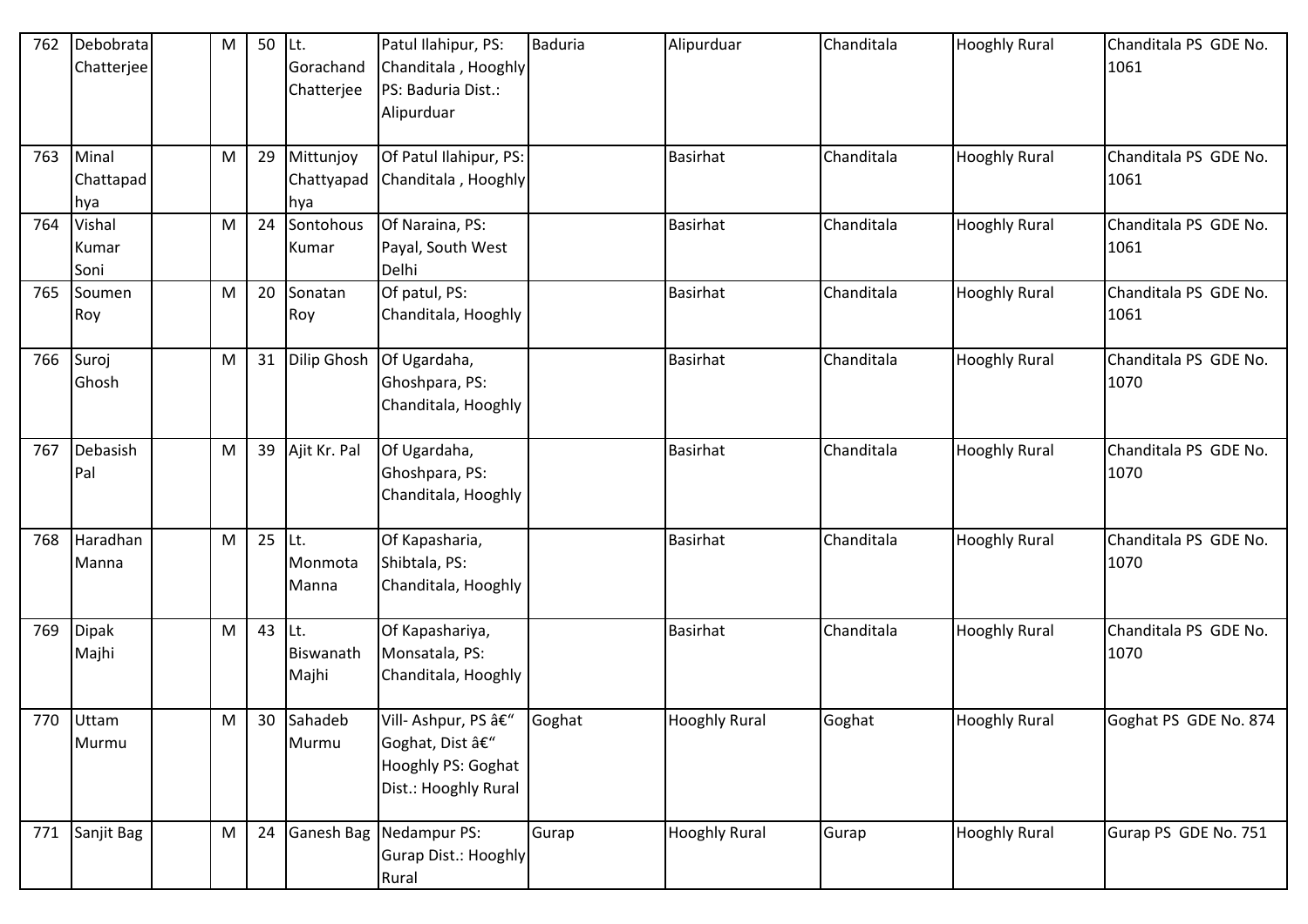| 762 | Debobrata Chatterjee | | M | 50 | Lt. Gorachand Chatterjee | Patul Ilahipur, PS: Chanditala , Hooghly PS: Baduria Dist.: Alipurduar | Baduria | Alipurduar | Chanditala | Hooghly Rural | Chanditala PS GDE No. 1061 |
|---|---|---|---|---|---|---|---|---|---|---|---|
| 763 | Minal Chattapadhya | | M | 29 | Mittunjoy Chattyapadhya | Of Patul Ilahipur, PS: Chanditala , Hooghly | | Basirhat | Chanditala | Hooghly Rural | Chanditala PS GDE No. 1061 |
| 764 | Vishal Kumar Soni | | M | 24 | Sontohous Kumar | Of Naraina, PS: Payal, South West Delhi | | Basirhat | Chanditala | Hooghly Rural | Chanditala PS GDE No. 1061 |
| 765 | Soumen Roy | | M | 20 | Sonatan Roy | Of patul, PS: Chanditala, Hooghly | | Basirhat | Chanditala | Hooghly Rural | Chanditala PS GDE No. 1061 |
| 766 | Suroj Ghosh | | M | 31 | Dilip Ghosh | Of Ugardaha, Ghoshpara, PS: Chanditala, Hooghly | | Basirhat | Chanditala | Hooghly Rural | Chanditala PS GDE No. 1070 |
| 767 | Debasish Pal | | M | 39 | Ajit Kr. Pal | Of Ugardaha, Ghoshpara, PS: Chanditala, Hooghly | | Basirhat | Chanditala | Hooghly Rural | Chanditala PS GDE No. 1070 |
| 768 | Haradhan Manna | | M | 25 | Lt. Monmota Manna | Of Kapasharia, Shibtala, PS: Chanditala, Hooghly | | Basirhat | Chanditala | Hooghly Rural | Chanditala PS GDE No. 1070 |
| 769 | Dipak Majhi | | M | 43 | Lt. Biswanath Majhi | Of Kapashariya, Monsatala, PS: Chanditala, Hooghly | | Basirhat | Chanditala | Hooghly Rural | Chanditala PS GDE No. 1070 |
| 770 | Uttam Murmu | | M | 30 | Sahadeb Murmu | Vill- Ashpur, PS â€" Goghat, Dist â€" Hooghly PS: Goghat Dist.: Hooghly Rural | Goghat | Hooghly Rural | Goghat | Hooghly Rural | Goghat PS GDE No. 874 |
| 771 | Sanjit Bag | | M | 24 | Ganesh Bag | Nedampur PS: Gurap Dist.: Hooghly Rural | Gurap | Hooghly Rural | Gurap | Hooghly Rural | Gurap PS GDE No. 751 |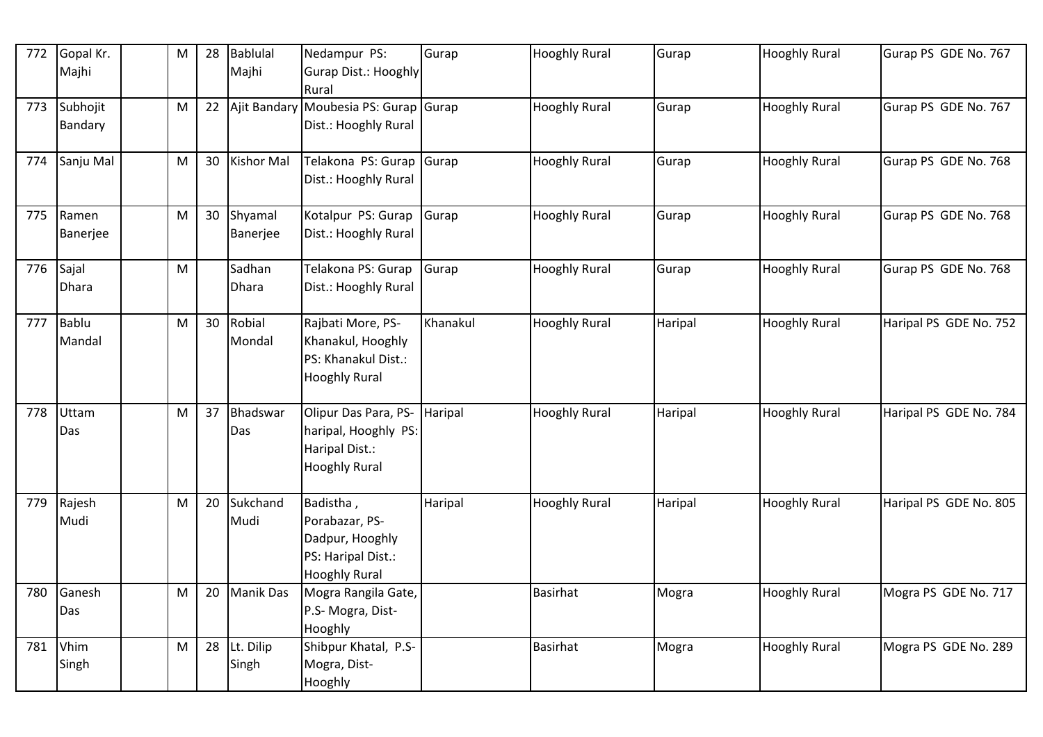| 772 | Gopal Kr. Majhi | | M | 28 | Bablulal Majhi | Nedampur PS: Gurap Dist.: Hooghly Rural | Gurap | Hooghly Rural | Gurap | Hooghly Rural | Gurap PS GDE No. 767 |
|---|---|---|---|---|---|---|---|---|---|---|---|
| 773 | Subhojit Bandary | | M | 22 | Ajit Bandary | Moubesia PS: Gurap Dist.: Hooghly Rural | Gurap | Hooghly Rural | Gurap | Hooghly Rural | Gurap PS GDE No. 767 |
| 774 | Sanju Mal | | M | 30 | Kishor Mal | Telakona PS: Gurap Dist.: Hooghly Rural | Gurap | Hooghly Rural | Gurap | Hooghly Rural | Gurap PS GDE No. 768 |
| 775 | Ramen Banerjee | | M | 30 | Shyamal Banerjee | Kotalpur PS: Gurap Dist.: Hooghly Rural | Gurap | Hooghly Rural | Gurap | Hooghly Rural | Gurap PS GDE No. 768 |
| 776 | Sajal Dhara | | M | | Sadhan Dhara | Telakona PS: Gurap Dist.: Hooghly Rural | Gurap | Hooghly Rural | Gurap | Hooghly Rural | Gurap PS GDE No. 768 |
| 777 | Bablu Mandal | | M | 30 | Robial Mondal | Rajbati More, PS-Khanakul, Hooghly PS: Khanakul Dist.: Hooghly Rural | Khanakul | Hooghly Rural | Haripal | Hooghly Rural | Haripal PS GDE No. 752 |
| 778 | Uttam Das | | M | 37 | Bhadswar Das | Olipur Das Para, PS-haripal, Hooghly PS: Haripal Dist.: Hooghly Rural | Haripal | Hooghly Rural | Haripal | Hooghly Rural | Haripal PS GDE No. 784 |
| 779 | Rajesh Mudi | | M | 20 | Sukchand Mudi | Badistha , Porabazar, PS-Dadpur, Hooghly PS: Haripal Dist.: Hooghly Rural | Haripal | Hooghly Rural | Haripal | Hooghly Rural | Haripal PS GDE No. 805 |
| 780 | Ganesh Das | | M | 20 | Manik Das | Mogra Rangila Gate, P.S- Mogra, Dist-Hooghly | | Basirhat | Mogra | Hooghly Rural | Mogra PS GDE No. 717 |
| 781 | Vhim Singh | | M | 28 | Lt. Dilip Singh | Shibpur Khatal, P.S-Mogra, Dist-Hooghly | | Basirhat | Mogra | Hooghly Rural | Mogra PS GDE No. 289 |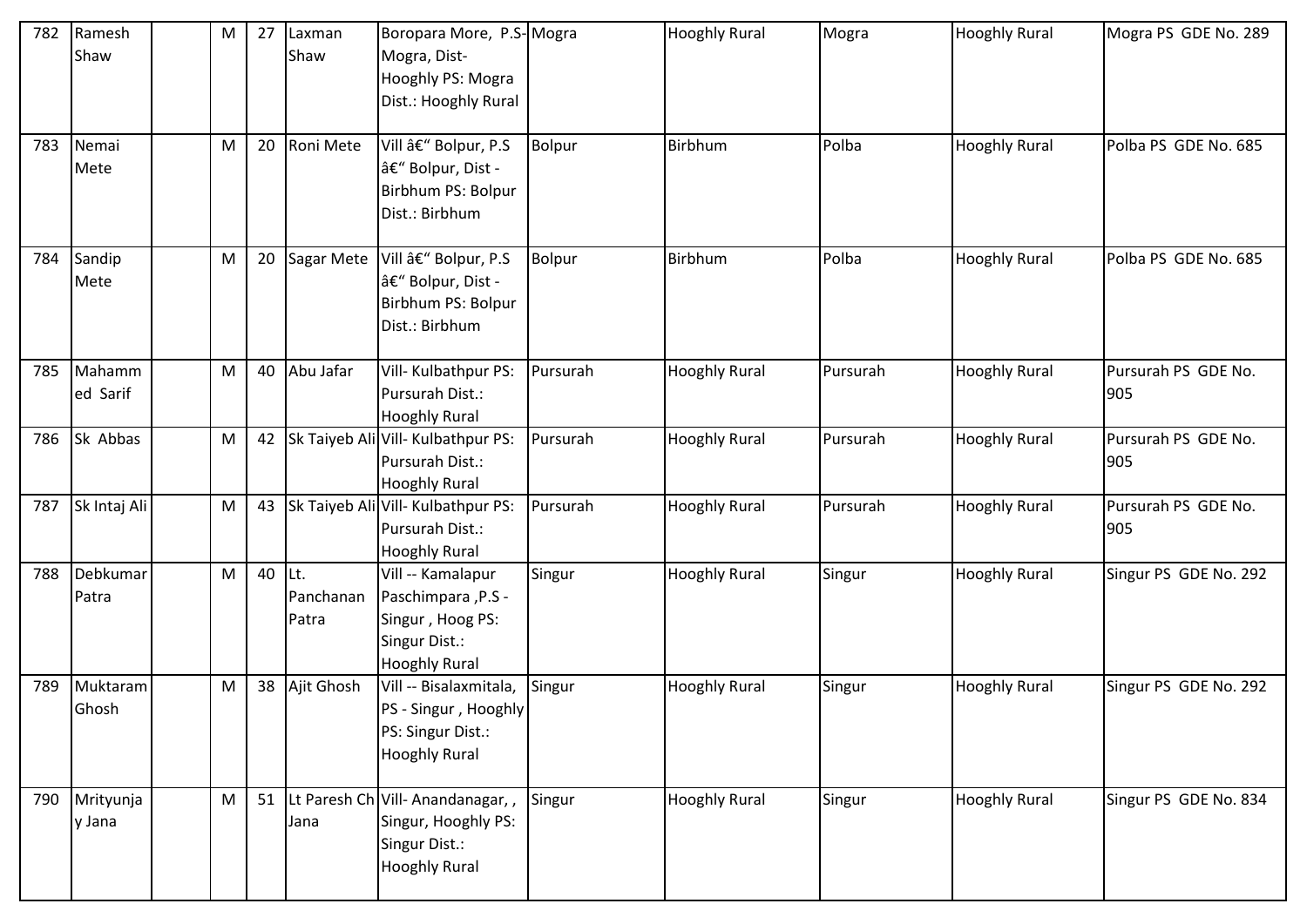| 782 | Ramesh Shaw | | M | 27 | Laxman Shaw | Boropara More, P.S- Mogra, Dist- Hooghly PS: Mogra Dist.: Hooghly Rural | Mogra | Hooghly Rural | Mogra | Hooghly Rural | Mogra PS GDE No. 289 |
|---|---|---|---|---|---|---|---|---|---|---|---|
| 783 | Nemai Mete | | M | 20 | Roni Mete | Vill â€" Bolpur, P.S â€" Bolpur, Dist - Birbhum PS: Bolpur Dist.: Birbhum | Bolpur | Birbhum | Polba | Hooghly Rural | Polba PS GDE No. 685 |
| 784 | Sandip Mete | | M | 20 | Sagar Mete | Vill â€" Bolpur, P.S â€" Bolpur, Dist - Birbhum PS: Bolpur Dist.: Birbhum | Bolpur | Birbhum | Polba | Hooghly Rural | Polba PS GDE No. 685 |
| 785 | Mahammed Sarif | | M | 40 | Abu Jafar | Vill- Kulbathpur PS: Pursurah Dist.: Hooghly Rural | Pursurah | Hooghly Rural | Pursurah | Hooghly Rural | Pursurah PS GDE No. 905 |
| 786 | Sk Abbas | | M | 42 | Sk Taiyeb Ali | Vill- Kulbathpur PS: Pursurah Dist.: Hooghly Rural | Pursurah | Hooghly Rural | Pursurah | Hooghly Rural | Pursurah PS GDE No. 905 |
| 787 | Sk Intaj Ali | | M | 43 | Sk Taiyeb Ali | Vill- Kulbathpur PS: Pursurah Dist.: Hooghly Rural | Pursurah | Hooghly Rural | Pursurah | Hooghly Rural | Pursurah PS GDE No. 905 |
| 788 | Debkumar Patra | | M | 40 | Lt. Panchanan Patra | Vill -- Kamalapur Paschimpara ,P.S - Singur , Hoog PS: Singur Dist.: Hooghly Rural | Singur | Hooghly Rural | Singur | Hooghly Rural | Singur PS GDE No. 292 |
| 789 | Muktaram Ghosh | | M | 38 | Ajit Ghosh | Vill -- Bisalaxmitala, PS - Singur , Hooghly PS: Singur Dist.: Hooghly Rural | Singur | Hooghly Rural | Singur | Hooghly Rural | Singur PS GDE No. 292 |
| 790 | Mrityunjay Jana | | M | 51 | Lt Paresh Ch Jana | Vill- Anandanagar, , Singur, Hooghly PS: Singur Dist.: Hooghly Rural | Singur | Hooghly Rural | Singur | Hooghly Rural | Singur PS GDE No. 834 |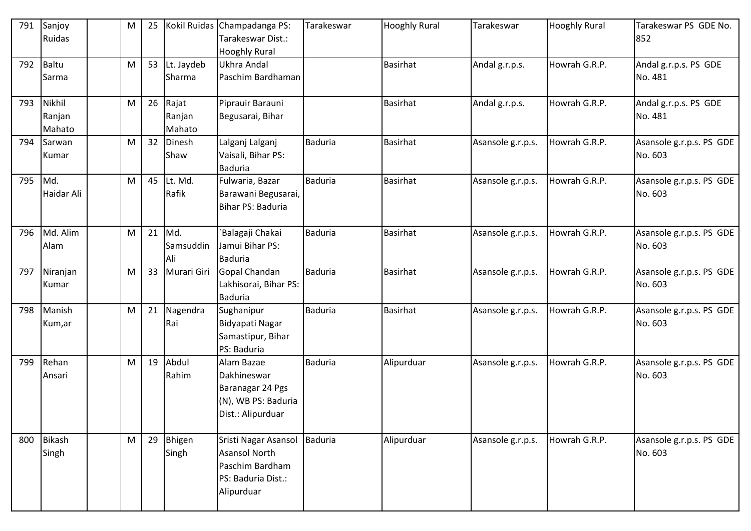| 791 | Sanjoy Ruidas | | M | 25 | Kokil Ruidas | Champadanga PS: Tarakeswar Dist.: Hooghly Rural | Tarakeswar | Hooghly Rural | Tarakeswar | Hooghly Rural | Tarakeswar PS GDE No. 852 |
|---|---|---|---|---|---|---|---|---|---|---|---|
| 792 | Baltu Sarma | | M | 53 | Lt. Jaydeb Sharma | Ukhra Andal Paschim Bardhaman | | Basirhat | Andal g.r.p.s. | Howrah G.R.P. | Andal g.r.p.s. PS GDE No. 481 |
| 793 | Nikhil Ranjan Mahato | | M | 26 | Rajat Ranjan Mahato | Piprauir Barauni Begusarai, Bihar | | Basirhat | Andal g.r.p.s. | Howrah G.R.P. | Andal g.r.p.s. PS GDE No. 481 |
| 794 | Sarwan Kumar | | M | 32 | Dinesh Shaw | Lalganj Lalganj Vaisali, Bihar PS: Baduria | Baduria | Basirhat | Asansole g.r.p.s. | Howrah G.R.P. | Asansole g.r.p.s. PS GDE No. 603 |
| 795 | Md. Haidar Ali | | M | 45 | Lt. Md. Rafik | Fulwaria, Bazar Barawani Begusarai, Bihar PS: Baduria | Baduria | Basirhat | Asansole g.r.p.s. | Howrah G.R.P. | Asansole g.r.p.s. PS GDE No. 603 |
| 796 | Md. Alim Alam | | M | 21 | Md. Samsuddin Ali | `Balagaji Chakai Jamui Bihar PS: Baduria | Baduria | Basirhat | Asansole g.r.p.s. | Howrah G.R.P. | Asansole g.r.p.s. PS GDE No. 603 |
| 797 | Niranjan Kumar | | M | 33 | Murari Giri | Gopal Chandan Lakhisorai, Bihar PS: Baduria | Baduria | Basirhat | Asansole g.r.p.s. | Howrah G.R.P. | Asansole g.r.p.s. PS GDE No. 603 |
| 798 | Manish Kum,ar | | M | 21 | Nagendra Rai | Sughanipur Bidyapati Nagar Samastipur, Bihar PS: Baduria | Baduria | Basirhat | Asansole g.r.p.s. | Howrah G.R.P. | Asansole g.r.p.s. PS GDE No. 603 |
| 799 | Rehan Ansari | | M | 19 | Abdul Rahim | Alam Bazae Dakhineswar Baranagar 24 Pgs (N), WB PS: Baduria Dist.: Alipurduar | Baduria | Alipurduar | Asansole g.r.p.s. | Howrah G.R.P. | Asansole g.r.p.s. PS GDE No. 603 |
| 800 | Bikash Singh | | M | 29 | Bhigen Singh | Sristi Nagar Asansol Asansol North Paschim Bardham PS: Baduria Dist.: Alipurduar | Baduria | Alipurduar | Asansole g.r.p.s. | Howrah G.R.P. | Asansole g.r.p.s. PS GDE No. 603 |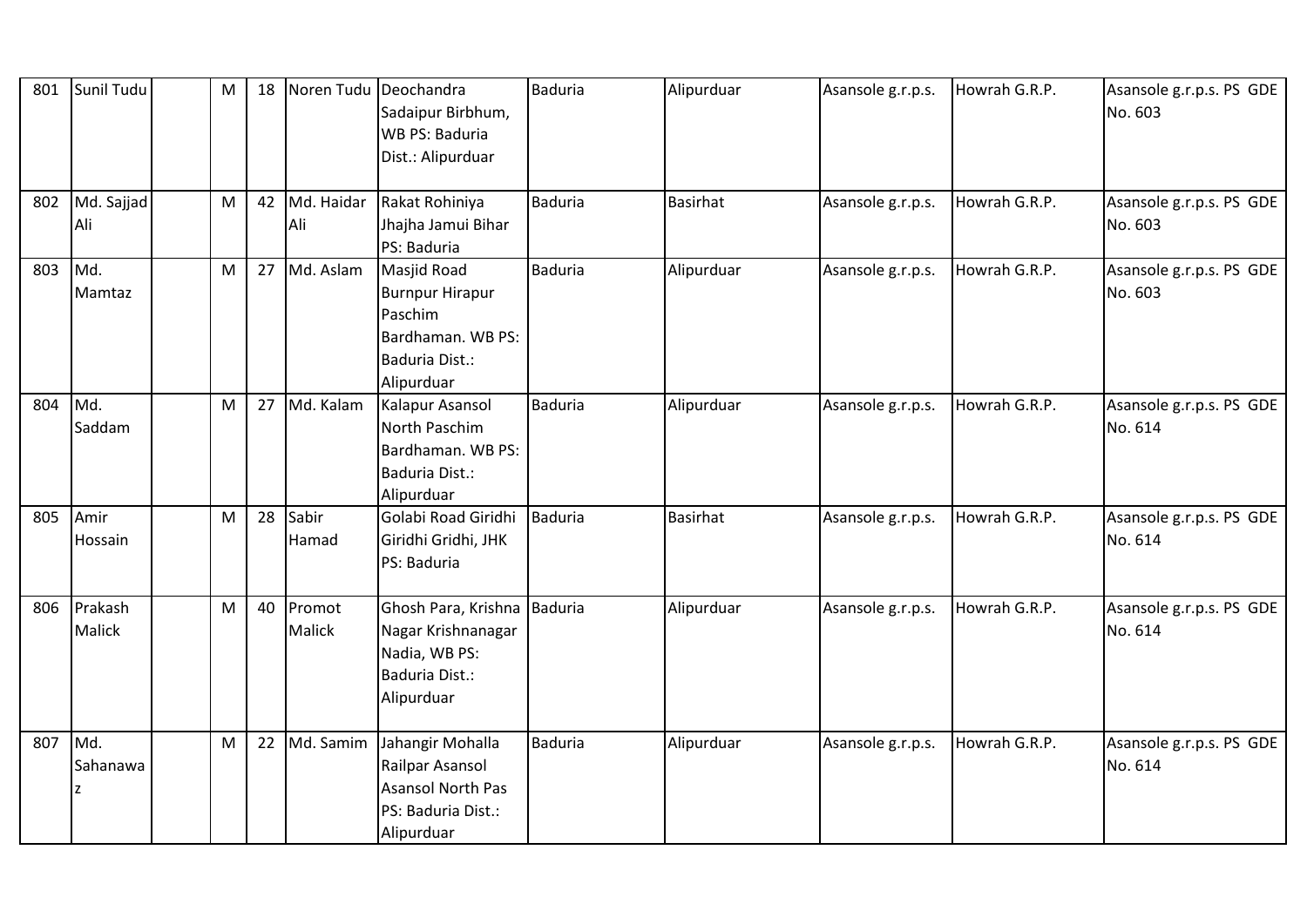| 801 | Sunil Tudu | | M | 18 | Noren Tudu | Deochandra Sadaipur Birbhum, WB PS: Baduria Dist.: Alipurduar | Baduria | Alipurduar | Asansole g.r.p.s. | Howrah G.R.P. | Asansole g.r.p.s. PS GDE No. 603 |
|---|---|---|---|---|---|---|---|---|---|---|---|
| 802 | Md. Sajjad Ali | | M | 42 | Md. Haidar Ali | Rakat Rohiniya Jhajha Jamui Bihar PS: Baduria | Baduria | Basirhat | Asansole g.r.p.s. | Howrah G.R.P. | Asansole g.r.p.s. PS GDE No. 603 |
| 803 | Md. Mamtaz | | M | 27 | Md. Aslam | Masjid Road Burnpur Hirapur Paschim Bardhaman. WB PS: Baduria Dist.: Alipurduar | Baduria | Alipurduar | Asansole g.r.p.s. | Howrah G.R.P. | Asansole g.r.p.s. PS GDE No. 603 |
| 804 | Md. Saddam | | M | 27 | Md. Kalam | Kalapur Asansol North Paschim Bardhaman. WB PS: Baduria Dist.: Alipurduar | Baduria | Alipurduar | Asansole g.r.p.s. | Howrah G.R.P. | Asansole g.r.p.s. PS GDE No. 614 |
| 805 | Amir Hossain | | M | 28 | Sabir Hamad | Golabi Road Giridhi Giridhi Gridhi, JHK PS: Baduria | Baduria | Basirhat | Asansole g.r.p.s. | Howrah G.R.P. | Asansole g.r.p.s. PS GDE No. 614 |
| 806 | Prakash Malick | | M | 40 | Promot Malick | Ghosh Para, Krishna Nagar Krishnanagar Nadia, WB PS: Baduria Dist.: Alipurduar | Baduria | Alipurduar | Asansole g.r.p.s. | Howrah G.R.P. | Asansole g.r.p.s. PS GDE No. 614 |
| 807 | Md. Sahanawaz | | M | 22 | Md. Samim | Jahangir Mohalla Railpar Asansol Asansol North Pas PS: Baduria Dist.: Alipurduar | Baduria | Alipurduar | Asansole g.r.p.s. | Howrah G.R.P. | Asansole g.r.p.s. PS GDE No. 614 |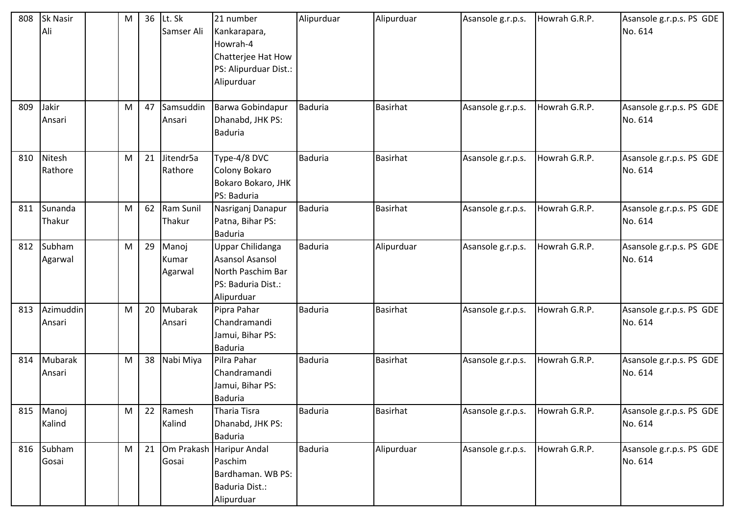| | | | | | | | | | | | |
|---|---|---|---|---|---|---|---|---|---|---|---|
| 808 | Sk Nasir Ali | | M | 36 | Lt. Sk Samser Ali | 21 number Kankarapara, Howrah-4 Chatterjee Hat How PS: Alipurduar Dist.: Alipurduar | Alipurduar | Alipurduar | Asansole g.r.p.s. | Howrah G.R.P. | Asansole g.r.p.s. PS GDE No. 614 |
| 809 | Jakir Ansari | | M | 47 | Samsuddin Ansari | Barwa Gobindapur Dhanabd, JHK PS: Baduria | Baduria | Basirhat | Asansole g.r.p.s. | Howrah G.R.P. | Asansole g.r.p.s. PS GDE No. 614 |
| 810 | Nitesh Rathore | | M | 21 | Jitendr5a Rathore | Type-4/8 DVC Colony Bokaro Bokaro Bokaro, JHK PS: Baduria | Baduria | Basirhat | Asansole g.r.p.s. | Howrah G.R.P. | Asansole g.r.p.s. PS GDE No. 614 |
| 811 | Sunanda Thakur | | M | 62 | Ram Sunil Thakur | Nasriganj Danapur Patna, Bihar PS: Baduria | Baduria | Basirhat | Asansole g.r.p.s. | Howrah G.R.P. | Asansole g.r.p.s. PS GDE No. 614 |
| 812 | Subham Agarwal | | M | 29 | Manoj Kumar Agarwal | Uppar Chilidanga Asansol Asansol North Paschim Bar PS: Baduria Dist.: Alipurduar | Baduria | Alipurduar | Asansole g.r.p.s. | Howrah G.R.P. | Asansole g.r.p.s. PS GDE No. 614 |
| 813 | Azimuddin Ansari | | M | 20 | Mubarak Ansari | Pipra Pahar Chandramandi Jamui, Bihar PS: Baduria | Baduria | Basirhat | Asansole g.r.p.s. | Howrah G.R.P. | Asansole g.r.p.s. PS GDE No. 614 |
| 814 | Mubarak Ansari | | M | 38 | Nabi Miya | Pilra Pahar Chandramandi Jamui, Bihar PS: Baduria | Baduria | Basirhat | Asansole g.r.p.s. | Howrah G.R.P. | Asansole g.r.p.s. PS GDE No. 614 |
| 815 | Manoj Kalind | | M | 22 | Ramesh Kalind | Tharia Tisra Dhanabd, JHK PS: Baduria | Baduria | Basirhat | Asansole g.r.p.s. | Howrah G.R.P. | Asansole g.r.p.s. PS GDE No. 614 |
| 816 | Subham Gosai | | M | 21 | Om Prakash Gosai | Haripur Andal Paschim Bardhaman. WB PS: Baduria Dist.: Alipurduar | Baduria | Alipurduar | Asansole g.r.p.s. | Howrah G.R.P. | Asansole g.r.p.s. PS GDE No. 614 |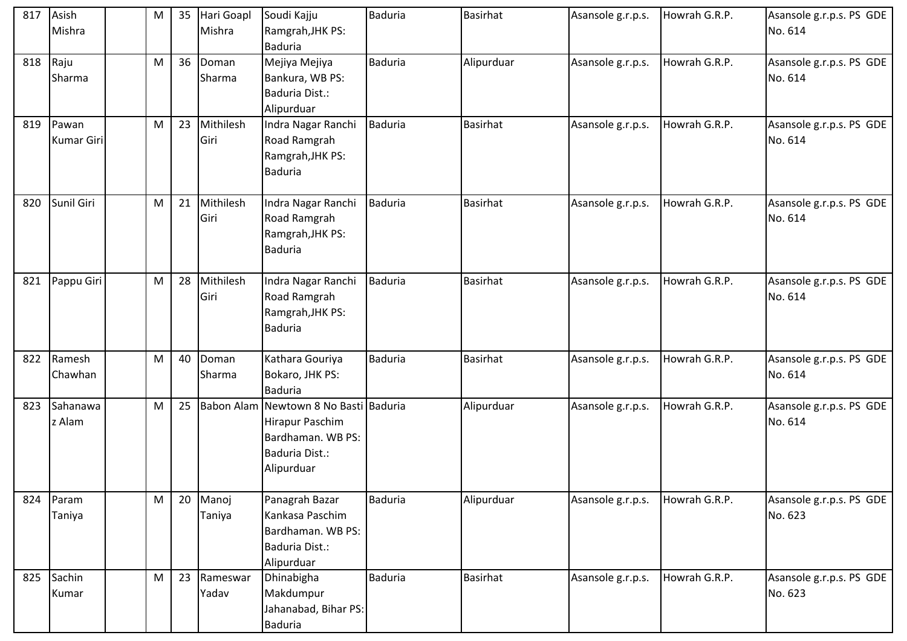| 817 | Asish Mishra | | M | 35 | Hari Goapl Mishra | Soudi Kajju Ramgrah,JHK PS: Baduria | Baduria | Basirhat | Asansole g.r.p.s. | Howrah G.R.P. | Asansole g.r.p.s. PS GDE No. 614 |
|---|---|---|---|---|---|---|---|---|---|---|---|
| 818 | Raju Sharma | | M | 36 | Doman Sharma | Mejiya Mejiya Bankura, WB PS: Baduria Dist.: Alipurduar | Baduria | Alipurduar | Asansole g.r.p.s. | Howrah G.R.P. | Asansole g.r.p.s. PS GDE No. 614 |
| 819 | Pawan Kumar Giri | | M | 23 | Mithilesh Giri | Indra Nagar Ranchi Road Ramgrah Ramgrah,JHK PS: Baduria | Baduria | Basirhat | Asansole g.r.p.s. | Howrah G.R.P. | Asansole g.r.p.s. PS GDE No. 614 |
| 820 | Sunil Giri | | M | 21 | Mithilesh Giri | Indra Nagar Ranchi Road Ramgrah Ramgrah,JHK PS: Baduria | Baduria | Basirhat | Asansole g.r.p.s. | Howrah G.R.P. | Asansole g.r.p.s. PS GDE No. 614 |
| 821 | Pappu Giri | | M | 28 | Mithilesh Giri | Indra Nagar Ranchi Road Ramgrah Ramgrah,JHK PS: Baduria | Baduria | Basirhat | Asansole g.r.p.s. | Howrah G.R.P. | Asansole g.r.p.s. PS GDE No. 614 |
| 822 | Ramesh Chawhan | | M | 40 | Doman Sharma | Kathara Gouriya Bokaro, JHK PS: Baduria | Baduria | Basirhat | Asansole g.r.p.s. | Howrah G.R.P. | Asansole g.r.p.s. PS GDE No. 614 |
| 823 | Sahanawaz Alam | | M | 25 | Babon Alam | Newtown 8 No Basti Hirapur Paschim Bardhaman. WB PS: Baduria Dist.: Alipurduar | Baduria | Alipurduar | Asansole g.r.p.s. | Howrah G.R.P. | Asansole g.r.p.s. PS GDE No. 614 |
| 824 | Param Taniya | | M | 20 | Manoj Taniya | Panagrah Bazar Kankasa Paschim Bardhaman. WB PS: Baduria Dist.: Alipurduar | Baduria | Alipurduar | Asansole g.r.p.s. | Howrah G.R.P. | Asansole g.r.p.s. PS GDE No. 623 |
| 825 | Sachin Kumar | | M | 23 | Rameswar Yadav | Dhinabigha Makdumpur Jahanabad, Bihar PS: Baduria | Baduria | Basirhat | Asansole g.r.p.s. | Howrah G.R.P. | Asansole g.r.p.s. PS GDE No. 623 |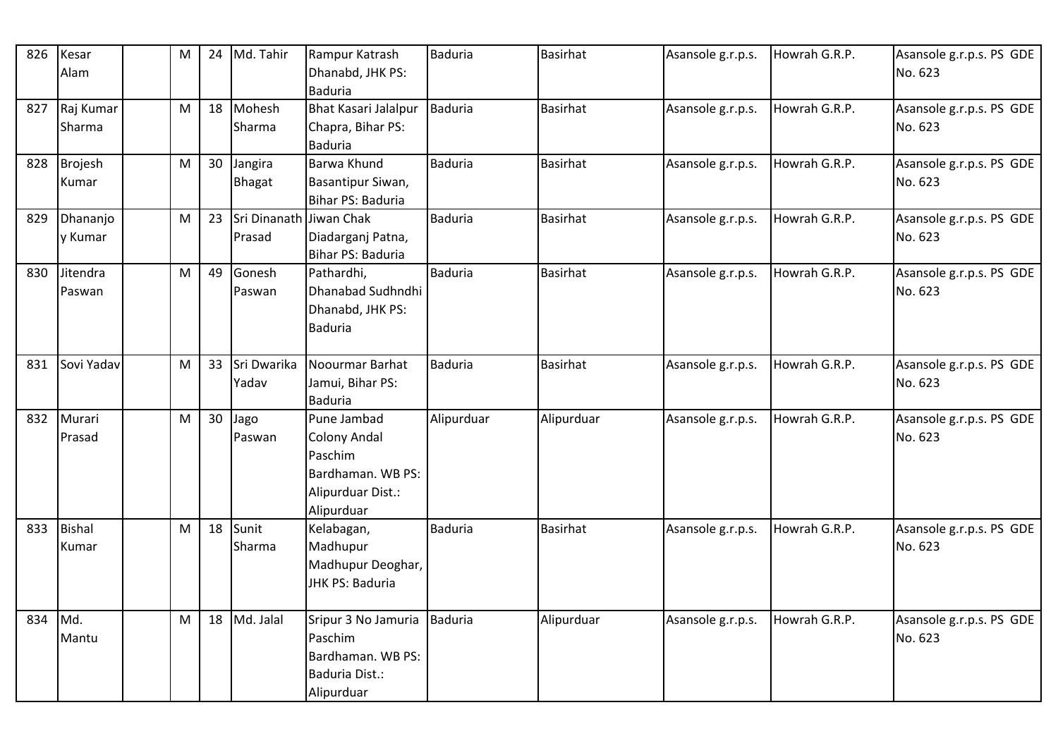| 826 | Kesar Alam | | M | 24 | Md. Tahir | Rampur Katrash Dhanabd, JHK PS: Baduria | Baduria | Basirhat | Asansole g.r.p.s. | Howrah G.R.P. | Asansole g.r.p.s. PS GDE No. 623 |
|---|---|---|---|---|---|---|---|---|---|---|---|
| 827 | Raj Kumar Sharma | | M | 18 | Mohesh Sharma | Bhat Kasari Jalalpur Chapra, Bihar PS: Baduria | Baduria | Basirhat | Asansole g.r.p.s. | Howrah G.R.P. | Asansole g.r.p.s. PS GDE No. 623 |
| 828 | Brojesh Kumar | | M | 30 | Jangira Bhagat | Barwa Khund Basantipur Siwan, Bihar PS: Baduria | Baduria | Basirhat | Asansole g.r.p.s. | Howrah G.R.P. | Asansole g.r.p.s. PS GDE No. 623 |
| 829 | Dhananjoy Kumar | | M | 23 | Sri Dinanath Prasad | Jiwan Chak Diadarganj Patna, Bihar PS: Baduria | Baduria | Basirhat | Asansole g.r.p.s. | Howrah G.R.P. | Asansole g.r.p.s. PS GDE No. 623 |
| 830 | Jitendra Paswan | | M | 49 | Gonesh Paswan | Pathardhi, Dhanabad Sudhndhi Dhanabd, JHK PS: Baduria | Baduria | Basirhat | Asansole g.r.p.s. | Howrah G.R.P. | Asansole g.r.p.s. PS GDE No. 623 |
| 831 | Sovi Yadav | | M | 33 | Sri Dwarika Yadav | Noourmar Barhat Jamui, Bihar PS: Baduria | Baduria | Basirhat | Asansole g.r.p.s. | Howrah G.R.P. | Asansole g.r.p.s. PS GDE No. 623 |
| 832 | Murari Prasad | | M | 30 | Jago Paswan | Pune Jambad Colony Andal Paschim Bardhaman. WB PS: Alipurduar Dist.: Alipurduar | Alipurduar | Alipurduar | Asansole g.r.p.s. | Howrah G.R.P. | Asansole g.r.p.s. PS GDE No. 623 |
| 833 | Bishal Kumar | | M | 18 | Sunit Sharma | Kelabagan, Madhupur Madhupur Deoghar, JHK PS: Baduria | Baduria | Basirhat | Asansole g.r.p.s. | Howrah G.R.P. | Asansole g.r.p.s. PS GDE No. 623 |
| 834 | Md. Mantu | | M | 18 | Md. Jalal | Sripur 3 No Jamuria Paschim Bardhaman. WB PS: Baduria Dist.: Alipurduar | Baduria | Alipurduar | Asansole g.r.p.s. | Howrah G.R.P. | Asansole g.r.p.s. PS GDE No. 623 |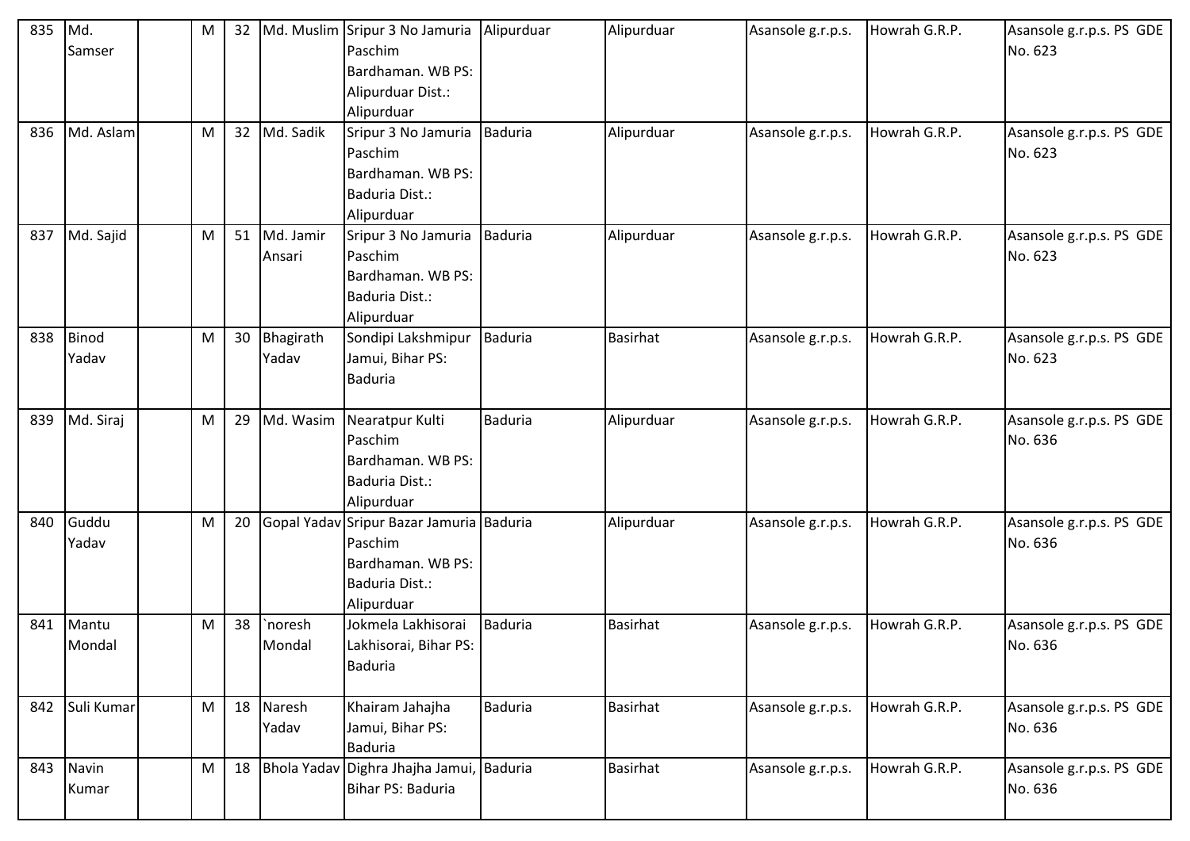| 835 | Md. Samser | | M | 32 | Md. Muslim | Sripur 3 No Jamuria Paschim Bardhaman. WB PS: Alipurduar Dist.: Alipurduar | Alipurduar | Alipurduar | Asansole g.r.p.s. | Howrah G.R.P. | Asansole g.r.p.s. PS GDE No. 623 |
|---|---|---|---|---|---|---|---|---|---|---|---|
| 836 | Md. Aslam | | M | 32 | Md. Sadik | Sripur 3 No Jamuria Paschim Bardhaman. WB PS: Baduria Dist.: Alipurduar | Baduria | Alipurduar | Asansole g.r.p.s. | Howrah G.R.P. | Asansole g.r.p.s. PS GDE No. 623 |
| 837 | Md. Sajid | | M | 51 | Md. Jamir Ansari | Sripur 3 No Jamuria Paschim Bardhaman. WB PS: Baduria Dist.: Alipurduar | Baduria | Alipurduar | Asansole g.r.p.s. | Howrah G.R.P. | Asansole g.r.p.s. PS GDE No. 623 |
| 838 | Binod Yadav | | M | 30 | Bhagirath Yadav | Sondipi Lakshmipur Jamui, Bihar PS: Baduria | Baduria | Basirhat | Asansole g.r.p.s. | Howrah G.R.P. | Asansole g.r.p.s. PS GDE No. 623 |
| 839 | Md. Siraj | | M | 29 | Md. Wasim | Nearatpur Kulti Paschim Bardhaman. WB PS: Baduria Dist.: Alipurduar | Baduria | Alipurduar | Asansole g.r.p.s. | Howrah G.R.P. | Asansole g.r.p.s. PS GDE No. 636 |
| 840 | Guddu Yadav | | M | 20 | Gopal Yadav | Sripur Bazar Jamuria Paschim Bardhaman. WB PS: Baduria Dist.: Alipurduar | Baduria | Alipurduar | Asansole g.r.p.s. | Howrah G.R.P. | Asansole g.r.p.s. PS GDE No. 636 |
| 841 | Mantu Mondal | | M | 38 | `noresh Mondal | Jokmela Lakhisorai Lakhisorai, Bihar PS: Baduria | Baduria | Basirhat | Asansole g.r.p.s. | Howrah G.R.P. | Asansole g.r.p.s. PS GDE No. 636 |
| 842 | Suli Kumar | | M | 18 | Naresh Yadav | Khairam Jahajha Jamui, Bihar PS: Baduria | Baduria | Basirhat | Asansole g.r.p.s. | Howrah G.R.P. | Asansole g.r.p.s. PS GDE No. 636 |
| 843 | Navin Kumar | | M | 18 | Bhola Yadav | Dighra Jhajha Jamui, Bihar PS: Baduria | Baduria | Basirhat | Asansole g.r.p.s. | Howrah G.R.P. | Asansole g.r.p.s. PS GDE No. 636 |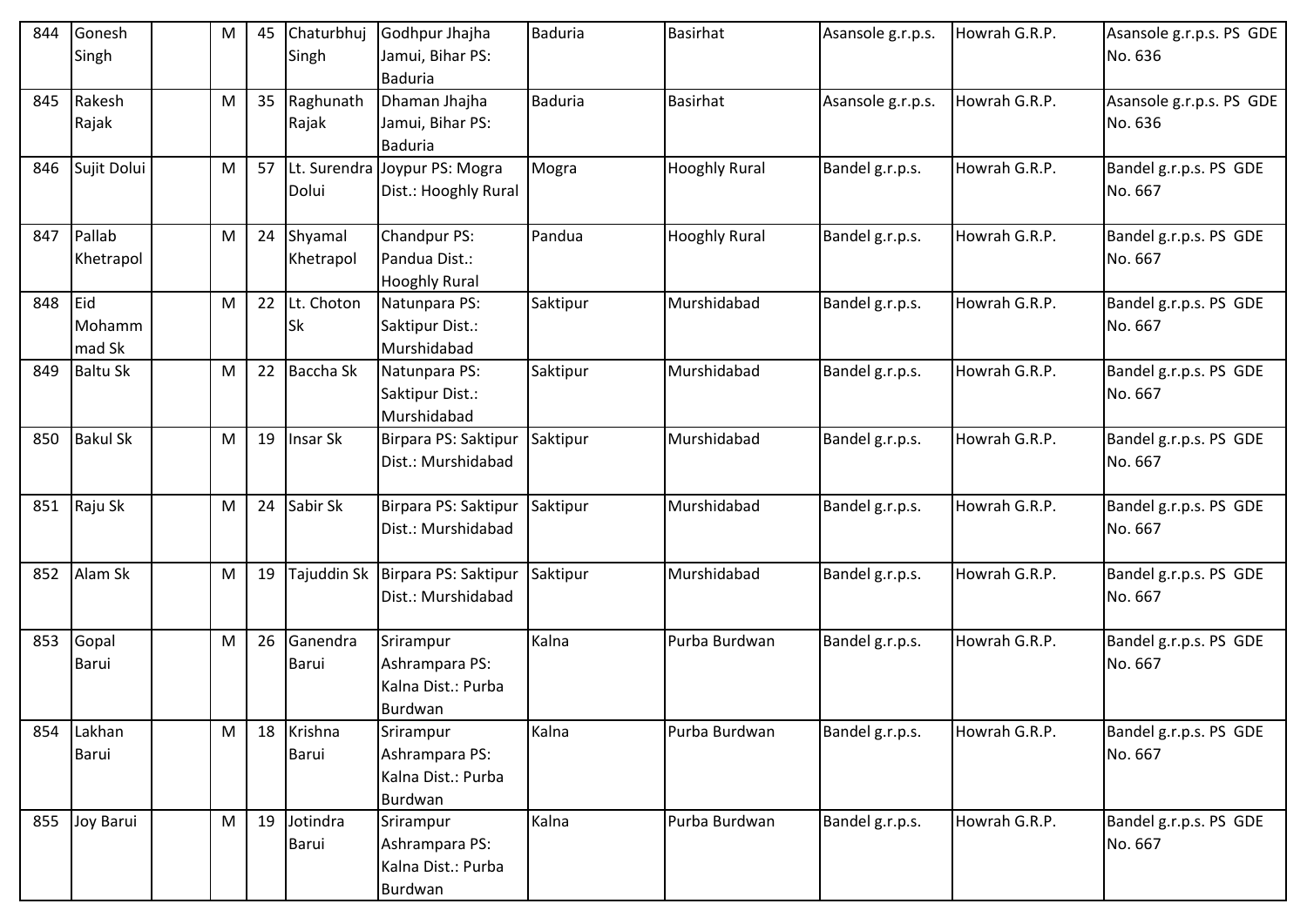| 844 | Gonesh Singh | | M | 45 | Chaturbhuj Singh | Godhpur Jhajha Jamui, Bihar PS: Baduria | Baduria | Basirhat | Asansole g.r.p.s. | Howrah G.R.P. | Asansole g.r.p.s. PS GDE No. 636 |
|---|---|---|---|---|---|---|---|---|---|---|---|
| 845 | Rakesh Rajak | | M | 35 | Raghunath Rajak | Dhaman Jhajha Jamui, Bihar PS: Baduria | Baduria | Basirhat | Asansole g.r.p.s. | Howrah G.R.P. | Asansole g.r.p.s. PS GDE No. 636 |
| 846 | Sujit Dolui | | M | 57 | Lt. Surendra Dolui | Joypur PS: Mogra Dist.: Hooghly Rural | Mogra | Hooghly Rural | Bandel g.r.p.s. | Howrah G.R.P. | Bandel g.r.p.s. PS GDE No. 667 |
| 847 | Pallab Khetrapol | | M | 24 | Shyamal Khetrapol | Chandpur PS: Pandua Dist.: Hooghly Rural | Pandua | Hooghly Rural | Bandel g.r.p.s. | Howrah G.R.P. | Bandel g.r.p.s. PS GDE No. 667 |
| 848 | Eid Mohammad Sk | | M | 22 | Lt. Choton Sk | Natunpara PS: Saktipur Dist.: Murshidabad | Saktipur | Murshidabad | Bandel g.r.p.s. | Howrah G.R.P. | Bandel g.r.p.s. PS GDE No. 667 |
| 849 | Baltu Sk | | M | 22 | Baccha Sk | Natunpara PS: Saktipur Dist.: Murshidabad | Saktipur | Murshidabad | Bandel g.r.p.s. | Howrah G.R.P. | Bandel g.r.p.s. PS GDE No. 667 |
| 850 | Bakul Sk | | M | 19 | Insar Sk | Birpara PS: Saktipur Dist.: Murshidabad | Saktipur | Murshidabad | Bandel g.r.p.s. | Howrah G.R.P. | Bandel g.r.p.s. PS GDE No. 667 |
| 851 | Raju Sk | | M | 24 | Sabir Sk | Birpara PS: Saktipur Dist.: Murshidabad | Saktipur | Murshidabad | Bandel g.r.p.s. | Howrah G.R.P. | Bandel g.r.p.s. PS GDE No. 667 |
| 852 | Alam Sk | | M | 19 | Tajuddin Sk | Birpara PS: Saktipur Dist.: Murshidabad | Saktipur | Murshidabad | Bandel g.r.p.s. | Howrah G.R.P. | Bandel g.r.p.s. PS GDE No. 667 |
| 853 | Gopal Barui | | M | 26 | Ganendra Barui | Srirampur Ashrampara PS: Kalna Dist.: Purba Burdwan | Kalna | Purba Burdwan | Bandel g.r.p.s. | Howrah G.R.P. | Bandel g.r.p.s. PS GDE No. 667 |
| 854 | Lakhan Barui | | M | 18 | Krishna Barui | Srirampur Ashrampara PS: Kalna Dist.: Purba Burdwan | Kalna | Purba Burdwan | Bandel g.r.p.s. | Howrah G.R.P. | Bandel g.r.p.s. PS GDE No. 667 |
| 855 | Joy Barui | | M | 19 | Jotindra Barui | Srirampur Ashrampara PS: Kalna Dist.: Purba Burdwan | Kalna | Purba Burdwan | Bandel g.r.p.s. | Howrah G.R.P. | Bandel g.r.p.s. PS GDE No. 667 |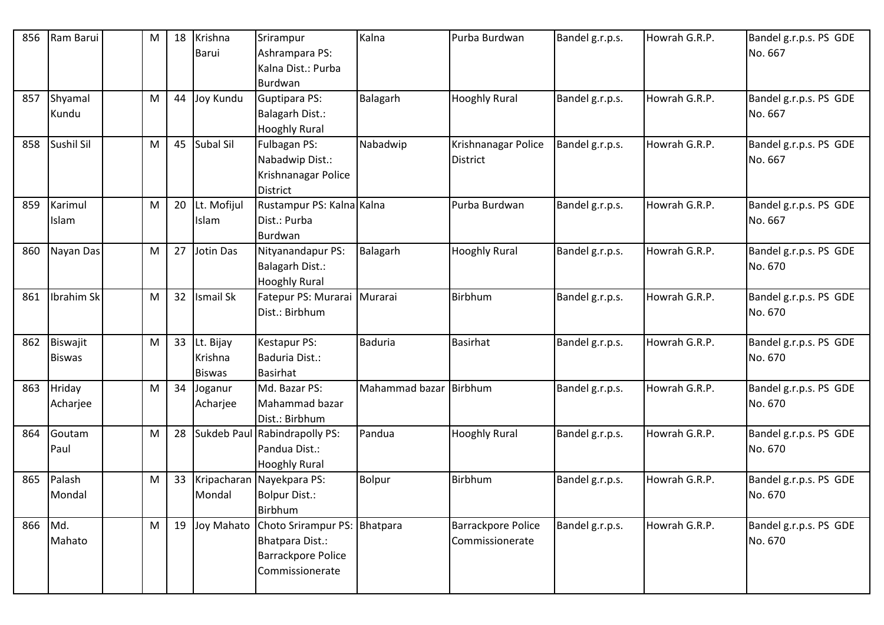| 856 | Ram Barui | | M | 18 | Krishna Barui | Srirampur Ashrampara PS: Kalna Dist.: Purba Burdwan | Kalna | Purba Burdwan | Bandel g.r.p.s. | Howrah G.R.P. | Bandel g.r.p.s. PS GDE No. 667 |
|---|---|---|---|---|---|---|---|---|---|---|---|
| 857 | Shyamal Kundu | | M | 44 | Joy Kundu | Guptipara PS: Balagarh Dist.: Hooghly Rural | Balagarh | Hooghly Rural | Bandel g.r.p.s. | Howrah G.R.P. | Bandel g.r.p.s. PS GDE No. 667 |
| 858 | Sushil Sil | | M | 45 | Subal Sil | Fulbagan PS: Nabadwip Dist.: Krishnanagar Police District | Nabadwip | Krishnanagar Police District | Bandel g.r.p.s. | Howrah G.R.P. | Bandel g.r.p.s. PS GDE No. 667 |
| 859 | Karimul Islam | | M | 20 | Lt. Mofijul Islam | Rustampur PS: Kalna Dist.: Purba Burdwan | Kalna | Purba Burdwan | Bandel g.r.p.s. | Howrah G.R.P. | Bandel g.r.p.s. PS GDE No. 667 |
| 860 | Nayan Das | | M | 27 | Jotin Das | Nityanandapur PS: Balagarh Dist.: Hooghly Rural | Balagarh | Hooghly Rural | Bandel g.r.p.s. | Howrah G.R.P. | Bandel g.r.p.s. PS GDE No. 670 |
| 861 | Ibrahim Sk | | M | 32 | Ismail Sk | Fatepur PS: Murarai Dist.: Birbhum | Murarai | Birbhum | Bandel g.r.p.s. | Howrah G.R.P. | Bandel g.r.p.s. PS GDE No. 670 |
| 862 | Biswajit Biswas | | M | 33 | Lt. Bijay Krishna Biswas | Kestapur PS: Baduria Dist.: Basirhat | Baduria | Basirhat | Bandel g.r.p.s. | Howrah G.R.P. | Bandel g.r.p.s. PS GDE No. 670 |
| 863 | Hriday Acharjee | | M | 34 | Joganur Acharjee | Md. Bazar PS: Mahammad bazar Dist.: Birbhum | Mahammad bazar | Birbhum | Bandel g.r.p.s. | Howrah G.R.P. | Bandel g.r.p.s. PS GDE No. 670 |
| 864 | Goutam Paul | | M | 28 | Sukdeb Paul | Rabindrapolly PS: Pandua Dist.: Hooghly Rural | Pandua | Hooghly Rural | Bandel g.r.p.s. | Howrah G.R.P. | Bandel g.r.p.s. PS GDE No. 670 |
| 865 | Palash Mondal | | M | 33 | Kripacharan Mondal | Nayekpara PS: Bolpur Dist.: Birbhum | Bolpur | Birbhum | Bandel g.r.p.s. | Howrah G.R.P. | Bandel g.r.p.s. PS GDE No. 670 |
| 866 | Md. Mahato | | M | 19 | Joy Mahato | Choto Srirampur PS: Bhatpara Dist.: Barrackpore Police Commissionerate | Bhatpara | Barrackpore Police Commissionerate | Bandel g.r.p.s. | Howrah G.R.P. | Bandel g.r.p.s. PS GDE No. 670 |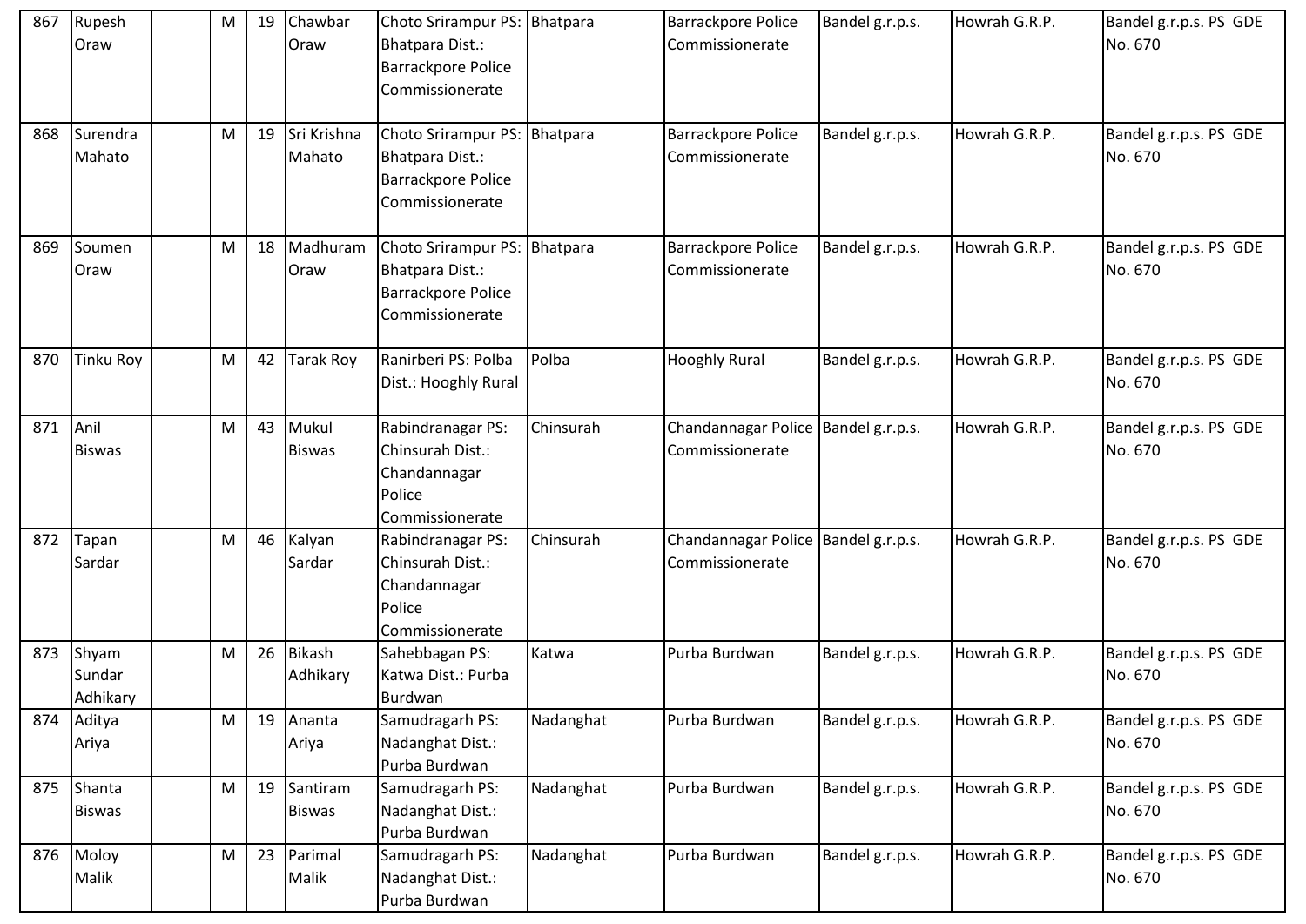| 867 | Rupesh Oraw | | M | 19 | Chawbar Oraw | Choto Srirampur PS: Bhatpara Dist.: Barrackpore Police Commissionerate | Bhatpara | Barrackpore Police Commissionerate | Bandel g.r.p.s. | Howrah G.R.P. | Bandel g.r.p.s. PS GDE No. 670 |
|---|---|---|---|---|---|---|---|---|---|---|---|
| 868 | Surendra Mahato | | M | 19 | Sri Krishna Mahato | Choto Srirampur PS: Bhatpara Dist.: Barrackpore Police Commissionerate | Bhatpara | Barrackpore Police Commissionerate | Bandel g.r.p.s. | Howrah G.R.P. | Bandel g.r.p.s. PS GDE No. 670 |
| 869 | Soumen Oraw | | M | 18 | Madhuram Oraw | Choto Srirampur PS: Bhatpara Dist.: Barrackpore Police Commissionerate | Bhatpara | Barrackpore Police Commissionerate | Bandel g.r.p.s. | Howrah G.R.P. | Bandel g.r.p.s. PS GDE No. 670 |
| 870 | Tinku Roy | | M | 42 | Tarak Roy | Ranirberi PS: Polba Dist.: Hooghly Rural | Polba | Hooghly Rural | Bandel g.r.p.s. | Howrah G.R.P. | Bandel g.r.p.s. PS GDE No. 670 |
| 871 | Anil Biswas | | M | 43 | Mukul Biswas | Rabindranagar PS: Chinsurah Dist.: Chandannagar Police Commissionerate | Chinsurah | Chandannagar Police Commissionerate | Bandel g.r.p.s. | Howrah G.R.P. | Bandel g.r.p.s. PS GDE No. 670 |
| 872 | Tapan Sardar | | M | 46 | Kalyan Sardar | Rabindranagar PS: Chinsurah Dist.: Chandannagar Police Commissionerate | Chinsurah | Chandannagar Police Commissionerate | Bandel g.r.p.s. | Howrah G.R.P. | Bandel g.r.p.s. PS GDE No. 670 |
| 873 | Shyam Sundar Adhikary | | M | 26 | Bikash Adhikary | Sahebbagan PS: Katwa Dist.: Purba Burdwan | Katwa | Purba Burdwan | Bandel g.r.p.s. | Howrah G.R.P. | Bandel g.r.p.s. PS GDE No. 670 |
| 874 | Aditya Ariya | | M | 19 | Ananta Ariya | Samudragarh PS: Nadanghat Dist.: Purba Burdwan | Nadanghat | Purba Burdwan | Bandel g.r.p.s. | Howrah G.R.P. | Bandel g.r.p.s. PS GDE No. 670 |
| 875 | Shanta Biswas | | M | 19 | Santiram Biswas | Samudragarh PS: Nadanghat Dist.: Purba Burdwan | Nadanghat | Purba Burdwan | Bandel g.r.p.s. | Howrah G.R.P. | Bandel g.r.p.s. PS GDE No. 670 |
| 876 | Moloy Malik | | M | 23 | Parimal Malik | Samudragarh PS: Nadanghat Dist.: Purba Burdwan | Nadanghat | Purba Burdwan | Bandel g.r.p.s. | Howrah G.R.P. | Bandel g.r.p.s. PS GDE No. 670 |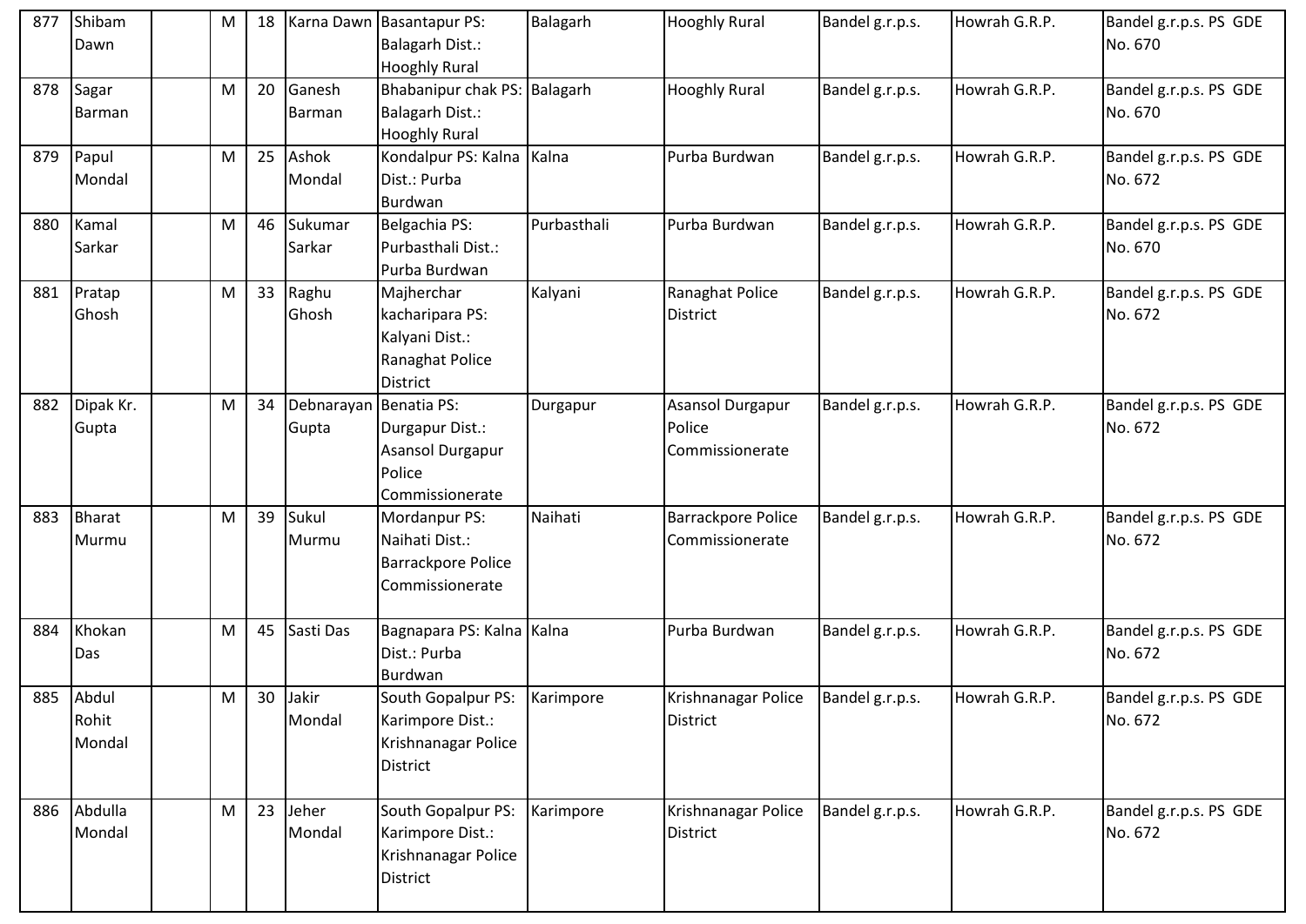| 877 | Shibam Dawn | | M | 18 | Karna Dawn | Basantapur PS: Balagarh Dist.: Hooghly Rural | Balagarh | Hooghly Rural | Bandel g.r.p.s. | Howrah G.R.P. | Bandel g.r.p.s. PS GDE No. 670 |
|---|---|---|---|---|---|---|---|---|---|---|---|
| 878 | Sagar Barman | | M | 20 | Ganesh Barman | Bhabanipur chak PS: Balagarh Dist.: Hooghly Rural | Balagarh | Hooghly Rural | Bandel g.r.p.s. | Howrah G.R.P. | Bandel g.r.p.s. PS GDE No. 670 |
| 879 | Papul Mondal | | M | 25 | Ashok Mondal | Kondalpur PS: Kalna Dist.: Purba Burdwan | Kalna | Purba Burdwan | Bandel g.r.p.s. | Howrah G.R.P. | Bandel g.r.p.s. PS GDE No. 672 |
| 880 | Kamal Sarkar | | M | 46 | Sukumar Sarkar | Belgachia PS: Purbasthali Dist.: Purba Burdwan | Purbasthali | Purba Burdwan | Bandel g.r.p.s. | Howrah G.R.P. | Bandel g.r.p.s. PS GDE No. 670 |
| 881 | Pratap Ghosh | | M | 33 | Raghu Ghosh | Majherchar kacharipara PS: Kalyani Dist.: Ranaghat Police District | Kalyani | Ranaghat Police District | Bandel g.r.p.s. | Howrah G.R.P. | Bandel g.r.p.s. PS GDE No. 672 |
| 882 | Dipak Kr. Gupta | | M | 34 | Debnarayan Gupta | Benatia PS: Durgapur Dist.: Asansol Durgapur Police Commissionerate | Durgapur | Asansol Durgapur Police Commissionerate | Bandel g.r.p.s. | Howrah G.R.P. | Bandel g.r.p.s. PS GDE No. 672 |
| 883 | Bharat Murmu | | M | 39 | Sukul Murmu | Mordanpur PS: Naihati Dist.: Barrackpore Police Commissionerate | Naihati | Barrackpore Police Commissionerate | Bandel g.r.p.s. | Howrah G.R.P. | Bandel g.r.p.s. PS GDE No. 672 |
| 884 | Khokan Das | | M | 45 | Sasti Das | Bagnapara PS: Kalna Dist.: Purba Burdwan | Kalna | Purba Burdwan | Bandel g.r.p.s. | Howrah G.R.P. | Bandel g.r.p.s. PS GDE No. 672 |
| 885 | Abdul Rohit Mondal | | M | 30 | Jakir Mondal | South Gopalpur PS: Karimpore Dist.: Krishnanagar Police District | Karimpore | Krishnanagar Police District | Bandel g.r.p.s. | Howrah G.R.P. | Bandel g.r.p.s. PS GDE No. 672 |
| 886 | Abdulla Mondal | | M | 23 | Jeher Mondal | South Gopalpur PS: Karimpore Dist.: Krishnanagar Police District | Karimpore | Krishnanagar Police District | Bandel g.r.p.s. | Howrah G.R.P. | Bandel g.r.p.s. PS GDE No. 672 |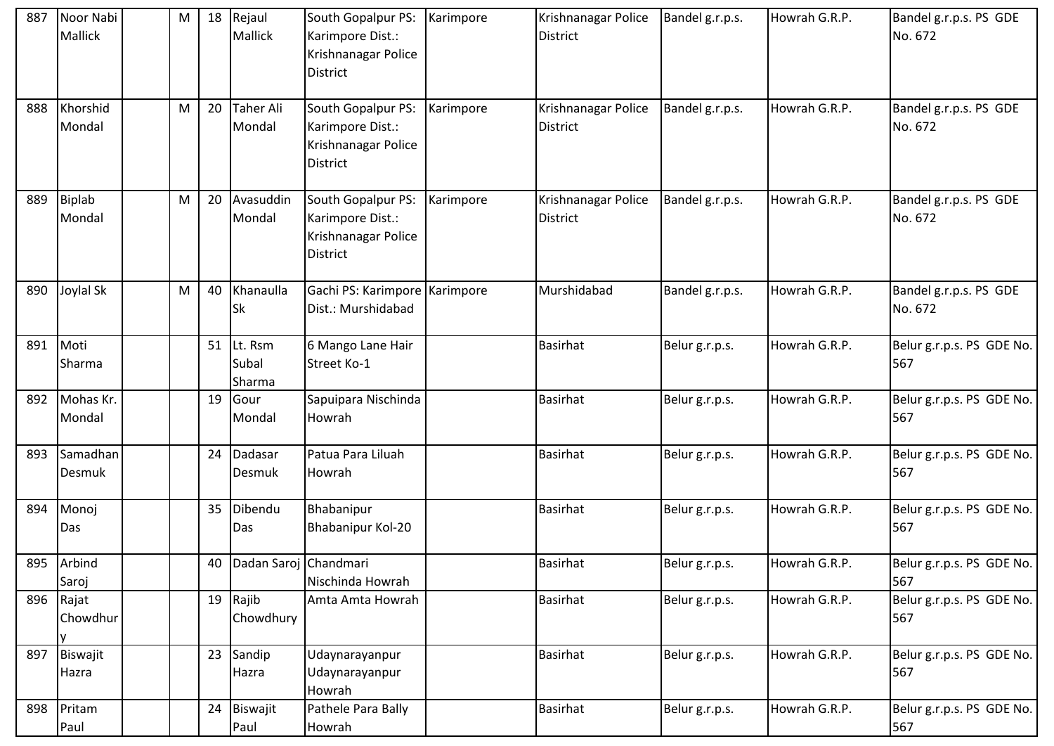| | | | | | | | | | | | |
|---|---|---|---|---|---|---|---|---|---|---|---|
| 887 | Noor Nabi Mallick | | M | 18 | Rejaul Mallick | South Gopalpur PS: Karimpore Dist.: Krishnanagar Police District | Karimpore | Krishnanagar Police District | Bandel g.r.p.s. | Howrah G.R.P. | Bandel g.r.p.s. PS GDE No. 672 |
| 888 | Khorshid Mondal | | M | 20 | Taher Ali Mondal | South Gopalpur PS: Karimpore Dist.: Krishnanagar Police District | Karimpore | Krishnanagar Police District | Bandel g.r.p.s. | Howrah G.R.P. | Bandel g.r.p.s. PS GDE No. 672 |
| 889 | Biplab Mondal | | M | 20 | Avasuddin Mondal | South Gopalpur PS: Karimpore Dist.: Krishnanagar Police District | Karimpore | Krishnanagar Police District | Bandel g.r.p.s. | Howrah G.R.P. | Bandel g.r.p.s. PS GDE No. 672 |
| 890 | Joylal Sk | | M | 40 | Khanaulla Sk | Gachi PS: Karimpore Dist.: Murshidabad | Karimpore | Murshidabad | Bandel g.r.p.s. | Howrah G.R.P. | Bandel g.r.p.s. PS GDE No. 672 |
| 891 | Moti Sharma | | | 51 | Lt. Rsm Subal Sharma | 6 Mango Lane Hair Street Ko-1 | | Basirhat | Belur g.r.p.s. | Howrah G.R.P. | Belur g.r.p.s. PS GDE No. 567 |
| 892 | Mohas Kr. Mondal | | | 19 | Gour Mondal | Sapuipara Nischinda Howrah | | Basirhat | Belur g.r.p.s. | Howrah G.R.P. | Belur g.r.p.s. PS GDE No. 567 |
| 893 | Samadhan Desmuk | | | 24 | Dadasar Desmuk | Patua Para Liluah Howrah | | Basirhat | Belur g.r.p.s. | Howrah G.R.P. | Belur g.r.p.s. PS GDE No. 567 |
| 894 | Monoj Das | | | 35 | Dibendu Das | Bhabanipur Bhabanipur Kol-20 | | Basirhat | Belur g.r.p.s. | Howrah G.R.P. | Belur g.r.p.s. PS GDE No. 567 |
| 895 | Arbind Saroj | | | 40 | Dadan Saroj | Chandmari Nischinda Howrah | | Basirhat | Belur g.r.p.s. | Howrah G.R.P. | Belur g.r.p.s. PS GDE No. 567 |
| 896 | Rajat Chowdhury | | | 19 | Rajib Chowdhury | Amta Amta Howrah | | Basirhat | Belur g.r.p.s. | Howrah G.R.P. | Belur g.r.p.s. PS GDE No. 567 |
| 897 | Biswajit Hazra | | | 23 | Sandip Hazra | Udaynarayanpur Udaynarayanpur Howrah | | Basirhat | Belur g.r.p.s. | Howrah G.R.P. | Belur g.r.p.s. PS GDE No. 567 |
| 898 | Pritam Paul | | | 24 | Biswajit Paul | Pathele Para Bally Howrah | | Basirhat | Belur g.r.p.s. | Howrah G.R.P. | Belur g.r.p.s. PS GDE No. 567 |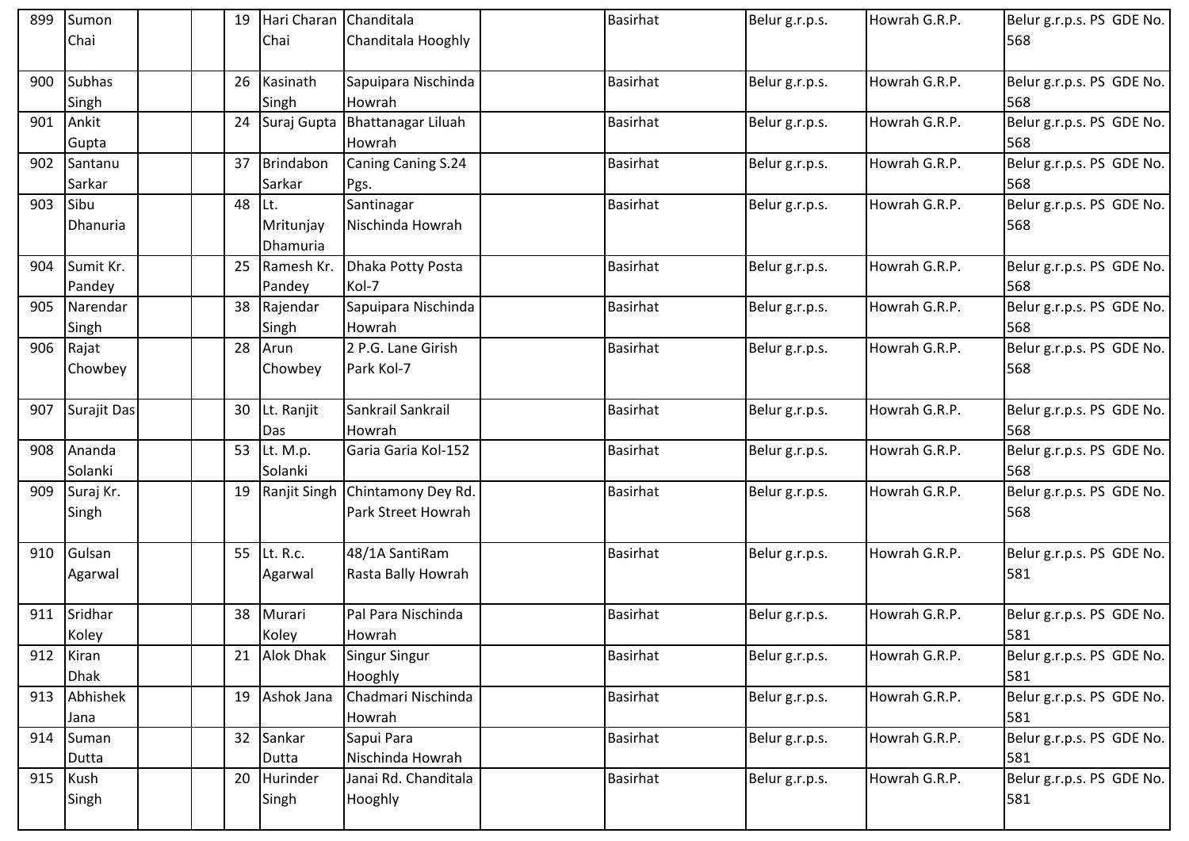| | | | | | | | | | | |
|---|---|---|---|---|---|---|---|---|---|---|
| 899 | Sumon Chai | | | 19 | Hari Charan Chai | Chanditala Chanditala Hooghly | | Basirhat | Belur g.r.p.s. | Howrah G.R.P. | Belur g.r.p.s. PS GDE No. 568 |
| 900 | Subhas Singh | | | 26 | Kasinath Singh | Sapuipara Nischinda Howrah | | Basirhat | Belur g.r.p.s. | Howrah G.R.P. | Belur g.r.p.s. PS GDE No. 568 |
| 901 | Ankit Gupta | | | 24 | Suraj Gupta | Bhattanagar Liluah Howrah | | Basirhat | Belur g.r.p.s. | Howrah G.R.P. | Belur g.r.p.s. PS GDE No. 568 |
| 902 | Santanu Sarkar | | | 37 | Brindabon Sarkar | Caning Caning S.24 Pgs. | | Basirhat | Belur g.r.p.s. | Howrah G.R.P. | Belur g.r.p.s. PS GDE No. 568 |
| 903 | Sibu Dhanuria | | | 48 | Lt. Mritunjay Dhamuria | Santinagar Nischinda Howrah | | Basirhat | Belur g.r.p.s. | Howrah G.R.P. | Belur g.r.p.s. PS GDE No. 568 |
| 904 | Sumit Kr. Pandey | | | 25 | Ramesh Kr. Pandey | Dhaka Potty Posta Kol-7 | | Basirhat | Belur g.r.p.s. | Howrah G.R.P. | Belur g.r.p.s. PS GDE No. 568 |
| 905 | Narendar Singh | | | 38 | Rajendar Singh | Sapuipara Nischinda Howrah | | Basirhat | Belur g.r.p.s. | Howrah G.R.P. | Belur g.r.p.s. PS GDE No. 568 |
| 906 | Rajat Chowbey | | | 28 | Arun Chowbey | 2 P.G. Lane Girish Park Kol-7 | | Basirhat | Belur g.r.p.s. | Howrah G.R.P. | Belur g.r.p.s. PS GDE No. 568 |
| 907 | Surajit Das | | | 30 | Lt. Ranjit Das | Sankrail Sankrail Howrah | | Basirhat | Belur g.r.p.s. | Howrah G.R.P. | Belur g.r.p.s. PS GDE No. 568 |
| 908 | Ananda Solanki | | | 53 | Lt. M.p. Solanki | Garia Garia Kol-152 | | Basirhat | Belur g.r.p.s. | Howrah G.R.P. | Belur g.r.p.s. PS GDE No. 568 |
| 909 | Suraj Kr. Singh | | | 19 | Ranjit Singh | Chintamony Dey Rd. Park Street Howrah | | Basirhat | Belur g.r.p.s. | Howrah G.R.P. | Belur g.r.p.s. PS GDE No. 568 |
| 910 | Gulsan Agarwal | | | 55 | Lt. R.c. Agarwal | 48/1A SantiRam Rasta Bally Howrah | | Basirhat | Belur g.r.p.s. | Howrah G.R.P. | Belur g.r.p.s. PS GDE No. 581 |
| 911 | Sridhar Koley | | | 38 | Murari Koley | Pal Para Nischinda Howrah | | Basirhat | Belur g.r.p.s. | Howrah G.R.P. | Belur g.r.p.s. PS GDE No. 581 |
| 912 | Kiran Dhak | | | 21 | Alok Dhak | Singur Singur Hooghly | | Basirhat | Belur g.r.p.s. | Howrah G.R.P. | Belur g.r.p.s. PS GDE No. 581 |
| 913 | Abhishek Jana | | | 19 | Ashok Jana | Chadmari Nischinda Howrah | | Basirhat | Belur g.r.p.s. | Howrah G.R.P. | Belur g.r.p.s. PS GDE No. 581 |
| 914 | Suman Dutta | | | 32 | Sankar Dutta | Sapui Para Nischinda Howrah | | Basirhat | Belur g.r.p.s. | Howrah G.R.P. | Belur g.r.p.s. PS GDE No. 581 |
| 915 | Kush Singh | | | 20 | Hurinder Singh | Janai Rd. Chanditala Hooghly | | Basirhat | Belur g.r.p.s. | Howrah G.R.P. | Belur g.r.p.s. PS GDE No. 581 |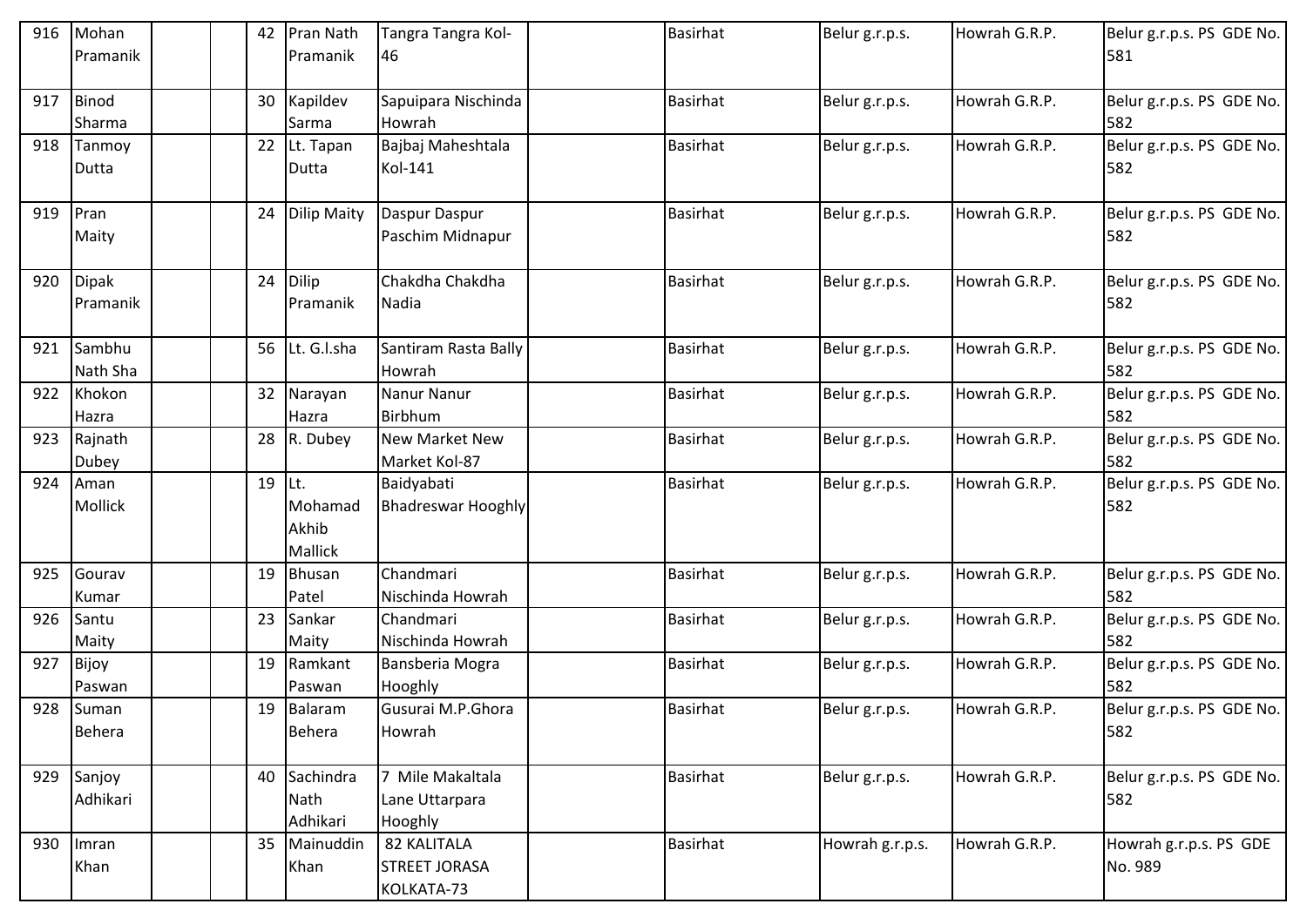| | | | | | | | | | | | |
|---|---|---|---|---|---|---|---|---|---|---|---|
| 916 | Mohan Pramanik | | | 42 | Pran Nath Pramanik | Tangra Tangra Kol-46 | | Basirhat | Belur g.r.p.s. | Howrah G.R.P. | Belur g.r.p.s. PS GDE No. 581 |
| 917 | Binod Sharma | | | 30 | Kapildev Sarma | Sapuipara Nischinda Howrah | | Basirhat | Belur g.r.p.s. | Howrah G.R.P. | Belur g.r.p.s. PS GDE No. 582 |
| 918 | Tanmoy Dutta | | | 22 | Lt. Tapan Dutta | Bajbaj Maheshtala Kol-141 | | Basirhat | Belur g.r.p.s. | Howrah G.R.P. | Belur g.r.p.s. PS GDE No. 582 |
| 919 | Pran Maity | | | 24 | Dilip Maity | Daspur Daspur Paschim Midnapur | | Basirhat | Belur g.r.p.s. | Howrah G.R.P. | Belur g.r.p.s. PS GDE No. 582 |
| 920 | Dipak Pramanik | | | 24 | Dilip Pramanik | Chakdha Chakdha Nadia | | Basirhat | Belur g.r.p.s. | Howrah G.R.P. | Belur g.r.p.s. PS GDE No. 582 |
| 921 | Sambhu Nath Sha | | | 56 | Lt. G.l.sha | Santiram Rasta Bally Howrah | | Basirhat | Belur g.r.p.s. | Howrah G.R.P. | Belur g.r.p.s. PS GDE No. 582 |
| 922 | Khokon Hazra | | | 32 | Narayan Hazra | Nanur Nanur Birbhum | | Basirhat | Belur g.r.p.s. | Howrah G.R.P. | Belur g.r.p.s. PS GDE No. 582 |
| 923 | Rajnath Dubey | | | 28 | R. Dubey | New Market New Market Kol-87 | | Basirhat | Belur g.r.p.s. | Howrah G.R.P. | Belur g.r.p.s. PS GDE No. 582 |
| 924 | Aman Mollick | | | 19 | Lt. Mohamad Akhib Mallick | Baidyabati Bhadreswar Hooghly | | Basirhat | Belur g.r.p.s. | Howrah G.R.P. | Belur g.r.p.s. PS GDE No. 582 |
| 925 | Gourav Kumar | | | 19 | Bhusan Patel | Chandmari Nischinda Howrah | | Basirhat | Belur g.r.p.s. | Howrah G.R.P. | Belur g.r.p.s. PS GDE No. 582 |
| 926 | Santu Maity | | | 23 | Sankar Maity | Chandmari Nischinda Howrah | | Basirhat | Belur g.r.p.s. | Howrah G.R.P. | Belur g.r.p.s. PS GDE No. 582 |
| 927 | Bijoy Paswan | | | 19 | Ramkant Paswan | Bansberia Mogra Hooghly | | Basirhat | Belur g.r.p.s. | Howrah G.R.P. | Belur g.r.p.s. PS GDE No. 582 |
| 928 | Suman Behera | | | 19 | Balaram Behera | Gusurai M.P.Ghora Howrah | | Basirhat | Belur g.r.p.s. | Howrah G.R.P. | Belur g.r.p.s. PS GDE No. 582 |
| 929 | Sanjoy Adhikari | | | 40 | Sachindra Nath Adhikari | 7 Mile Makaltala Lane Uttarpara Hooghly | | Basirhat | Belur g.r.p.s. | Howrah G.R.P. | Belur g.r.p.s. PS GDE No. 582 |
| 930 | Imran Khan | | | 35 | Mainuddin Khan | 82 KALITALA STREET JORASA KOLKATA-73 | | Basirhat | Howrah g.r.p.s. | Howrah G.R.P. | Howrah g.r.p.s. PS GDE No. 989 |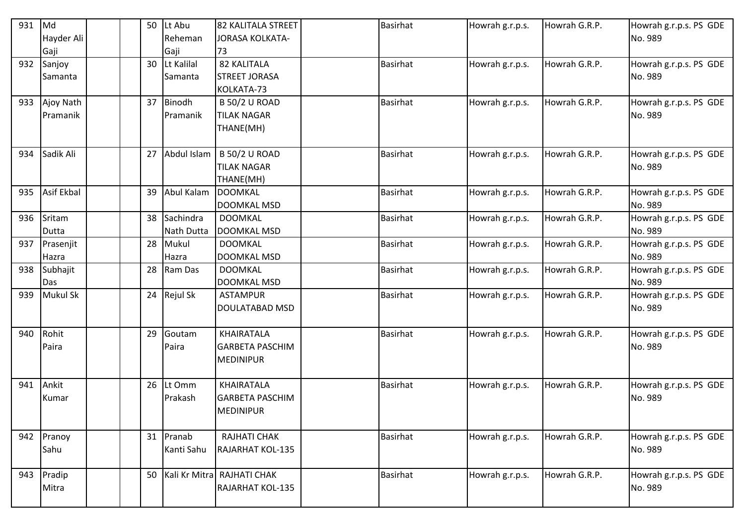| | | | | | | | | | | | |
|---|---|---|---|---|---|---|---|---|---|---|---|
| 931 | Md Hayder Ali Gaji | | | 50 | Lt Abu Reheman Gaji | 82 KALITALA STREET JORASA KOLKATA-73 | | Basirhat | Howrah g.r.p.s. | Howrah G.R.P. | Howrah g.r.p.s. PS GDE No. 989 |
| 932 | Sanjoy Samanta | | | 30 | Lt Kalilal Samanta | 82 KALITALA STREET JORASA KOLKATA-73 | | Basirhat | Howrah g.r.p.s. | Howrah G.R.P. | Howrah g.r.p.s. PS GDE No. 989 |
| 933 | Ajoy Nath Pramanik | | | 37 | Binodh Pramanik | B 50/2 U ROAD TILAK NAGAR THANE(MH) | | Basirhat | Howrah g.r.p.s. | Howrah G.R.P. | Howrah g.r.p.s. PS GDE No. 989 |
| 934 | Sadik Ali | | | 27 | Abdul Islam | B 50/2 U ROAD TILAK NAGAR THANE(MH) | | Basirhat | Howrah g.r.p.s. | Howrah G.R.P. | Howrah g.r.p.s. PS GDE No. 989 |
| 935 | Asif Ekbal | | | 39 | Abul Kalam | DOOMKAL DOOMKAL MSD | | Basirhat | Howrah g.r.p.s. | Howrah G.R.P. | Howrah g.r.p.s. PS GDE No. 989 |
| 936 | Sritam Dutta | | | 38 | Sachindra Nath Dutta | DOOMKAL DOOMKAL MSD | | Basirhat | Howrah g.r.p.s. | Howrah G.R.P. | Howrah g.r.p.s. PS GDE No. 989 |
| 937 | Prasenjit Hazra | | | 28 | Mukul Hazra | DOOMKAL DOOMKAL MSD | | Basirhat | Howrah g.r.p.s. | Howrah G.R.P. | Howrah g.r.p.s. PS GDE No. 989 |
| 938 | Subhajit Das | | | 28 | Ram Das | DOOMKAL DOOMKAL MSD | | Basirhat | Howrah g.r.p.s. | Howrah G.R.P. | Howrah g.r.p.s. PS GDE No. 989 |
| 939 | Mukul Sk | | | 24 | Rejul Sk | ASTAMPUR DOULATABAD MSD | | Basirhat | Howrah g.r.p.s. | Howrah G.R.P. | Howrah g.r.p.s. PS GDE No. 989 |
| 940 | Rohit Paira | | | 29 | Goutam Paira | KHAIRATALA GARBETA PASCHIM MEDINIPUR | | Basirhat | Howrah g.r.p.s. | Howrah G.R.P. | Howrah g.r.p.s. PS GDE No. 989 |
| 941 | Ankit Kumar | | | 26 | Lt Omm Prakash | KHAIRATALA GARBETA PASCHIM MEDINIPUR | | Basirhat | Howrah g.r.p.s. | Howrah G.R.P. | Howrah g.r.p.s. PS GDE No. 989 |
| 942 | Pranoy Sahu | | | 31 | Pranab Kanti Sahu | RAJHATI CHAK RAJARHAT KOL-135 | | Basirhat | Howrah g.r.p.s. | Howrah G.R.P. | Howrah g.r.p.s. PS GDE No. 989 |
| 943 | Pradip Mitra | | | 50 | Kali Kr Mitra | RAJHATI CHAK RAJARHAT KOL-135 | | Basirhat | Howrah g.r.p.s. | Howrah G.R.P. | Howrah g.r.p.s. PS GDE No. 989 |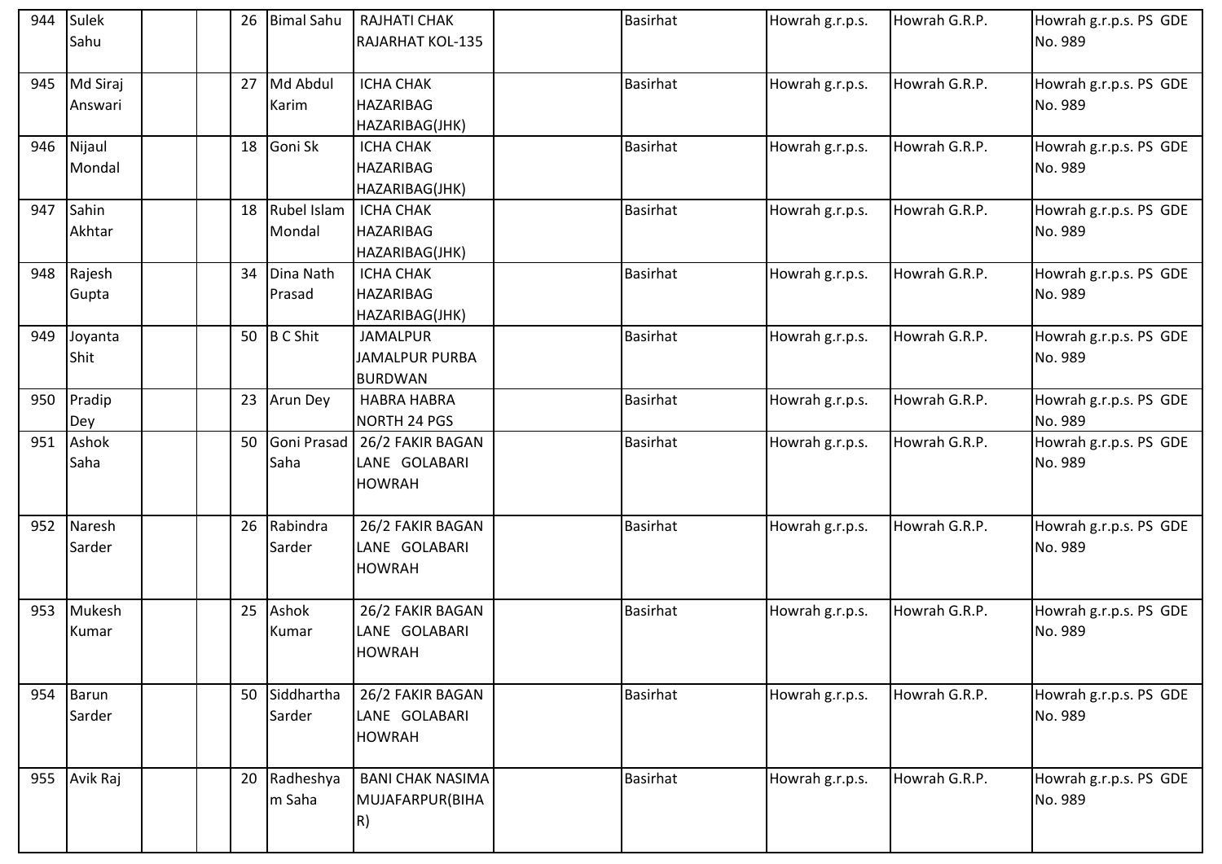| | | | | | | | | | | | |
|---|---|---|---|---|---|---|---|---|---|---|---|
| 944 | Sulek Sahu | | | 26 | Bimal Sahu | RAJHATI CHAK RAJARHAT KOL-135 | | Basirhat | Howrah g.r.p.s. | Howrah G.R.P. | Howrah g.r.p.s. PS GDE No. 989 |
| 945 | Md Siraj Answari | | | 27 | Md Abdul Karim | ICHA CHAK HAZARIBAG HAZARIBAG(JHK) | | Basirhat | Howrah g.r.p.s. | Howrah G.R.P. | Howrah g.r.p.s. PS GDE No. 989 |
| 946 | Nijaul Mondal | | | 18 | Goni Sk | ICHA CHAK HAZARIBAG HAZARIBAG(JHK) | | Basirhat | Howrah g.r.p.s. | Howrah G.R.P. | Howrah g.r.p.s. PS GDE No. 989 |
| 947 | Sahin Akhtar | | | 18 | Rubel Islam Mondal | ICHA CHAK HAZARIBAG HAZARIBAG(JHK) | | Basirhat | Howrah g.r.p.s. | Howrah G.R.P. | Howrah g.r.p.s. PS GDE No. 989 |
| 948 | Rajesh Gupta | | | 34 | Dina Nath Prasad | ICHA CHAK HAZARIBAG HAZARIBAG(JHK) | | Basirhat | Howrah g.r.p.s. | Howrah G.R.P. | Howrah g.r.p.s. PS GDE No. 989 |
| 949 | Joyanta Shit | | | 50 | B C Shit | JAMALPUR JAMALPUR PURBA BURDWAN | | Basirhat | Howrah g.r.p.s. | Howrah G.R.P. | Howrah g.r.p.s. PS GDE No. 989 |
| 950 | Pradip Dey | | | 23 | Arun Dey | HABRA HABRA NORTH 24 PGS | | Basirhat | Howrah g.r.p.s. | Howrah G.R.P. | Howrah g.r.p.s. PS GDE No. 989 |
| 951 | Ashok Saha | | | 50 | Goni Prasad Saha | 26/2 FAKIR BAGAN LANE GOLABARI HOWRAH | | Basirhat | Howrah g.r.p.s. | Howrah G.R.P. | Howrah g.r.p.s. PS GDE No. 989 |
| 952 | Naresh Sarder | | | 26 | Rabindra Sarder | 26/2 FAKIR BAGAN LANE GOLABARI HOWRAH | | Basirhat | Howrah g.r.p.s. | Howrah G.R.P. | Howrah g.r.p.s. PS GDE No. 989 |
| 953 | Mukesh Kumar | | | 25 | Ashok Kumar | 26/2 FAKIR BAGAN LANE GOLABARI HOWRAH | | Basirhat | Howrah g.r.p.s. | Howrah G.R.P. | Howrah g.r.p.s. PS GDE No. 989 |
| 954 | Barun Sarder | | | 50 | Siddhartha Sarder | 26/2 FAKIR BAGAN LANE GOLABARI HOWRAH | | Basirhat | Howrah g.r.p.s. | Howrah G.R.P. | Howrah g.r.p.s. PS GDE No. 989 |
| 955 | Avik Raj | | | 20 | Radheshyam Saha | BANI CHAK NASIMA MUJAFARPUR(BIHAR) | | Basirhat | Howrah g.r.p.s. | Howrah G.R.P. | Howrah g.r.p.s. PS GDE No. 989 |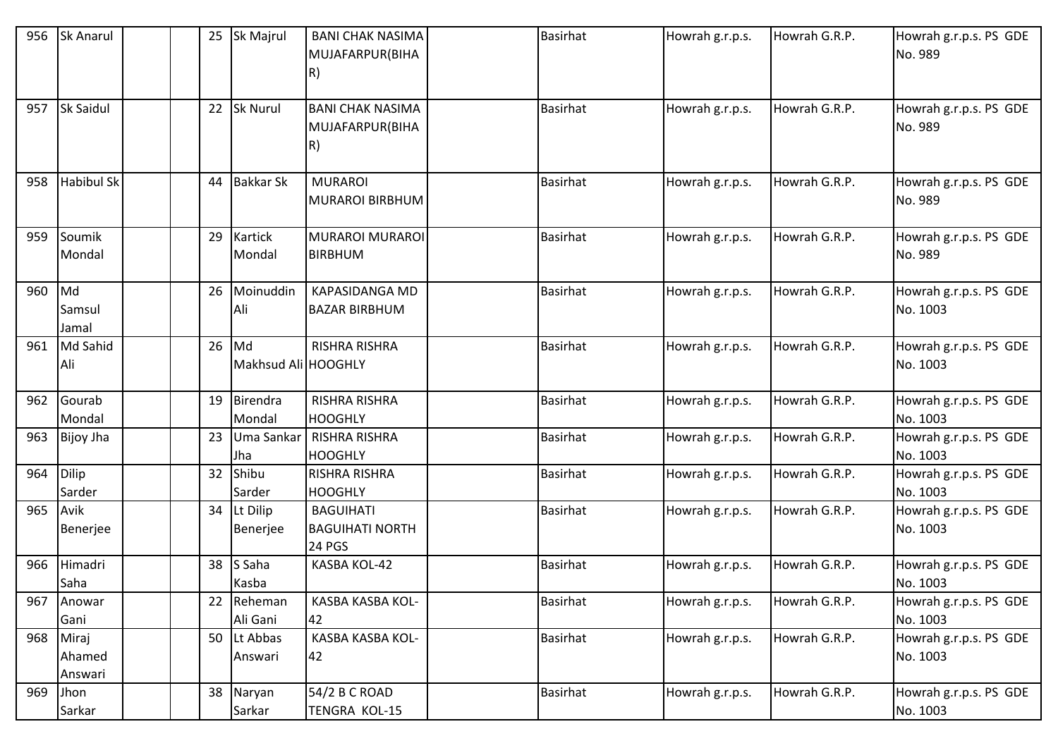| 956 | Sk Anarul | | | 25 | Sk Majrul | BANI CHAK NASIMA MUJAFARPUR(BIHAR) | | Basirhat | Howrah g.r.p.s. | Howrah G.R.P. | Howrah g.r.p.s. PS GDE No. 989 |
|---|---|---|---|---|---|---|---|---|---|---|---|
| 957 | Sk Saidul | | | 22 | Sk Nurul | BANI CHAK NASIMA MUJAFARPUR(BIHAR) | | Basirhat | Howrah g.r.p.s. | Howrah G.R.P. | Howrah g.r.p.s. PS GDE No. 989 |
| 958 | Habibul Sk | | | 44 | Bakkar Sk | MURAROI MURAROI BIRBHUM | | Basirhat | Howrah g.r.p.s. | Howrah G.R.P. | Howrah g.r.p.s. PS GDE No. 989 |
| 959 | Soumik Mondal | | | 29 | Kartick Mondal | MURAROI MURAROI BIRBHUM | | Basirhat | Howrah g.r.p.s. | Howrah G.R.P. | Howrah g.r.p.s. PS GDE No. 989 |
| 960 | Md Samsul Jamal | | | 26 | Moinuddin Ali | KAPASIDANGA MD BAZAR BIRBHUM | | Basirhat | Howrah g.r.p.s. | Howrah G.R.P. | Howrah g.r.p.s. PS GDE No. 1003 |
| 961 | Md Sahid Ali | | | 26 | Md Makhsud Ali | RISHRA RISHRA HOOGHLY | | Basirhat | Howrah g.r.p.s. | Howrah G.R.P. | Howrah g.r.p.s. PS GDE No. 1003 |
| 962 | Gourab Mondal | | | 19 | Birendra Mondal | RISHRA RISHRA HOOGHLY | | Basirhat | Howrah g.r.p.s. | Howrah G.R.P. | Howrah g.r.p.s. PS GDE No. 1003 |
| 963 | Bijoy Jha | | | 23 | Uma Sankar Jha | RISHRA RISHRA HOOGHLY | | Basirhat | Howrah g.r.p.s. | Howrah G.R.P. | Howrah g.r.p.s. PS GDE No. 1003 |
| 964 | Dilip Sarder | | | 32 | Shibu Sarder | RISHRA RISHRA HOOGHLY | | Basirhat | Howrah g.r.p.s. | Howrah G.R.P. | Howrah g.r.p.s. PS GDE No. 1003 |
| 965 | Avik Benerjee | | | 34 | Lt Dilip Benerjee | BAGUIHATI BAGUIHATI NORTH 24 PGS | | Basirhat | Howrah g.r.p.s. | Howrah G.R.P. | Howrah g.r.p.s. PS GDE No. 1003 |
| 966 | Himadri Saha | | | 38 | S Saha Kasba | KASBA KOL-42 | | Basirhat | Howrah g.r.p.s. | Howrah G.R.P. | Howrah g.r.p.s. PS GDE No. 1003 |
| 967 | Anowar Gani | | | 22 | Reheman Ali Gani | KASBA KASBA KOL-42 | | Basirhat | Howrah g.r.p.s. | Howrah G.R.P. | Howrah g.r.p.s. PS GDE No. 1003 |
| 968 | Miraj Ahamed Answari | | | 50 | Lt Abbas Answari | KASBA KASBA KOL-42 | | Basirhat | Howrah g.r.p.s. | Howrah G.R.P. | Howrah g.r.p.s. PS GDE No. 1003 |
| 969 | Jhon Sarkar | | | 38 | Naryan Sarkar | 54/2 B C ROAD TENGRA KOL-15 | | Basirhat | Howrah g.r.p.s. | Howrah G.R.P. | Howrah g.r.p.s. PS GDE No. 1003 |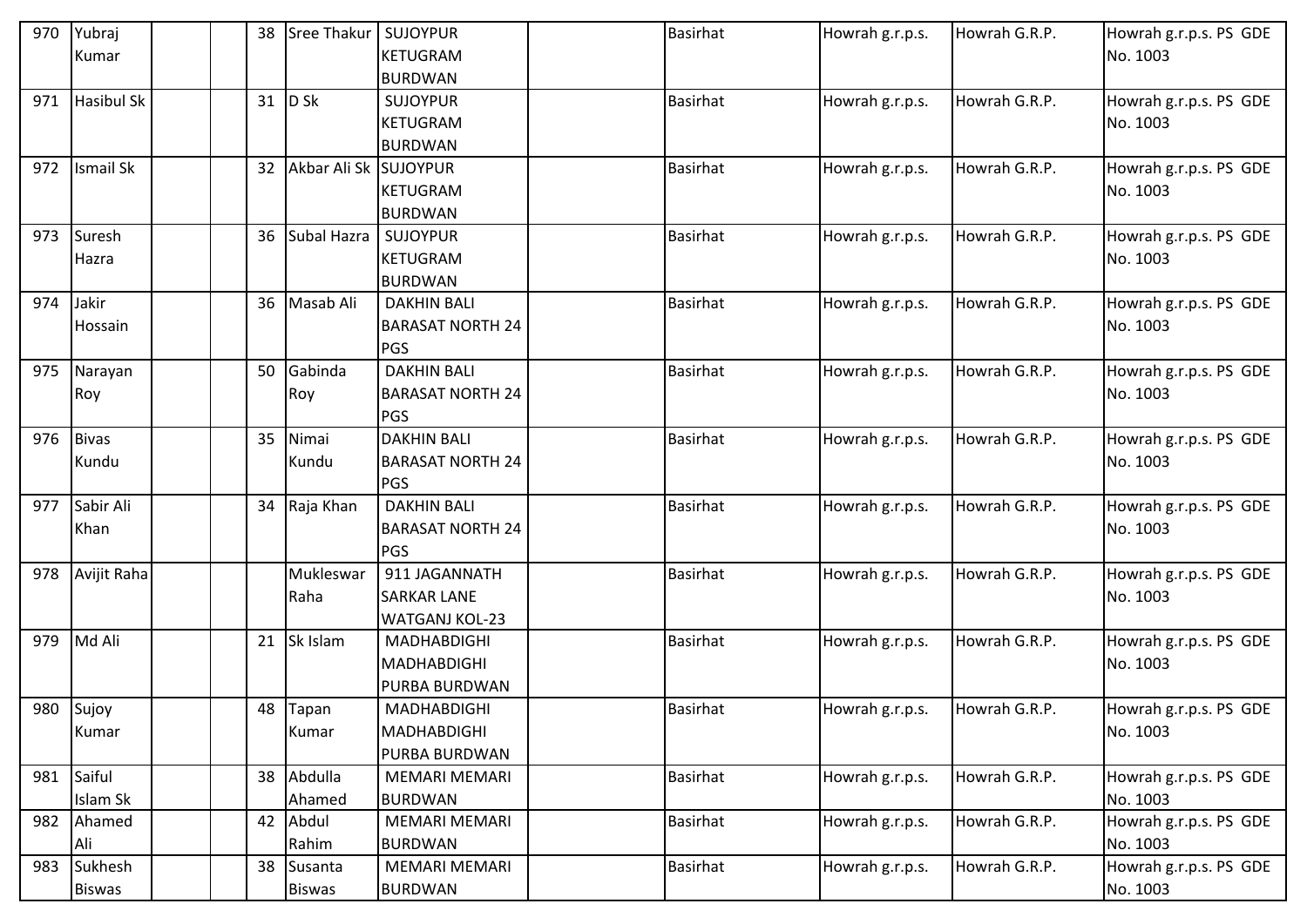| | | | | | | | | | | | |
|---|---|---|---|---|---|---|---|---|---|---|---|
| 970 | Yubraj Kumar | | | 38 | Sree Thakur | SUJOYPUR KETUGRAM BURDWAN | | Basirhat | Howrah g.r.p.s. | Howrah G.R.P. | Howrah g.r.p.s. PS GDE No. 1003 |
| 971 | Hasibul Sk | | | 31 | D Sk | SUJOYPUR KETUGRAM BURDWAN | | Basirhat | Howrah g.r.p.s. | Howrah G.R.P. | Howrah g.r.p.s. PS GDE No. 1003 |
| 972 | Ismail Sk | | | 32 | Akbar Ali Sk | SUJOYPUR KETUGRAM BURDWAN | | Basirhat | Howrah g.r.p.s. | Howrah G.R.P. | Howrah g.r.p.s. PS GDE No. 1003 |
| 973 | Suresh Hazra | | | 36 | Subal Hazra | SUJOYPUR KETUGRAM BURDWAN | | Basirhat | Howrah g.r.p.s. | Howrah G.R.P. | Howrah g.r.p.s. PS GDE No. 1003 |
| 974 | Jakir Hossain | | | 36 | Masab Ali | DAKHIN BALI BARASAT NORTH 24 PGS | | Basirhat | Howrah g.r.p.s. | Howrah G.R.P. | Howrah g.r.p.s. PS GDE No. 1003 |
| 975 | Narayan Roy | | | 50 | Gabinda Roy | DAKHIN BALI BARASAT NORTH 24 PGS | | Basirhat | Howrah g.r.p.s. | Howrah G.R.P. | Howrah g.r.p.s. PS GDE No. 1003 |
| 976 | Bivas Kundu | | | 35 | Nimai Kundu | DAKHIN BALI BARASAT NORTH 24 PGS | | Basirhat | Howrah g.r.p.s. | Howrah G.R.P. | Howrah g.r.p.s. PS GDE No. 1003 |
| 977 | Sabir Ali Khan | | | 34 | Raja Khan | DAKHIN BALI BARASAT NORTH 24 PGS | | Basirhat | Howrah g.r.p.s. | Howrah G.R.P. | Howrah g.r.p.s. PS GDE No. 1003 |
| 978 | Avijit Raha | | | | Mukleswar Raha | 911 JAGANNATH SARKAR LANE WATGANJ KOL-23 | | Basirhat | Howrah g.r.p.s. | Howrah G.R.P. | Howrah g.r.p.s. PS GDE No. 1003 |
| 979 | Md Ali | | | 21 | Sk Islam | MADHABDIGHI MADHABDIGHI PURBA BURDWAN | | Basirhat | Howrah g.r.p.s. | Howrah G.R.P. | Howrah g.r.p.s. PS GDE No. 1003 |
| 980 | Sujoy Kumar | | | 48 | Tapan Kumar | MADHABDIGHI MADHABDIGHI PURBA BURDWAN | | Basirhat | Howrah g.r.p.s. | Howrah G.R.P. | Howrah g.r.p.s. PS GDE No. 1003 |
| 981 | Saiful Islam Sk | | | 38 | Abdulla Ahamed | MEMARI MEMARI BURDWAN | | Basirhat | Howrah g.r.p.s. | Howrah G.R.P. | Howrah g.r.p.s. PS GDE No. 1003 |
| 982 | Ahamed Ali | | | 42 | Abdul Rahim | MEMARI MEMARI BURDWAN | | Basirhat | Howrah g.r.p.s. | Howrah G.R.P. | Howrah g.r.p.s. PS GDE No. 1003 |
| 983 | Sukhesh Biswas | | | 38 | Susanta Biswas | MEMARI MEMARI BURDWAN | | Basirhat | Howrah g.r.p.s. | Howrah G.R.P. | Howrah g.r.p.s. PS GDE No. 1003 |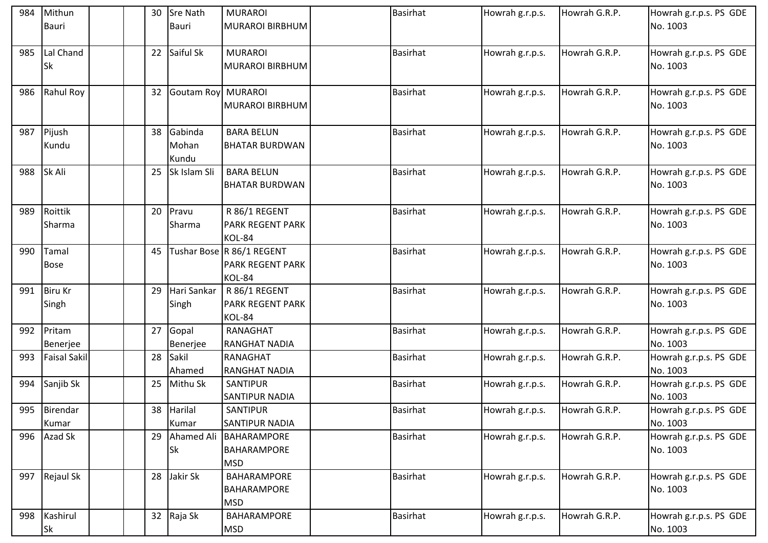| 984 | Mithun Bauri | | | 30 | Sre Nath Bauri | MURAROI MURAROI BIRBHUM | | Basirhat | Howrah g.r.p.s. | Howrah G.R.P. | Howrah g.r.p.s. PS GDE No. 1003 |
|---|---|---|---|---|---|---|---|---|---|---|---|
| 985 | Lal Chand Sk | | | 22 | Saiful Sk | MURAROI MURAROI BIRBHUM | | Basirhat | Howrah g.r.p.s. | Howrah G.R.P. | Howrah g.r.p.s. PS GDE No. 1003 |
| 986 | Rahul Roy | | | 32 | Goutam Roy | MURAROI MURAROI BIRBHUM | | Basirhat | Howrah g.r.p.s. | Howrah G.R.P. | Howrah g.r.p.s. PS GDE No. 1003 |
| 987 | Pijush Kundu | | | 38 | Gabinda Mohan Kundu | BARA BELUN BHATAR BURDWAN | | Basirhat | Howrah g.r.p.s. | Howrah G.R.P. | Howrah g.r.p.s. PS GDE No. 1003 |
| 988 | Sk Ali | | | 25 | Sk Islam Sli | BARA BELUN BHATAR BURDWAN | | Basirhat | Howrah g.r.p.s. | Howrah G.R.P. | Howrah g.r.p.s. PS GDE No. 1003 |
| 989 | Roittik Sharma | | | 20 | Pravu Sharma | R 86/1 REGENT PARK REGENT PARK KOL-84 | | Basirhat | Howrah g.r.p.s. | Howrah G.R.P. | Howrah g.r.p.s. PS GDE No. 1003 |
| 990 | Tamal Bose | | | 45 | Tushar Bose | R 86/1 REGENT PARK REGENT PARK KOL-84 | | Basirhat | Howrah g.r.p.s. | Howrah G.R.P. | Howrah g.r.p.s. PS GDE No. 1003 |
| 991 | Biru Kr Singh | | | 29 | Hari Sankar Singh | R 86/1 REGENT PARK REGENT PARK KOL-84 | | Basirhat | Howrah g.r.p.s. | Howrah G.R.P. | Howrah g.r.p.s. PS GDE No. 1003 |
| 992 | Pritam Benerjee | | | 27 | Gopal Benerjee | RANAGHAT RANGHAT NADIA | | Basirhat | Howrah g.r.p.s. | Howrah G.R.P. | Howrah g.r.p.s. PS GDE No. 1003 |
| 993 | Faisal Sakil | | | 28 | Sakil Ahamed | RANAGHAT RANGHAT NADIA | | Basirhat | Howrah g.r.p.s. | Howrah G.R.P. | Howrah g.r.p.s. PS GDE No. 1003 |
| 994 | Sanjib Sk | | | 25 | Mithu Sk | SANTIPUR SANTIPUR NADIA | | Basirhat | Howrah g.r.p.s. | Howrah G.R.P. | Howrah g.r.p.s. PS GDE No. 1003 |
| 995 | Birendar Kumar | | | 38 | Harilal Kumar | SANTIPUR SANTIPUR NADIA | | Basirhat | Howrah g.r.p.s. | Howrah G.R.P. | Howrah g.r.p.s. PS GDE No. 1003 |
| 996 | Azad Sk | | | 29 | Ahamed Ali Sk | BAHARAMPORE BAHARAMPORE MSD | | Basirhat | Howrah g.r.p.s. | Howrah G.R.P. | Howrah g.r.p.s. PS GDE No. 1003 |
| 997 | Rejaul Sk | | | 28 | Jakir Sk | BAHARAMPORE BAHARAMPORE MSD | | Basirhat | Howrah g.r.p.s. | Howrah G.R.P. | Howrah g.r.p.s. PS GDE No. 1003 |
| 998 | Kashirul Sk | | | 32 | Raja Sk | BAHARAMPORE MSD | | Basirhat | Howrah g.r.p.s. | Howrah G.R.P. | Howrah g.r.p.s. PS GDE No. 1003 |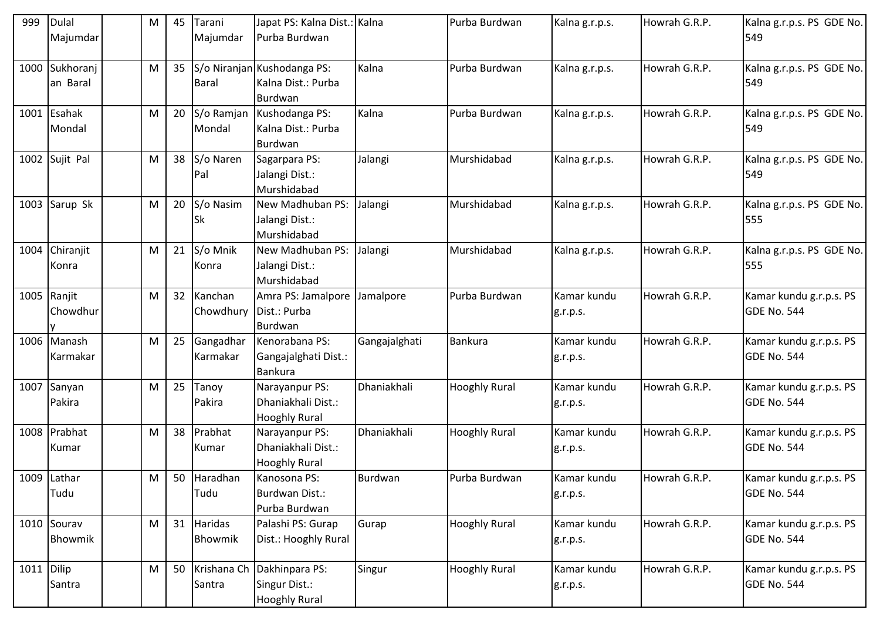| 999 | Dulal Majumdar | | M | 45 | Tarani Majumdar | Japat PS: Kalna Dist.: Purba Burdwan | Kalna | Purba Burdwan | Kalna g.r.p.s. | Howrah G.R.P. | Kalna g.r.p.s. PS GDE No. 549 |
|---|---|---|---|---|---|---|---|---|---|---|---|
| 1000 | Sukhoranjan Baral | | M | 35 | S/o Niranjan Baral | Kushodanga PS: Kalna Dist.: Purba Burdwan | Kalna | Purba Burdwan | Kalna g.r.p.s. | Howrah G.R.P. | Kalna g.r.p.s. PS GDE No. 549 |
| 1001 | Esahak Mondal | | M | 20 | S/o Ramjan Mondal | Kushodanga PS: Kalna Dist.: Purba Burdwan | Kalna | Purba Burdwan | Kalna g.r.p.s. | Howrah G.R.P. | Kalna g.r.p.s. PS GDE No. 549 |
| 1002 | Sujit Pal | | M | 38 | S/o Naren Pal | Sagarpara PS: Jalangi Dist.: Murshidabad | Jalangi | Murshidabad | Kalna g.r.p.s. | Howrah G.R.P. | Kalna g.r.p.s. PS GDE No. 549 |
| 1003 | Sarup Sk | | M | 20 | S/o Nasim Sk | New Madhuban PS: Jalangi Dist.: Murshidabad | Jalangi | Murshidabad | Kalna g.r.p.s. | Howrah G.R.P. | Kalna g.r.p.s. PS GDE No. 555 |
| 1004 | Chiranjit Konra | | M | 21 | S/o Mnik Konra | New Madhuban PS: Jalangi Dist.: Murshidabad | Jalangi | Murshidabad | Kalna g.r.p.s. | Howrah G.R.P. | Kalna g.r.p.s. PS GDE No. 555 |
| 1005 | Ranjit Chowdhury | | M | 32 | Kanchan Chowdhury | Amra PS: Jamalpore Dist.: Purba Burdwan | Jamalpore | Purba Burdwan | Kamar kundu g.r.p.s. | Howrah G.R.P. | Kamar kundu g.r.p.s. PS GDE No. 544 |
| 1006 | Manash Karmakar | | M | 25 | Gangadhar Karmakar | Kenorabana PS: Gangajalghati Dist.: Bankura | Gangajalghati | Bankura | Kamar kundu g.r.p.s. | Howrah G.R.P. | Kamar kundu g.r.p.s. PS GDE No. 544 |
| 1007 | Sanyan Pakira | | M | 25 | Tanoy Pakira | Narayanpur PS: Dhaniakhali Dist.: Hooghly Rural | Dhaniakhali | Hooghly Rural | Kamar kundu g.r.p.s. | Howrah G.R.P. | Kamar kundu g.r.p.s. PS GDE No. 544 |
| 1008 | Prabhat Kumar | | M | 38 | Prabhat Kumar | Narayanpur PS: Dhaniakhali Dist.: Hooghly Rural | Dhaniakhali | Hooghly Rural | Kamar kundu g.r.p.s. | Howrah G.R.P. | Kamar kundu g.r.p.s. PS GDE No. 544 |
| 1009 | Lathar Tudu | | M | 50 | Haradhan Tudu | Kanosona PS: Burdwan Dist.: Purba Burdwan | Burdwan | Purba Burdwan | Kamar kundu g.r.p.s. | Howrah G.R.P. | Kamar kundu g.r.p.s. PS GDE No. 544 |
| 1010 | Sourav Bhowmik | | M | 31 | Haridas Bhowmik | Palashi PS: Gurap Dist.: Hooghly Rural | Gurap | Hooghly Rural | Kamar kundu g.r.p.s. | Howrah G.R.P. | Kamar kundu g.r.p.s. PS GDE No. 544 |
| 1011 | Dilip Santra | | M | 50 | Krishana Ch Santra | Dakhinpara PS: Singur Dist.: Hooghly Rural | Singur | Hooghly Rural | Kamar kundu g.r.p.s. | Howrah G.R.P. | Kamar kundu g.r.p.s. PS GDE No. 544 |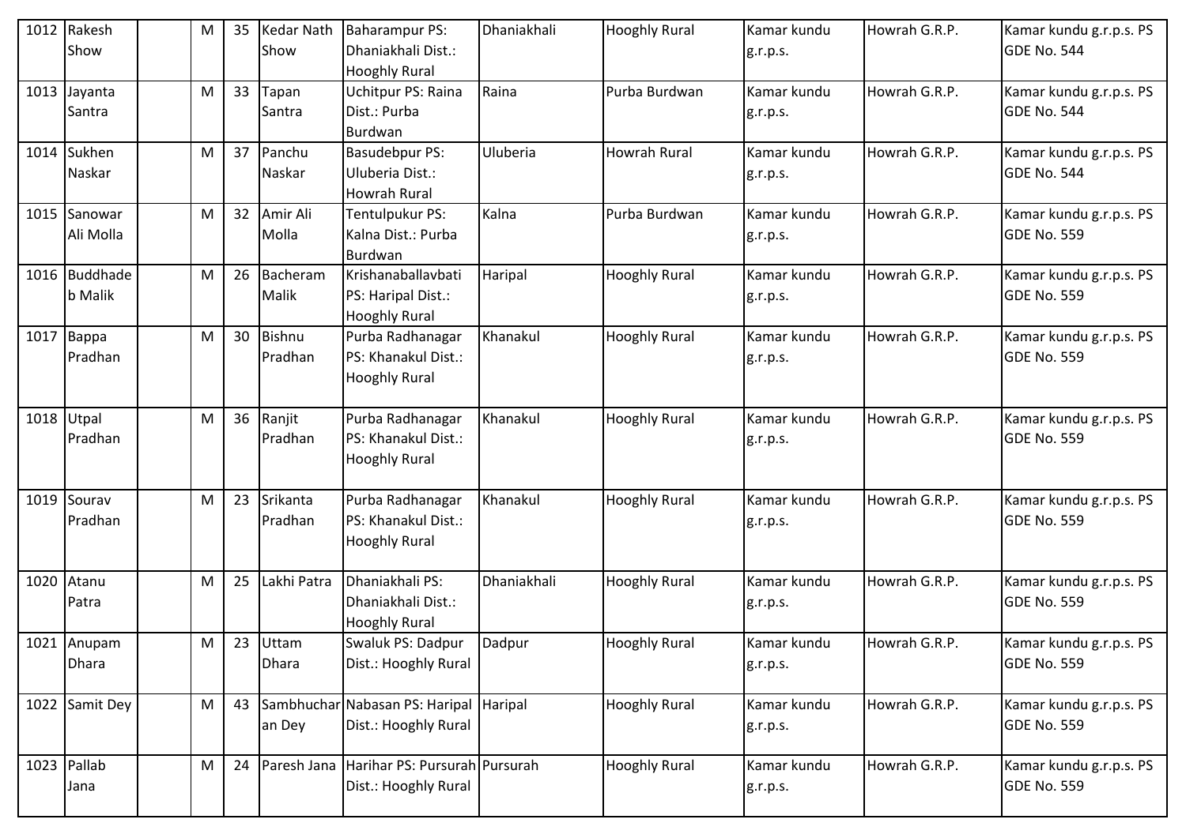| | | | | | | | | | | | |
|---|---|---|---|---|---|---|---|---|---|---|---|
| 1012 | Rakesh Show | | M | 35 | Kedar Nath Show | Baharampur PS: Dhaniakhali Dist.: Hooghly Rural | Dhaniakhali | Hooghly Rural | Kamar kundu g.r.p.s. | Howrah G.R.P. | Kamar kundu g.r.p.s. PS GDE No. 544 |
| 1013 | Jayanta Santra | | M | 33 | Tapan Santra | Uchitpur PS: Raina Dist.: Purba Burdwan | Raina | Purba Burdwan | Kamar kundu g.r.p.s. | Howrah G.R.P. | Kamar kundu g.r.p.s. PS GDE No. 544 |
| 1014 | Sukhen Naskar | | M | 37 | Panchu Naskar | Basudebpur PS: Uluberia Dist.: Howrah Rural | Uluberia | Howrah Rural | Kamar kundu g.r.p.s. | Howrah G.R.P. | Kamar kundu g.r.p.s. PS GDE No. 544 |
| 1015 | Sanowar Ali Molla | | M | 32 | Amir Ali Molla | Tentulpukur PS: Kalna Dist.: Purba Burdwan | Kalna | Purba Burdwan | Kamar kundu g.r.p.s. | Howrah G.R.P. | Kamar kundu g.r.p.s. PS GDE No. 559 |
| 1016 | Buddhadeb Malik | | M | 26 | Bacheram Malik | Krishanaballavbati PS: Haripal Dist.: Hooghly Rural | Haripal | Hooghly Rural | Kamar kundu g.r.p.s. | Howrah G.R.P. | Kamar kundu g.r.p.s. PS GDE No. 559 |
| 1017 | Bappa Pradhan | | M | 30 | Bishnu Pradhan | Purba Radhanagar PS: Khanakul Dist.: Hooghly Rural | Khanakul | Hooghly Rural | Kamar kundu g.r.p.s. | Howrah G.R.P. | Kamar kundu g.r.p.s. PS GDE No. 559 |
| 1018 | Utpal Pradhan | | M | 36 | Ranjit Pradhan | Purba Radhanagar PS: Khanakul Dist.: Hooghly Rural | Khanakul | Hooghly Rural | Kamar kundu g.r.p.s. | Howrah G.R.P. | Kamar kundu g.r.p.s. PS GDE No. 559 |
| 1019 | Sourav Pradhan | | M | 23 | Srikanta Pradhan | Purba Radhanagar PS: Khanakul Dist.: Hooghly Rural | Khanakul | Hooghly Rural | Kamar kundu g.r.p.s. | Howrah G.R.P. | Kamar kundu g.r.p.s. PS GDE No. 559 |
| 1020 | Atanu Patra | | M | 25 | Lakhi Patra | Dhaniakhali PS: Dhaniakhali Dist.: Hooghly Rural | Dhaniakhali | Hooghly Rural | Kamar kundu g.r.p.s. | Howrah G.R.P. | Kamar kundu g.r.p.s. PS GDE No. 559 |
| 1021 | Anupam Dhara | | M | 23 | Uttam Dhara | Swaluk PS: Dadpur Dist.: Hooghly Rural | Dadpur | Hooghly Rural | Kamar kundu g.r.p.s. | Howrah G.R.P. | Kamar kundu g.r.p.s. PS GDE No. 559 |
| 1022 | Samit Dey | | M | 43 | Sambhucharan Dey | Nabasan PS: Haripal Dist.: Hooghly Rural | Haripal | Hooghly Rural | Kamar kundu g.r.p.s. | Howrah G.R.P. | Kamar kundu g.r.p.s. PS GDE No. 559 |
| 1023 | Pallab Jana | | M | 24 | Paresh Jana | Harihar PS: Pursurah Dist.: Hooghly Rural | Pursurah | Hooghly Rural | Kamar kundu g.r.p.s. | Howrah G.R.P. | Kamar kundu g.r.p.s. PS GDE No. 559 |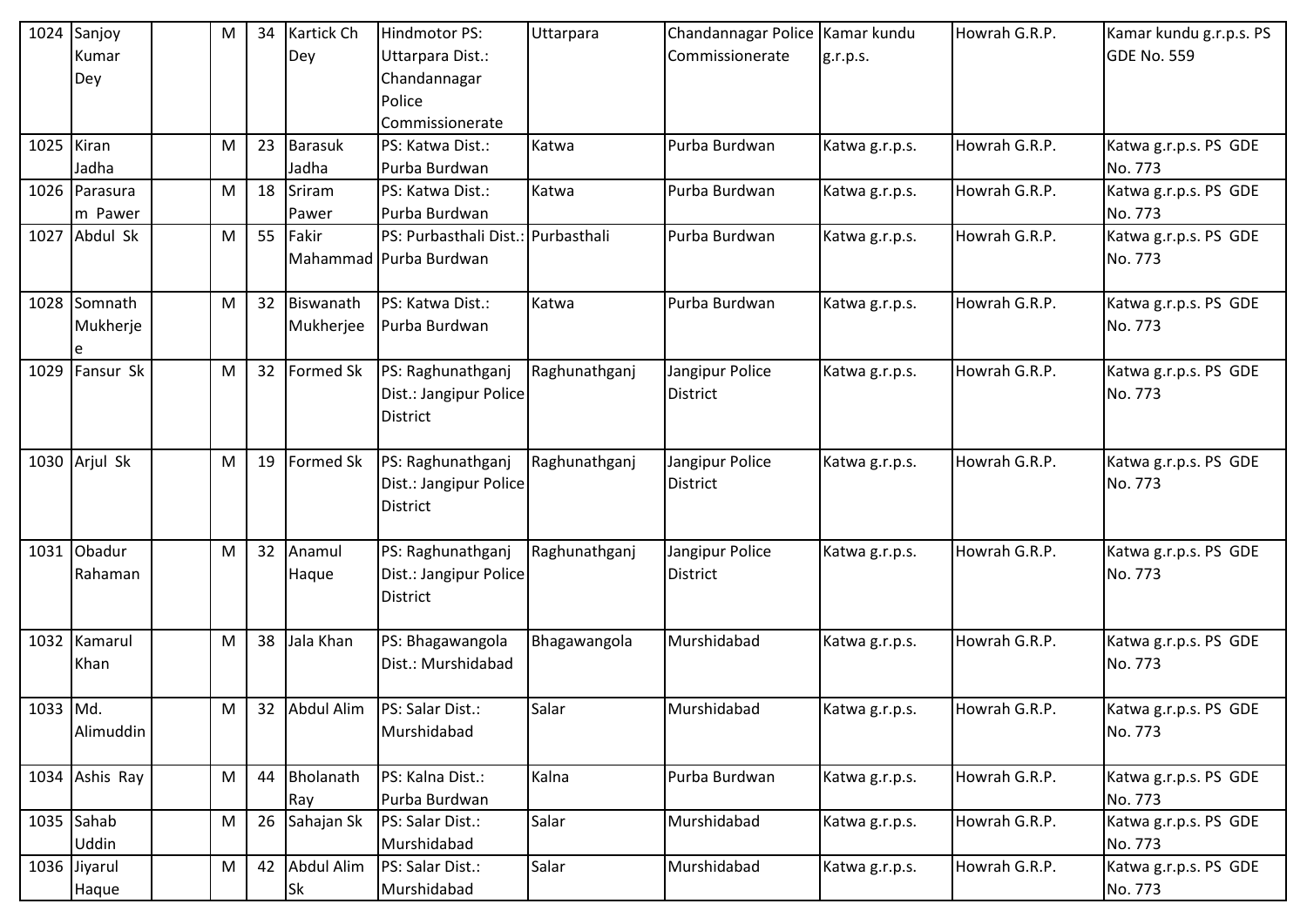| 1024 | Sanjoy Kumar Dey | | M | 34 | Kartick Ch Dey | Hindmotor PS: Uttarpara Dist.: Chandannagar Police Commissionerate | Uttarpara | Chandannagar Police Commissionerate | Kamar kundu g.r.p.s. | Howrah G.R.P. | Kamar kundu g.r.p.s. PS GDE No. 559 |
|---|---|---|---|---|---|---|---|---|---|---|---|
| 1025 | Kiran Jadha | | M | 23 | Barasuk Jadha | PS: Katwa Dist.: Purba Burdwan | Katwa | Purba Burdwan | Katwa g.r.p.s. | Howrah G.R.P. | Katwa g.r.p.s. PS GDE No. 773 |
| 1026 | Parasuram Pawer | | M | 18 | Sriram Pawer | PS: Katwa Dist.: Purba Burdwan | Katwa | Purba Burdwan | Katwa g.r.p.s. | Howrah G.R.P. | Katwa g.r.p.s. PS GDE No. 773 |
| 1027 | Abdul Sk | | M | 55 | Fakir Mahammad | PS: Purbasthali Dist.: Purba Burdwan | Purbasthali | Purba Burdwan | Katwa g.r.p.s. | Howrah G.R.P. | Katwa g.r.p.s. PS GDE No. 773 |
| 1028 | Somnath Mukherjee | | M | 32 | Biswanath Mukherjee | PS: Katwa Dist.: Purba Burdwan | Katwa | Purba Burdwan | Katwa g.r.p.s. | Howrah G.R.P. | Katwa g.r.p.s. PS GDE No. 773 |
| 1029 | Fansur Sk | | M | 32 | Formed Sk | PS: Raghunathganj Dist.: Jangipur Police District | Raghunathganj | Jangipur Police District | Katwa g.r.p.s. | Howrah G.R.P. | Katwa g.r.p.s. PS GDE No. 773 |
| 1030 | Arjul Sk | | M | 19 | Formed Sk | PS: Raghunathganj Dist.: Jangipur Police District | Raghunathganj | Jangipur Police District | Katwa g.r.p.s. | Howrah G.R.P. | Katwa g.r.p.s. PS GDE No. 773 |
| 1031 | Obadur Rahaman | | M | 32 | Anamul Haque | PS: Raghunathganj Dist.: Jangipur Police District | Raghunathganj | Jangipur Police District | Katwa g.r.p.s. | Howrah G.R.P. | Katwa g.r.p.s. PS GDE No. 773 |
| 1032 | Kamarul Khan | | M | 38 | Jala Khan | PS: Bhagawangola Dist.: Murshidabad | Bhagawangola | Murshidabad | Katwa g.r.p.s. | Howrah G.R.P. | Katwa g.r.p.s. PS GDE No. 773 |
| 1033 | Md. Alimuddin | | M | 32 | Abdul Alim | PS: Salar Dist.: Murshidabad | Salar | Murshidabad | Katwa g.r.p.s. | Howrah G.R.P. | Katwa g.r.p.s. PS GDE No. 773 |
| 1034 | Ashis Ray | | M | 44 | Bholanath Ray | PS: Kalna Dist.: Purba Burdwan | Kalna | Purba Burdwan | Katwa g.r.p.s. | Howrah G.R.P. | Katwa g.r.p.s. PS GDE No. 773 |
| 1035 | Sahab Uddin | | M | 26 | Sahajan Sk | PS: Salar Dist.: Murshidabad | Salar | Murshidabad | Katwa g.r.p.s. | Howrah G.R.P. | Katwa g.r.p.s. PS GDE No. 773 |
| 1036 | Jiyarul Haque | | M | 42 | Abdul Alim Sk | PS: Salar Dist.: Murshidabad | Salar | Murshidabad | Katwa g.r.p.s. | Howrah G.R.P. | Katwa g.r.p.s. PS GDE No. 773 |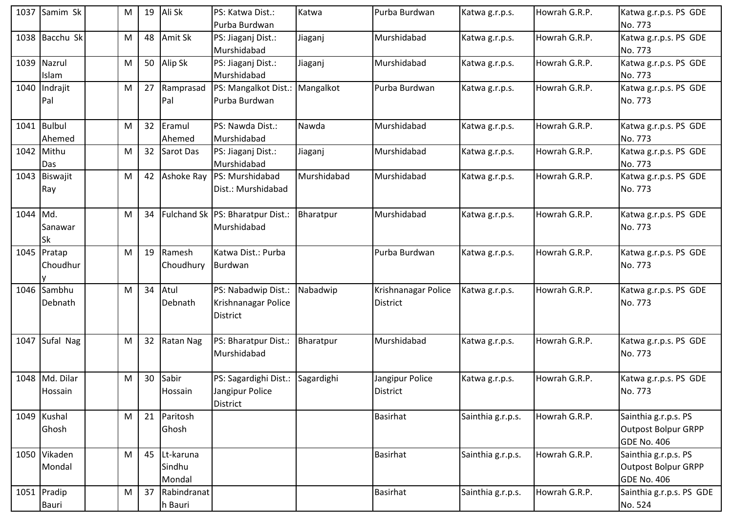| | | | | | | | | | | |
|---|---|---|---|---|---|---|---|---|---|---|
| 1037 | Samim Sk | | M | 19 | Ali Sk | PS: Katwa Dist.: Purba Burdwan | Katwa | Purba Burdwan | Katwa g.r.p.s. | Howrah G.R.P. | Katwa g.r.p.s. PS GDE No. 773 |
| 1038 | Bacchu Sk | | M | 48 | Amit Sk | PS: Jiaganj Dist.: Murshidabad | Jiaganj | Murshidabad | Katwa g.r.p.s. | Howrah G.R.P. | Katwa g.r.p.s. PS GDE No. 773 |
| 1039 | Nazrul Islam | | M | 50 | Alip Sk | PS: Jiaganj Dist.: Murshidabad | Jiaganj | Murshidabad | Katwa g.r.p.s. | Howrah G.R.P. | Katwa g.r.p.s. PS GDE No. 773 |
| 1040 | Indrajit Pal | | M | 27 | Ramprasad Pal | PS: Mangalkot Dist.: Purba Burdwan | Mangalkot | Purba Burdwan | Katwa g.r.p.s. | Howrah G.R.P. | Katwa g.r.p.s. PS GDE No. 773 |
| 1041 | Bulbul Ahemed | | M | 32 | Eramul Ahemed | PS: Nawda Dist.: Murshidabad | Nawda | Murshidabad | Katwa g.r.p.s. | Howrah G.R.P. | Katwa g.r.p.s. PS GDE No. 773 |
| 1042 | Mithu Das | | M | 32 | Sarot Das | PS: Jiaganj Dist.: Murshidabad | Jiaganj | Murshidabad | Katwa g.r.p.s. | Howrah G.R.P. | Katwa g.r.p.s. PS GDE No. 773 |
| 1043 | Biswajit Ray | | M | 42 | Ashoke Ray | PS: Murshidabad Dist.: Murshidabad | Murshidabad | Murshidabad | Katwa g.r.p.s. | Howrah G.R.P. | Katwa g.r.p.s. PS GDE No. 773 |
| 1044 | Md. Sanawar Sk | | M | 34 | Fulchand Sk | PS: Bharatpur Dist.: Murshidabad | Bharatpur | Murshidabad | Katwa g.r.p.s. | Howrah G.R.P. | Katwa g.r.p.s. PS GDE No. 773 |
| 1045 | Pratap Choudhury | | M | 19 | Ramesh Choudhury | Katwa Dist.: Purba Burdwan | | Purba Burdwan | Katwa g.r.p.s. | Howrah G.R.P. | Katwa g.r.p.s. PS GDE No. 773 |
| 1046 | Sambhu Debnath | | M | 34 | Atul Debnath | PS: Nabadwip Dist.: Krishnanagar Police District | Nabadwip | Krishnanagar Police District | Katwa g.r.p.s. | Howrah G.R.P. | Katwa g.r.p.s. PS GDE No. 773 |
| 1047 | Sufal Nag | | M | 32 | Ratan Nag | PS: Bharatpur Dist.: Murshidabad | Bharatpur | Murshidabad | Katwa g.r.p.s. | Howrah G.R.P. | Katwa g.r.p.s. PS GDE No. 773 |
| 1048 | Md. Dilar Hossain | | M | 30 | Sabir Hossain | PS: Sagardighi Dist.: Jangipur Police District | Sagardighi | Jangipur Police District | Katwa g.r.p.s. | Howrah G.R.P. | Katwa g.r.p.s. PS GDE No. 773 |
| 1049 | Kushal Ghosh | | M | 21 | Paritosh Ghosh | | | Basirhat | Sainthia g.r.p.s. | Howrah G.R.P. | Sainthia g.r.p.s. PS Outpost Bolpur GRPP GDE No. 406 |
| 1050 | Vikaden Mondal | | M | 45 | Lt-karuna Sindhu Mondal | | | Basirhat | Sainthia g.r.p.s. | Howrah G.R.P. | Sainthia g.r.p.s. PS Outpost Bolpur GRPP GDE No. 406 |
| 1051 | Pradip Bauri | | M | 37 | Rabindranath Bauri | | | Basirhat | Sainthia g.r.p.s. | Howrah G.R.P. | Sainthia g.r.p.s. PS GDE No. 524 |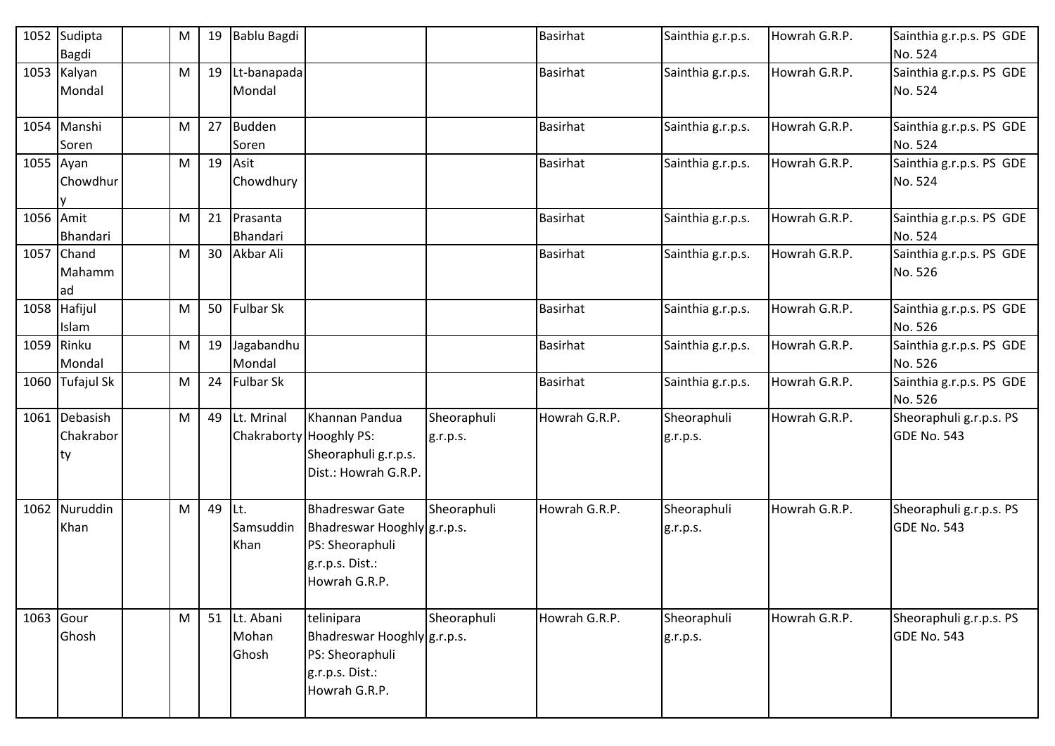| 1052 | Sudipta Bagdi | | M | 19 | Bablu Bagdi | | | Basirhat | Sainthia g.r.p.s. | Howrah G.R.P. | Sainthia g.r.p.s. PS GDE No. 524 |
|---|---|---|---|---|---|---|---|---|---|---|---|
| 1053 | Kalyan Mondal | | M | 19 | Lt-banapada Mondal | | | Basirhat | Sainthia g.r.p.s. | Howrah G.R.P. | Sainthia g.r.p.s. PS GDE No. 524 |
| 1054 | Manshi Soren | | M | 27 | Budden Soren | | | Basirhat | Sainthia g.r.p.s. | Howrah G.R.P. | Sainthia g.r.p.s. PS GDE No. 524 |
| 1055 | Ayan Chowdhury | | M | 19 | Asit Chowdhury | | | Basirhat | Sainthia g.r.p.s. | Howrah G.R.P. | Sainthia g.r.p.s. PS GDE No. 524 |
| 1056 | Amit Bhandari | | M | 21 | Prasanta Bhandari | | | Basirhat | Sainthia g.r.p.s. | Howrah G.R.P. | Sainthia g.r.p.s. PS GDE No. 524 |
| 1057 | Chand Mahammad | | M | 30 | Akbar Ali | | | Basirhat | Sainthia g.r.p.s. | Howrah G.R.P. | Sainthia g.r.p.s. PS GDE No. 526 |
| 1058 | Hafijul Islam | | M | 50 | Fulbar Sk | | | Basirhat | Sainthia g.r.p.s. | Howrah G.R.P. | Sainthia g.r.p.s. PS GDE No. 526 |
| 1059 | Rinku Mondal | | M | 19 | Jagabandhu Mondal | | | Basirhat | Sainthia g.r.p.s. | Howrah G.R.P. | Sainthia g.r.p.s. PS GDE No. 526 |
| 1060 | Tufajul Sk | | M | 24 | Fulbar Sk | | | Basirhat | Sainthia g.r.p.s. | Howrah G.R.P. | Sainthia g.r.p.s. PS GDE No. 526 |
| 1061 | Debasish Chakraborty | | M | 49 | Lt. Mrinal Chakraborty | Khannan Pandua Hooghly PS: Sheoraphuli g.r.p.s. Dist.: Howrah G.R.P. | Sheoraphuli g.r.p.s. | Howrah G.R.P. | Sheoraphuli g.r.p.s. | Howrah G.R.P. | Sheoraphuli g.r.p.s. PS GDE No. 543 |
| 1062 | Nuruddin Khan | | M | 49 | Lt. Samsuddin Khan | Bhadreswar Gate Bhadreswar Hooghly PS: Sheoraphuli g.r.p.s. Dist.: Howrah G.R.P. | Sheoraphuli g.r.p.s. | Howrah G.R.P. | Sheoraphuli g.r.p.s. | Howrah G.R.P. | Sheoraphuli g.r.p.s. PS GDE No. 543 |
| 1063 | Gour Ghosh | | M | 51 | Lt. Abani Mohan Ghosh | telinipara Bhadreswar Hooghly PS: Sheoraphuli g.r.p.s. Dist.: Howrah G.R.P. | Sheoraphuli g.r.p.s. | Howrah G.R.P. | Sheoraphuli g.r.p.s. | Howrah G.R.P. | Sheoraphuli g.r.p.s. PS GDE No. 543 |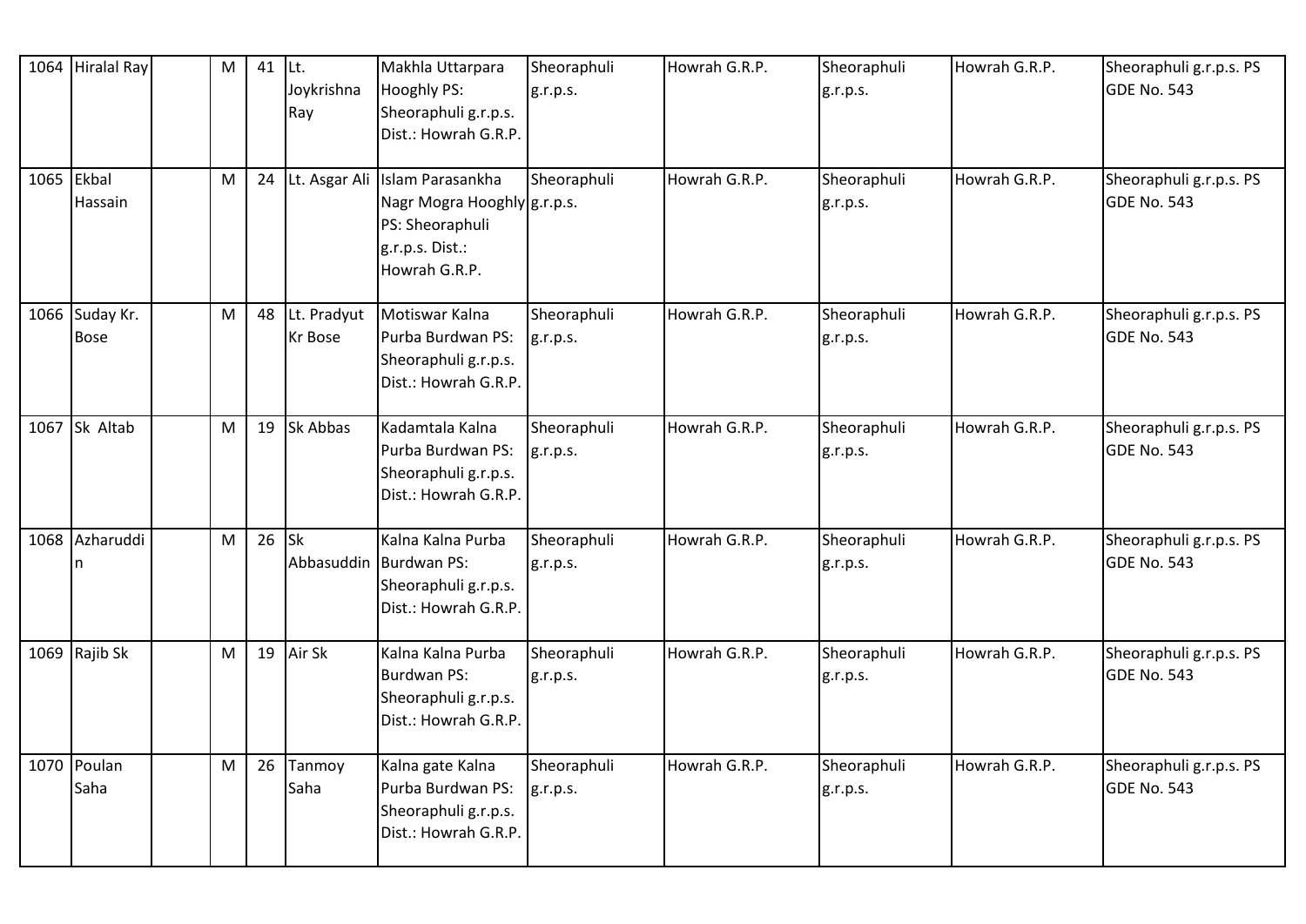| 1064 | Hiralal Ray | | M | 41 | Lt. Joykrishna Ray | Makhla Uttarpara Hooghly PS: Sheoraphuli g.r.p.s. Dist.: Howrah G.R.P. | Sheoraphuli g.r.p.s. | Howrah G.R.P. | Sheoraphuli g.r.p.s. | Howrah G.R.P. | Sheoraphuli g.r.p.s. PS GDE No. 543 |
|---|---|---|---|---|---|---|---|---|---|---|---|
| 1065 | Ekbal Hassain | | M | 24 | Lt. Asgar Ali | Islam Parasankha Nagr Mogra Hooghly PS: Sheoraphuli g.r.p.s. Dist.: Howrah G.R.P. | Sheoraphuli g.r.p.s. | Howrah G.R.P. | Sheoraphuli g.r.p.s. | Howrah G.R.P. | Sheoraphuli g.r.p.s. PS GDE No. 543 |
| 1066 | Suday Kr. Bose | | M | 48 | Lt. Pradyut Kr Bose | Motiswar Kalna Purba Burdwan PS: Sheoraphuli g.r.p.s. Dist.: Howrah G.R.P. | Sheoraphuli g.r.p.s. | Howrah G.R.P. | Sheoraphuli g.r.p.s. | Howrah G.R.P. | Sheoraphuli g.r.p.s. PS GDE No. 543 |
| 1067 | Sk Altab | | M | 19 | Sk Abbas | Kadamtala Kalna Purba Burdwan PS: Sheoraphuli g.r.p.s. Dist.: Howrah G.R.P. | Sheoraphuli g.r.p.s. | Howrah G.R.P. | Sheoraphuli g.r.p.s. | Howrah G.R.P. | Sheoraphuli g.r.p.s. PS GDE No. 543 |
| 1068 | Azharuddin | | M | 26 | Sk Abbasuddin | Kalna Kalna Purba Burdwan PS: Sheoraphuli g.r.p.s. Dist.: Howrah G.R.P. | Sheoraphuli g.r.p.s. | Howrah G.R.P. | Sheoraphuli g.r.p.s. | Howrah G.R.P. | Sheoraphuli g.r.p.s. PS GDE No. 543 |
| 1069 | Rajib Sk | | M | 19 | Air Sk | Kalna Kalna Purba Burdwan PS: Sheoraphuli g.r.p.s. Dist.: Howrah G.R.P. | Sheoraphuli g.r.p.s. | Howrah G.R.P. | Sheoraphuli g.r.p.s. | Howrah G.R.P. | Sheoraphuli g.r.p.s. PS GDE No. 543 |
| 1070 | Poulan Saha | | M | 26 | Tanmoy Saha | Kalna gate Kalna Purba Burdwan PS: Sheoraphuli g.r.p.s. Dist.: Howrah G.R.P. | Sheoraphuli g.r.p.s. | Howrah G.R.P. | Sheoraphuli g.r.p.s. | Howrah G.R.P. | Sheoraphuli g.r.p.s. PS GDE No. 543 |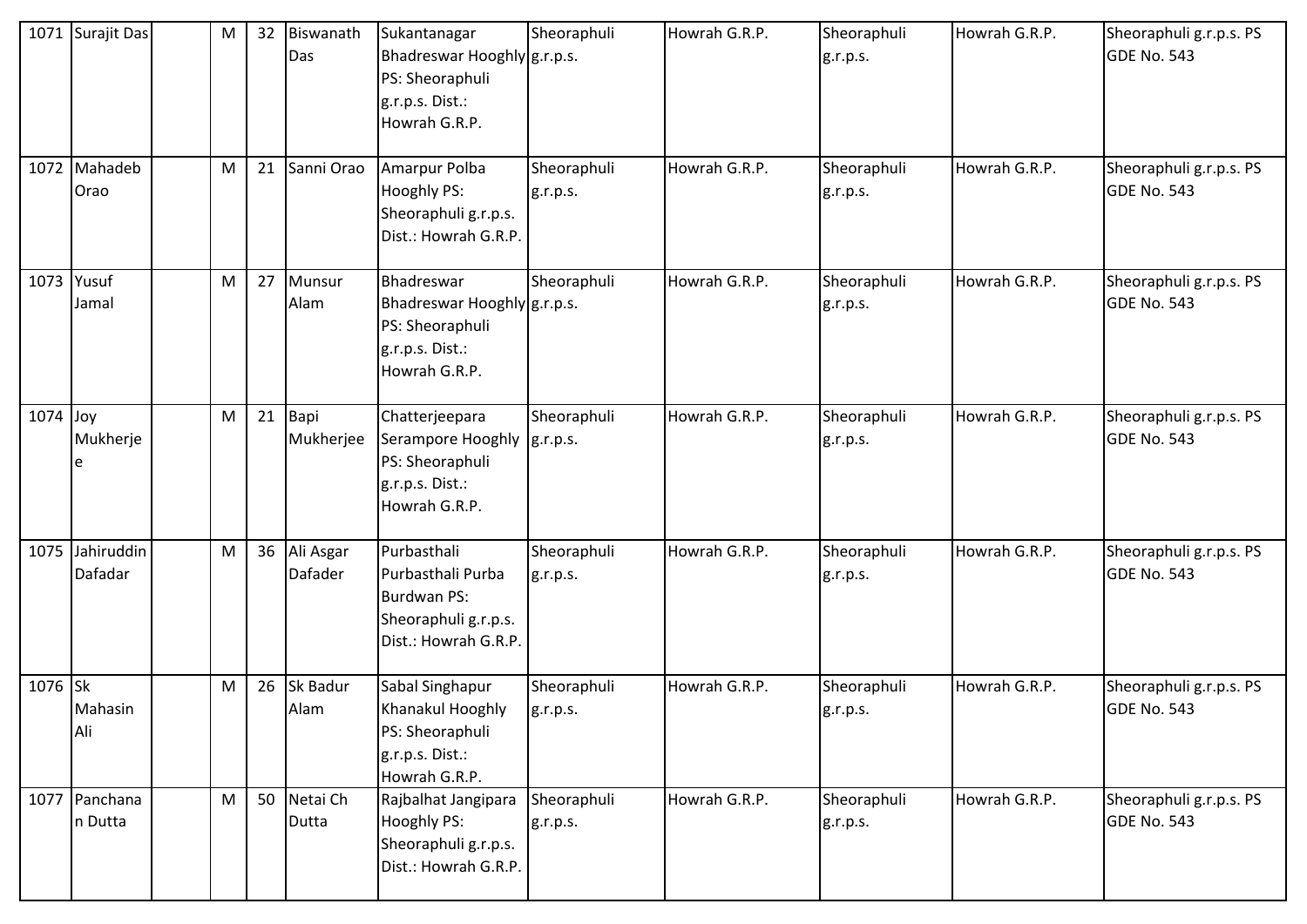| 1071 | Surajit Das | | M | 32 | Biswanath Das | Sukantanagar Bhadreswar Hooghly PS: Sheoraphuli g.r.p.s. Dist.: Howrah G.R.P. | Sheoraphuli g.r.p.s. | Howrah G.R.P. | Sheoraphuli g.r.p.s. | Howrah G.R.P. | Sheoraphuli g.r.p.s. PS GDE No. 543 |
|---|---|---|---|---|---|---|---|---|---|---|---|
| 1072 | Mahadeb Orao | | M | 21 | Sanni Orao | Amarpur Polba Hooghly PS: Sheoraphuli g.r.p.s. Dist.: Howrah G.R.P. | Sheoraphuli g.r.p.s. | Howrah G.R.P. | Sheoraphuli g.r.p.s. | Howrah G.R.P. | Sheoraphuli g.r.p.s. PS GDE No. 543 |
| 1073 | Yusuf Jamal | | M | 27 | Munsur Alam | Bhadreswar Bhadreswar Hooghly PS: Sheoraphuli g.r.p.s. Dist.: Howrah G.R.P. | Sheoraphuli g.r.p.s. | Howrah G.R.P. | Sheoraphuli g.r.p.s. | Howrah G.R.P. | Sheoraphuli g.r.p.s. PS GDE No. 543 |
| 1074 | Joy Mukherjee | | M | 21 | Bapi Mukherjee | Chatterjeepara Serampore Hooghly PS: Sheoraphuli g.r.p.s. Dist.: Howrah G.R.P. | Sheoraphuli g.r.p.s. | Howrah G.R.P. | Sheoraphuli g.r.p.s. | Howrah G.R.P. | Sheoraphuli g.r.p.s. PS GDE No. 543 |
| 1075 | Jahiruddin Dafadar | | M | 36 | Ali Asgar Dafader | Purbasthali Purbasthali Purba Burdwan PS: Sheoraphuli g.r.p.s. Dist.: Howrah G.R.P. | Sheoraphuli g.r.p.s. | Howrah G.R.P. | Sheoraphuli g.r.p.s. | Howrah G.R.P. | Sheoraphuli g.r.p.s. PS GDE No. 543 |
| 1076 | Sk Mahasin Ali | | M | 26 | Sk Badur Alam | Sabal Singhapur Khanakul Hooghly PS: Sheoraphuli g.r.p.s. Dist.: Howrah G.R.P. | Sheoraphuli g.r.p.s. | Howrah G.R.P. | Sheoraphuli g.r.p.s. | Howrah G.R.P. | Sheoraphuli g.r.p.s. PS GDE No. 543 |
| 1077 | Panchanan Dutta | | M | 50 | Netai Ch Dutta | Rajbalhat Jangipara Hooghly PS: Sheoraphuli g.r.p.s. Dist.: Howrah G.R.P. | Sheoraphuli g.r.p.s. | Howrah G.R.P. | Sheoraphuli g.r.p.s. | Howrah G.R.P. | Sheoraphuli g.r.p.s. PS GDE No. 543 |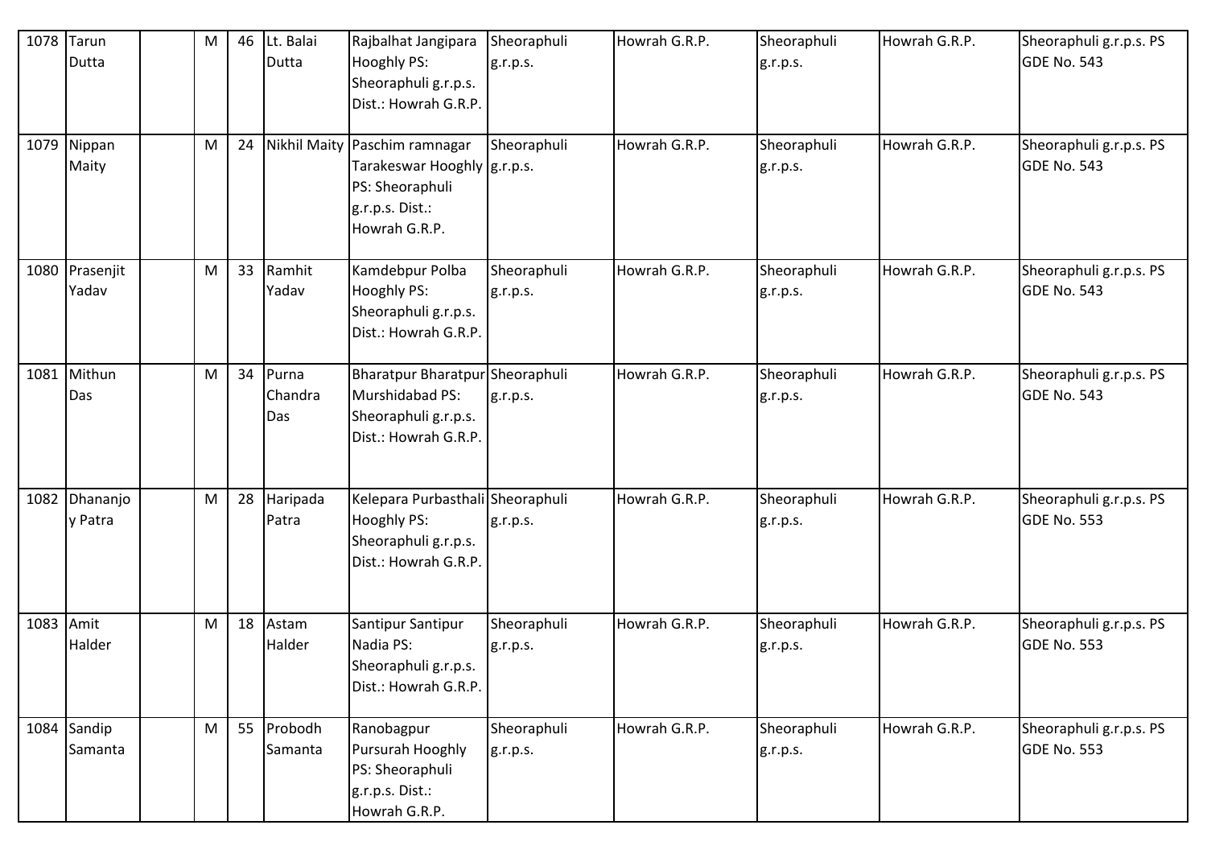| 1078 | Tarun Dutta | | M | 46 | Lt. Balai Dutta | Rajbalhat Jangipara Hooghly PS: Sheoraphuli g.r.p.s. Dist.: Howrah G.R.P. | Sheoraphuli g.r.p.s. | Howrah G.R.P. | Sheoraphuli g.r.p.s. | Howrah G.R.P. | Sheoraphuli g.r.p.s. PS GDE No. 543 |
|---|---|---|---|---|---|---|---|---|---|---|---|
| 1079 | Nippan Maity | | M | 24 | Nikhil Maity | Paschim ramnagar Tarakeswar Hooghly PS: Sheoraphuli g.r.p.s. Dist.: Howrah G.R.P. | Sheoraphuli g.r.p.s. | Howrah G.R.P. | Sheoraphuli g.r.p.s. | Howrah G.R.P. | Sheoraphuli g.r.p.s. PS GDE No. 543 |
| 1080 | Prasenjit Yadav | | M | 33 | Ramhit Yadav | Kamdebpur Polba Hooghly PS: Sheoraphuli g.r.p.s. Dist.: Howrah G.R.P. | Sheoraphuli g.r.p.s. | Howrah G.R.P. | Sheoraphuli g.r.p.s. | Howrah G.R.P. | Sheoraphuli g.r.p.s. PS GDE No. 543 |
| 1081 | Mithun Das | | M | 34 | Purna Chandra Das | Bharatpur Bharatpur Murshidabad PS: Sheoraphuli g.r.p.s. Dist.: Howrah G.R.P. | Sheoraphuli g.r.p.s. | Howrah G.R.P. | Sheoraphuli g.r.p.s. | Howrah G.R.P. | Sheoraphuli g.r.p.s. PS GDE No. 543 |
| 1082 | Dhananjoy Patra | | M | 28 | Haripada Patra | Kelepara Purbasthali Hooghly PS: Sheoraphuli g.r.p.s. Dist.: Howrah G.R.P. | Sheoraphuli g.r.p.s. | Howrah G.R.P. | Sheoraphuli g.r.p.s. | Howrah G.R.P. | Sheoraphuli g.r.p.s. PS GDE No. 553 |
| 1083 | Amit Halder | | M | 18 | Astam Halder | Santipur Santipur Nadia PS: Sheoraphuli g.r.p.s. Dist.: Howrah G.R.P. | Sheoraphuli g.r.p.s. | Howrah G.R.P. | Sheoraphuli g.r.p.s. | Howrah G.R.P. | Sheoraphuli g.r.p.s. PS GDE No. 553 |
| 1084 | Sandip Samanta | | M | 55 | Probodh Samanta | Ranobagpur Pursurah Hooghly PS: Sheoraphuli g.r.p.s. Dist.: Howrah G.R.P. | Sheoraphuli g.r.p.s. | Howrah G.R.P. | Sheoraphuli g.r.p.s. | Howrah G.R.P. | Sheoraphuli g.r.p.s. PS GDE No. 553 |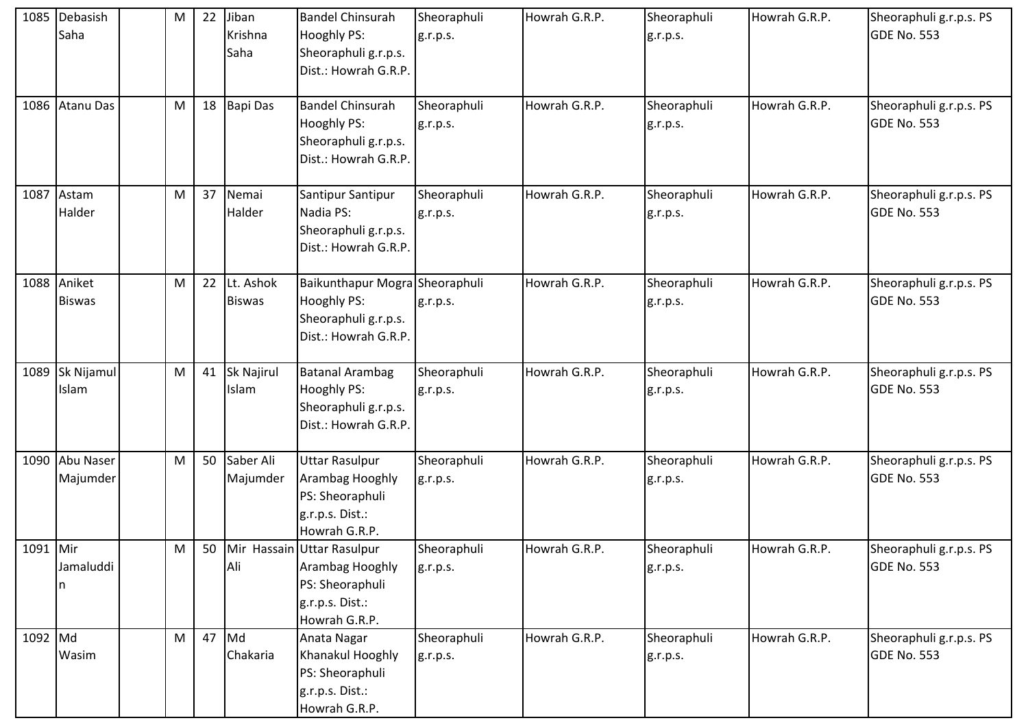| | | | | | | | | | | | |
|---|---|---|---|---|---|---|---|---|---|---|---|
| 1085 | Debasish Saha | | M | 22 | Jiban Krishna Saha | Bandel Chinsurah Hooghly PS: Sheoraphuli g.r.p.s. Dist.: Howrah G.R.P. | Sheoraphuli g.r.p.s. | Howrah G.R.P. | Sheoraphuli g.r.p.s. | Howrah G.R.P. | Sheoraphuli g.r.p.s. PS GDE No. 553 |
| 1086 | Atanu Das | | M | 18 | Bapi Das | Bandel Chinsurah Hooghly PS: Sheoraphuli g.r.p.s. Dist.: Howrah G.R.P. | Sheoraphuli g.r.p.s. | Howrah G.R.P. | Sheoraphuli g.r.p.s. | Howrah G.R.P. | Sheoraphuli g.r.p.s. PS GDE No. 553 |
| 1087 | Astam Halder | | M | 37 | Nemai Halder | Santipur Santipur Nadia PS: Sheoraphuli g.r.p.s. Dist.: Howrah G.R.P. | Sheoraphuli g.r.p.s. | Howrah G.R.P. | Sheoraphuli g.r.p.s. | Howrah G.R.P. | Sheoraphuli g.r.p.s. PS GDE No. 553 |
| 1088 | Aniket Biswas | | M | 22 | Lt. Ashok Biswas | Baikunthapur Mogra Hooghly PS: Sheoraphuli g.r.p.s. Dist.: Howrah G.R.P. | Sheoraphuli g.r.p.s. | Howrah G.R.P. | Sheoraphuli g.r.p.s. | Howrah G.R.P. | Sheoraphuli g.r.p.s. PS GDE No. 553 |
| 1089 | Sk Nijamul Islam | | M | 41 | Sk Najirul Islam | Batanal Arambag Hooghly PS: Sheoraphuli g.r.p.s. Dist.: Howrah G.R.P. | Sheoraphuli g.r.p.s. | Howrah G.R.P. | Sheoraphuli g.r.p.s. | Howrah G.R.P. | Sheoraphuli g.r.p.s. PS GDE No. 553 |
| 1090 | Abu Naser Majumder | | M | 50 | Saber Ali Majumder | Uttar Rasulpur Arambag Hooghly PS: Sheoraphuli g.r.p.s. Dist.: Howrah G.R.P. | Sheoraphuli g.r.p.s. | Howrah G.R.P. | Sheoraphuli g.r.p.s. | Howrah G.R.P. | Sheoraphuli g.r.p.s. PS GDE No. 553 |
| 1091 | Mir Jamaluddin | | M | 50 | Mir Hassain Ali | Uttar Rasulpur Arambag Hooghly PS: Sheoraphuli g.r.p.s. Dist.: Howrah G.R.P. | Sheoraphuli g.r.p.s. | Howrah G.R.P. | Sheoraphuli g.r.p.s. | Howrah G.R.P. | Sheoraphuli g.r.p.s. PS GDE No. 553 |
| 1092 | Md Wasim | | M | 47 | Md Chakaria | Anata Nagar Khanakul Hooghly PS: Sheoraphuli g.r.p.s. Dist.: Howrah G.R.P. | Sheoraphuli g.r.p.s. | Howrah G.R.P. | Sheoraphuli g.r.p.s. | Howrah G.R.P. | Sheoraphuli g.r.p.s. PS GDE No. 553 |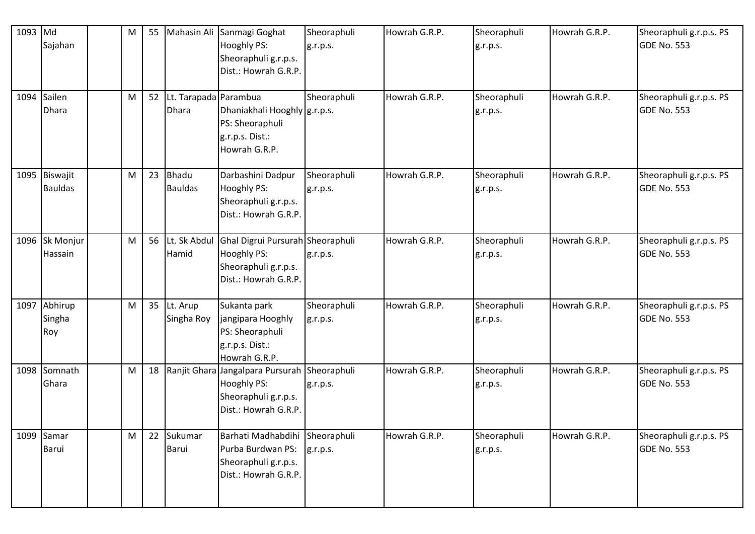| 1093 | Md Sajahan | | M | 55 | Mahasin Ali | Sanmagi Goghat Hooghly PS: Sheoraphuli g.r.p.s. Dist.: Howrah G.R.P. | Sheoraphuli g.r.p.s. | Howrah G.R.P. | Sheoraphuli g.r.p.s. | Howrah G.R.P. | Sheoraphuli g.r.p.s. PS GDE No. 553 |
|---|---|---|---|---|---|---|---|---|---|---|---|
| 1094 | Sailen Dhara | | M | 52 | Lt. Tarapada Dhara | Parambua Dhaniakhali Hooghly PS: Sheoraphuli g.r.p.s. Dist.: Howrah G.R.P. | Sheoraphuli g.r.p.s. | Howrah G.R.P. | Sheoraphuli g.r.p.s. | Howrah G.R.P. | Sheoraphuli g.r.p.s. PS GDE No. 553 |
| 1095 | Biswajit Bauldas | | M | 23 | Bhadu Bauldas | Darbashini Dadpur Hooghly PS: Sheoraphuli g.r.p.s. Dist.: Howrah G.R.P. | Sheoraphuli g.r.p.s. | Howrah G.R.P. | Sheoraphuli g.r.p.s. | Howrah G.R.P. | Sheoraphuli g.r.p.s. PS GDE No. 553 |
| 1096 | Sk Monjur Hassain | | M | 56 | Lt. Sk Abdul Hamid | Ghal Digrui Pursurah Hooghly PS: Sheoraphuli g.r.p.s. Dist.: Howrah G.R.P. | Sheoraphuli g.r.p.s. | Howrah G.R.P. | Sheoraphuli g.r.p.s. | Howrah G.R.P. | Sheoraphuli g.r.p.s. PS GDE No. 553 |
| 1097 | Abhirup Singha Roy | | M | 35 | Lt. Arup Singha Roy | Sukanta park jangipara Hooghly PS: Sheoraphuli g.r.p.s. Dist.: Howrah G.R.P. | Sheoraphuli g.r.p.s. | Howrah G.R.P. | Sheoraphuli g.r.p.s. | Howrah G.R.P. | Sheoraphuli g.r.p.s. PS GDE No. 553 |
| 1098 | Somnath Ghara | | M | 18 | Ranjit Ghara | Jangalpara Pursurah Hooghly PS: Sheoraphuli g.r.p.s. Dist.: Howrah G.R.P. | Sheoraphuli g.r.p.s. | Howrah G.R.P. | Sheoraphuli g.r.p.s. | Howrah G.R.P. | Sheoraphuli g.r.p.s. PS GDE No. 553 |
| 1099 | Samar Barui | | M | 22 | Sukumar Barui | Barhati Madhabdihi Purba Burdwan PS: Sheoraphuli g.r.p.s. Dist.: Howrah G.R.P. | Sheoraphuli g.r.p.s. | Howrah G.R.P. | Sheoraphuli g.r.p.s. | Howrah G.R.P. | Sheoraphuli g.r.p.s. PS GDE No. 553 |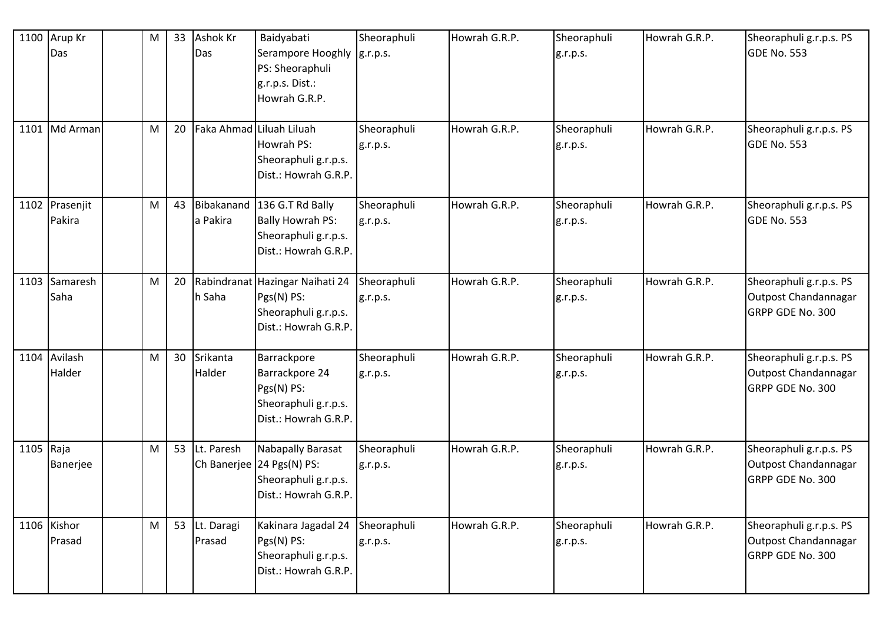| 1100 | Arup Kr Das | | M | 33 | Ashok Kr Das | Baidyabati Serampore Hooghly PS: Sheoraphuli g.r.p.s. Dist.: Howrah G.R.P. | Sheoraphuli g.r.p.s. | Howrah G.R.P. | Sheoraphuli g.r.p.s. | Howrah G.R.P. | Sheoraphuli g.r.p.s. PS GDE No. 553 |
|---|---|---|---|---|---|---|---|---|---|---|---|
| 1101 | Md Arman | | M | 20 | Faka Ahmad | Liluah Liluah Howrah PS: Sheoraphuli g.r.p.s. Dist.: Howrah G.R.P. | Sheoraphuli g.r.p.s. | Howrah G.R.P. | Sheoraphuli g.r.p.s. | Howrah G.R.P. | Sheoraphuli g.r.p.s. PS GDE No. 553 |
| 1102 | Prasenjit Pakira | | M | 43 | Bibakananda Pakira | 136 G.T Rd Bally Bally Howrah PS: Sheoraphuli g.r.p.s. Dist.: Howrah G.R.P. | Sheoraphuli g.r.p.s. | Howrah G.R.P. | Sheoraphuli g.r.p.s. | Howrah G.R.P. | Sheoraphuli g.r.p.s. PS GDE No. 553 |
| 1103 | Samaresh Saha | | M | 20 | Rabindranath Saha | Hazingar Naihati 24 Pgs(N) PS: Sheoraphuli g.r.p.s. Dist.: Howrah G.R.P. | Sheoraphuli g.r.p.s. | Howrah G.R.P. | Sheoraphuli g.r.p.s. | Howrah G.R.P. | Sheoraphuli g.r.p.s. PS Outpost Chandannagar GRPP GDE No. 300 |
| 1104 | Avilash Halder | | M | 30 | Srikanta Halder | Barrackpore Barrackpore 24 Pgs(N) PS: Sheoraphuli g.r.p.s. Dist.: Howrah G.R.P. | Sheoraphuli g.r.p.s. | Howrah G.R.P. | Sheoraphuli g.r.p.s. | Howrah G.R.P. | Sheoraphuli g.r.p.s. PS Outpost Chandannagar GRPP GDE No. 300 |
| 1105 | Raja Banerjee | | M | 53 | Lt. Paresh Ch Banerjee | Nabapally Barasat 24 Pgs(N) PS: Sheoraphuli g.r.p.s. Dist.: Howrah G.R.P. | Sheoraphuli g.r.p.s. | Howrah G.R.P. | Sheoraphuli g.r.p.s. | Howrah G.R.P. | Sheoraphuli g.r.p.s. PS Outpost Chandannagar GRPP GDE No. 300 |
| 1106 | Kishor Prasad | | M | 53 | Lt. Daragi Prasad | Kakinara Jagadal 24 Pgs(N) PS: Sheoraphuli g.r.p.s. Dist.: Howrah G.R.P. | Sheoraphuli g.r.p.s. | Howrah G.R.P. | Sheoraphuli g.r.p.s. | Howrah G.R.P. | Sheoraphuli g.r.p.s. PS Outpost Chandannagar GRPP GDE No. 300 |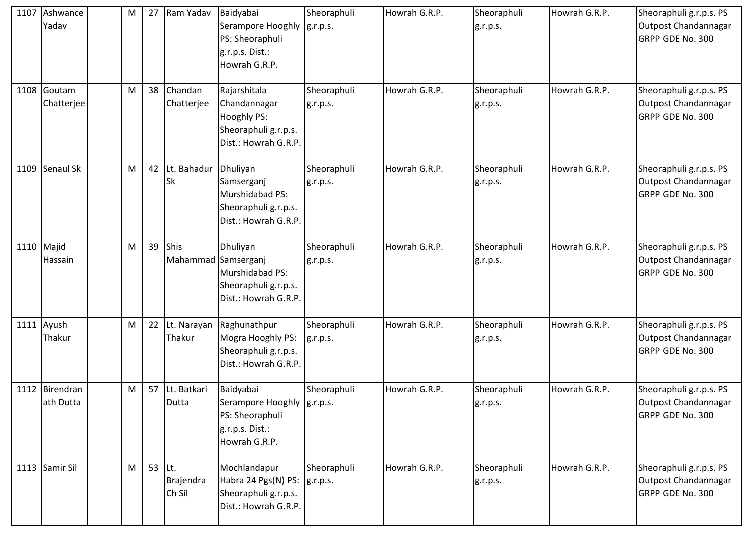| 1107 | Ashwance Yadav | | M | 27 | Ram Yadav | Baidyabai Serampore Hooghly PS: Sheoraphuli g.r.p.s. Dist.: Howrah G.R.P. | Sheoraphuli g.r.p.s. | Howrah G.R.P. | Sheoraphuli g.r.p.s. | Howrah G.R.P. | Sheoraphuli g.r.p.s. PS Outpost Chandannagar GRPP GDE No. 300 |
|---|---|---|---|---|---|---|---|---|---|---|---|
| 1108 | Goutam Chatterjee | | M | 38 | Chandan Chatterjee | Rajarshitala Chandannagar Hooghly PS: Sheoraphuli g.r.p.s. Dist.: Howrah G.R.P. | Sheoraphuli g.r.p.s. | Howrah G.R.P. | Sheoraphuli g.r.p.s. | Howrah G.R.P. | Sheoraphuli g.r.p.s. PS Outpost Chandannagar GRPP GDE No. 300 |
| 1109 | Senaul Sk | | M | 42 | Lt. Bahadur Sk | Dhuliyan Samserganj Murshidabad PS: Sheoraphuli g.r.p.s. Dist.: Howrah G.R.P. | Sheoraphuli g.r.p.s. | Howrah G.R.P. | Sheoraphuli g.r.p.s. | Howrah G.R.P. | Sheoraphuli g.r.p.s. PS Outpost Chandannagar GRPP GDE No. 300 |
| 1110 | Majid Hassain | | M | 39 | Shis Mahammad | Dhuliyan Samserganj Murshidabad PS: Sheoraphuli g.r.p.s. Dist.: Howrah G.R.P. | Sheoraphuli g.r.p.s. | Howrah G.R.P. | Sheoraphuli g.r.p.s. | Howrah G.R.P. | Sheoraphuli g.r.p.s. PS Outpost Chandannagar GRPP GDE No. 300 |
| 1111 | Ayush Thakur | | M | 22 | Lt. Narayan Thakur | Raghunathpur Mogra Hooghly PS: Sheoraphuli g.r.p.s. Dist.: Howrah G.R.P. | Sheoraphuli g.r.p.s. | Howrah G.R.P. | Sheoraphuli g.r.p.s. | Howrah G.R.P. | Sheoraphuli g.r.p.s. PS Outpost Chandannagar GRPP GDE No. 300 |
| 1112 | Birendranath Dutta | | M | 57 | Lt. Batkari Dutta | Baidyabai Serampore Hooghly PS: Sheoraphuli g.r.p.s. Dist.: Howrah G.R.P. | Sheoraphuli g.r.p.s. | Howrah G.R.P. | Sheoraphuli g.r.p.s. | Howrah G.R.P. | Sheoraphuli g.r.p.s. PS Outpost Chandannagar GRPP GDE No. 300 |
| 1113 | Samir Sil | | M | 53 | Lt. Brajendra Ch Sil | Mochlandapur Habra 24 Pgs(N) PS: Sheoraphuli g.r.p.s. Dist.: Howrah G.R.P. | Sheoraphuli g.r.p.s. | Howrah G.R.P. | Sheoraphuli g.r.p.s. | Howrah G.R.P. | Sheoraphuli g.r.p.s. PS Outpost Chandannagar GRPP GDE No. 300 |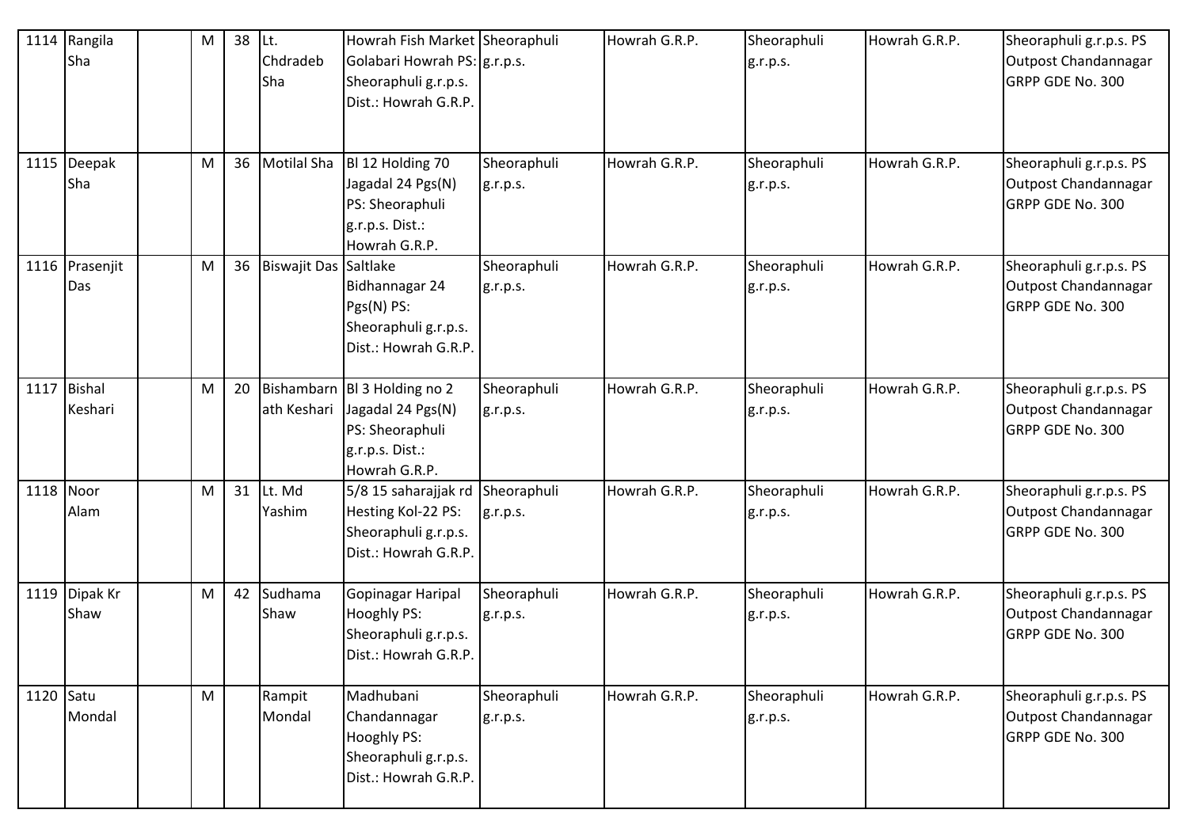| 1114 | Rangila Sha | | M | 38 | Lt. Chdradeb Sha | Howrah Fish Market Golabari Howrah PS: Sheoraphuli g.r.p.s. Dist.: Howrah G.R.P. | Sheoraphuli g.r.p.s. | Howrah G.R.P. | Sheoraphuli g.r.p.s. | Howrah G.R.P. | Sheoraphuli g.r.p.s. PS Outpost Chandannagar GRPP GDE No. 300 |
|---|---|---|---|---|---|---|---|---|---|---|---|
| 1115 | Deepak Sha | | M | 36 | Motilal Sha | Bl 12 Holding 70 Jagadal 24 Pgs(N) PS: Sheoraphuli g.r.p.s. Dist.: Howrah G.R.P. | Sheoraphuli g.r.p.s. | Howrah G.R.P. | Sheoraphuli g.r.p.s. | Howrah G.R.P. | Sheoraphuli g.r.p.s. PS Outpost Chandannagar GRPP GDE No. 300 |
| 1116 | Prasenjit Das | | M | 36 | Biswajit Das | Saltlake Bidhannagar 24 Pgs(N) PS: Sheoraphuli g.r.p.s. Dist.: Howrah G.R.P. | Sheoraphuli g.r.p.s. | Howrah G.R.P. | Sheoraphuli g.r.p.s. | Howrah G.R.P. | Sheoraphuli g.r.p.s. PS Outpost Chandannagar GRPP GDE No. 300 |
| 1117 | Bishal Keshari | | M | 20 | Bishambarnath Keshari | Bl 3 Holding no 2 Jagadal 24 Pgs(N) PS: Sheoraphuli g.r.p.s. Dist.: Howrah G.R.P. | Sheoraphuli g.r.p.s. | Howrah G.R.P. | Sheoraphuli g.r.p.s. | Howrah G.R.P. | Sheoraphuli g.r.p.s. PS Outpost Chandannagar GRPP GDE No. 300 |
| 1118 | Noor Alam | | M | 31 | Lt. Md Yashim | 5/8 15 saharajjak rd Hesting Kol-22 PS: Sheoraphuli g.r.p.s. Dist.: Howrah G.R.P. | Sheoraphuli g.r.p.s. | Howrah G.R.P. | Sheoraphuli g.r.p.s. | Howrah G.R.P. | Sheoraphuli g.r.p.s. PS Outpost Chandannagar GRPP GDE No. 300 |
| 1119 | Dipak Kr Shaw | | M | 42 | Sudhama Shaw | Gopinagar Haripal Hooghly PS: Sheoraphuli g.r.p.s. Dist.: Howrah G.R.P. | Sheoraphuli g.r.p.s. | Howrah G.R.P. | Sheoraphuli g.r.p.s. | Howrah G.R.P. | Sheoraphuli g.r.p.s. PS Outpost Chandannagar GRPP GDE No. 300 |
| 1120 | Satu Mondal | | M | | Rampit Mondal | Madhubani Chandannagar Hooghly PS: Sheoraphuli g.r.p.s. Dist.: Howrah G.R.P. | Sheoraphuli g.r.p.s. | Howrah G.R.P. | Sheoraphuli g.r.p.s. | Howrah G.R.P. | Sheoraphuli g.r.p.s. PS Outpost Chandannagar GRPP GDE No. 300 |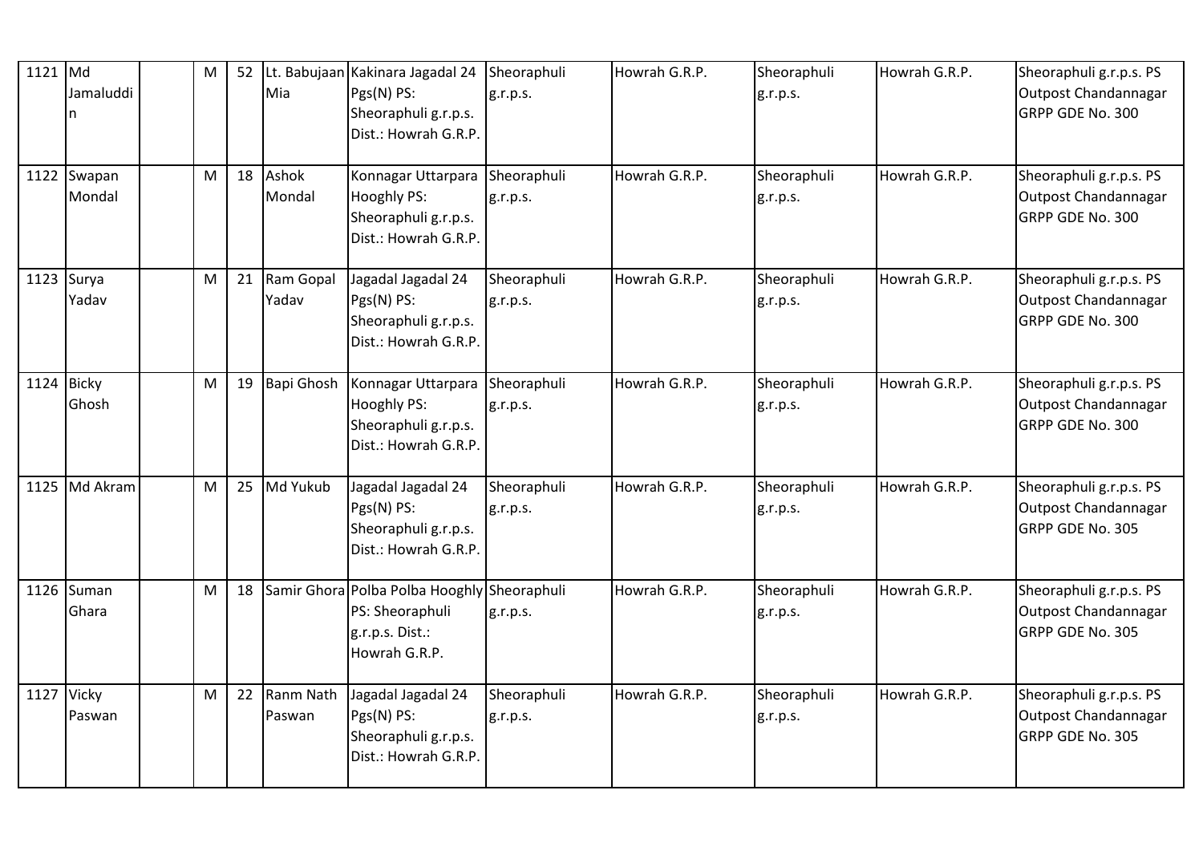| 1121 | Md Jamaluddin | | M | 52 | Lt. Babujaan Mia | Kakinara Jagadal 24 Pgs(N) PS: Sheoraphuli g.r.p.s. Dist.: Howrah G.R.P. | Sheoraphuli g.r.p.s. | Howrah G.R.P. | Sheoraphuli g.r.p.s. | Howrah G.R.P. | Sheoraphuli g.r.p.s. PS Outpost Chandannagar GRPP GDE No. 300 |
|---|---|---|---|---|---|---|---|---|---|---|---|
| 1122 | Swapan Mondal | | M | 18 | Ashok Mondal | Konnagar Uttarpara Hooghly PS: Sheoraphuli g.r.p.s. Dist.: Howrah G.R.P. | Sheoraphuli g.r.p.s. | Howrah G.R.P. | Sheoraphuli g.r.p.s. | Howrah G.R.P. | Sheoraphuli g.r.p.s. PS Outpost Chandannagar GRPP GDE No. 300 |
| 1123 | Surya Yadav | | M | 21 | Ram Gopal Yadav | Jagadal Jagadal 24 Pgs(N) PS: Sheoraphuli g.r.p.s. Dist.: Howrah G.R.P. | Sheoraphuli g.r.p.s. | Howrah G.R.P. | Sheoraphuli g.r.p.s. | Howrah G.R.P. | Sheoraphuli g.r.p.s. PS Outpost Chandannagar GRPP GDE No. 300 |
| 1124 | Bicky Ghosh | | M | 19 | Bapi Ghosh | Konnagar Uttarpara Hooghly PS: Sheoraphuli g.r.p.s. Dist.: Howrah G.R.P. | Sheoraphuli g.r.p.s. | Howrah G.R.P. | Sheoraphuli g.r.p.s. | Howrah G.R.P. | Sheoraphuli g.r.p.s. PS Outpost Chandannagar GRPP GDE No. 300 |
| 1125 | Md Akram | | M | 25 | Md Yukub | Jagadal Jagadal 24 Pgs(N) PS: Sheoraphuli g.r.p.s. Dist.: Howrah G.R.P. | Sheoraphuli g.r.p.s. | Howrah G.R.P. | Sheoraphuli g.r.p.s. | Howrah G.R.P. | Sheoraphuli g.r.p.s. PS Outpost Chandannagar GRPP GDE No. 305 |
| 1126 | Suman Ghara | | M | 18 | Samir Ghora | Polba Polba Hooghly PS: Sheoraphuli g.r.p.s. Dist.: Howrah G.R.P. | Sheoraphuli g.r.p.s. | Howrah G.R.P. | Sheoraphuli g.r.p.s. | Howrah G.R.P. | Sheoraphuli g.r.p.s. PS Outpost Chandannagar GRPP GDE No. 305 |
| 1127 | Vicky Paswan | | M | 22 | Ranm Nath Paswan | Jagadal Jagadal 24 Pgs(N) PS: Sheoraphuli g.r.p.s. Dist.: Howrah G.R.P. | Sheoraphuli g.r.p.s. | Howrah G.R.P. | Sheoraphuli g.r.p.s. | Howrah G.R.P. | Sheoraphuli g.r.p.s. PS Outpost Chandannagar GRPP GDE No. 305 |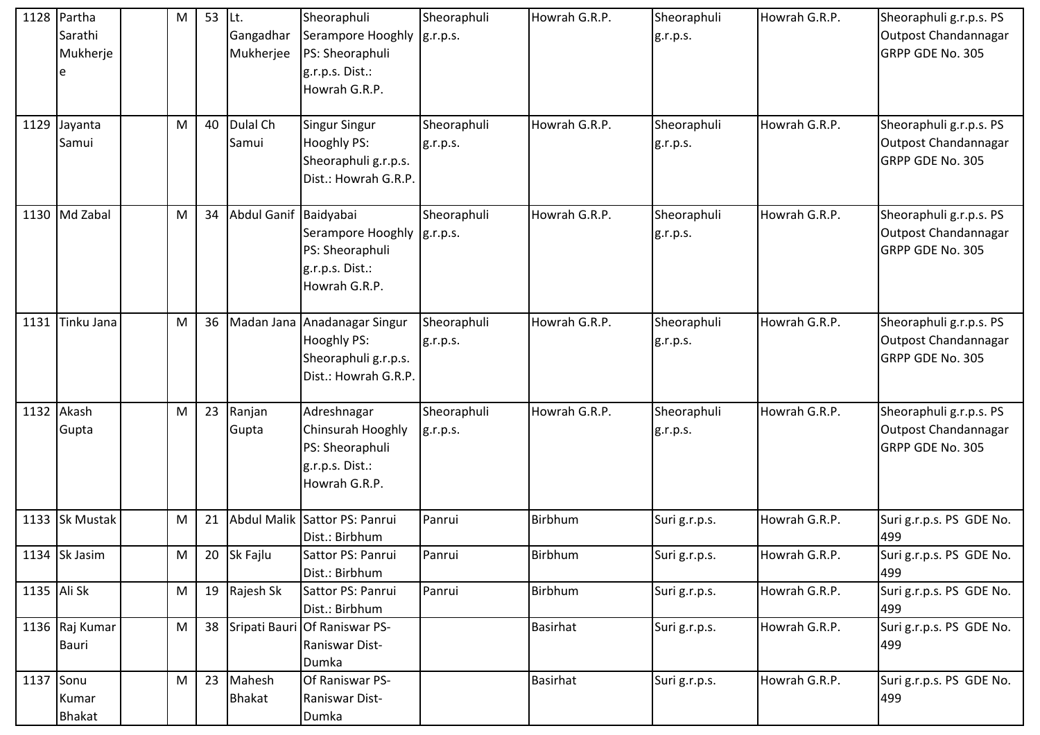| | | | | | | | | | | | |
|---|---|---|---|---|---|---|---|---|---|---|---|
| 1128 | Partha Sarathi Mukherjee | | M | 53 | Lt. Gangadhar Mukherjee | Sheoraphuli Serampore Hooghly PS: Sheoraphuli g.r.p.s. Dist.: Howrah G.R.P. | Sheoraphuli g.r.p.s. | Howrah G.R.P. | Sheoraphuli g.r.p.s. | Howrah G.R.P. | Sheoraphuli g.r.p.s. PS Outpost Chandannagar GRPP GDE No. 305 |
| 1129 | Jayanta Samui | | M | 40 | Dulal Ch Samui | Singur Singur Hooghly PS: Sheoraphuli g.r.p.s. Dist.: Howrah G.R.P. | Sheoraphuli g.r.p.s. | Howrah G.R.P. | Sheoraphuli g.r.p.s. | Howrah G.R.P. | Sheoraphuli g.r.p.s. PS Outpost Chandannagar GRPP GDE No. 305 |
| 1130 | Md Zabal | | M | 34 | Abdul Ganif | Baidyabai Serampore Hooghly PS: Sheoraphuli g.r.p.s. Dist.: Howrah G.R.P. | Sheoraphuli g.r.p.s. | Howrah G.R.P. | Sheoraphuli g.r.p.s. | Howrah G.R.P. | Sheoraphuli g.r.p.s. PS Outpost Chandannagar GRPP GDE No. 305 |
| 1131 | Tinku Jana | | M | 36 | Madan Jana | Anadanagar Singur Hooghly PS: Sheoraphuli g.r.p.s. Dist.: Howrah G.R.P. | Sheoraphuli g.r.p.s. | Howrah G.R.P. | Sheoraphuli g.r.p.s. | Howrah G.R.P. | Sheoraphuli g.r.p.s. PS Outpost Chandannagar GRPP GDE No. 305 |
| 1132 | Akash Gupta | | M | 23 | Ranjan Gupta | Adreshnagar Chinsurah Hooghly PS: Sheoraphuli g.r.p.s. Dist.: Howrah G.R.P. | Sheoraphuli g.r.p.s. | Howrah G.R.P. | Sheoraphuli g.r.p.s. | Howrah G.R.P. | Sheoraphuli g.r.p.s. PS Outpost Chandannagar GRPP GDE No. 305 |
| 1133 | Sk Mustak | | M | 21 | Abdul Malik | Sattor PS: Panrui Dist.: Birbhum | Panrui | Birbhum | Suri g.r.p.s. | Howrah G.R.P. | Suri g.r.p.s. PS GDE No. 499 |
| 1134 | Sk Jasim | | M | 20 | Sk Fajlu | Sattor PS: Panrui Dist.: Birbhum | Panrui | Birbhum | Suri g.r.p.s. | Howrah G.R.P. | Suri g.r.p.s. PS GDE No. 499 |
| 1135 | Ali Sk | | M | 19 | Rajesh Sk | Sattor PS: Panrui Dist.: Birbhum | Panrui | Birbhum | Suri g.r.p.s. | Howrah G.R.P. | Suri g.r.p.s. PS GDE No. 499 |
| 1136 | Raj Kumar Bauri | | M | 38 | Sripati Bauri | Of Raniswar PS-Raniswar Dist-Dumka | | Basirhat | Suri g.r.p.s. | Howrah G.R.P. | Suri g.r.p.s. PS GDE No. 499 |
| 1137 | Sonu Kumar Bhakat | | M | 23 | Mahesh Bhakat | Of Raniswar PS-Raniswar Dist-Dumka | | Basirhat | Suri g.r.p.s. | Howrah G.R.P. | Suri g.r.p.s. PS GDE No. 499 |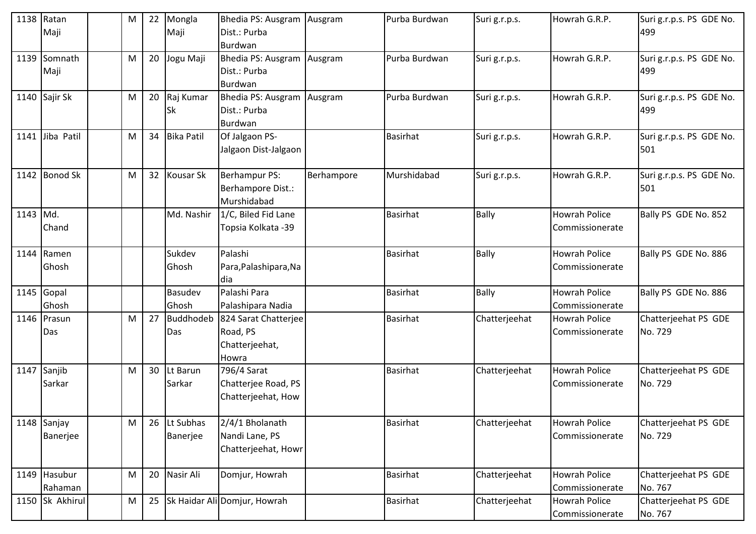| 1138 | Ratan Maji | | M | 22 | Mongla Maji | Bhedia PS: Ausgram Dist.: Purba Burdwan | Ausgram | Purba Burdwan | Suri g.r.p.s. | Howrah G.R.P. | Suri g.r.p.s. PS GDE No. 499 |
|---|---|---|---|---|---|---|---|---|---|---|---|
| 1139 | Somnath Maji | | M | 20 | Jogu Maji | Bhedia PS: Ausgram Dist.: Purba Burdwan | Ausgram | Purba Burdwan | Suri g.r.p.s. | Howrah G.R.P. | Suri g.r.p.s. PS GDE No. 499 |
| 1140 | Sajir Sk | | M | 20 | Raj Kumar Sk | Bhedia PS: Ausgram Dist.: Purba Burdwan | Ausgram | Purba Burdwan | Suri g.r.p.s. | Howrah G.R.P. | Suri g.r.p.s. PS GDE No. 499 |
| 1141 | Jiba Patil | | M | 34 | Bika Patil | Of Jalgaon PS-Jalgaon Dist-Jalgaon | | Basirhat | Suri g.r.p.s. | Howrah G.R.P. | Suri g.r.p.s. PS GDE No. 501 |
| 1142 | Bonod Sk | | M | 32 | Kousar Sk | Berhampur PS: Berhampore Dist.: Murshidabad | Berhampore | Murshidabad | Suri g.r.p.s. | Howrah G.R.P. | Suri g.r.p.s. PS GDE No. 501 |
| 1143 | Md. Chand | | | | Md. Nashir | 1/C, Biled Fid Lane Topsia Kolkata -39 | | Basirhat | Bally | Howrah Police Commissionerate | Bally PS GDE No. 852 |
| 1144 | Ramen Ghosh | | | | Sukdev Ghosh | Palashi Para,Palashipara,Nadia | | Basirhat | Bally | Howrah Police Commissionerate | Bally PS GDE No. 886 |
| 1145 | Gopal Ghosh | | | | Basudev Ghosh | Palashi Para Palashipara Nadia | | Basirhat | Bally | Howrah Police Commissionerate | Bally PS GDE No. 886 |
| 1146 | Prasun Das | | M | 27 | Buddhodeb Das | 824 Sarat Chatterjee Road, PS Chatterjeehat, Howra | | Basirhat | Chatterjeehat | Howrah Police Commissionerate | Chatterjeehat PS GDE No. 729 |
| 1147 | Sanjib Sarkar | | M | 30 | Lt Barun Sarkar | 796/4 Sarat Chatterjee Road, PS Chatterjeehat, How | | Basirhat | Chatterjeehat | Howrah Police Commissionerate | Chatterjeehat PS GDE No. 729 |
| 1148 | Sanjay Banerjee | | M | 26 | Lt Subhas Banerjee | 2/4/1 Bholanath Nandi Lane, PS Chatterjeehat, Howr | | Basirhat | Chatterjeehat | Howrah Police Commissionerate | Chatterjeehat PS GDE No. 729 |
| 1149 | Hasubur Rahaman | | M | 20 | Nasir Ali | Domjur, Howrah | | Basirhat | Chatterjeehat | Howrah Police Commissionerate | Chatterjeehat PS GDE No. 767 |
| 1150 | Sk Akhirul | | M | 25 | Sk Haidar Ali | Domjur, Howrah | | Basirhat | Chatterjeehat | Howrah Police Commissionerate | Chatterjeehat PS GDE No. 767 |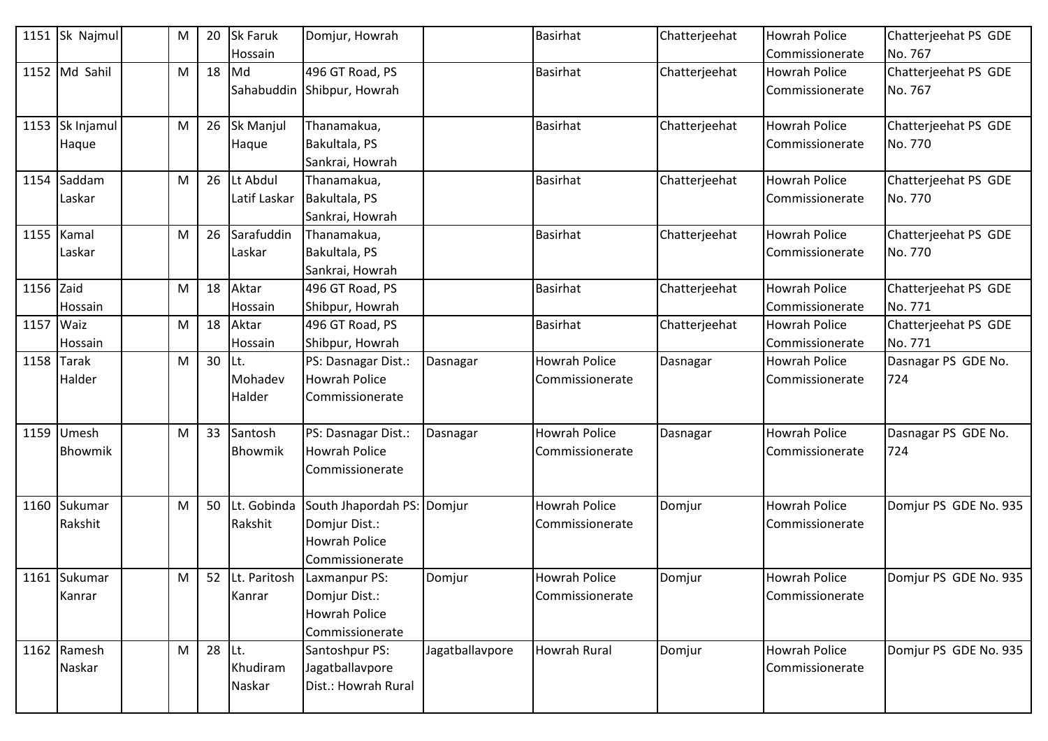| 1151 | Sk Najmul | | M | 20 | Sk Faruk Hossain | Domjur, Howrah | | Basirhat | Chatterjeehat | Howrah Police Commissionerate | Chatterjeehat PS GDE No. 767 |
|---|---|---|---|---|---|---|---|---|---|---|---|
| 1152 | Md Sahil | | M | 18 | Md Sahabuddin | 496 GT Road, PS Shibpur, Howrah | | Basirhat | Chatterjeehat | Howrah Police Commissionerate | Chatterjeehat PS GDE No. 767 |
| 1153 | Sk Injamul Haque | | M | 26 | Sk Manjul Haque | Thanamakua, Bakultala, PS Sankrai, Howrah | | Basirhat | Chatterjeehat | Howrah Police Commissionerate | Chatterjeehat PS GDE No. 770 |
| 1154 | Saddam Laskar | | M | 26 | Lt Abdul Latif Laskar | Thanamakua, Bakultala, PS Sankrai, Howrah | | Basirhat | Chatterjeehat | Howrah Police Commissionerate | Chatterjeehat PS GDE No. 770 |
| 1155 | Kamal Laskar | | M | 26 | Sarafuddin Laskar | Thanamakua, Bakultala, PS Sankrai, Howrah | | Basirhat | Chatterjeehat | Howrah Police Commissionerate | Chatterjeehat PS GDE No. 770 |
| 1156 | Zaid Hossain | | M | 18 | Aktar Hossain | 496 GT Road, PS Shibpur, Howrah | | Basirhat | Chatterjeehat | Howrah Police Commissionerate | Chatterjeehat PS GDE No. 771 |
| 1157 | Waiz Hossain | | M | 18 | Aktar Hossain | 496 GT Road, PS Shibpur, Howrah | | Basirhat | Chatterjeehat | Howrah Police Commissionerate | Chatterjeehat PS GDE No. 771 |
| 1158 | Tarak Halder | | M | 30 | Lt. Mohadev Halder | PS: Dasnagar Dist.: Howrah Police Commissionerate | Dasnagar | Howrah Police Commissionerate | Dasnagar | Howrah Police Commissionerate | Dasnagar PS GDE No. 724 |
| 1159 | Umesh Bhowmik | | M | 33 | Santosh Bhowmik | PS: Dasnagar Dist.: Howrah Police Commissionerate | Dasnagar | Howrah Police Commissionerate | Dasnagar | Howrah Police Commissionerate | Dasnagar PS GDE No. 724 |
| 1160 | Sukumar Rakshit | | M | 50 | Lt. Gobinda Rakshit | South Jhapordah PS: Domjur Dist.: Howrah Police Commissionerate | Domjur | Howrah Police Commissionerate | Domjur | Howrah Police Commissionerate | Domjur PS GDE No. 935 |
| 1161 | Sukumar Kanrar | | M | 52 | Lt. Paritosh Kanrar | Laxmanpur PS: Domjur Dist.: Howrah Police Commissionerate | Domjur | Howrah Police Commissionerate | Domjur | Howrah Police Commissionerate | Domjur PS GDE No. 935 |
| 1162 | Ramesh Naskar | | M | 28 | Lt. Khudiram Naskar | Santoshpur PS: Jagatballavpore Dist.: Howrah Rural | Jagatballavpore | Howrah Rural | Domjur | Howrah Police Commissionerate | Domjur PS GDE No. 935 |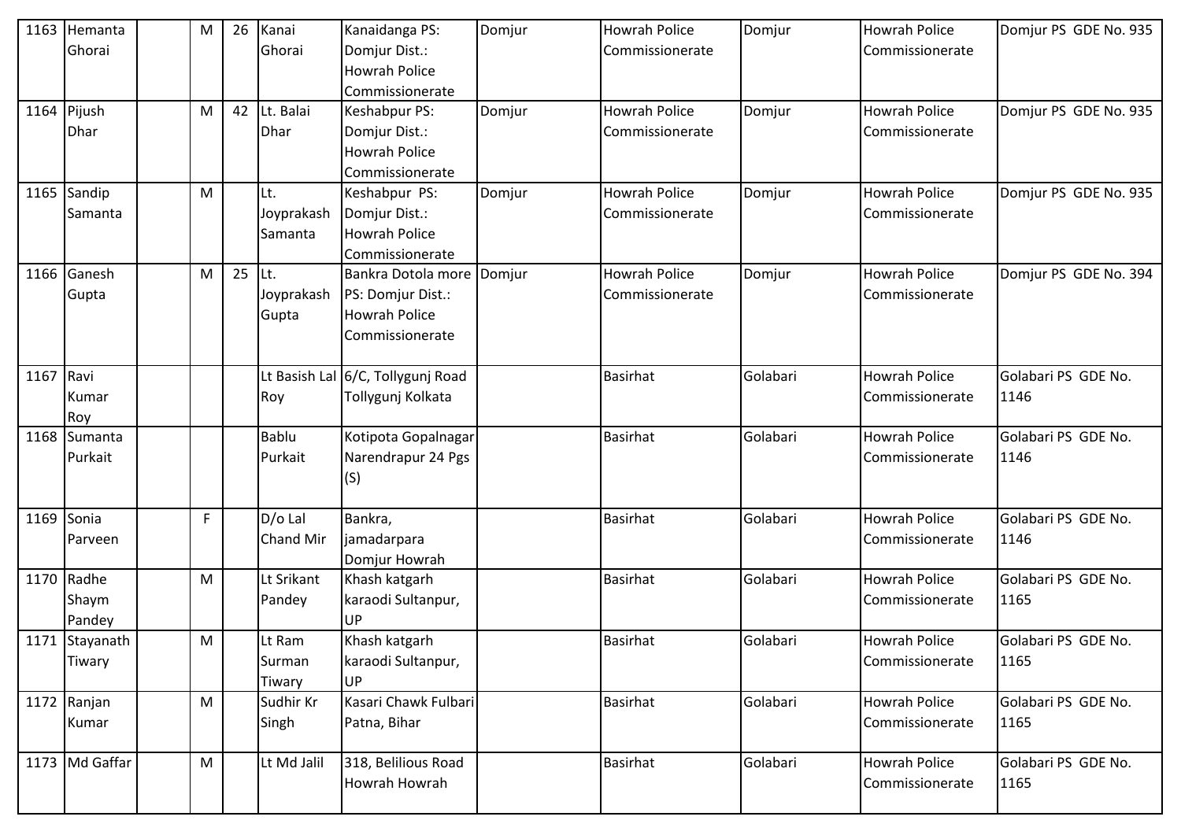| 1163 | Hemanta Ghorai | | M | 26 | Kanai Ghorai | Kanaidanga PS: Domjur Dist.: Howrah Police Commissionerate | Domjur | Howrah Police Commissionerate | Domjur | Howrah Police Commissionerate | Domjur PS GDE No. 935 |
|---|---|---|---|---|---|---|---|---|---|---|---|
| 1164 | Pijush Dhar | | M | 42 | Lt. Balai Dhar | Keshabpur PS: Domjur Dist.: Howrah Police Commissionerate | Domjur | Howrah Police Commissionerate | Domjur | Howrah Police Commissionerate | Domjur PS GDE No. 935 |
| 1165 | Sandip Samanta | | M | | Lt. Joyprakash Samanta | Keshabpur PS: Domjur Dist.: Howrah Police Commissionerate | Domjur | Howrah Police Commissionerate | Domjur | Howrah Police Commissionerate | Domjur PS GDE No. 935 |
| 1166 | Ganesh Gupta | | M | 25 | Lt. Joyprakash Gupta | Bankra Dotola more PS: Domjur Dist.: Howrah Police Commissionerate | Domjur | Howrah Police Commissionerate | Domjur | Howrah Police Commissionerate | Domjur PS GDE No. 394 |
| 1167 | Ravi Kumar Roy | | | | Lt Basish Lal Roy | 6/C, Tollygunj Road Tollygunj Kolkata | | Basirhat | Golabari | Howrah Police Commissionerate | Golabari PS GDE No. 1146 |
| 1168 | Sumanta Purkait | | | | Bablu Purkait | Kotipota Gopalnagar Narendrapur 24 Pgs (S) | | Basirhat | Golabari | Howrah Police Commissionerate | Golabari PS GDE No. 1146 |
| 1169 | Sonia Parveen | | F | | D/o Lal Chand Mir | Bankra, jamadarpara Domjur Howrah | | Basirhat | Golabari | Howrah Police Commissionerate | Golabari PS GDE No. 1146 |
| 1170 | Radhe Shaym Pandey | | M | | Lt Srikant Pandey | Khash katgarh karaodi Sultanpur, UP | | Basirhat | Golabari | Howrah Police Commissionerate | Golabari PS GDE No. 1165 |
| 1171 | Stayanath Tiwary | | M | | Lt Ram Surman Tiwary | Khash katgarh karaodi Sultanpur, UP | | Basirhat | Golabari | Howrah Police Commissionerate | Golabari PS GDE No. 1165 |
| 1172 | Ranjan Kumar | | M | | Sudhir Kr Singh | Kasari Chawk Fulbari Patna, Bihar | | Basirhat | Golabari | Howrah Police Commissionerate | Golabari PS GDE No. 1165 |
| 1173 | Md Gaffar | | M | | Lt Md Jalil | 318, Belilious Road Howrah Howrah | | Basirhat | Golabari | Howrah Police Commissionerate | Golabari PS GDE No. 1165 |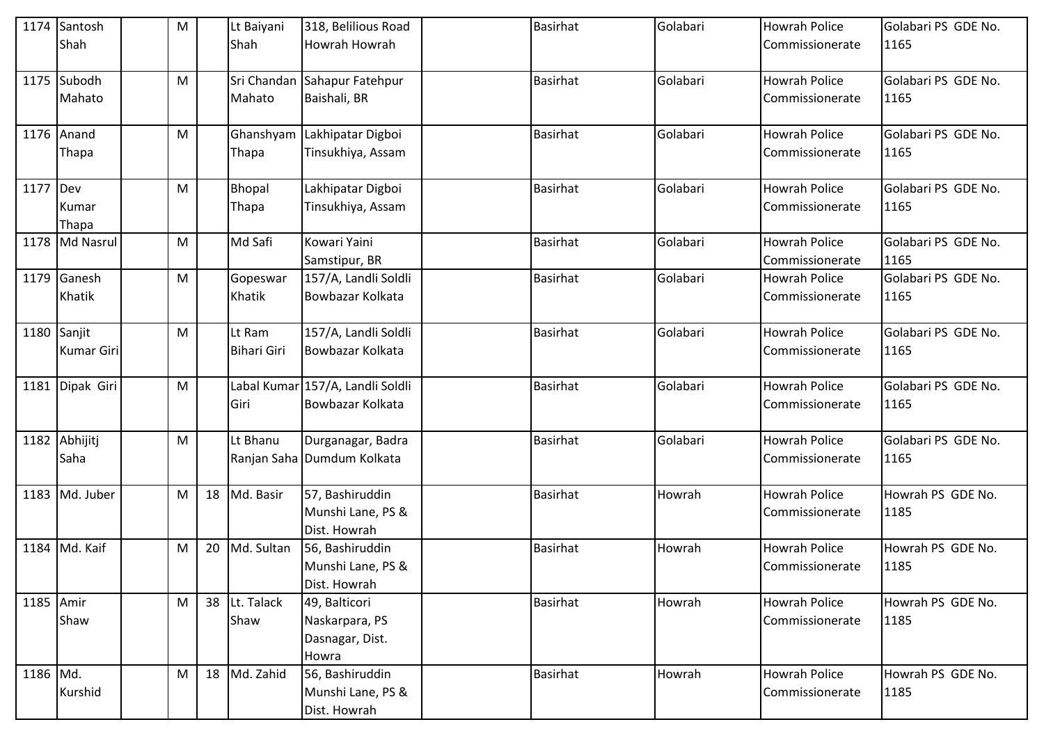| 1174 | Santosh Shah | | M | | Lt Baiyani Shah | 318, Belilious Road Howrah Howrah | | Basirhat | Golabari | Howrah Police Commissionerate | Golabari PS GDE No. 1165 |
|---|---|---|---|---|---|---|---|---|---|---|---|
| 1175 | Subodh Mahato | | M | | Sri Chandan Mahato | Sahapur Fatehpur Baishali, BR | | Basirhat | Golabari | Howrah Police Commissionerate | Golabari PS GDE No. 1165 |
| 1176 | Anand Thapa | | M | | Ghanshyam Thapa | Lakhipatar Digboi Tinsukhiya, Assam | | Basirhat | Golabari | Howrah Police Commissionerate | Golabari PS GDE No. 1165 |
| 1177 | Dev Kumar Thapa | | M | | Bhopal Thapa | Lakhipatar Digboi Tinsukhiya, Assam | | Basirhat | Golabari | Howrah Police Commissionerate | Golabari PS GDE No. 1165 |
| 1178 | Md Nasrul | | M | | Md Safi | Kowari Yaini Samstipur, BR | | Basirhat | Golabari | Howrah Police Commissionerate | Golabari PS GDE No. 1165 |
| 1179 | Ganesh Khatik | | M | | Gopeswar Khatik | 157/A, Landli Soldli Bowbazar Kolkata | | Basirhat | Golabari | Howrah Police Commissionerate | Golabari PS GDE No. 1165 |
| 1180 | Sanjit Kumar Giri | | M | | Lt Ram Bihari Giri | 157/A, Landli Soldli Bowbazar Kolkata | | Basirhat | Golabari | Howrah Police Commissionerate | Golabari PS GDE No. 1165 |
| 1181 | Dipak Giri | | M | | Labal Kumar Giri | 157/A, Landli Soldli Bowbazar Kolkata | | Basirhat | Golabari | Howrah Police Commissionerate | Golabari PS GDE No. 1165 |
| 1182 | Abhijitj Saha | | M | | Lt Bhanu Ranjan Saha | Durganagar, Badra Dumdum Kolkata | | Basirhat | Golabari | Howrah Police Commissionerate | Golabari PS GDE No. 1165 |
| 1183 | Md. Juber | | M | 18 | Md. Basir | 57, Bashiruddin Munshi Lane, PS & Dist. Howrah | | Basirhat | Howrah | Howrah Police Commissionerate | Howrah PS GDE No. 1185 |
| 1184 | Md. Kaif | | M | 20 | Md. Sultan | 56, Bashiruddin Munshi Lane, PS & Dist. Howrah | | Basirhat | Howrah | Howrah Police Commissionerate | Howrah PS GDE No. 1185 |
| 1185 | Amir Shaw | | M | 38 | Lt. Talack Shaw | 49, Balticori Naskarpara, PS Dasnagar, Dist. Howra | | Basirhat | Howrah | Howrah Police Commissionerate | Howrah PS GDE No. 1185 |
| 1186 | Md. Kurshid | | M | 18 | Md. Zahid | 56, Bashiruddin Munshi Lane, PS & Dist. Howrah | | Basirhat | Howrah | Howrah Police Commissionerate | Howrah PS GDE No. 1185 |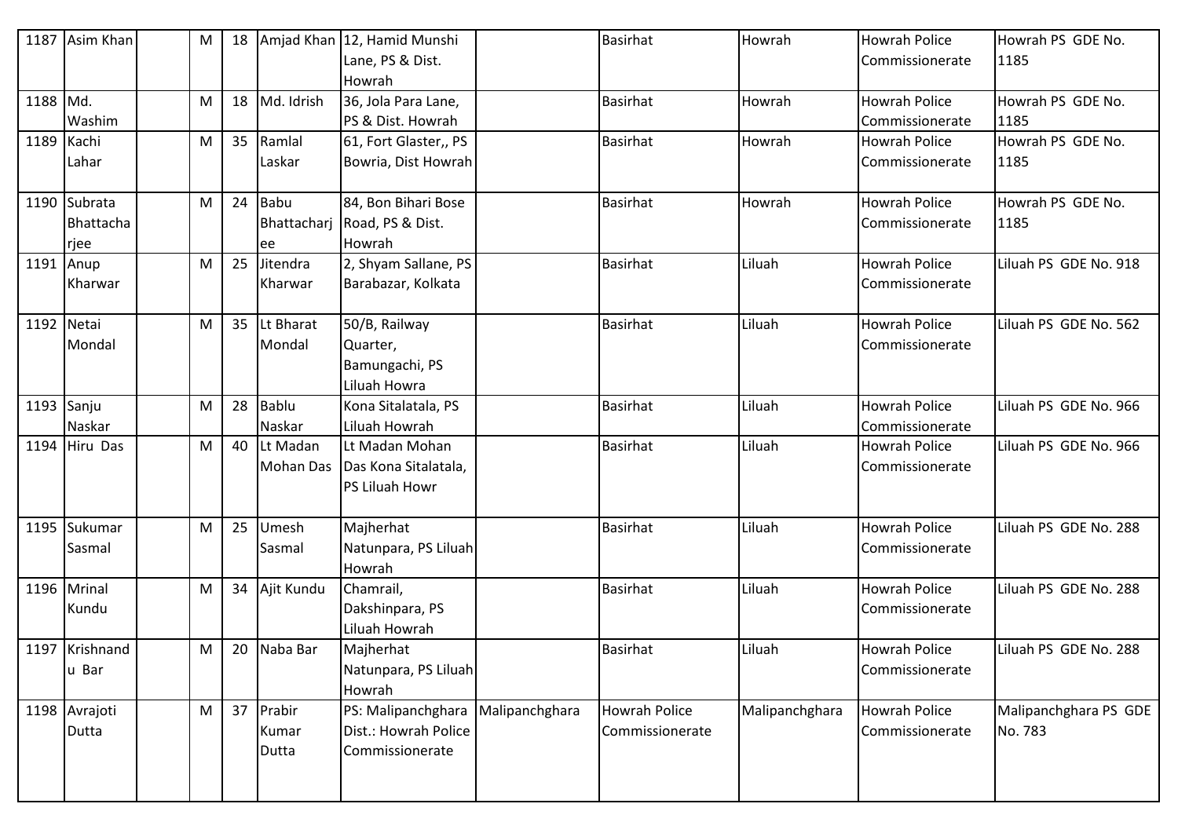| 1187 | Asim Khan | | M | 18 | Amjad Khan | 12, Hamid Munshi Lane, PS & Dist. Howrah | | Basirhat | Howrah | Howrah Police Commissionerate | Howrah PS GDE No. 1185 |
|---|---|---|---|---|---|---|---|---|---|---|---|
| 1188 | Md. Washim | | M | 18 | Md. Idrish | 36, Jola Para Lane, PS & Dist. Howrah | | Basirhat | Howrah | Howrah Police Commissionerate | Howrah PS GDE No. 1185 |
| 1189 | Kachi Lahar | | M | 35 | Ramlal Laskar | 61, Fort Glaster,, PS Bowria, Dist Howrah | | Basirhat | Howrah | Howrah Police Commissionerate | Howrah PS GDE No. 1185 |
| 1190 | Subrata Bhattacharjee | | M | 24 | Babu Bhattacharjee | 84, Bon Bihari Bose Road, PS & Dist. Howrah | | Basirhat | Howrah | Howrah Police Commissionerate | Howrah PS GDE No. 1185 |
| 1191 | Anup Kharwar | | M | 25 | Jitendra Kharwar | 2, Shyam Sallane, PS Barabazar, Kolkata | | Basirhat | Liluah | Howrah Police Commissionerate | Liluah PS GDE No. 918 |
| 1192 | Netai Mondal | | M | 35 | Lt Bharat Mondal | 50/B, Railway Quarter, Bamungachi, PS Liluah Howra | | Basirhat | Liluah | Howrah Police Commissionerate | Liluah PS GDE No. 562 |
| 1193 | Sanju Naskar | | M | 28 | Bablu Naskar | Kona Sitalatala, PS Liluah Howrah | | Basirhat | Liluah | Howrah Police Commissionerate | Liluah PS GDE No. 966 |
| 1194 | Hiru Das | | M | 40 | Lt Madan Mohan Das | Lt Madan Mohan Das Kona Sitalatala, PS Liluah Howr | | Basirhat | Liluah | Howrah Police Commissionerate | Liluah PS GDE No. 966 |
| 1195 | Sukumar Sasmal | | M | 25 | Umesh Sasmal | Majherhat Natunpara, PS Liluah Howrah | | Basirhat | Liluah | Howrah Police Commissionerate | Liluah PS GDE No. 288 |
| 1196 | Mrinal Kundu | | M | 34 | Ajit Kundu | Chamrail, Dakshinpara, PS Liluah Howrah | | Basirhat | Liluah | Howrah Police Commissionerate | Liluah PS GDE No. 288 |
| 1197 | Krishnandu Bar | | M | 20 | Naba Bar | Majherhat Natunpara, PS Liluah Howrah | | Basirhat | Liluah | Howrah Police Commissionerate | Liluah PS GDE No. 288 |
| 1198 | Avrajoti Dutta | | M | 37 | Prabir Kumar Dutta | PS: Malipanchghara Dist.: Howrah Police Commissionerate | Malipanchghara | Howrah Police Commissionerate | Malipanchghara | Howrah Police Commissionerate | Malipanchghara PS GDE No. 783 |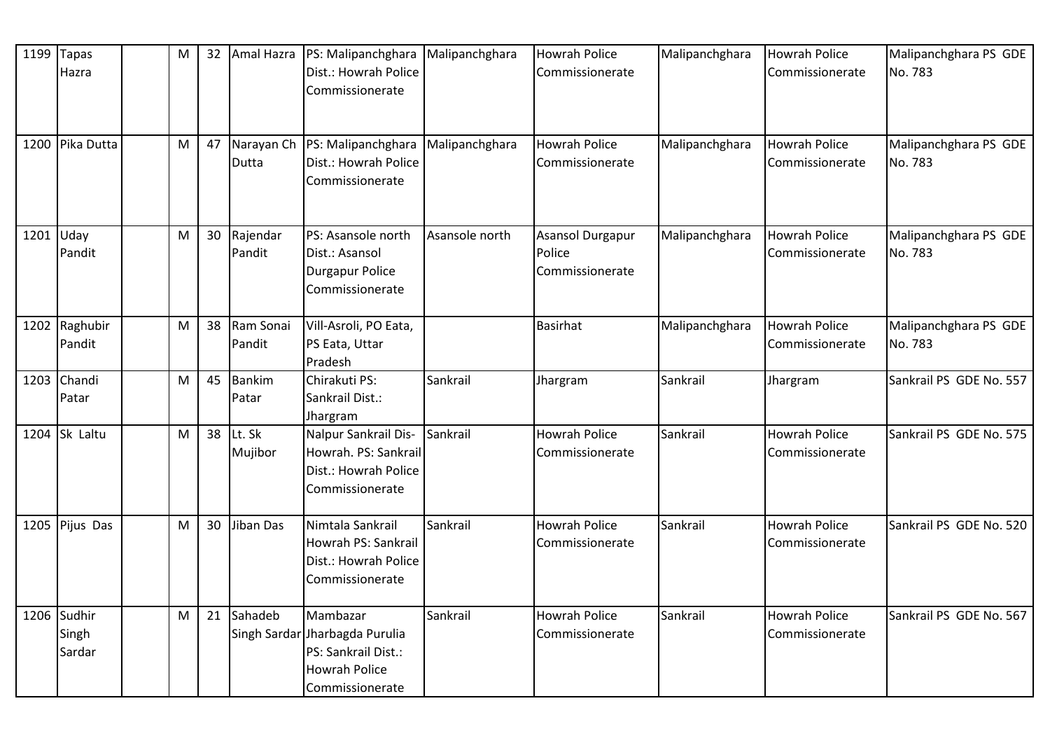| | | | | | | | | | | | |
|---|---|---|---|---|---|---|---|---|---|---|---|
| 1199 | Tapas Hazra | | M | 32 | Amal Hazra | PS: Malipanchghara Dist.: Howrah Police Commissionerate | Malipanchghara | Howrah Police Commissionerate | Malipanchghara | Howrah Police Commissionerate | Malipanchghara PS GDE No. 783 |
| 1200 | Pika Dutta | | M | 47 | Narayan Ch Dutta | PS: Malipanchghara Dist.: Howrah Police Commissionerate | Malipanchghara | Howrah Police Commissionerate | Malipanchghara | Howrah Police Commissionerate | Malipanchghara PS GDE No. 783 |
| 1201 | Uday Pandit | | M | 30 | Rajendar Pandit | PS: Asansole north Dist.: Asansol Durgapur Police Commissionerate | Asansole north | Asansol Durgapur Police Commissionerate | Malipanchghara | Howrah Police Commissionerate | Malipanchghara PS GDE No. 783 |
| 1202 | Raghubir Pandit | | M | 38 | Ram Sonai Pandit | Vill-Asroli, PO Eata, PS Eata, Uttar Pradesh | | Basirhat | Malipanchghara | Howrah Police Commissionerate | Malipanchghara PS GDE No. 783 |
| 1203 | Chandi Patar | | M | 45 | Bankim Patar | Chirakuti PS: Sankrail Dist.: Jhargram | Sankrail | Jhargram | Sankrail | Jhargram | Sankrail PS GDE No. 557 |
| 1204 | Sk Laltu | | M | 38 | Lt. Sk Mujibor | Nalpur Sankrail Dis-Howrah. PS: Sankrail Dist.: Howrah Police Commissionerate | Sankrail | Howrah Police Commissionerate | Sankrail | Howrah Police Commissionerate | Sankrail PS GDE No. 575 |
| 1205 | Pijus Das | | M | 30 | Jiban Das | Nimtala Sankrail Howrah PS: Sankrail Dist.: Howrah Police Commissionerate | Sankrail | Howrah Police Commissionerate | Sankrail | Howrah Police Commissionerate | Sankrail PS GDE No. 520 |
| 1206 | Sudhir Singh Sardar | | M | 21 | Sahadeb Singh Sardar | Mambazar Jharbagda Purulia PS: Sankrail Dist.: Howrah Police Commissionerate | Sankrail | Howrah Police Commissionerate | Sankrail | Howrah Police Commissionerate | Sankrail PS GDE No. 567 |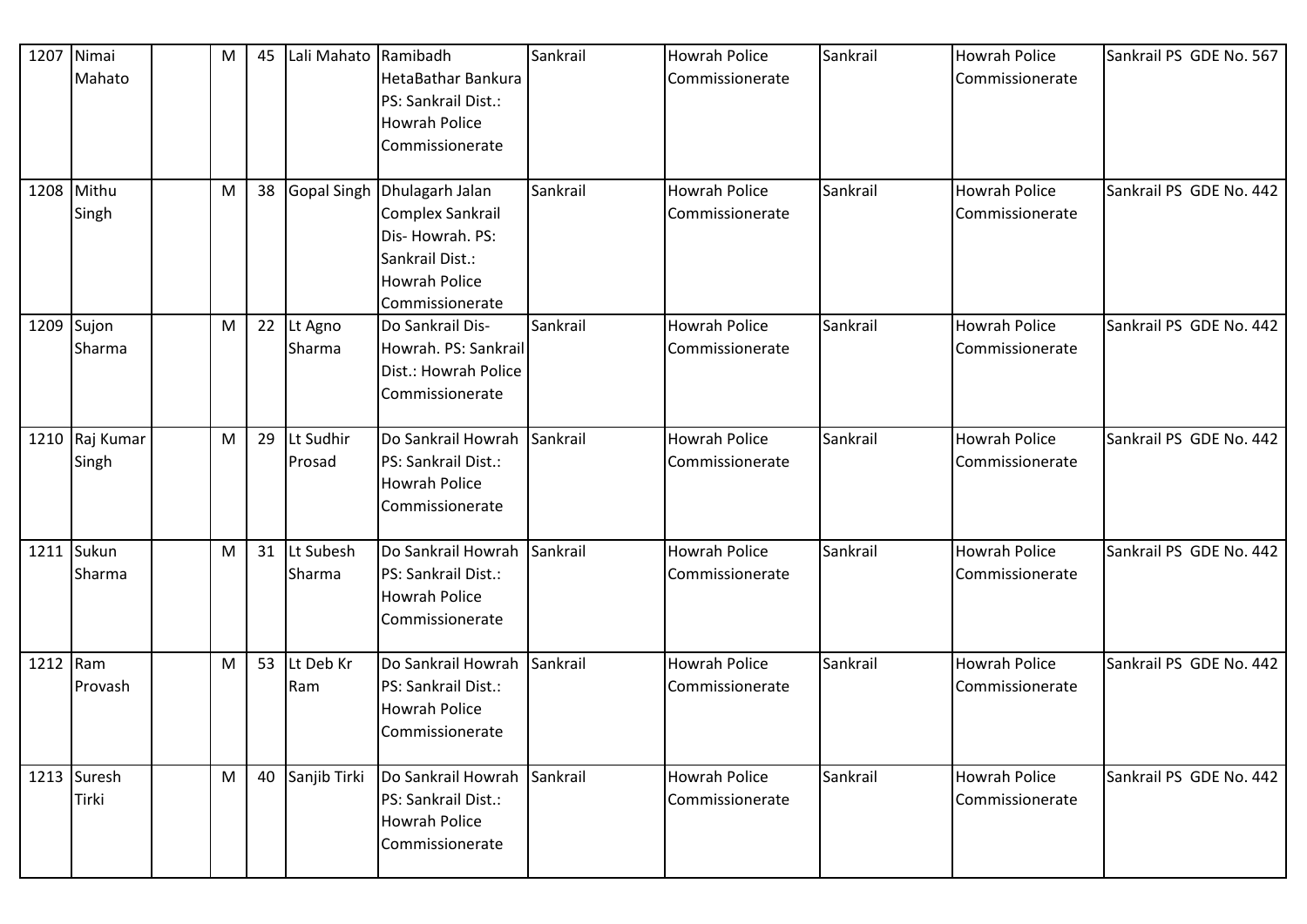| | | | | | | | | | | | |
|---|---|---|---|---|---|---|---|---|---|---|---|
| 1207 | Nimai Mahato | | M | 45 | Lali Mahato | Ramibadh HetaBathar Bankura PS: Sankrail Dist.: Howrah Police Commissionerate | Sankrail | Howrah Police Commissionerate | Sankrail | Howrah Police Commissionerate | Sankrail PS GDE No. 567 |
| 1208 | Mithu Singh | | M | 38 | Gopal Singh | Dhulagarh Jalan Complex Sankrail Dis- Howrah. PS: Sankrail Dist.: Howrah Police Commissionerate | Sankrail | Howrah Police Commissionerate | Sankrail | Howrah Police Commissionerate | Sankrail PS GDE No. 442 |
| 1209 | Sujon Sharma | | M | 22 | Lt Agno Sharma | Do Sankrail Dis- Howrah. PS: Sankrail Dist.: Howrah Police Commissionerate | Sankrail | Howrah Police Commissionerate | Sankrail | Howrah Police Commissionerate | Sankrail PS GDE No. 442 |
| 1210 | Raj Kumar Singh | | M | 29 | Lt Sudhir Prosad | Do Sankrail Howrah PS: Sankrail Dist.: Howrah Police Commissionerate | Sankrail | Howrah Police Commissionerate | Sankrail | Howrah Police Commissionerate | Sankrail PS GDE No. 442 |
| 1211 | Sukun Sharma | | M | 31 | Lt Subesh Sharma | Do Sankrail Howrah PS: Sankrail Dist.: Howrah Police Commissionerate | Sankrail | Howrah Police Commissionerate | Sankrail | Howrah Police Commissionerate | Sankrail PS GDE No. 442 |
| 1212 | Ram Provash | | M | 53 | Lt Deb Kr Ram | Do Sankrail Howrah PS: Sankrail Dist.: Howrah Police Commissionerate | Sankrail | Howrah Police Commissionerate | Sankrail | Howrah Police Commissionerate | Sankrail PS GDE No. 442 |
| 1213 | Suresh Tirki | | M | 40 | Sanjib Tirki | Do Sankrail Howrah PS: Sankrail Dist.: Howrah Police Commissionerate | Sankrail | Howrah Police Commissionerate | Sankrail | Howrah Police Commissionerate | Sankrail PS GDE No. 442 |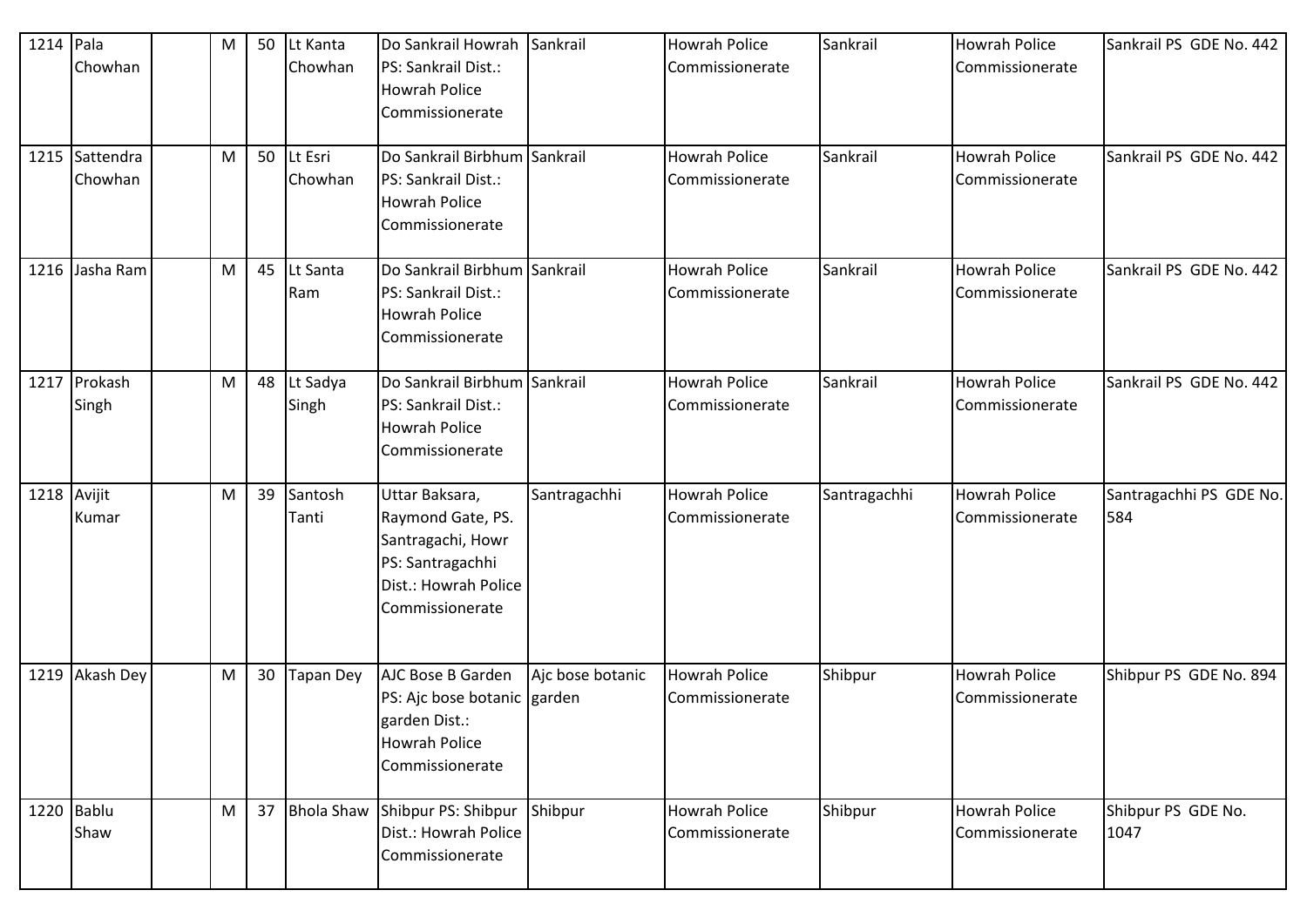| 1214 | Pala Chowhan | | M | 50 | Lt Kanta Chowhan | Do Sankrail Howrah PS: Sankrail Dist.: Howrah Police Commissionerate | Sankrail | Howrah Police Commissionerate | Sankrail | Howrah Police Commissionerate | Sankrail PS GDE No. 442 |
|---|---|---|---|---|---|---|---|---|---|---|---|
| 1215 | Sattendra Chowhan | | M | 50 | Lt Esri Chowhan | Do Sankrail Birbhum PS: Sankrail Dist.: Howrah Police Commissionerate | Sankrail | Howrah Police Commissionerate | Sankrail | Howrah Police Commissionerate | Sankrail PS GDE No. 442 |
| 1216 | Jasha Ram | | M | 45 | Lt Santa Ram | Do Sankrail Birbhum PS: Sankrail Dist.: Howrah Police Commissionerate | Sankrail | Howrah Police Commissionerate | Sankrail | Howrah Police Commissionerate | Sankrail PS GDE No. 442 |
| 1217 | Prokash Singh | | M | 48 | Lt Sadya Singh | Do Sankrail Birbhum PS: Sankrail Dist.: Howrah Police Commissionerate | Sankrail | Howrah Police Commissionerate | Sankrail | Howrah Police Commissionerate | Sankrail PS GDE No. 442 |
| 1218 | Avijit Kumar | | M | 39 | Santosh Tanti | Uttar Baksara, Raymond Gate, PS. Santragachi, Howr PS: Santragachhi Dist.: Howrah Police Commissionerate | Santragachhi | Howrah Police Commissionerate | Santragachhi | Howrah Police Commissionerate | Santragachhi PS GDE No. 584 |
| 1219 | Akash Dey | | M | 30 | Tapan Dey | AJC Bose B Garden PS: Ajc bose botanic garden Dist.: Howrah Police Commissionerate | Ajc bose botanic garden | Howrah Police Commissionerate | Shibpur | Howrah Police Commissionerate | Shibpur PS GDE No. 894 |
| 1220 | Bablu Shaw | | M | 37 | Bhola Shaw | Shibpur PS: Shibpur Dist.: Howrah Police Commissionerate | Shibpur | Howrah Police Commissionerate | Shibpur | Howrah Police Commissionerate | Shibpur PS GDE No. 1047 |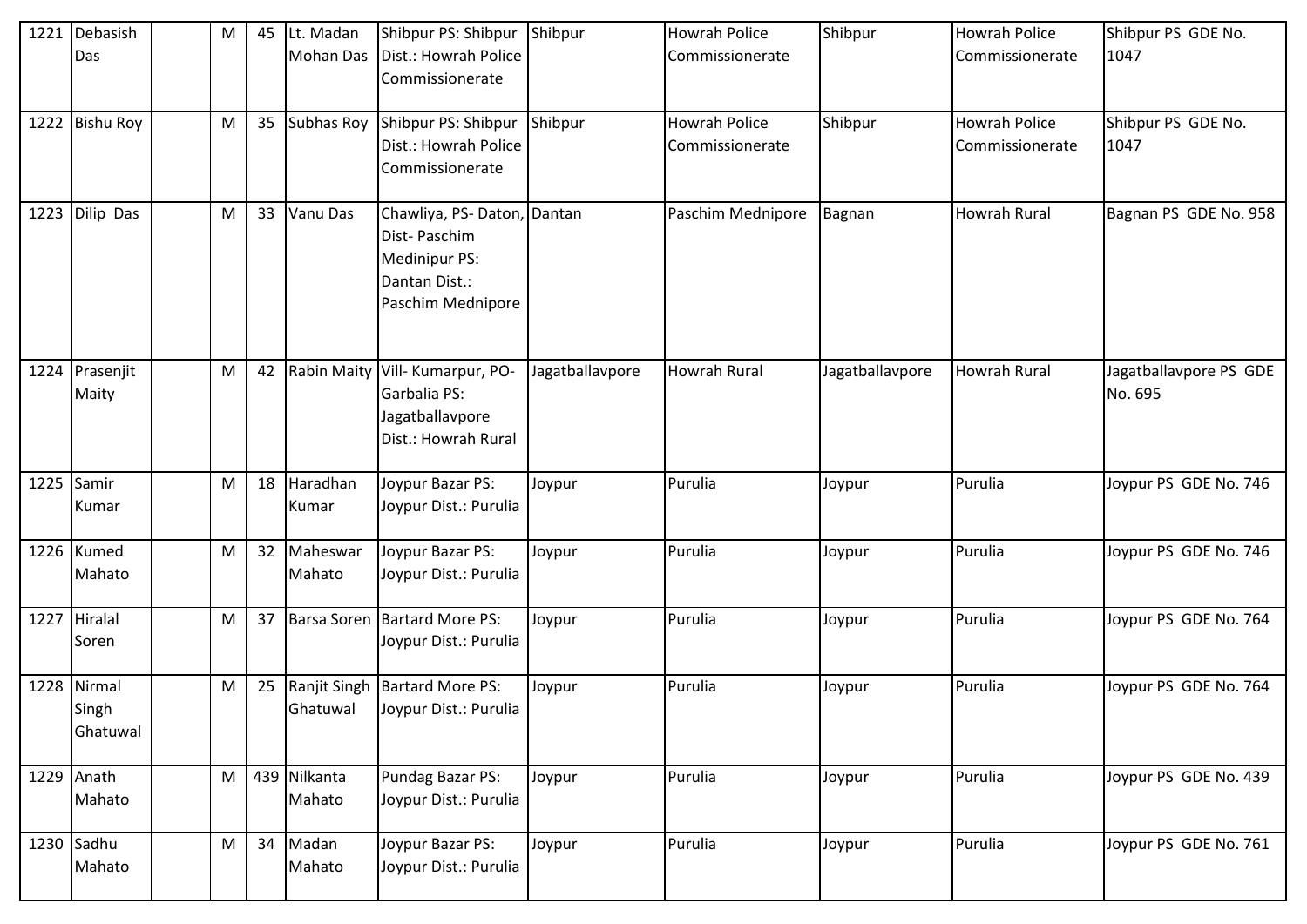| 1221 | Debasish Das | | M | 45 | Lt. Madan Mohan Das | Shibpur PS: Shibpur Dist.: Howrah Police Commissionerate | Shibpur | Howrah Police Commissionerate | Shibpur | Howrah Police Commissionerate | Shibpur PS GDE No. 1047 |
|---|---|---|---|---|---|---|---|---|---|---|---|
| 1222 | Bishu Roy | | M | 35 | Subhas Roy | Shibpur PS: Shibpur Dist.: Howrah Police Commissionerate | Shibpur | Howrah Police Commissionerate | Shibpur | Howrah Police Commissionerate | Shibpur PS GDE No. 1047 |
| 1223 | Dilip Das | | M | 33 | Vanu Das | Chawliya, PS- Daton, Dist- Paschim Medinipur PS: Dantan Dist.: Paschim Mednipore | Dantan | Paschim Mednipore | Bagnan | Howrah Rural | Bagnan PS GDE No. 958 |
| 1224 | Prasenjit Maity | | M | 42 | Rabin Maity | Vill- Kumarpur, PO- Garbalia PS: Jagatballavpore Dist.: Howrah Rural | Jagatballavpore | Howrah Rural | Jagatballavpore | Howrah Rural | Jagatballavpore PS GDE No. 695 |
| 1225 | Samir Kumar | | M | 18 | Haradhan Kumar | Joypur Bazar PS: Joypur Dist.: Purulia | Joypur | Purulia | Joypur | Purulia | Joypur PS GDE No. 746 |
| 1226 | Kumed Mahato | | M | 32 | Maheswar Mahato | Joypur Bazar PS: Joypur Dist.: Purulia | Joypur | Purulia | Joypur | Purulia | Joypur PS GDE No. 746 |
| 1227 | Hiralal Soren | | M | 37 | Barsa Soren | Bartard More PS: Joypur Dist.: Purulia | Joypur | Purulia | Joypur | Purulia | Joypur PS GDE No. 764 |
| 1228 | Nirmal Singh Ghatuwal | | M | 25 | Ranjit Singh Ghatuwal | Bartard More PS: Joypur Dist.: Purulia | Joypur | Purulia | Joypur | Purulia | Joypur PS GDE No. 764 |
| 1229 | Anath Mahato | | M | 439 | Nilkanta Mahato | Pundag Bazar PS: Joypur Dist.: Purulia | Joypur | Purulia | Joypur | Purulia | Joypur PS GDE No. 439 |
| 1230 | Sadhu Mahato | | M | 34 | Madan Mahato | Joypur Bazar PS: Joypur Dist.: Purulia | Joypur | Purulia | Joypur | Purulia | Joypur PS GDE No. 761 |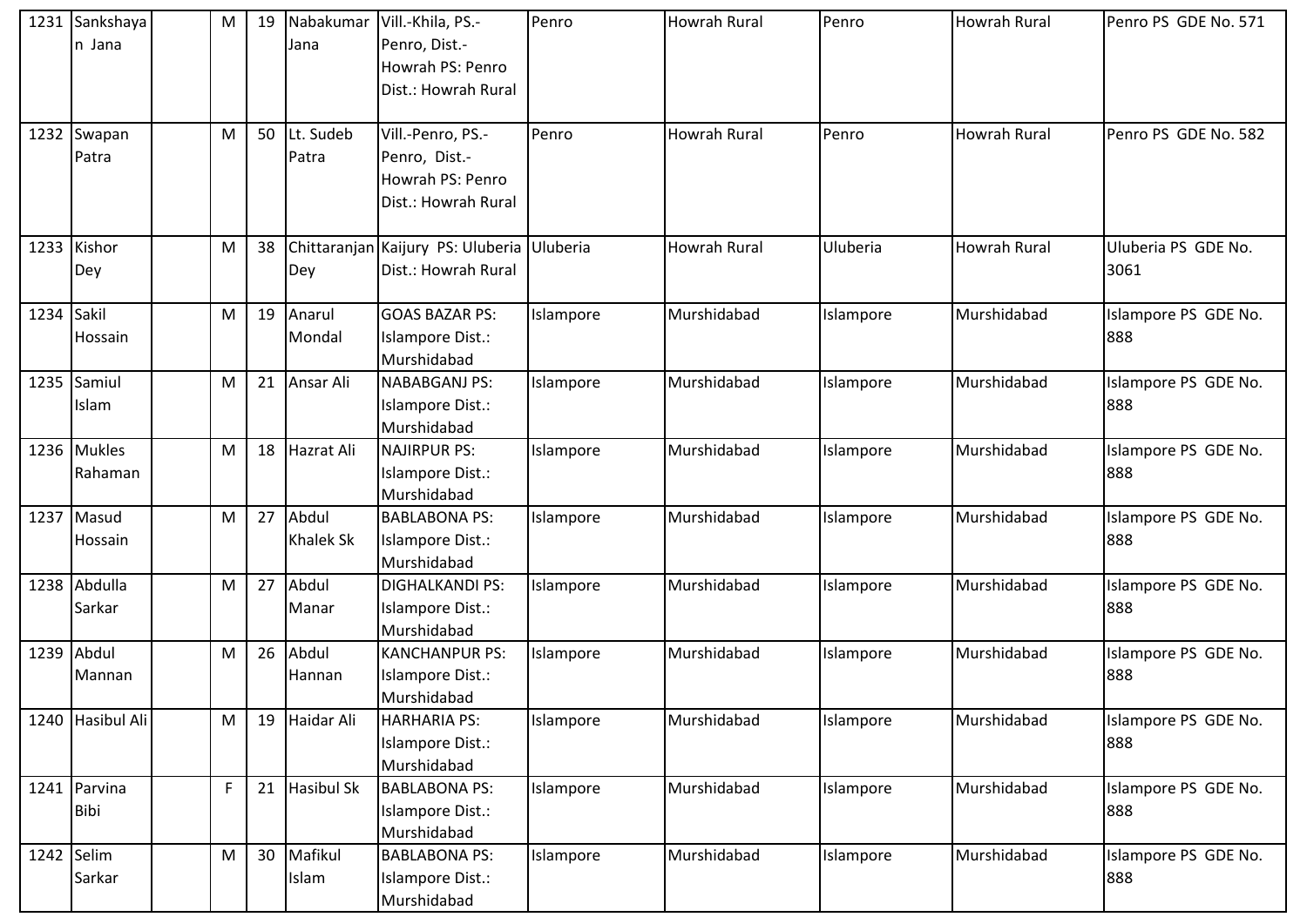| 1231 | Sankshayan Jana | | M | 19 | Nabakumar Jana | Vill.-Khila, PS.-Penro, Dist.-Howrah PS: Penro Dist.: Howrah Rural | Penro | Howrah Rural | Penro | Howrah Rural | Penro PS GDE No. 571 |
|---|---|---|---|---|---|---|---|---|---|---|---|
| 1232 | Swapan Patra | | M | 50 | Lt. Sudeb Patra | Vill.-Penro, PS.-Penro, Dist.-Howrah PS: Penro Dist.: Howrah Rural | Penro | Howrah Rural | Penro | Howrah Rural | Penro PS GDE No. 582 |
| 1233 | Kishor Dey | | M | 38 | Chittaranjan Dey | Kaijury PS: Uluberia Dist.: Howrah Rural | Uluberia | Howrah Rural | Uluberia | Howrah Rural | Uluberia PS GDE No. 3061 |
| 1234 | Sakil Hossain | | M | 19 | Anarul Mondal | GOAS BAZAR PS: Islampore Dist.: Murshidabad | Islampore | Murshidabad | Islampore | Murshidabad | Islampore PS GDE No. 888 |
| 1235 | Samiul Islam | | M | 21 | Ansar Ali | NABABGANJ PS: Islampore Dist.: Murshidabad | Islampore | Murshidabad | Islampore | Murshidabad | Islampore PS GDE No. 888 |
| 1236 | Mukles Rahaman | | M | 18 | Hazrat Ali | NAJIRPUR PS: Islampore Dist.: Murshidabad | Islampore | Murshidabad | Islampore | Murshidabad | Islampore PS GDE No. 888 |
| 1237 | Masud Hossain | | M | 27 | Abdul Khalek Sk | BABLABONA PS: Islampore Dist.: Murshidabad | Islampore | Murshidabad | Islampore | Murshidabad | Islampore PS GDE No. 888 |
| 1238 | Abdulla Sarkar | | M | 27 | Abdul Manar | DIGHALKANDI PS: Islampore Dist.: Murshidabad | Islampore | Murshidabad | Islampore | Murshidabad | Islampore PS GDE No. 888 |
| 1239 | Abdul Mannan | | M | 26 | Abdul Hannan | KANCHANPUR PS: Islampore Dist.: Murshidabad | Islampore | Murshidabad | Islampore | Murshidabad | Islampore PS GDE No. 888 |
| 1240 | Hasibul Ali | | M | 19 | Haidar Ali | HARHARIA PS: Islampore Dist.: Murshidabad | Islampore | Murshidabad | Islampore | Murshidabad | Islampore PS GDE No. 888 |
| 1241 | Parvina Bibi | | F | 21 | Hasibul Sk | BABLABONA PS: Islampore Dist.: Murshidabad | Islampore | Murshidabad | Islampore | Murshidabad | Islampore PS GDE No. 888 |
| 1242 | Selim Sarkar | | M | 30 | Mafikul Islam | BABLABONA PS: Islampore Dist.: Murshidabad | Islampore | Murshidabad | Islampore | Murshidabad | Islampore PS GDE No. 888 |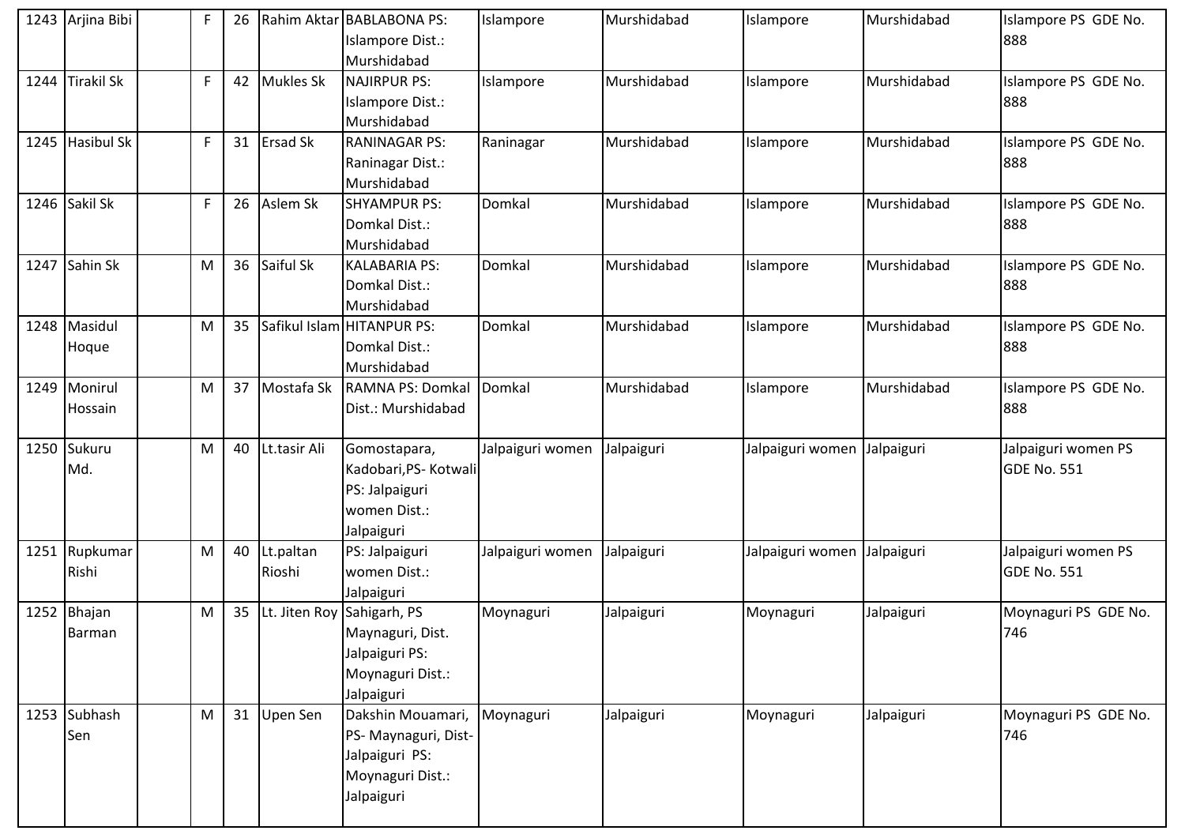| 1243 | Arjina Bibi | | F | 26 | Rahim Aktar | BABLABONA PS: Islampore Dist.: Murshidabad | Islampore | Murshidabad | Islampore | Murshidabad | Islampore PS GDE No. 888 |
|---|---|---|---|---|---|---|---|---|---|---|---|
| 1244 | Tirakil Sk | | F | 42 | Mukles Sk | NAJIRPUR PS: Islampore Dist.: Murshidabad | Islampore | Murshidabad | Islampore | Murshidabad | Islampore PS GDE No. 888 |
| 1245 | Hasibul Sk | | F | 31 | Ersad Sk | RANINAGAR PS: Raninagar Dist.: Murshidabad | Raninagar | Murshidabad | Islampore | Murshidabad | Islampore PS GDE No. 888 |
| 1246 | Sakil Sk | | F | 26 | Aslem Sk | SHYAMPUR PS: Domkal Dist.: Murshidabad | Domkal | Murshidabad | Islampore | Murshidabad | Islampore PS GDE No. 888 |
| 1247 | Sahin Sk | | M | 36 | Saiful Sk | KALABARIA PS: Domkal Dist.: Murshidabad | Domkal | Murshidabad | Islampore | Murshidabad | Islampore PS GDE No. 888 |
| 1248 | Masidul Hoque | | M | 35 | Safikul Islam | HITANPUR PS: Domkal Dist.: Murshidabad | Domkal | Murshidabad | Islampore | Murshidabad | Islampore PS GDE No. 888 |
| 1249 | Monirul Hossain | | M | 37 | Mostafa Sk | RAMNA PS: Domkal Dist.: Murshidabad | Domkal | Murshidabad | Islampore | Murshidabad | Islampore PS GDE No. 888 |
| 1250 | Sukuru Md. | | M | 40 | Lt.tasir Ali | Gomostapara, Kadobari,PS- Kotwali PS: Jalpaiguri women Dist.: Jalpaiguri | Jalpaiguri women | Jalpaiguri | Jalpaiguri women | Jalpaiguri | Jalpaiguri women PS GDE No. 551 |
| 1251 | Rupkumar Rishi | | M | 40 | Lt.paltan Rioshi | PS: Jalpaiguri women Dist.: Jalpaiguri | Jalpaiguri women | Jalpaiguri | Jalpaiguri women | Jalpaiguri | Jalpaiguri women PS GDE No. 551 |
| 1252 | Bhajan Barman | | M | 35 | Lt. Jiten Roy | Sahigarh, PS Maynaguri, Dist. Jalpaiguri PS: Moynaguri Dist.: Jalpaiguri | Moynaguri | Jalpaiguri | Moynaguri | Jalpaiguri | Moynaguri PS GDE No. 746 |
| 1253 | Subhash Sen | | M | 31 | Upen Sen | Dakshin Mouamari, PS- Maynaguri, Dist-Jalpaiguri PS: Moynaguri Dist.: Jalpaiguri | Moynaguri | Jalpaiguri | Moynaguri | Jalpaiguri | Moynaguri PS GDE No. 746 |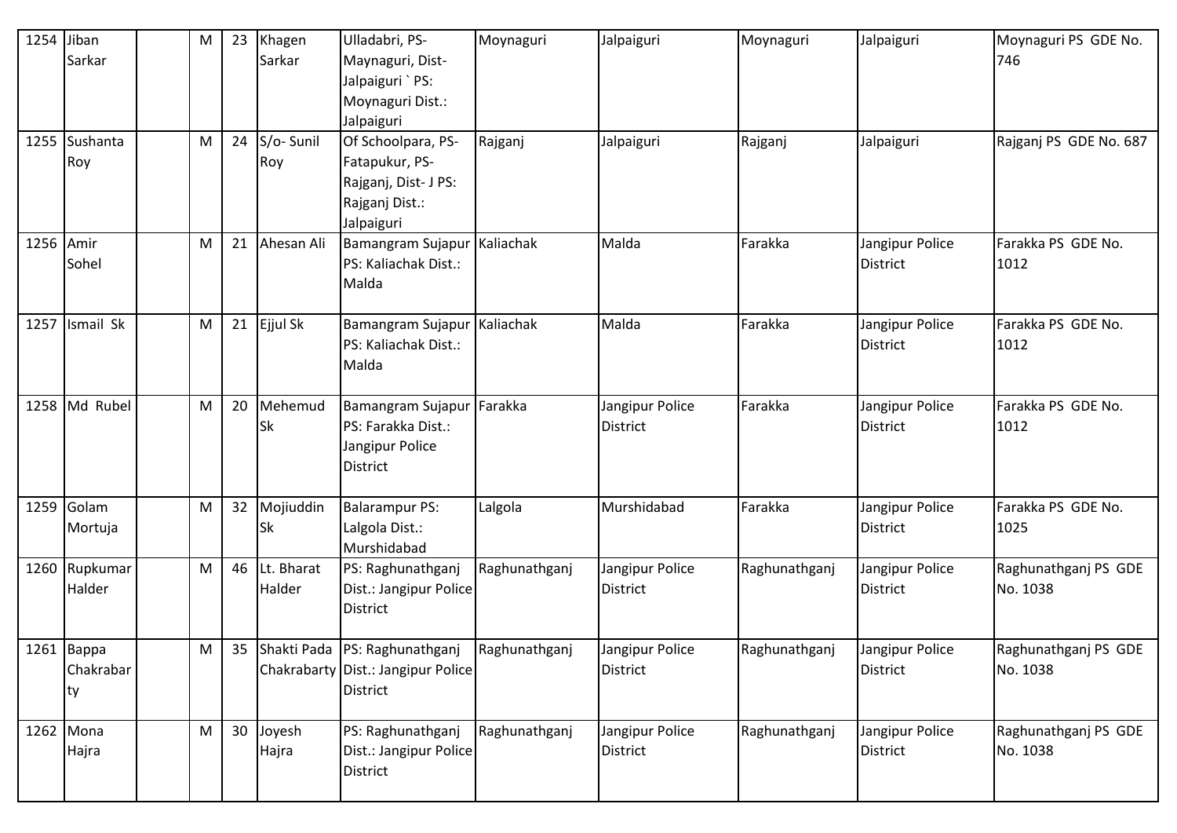| 1254 | Jiban Sarkar | | M | 23 | Khagen Sarkar | Ulladabri, PS-Maynaguri, Dist-Jalpaiguri ` PS: Moynaguri Dist.: Jalpaiguri | Moynaguri | Jalpaiguri | Moynaguri | Jalpaiguri | Moynaguri PS GDE No. 746 |
|---|---|---|---|---|---|---|---|---|---|---|---|
| 1255 | Sushanta Roy | | M | 24 | S/o- Sunil Roy | Of Schoolpara, PS-Fatapukur, PS-Rajganj, Dist- J PS: Rajganj Dist.: Jalpaiguri | Rajganj | Jalpaiguri | Rajganj | Jalpaiguri | Rajganj PS GDE No. 687 |
| 1256 | Amir Sohel | | M | 21 | Ahesan Ali | Bamangram Sujapur PS: Kaliachak Dist.: Malda | Kaliachak | Malda | Farakka | Jangipur Police District | Farakka PS GDE No. 1012 |
| 1257 | Ismail Sk | | M | 21 | Ejjul Sk | Bamangram Sujapur PS: Kaliachak Dist.: Malda | Kaliachak | Malda | Farakka | Jangipur Police District | Farakka PS GDE No. 1012 |
| 1258 | Md Rubel | | M | 20 | Mehemud Sk | Bamangram Sujapur PS: Farakka Dist.: Jangipur Police District | Farakka | Jangipur Police District | Farakka | Jangipur Police District | Farakka PS GDE No. 1012 |
| 1259 | Golam Mortuja | | M | 32 | Mojiuddin Sk | Balarampur PS: Lalgola Dist.: Murshidabad | Lalgola | Murshidabad | Farakka | Jangipur Police District | Farakka PS GDE No. 1025 |
| 1260 | Rupkumar Halder | | M | 46 | Lt. Bharat Halder | PS: Raghunathganj Dist.: Jangipur Police District | Raghunathganj | Jangipur Police District | Raghunathganj | Jangipur Police District | Raghunathganj PS GDE No. 1038 |
| 1261 | Bappa Chakrabarty | | M | 35 | Shakti Pada Chakrabarty | PS: Raghunathganj Dist.: Jangipur Police District | Raghunathganj | Jangipur Police District | Raghunathganj | Jangipur Police District | Raghunathganj PS GDE No. 1038 |
| 1262 | Mona Hajra | | M | 30 | Joyesh Hajra | PS: Raghunathganj Dist.: Jangipur Police District | Raghunathganj | Jangipur Police District | Raghunathganj | Jangipur Police District | Raghunathganj PS GDE No. 1038 |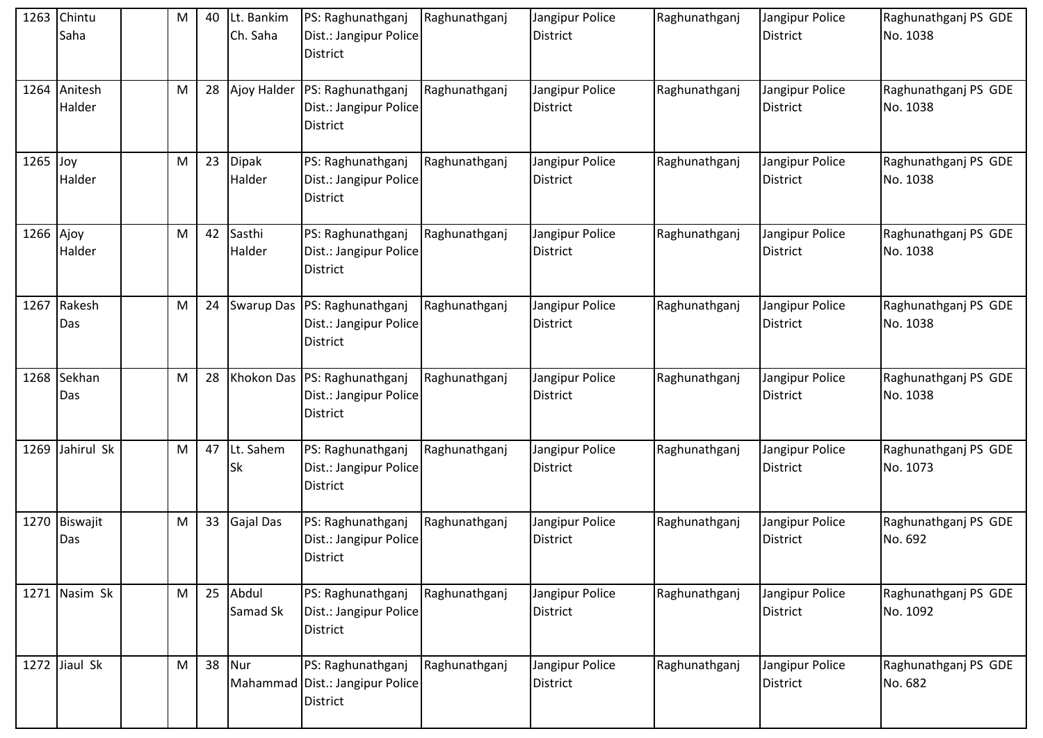| | | | | | | | | | | | |
|---|---|---|---|---|---|---|---|---|---|---|---|
| 1263 | Chintu Saha | | M | 40 | Lt. Bankim Ch. Saha | PS: Raghunathganj Dist.: Jangipur Police District | Raghunathganj | Jangipur Police District | Raghunathganj | Jangipur Police District | Raghunathganj PS GDE No. 1038 |
| 1264 | Anitesh Halder | | M | 28 | Ajoy Halder | PS: Raghunathganj Dist.: Jangipur Police District | Raghunathganj | Jangipur Police District | Raghunathganj | Jangipur Police District | Raghunathganj PS GDE No. 1038 |
| 1265 | Joy Halder | | M | 23 | Dipak Halder | PS: Raghunathganj Dist.: Jangipur Police District | Raghunathganj | Jangipur Police District | Raghunathganj | Jangipur Police District | Raghunathganj PS GDE No. 1038 |
| 1266 | Ajoy Halder | | M | 42 | Sasthi Halder | PS: Raghunathganj Dist.: Jangipur Police District | Raghunathganj | Jangipur Police District | Raghunathganj | Jangipur Police District | Raghunathganj PS GDE No. 1038 |
| 1267 | Rakesh Das | | M | 24 | Swarup Das | PS: Raghunathganj Dist.: Jangipur Police District | Raghunathganj | Jangipur Police District | Raghunathganj | Jangipur Police District | Raghunathganj PS GDE No. 1038 |
| 1268 | Sekhan Das | | M | 28 | Khokon Das | PS: Raghunathganj Dist.: Jangipur Police District | Raghunathganj | Jangipur Police District | Raghunathganj | Jangipur Police District | Raghunathganj PS GDE No. 1038 |
| 1269 | Jahirul Sk | | M | 47 | Lt. Sahem Sk | PS: Raghunathganj Dist.: Jangipur Police District | Raghunathganj | Jangipur Police District | Raghunathganj | Jangipur Police District | Raghunathganj PS GDE No. 1073 |
| 1270 | Biswajit Das | | M | 33 | Gajal Das | PS: Raghunathganj Dist.: Jangipur Police District | Raghunathganj | Jangipur Police District | Raghunathganj | Jangipur Police District | Raghunathganj PS GDE No. 692 |
| 1271 | Nasim Sk | | M | 25 | Abdul Samad Sk | PS: Raghunathganj Dist.: Jangipur Police District | Raghunathganj | Jangipur Police District | Raghunathganj | Jangipur Police District | Raghunathganj PS GDE No. 1092 |
| 1272 | Jiaul Sk | | M | 38 | Nur Mahammad | PS: Raghunathganj Dist.: Jangipur Police District | Raghunathganj | Jangipur Police District | Raghunathganj | Jangipur Police District | Raghunathganj PS GDE No. 682 |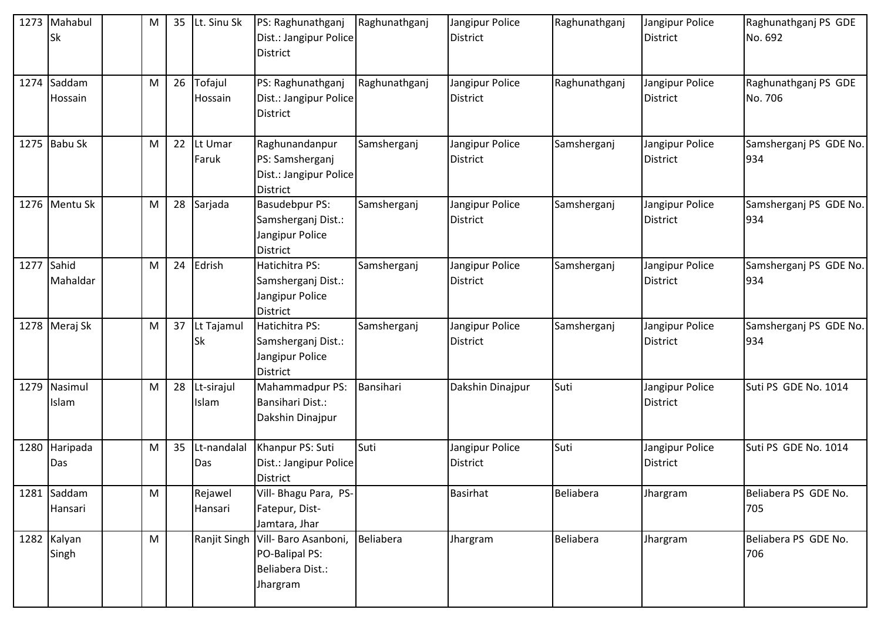| 1273 | Mahabul Sk | | M | 35 | Lt. Sinu Sk | PS: Raghunathganj Dist.: Jangipur Police District | Raghunathganj | Jangipur Police District | Raghunathganj | Jangipur Police District | Raghunathganj PS GDE No. 692 |
|---|---|---|---|---|---|---|---|---|---|---|---|
| 1274 | Saddam Hossain | | M | 26 | Tofajul Hossain | PS: Raghunathganj Dist.: Jangipur Police District | Raghunathganj | Jangipur Police District | Raghunathganj | Jangipur Police District | Raghunathganj PS GDE No. 706 |
| 1275 | Babu Sk | | M | 22 | Lt Umar Faruk | Raghunandanpur PS: Samsherganj Dist.: Jangipur Police District | Samsherganj | Jangipur Police District | Samsherganj | Jangipur Police District | Samsherganj PS GDE No. 934 |
| 1276 | Mentu Sk | | M | 28 | Sarjada | Basudebpur PS: Samsherganj Dist.: Jangipur Police District | Samsherganj | Jangipur Police District | Samsherganj | Jangipur Police District | Samsherganj PS GDE No. 934 |
| 1277 | Sahid Mahaldar | | M | 24 | Edrish | Hatichitra PS: Samsherganj Dist.: Jangipur Police District | Samsherganj | Jangipur Police District | Samsherganj | Jangipur Police District | Samsherganj PS GDE No. 934 |
| 1278 | Meraj Sk | | M | 37 | Lt Tajamul Sk | Hatichitra PS: Samsherganj Dist.: Jangipur Police District | Samsherganj | Jangipur Police District | Samsherganj | Jangipur Police District | Samsherganj PS GDE No. 934 |
| 1279 | Nasimul Islam | | M | 28 | Lt-sirajul Islam | Mahammadpur PS: Bansihari Dist.: Dakshin Dinajpur | Bansihari | Dakshin Dinajpur | Suti | Jangipur Police District | Suti PS GDE No. 1014 |
| 1280 | Haripada Das | | M | 35 | Lt-nandalal Das | Khanpur PS: Suti Dist.: Jangipur Police District | Suti | Jangipur Police District | Suti | Jangipur Police District | Suti PS GDE No. 1014 |
| 1281 | Saddam Hansari | | M | | Rejawel Hansari | Vill- Bhagu Para, PS- Fatepur, Dist- Jamtara, Jhar | | Basirhat | Beliabera | Jhargram | Beliabera PS GDE No. 705 |
| 1282 | Kalyan Singh | | M | | Ranjit Singh | Vill- Baro Asanboni, PO-Balipal PS: Beliabera Dist.: Jhargram | Beliabera | Jhargram | Beliabera | Jhargram | Beliabera PS GDE No. 706 |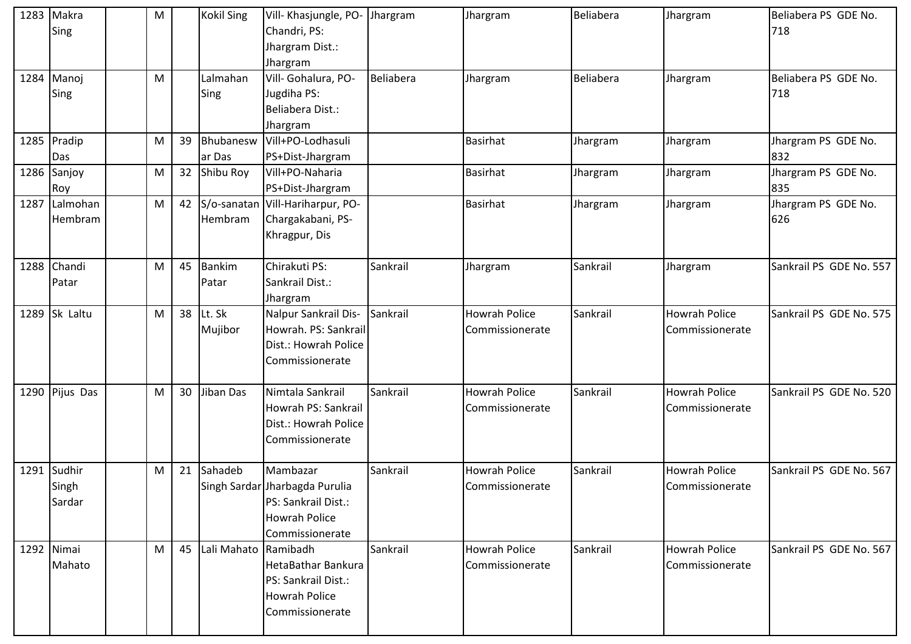| 1283 | Makra Sing | | M | | Kokil Sing | Vill- Khasjungle, PO-Chandri, PS: Jhargram Dist.: Jhargram | Jhargram | Jhargram | Beliabera | Jhargram | Beliabera PS GDE No. 718 |
|---|---|---|---|---|---|---|---|---|---|---|---|
| 1284 | Manoj Sing | | M | | Lalmahan Sing | Vill- Gohalura, PO-Jugdiha PS: Beliabera Dist.: Jhargram | Beliabera | Jhargram | Beliabera | Jhargram | Beliabera PS GDE No. 718 |
| 1285 | Pradip Das | | M | 39 | Bhubaneswar Das | Vill+PO-Lodhasuli PS+Dist-Jhargram | | Basirhat | Jhargram | Jhargram | Jhargram PS GDE No. 832 |
| 1286 | Sanjoy Roy | | M | 32 | Shibu Roy | Vill+PO-Naharia PS+Dist-Jhargram | | Basirhat | Jhargram | Jhargram | Jhargram PS GDE No. 835 |
| 1287 | Lalmohan Hembram | | M | 42 | S/o-sanatan Hembram | Vill-Hariharpur, PO-Chargakabani, PS-Khragpur, Dis | | Basirhat | Jhargram | Jhargram | Jhargram PS GDE No. 626 |
| 1288 | Chandi Patar | | M | 45 | Bankim Patar | Chirakuti PS: Sankrail Dist.: Jhargram | Sankrail | Jhargram | Sankrail | Jhargram | Sankrail PS GDE No. 557 |
| 1289 | Sk Laltu | | M | 38 | Lt. Sk Mujibor | Nalpur Sankrail Dis-Howrah. PS: Sankrail Dist.: Howrah Police Commissionerate | Sankrail | Howrah Police Commissionerate | Sankrail | Howrah Police Commissionerate | Sankrail PS GDE No. 575 |
| 1290 | Pijus Das | | M | 30 | Jiban Das | Nimtala Sankrail Howrah PS: Sankrail Dist.: Howrah Police Commissionerate | Sankrail | Howrah Police Commissionerate | Sankrail | Howrah Police Commissionerate | Sankrail PS GDE No. 520 |
| 1291 | Sudhir Singh Sardar | | M | 21 | Sahadeb Singh Sardar | Mambazar Jharbagda Purulia PS: Sankrail Dist.: Howrah Police Commissionerate | Sankrail | Howrah Police Commissionerate | Sankrail | Howrah Police Commissionerate | Sankrail PS GDE No. 567 |
| 1292 | Nimai Mahato | | M | 45 | Lali Mahato | Ramibadh HetaBathar Bankura PS: Sankrail Dist.: Howrah Police Commissionerate | Sankrail | Howrah Police Commissionerate | Sankrail | Howrah Police Commissionerate | Sankrail PS GDE No. 567 |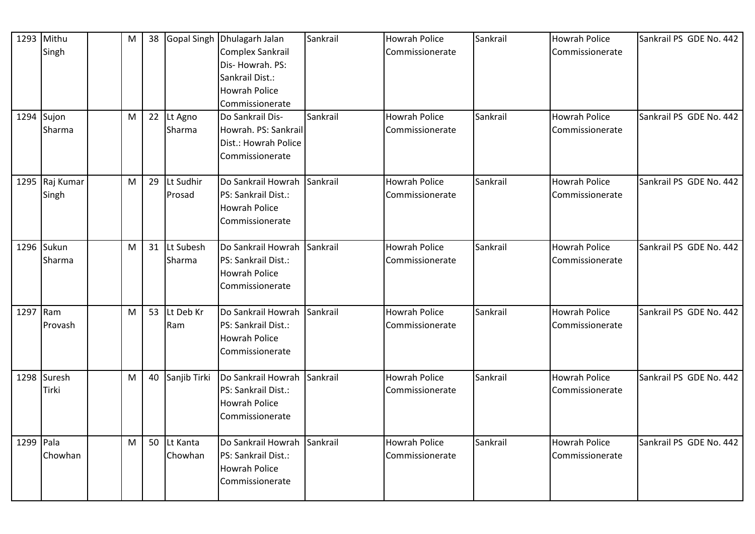| 1293 | Mithu Singh | | M | 38 | Gopal Singh | Dhulagarh Jalan Complex Sankrail Dis- Howrah. PS: Sankrail Dist.: Howrah Police Commissionerate | Sankrail | Howrah Police Commissionerate | Sankrail | Howrah Police Commissionerate | Sankrail PS GDE No. 442 |
|---|---|---|---|---|---|---|---|---|---|---|---|
| 1294 | Sujon Sharma | | M | 22 | Lt Agno Sharma | Do Sankrail Dis- Howrah. PS: Sankrail Dist.: Howrah Police Commissionerate | Sankrail | Howrah Police Commissionerate | Sankrail | Howrah Police Commissionerate | Sankrail PS GDE No. 442 |
| 1295 | Raj Kumar Singh | | M | 29 | Lt Sudhir Prosad | Do Sankrail Howrah PS: Sankrail Dist.: Howrah Police Commissionerate | Sankrail | Howrah Police Commissionerate | Sankrail | Howrah Police Commissionerate | Sankrail PS GDE No. 442 |
| 1296 | Sukun Sharma | | M | 31 | Lt Subesh Sharma | Do Sankrail Howrah PS: Sankrail Dist.: Howrah Police Commissionerate | Sankrail | Howrah Police Commissionerate | Sankrail | Howrah Police Commissionerate | Sankrail PS GDE No. 442 |
| 1297 | Ram Provash | | M | 53 | Lt Deb Kr Ram | Do Sankrail Howrah PS: Sankrail Dist.: Howrah Police Commissionerate | Sankrail | Howrah Police Commissionerate | Sankrail | Howrah Police Commissionerate | Sankrail PS GDE No. 442 |
| 1298 | Suresh Tirki | | M | 40 | Sanjib Tirki | Do Sankrail Howrah PS: Sankrail Dist.: Howrah Police Commissionerate | Sankrail | Howrah Police Commissionerate | Sankrail | Howrah Police Commissionerate | Sankrail PS GDE No. 442 |
| 1299 | Pala Chowhan | | M | 50 | Lt Kanta Chowhan | Do Sankrail Howrah PS: Sankrail Dist.: Howrah Police Commissionerate | Sankrail | Howrah Police Commissionerate | Sankrail | Howrah Police Commissionerate | Sankrail PS GDE No. 442 |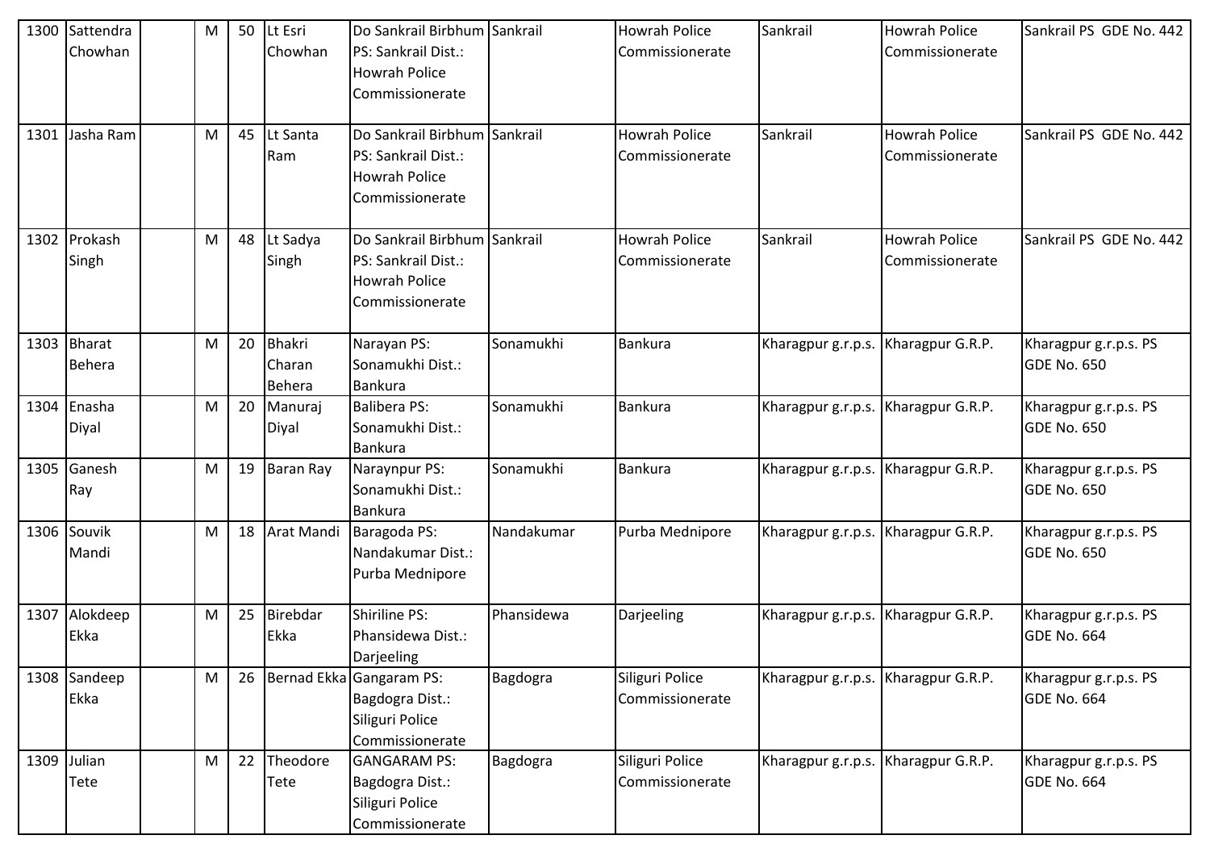| 1300 | Sattendra Chowhan | | M | 50 | Lt Esri Chowhan | Do Sankrail Birbhum PS: Sankrail Dist.: Howrah Police Commissionerate | Sankrail | Howrah Police Commissionerate | Sankrail | Howrah Police Commissionerate | Sankrail PS GDE No. 442 |
|---|---|---|---|---|---|---|---|---|---|---|---|
| 1301 | Jasha Ram | | M | 45 | Lt Santa Ram | Do Sankrail Birbhum PS: Sankrail Dist.: Howrah Police Commissionerate | Sankrail | Howrah Police Commissionerate | Sankrail | Howrah Police Commissionerate | Sankrail PS GDE No. 442 |
| 1302 | Prokash Singh | | M | 48 | Lt Sadya Singh | Do Sankrail Birbhum PS: Sankrail Dist.: Howrah Police Commissionerate | Sankrail | Howrah Police Commissionerate | Sankrail | Howrah Police Commissionerate | Sankrail PS GDE No. 442 |
| 1303 | Bharat Behera | | M | 20 | Bhakri Charan Behera | Narayan PS: Sonamukhi Dist.: Bankura | Sonamukhi | Bankura | Kharagpur g.r.p.s. | Kharagpur G.R.P. | Kharagpur g.r.p.s. PS GDE No. 650 |
| 1304 | Enasha Diyal | | M | 20 | Manuraj Diyal | Balibera PS: Sonamukhi Dist.: Bankura | Sonamukhi | Bankura | Kharagpur g.r.p.s. | Kharagpur G.R.P. | Kharagpur g.r.p.s. PS GDE No. 650 |
| 1305 | Ganesh Ray | | M | 19 | Baran Ray | Naraynpur PS: Sonamukhi Dist.: Bankura | Sonamukhi | Bankura | Kharagpur g.r.p.s. | Kharagpur G.R.P. | Kharagpur g.r.p.s. PS GDE No. 650 |
| 1306 | Souvik Mandi | | M | 18 | Arat Mandi | Baragoda PS: Nandakumar Dist.: Purba Mednipore | Nandakumar | Purba Mednipore | Kharagpur g.r.p.s. | Kharagpur G.R.P. | Kharagpur g.r.p.s. PS GDE No. 650 |
| 1307 | Alokdeep Ekka | | M | 25 | Birebdar Ekka | Shiriline PS: Phansidewa Dist.: Darjeeling | Phansidewa | Darjeeling | Kharagpur g.r.p.s. | Kharagpur G.R.P. | Kharagpur g.r.p.s. PS GDE No. 664 |
| 1308 | Sandeep Ekka | | M | 26 | Bernad Ekka | Gangaram PS: Bagdogra Dist.: Siliguri Police Commissionerate | Bagdogra | Siliguri Police Commissionerate | Kharagpur g.r.p.s. | Kharagpur G.R.P. | Kharagpur g.r.p.s. PS GDE No. 664 |
| 1309 | Julian Tete | | M | 22 | Theodore Tete | GANGARAM PS: Bagdogra Dist.: Siliguri Police Commissionerate | Bagdogra | Siliguri Police Commissionerate | Kharagpur g.r.p.s. | Kharagpur G.R.P. | Kharagpur g.r.p.s. PS GDE No. 664 |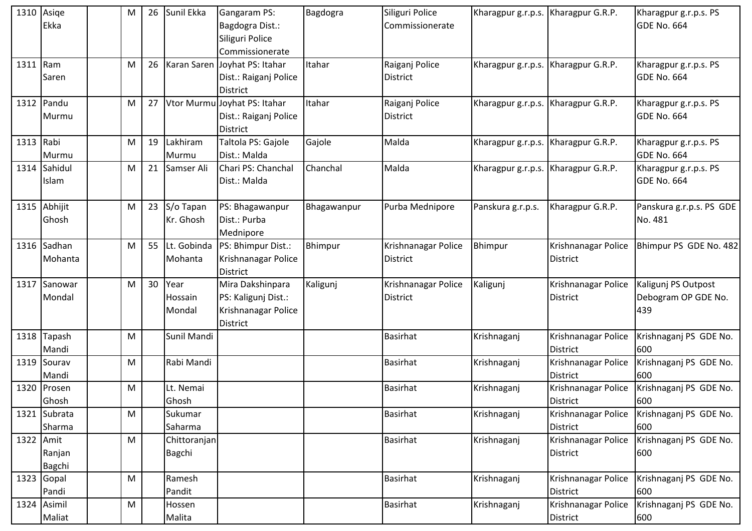| | | | | | | | | | | | |
|---|---|---|---|---|---|---|---|---|---|---|---|
| 1310 | Asiqe Ekka | | M | 26 | Sunil Ekka | Gangaram PS: Bagdogra Dist.: Siliguri Police Commissionerate | Bagdogra | Siliguri Police Commissionerate | Kharagpur g.r.p.s. | Kharagpur G.R.P. | Kharagpur g.r.p.s. PS GDE No. 664 |
| 1311 | Ram Saren | | M | 26 | Karan Saren | Joyhat PS: Itahar Dist.: Raiganj Police District | Itahar | Raiganj Police District | Kharagpur g.r.p.s. | Kharagpur G.R.P. | Kharagpur g.r.p.s. PS GDE No. 664 |
| 1312 | Pandu Murmu | | M | 27 | Vtor Murmu | Joyhat PS: Itahar Dist.: Raiganj Police District | Itahar | Raiganj Police District | Kharagpur g.r.p.s. | Kharagpur G.R.P. | Kharagpur g.r.p.s. PS GDE No. 664 |
| 1313 | Rabi Murmu | | M | 19 | Lakhiram Murmu | Taltola PS: Gajole Dist.: Malda | Gajole | Malda | Kharagpur g.r.p.s. | Kharagpur G.R.P. | Kharagpur g.r.p.s. PS GDE No. 664 |
| 1314 | Sahidul Islam | | M | 21 | Samser Ali | Chari PS: Chanchal Dist.: Malda | Chanchal | Malda | Kharagpur g.r.p.s. | Kharagpur G.R.P. | Kharagpur g.r.p.s. PS GDE No. 664 |
| 1315 | Abhijit Ghosh | | M | 23 | S/o Tapan Kr. Ghosh | PS: Bhagawanpur Dist.: Purba Mednipore | Bhagawanpur | Purba Mednipore | Panskura g.r.p.s. | Kharagpur G.R.P. | Panskura g.r.p.s. PS GDE No. 481 |
| 1316 | Sadhan Mohanta | | M | 55 | Lt. Gobinda Mohanta | PS: Bhimpur Dist.: Krishnanagar Police District | Bhimpur | Krishnanagar Police District | Bhimpur | Krishnanagar Police District | Bhimpur PS GDE No. 482 |
| 1317 | Sanowar Mondal | | M | 30 | Year Hossain Mondal | Mira Dakshinpara PS: Kaligunj Dist.: Krishnanagar Police District | Kaligunj | Krishnanagar Police District | Kaligunj | Krishnanagar Police District | Kaligunj PS Outpost Debogram OP GDE No. 439 |
| 1318 | Tapash Mandi | | M | | Sunil Mandi | | | Basirhat | Krishnaganj | Krishnanagar Police District | Krishnaganj PS GDE No. 600 |
| 1319 | Sourav Mandi | | M | | Rabi Mandi | | | Basirhat | Krishnaganj | Krishnanagar Police District | Krishnaganj PS GDE No. 600 |
| 1320 | Prosen Ghosh | | M | | Lt. Nemai Ghosh | | | Basirhat | Krishnaganj | Krishnanagar Police District | Krishnaganj PS GDE No. 600 |
| 1321 | Subrata Sharma | | M | | Sukumar Saharma | | | Basirhat | Krishnaganj | Krishnanagar Police District | Krishnaganj PS GDE No. 600 |
| 1322 | Amit Ranjan Bagchi | | M | | Chittoranjan Bagchi | | | Basirhat | Krishnaganj | Krishnanagar Police District | Krishnaganj PS GDE No. 600 |
| 1323 | Gopal Pandi | | M | | Ramesh Pandit | | | Basirhat | Krishnaganj | Krishnanagar Police District | Krishnaganj PS GDE No. 600 |
| 1324 | Asimil Maliat | | M | | Hossen Malita | | | Basirhat | Krishnaganj | Krishnanagar Police District | Krishnaganj PS GDE No. 600 |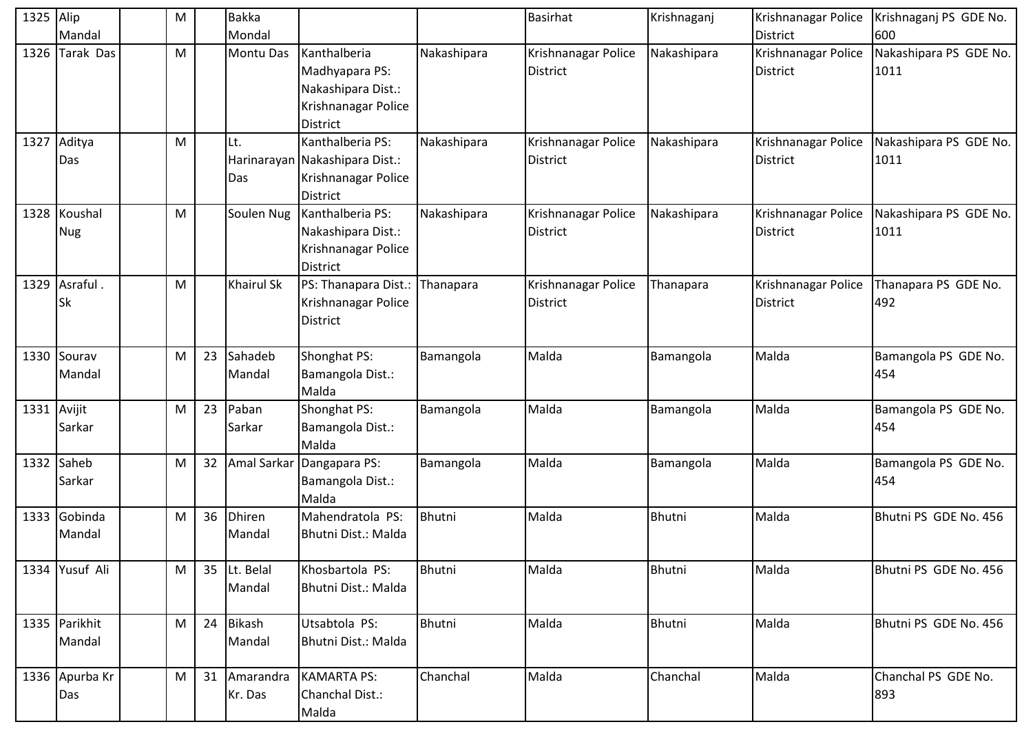| 1325 | Alip Mandal | | M | | Bakka Mondal | | | Basirhat | Krishnaganj | Krishnanagar Police District | Krishnaganj PS GDE No. 600 |
|---|---|---|---|---|---|---|---|---|---|---|---|
| 1326 | Tarak Das | | M | | Montu Das | Kanthalberia Madhyapara PS: Nakashipara Dist.: Krishnanagar Police District | Nakashipara | Krishnanagar Police District | Nakashipara | Krishnanagar Police District | Nakashipara PS GDE No. 1011 |
| 1327 | Aditya Das | | M | | Lt. Harinarayan Das | Kanthalberia PS: Nakashipara Dist.: Krishnanagar Police District | Nakashipara | Krishnanagar Police District | Nakashipara | Krishnanagar Police District | Nakashipara PS GDE No. 1011 |
| 1328 | Koushal Nug | | M | | Soulen Nug | Kanthalberia PS: Nakashipara Dist.: Krishnanagar Police District | Nakashipara | Krishnanagar Police District | Nakashipara | Krishnanagar Police District | Nakashipara PS GDE No. 1011 |
| 1329 | Asraful . Sk | | M | | Khairul Sk | PS: Thanapara Dist.: Krishnanagar Police District | Thanapara | Krishnanagar Police District | Thanapara | Krishnanagar Police District | Thanapara PS GDE No. 492 |
| 1330 | Sourav Mandal | | M | 23 | Sahadeb Mandal | Shonghat PS: Bamangola Dist.: Malda | Bamangola | Malda | Bamangola | Malda | Bamangola PS GDE No. 454 |
| 1331 | Avijit Sarkar | | M | 23 | Paban Sarkar | Shonghat PS: Bamangola Dist.: Malda | Bamangola | Malda | Bamangola | Malda | Bamangola PS GDE No. 454 |
| 1332 | Saheb Sarkar | | M | 32 | Amal Sarkar | Dangapara PS: Bamangola Dist.: Malda | Bamangola | Malda | Bamangola | Malda | Bamangola PS GDE No. 454 |
| 1333 | Gobinda Mandal | | M | 36 | Dhiren Mandal | Mahendratola PS: Bhutni Dist.: Malda | Bhutni | Malda | Bhutni | Malda | Bhutni PS GDE No. 456 |
| 1334 | Yusuf Ali | | M | 35 | Lt. Belal Mandal | Khosbartola PS: Bhutni Dist.: Malda | Bhutni | Malda | Bhutni | Malda | Bhutni PS GDE No. 456 |
| 1335 | Parikhit Mandal | | M | 24 | Bikash Mandal | Utsabtola PS: Bhutni Dist.: Malda | Bhutni | Malda | Bhutni | Malda | Bhutni PS GDE No. 456 |
| 1336 | Apurba Kr Das | | M | 31 | Amarandra Kr. Das | KAMARTA PS: Chanchal Dist.: Malda | Chanchal | Malda | Chanchal | Malda | Chanchal PS GDE No. 893 |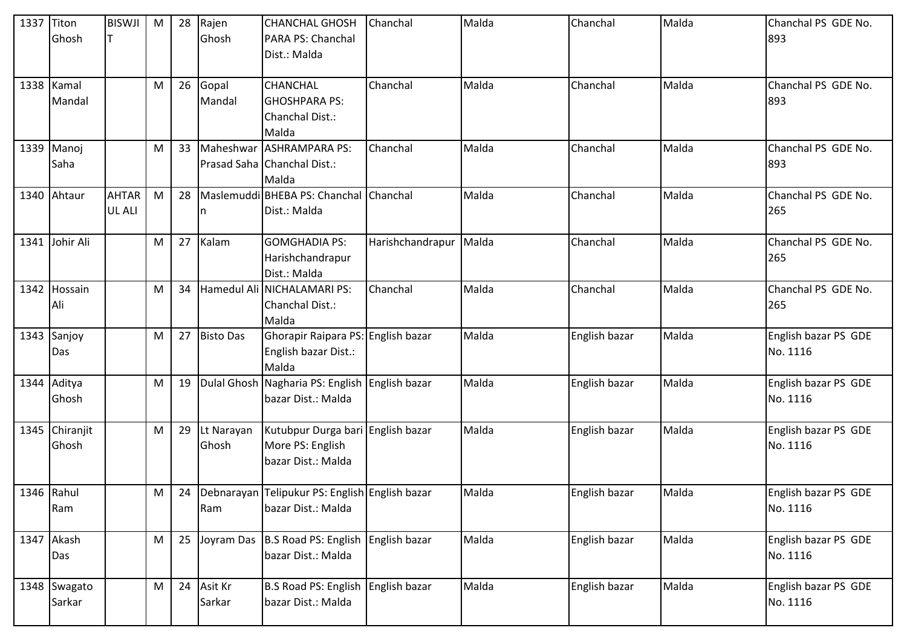| 1337 | Titon Ghosh | BISWJIT | M | 28 | Rajen Ghosh | CHANCHAL GHOSH PARA PS: Chanchal Dist.: Malda | Chanchal | Malda | Chanchal | Malda | Chanchal PS GDE No. 893 |
|---|---|---|---|---|---|---|---|---|---|---|---|
| 1338 | Kamal Mandal | | M | 26 | Gopal Mandal | CHANCHAL GHOSHPARA PS: Chanchal Dist.: Malda | Chanchal | Malda | Chanchal | Malda | Chanchal PS GDE No. 893 |
| 1339 | Manoj Saha | | M | 33 | Maheshwar Prasad Saha | ASHRAMPARA PS: Chanchal Dist.: Malda | Chanchal | Malda | Chanchal | Malda | Chanchal PS GDE No. 893 |
| 1340 | Ahtaur | AHTAR UL ALI | M | 28 | Maslemuddin | BHEBA PS: Chanchal Dist.: Malda | Chanchal | Malda | Chanchal | Malda | Chanchal PS GDE No. 265 |
| 1341 | Johir Ali | | M | 27 | Kalam | GOMGHADIA PS: Harishchandrapur Dist.: Malda | Harishchandrapur | Malda | Chanchal | Malda | Chanchal PS GDE No. 265 |
| 1342 | Hossain Ali | | M | 34 | Hamedul Ali | NICHALAMARI PS: Chanchal Dist.: Malda | Chanchal | Malda | Chanchal | Malda | Chanchal PS GDE No. 265 |
| 1343 | Sanjoy Das | | M | 27 | Bisto Das | Ghorapir Raipara PS: English bazar Dist.: Malda | English bazar | Malda | English bazar | Malda | English bazar PS GDE No. 1116 |
| 1344 | Aditya Ghosh | | M | 19 | Dulal Ghosh | Nagharia PS: English bazar Dist.: Malda | English bazar | Malda | English bazar | Malda | English bazar PS GDE No. 1116 |
| 1345 | Chiranjit Ghosh | | M | 29 | Lt Narayan Ghosh | Kutubpur Durga bari More PS: English bazar Dist.: Malda | English bazar | Malda | English bazar | Malda | English bazar PS GDE No. 1116 |
| 1346 | Rahul Ram | | M | 24 | Debnarayan Ram | Telipukur PS: English bazar Dist.: Malda | English bazar | Malda | English bazar | Malda | English bazar PS GDE No. 1116 |
| 1347 | Akash Das | | M | 25 | Joyram Das | B.S Road PS: English bazar Dist.: Malda | English bazar | Malda | English bazar | Malda | English bazar PS GDE No. 1116 |
| 1348 | Swagato Sarkar | | M | 24 | Asit Kr Sarkar | B.S Road PS: English bazar Dist.: Malda | English bazar | Malda | English bazar | Malda | English bazar PS GDE No. 1116 |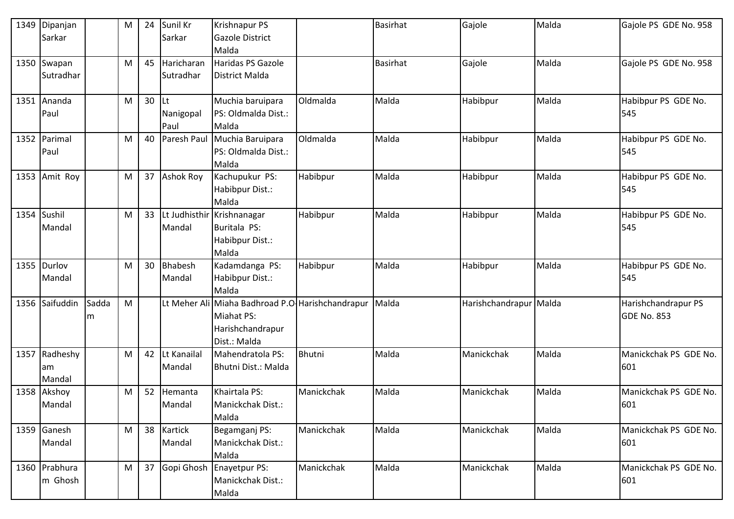| | | | | | | | | | | | |
|---|---|---|---|---|---|---|---|---|---|---|---|
| 1349 | Dipanjan Sarkar | | M | 24 | Sunil Kr Sarkar | Krishnapur PS Gazole District Malda | | Basirhat | Gajole | Malda | Gajole PS GDE No. 958 |
| 1350 | Swapan Sutradhar | | M | 45 | Haricharan Sutradhar | Haridas PS Gazole District Malda | | Basirhat | Gajole | Malda | Gajole PS GDE No. 958 |
| 1351 | Ananda Paul | | M | 30 | Lt Nanigopal Paul | Muchia baruipara PS: Oldmalda Dist.: Malda | Oldmalda | Malda | Habibpur | Malda | Habibpur PS GDE No. 545 |
| 1352 | Parimal Paul | | M | 40 | Paresh Paul | Muchia Baruipara PS: Oldmalda Dist.: Malda | Oldmalda | Malda | Habibpur | Malda | Habibpur PS GDE No. 545 |
| 1353 | Amit Roy | | M | 37 | Ashok Roy | Kachupukur PS: Habibpur Dist.: Malda | Habibpur | Malda | Habibpur | Malda | Habibpur PS GDE No. 545 |
| 1354 | Sushil Mandal | | M | 33 | Lt Judhisthir Mandal | Krishnanagar Buritala PS: Habibpur Dist.: Malda | Habibpur | Malda | Habibpur | Malda | Habibpur PS GDE No. 545 |
| 1355 | Durlov Mandal | | M | 30 | Bhabesh Mandal | Kadamdanga PS: Habibpur Dist.: Malda | Habibpur | Malda | Habibpur | Malda | Habibpur PS GDE No. 545 |
| 1356 | Saifuddin | Saddam | M | | Lt Meher Ali | Miaha Badhroad P.O- Miahat PS: Harishchandrapur Dist.: Malda | Harishchandrapur | Malda | Harishchandrapur | Malda | Harishchandrapur PS GDE No. 853 |
| 1357 | Radheshyam Mandal | | M | 42 | Lt Kanailal Mandal | Mahendratola PS: Bhutni Dist.: Malda | Bhutni | Malda | Manickchak | Malda | Manickchak PS GDE No. 601 |
| 1358 | Akshoy Mandal | | M | 52 | Hemanta Mandal | Khairtala PS: Manickchak Dist.: Malda | Manickchak | Malda | Manickchak | Malda | Manickchak PS GDE No. 601 |
| 1359 | Ganesh Mandal | | M | 38 | Kartick Mandal | Begamganj PS: Manickchak Dist.: Malda | Manickchak | Malda | Manickchak | Malda | Manickchak PS GDE No. 601 |
| 1360 | Prabhuram Ghosh | | M | 37 | Gopi Ghosh | Enayetpur PS: Manickchak Dist.: Malda | Manickchak | Malda | Manickchak | Malda | Manickchak PS GDE No. 601 |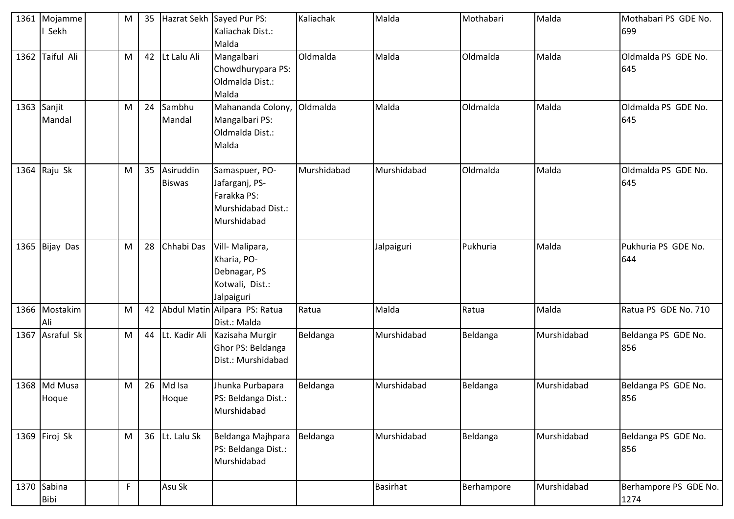| 1361 | Mojammel Sekh | | M | 35 | Hazrat Sekh | Sayed Pur PS: Kaliachak Dist.: Malda | Kaliachak | Malda | Mothabari | Malda | Mothabari PS GDE No. 699 |
|---|---|---|---|---|---|---|---|---|---|---|---|
| 1362 | Taiful Ali | | M | 42 | Lt Lalu Ali | Mangalbari Chowdhurypara PS: Oldmalda Dist.: Malda | Oldmalda | Malda | Oldmalda | Malda | Oldmalda PS GDE No. 645 |
| 1363 | Sanjit Mandal | | M | 24 | Sambhu Mandal | Mahananda Colony, Mangalbari PS: Oldmalda Dist.: Malda | Oldmalda | Malda | Oldmalda | Malda | Oldmalda PS GDE No. 645 |
| 1364 | Raju Sk | | M | 35 | Asiruddin Biswas | Samaspuer, PO-Jafarganj, PS-Farakka PS: Murshidabad Dist.: Murshidabad | Murshidabad | Murshidabad | Oldmalda | Malda | Oldmalda PS GDE No. 645 |
| 1365 | Bijay Das | | M | 28 | Chhabi Das | Vill- Malipara, Kharia, PO-Debnagar, PS Kotwali, Dist.: Jalpaiguri | | Jalpaiguri | Pukhuria | Malda | Pukhuria PS GDE No. 644 |
| 1366 | Mostakim Ali | | M | 42 | Abdul Matin | Ailpara PS: Ratua Dist.: Malda | Ratua | Malda | Ratua | Malda | Ratua PS GDE No. 710 |
| 1367 | Asraful Sk | | M | 44 | Lt. Kadir Ali | Kazisaha Murgir Ghor PS: Beldanga Dist.: Murshidabad | Beldanga | Murshidabad | Beldanga | Murshidabad | Beldanga PS GDE No. 856 |
| 1368 | Md Musa Hoque | | M | 26 | Md Isa Hoque | Jhunka Purbapara PS: Beldanga Dist.: Murshidabad | Beldanga | Murshidabad | Beldanga | Murshidabad | Beldanga PS GDE No. 856 |
| 1369 | Firoj Sk | | M | 36 | Lt. Lalu Sk | Beldanga Majhpara PS: Beldanga Dist.: Murshidabad | Beldanga | Murshidabad | Beldanga | Murshidabad | Beldanga PS GDE No. 856 |
| 1370 | Sabina Bibi | | F | | Asu Sk | | | Basirhat | Berhampore | Murshidabad | Berhampore PS GDE No. 1274 |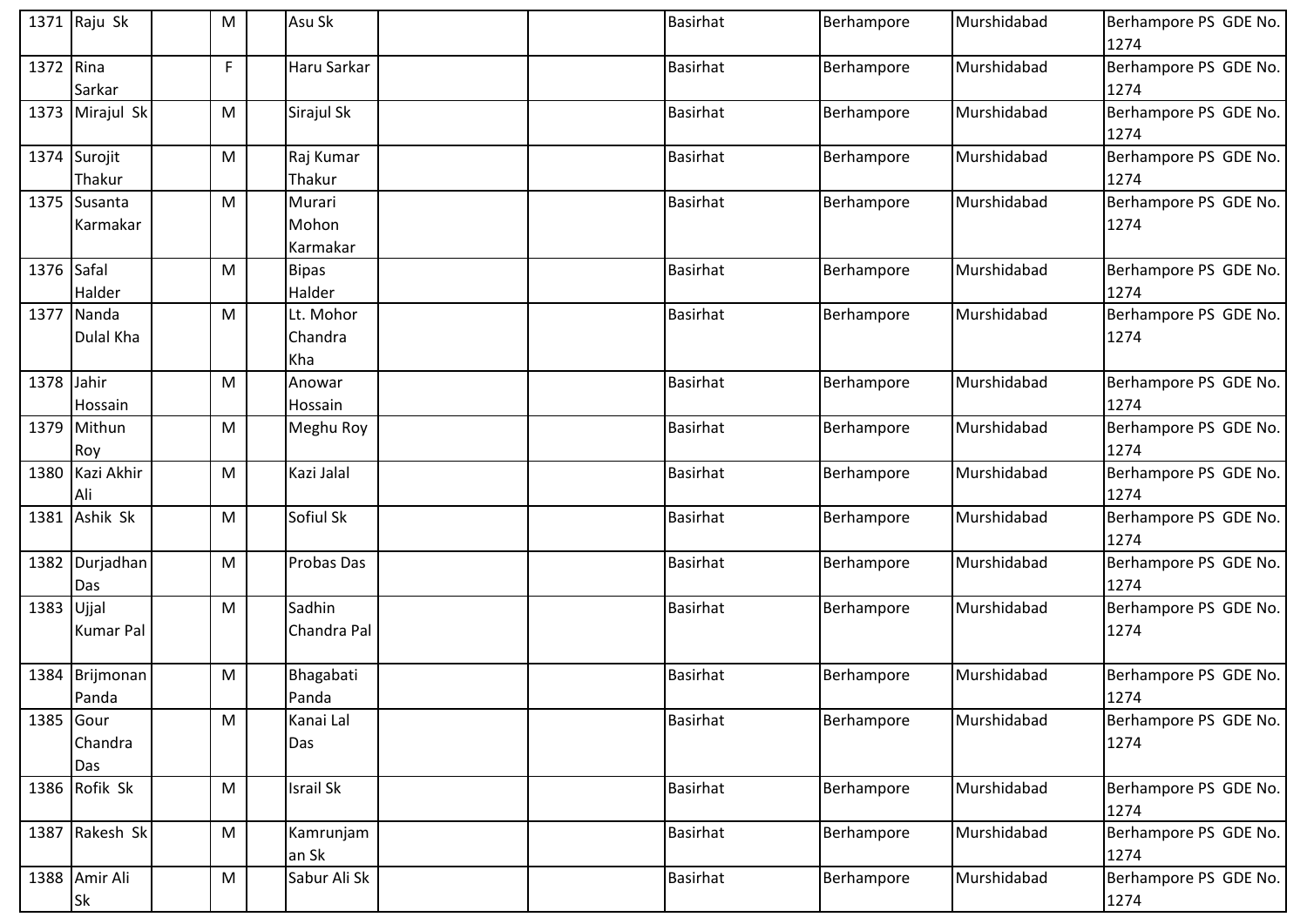| | | | | | | | | | | | |
|---|---|---|---|---|---|---|---|---|---|---|---|
| 1371 | Raju Sk | | M | | Asu Sk | | | Basirhat | Berhampore | Murshidabad | Berhampore PS GDE No. 1274 |
| 1372 | Rina Sarkar | | F | | Haru Sarkar | | | Basirhat | Berhampore | Murshidabad | Berhampore PS GDE No. 1274 |
| 1373 | Mirajul Sk | | M | | Sirajul Sk | | | Basirhat | Berhampore | Murshidabad | Berhampore PS GDE No. 1274 |
| 1374 | Surojit Thakur | | M | | Raj Kumar Thakur | | | Basirhat | Berhampore | Murshidabad | Berhampore PS GDE No. 1274 |
| 1375 | Susanta Karmakar | | M | | Murari Mohon Karmakar | | | Basirhat | Berhampore | Murshidabad | Berhampore PS GDE No. 1274 |
| 1376 | Safal Halder | | M | | Bipas Halder | | | Basirhat | Berhampore | Murshidabad | Berhampore PS GDE No. 1274 |
| 1377 | Nanda Dulal Kha | | M | | Lt. Mohor Chandra Kha | | | Basirhat | Berhampore | Murshidabad | Berhampore PS GDE No. 1274 |
| 1378 | Jahir Hossain | | M | | Anowar Hossain | | | Basirhat | Berhampore | Murshidabad | Berhampore PS GDE No. 1274 |
| 1379 | Mithun Roy | | M | | Meghu Roy | | | Basirhat | Berhampore | Murshidabad | Berhampore PS GDE No. 1274 |
| 1380 | Kazi Akhir Ali | | M | | Kazi Jalal | | | Basirhat | Berhampore | Murshidabad | Berhampore PS GDE No. 1274 |
| 1381 | Ashik Sk | | M | | Sofiul Sk | | | Basirhat | Berhampore | Murshidabad | Berhampore PS GDE No. 1274 |
| 1382 | Durjadhan Das | | M | | Probas Das | | | Basirhat | Berhampore | Murshidabad | Berhampore PS GDE No. 1274 |
| 1383 | Ujjal Kumar Pal | | M | | Sadhin Chandra Pal | | | Basirhat | Berhampore | Murshidabad | Berhampore PS GDE No. 1274 |
| 1384 | Brijmonan Panda | | M | | Bhagabati Panda | | | Basirhat | Berhampore | Murshidabad | Berhampore PS GDE No. 1274 |
| 1385 | Gour Chandra Das | | M | | Kanai Lal Das | | | Basirhat | Berhampore | Murshidabad | Berhampore PS GDE No. 1274 |
| 1386 | Rofik Sk | | M | | Israil Sk | | | Basirhat | Berhampore | Murshidabad | Berhampore PS GDE No. 1274 |
| 1387 | Rakesh Sk | | M | | Kamrunjaman Sk | | | Basirhat | Berhampore | Murshidabad | Berhampore PS GDE No. 1274 |
| 1388 | Amir Ali Sk | | M | | Sabur Ali Sk | | | Basirhat | Berhampore | Murshidabad | Berhampore PS GDE No. 1274 |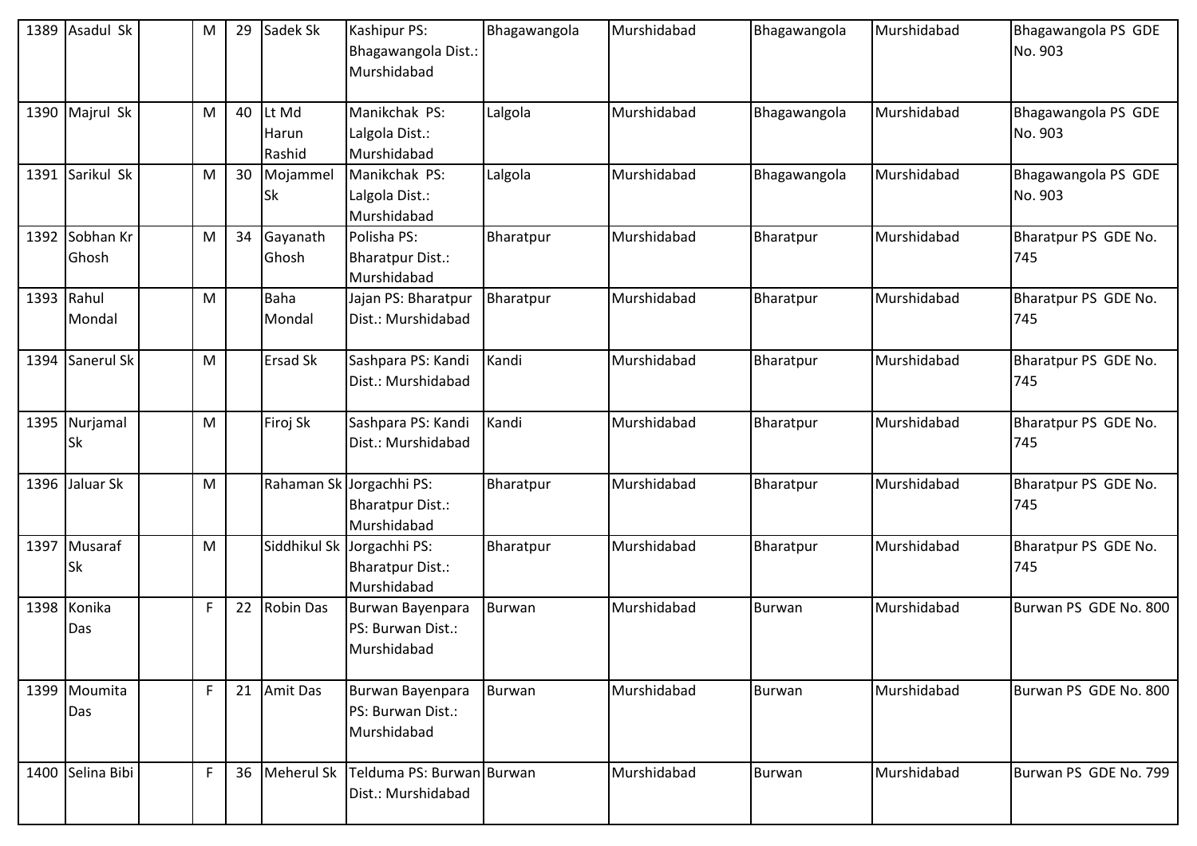| 1389 | Asadul Sk | | M | 29 | Sadek Sk | Kashipur PS: Bhagawangola Dist.: Murshidabad | Bhagawangola | Murshidabad | Bhagawangola | Murshidabad | Bhagawangola PS GDE No. 903 |
|---|---|---|---|---|---|---|---|---|---|---|---|
| 1390 | Majrul Sk | | M | 40 | Lt Md Harun Rashid | Manikchak PS: Lalgola Dist.: Murshidabad | Lalgola | Murshidabad | Bhagawangola | Murshidabad | Bhagawangola PS GDE No. 903 |
| 1391 | Sarikul Sk | | M | 30 | Mojammel Sk | Manikchak PS: Lalgola Dist.: Murshidabad | Lalgola | Murshidabad | Bhagawangola | Murshidabad | Bhagawangola PS GDE No. 903 |
| 1392 | Sobhan Kr Ghosh | | M | 34 | Gayanath Ghosh | Polisha PS: Bharatpur Dist.: Murshidabad | Bharatpur | Murshidabad | Bharatpur | Murshidabad | Bharatpur PS GDE No. 745 |
| 1393 | Rahul Mondal | | M | | Baha Mondal | Jajan PS: Bharatpur Dist.: Murshidabad | Bharatpur | Murshidabad | Bharatpur | Murshidabad | Bharatpur PS GDE No. 745 |
| 1394 | Sanerul Sk | | M | | Ersad Sk | Sashpara PS: Kandi Dist.: Murshidabad | Kandi | Murshidabad | Bharatpur | Murshidabad | Bharatpur PS GDE No. 745 |
| 1395 | Nurjamal Sk | | M | | Firoj Sk | Sashpara PS: Kandi Dist.: Murshidabad | Kandi | Murshidabad | Bharatpur | Murshidabad | Bharatpur PS GDE No. 745 |
| 1396 | Jaluar Sk | | M | | Rahaman Sk | Jorgachhi PS: Bharatpur Dist.: Murshidabad | Bharatpur | Murshidabad | Bharatpur | Murshidabad | Bharatpur PS GDE No. 745 |
| 1397 | Musaraf Sk | | M | | Siddhikul Sk | Jorgachhi PS: Bharatpur Dist.: Murshidabad | Bharatpur | Murshidabad | Bharatpur | Murshidabad | Bharatpur PS GDE No. 745 |
| 1398 | Konika Das | | F | 22 | Robin Das | Burwan Bayenpara PS: Burwan Dist.: Murshidabad | Burwan | Murshidabad | Burwan | Murshidabad | Burwan PS GDE No. 800 |
| 1399 | Moumita Das | | F | 21 | Amit Das | Burwan Bayenpara PS: Burwan Dist.: Murshidabad | Burwan | Murshidabad | Burwan | Murshidabad | Burwan PS GDE No. 800 |
| 1400 | Selina Bibi | | F | 36 | Meherul Sk | Telduma PS: Burwan Dist.: Murshidabad | Burwan | Murshidabad | Burwan | Murshidabad | Burwan PS GDE No. 799 |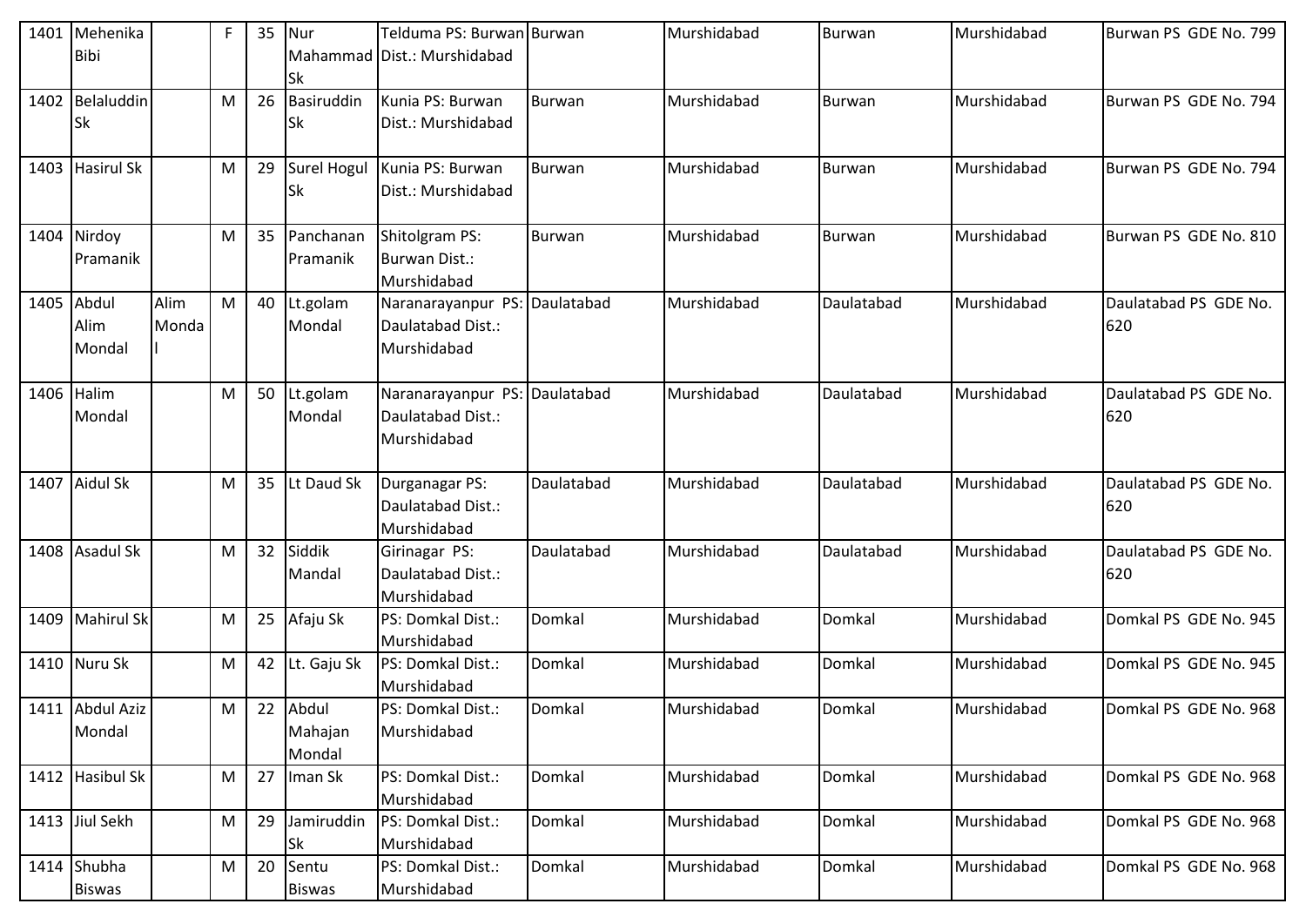| 1401 | Mehenika Bibi | | F | 35 | Nur Mahammad Sk | Telduma PS: Burwan Dist.: Murshidabad | Burwan | Murshidabad | Burwan | Murshidabad | Burwan PS GDE No. 799 |
|---|---|---|---|---|---|---|---|---|---|---|---|
| 1402 | Belaluddin Sk | | M | 26 | Basiruddin Sk | Kunia PS: Burwan Dist.: Murshidabad | Burwan | Murshidabad | Burwan | Murshidabad | Burwan PS GDE No. 794 |
| 1403 | Hasirul Sk | | M | 29 | Surel Hogul Sk | Kunia PS: Burwan Dist.: Murshidabad | Burwan | Murshidabad | Burwan | Murshidabad | Burwan PS GDE No. 794 |
| 1404 | Nirdoy Pramanik | | M | 35 | Panchanan Pramanik | Shitolgram PS: Burwan Dist.: Murshidabad | Burwan | Murshidabad | Burwan | Murshidabad | Burwan PS GDE No. 810 |
| 1405 | Abdul Alim Mondal | Alim Mondal | M | 40 | Lt.golam Mondal | Naranarayanpur PS: Daulatabad Dist.: Murshidabad | Daulatabad | Murshidabad | Daulatabad | Murshidabad | Daulatabad PS GDE No. 620 |
| 1406 | Halim Mondal | | M | 50 | Lt.golam Mondal | Naranarayanpur PS: Daulatabad Dist.: Murshidabad | Daulatabad | Murshidabad | Daulatabad | Murshidabad | Daulatabad PS GDE No. 620 |
| 1407 | Aidul Sk | | M | 35 | Lt Daud Sk | Durganagar PS: Daulatabad Dist.: Murshidabad | Daulatabad | Murshidabad | Daulatabad | Murshidabad | Daulatabad PS GDE No. 620 |
| 1408 | Asadul Sk | | M | 32 | Siddik Mandal | Girinagar PS: Daulatabad Dist.: Murshidabad | Daulatabad | Murshidabad | Daulatabad | Murshidabad | Daulatabad PS GDE No. 620 |
| 1409 | Mahirul Sk | | M | 25 | Afaju Sk | PS: Domkal Dist.: Murshidabad | Domkal | Murshidabad | Domkal | Murshidabad | Domkal PS GDE No. 945 |
| 1410 | Nuru Sk | | M | 42 | Lt. Gaju Sk | PS: Domkal Dist.: Murshidabad | Domkal | Murshidabad | Domkal | Murshidabad | Domkal PS GDE No. 945 |
| 1411 | Abdul Aziz Mondal | | M | 22 | Abdul Mahajan Mondal | PS: Domkal Dist.: Murshidabad | Domkal | Murshidabad | Domkal | Murshidabad | Domkal PS GDE No. 968 |
| 1412 | Hasibul Sk | | M | 27 | Iman Sk | PS: Domkal Dist.: Murshidabad | Domkal | Murshidabad | Domkal | Murshidabad | Domkal PS GDE No. 968 |
| 1413 | Jiul Sekh | | M | 29 | Jamiruddin Sk | PS: Domkal Dist.: Murshidabad | Domkal | Murshidabad | Domkal | Murshidabad | Domkal PS GDE No. 968 |
| 1414 | Shubha Biswas | | M | 20 | Sentu Biswas | PS: Domkal Dist.: Murshidabad | Domkal | Murshidabad | Domkal | Murshidabad | Domkal PS GDE No. 968 |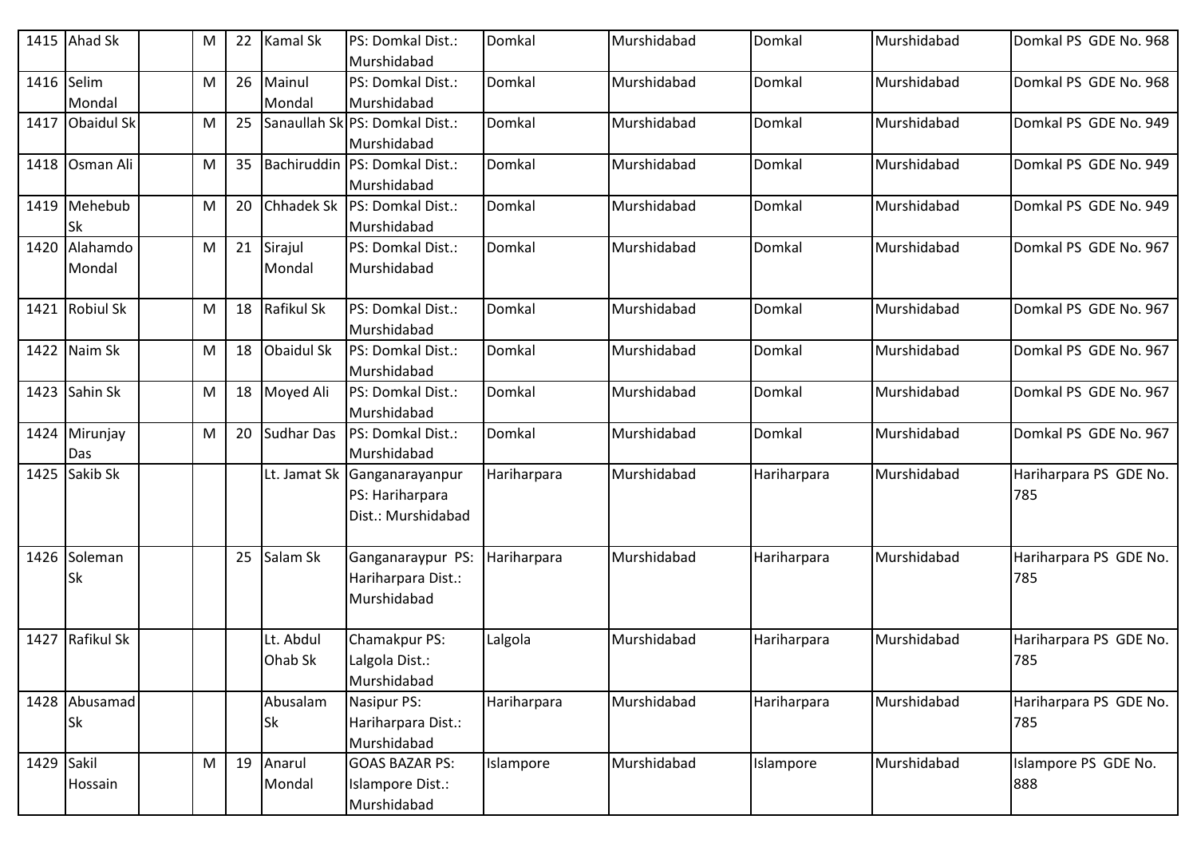| | | | | | | | | | | | |
|---|---|---|---|---|---|---|---|---|---|---|---|
| 1415 | Ahad Sk | | M | 22 | Kamal Sk | PS: Domkal Dist.: Murshidabad | Domkal | Murshidabad | Domkal | Murshidabad | Domkal PS GDE No. 968 |
| 1416 | Selim Mondal | | M | 26 | Mainul Mondal | PS: Domkal Dist.: Murshidabad | Domkal | Murshidabad | Domkal | Murshidabad | Domkal PS GDE No. 968 |
| 1417 | Obaidul Sk | | M | 25 | Sanaullah Sk | PS: Domkal Dist.: Murshidabad | Domkal | Murshidabad | Domkal | Murshidabad | Domkal PS GDE No. 949 |
| 1418 | Osman Ali | | M | 35 | Bachiruddin | PS: Domkal Dist.: Murshidabad | Domkal | Murshidabad | Domkal | Murshidabad | Domkal PS GDE No. 949 |
| 1419 | Mehebub Sk | | M | 20 | Chhadek Sk | PS: Domkal Dist.: Murshidabad | Domkal | Murshidabad | Domkal | Murshidabad | Domkal PS GDE No. 949 |
| 1420 | Alahamdo Mondal | | M | 21 | Sirajul Mondal | PS: Domkal Dist.: Murshidabad | Domkal | Murshidabad | Domkal | Murshidabad | Domkal PS GDE No. 967 |
| 1421 | Robiul Sk | | M | 18 | Rafikul Sk | PS: Domkal Dist.: Murshidabad | Domkal | Murshidabad | Domkal | Murshidabad | Domkal PS GDE No. 967 |
| 1422 | Naim Sk | | M | 18 | Obaidul Sk | PS: Domkal Dist.: Murshidabad | Domkal | Murshidabad | Domkal | Murshidabad | Domkal PS GDE No. 967 |
| 1423 | Sahin Sk | | M | 18 | Moyed Ali | PS: Domkal Dist.: Murshidabad | Domkal | Murshidabad | Domkal | Murshidabad | Domkal PS GDE No. 967 |
| 1424 | Mirunjay Das | | M | 20 | Sudhar Das | PS: Domkal Dist.: Murshidabad | Domkal | Murshidabad | Domkal | Murshidabad | Domkal PS GDE No. 967 |
| 1425 | Sakib Sk | | | | Lt. Jamat Sk | Ganganarayanpur PS: Hariharpara Dist.: Murshidabad | Hariharpara | Murshidabad | Hariharpara | Murshidabad | Hariharpara PS GDE No. 785 |
| 1426 | Soleman Sk | | | 25 | Salam Sk | Ganganaraypur PS: Hariharpara Dist.: Murshidabad | Hariharpara | Murshidabad | Hariharpara | Murshidabad | Hariharpara PS GDE No. 785 |
| 1427 | Rafikul Sk | | | | Lt. Abdul Ohab Sk | Chamakpur PS: Lalgola Dist.: Murshidabad | Lalgola | Murshidabad | Hariharpara | Murshidabad | Hariharpara PS GDE No. 785 |
| 1428 | Abusamad Sk | | | | Abusalam Sk | Nasipur PS: Hariharpara Dist.: Murshidabad | Hariharpara | Murshidabad | Hariharpara | Murshidabad | Hariharpara PS GDE No. 785 |
| 1429 | Sakil Hossain | | M | 19 | Anarul Mondal | GOAS BAZAR PS: Islampore Dist.: Murshidabad | Islampore | Murshidabad | Islampore | Murshidabad | Islampore PS GDE No. 888 |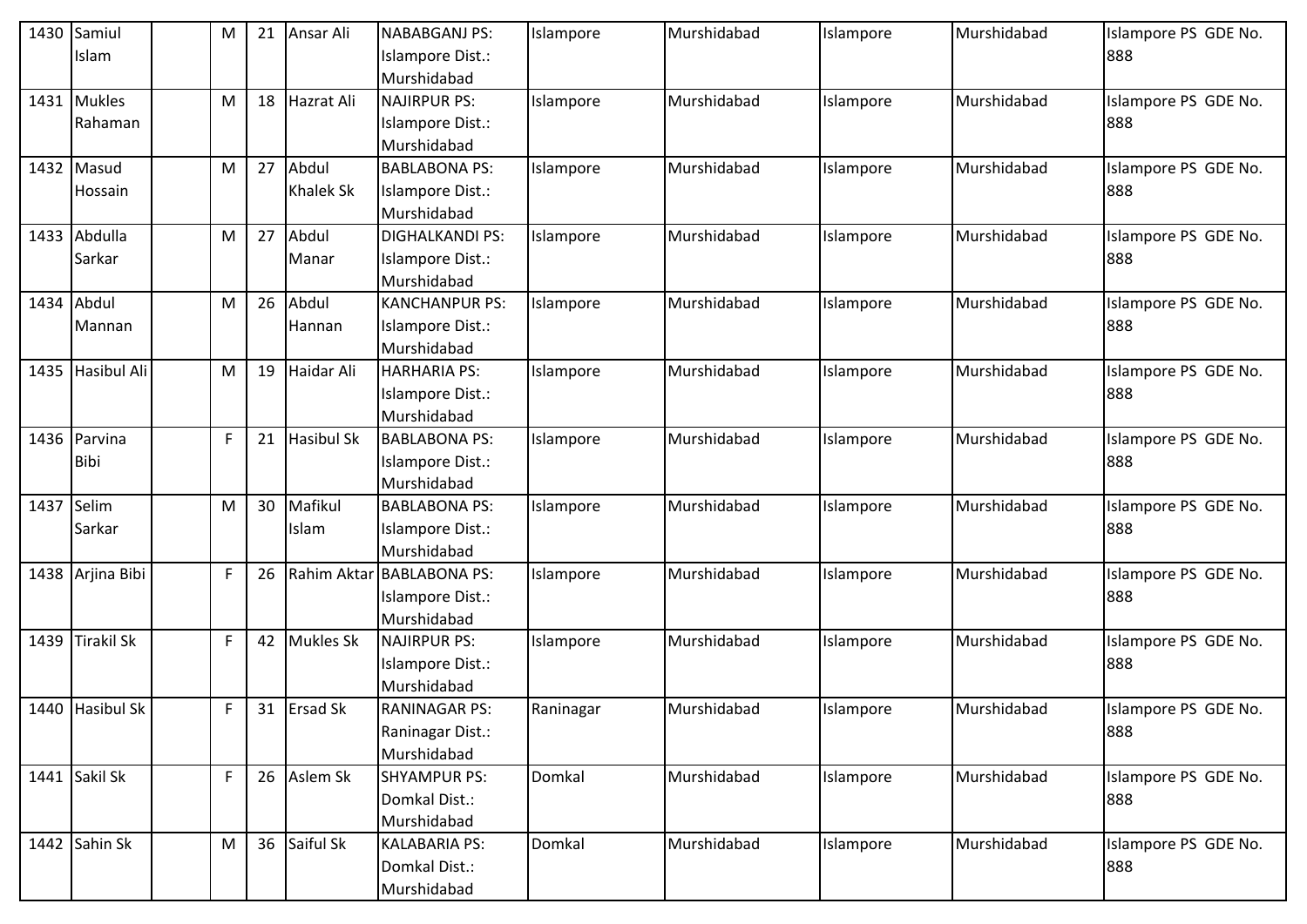| 1430 | Samiul Islam | | M | 21 | Ansar Ali | NABABGANJ PS: Islampore Dist.: Murshidabad | Islampore | Murshidabad | Islampore | Murshidabad | Islampore PS GDE No. 888 |
|---|---|---|---|---|---|---|---|---|---|---|---|
| 1431 | Mukles Rahaman | | M | 18 | Hazrat Ali | NAJIRPUR PS: Islampore Dist.: Murshidabad | Islampore | Murshidabad | Islampore | Murshidabad | Islampore PS GDE No. 888 |
| 1432 | Masud Hossain | | M | 27 | Abdul Khalek Sk | BABLABONA PS: Islampore Dist.: Murshidabad | Islampore | Murshidabad | Islampore | Murshidabad | Islampore PS GDE No. 888 |
| 1433 | Abdulla Sarkar | | M | 27 | Abdul Manar | DIGHALKANDI PS: Islampore Dist.: Murshidabad | Islampore | Murshidabad | Islampore | Murshidabad | Islampore PS GDE No. 888 |
| 1434 | Abdul Mannan | | M | 26 | Abdul Hannan | KANCHANPUR PS: Islampore Dist.: Murshidabad | Islampore | Murshidabad | Islampore | Murshidabad | Islampore PS GDE No. 888 |
| 1435 | Hasibul Ali | | M | 19 | Haidar Ali | HARHARIA PS: Islampore Dist.: Murshidabad | Islampore | Murshidabad | Islampore | Murshidabad | Islampore PS GDE No. 888 |
| 1436 | Parvina Bibi | | F | 21 | Hasibul Sk | BABLABONA PS: Islampore Dist.: Murshidabad | Islampore | Murshidabad | Islampore | Murshidabad | Islampore PS GDE No. 888 |
| 1437 | Selim Sarkar | | M | 30 | Mafikul Islam | BABLABONA PS: Islampore Dist.: Murshidabad | Islampore | Murshidabad | Islampore | Murshidabad | Islampore PS GDE No. 888 |
| 1438 | Arjina Bibi | | F | 26 | Rahim Aktar | BABLABONA PS: Islampore Dist.: Murshidabad | Islampore | Murshidabad | Islampore | Murshidabad | Islampore PS GDE No. 888 |
| 1439 | Tirakil Sk | | F | 42 | Mukles Sk | NAJIRPUR PS: Islampore Dist.: Murshidabad | Islampore | Murshidabad | Islampore | Murshidabad | Islampore PS GDE No. 888 |
| 1440 | Hasibul Sk | | F | 31 | Ersad Sk | RANINAGAR PS: Raninagar Dist.: Murshidabad | Raninagar | Murshidabad | Islampore | Murshidabad | Islampore PS GDE No. 888 |
| 1441 | Sakil Sk | | F | 26 | Aslem Sk | SHYAMPUR PS: Domkal Dist.: Murshidabad | Domkal | Murshidabad | Islampore | Murshidabad | Islampore PS GDE No. 888 |
| 1442 | Sahin Sk | | M | 36 | Saiful Sk | KALABARIA PS: Domkal Dist.: Murshidabad | Domkal | Murshidabad | Islampore | Murshidabad | Islampore PS GDE No. 888 |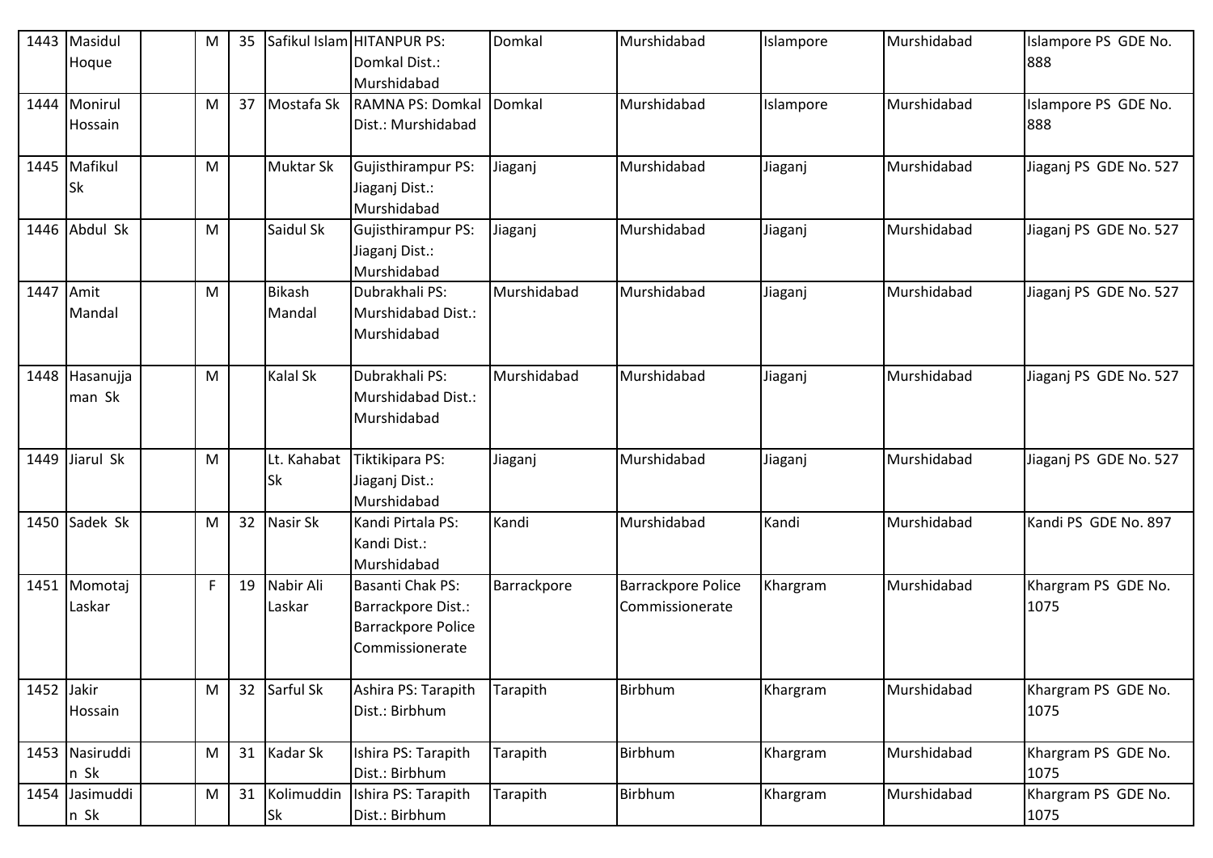| 1443 | Masidul Hoque | | M | 35 | Safikul Islam | HITANPUR PS: Domkal Dist.: Murshidabad | Domkal | Murshidabad | Islampore | Murshidabad | Islampore PS GDE No. 888 |
|---|---|---|---|---|---|---|---|---|---|---|---|
| 1444 | Monirul Hossain | | M | 37 | Mostafa Sk | RAMNA PS: Domkal Dist.: Murshidabad | Domkal | Murshidabad | Islampore | Murshidabad | Islampore PS GDE No. 888 |
| 1445 | Mafikul Sk | | M | | Muktar Sk | Gujisthirampur PS: Jiaganj Dist.: Murshidabad | Jiaganj | Murshidabad | Jiaganj | Murshidabad | Jiaganj PS GDE No. 527 |
| 1446 | Abdul Sk | | M | | Saidul Sk | Gujisthirampur PS: Jiaganj Dist.: Murshidabad | Jiaganj | Murshidabad | Jiaganj | Murshidabad | Jiaganj PS GDE No. 527 |
| 1447 | Amit Mandal | | M | | Bikash Mandal | Dubrakhali PS: Murshidabad Dist.: Murshidabad | Murshidabad | Murshidabad | Jiaganj | Murshidabad | Jiaganj PS GDE No. 527 |
| 1448 | Hasanujjaman Sk | | M | | Kalal Sk | Dubrakhali PS: Murshidabad Dist.: Murshidabad | Murshidabad | Murshidabad | Jiaganj | Murshidabad | Jiaganj PS GDE No. 527 |
| 1449 | Jiarul Sk | | M | | Lt. Kahabat Sk | Tiktikipara PS: Jiaganj Dist.: Murshidabad | Jiaganj | Murshidabad | Jiaganj | Murshidabad | Jiaganj PS GDE No. 527 |
| 1450 | Sadek Sk | | M | 32 | Nasir Sk | Kandi Pirtala PS: Kandi Dist.: Murshidabad | Kandi | Murshidabad | Kandi | Murshidabad | Kandi PS GDE No. 897 |
| 1451 | Momotaj Laskar | | F | 19 | Nabir Ali Laskar | Basanti Chak PS: Barrackpore Dist.: Barrackpore Police Commissionerate | Barrackpore | Barrackpore Police Commissionerate | Khargram | Murshidabad | Khargram PS GDE No. 1075 |
| 1452 | Jakir Hossain | | M | 32 | Sarful Sk | Ashira PS: Tarapith Dist.: Birbhum | Tarapith | Birbhum | Khargram | Murshidabad | Khargram PS GDE No. 1075 |
| 1453 | Nasiruddin Sk | | M | 31 | Kadar Sk | Ishira PS: Tarapith Dist.: Birbhum | Tarapith | Birbhum | Khargram | Murshidabad | Khargram PS GDE No. 1075 |
| 1454 | Jasimuddin Sk | | M | 31 | Kolimuddin Sk | Ishira PS: Tarapith Dist.: Birbhum | Tarapith | Birbhum | Khargram | Murshidabad | Khargram PS GDE No. 1075 |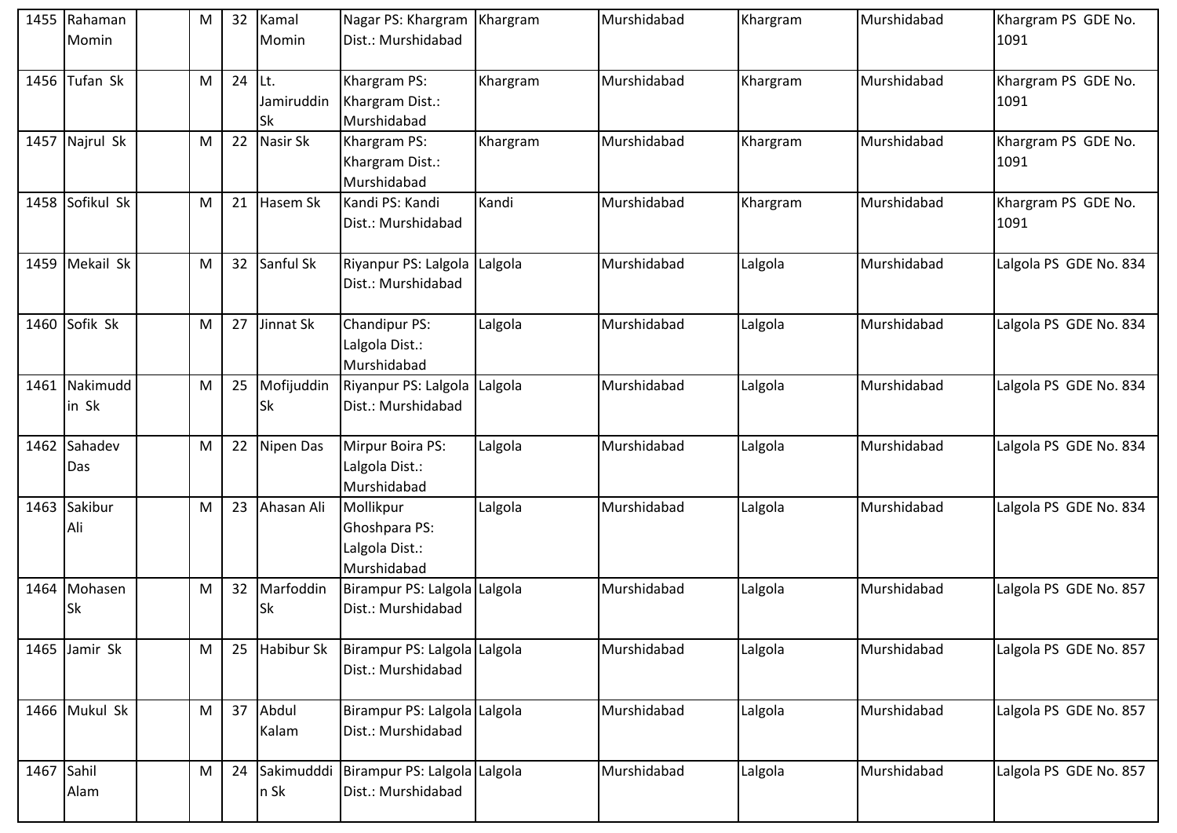| 1455 | Rahaman Momin | | M | 32 | Kamal Momin | Nagar PS: Khargram Dist.: Murshidabad | Khargram | Murshidabad | Khargram | Murshidabad | Khargram PS GDE No. 1091 |
|---|---|---|---|---|---|---|---|---|---|---|---|
| 1456 | Tufan Sk | | M | 24 | Lt. Jamiruddin Sk | Khargram PS: Khargram Dist.: Murshidabad | Khargram | Murshidabad | Khargram | Murshidabad | Khargram PS GDE No. 1091 |
| 1457 | Najrul Sk | | M | 22 | Nasir Sk | Khargram PS: Khargram Dist.: Murshidabad | Khargram | Murshidabad | Khargram | Murshidabad | Khargram PS GDE No. 1091 |
| 1458 | Sofikul Sk | | M | 21 | Hasem Sk | Kandi PS: Kandi Dist.: Murshidabad | Kandi | Murshidabad | Khargram | Murshidabad | Khargram PS GDE No. 1091 |
| 1459 | Mekail Sk | | M | 32 | Sanful Sk | Riyanpur PS: Lalgola Dist.: Murshidabad | Lalgola | Murshidabad | Lalgola | Murshidabad | Lalgola PS GDE No. 834 |
| 1460 | Sofik Sk | | M | 27 | Jinnat Sk | Chandipur PS: Lalgola Dist.: Murshidabad | Lalgola | Murshidabad | Lalgola | Murshidabad | Lalgola PS GDE No. 834 |
| 1461 | Nakimuddin Sk | | M | 25 | Mofijuddin Sk | Riyanpur PS: Lalgola Dist.: Murshidabad | Lalgola | Murshidabad | Lalgola | Murshidabad | Lalgola PS GDE No. 834 |
| 1462 | Sahadev Das | | M | 22 | Nipen Das | Mirpur Boira PS: Lalgola Dist.: Murshidabad | Lalgola | Murshidabad | Lalgola | Murshidabad | Lalgola PS GDE No. 834 |
| 1463 | Sakibur Ali | | M | 23 | Ahasan Ali | Mollikpur Ghoshpara PS: Lalgola Dist.: Murshidabad | Lalgola | Murshidabad | Lalgola | Murshidabad | Lalgola PS GDE No. 834 |
| 1464 | Mohasen Sk | | M | 32 | Marfoddin Sk | Birampur PS: Lalgola Dist.: Murshidabad | Lalgola | Murshidabad | Lalgola | Murshidabad | Lalgola PS GDE No. 857 |
| 1465 | Jamir Sk | | M | 25 | Habibur Sk | Birampur PS: Lalgola Dist.: Murshidabad | Lalgola | Murshidabad | Lalgola | Murshidabad | Lalgola PS GDE No. 857 |
| 1466 | Mukul Sk | | M | 37 | Abdul Kalam | Birampur PS: Lalgola Dist.: Murshidabad | Lalgola | Murshidabad | Lalgola | Murshidabad | Lalgola PS GDE No. 857 |
| 1467 | Sahil Alam | | M | 24 | Sakimudddin Sk | Birampur PS: Lalgola Dist.: Murshidabad | Lalgola | Murshidabad | Lalgola | Murshidabad | Lalgola PS GDE No. 857 |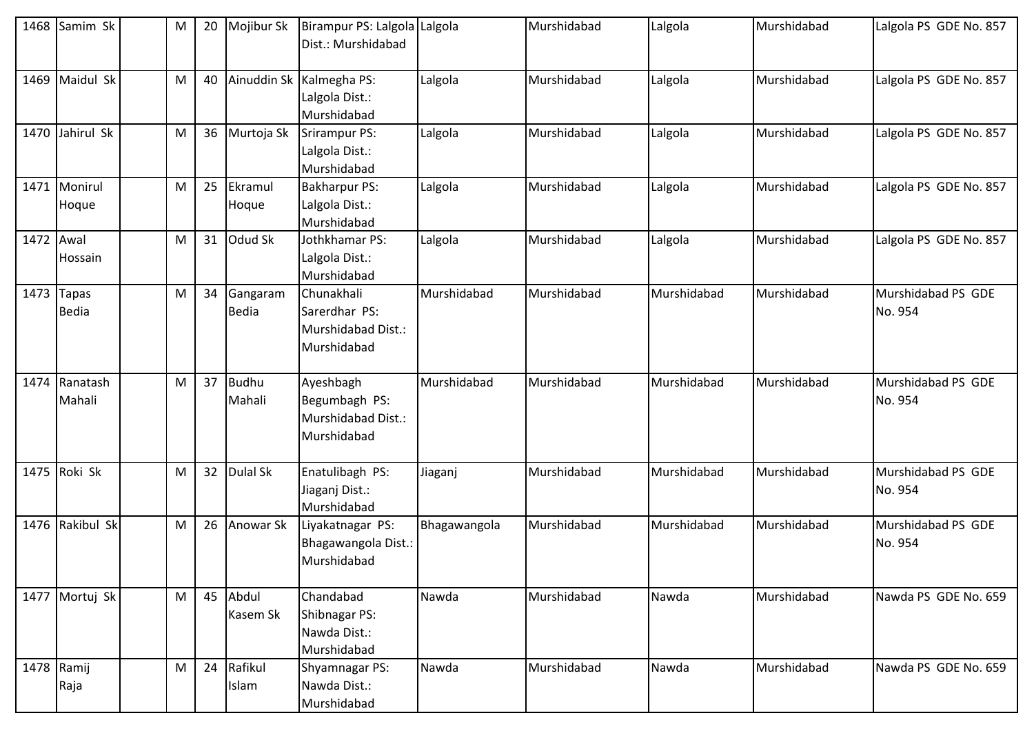| 1468 | Samim Sk | | M | 20 | Mojibur Sk | Birampur PS: Lalgola Dist.: Murshidabad | Lalgola | Murshidabad | Lalgola | Murshidabad | Lalgola PS GDE No. 857 |
|---|---|---|---|---|---|---|---|---|---|---|---|
| 1469 | Maidul Sk | | M | 40 | Ainuddin Sk | Kalmegha PS: Lalgola Dist.: Murshidabad | Lalgola | Murshidabad | Lalgola | Murshidabad | Lalgola PS GDE No. 857 |
| 1470 | Jahirul Sk | | M | 36 | Murtoja Sk | Srirampur PS: Lalgola Dist.: Murshidabad | Lalgola | Murshidabad | Lalgola | Murshidabad | Lalgola PS GDE No. 857 |
| 1471 | Monirul Hoque | | M | 25 | Ekramul Hoque | Bakharpur PS: Lalgola Dist.: Murshidabad | Lalgola | Murshidabad | Lalgola | Murshidabad | Lalgola PS GDE No. 857 |
| 1472 | Awal Hossain | | M | 31 | Odud Sk | Jothkhamar PS: Lalgola Dist.: Murshidabad | Lalgola | Murshidabad | Lalgola | Murshidabad | Lalgola PS GDE No. 857 |
| 1473 | Tapas Bedia | | M | 34 | Gangaram Bedia | Chunakhali Sarerdhar PS: Murshidabad Dist.: Murshidabad | Murshidabad | Murshidabad | Murshidabad | Murshidabad | Murshidabad PS GDE No. 954 |
| 1474 | Ranatash Mahali | | M | 37 | Budhu Mahali | Ayeshbagh Begumbagh PS: Murshidabad Dist.: Murshidabad | Murshidabad | Murshidabad | Murshidabad | Murshidabad | Murshidabad PS GDE No. 954 |
| 1475 | Roki Sk | | M | 32 | Dulal Sk | Enatulibagh PS: Jiaganj Dist.: Murshidabad | Jiaganj | Murshidabad | Murshidabad | Murshidabad | Murshidabad PS GDE No. 954 |
| 1476 | Rakibul Sk | | M | 26 | Anowar Sk | Liyakatnagar PS: Bhagawangola Dist.: Murshidabad | Bhagawangola | Murshidabad | Murshidabad | Murshidabad | Murshidabad PS GDE No. 954 |
| 1477 | Mortuj Sk | | M | 45 | Abdul Kasem Sk | Chandabad Shibnagar PS: Nawda Dist.: Murshidabad | Nawda | Murshidabad | Nawda | Murshidabad | Nawda PS GDE No. 659 |
| 1478 | Ramij Raja | | M | 24 | Rafikul Islam | Shyamnagar PS: Nawda Dist.: Murshidabad | Nawda | Murshidabad | Nawda | Murshidabad | Nawda PS GDE No. 659 |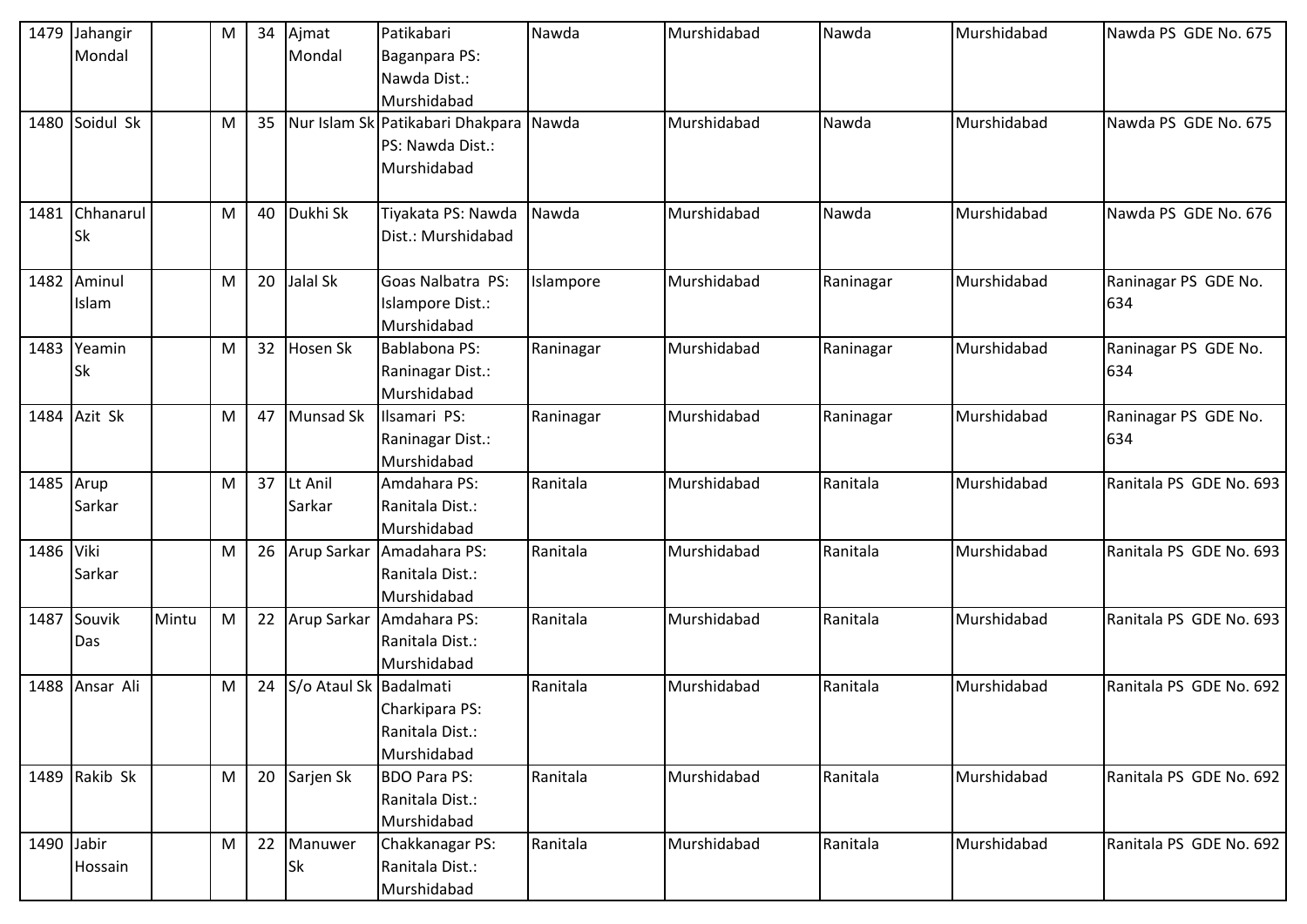| | | | | | | | | | | | |
|---|---|---|---|---|---|---|---|---|---|---|---|
| 1479 | Jahangir Mondal | | M | 34 | Ajmat Mondal | Patikabari Baganpara PS: Nawda Dist.: Murshidabad | Nawda | Murshidabad | Nawda | Murshidabad | Nawda PS GDE No. 675 |
| 1480 | Soidul Sk | | M | 35 | Nur Islam Sk | Patikabari Dhakpara PS: Nawda Dist.: Murshidabad | Nawda | Murshidabad | Nawda | Murshidabad | Nawda PS GDE No. 675 |
| 1481 | Chhanarul Sk | | M | 40 | Dukhi Sk | Tiyakata PS: Nawda Dist.: Murshidabad | Nawda | Murshidabad | Nawda | Murshidabad | Nawda PS GDE No. 676 |
| 1482 | Aminul Islam | | M | 20 | Jalal Sk | Goas Nalbatra PS: Islampore Dist.: Murshidabad | Islampore | Murshidabad | Raninagar | Murshidabad | Raninagar PS GDE No. 634 |
| 1483 | Yeamin Sk | | M | 32 | Hosen Sk | Bablabona PS: Raninagar Dist.: Murshidabad | Raninagar | Murshidabad | Raninagar | Murshidabad | Raninagar PS GDE No. 634 |
| 1484 | Azit Sk | | M | 47 | Munsad Sk | Ilsamari PS: Raninagar Dist.: Murshidabad | Raninagar | Murshidabad | Raninagar | Murshidabad | Raninagar PS GDE No. 634 |
| 1485 | Arup Sarkar | | M | 37 | Lt Anil Sarkar | Amdahara PS: Ranitala Dist.: Murshidabad | Ranitala | Murshidabad | Ranitala | Murshidabad | Ranitala PS GDE No. 693 |
| 1486 | Viki Sarkar | | M | 26 | Arup Sarkar | Amadahara PS: Ranitala Dist.: Murshidabad | Ranitala | Murshidabad | Ranitala | Murshidabad | Ranitala PS GDE No. 693 |
| 1487 | Souvik Das | Mintu | M | 22 | Arup Sarkar | Amdahara PS: Ranitala Dist.: Murshidabad | Ranitala | Murshidabad | Ranitala | Murshidabad | Ranitala PS GDE No. 693 |
| 1488 | Ansar Ali | | M | 24 | S/o Ataul Sk | Badalmati Charkipara PS: Ranitala Dist.: Murshidabad | Ranitala | Murshidabad | Ranitala | Murshidabad | Ranitala PS GDE No. 692 |
| 1489 | Rakib Sk | | M | 20 | Sarjen Sk | BDO Para PS: Ranitala Dist.: Murshidabad | Ranitala | Murshidabad | Ranitala | Murshidabad | Ranitala PS GDE No. 692 |
| 1490 | Jabir Hossain | | M | 22 | Manuwer Sk | Chakkanagar PS: Ranitala Dist.: Murshidabad | Ranitala | Murshidabad | Ranitala | Murshidabad | Ranitala PS GDE No. 692 |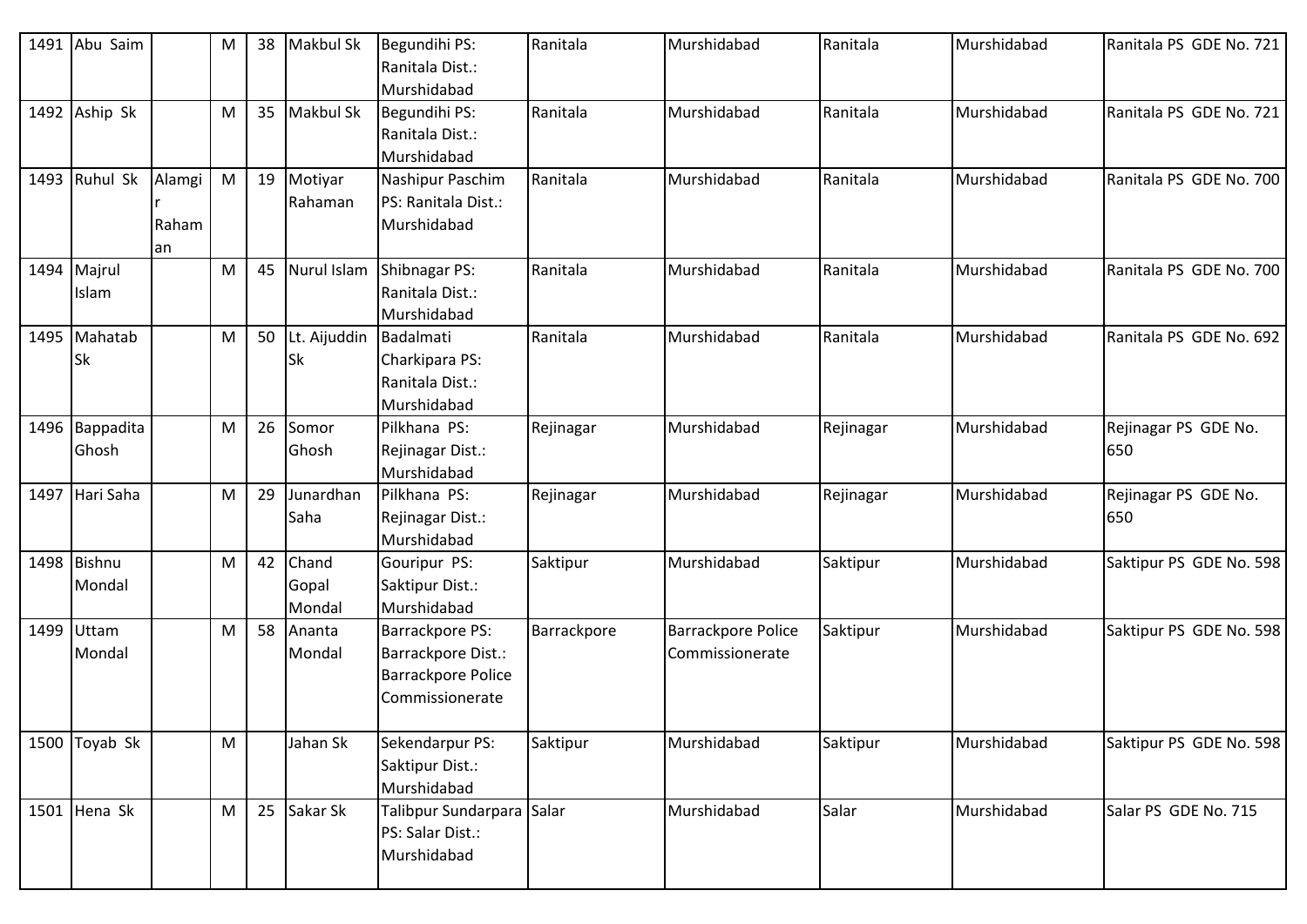| | | | | | | | | | | | |
|---|---|---|---|---|---|---|---|---|---|---|---|
| 1491 | Abu Saim | | M | 38 | Makbul Sk | Begundihi PS: Ranitala Dist.: Murshidabad | Ranitala | Murshidabad | Ranitala | Murshidabad | Ranitala PS GDE No. 721 |
| 1492 | Aship Sk | | M | 35 | Makbul Sk | Begundihi PS: Ranitala Dist.: Murshidabad | Ranitala | Murshidabad | Ranitala | Murshidabad | Ranitala PS GDE No. 721 |
| 1493 | Ruhul Sk | Alamgir Rahaman | M | 19 | Motiyar Rahaman | Nashipur Paschim PS: Ranitala Dist.: Murshidabad | Ranitala | Murshidabad | Ranitala | Murshidabad | Ranitala PS GDE No. 700 |
| 1494 | Majrul Islam | | M | 45 | Nurul Islam | Shibnagar PS: Ranitala Dist.: Murshidabad | Ranitala | Murshidabad | Ranitala | Murshidabad | Ranitala PS GDE No. 700 |
| 1495 | Mahatab Sk | | M | 50 | Lt. Aijuddin Sk | Badalmati Charkipara PS: Ranitala Dist.: Murshidabad | Ranitala | Murshidabad | Ranitala | Murshidabad | Ranitala PS GDE No. 692 |
| 1496 | Bappadita Ghosh | | M | 26 | Somor Ghosh | Pilkhana PS: Rejinagar Dist.: Murshidabad | Rejinagar | Murshidabad | Rejinagar | Murshidabad | Rejinagar PS GDE No. 650 |
| 1497 | Hari Saha | | M | 29 | Junardhan Saha | Pilkhana PS: Rejinagar Dist.: Murshidabad | Rejinagar | Murshidabad | Rejinagar | Murshidabad | Rejinagar PS GDE No. 650 |
| 1498 | Bishnu Mondal | | M | 42 | Chand Gopal Mondal | Gouripur PS: Saktipur Dist.: Murshidabad | Saktipur | Murshidabad | Saktipur | Murshidabad | Saktipur PS GDE No. 598 |
| 1499 | Uttam Mondal | | M | 58 | Ananta Mondal | Barrackpore PS: Barrackpore Dist.: Barrackpore Police Commissionerate | Barrackpore | Barrackpore Police Commissionerate | Saktipur | Murshidabad | Saktipur PS GDE No. 598 |
| 1500 | Toyab Sk | | M | | Jahan Sk | Sekendarpur PS: Saktipur Dist.: Murshidabad | Saktipur | Murshidabad | Saktipur | Murshidabad | Saktipur PS GDE No. 598 |
| 1501 | Hena Sk | | M | 25 | Sakar Sk | Talibpur Sundarpara PS: Salar Dist.: Murshidabad | Salar | Murshidabad | Salar | Murshidabad | Salar PS GDE No. 715 |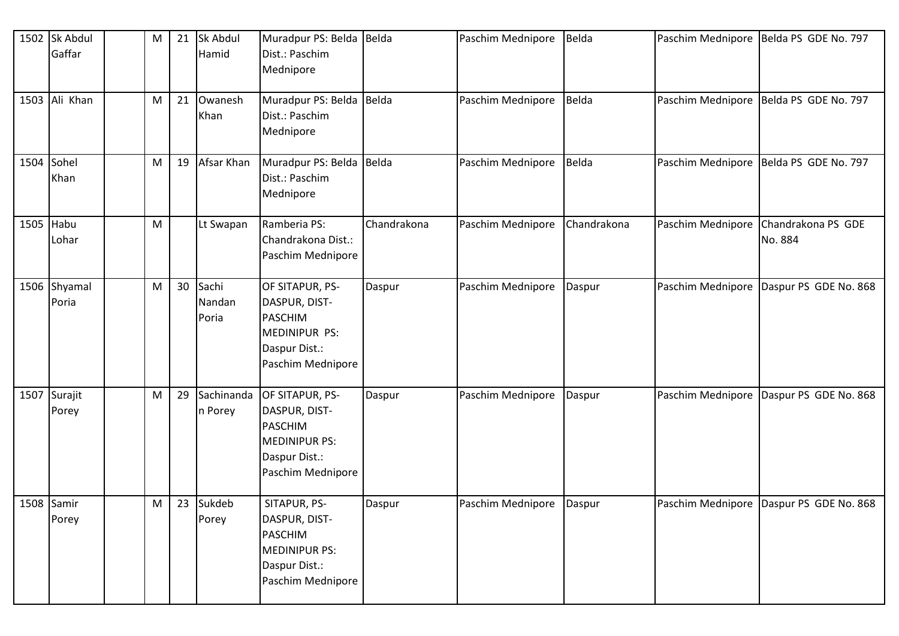| 1502 | Sk Abdul Gaffar | | M | 21 | Sk Abdul Hamid | Muradpur PS: Belda Dist.: Paschim Mednipore | Belda | Paschim Mednipore | Belda | Paschim Mednipore | Belda PS GDE No. 797 |
|---|---|---|---|---|---|---|---|---|---|---|---|
| 1503 | Ali Khan | | M | 21 | Owanesh Khan | Muradpur PS: Belda Dist.: Paschim Mednipore | Belda | Paschim Mednipore | Belda | Paschim Mednipore | Belda PS GDE No. 797 |
| 1504 | Sohel Khan | | M | 19 | Afsar Khan | Muradpur PS: Belda Dist.: Paschim Mednipore | Belda | Paschim Mednipore | Belda | Paschim Mednipore | Belda PS GDE No. 797 |
| 1505 | Habu Lohar | | M | | Lt Swapan | Ramberia PS: Chandrakona Dist.: Paschim Mednipore | Chandrakona | Paschim Mednipore | Chandrakona | Paschim Mednipore | Chandrakona PS GDE No. 884 |
| 1506 | Shyamal Poria | | M | 30 | Sachi Nandan Poria | OF SITAPUR, PS-DASPUR, DIST-PASCHIM MEDINIPUR PS: Daspur Dist.: Paschim Mednipore | Daspur | Paschim Mednipore | Daspur | Paschim Mednipore | Daspur PS GDE No. 868 |
| 1507 | Surajit Porey | | M | 29 | Sachinandan Porey | OF SITAPUR, PS-DASPUR, DIST-PASCHIM MEDINIPUR PS: Daspur Dist.: Paschim Mednipore | Daspur | Paschim Mednipore | Daspur | Paschim Mednipore | Daspur PS GDE No. 868 |
| 1508 | Samir Porey | | M | 23 | Sukdeb Porey | SITAPUR, PS-DASPUR, DIST-PASCHIM MEDINIPUR PS: Daspur Dist.: Paschim Mednipore | Daspur | Paschim Mednipore | Daspur | Paschim Mednipore | Daspur PS GDE No. 868 |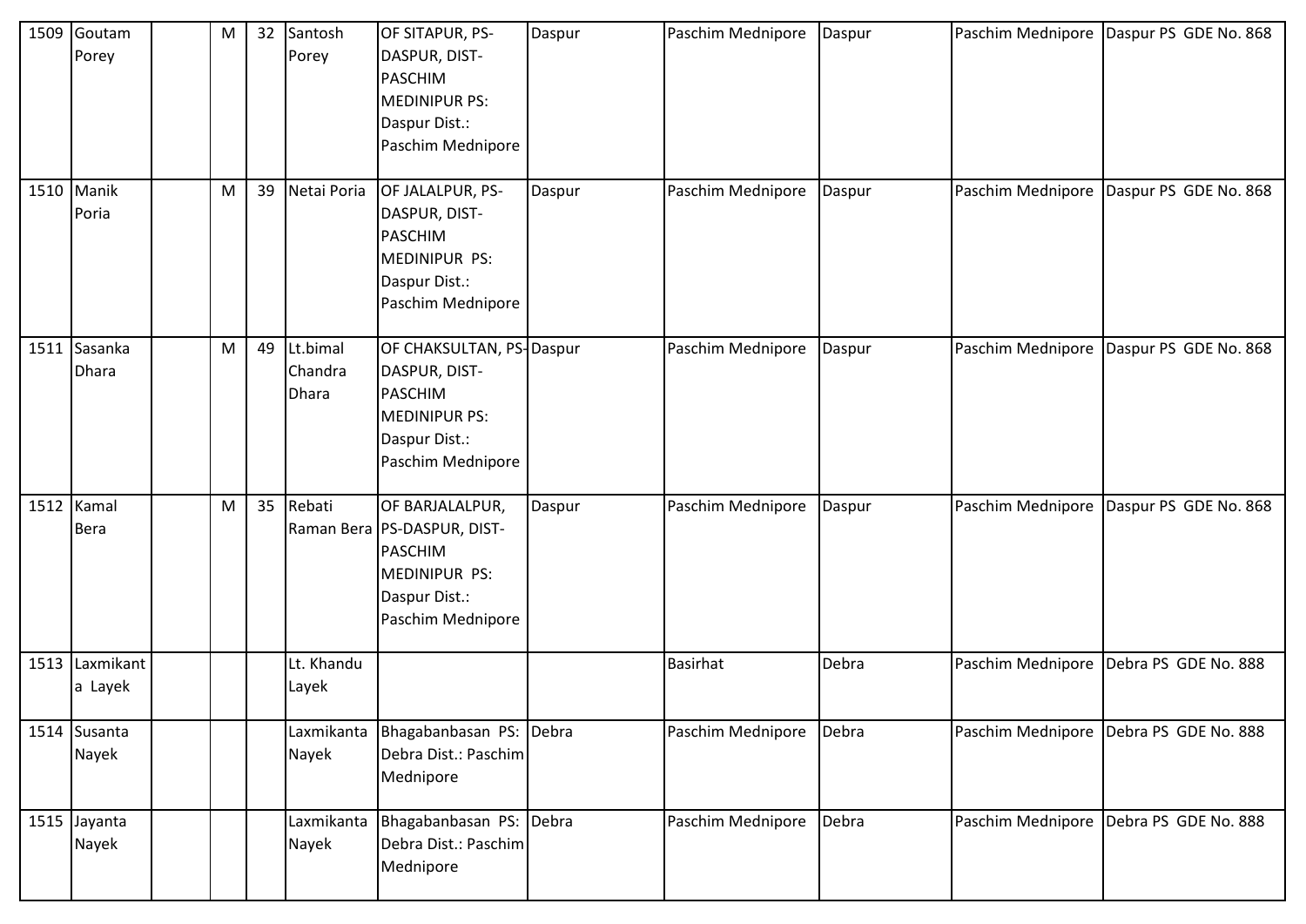| 1509 | Goutam Porey | | M | 32 | Santosh Porey | OF SITAPUR, PS-DASPUR, DIST-PASCHIM MEDINIPUR PS: Daspur Dist.: Paschim Mednipore | Daspur | Paschim Mednipore | Daspur | Paschim Mednipore | Daspur PS GDE No. 868 |
|---|---|---|---|---|---|---|---|---|---|---|---|
| 1510 | Manik Poria | | M | 39 | Netai Poria | OF JALALPUR, PS-DASPUR, DIST-PASCHIM MEDINIPUR PS: Daspur Dist.: Paschim Mednipore | Daspur | Paschim Mednipore | Daspur | Paschim Mednipore | Daspur PS GDE No. 868 |
| 1511 | Sasanka Dhara | | M | 49 | Lt.bimal Chandra Dhara | OF CHAKSULTAN, PS-DASPUR, DIST-PASCHIM MEDINIPUR PS: Daspur Dist.: Paschim Mednipore | Daspur | Paschim Mednipore | Daspur | Paschim Mednipore | Daspur PS GDE No. 868 |
| 1512 | Kamal Bera | | M | 35 | Rebati Raman Bera | OF BARJALALPUR, PS-DASPUR, DIST-PASCHIM MEDINIPUR PS: Daspur Dist.: Paschim Mednipore | Daspur | Paschim Mednipore | Daspur | Paschim Mednipore | Daspur PS GDE No. 868 |
| 1513 | Laxmikanta Layek | | | | Lt. Khandu Layek | | | Basirhat | Debra | Paschim Mednipore | Debra PS GDE No. 888 |
| 1514 | Susanta Nayek | | | | Laxmikanta Nayek | Bhagabanbasan PS: Debra Dist.: Paschim Mednipore | Debra | Paschim Mednipore | Debra | Paschim Mednipore | Debra PS GDE No. 888 |
| 1515 | Jayanta Nayek | | | | Laxmikanta Nayek | Bhagabanbasan PS: Debra Dist.: Paschim Mednipore | Debra | Paschim Mednipore | Debra | Paschim Mednipore | Debra PS GDE No. 888 |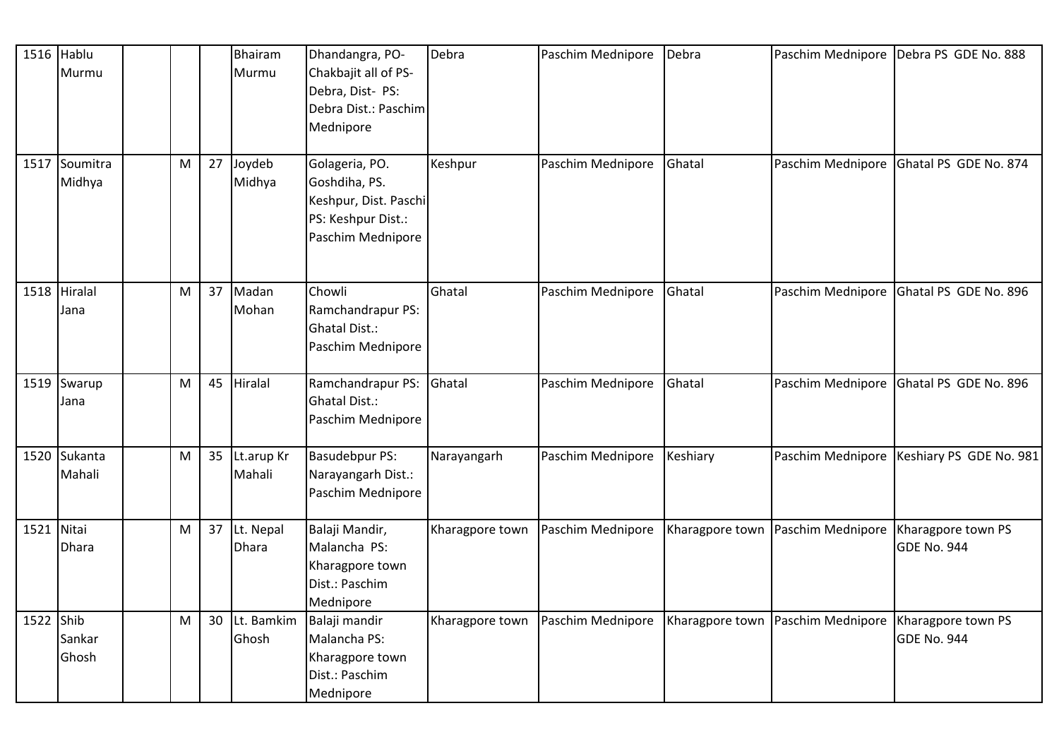| 1516 | Hablu Murmu | | | | Bhairam Murmu | Dhandangra, PO- Chakbajit all of PS- Debra, Dist- PS: Debra Dist.: Paschim Mednipore | Debra | Paschim Mednipore | Debra | Paschim Mednipore | Debra PS GDE No. 888 |
|---|---|---|---|---|---|---|---|---|---|---|---|
| 1517 | Soumitra Midhya | | M | 27 | Joydeb Midhya | Golageria, PO. Goshdiha, PS. Keshpur, Dist. Paschi PS: Keshpur Dist.: Paschim Mednipore | Keshpur | Paschim Mednipore | Ghatal | Paschim Mednipore | Ghatal PS GDE No. 874 |
| 1518 | Hiralal Jana | | M | 37 | Madan Mohan | Chowli Ramchandrapur PS: Ghatal Dist.: Paschim Mednipore | Ghatal | Paschim Mednipore | Ghatal | Paschim Mednipore | Ghatal PS GDE No. 896 |
| 1519 | Swarup Jana | | M | 45 | Hiralal | Ramchandrapur PS: Ghatal Dist.: Paschim Mednipore | Ghatal | Paschim Mednipore | Ghatal | Paschim Mednipore | Ghatal PS GDE No. 896 |
| 1520 | Sukanta Mahali | | M | 35 | Lt.arup Kr Mahali | Basudebpur PS: Narayangarh Dist.: Paschim Mednipore | Narayangarh | Paschim Mednipore | Keshiary | Paschim Mednipore | Keshiary PS GDE No. 981 |
| 1521 | Nitai Dhara | | M | 37 | Lt. Nepal Dhara | Balaji Mandir, Malancha PS: Kharagpore town Dist.: Paschim Mednipore | Kharagpore town | Paschim Mednipore | Kharagpore town | Paschim Mednipore | Kharagpore town PS GDE No. 944 |
| 1522 | Shib Sankar Ghosh | | M | 30 | Lt. Bamkim Ghosh | Balaji mandir Malancha PS: Kharagpore town Dist.: Paschim Mednipore | Kharagpore town | Paschim Mednipore | Kharagpore town | Paschim Mednipore | Kharagpore town PS GDE No. 944 |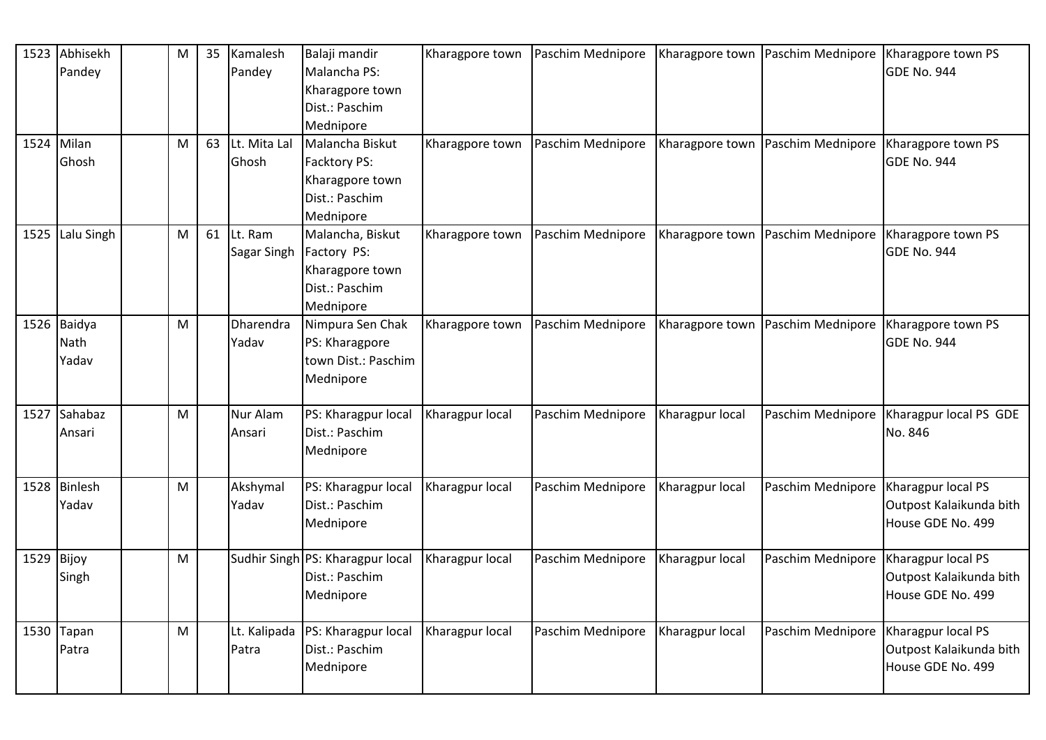| 1523 | Abhisekh Pandey | | M | 35 | Kamalesh Pandey | Balaji mandir Malancha PS: Kharagpore town Dist.: Paschim Mednipore | Kharagpore town | Paschim Mednipore | Kharagpore town | Paschim Mednipore | Kharagpore town PS GDE No. 944 |
|---|---|---|---|---|---|---|---|---|---|---|---|
| 1524 | Milan Ghosh | | M | 63 | Lt. Mita Lal Ghosh | Malancha Biskut Facktory PS: Kharagpore town Dist.: Paschim Mednipore | Kharagpore town | Paschim Mednipore | Kharagpore town | Paschim Mednipore | Kharagpore town PS GDE No. 944 |
| 1525 | Lalu Singh | | M | 61 | Lt. Ram Sagar Singh | Malancha, Biskut Factory PS: Kharagpore town Dist.: Paschim Mednipore | Kharagpore town | Paschim Mednipore | Kharagpore town | Paschim Mednipore | Kharagpore town PS GDE No. 944 |
| 1526 | Baidya Nath Yadav | | M | | Dharendra Yadav | Nimpura Sen Chak PS: Kharagpore town Dist.: Paschim Mednipore | Kharagpore town | Paschim Mednipore | Kharagpore town | Paschim Mednipore | Kharagpore town PS GDE No. 944 |
| 1527 | Sahabaz Ansari | | M | | Nur Alam Ansari | PS: Kharagpur local Dist.: Paschim Mednipore | Kharagpur local | Paschim Mednipore | Kharagpur local | Paschim Mednipore | Kharagpur local PS GDE No. 846 |
| 1528 | Binlesh Yadav | | M | | Akshymal Yadav | PS: Kharagpur local Dist.: Paschim Mednipore | Kharagpur local | Paschim Mednipore | Kharagpur local | Paschim Mednipore | Kharagpur local PS Outpost Kalaikunda bith House GDE No. 499 |
| 1529 | Bijoy Singh | | M | | Sudhir Singh | PS: Kharagpur local Dist.: Paschim Mednipore | Kharagpur local | Paschim Mednipore | Kharagpur local | Paschim Mednipore | Kharagpur local PS Outpost Kalaikunda bith House GDE No. 499 |
| 1530 | Tapan Patra | | M | | Lt. Kalipada Patra | PS: Kharagpur local Dist.: Paschim Mednipore | Kharagpur local | Paschim Mednipore | Kharagpur local | Paschim Mednipore | Kharagpur local PS Outpost Kalaikunda bith House GDE No. 499 |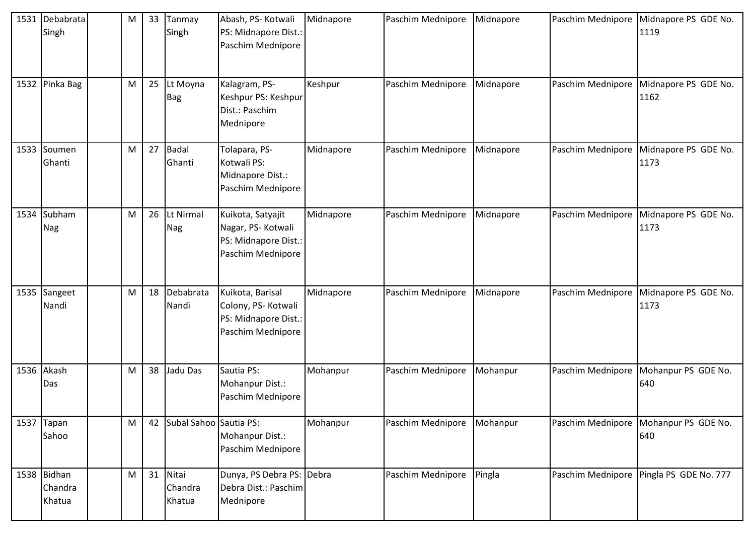| 1531 | Debabrata Singh | | M | 33 | Tanmay Singh | Abash, PS- Kotwali PS: Midnapore Dist.: Paschim Mednipore | Midnapore | Paschim Mednipore | Midnapore | Paschim Mednipore | Midnapore PS GDE No. 1119 |
|---|---|---|---|---|---|---|---|---|---|---|---|
| 1532 | Pinka Bag | | M | 25 | Lt Moyna Bag | Kalagram, PS- Keshpur PS: Keshpur Dist.: Paschim Mednipore | Keshpur | Paschim Mednipore | Midnapore | Paschim Mednipore | Midnapore PS GDE No. 1162 |
| 1533 | Soumen Ghanti | | M | 27 | Badal Ghanti | Tolapara, PS- Kotwali PS: Midnapore Dist.: Paschim Mednipore | Midnapore | Paschim Mednipore | Midnapore | Paschim Mednipore | Midnapore PS GDE No. 1173 |
| 1534 | Subham Nag | | M | 26 | Lt Nirmal Nag | Kuikota, Satyajit Nagar, PS- Kotwali PS: Midnapore Dist.: Paschim Mednipore | Midnapore | Paschim Mednipore | Midnapore | Paschim Mednipore | Midnapore PS GDE No. 1173 |
| 1535 | Sangeet Nandi | | M | 18 | Debabrata Nandi | Kuikota, Barisal Colony, PS- Kotwali PS: Midnapore Dist.: Paschim Mednipore | Midnapore | Paschim Mednipore | Midnapore | Paschim Mednipore | Midnapore PS GDE No. 1173 |
| 1536 | Akash Das | | M | 38 | Jadu Das | Sautia PS: Mohanpur Dist.: Paschim Mednipore | Mohanpur | Paschim Mednipore | Mohanpur | Paschim Mednipore | Mohanpur PS GDE No. 640 |
| 1537 | Tapan Sahoo | | M | 42 | Subal Sahoo | Sautia PS: Mohanpur Dist.: Paschim Mednipore | Mohanpur | Paschim Mednipore | Mohanpur | Paschim Mednipore | Mohanpur PS GDE No. 640 |
| 1538 | Bidhan Chandra Khatua | | M | 31 | Nitai Chandra Khatua | Dunya, PS Debra PS: Debra Dist.: Paschim Mednipore | Debra | Paschim Mednipore | Pingla | Paschim Mednipore | Pingla PS GDE No. 777 |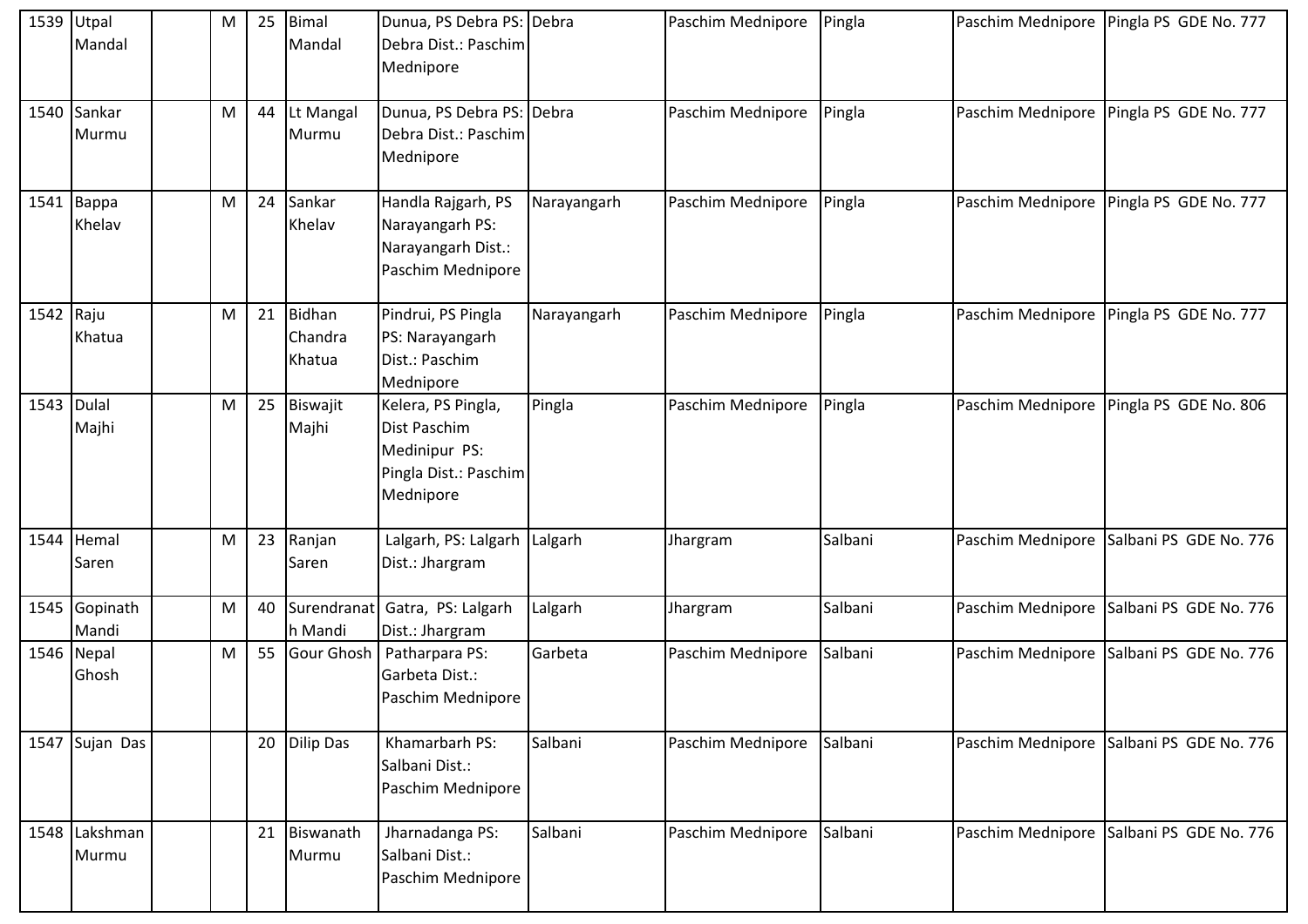| | | | | | | | | | | | |
|---|---|---|---|---|---|---|---|---|---|---|---|
| 1539 | Utpal Mandal | | M | 25 | Bimal Mandal | Dunua, PS Debra PS: Debra Dist.: Paschim Mednipore | Debra | Paschim Mednipore | Pingla | Paschim Mednipore | Pingla PS GDE No. 777 |
| 1540 | Sankar Murmu | | M | 44 | Lt Mangal Murmu | Dunua, PS Debra PS: Debra Dist.: Paschim Mednipore | Debra | Paschim Mednipore | Pingla | Paschim Mednipore | Pingla PS GDE No. 777 |
| 1541 | Bappa Khelav | | M | 24 | Sankar Khelav | Handla Rajgarh, PS Narayangarh PS: Narayangarh Dist.: Paschim Mednipore | Narayangarh | Paschim Mednipore | Pingla | Paschim Mednipore | Pingla PS GDE No. 777 |
| 1542 | Raju Khatua | | M | 21 | Bidhan Chandra Khatua | Pindrui, PS Pingla PS: Narayangarh Dist.: Paschim Mednipore | Narayangarh | Paschim Mednipore | Pingla | Paschim Mednipore | Pingla PS GDE No. 777 |
| 1543 | Dulal Majhi | | M | 25 | Biswajit Majhi | Kelera, PS Pingla, Dist Paschim Medinipur PS: Pingla Dist.: Paschim Mednipore | Pingla | Paschim Mednipore | Pingla | Paschim Mednipore | Pingla PS GDE No. 806 |
| 1544 | Hemal Saren | | M | 23 | Ranjan Saren | Lalgarh, PS: Lalgarh Dist.: Jhargram | Lalgarh | Jhargram | Salbani | Paschim Mednipore | Salbani PS GDE No. 776 |
| 1545 | Gopinath Mandi | | M | 40 | Surendranath Mandi | Gatra, PS: Lalgarh Dist.: Jhargram | Lalgarh | Jhargram | Salbani | Paschim Mednipore | Salbani PS GDE No. 776 |
| 1546 | Nepal Ghosh | | M | 55 | Gour Ghosh | Patharpara PS: Garbeta Dist.: Paschim Mednipore | Garbeta | Paschim Mednipore | Salbani | Paschim Mednipore | Salbani PS GDE No. 776 |
| 1547 | Sujan Das | | | 20 | Dilip Das | Khamarbarh PS: Salbani Dist.: Paschim Mednipore | Salbani | Paschim Mednipore | Salbani | Paschim Mednipore | Salbani PS GDE No. 776 |
| 1548 | Lakshman Murmu | | | 21 | Biswanath Murmu | Jharnadanga PS: Salbani Dist.: Paschim Mednipore | Salbani | Paschim Mednipore | Salbani | Paschim Mednipore | Salbani PS GDE No. 776 |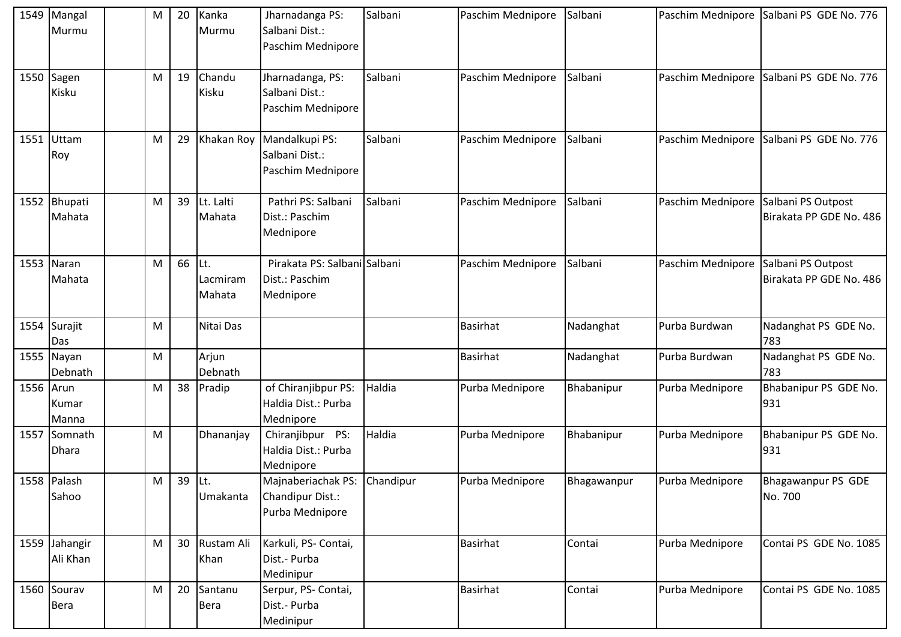| | | | | | | | | | | | |
|---|---|---|---|---|---|---|---|---|---|---|---|
| 1549 | Mangal Murmu | | M | 20 | Kanka Murmu | Jharnadanga PS: Salbani Dist.: Paschim Mednipore | Salbani | Paschim Mednipore | Salbani | Paschim Mednipore | Salbani PS GDE No. 776 |
| 1550 | Sagen Kisku | | M | 19 | Chandu Kisku | Jharnadanga, PS: Salbani Dist.: Paschim Mednipore | Salbani | Paschim Mednipore | Salbani | Paschim Mednipore | Salbani PS GDE No. 776 |
| 1551 | Uttam Roy | | M | 29 | Khakan Roy | Mandalkupi PS: Salbani Dist.: Paschim Mednipore | Salbani | Paschim Mednipore | Salbani | Paschim Mednipore | Salbani PS GDE No. 776 |
| 1552 | Bhupati Mahata | | M | 39 | Lt. Lalti Mahata | Pathri PS: Salbani Dist.: Paschim Mednipore | Salbani | Paschim Mednipore | Salbani | Paschim Mednipore | Salbani PS Outpost Birakata PP GDE No. 486 |
| 1553 | Naran Mahata | | M | 66 | Lt. Lacmiram Mahata | Pirakata PS: Salbani Dist.: Paschim Mednipore | Salbani | Paschim Mednipore | Salbani | Paschim Mednipore | Salbani PS Outpost Birakata PP GDE No. 486 |
| 1554 | Surajit Das | | M | | Nitai Das | | | Basirhat | Nadanghat | Purba Burdwan | Nadanghat PS GDE No. 783 |
| 1555 | Nayan Debnath | | M | | Arjun Debnath | | | Basirhat | Nadanghat | Purba Burdwan | Nadanghat PS GDE No. 783 |
| 1556 | Arun Kumar Manna | | M | 38 | Pradip | of Chiranjibpur PS: Haldia Dist.: Purba Mednipore | Haldia | Purba Mednipore | Bhabanipur | Purba Mednipore | Bhabanipur PS GDE No. 931 |
| 1557 | Somnath Dhara | | M | | Dhananjay | Chiranjibpur PS: Haldia Dist.: Purba Mednipore | Haldia | Purba Mednipore | Bhabanipur | Purba Mednipore | Bhabanipur PS GDE No. 931 |
| 1558 | Palash Sahoo | | M | 39 | Lt. Umakanta | Majnaberiachak PS: Chandipur Dist.: Purba Mednipore | Chandipur | Purba Mednipore | Bhagawanpur | Purba Mednipore | Bhagawanpur PS GDE No. 700 |
| 1559 | Jahangir Ali Khan | | M | 30 | Rustam Ali Khan | Karkuli, PS- Contai, Dist.- Purba Medinipur | | Basirhat | Contai | Purba Mednipore | Contai PS GDE No. 1085 |
| 1560 | Sourav Bera | | M | 20 | Santanu Bera | Serpur, PS- Contai, Dist.- Purba Medinipur | | Basirhat | Contai | Purba Mednipore | Contai PS GDE No. 1085 |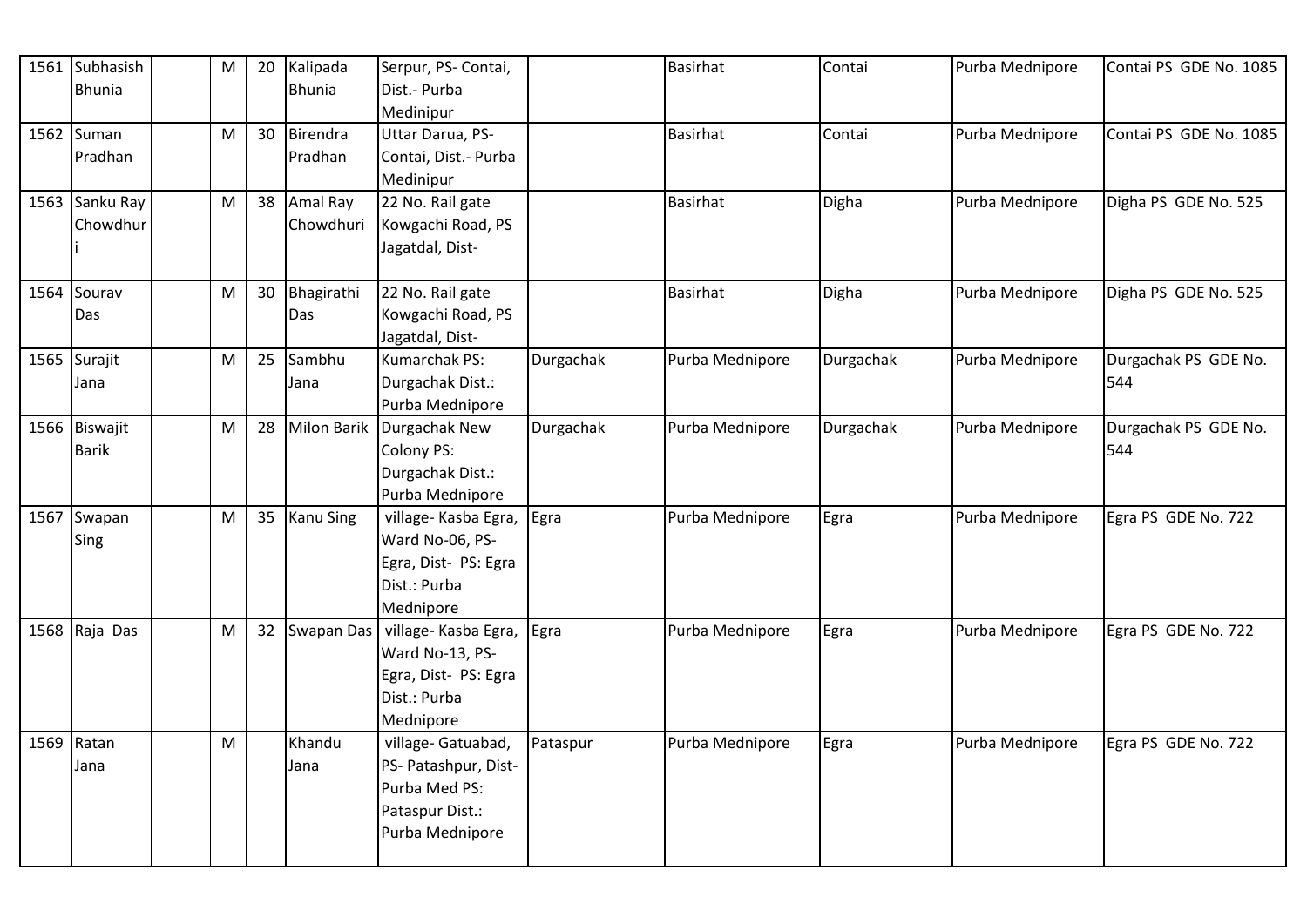| | | | | | | | | | | | |
|---|---|---|---|---|---|---|---|---|---|---|---|
| 1561 | Subhasish Bhunia | | M | 20 | Kalipada Bhunia | Serpur, PS- Contai, Dist.- Purba Medinipur | | Basirhat | Contai | Purba Mednipore | Contai PS GDE No. 1085 |
| 1562 | Suman Pradhan | | M | 30 | Birendra Pradhan | Uttar Darua, PS- Contai, Dist.- Purba Medinipur | | Basirhat | Contai | Purba Mednipore | Contai PS GDE No. 1085 |
| 1563 | Sanku Ray Chowdhuri | | M | 38 | Amal Ray Chowdhuri | 22 No. Rail gate Kowgachi Road, PS Jagatdal, Dist- | | Basirhat | Digha | Purba Mednipore | Digha PS GDE No. 525 |
| 1564 | Sourav Das | | M | 30 | Bhagirathi Das | 22 No. Rail gate Kowgachi Road, PS Jagatdal, Dist- | | Basirhat | Digha | Purba Mednipore | Digha PS GDE No. 525 |
| 1565 | Surajit Jana | | M | 25 | Sambhu Jana | Kumarchak PS: Durgachak Dist.: Purba Mednipore | Durgachak | Purba Mednipore | Durgachak | Purba Mednipore | Durgachak PS GDE No. 544 |
| 1566 | Biswajit Barik | | M | 28 | Milon Barik | Durgachak New Colony PS: Durgachak Dist.: Purba Mednipore | Durgachak | Purba Mednipore | Durgachak | Purba Mednipore | Durgachak PS GDE No. 544 |
| 1567 | Swapan Sing | | M | 35 | Kanu Sing | village- Kasba Egra, Ward No-06, PS- Egra, Dist- PS: Egra Dist.: Purba Mednipore | Egra | Purba Mednipore | Egra | Purba Mednipore | Egra PS GDE No. 722 |
| 1568 | Raja Das | | M | 32 | Swapan Das | village- Kasba Egra, Ward No-13, PS- Egra, Dist- PS: Egra Dist.: Purba Mednipore | Egra | Purba Mednipore | Egra | Purba Mednipore | Egra PS GDE No. 722 |
| 1569 | Ratan Jana | | M | | Khandu Jana | village- Gatuabad, PS- Patashpur, Dist- Purba Med PS: Pataspur Dist.: Purba Mednipore | Pataspur | Purba Mednipore | Egra | Purba Mednipore | Egra PS GDE No. 722 |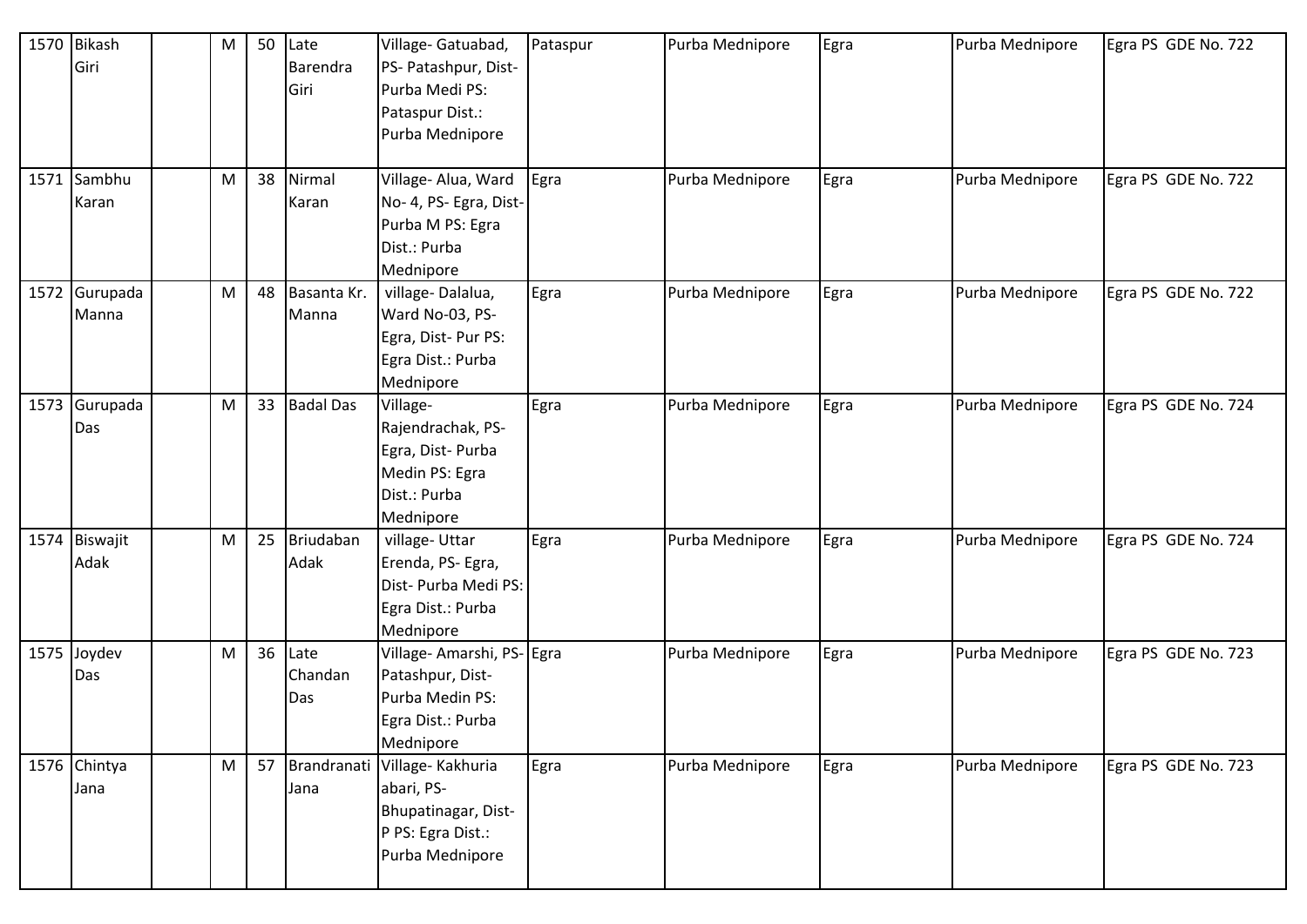| 1570 | Bikash Giri | | M | 50 | Late Barendra Giri | Village- Gatuabad, PS- Patashpur, Dist- Purba Medi PS: Pataspur Dist.: Purba Mednipore | Pataspur | Purba Mednipore | Egra | Purba Mednipore | Egra PS GDE No. 722 |
|---|---|---|---|---|---|---|---|---|---|---|---|
| 1571 | Sambhu Karan | | M | 38 | Nirmal Karan | Village- Alua, Ward No- 4, PS- Egra, Dist- Purba M PS: Egra Dist.: Purba Mednipore | Egra | Purba Mednipore | Egra | Purba Mednipore | Egra PS GDE No. 722 |
| 1572 | Gurupada Manna | | M | 48 | Basanta Kr. Manna | village- Dalalua, Ward No-03, PS- Egra, Dist- Pur PS: Egra Dist.: Purba Mednipore | Egra | Purba Mednipore | Egra | Purba Mednipore | Egra PS GDE No. 722 |
| 1573 | Gurupada Das | | M | 33 | Badal Das | Village- Rajendrachak, PS- Egra, Dist- Purba Medin PS: Egra Dist.: Purba Mednipore | Egra | Purba Mednipore | Egra | Purba Mednipore | Egra PS GDE No. 724 |
| 1574 | Biswajit Adak | | M | 25 | Briudaban Adak | village- Uttar Erenda, PS- Egra, Dist- Purba Medi PS: Egra Dist.: Purba Mednipore | Egra | Purba Mednipore | Egra | Purba Mednipore | Egra PS GDE No. 724 |
| 1575 | Joydev Das | | M | 36 | Late Chandan Das | Village- Amarshi, PS- Patashpur, Dist- Purba Medin PS: Egra Dist.: Purba Mednipore | Egra | Purba Mednipore | Egra | Purba Mednipore | Egra PS GDE No. 723 |
| 1576 | Chintya Jana | | M | 57 | Brandranati Jana | Village- Kakhuria abari, PS- Bhupatinagar, Dist- P PS: Egra Dist.: Purba Mednipore | Egra | Purba Mednipore | Egra | Purba Mednipore | Egra PS GDE No. 723 |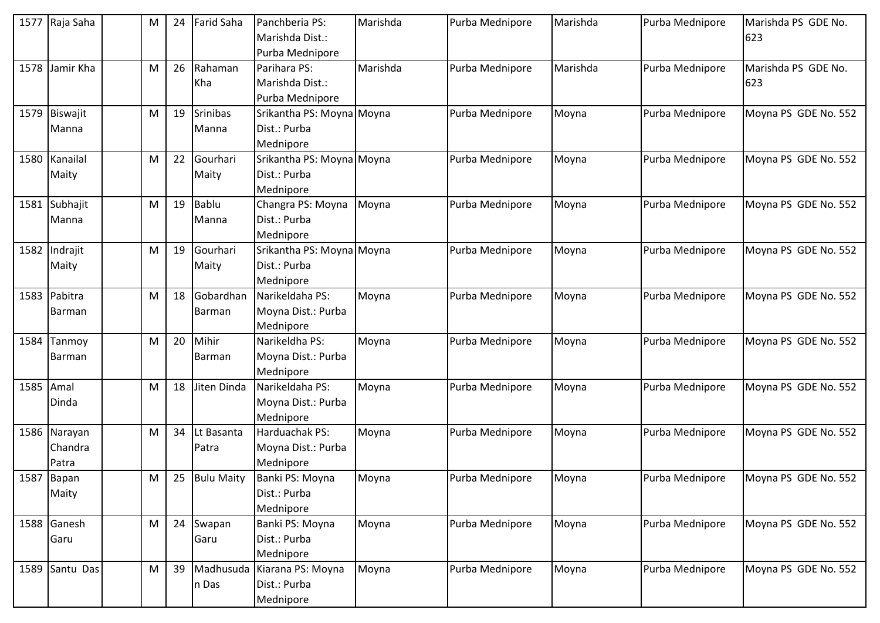| 1577 | Raja Saha | | M | 24 | Farid Saha | Panchberia PS: Marishda Dist.: Purba Mednipore | Marishda | Purba Mednipore | Marishda | Purba Mednipore | Marishda PS GDE No. 623 |
|---|---|---|---|---|---|---|---|---|---|---|---|
| 1578 | Jamir Kha | | M | 26 | Rahaman Kha | Parihara PS: Marishda Dist.: Purba Mednipore | Marishda | Purba Mednipore | Marishda | Purba Mednipore | Marishda PS GDE No. 623 |
| 1579 | Biswajit Manna | | M | 19 | Srinibas Manna | Srikantha PS: Moyna Dist.: Purba Mednipore | Moyna | Purba Mednipore | Moyna | Purba Mednipore | Moyna PS GDE No. 552 |
| 1580 | Kanailal Maity | | M | 22 | Gourhari Maity | Srikantha PS: Moyna Dist.: Purba Mednipore | Moyna | Purba Mednipore | Moyna | Purba Mednipore | Moyna PS GDE No. 552 |
| 1581 | Subhajit Manna | | M | 19 | Bablu Manna | Changra PS: Moyna Dist.: Purba Mednipore | Moyna | Purba Mednipore | Moyna | Purba Mednipore | Moyna PS GDE No. 552 |
| 1582 | Indrajit Maity | | M | 19 | Gourhari Maity | Srikantha PS: Moyna Dist.: Purba Mednipore | Moyna | Purba Mednipore | Moyna | Purba Mednipore | Moyna PS GDE No. 552 |
| 1583 | Pabitra Barman | | M | 18 | Gobardhan Barman | Narikeldaha PS: Moyna Dist.: Purba Mednipore | Moyna | Purba Mednipore | Moyna | Purba Mednipore | Moyna PS GDE No. 552 |
| 1584 | Tanmoy Barman | | M | 20 | Mihir Barman | Narikeldha PS: Moyna Dist.: Purba Mednipore | Moyna | Purba Mednipore | Moyna | Purba Mednipore | Moyna PS GDE No. 552 |
| 1585 | Amal Dinda | | M | 18 | Jiten Dinda | Narikeldaha PS: Moyna Dist.: Purba Mednipore | Moyna | Purba Mednipore | Moyna | Purba Mednipore | Moyna PS GDE No. 552 |
| 1586 | Narayan Chandra Patra | | M | 34 | Lt Basanta Patra | Harduachak PS: Moyna Dist.: Purba Mednipore | Moyna | Purba Mednipore | Moyna | Purba Mednipore | Moyna PS GDE No. 552 |
| 1587 | Bapan Maity | | M | 25 | Bulu Maity | Banki PS: Moyna Dist.: Purba Mednipore | Moyna | Purba Mednipore | Moyna | Purba Mednipore | Moyna PS GDE No. 552 |
| 1588 | Ganesh Garu | | M | 24 | Swapan Garu | Banki PS: Moyna Dist.: Purba Mednipore | Moyna | Purba Mednipore | Moyna | Purba Mednipore | Moyna PS GDE No. 552 |
| 1589 | Santu Das | | M | 39 | Madhusudan Das | Kiarana PS: Moyna Dist.: Purba Mednipore | Moyna | Purba Mednipore | Moyna | Purba Mednipore | Moyna PS GDE No. 552 |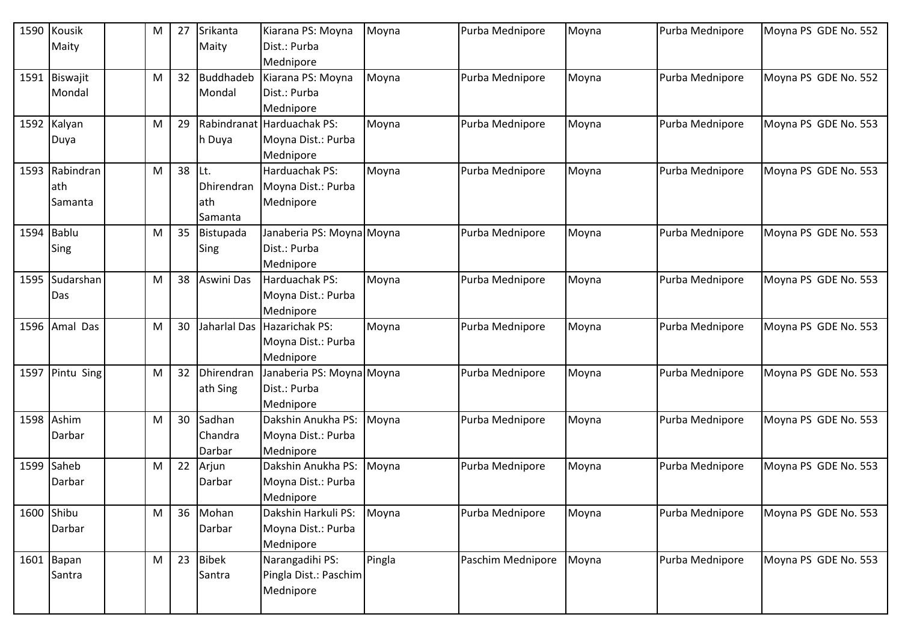| 1590 | Kousik Maity | | M | 27 | Srikanta Maity | Kiarana PS: Moyna Dist.: Purba Mednipore | Moyna | Purba Mednipore | Moyna | Purba Mednipore | Moyna PS GDE No. 552 |
|---|---|---|---|---|---|---|---|---|---|---|---|
| 1591 | Biswajit Mondal | | M | 32 | Buddhadeb Mondal | Kiarana PS: Moyna Dist.: Purba Mednipore | Moyna | Purba Mednipore | Moyna | Purba Mednipore | Moyna PS GDE No. 552 |
| 1592 | Kalyan Duya | | M | 29 | Rabindranath Duya | Harduachak PS: Moyna Dist.: Purba Mednipore | Moyna | Purba Mednipore | Moyna | Purba Mednipore | Moyna PS GDE No. 553 |
| 1593 | Rabindranath Samanta | | M | 38 | Lt. Dhirendranath Samanta | Harduachak PS: Moyna Dist.: Purba Mednipore | Moyna | Purba Mednipore | Moyna | Purba Mednipore | Moyna PS GDE No. 553 |
| 1594 | Bablu Sing | | M | 35 | Bistupada Sing | Janaberia PS: Moyna Dist.: Purba Mednipore | Moyna | Purba Mednipore | Moyna | Purba Mednipore | Moyna PS GDE No. 553 |
| 1595 | Sudarshan Das | | M | 38 | Aswini Das | Harduachak PS: Moyna Dist.: Purba Mednipore | Moyna | Purba Mednipore | Moyna | Purba Mednipore | Moyna PS GDE No. 553 |
| 1596 | Amal Das | | M | 30 | Jaharlal Das | Hazarichak PS: Moyna Dist.: Purba Mednipore | Moyna | Purba Mednipore | Moyna | Purba Mednipore | Moyna PS GDE No. 553 |
| 1597 | Pintu Sing | | M | 32 | Dhirendranath Sing | Janaberia PS: Moyna Dist.: Purba Mednipore | Moyna | Purba Mednipore | Moyna | Purba Mednipore | Moyna PS GDE No. 553 |
| 1598 | Ashim Darbar | | M | 30 | Sadhan Chandra Darbar | Dakshin Anukha PS: Moyna Dist.: Purba Mednipore | Moyna | Purba Mednipore | Moyna | Purba Mednipore | Moyna PS GDE No. 553 |
| 1599 | Saheb Darbar | | M | 22 | Arjun Darbar | Dakshin Anukha PS: Moyna Dist.: Purba Mednipore | Moyna | Purba Mednipore | Moyna | Purba Mednipore | Moyna PS GDE No. 553 |
| 1600 | Shibu Darbar | | M | 36 | Mohan Darbar | Dakshin Harkuli PS: Moyna Dist.: Purba Mednipore | Moyna | Purba Mednipore | Moyna | Purba Mednipore | Moyna PS GDE No. 553 |
| 1601 | Bapan Santra | | M | 23 | Bibek Santra | Narangadihi PS: Pingla Dist.: Paschim Mednipore | Pingla | Paschim Mednipore | Moyna | Purba Mednipore | Moyna PS GDE No. 553 |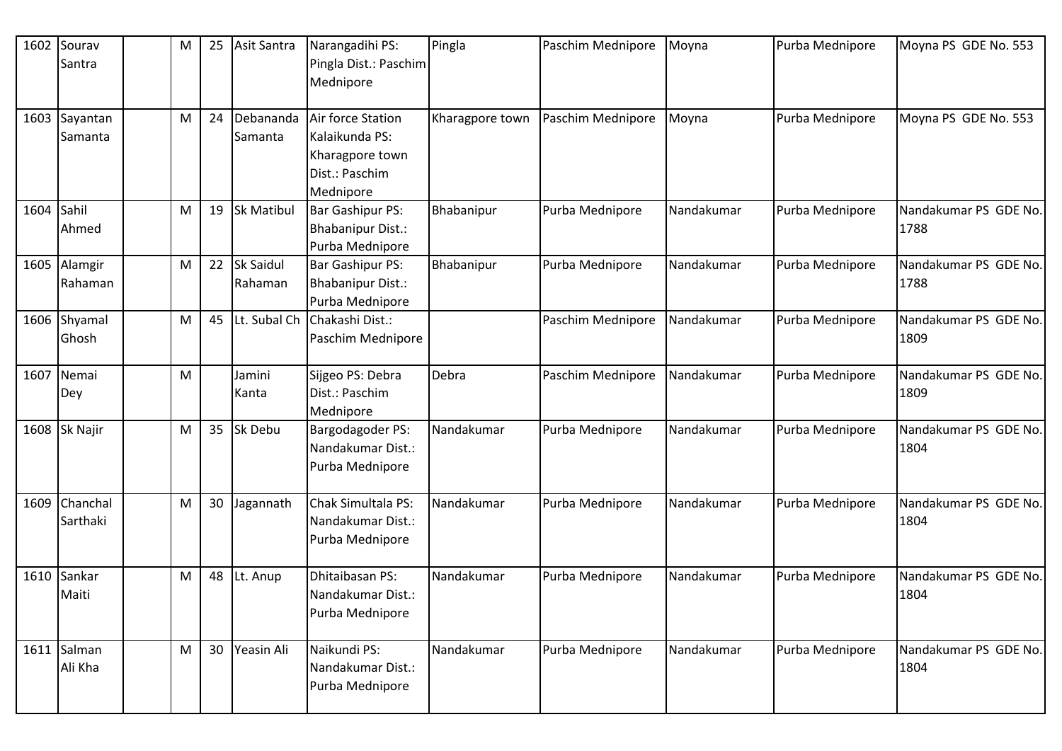| 1602 | Sourav Santra | | M | 25 | Asit Santra | Narangadihi PS: Pingla Dist.: Paschim Mednipore | Pingla | Paschim Mednipore | Moyna | Purba Mednipore | Moyna PS GDE No. 553 |
|---|---|---|---|---|---|---|---|---|---|---|---|
| 1603 | Sayantan Samanta | | M | 24 | Debananda Samanta | Air force Station Kalaikunda PS: Kharagpore town Dist.: Paschim Mednipore | Kharagpore town | Paschim Mednipore | Moyna | Purba Mednipore | Moyna PS GDE No. 553 |
| 1604 | Sahil Ahmed | | M | 19 | Sk Matibul | Bar Gashipur PS: Bhabanipur Dist.: Purba Mednipore | Bhabanipur | Purba Mednipore | Nandakumar | Purba Mednipore | Nandakumar PS GDE No. 1788 |
| 1605 | Alamgir Rahaman | | M | 22 | Sk Saidul Rahaman | Bar Gashipur PS: Bhabanipur Dist.: Purba Mednipore | Bhabanipur | Purba Mednipore | Nandakumar | Purba Mednipore | Nandakumar PS GDE No. 1788 |
| 1606 | Shyamal Ghosh | | M | 45 | Lt. Subal Ch | Chakashi Dist.: Paschim Mednipore | | Paschim Mednipore | Nandakumar | Purba Mednipore | Nandakumar PS GDE No. 1809 |
| 1607 | Nemai Dey | | M | | Jamini Kanta | Sijgeo PS: Debra Dist.: Paschim Mednipore | Debra | Paschim Mednipore | Nandakumar | Purba Mednipore | Nandakumar PS GDE No. 1809 |
| 1608 | Sk Najir | | M | 35 | Sk Debu | Bargodagoder PS: Nandakumar Dist.: Purba Mednipore | Nandakumar | Purba Mednipore | Nandakumar | Purba Mednipore | Nandakumar PS GDE No. 1804 |
| 1609 | Chanchal Sarthaki | | M | 30 | Jagannath | Chak Simultala PS: Nandakumar Dist.: Purba Mednipore | Nandakumar | Purba Mednipore | Nandakumar | Purba Mednipore | Nandakumar PS GDE No. 1804 |
| 1610 | Sankar Maiti | | M | 48 | Lt. Anup | Dhitaibasan PS: Nandakumar Dist.: Purba Mednipore | Nandakumar | Purba Mednipore | Nandakumar | Purba Mednipore | Nandakumar PS GDE No. 1804 |
| 1611 | Salman Ali Kha | | M | 30 | Yeasin Ali | Naikundi PS: Nandakumar Dist.: Purba Mednipore | Nandakumar | Purba Mednipore | Nandakumar | Purba Mednipore | Nandakumar PS GDE No. 1804 |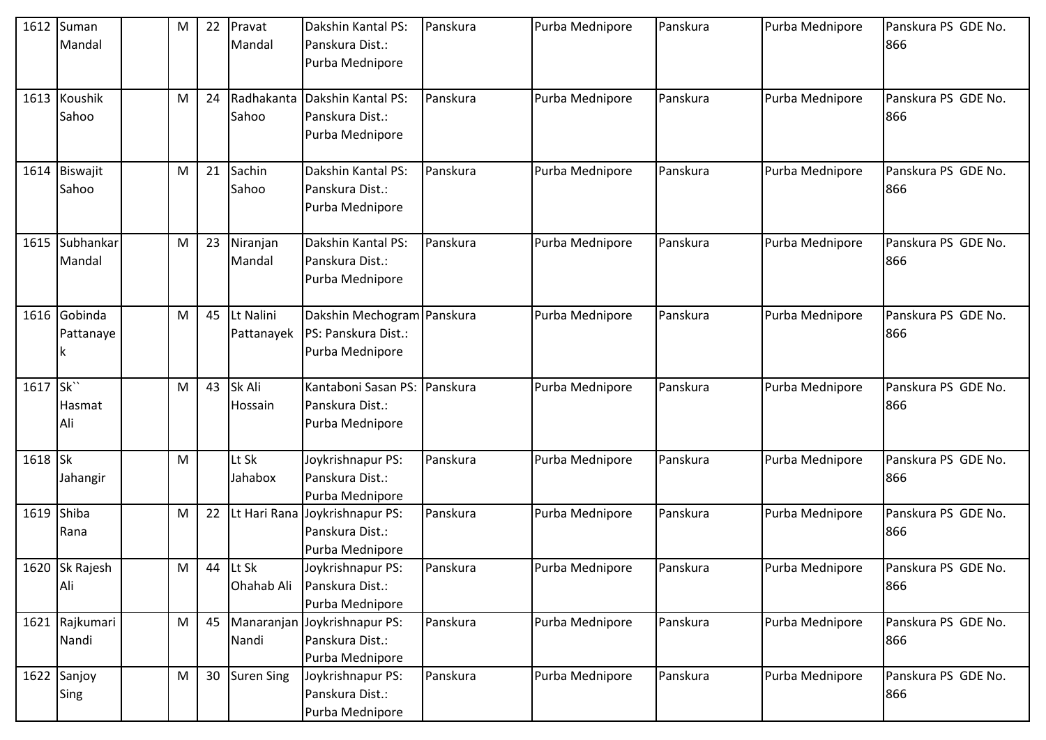| 1612 | Suman Mandal | | M | 22 | Pravat Mandal | Dakshin Kantal PS: Panskura Dist.: Purba Mednipore | Panskura | Purba Mednipore | Panskura | Purba Mednipore | Panskura PS GDE No. 866 |
|---|---|---|---|---|---|---|---|---|---|---|---|
| 1613 | Koushik Sahoo | | M | 24 | Radhakanta Sahoo | Dakshin Kantal PS: Panskura Dist.: Purba Mednipore | Panskura | Purba Mednipore | Panskura | Purba Mednipore | Panskura PS GDE No. 866 |
| 1614 | Biswajit Sahoo | | M | 21 | Sachin Sahoo | Dakshin Kantal PS: Panskura Dist.: Purba Mednipore | Panskura | Purba Mednipore | Panskura | Purba Mednipore | Panskura PS GDE No. 866 |
| 1615 | Subhankar Mandal | | M | 23 | Niranjan Mandal | Dakshin Kantal PS: Panskura Dist.: Purba Mednipore | Panskura | Purba Mednipore | Panskura | Purba Mednipore | Panskura PS GDE No. 866 |
| 1616 | Gobinda Pattanayek | | M | 45 | Lt Nalini Pattanayek | Dakshin Mechogram PS: Panskura Dist.: Purba Mednipore | Panskura | Purba Mednipore | Panskura | Purba Mednipore | Panskura PS GDE No. 866 |
| 1617 | Sk`` Hasmat Ali | | M | 43 | Sk Ali Hossain | Kantaboni Sasan PS: Panskura Dist.: Purba Mednipore | Panskura | Purba Mednipore | Panskura | Purba Mednipore | Panskura PS GDE No. 866 |
| 1618 | Sk Jahangir | | M | | Lt Sk Jahabox | Joykrishnapur PS: Panskura Dist.: Purba Mednipore | Panskura | Purba Mednipore | Panskura | Purba Mednipore | Panskura PS GDE No. 866 |
| 1619 | Shiba Rana | | M | 22 | Lt Hari Rana | Joykrishnapur PS: Panskura Dist.: Purba Mednipore | Panskura | Purba Mednipore | Panskura | Purba Mednipore | Panskura PS GDE No. 866 |
| 1620 | Sk Rajesh Ali | | M | 44 | Lt Sk Ohahab Ali | Joykrishnapur PS: Panskura Dist.: Purba Mednipore | Panskura | Purba Mednipore | Panskura | Purba Mednipore | Panskura PS GDE No. 866 |
| 1621 | Rajkumari Nandi | | M | 45 | Manaranjan Nandi | Joykrishnapur PS: Panskura Dist.: Purba Mednipore | Panskura | Purba Mednipore | Panskura | Purba Mednipore | Panskura PS GDE No. 866 |
| 1622 | Sanjoy Sing | | M | 30 | Suren Sing | Joykrishnapur PS: Panskura Dist.: Purba Mednipore | Panskura | Purba Mednipore | Panskura | Purba Mednipore | Panskura PS GDE No. 866 |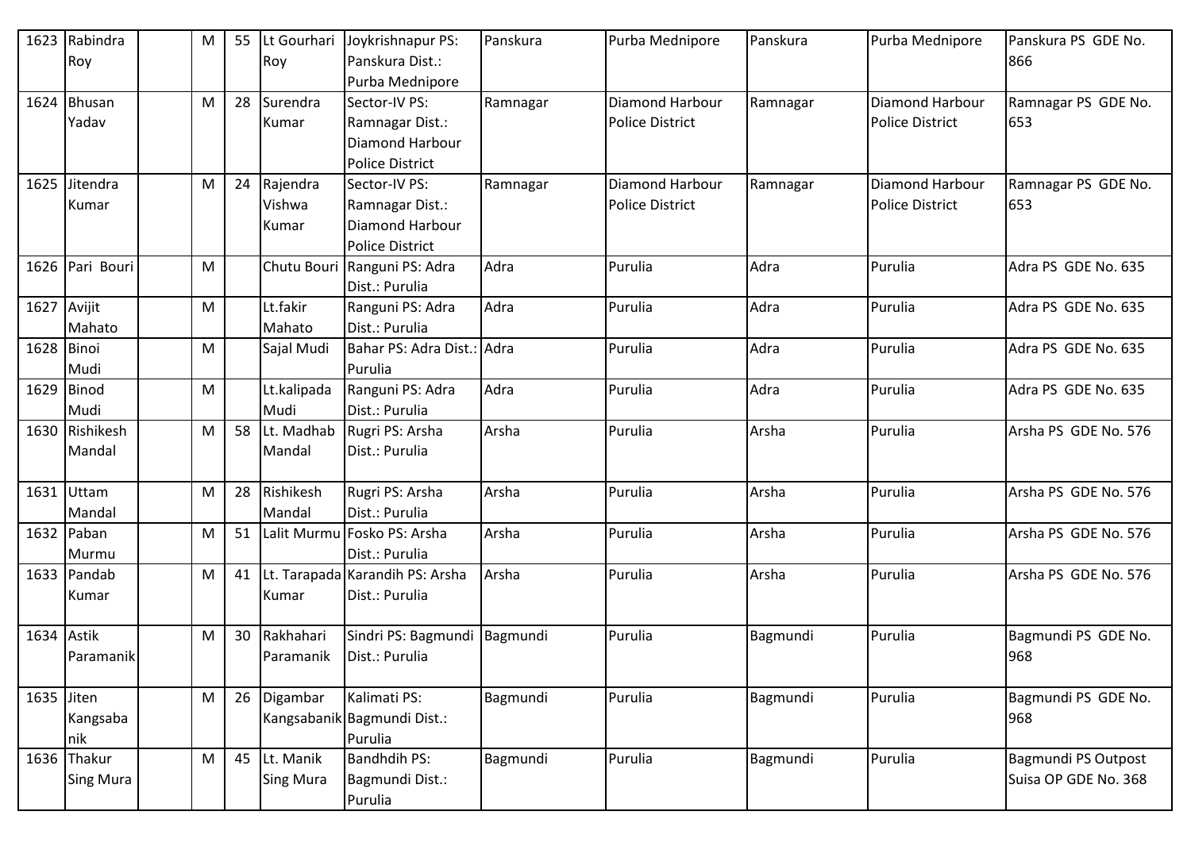| 1623 | Rabindra Roy | | M | 55 | Lt Gourhari Roy | Joykrishnapur PS: Panskura Dist.: Purba Mednipore | Panskura | Purba Mednipore | Panskura | Purba Mednipore | Panskura PS GDE No. 866 |
|---|---|---|---|---|---|---|---|---|---|---|---|
| 1624 | Bhusan Yadav | | M | 28 | Surendra Kumar | Sector-IV PS: Ramnagar Dist.: Diamond Harbour Police District | Ramnagar | Diamond Harbour Police District | Ramnagar | Diamond Harbour Police District | Ramnagar PS GDE No. 653 |
| 1625 | Jitendra Kumar | | M | 24 | Rajendra Vishwa Kumar | Sector-IV PS: Ramnagar Dist.: Diamond Harbour Police District | Ramnagar | Diamond Harbour Police District | Ramnagar | Diamond Harbour Police District | Ramnagar PS GDE No. 653 |
| 1626 | Pari Bouri | | M | | Chutu Bouri | Ranguni PS: Adra Dist.: Purulia | Adra | Purulia | Adra | Purulia | Adra PS GDE No. 635 |
| 1627 | Avijit Mahato | | M | | Lt.fakir Mahato | Ranguni PS: Adra Dist.: Purulia | Adra | Purulia | Adra | Purulia | Adra PS GDE No. 635 |
| 1628 | Binoi Mudi | | M | | Sajal Mudi | Bahar PS: Adra Dist.: Purulia | Adra | Purulia | Adra | Purulia | Adra PS GDE No. 635 |
| 1629 | Binod Mudi | | M | | Lt.kalipada Mudi | Ranguni PS: Adra Dist.: Purulia | Adra | Purulia | Adra | Purulia | Adra PS GDE No. 635 |
| 1630 | Rishikesh Mandal | | M | 58 | Lt. Madhab Mandal | Rugri PS: Arsha Dist.: Purulia | Arsha | Purulia | Arsha | Purulia | Arsha PS GDE No. 576 |
| 1631 | Uttam Mandal | | M | 28 | Rishikesh Mandal | Rugri PS: Arsha Dist.: Purulia | Arsha | Purulia | Arsha | Purulia | Arsha PS GDE No. 576 |
| 1632 | Paban Murmu | | M | 51 | Lalit Murmu | Fosko PS: Arsha Dist.: Purulia | Arsha | Purulia | Arsha | Purulia | Arsha PS GDE No. 576 |
| 1633 | Pandab Kumar | | M | 41 | Lt. Tarapada Kumar | Karandih PS: Arsha Dist.: Purulia | Arsha | Purulia | Arsha | Purulia | Arsha PS GDE No. 576 |
| 1634 | Astik Paramanik | | M | 30 | Rakhahari Paramanik | Sindri PS: Bagmundi Dist.: Purulia | Bagmundi | Purulia | Bagmundi | Purulia | Bagmundi PS GDE No. 968 |
| 1635 | Jiten Kangsabanik | | M | 26 | Digambar Kangsabanik | Kalimati PS: Bagmundi Dist.: Purulia | Bagmundi | Purulia | Bagmundi | Purulia | Bagmundi PS GDE No. 968 |
| 1636 | Thakur Sing Mura | | M | 45 | Lt. Manik Sing Mura | Bandhdih PS: Bagmundi Dist.: Purulia | Bagmundi | Purulia | Bagmundi | Purulia | Bagmundi PS Outpost Suisa OP GDE No. 368 |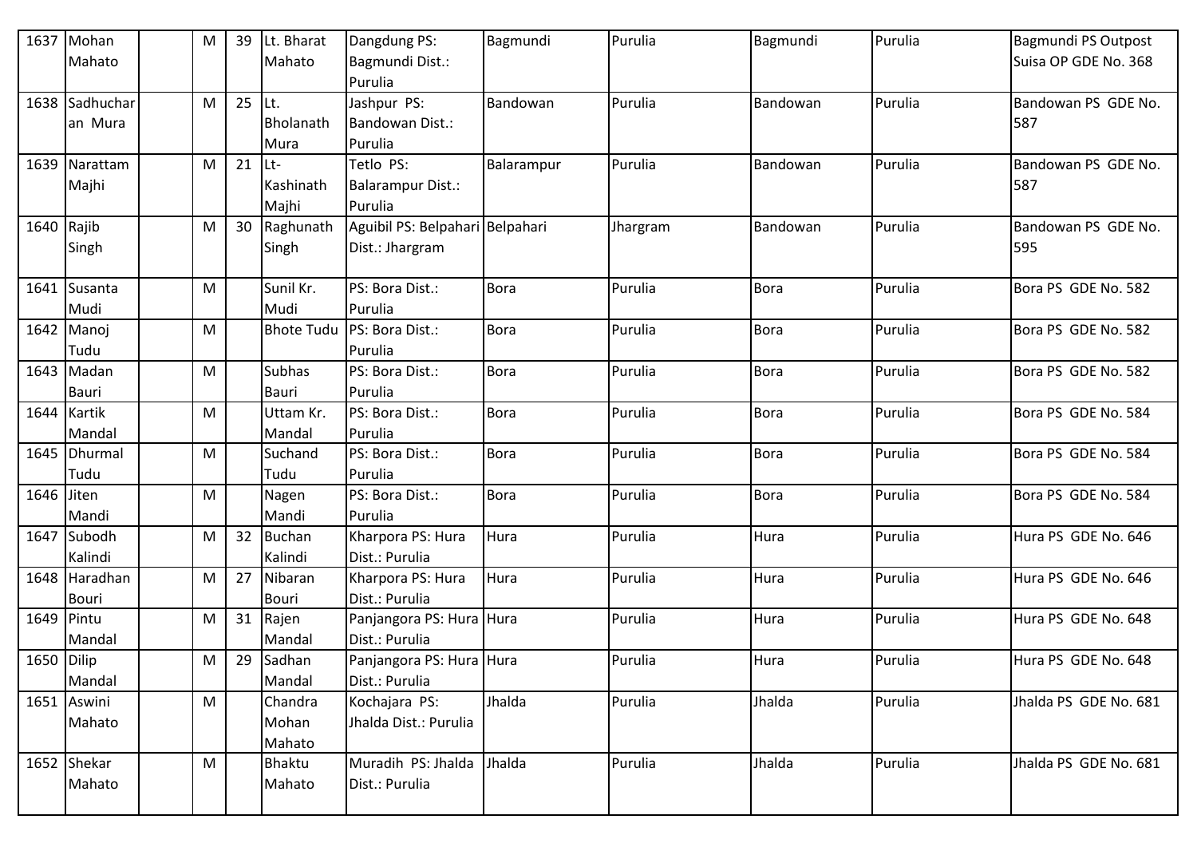| 1637 | Mohan Mahato | | M | 39 | Lt. Bharat Mahato | Dangdung PS: Bagmundi Dist.: Purulia | Bagmundi | Purulia | Bagmundi | Purulia | Bagmundi PS Outpost Suisa OP GDE No. 368 |
|---|---|---|---|---|---|---|---|---|---|---|---|
| 1638 | Sadhucharan Mura | | M | 25 | Lt. Bholanath Mura | Jashpur PS: Bandowan Dist.: Purulia | Bandowan | Purulia | Bandowan | Purulia | Bandowan PS GDE No. 587 |
| 1639 | Narattam Majhi | | M | 21 | Lt-Kashinath Majhi | Tetlo PS: Balarampur Dist.: Purulia | Balarampur | Purulia | Bandowan | Purulia | Bandowan PS GDE No. 587 |
| 1640 | Rajib Singh | | M | 30 | Raghunath Singh | Aguibil PS: Belpahari Dist.: Jhargram | Belpahari | Jhargram | Bandowan | Purulia | Bandowan PS GDE No. 595 |
| 1641 | Susanta Mudi | | M | | Sunil Kr. Mudi | PS: Bora Dist.: Purulia | Bora | Purulia | Bora | Purulia | Bora PS GDE No. 582 |
| 1642 | Manoj Tudu | | M | | Bhote Tudu | PS: Bora Dist.: Purulia | Bora | Purulia | Bora | Purulia | Bora PS GDE No. 582 |
| 1643 | Madan Bauri | | M | | Subhas Bauri | PS: Bora Dist.: Purulia | Bora | Purulia | Bora | Purulia | Bora PS GDE No. 582 |
| 1644 | Kartik Mandal | | M | | Uttam Kr. Mandal | PS: Bora Dist.: Purulia | Bora | Purulia | Bora | Purulia | Bora PS GDE No. 584 |
| 1645 | Dhurmal Tudu | | M | | Suchand Tudu | PS: Bora Dist.: Purulia | Bora | Purulia | Bora | Purulia | Bora PS GDE No. 584 |
| 1646 | Jiten Mandi | | M | | Nagen Mandi | PS: Bora Dist.: Purulia | Bora | Purulia | Bora | Purulia | Bora PS GDE No. 584 |
| 1647 | Subodh Kalindi | | M | 32 | Buchan Kalindi | Kharpora PS: Hura Dist.: Purulia | Hura | Purulia | Hura | Purulia | Hura PS GDE No. 646 |
| 1648 | Haradhan Bouri | | M | 27 | Nibaran Bouri | Kharpora PS: Hura Dist.: Purulia | Hura | Purulia | Hura | Purulia | Hura PS GDE No. 646 |
| 1649 | Pintu Mandal | | M | 31 | Rajen Mandal | Panjangora PS: Hura Dist.: Purulia | Hura | Purulia | Hura | Purulia | Hura PS GDE No. 648 |
| 1650 | Dilip Mandal | | M | 29 | Sadhan Mandal | Panjangora PS: Hura Dist.: Purulia | Hura | Purulia | Hura | Purulia | Hura PS GDE No. 648 |
| 1651 | Aswini Mahato | | M | | Chandra Mohan Mahato | Kochajara PS: Jhalda Dist.: Purulia | Jhalda | Purulia | Jhalda | Purulia | Jhalda PS GDE No. 681 |
| 1652 | Shekar Mahato | | M | | Bhaktu Mahato | Muradih PS: Jhalda Dist.: Purulia | Jhalda | Purulia | Jhalda | Purulia | Jhalda PS GDE No. 681 |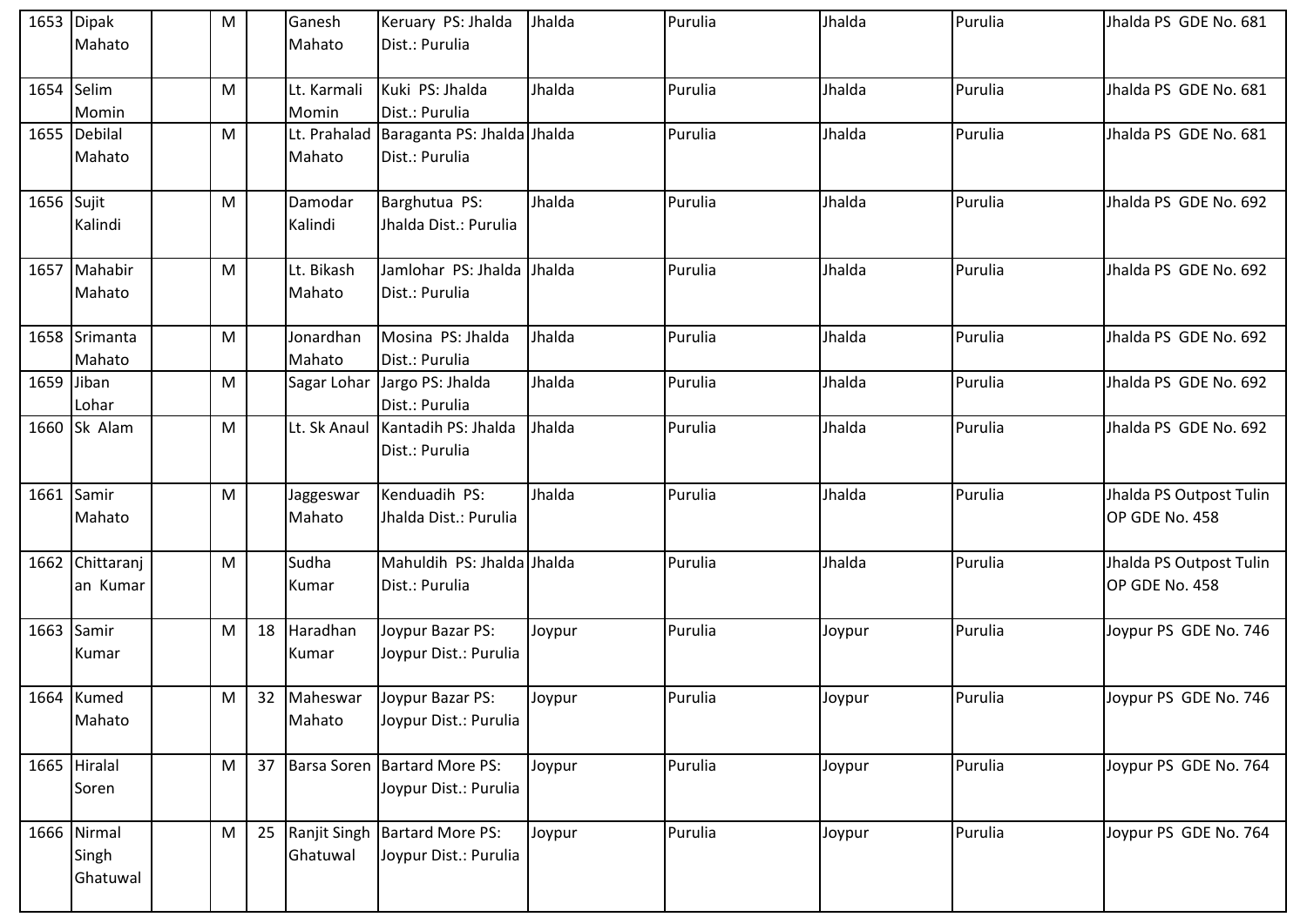| 1653 | Dipak Mahato | | M | | Ganesh Mahato | Keruary PS: Jhalda Dist.: Purulia | Jhalda | Purulia | Jhalda | Purulia | Jhalda PS GDE No. 681 |
|---|---|---|---|---|---|---|---|---|---|---|---|
| 1654 | Selim Momin | | M | | Lt. Karmali Momin | Kuki PS: Jhalda Dist.: Purulia | Jhalda | Purulia | Jhalda | Purulia | Jhalda PS GDE No. 681 |
| 1655 | Debilal Mahato | | M | | Lt. Prahalad Mahato | Baraganta PS: Jhalda Dist.: Purulia | Jhalda | Purulia | Jhalda | Purulia | Jhalda PS GDE No. 681 |
| 1656 | Sujit Kalindi | | M | | Damodar Kalindi | Barghutua PS: Jhalda Dist.: Purulia | Jhalda | Purulia | Jhalda | Purulia | Jhalda PS GDE No. 692 |
| 1657 | Mahabir Mahato | | M | | Lt. Bikash Mahato | Jamlohar PS: Jhalda Dist.: Purulia | Jhalda | Purulia | Jhalda | Purulia | Jhalda PS GDE No. 692 |
| 1658 | Srimanta Mahato | | M | | Jonardhan Mahato | Mosina PS: Jhalda Dist.: Purulia | Jhalda | Purulia | Jhalda | Purulia | Jhalda PS GDE No. 692 |
| 1659 | Jiban Lohar | | M | | Sagar Lohar | Jargo PS: Jhalda Dist.: Purulia | Jhalda | Purulia | Jhalda | Purulia | Jhalda PS GDE No. 692 |
| 1660 | Sk Alam | | M | | Lt. Sk Anaul | Kantadih PS: Jhalda Dist.: Purulia | Jhalda | Purulia | Jhalda | Purulia | Jhalda PS GDE No. 692 |
| 1661 | Samir Mahato | | M | | Jaggeswar Mahato | Kenduadih PS: Jhalda Dist.: Purulia | Jhalda | Purulia | Jhalda | Purulia | Jhalda PS Outpost Tulin OP GDE No. 458 |
| 1662 | Chittaranjan Kumar | | M | | Sudha Kumar | Mahuldih PS: Jhalda Dist.: Purulia | Jhalda | Purulia | Jhalda | Purulia | Jhalda PS Outpost Tulin OP GDE No. 458 |
| 1663 | Samir Kumar | | M | 18 | Haradhan Kumar | Joypur Bazar PS: Joypur Dist.: Purulia | Joypur | Purulia | Joypur | Purulia | Joypur PS GDE No. 746 |
| 1664 | Kumed Mahato | | M | 32 | Maheswar Mahato | Joypur Bazar PS: Joypur Dist.: Purulia | Joypur | Purulia | Joypur | Purulia | Joypur PS GDE No. 746 |
| 1665 | Hiralal Soren | | M | 37 | Barsa Soren | Bartard More PS: Joypur Dist.: Purulia | Joypur | Purulia | Joypur | Purulia | Joypur PS GDE No. 764 |
| 1666 | Nirmal Singh Ghatuwal | | M | 25 | Ranjit Singh Ghatuwal | Bartard More PS: Joypur Dist.: Purulia | Joypur | Purulia | Joypur | Purulia | Joypur PS GDE No. 764 |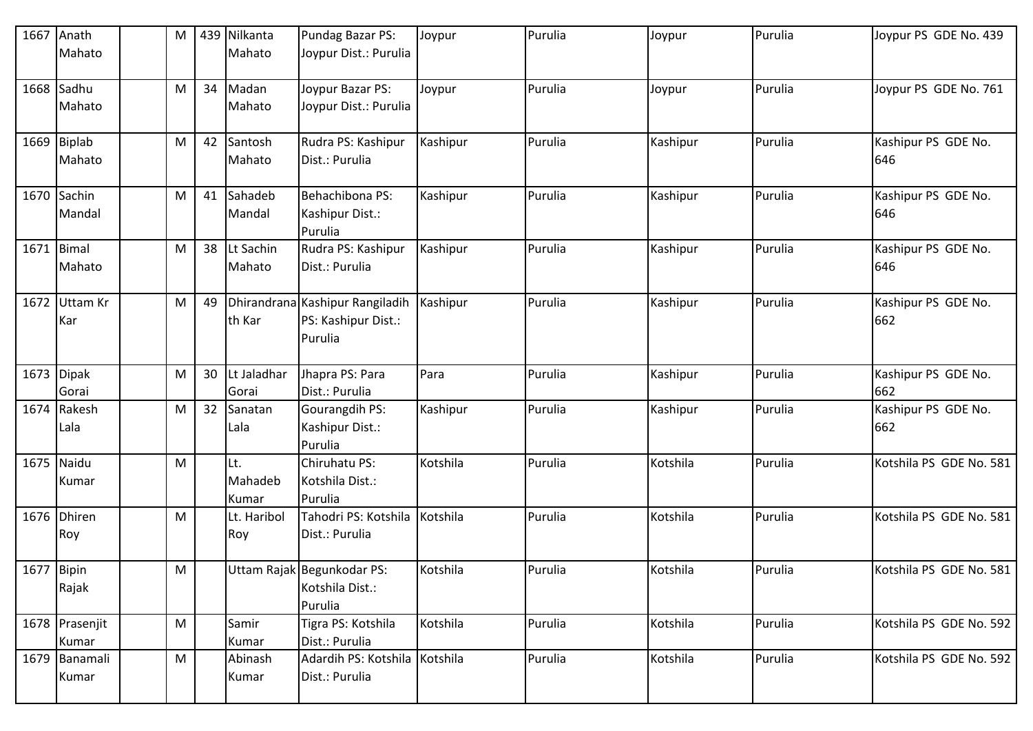| 1667 | Anath Mahato | | M | 439 | Nilkanta Mahato | Pundag Bazar PS: Joypur Dist.: Purulia | Joypur | Purulia | Joypur | Purulia | Joypur PS GDE No. 439 |
|---|---|---|---|---|---|---|---|---|---|---|---|
| 1668 | Sadhu Mahato | | M | 34 | Madan Mahato | Joypur Bazar PS: Joypur Dist.: Purulia | Joypur | Purulia | Joypur | Purulia | Joypur PS GDE No. 761 |
| 1669 | Biplab Mahato | | M | 42 | Santosh Mahato | Rudra PS: Kashipur Dist.: Purulia | Kashipur | Purulia | Kashipur | Purulia | Kashipur PS GDE No. 646 |
| 1670 | Sachin Mandal | | M | 41 | Sahadeb Mandal | Behachibona PS: Kashipur Dist.: Purulia | Kashipur | Purulia | Kashipur | Purulia | Kashipur PS GDE No. 646 |
| 1671 | Bimal Mahato | | M | 38 | Lt Sachin Mahato | Rudra PS: Kashipur Dist.: Purulia | Kashipur | Purulia | Kashipur | Purulia | Kashipur PS GDE No. 646 |
| 1672 | Uttam Kr Kar | | M | 49 | Dhirandranath Kar | Kashipur Rangiladih PS: Kashipur Dist.: Purulia | Kashipur | Purulia | Kashipur | Purulia | Kashipur PS GDE No. 662 |
| 1673 | Dipak Gorai | | M | 30 | Lt Jaladhar Gorai | Jhapra PS: Para Dist.: Purulia | Para | Purulia | Kashipur | Purulia | Kashipur PS GDE No. 662 |
| 1674 | Rakesh Lala | | M | 32 | Sanatan Lala | Gourangdih PS: Kashipur Dist.: Purulia | Kashipur | Purulia | Kashipur | Purulia | Kashipur PS GDE No. 662 |
| 1675 | Naidu Kumar | | M | | Lt. Mahadeb Kumar | Chiruhatu PS: Kotshila Dist.: Purulia | Kotshila | Purulia | Kotshila | Purulia | Kotshila PS GDE No. 581 |
| 1676 | Dhiren Roy | | M | | Lt. Haribol Roy | Tahodri PS: Kotshila Dist.: Purulia | Kotshila | Purulia | Kotshila | Purulia | Kotshila PS GDE No. 581 |
| 1677 | Bipin Rajak | | M | | Uttam Rajak | Begunkodar PS: Kotshila Dist.: Purulia | Kotshila | Purulia | Kotshila | Purulia | Kotshila PS GDE No. 581 |
| 1678 | Prasenjit Kumar | | M | | Samir Kumar | Tigra PS: Kotshila Dist.: Purulia | Kotshila | Purulia | Kotshila | Purulia | Kotshila PS GDE No. 592 |
| 1679 | Banamali Kumar | | M | | Abinash Kumar | Adardih PS: Kotshila Dist.: Purulia | Kotshila | Purulia | Kotshila | Purulia | Kotshila PS GDE No. 592 |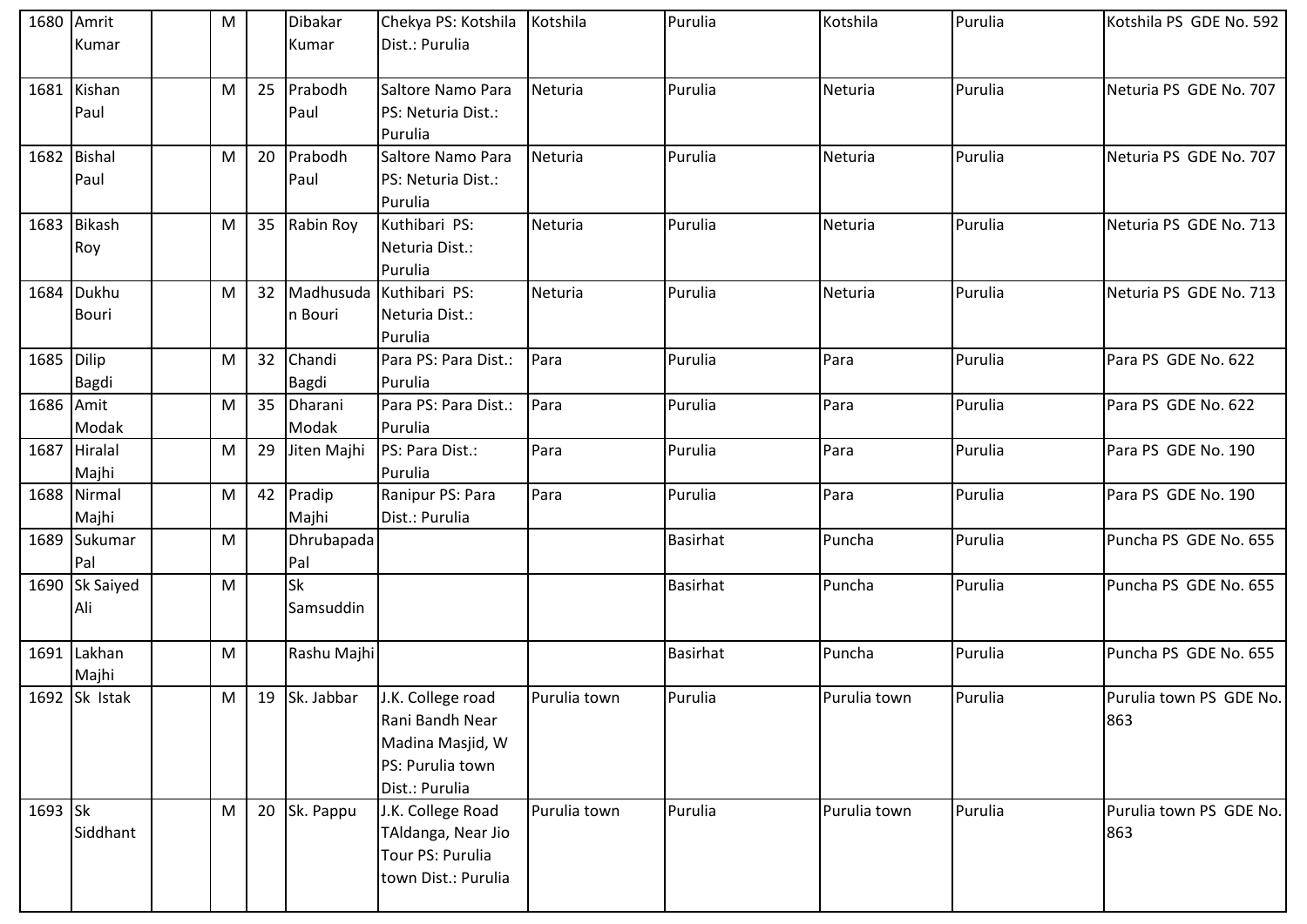| 1680 | Amrit Kumar | | M | | Dibakar Kumar | Chekya PS: Kotshila Dist.: Purulia | Kotshila | Purulia | Kotshila | Purulia | Kotshila PS GDE No. 592 |
|---|---|---|---|---|---|---|---|---|---|---|---|
| 1681 | Kishan Paul | | M | 25 | Prabodh Paul | Saltore Namo Para PS: Neturia Dist.: Purulia | Neturia | Purulia | Neturia | Purulia | Neturia PS GDE No. 707 |
| 1682 | Bishal Paul | | M | 20 | Prabodh Paul | Saltore Namo Para PS: Neturia Dist.: Purulia | Neturia | Purulia | Neturia | Purulia | Neturia PS GDE No. 707 |
| 1683 | Bikash Roy | | M | 35 | Rabin Roy | Kuthibari PS: Neturia Dist.: Purulia | Neturia | Purulia | Neturia | Purulia | Neturia PS GDE No. 713 |
| 1684 | Dukhu Bouri | | M | 32 | Madhusudan Bouri | Kuthibari PS: Neturia Dist.: Purulia | Neturia | Purulia | Neturia | Purulia | Neturia PS GDE No. 713 |
| 1685 | Dilip Bagdi | | M | 32 | Chandi Bagdi | Para PS: Para Dist.: Purulia | Para | Purulia | Para | Purulia | Para PS GDE No. 622 |
| 1686 | Amit Modak | | M | 35 | Dharani Modak | Para PS: Para Dist.: Purulia | Para | Purulia | Para | Purulia | Para PS GDE No. 622 |
| 1687 | Hiralal Majhi | | M | 29 | Jiten Majhi | PS: Para Dist.: Purulia | Para | Purulia | Para | Purulia | Para PS GDE No. 190 |
| 1688 | Nirmal Majhi | | M | 42 | Pradip Majhi | Ranipur PS: Para Dist.: Purulia | Para | Purulia | Para | Purulia | Para PS GDE No. 190 |
| 1689 | Sukumar Pal | | M | | Dhrubapada Pal | | | Basirhat | Puncha | Purulia | Puncha PS GDE No. 655 |
| 1690 | Sk Saiyed Ali | | M | | Sk Samsuddin | | | Basirhat | Puncha | Purulia | Puncha PS GDE No. 655 |
| 1691 | Lakhan Majhi | | M | | Rashu Majhi | | | Basirhat | Puncha | Purulia | Puncha PS GDE No. 655 |
| 1692 | Sk Istak | | M | 19 | Sk. Jabbar | J.K. College road Rani Bandh Near Madina Masjid, W PS: Purulia town Dist.: Purulia | Purulia town | Purulia | Purulia town | Purulia | Purulia town PS GDE No. 863 |
| 1693 | Sk Siddhant | | M | 20 | Sk. Pappu | J.K. College Road TAldanga, Near Jio Tour PS: Purulia town Dist.: Purulia | Purulia town | Purulia | Purulia town | Purulia | Purulia town PS GDE No. 863 |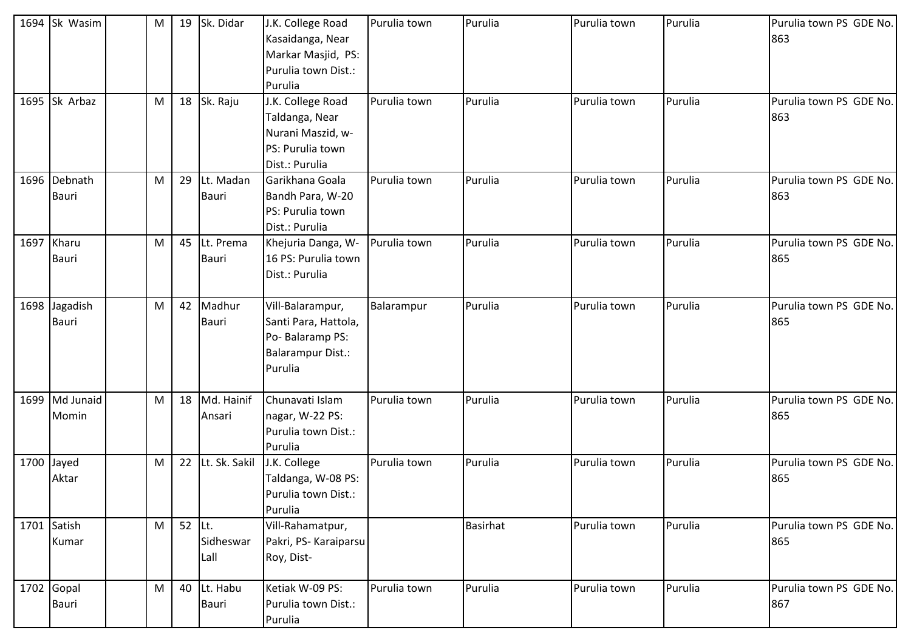| 1694 | Sk Wasim | | M | 19 | Sk. Didar | J.K. College Road Kasaidanga, Near Markar Masjid, PS: Purulia town Dist.: Purulia | Purulia town | Purulia | Purulia town | Purulia | Purulia town PS GDE No. 863 |
|---|---|---|---|---|---|---|---|---|---|---|---|
| 1695 | Sk Arbaz | | M | 18 | Sk. Raju | J.K. College Road Taldanga, Near Nurani Maszid, w- PS: Purulia town Dist.: Purulia | Purulia town | Purulia | Purulia town | Purulia | Purulia town PS GDE No. 863 |
| 1696 | Debnath Bauri | | M | 29 | Lt. Madan Bauri | Garikhana Goala Bandh Para, W-20 PS: Purulia town Dist.: Purulia | Purulia town | Purulia | Purulia town | Purulia | Purulia town PS GDE No. 863 |
| 1697 | Kharu Bauri | | M | 45 | Lt. Prema Bauri | Khejuria Danga, W-16 PS: Purulia town Dist.: Purulia | Purulia town | Purulia | Purulia town | Purulia | Purulia town PS GDE No. 865 |
| 1698 | Jagadish Bauri | | M | 42 | Madhur Bauri | Vill-Balarampur, Santi Para, Hattola, Po- Balaramp PS: Balarampur Dist.: Purulia | Balarampur | Purulia | Purulia town | Purulia | Purulia town PS GDE No. 865 |
| 1699 | Md Junaid Momin | | M | 18 | Md. Hainif Ansari | Chunavati Islam nagar, W-22 PS: Purulia town Dist.: Purulia | Purulia town | Purulia | Purulia town | Purulia | Purulia town PS GDE No. 865 |
| 1700 | Jayed Aktar | | M | 22 | Lt. Sk. Sakil | J.K. College Taldanga, W-08 PS: Purulia town Dist.: Purulia | Purulia town | Purulia | Purulia town | Purulia | Purulia town PS GDE No. 865 |
| 1701 | Satish Kumar | | M | 52 | Lt. Sidheswar Lall | Vill-Rahamatpur, Pakri, PS- Karaiparsu Roy, Dist- | | Basirhat | Purulia town | Purulia | Purulia town PS GDE No. 865 |
| 1702 | Gopal Bauri | | M | 40 | Lt. Habu Bauri | Ketiak W-09 PS: Purulia town Dist.: Purulia | Purulia town | Purulia | Purulia town | Purulia | Purulia town PS GDE No. 867 |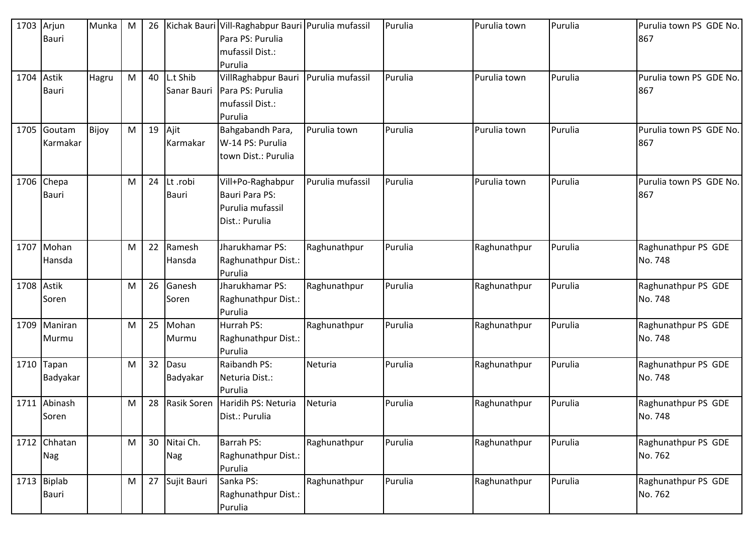| 1703 | Arjun Bauri | Munka | M | 26 | Kichak Bauri | Vill-Raghabpur Bauri Para PS: Purulia mufassil Dist.: Purulia | Purulia mufassil | Purulia | Purulia town | Purulia | Purulia town PS GDE No. 867 |
|---|---|---|---|---|---|---|---|---|---|---|---|
| 1704 | Astik Bauri | Hagru | M | 40 | L.t Shib Sanar Bauri | VillRaghabpur Bauri Para PS: Purulia mufassil Dist.: Purulia | Purulia mufassil | Purulia | Purulia town | Purulia | Purulia town PS GDE No. 867 |
| 1705 | Goutam Karmakar | Bijoy | M | 19 | Ajit Karmakar | Bahgabandh Para, W-14 PS: Purulia town Dist.: Purulia | Purulia town | Purulia | Purulia town | Purulia | Purulia town PS GDE No. 867 |
| 1706 | Chepa Bauri | | M | 24 | Lt .robi Bauri | Vill+Po-Raghabpur Bauri Para PS: Purulia mufassil Dist.: Purulia | Purulia mufassil | Purulia | Purulia town | Purulia | Purulia town PS GDE No. 867 |
| 1707 | Mohan Hansda | | M | 22 | Ramesh Hansda | Jharukhamar PS: Raghunathpur Dist.: Purulia | Raghunathpur | Purulia | Raghunathpur | Purulia | Raghunathpur PS GDE No. 748 |
| 1708 | Astik Soren | | M | 26 | Ganesh Soren | Jharukhamar PS: Raghunathpur Dist.: Purulia | Raghunathpur | Purulia | Raghunathpur | Purulia | Raghunathpur PS GDE No. 748 |
| 1709 | Maniran Murmu | | M | 25 | Mohan Murmu | Hurrah PS: Raghunathpur Dist.: Purulia | Raghunathpur | Purulia | Raghunathpur | Purulia | Raghunathpur PS GDE No. 748 |
| 1710 | Tapan Badyakar | | M | 32 | Dasu Badyakar | Raibandh PS: Neturia Dist.: Purulia | Neturia | Purulia | Raghunathpur | Purulia | Raghunathpur PS GDE No. 748 |
| 1711 | Abinash Soren | | M | 28 | Rasik Soren | Haridih PS: Neturia Dist.: Purulia | Neturia | Purulia | Raghunathpur | Purulia | Raghunathpur PS GDE No. 748 |
| 1712 | Chhatan Nag | | M | 30 | Nitai Ch. Nag | Barrah PS: Raghunathpur Dist.: Purulia | Raghunathpur | Purulia | Raghunathpur | Purulia | Raghunathpur PS GDE No. 762 |
| 1713 | Biplab Bauri | | M | 27 | Sujit Bauri | Sanka PS: Raghunathpur Dist.: Purulia | Raghunathpur | Purulia | Raghunathpur | Purulia | Raghunathpur PS GDE No. 762 |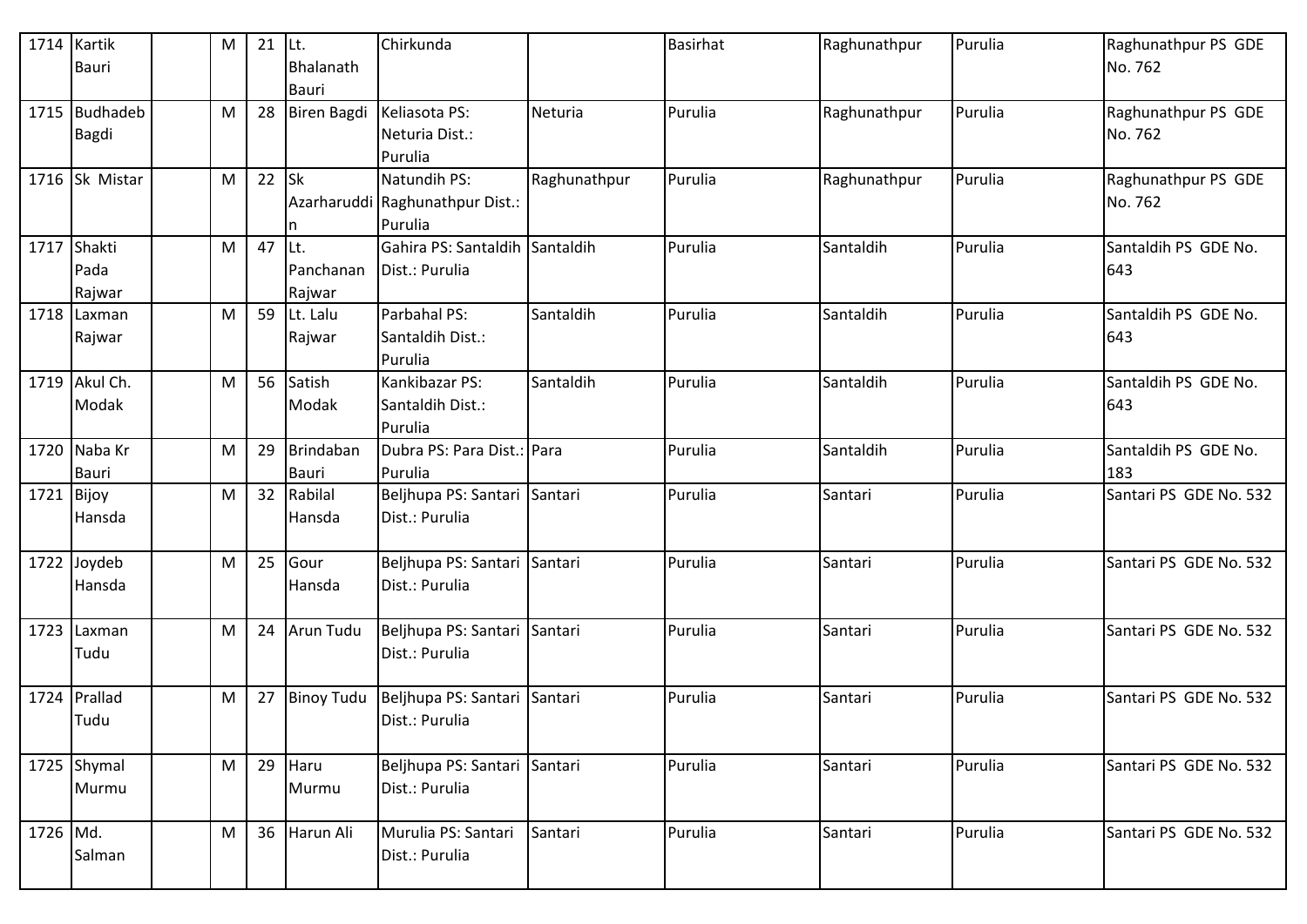| 1714 | Kartik Bauri | | M | 21 | Lt. Bhalanath Bauri | Chirkunda | | Basirhat | Raghunathpur | Purulia | Raghunathpur PS GDE No. 762 |
|---|---|---|---|---|---|---|---|---|---|---|---|
| 1715 | Budhadeb Bagdi | | M | 28 | Biren Bagdi | Keliasota PS: Neturia Dist.: Purulia | Neturia | Purulia | Raghunathpur | Purulia | Raghunathpur PS GDE No. 762 |
| 1716 | Sk Mistar | | M | 22 | Sk Azarharuddin | Natundih PS: Raghunathpur Dist.: Purulia | Raghunathpur | Purulia | Raghunathpur | Purulia | Raghunathpur PS GDE No. 762 |
| 1717 | Shakti Pada Rajwar | | M | 47 | Lt. Panchanan Rajwar | Gahira PS: Santaldih Dist.: Purulia | Santaldih | Purulia | Santaldih | Purulia | Santaldih PS GDE No. 643 |
| 1718 | Laxman Rajwar | | M | 59 | Lt. Lalu Rajwar | Parbahal PS: Santaldih Dist.: Purulia | Santaldih | Purulia | Santaldih | Purulia | Santaldih PS GDE No. 643 |
| 1719 | Akul Ch. Modak | | M | 56 | Satish Modak | Kankibazar PS: Santaldih Dist.: Purulia | Santaldih | Purulia | Santaldih | Purulia | Santaldih PS GDE No. 643 |
| 1720 | Naba Kr Bauri | | M | 29 | Brindaban Bauri | Dubra PS: Para Dist.: Purulia | Para | Purulia | Santaldih | Purulia | Santaldih PS GDE No. 183 |
| 1721 | Bijoy Hansda | | M | 32 | Rabilal Hansda | Beljhupa PS: Santari Dist.: Purulia | Santari | Purulia | Santari | Purulia | Santari PS GDE No. 532 |
| 1722 | Joydeb Hansda | | M | 25 | Gour Hansda | Beljhupa PS: Santari Dist.: Purulia | Santari | Purulia | Santari | Purulia | Santari PS GDE No. 532 |
| 1723 | Laxman Tudu | | M | 24 | Arun Tudu | Beljhupa PS: Santari Dist.: Purulia | Santari | Purulia | Santari | Purulia | Santari PS GDE No. 532 |
| 1724 | Prallad Tudu | | M | 27 | Binoy Tudu | Beljhupa PS: Santari Dist.: Purulia | Santari | Purulia | Santari | Purulia | Santari PS GDE No. 532 |
| 1725 | Shymal Murmu | | M | 29 | Haru Murmu | Beljhupa PS: Santari Dist.: Purulia | Santari | Purulia | Santari | Purulia | Santari PS GDE No. 532 |
| 1726 | Md. Salman | | M | 36 | Harun Ali | Murulia PS: Santari Dist.: Purulia | Santari | Purulia | Santari | Purulia | Santari PS GDE No. 532 |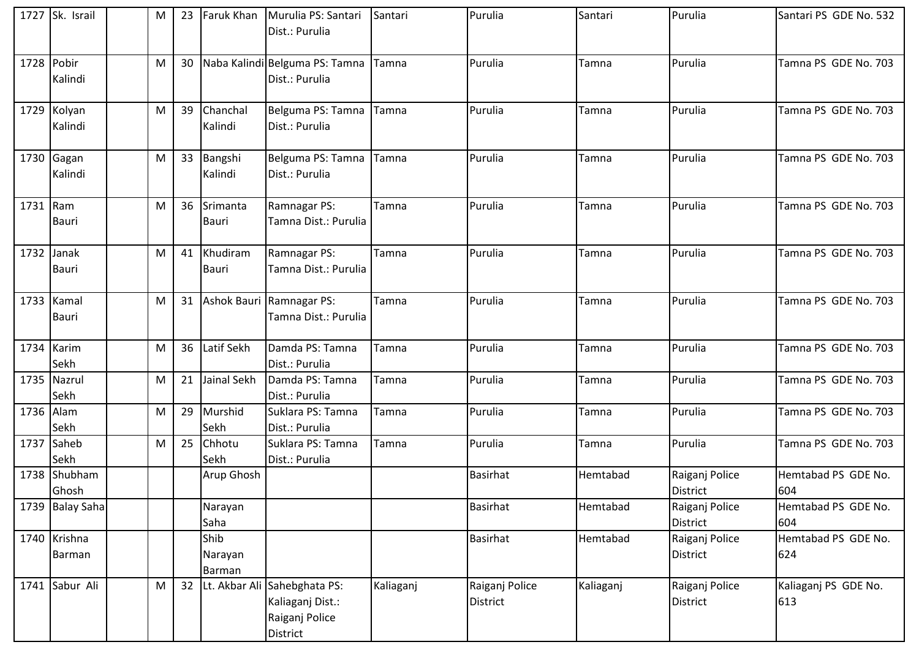| 1727 | Sk. Israil | | M | 23 | Faruk Khan | Murulia PS: Santari Dist.: Purulia | Santari | Purulia | Santari | Purulia | Santari PS GDE No. 532 |
|---|---|---|---|---|---|---|---|---|---|---|---|
| 1728 | Pobir Kalindi | | M | 30 | Naba Kalindi | Belguma PS: Tamna Dist.: Purulia | Tamna | Purulia | Tamna | Purulia | Tamna PS GDE No. 703 |
| 1729 | Kolyan Kalindi | | M | 39 | Chanchal Kalindi | Belguma PS: Tamna Dist.: Purulia | Tamna | Purulia | Tamna | Purulia | Tamna PS GDE No. 703 |
| 1730 | Gagan Kalindi | | M | 33 | Bangshi Kalindi | Belguma PS: Tamna Dist.: Purulia | Tamna | Purulia | Tamna | Purulia | Tamna PS GDE No. 703 |
| 1731 | Ram Bauri | | M | 36 | Srimanta Bauri | Ramnagar PS: Tamna Dist.: Purulia | Tamna | Purulia | Tamna | Purulia | Tamna PS GDE No. 703 |
| 1732 | Janak Bauri | | M | 41 | Khudiram Bauri | Ramnagar PS: Tamna Dist.: Purulia | Tamna | Purulia | Tamna | Purulia | Tamna PS GDE No. 703 |
| 1733 | Kamal Bauri | | M | 31 | Ashok Bauri | Ramnagar PS: Tamna Dist.: Purulia | Tamna | Purulia | Tamna | Purulia | Tamna PS GDE No. 703 |
| 1734 | Karim Sekh | | M | 36 | Latif Sekh | Damda PS: Tamna Dist.: Purulia | Tamna | Purulia | Tamna | Purulia | Tamna PS GDE No. 703 |
| 1735 | Nazrul Sekh | | M | 21 | Jainal Sekh | Damda PS: Tamna Dist.: Purulia | Tamna | Purulia | Tamna | Purulia | Tamna PS GDE No. 703 |
| 1736 | Alam Sekh | | M | 29 | Murshid Sekh | Suklara PS: Tamna Dist.: Purulia | Tamna | Purulia | Tamna | Purulia | Tamna PS GDE No. 703 |
| 1737 | Saheb Sekh | | M | 25 | Chhotu Sekh | Suklara PS: Tamna Dist.: Purulia | Tamna | Purulia | Tamna | Purulia | Tamna PS GDE No. 703 |
| 1738 | Shubham Ghosh | | | | Arup Ghosh | | | Basirhat | Hemtabad | Raiganj Police District | Hemtabad PS GDE No. 604 |
| 1739 | Balay Saha | | | | Narayan Saha | | | Basirhat | Hemtabad | Raiganj Police District | Hemtabad PS GDE No. 604 |
| 1740 | Krishna Barman | | | | Shib Narayan Barman | | | Basirhat | Hemtabad | Raiganj Police District | Hemtabad PS GDE No. 624 |
| 1741 | Sabur Ali | | M | 32 | Lt. Akbar Ali | Sahebghata PS: Kaliaganj Dist.: Raiganj Police District | Kaliaganj | Raiganj Police District | Kaliaganj | Raiganj Police District | Kaliaganj PS GDE No. 613 |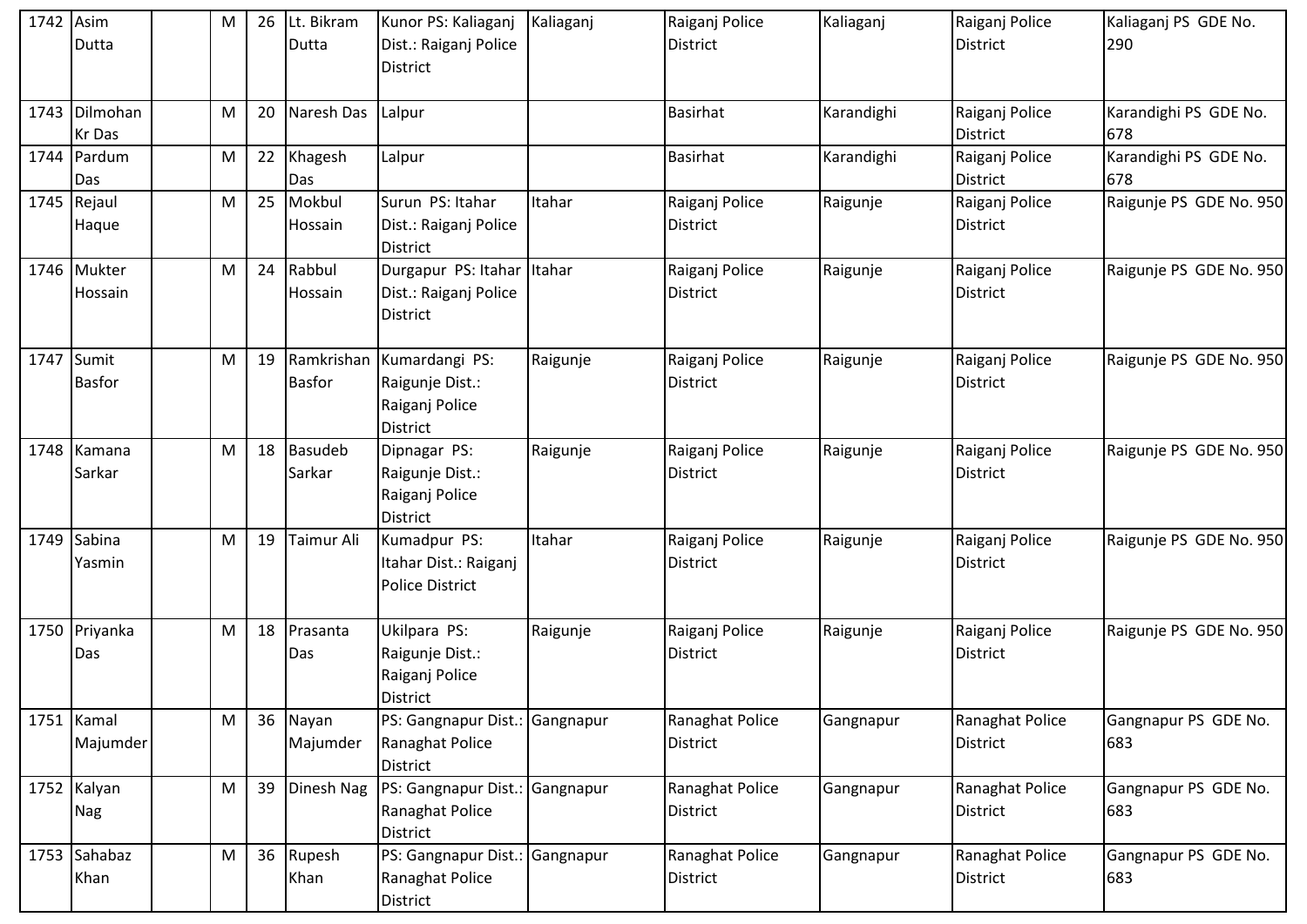| | | | | | | | | | | |
|---|---|---|---|---|---|---|---|---|---|---|
| 1742 | Asim Dutta | | M | 26 | Lt. Bikram Dutta | Kunor PS: Kaliaganj Dist.: Raiganj Police District | Kaliaganj | Raiganj Police District | Kaliaganj | Raiganj Police District | Kaliaganj PS GDE No. 290 |
| 1743 | Dilmohan Kr Das | | M | 20 | Naresh Das | Lalpur | | Basirhat | Karandighi | Raiganj Police District | Karandighi PS GDE No. 678 |
| 1744 | Pardum Das | | M | 22 | Khagesh Das | Lalpur | | Basirhat | Karandighi | Raiganj Police District | Karandighi PS GDE No. 678 |
| 1745 | Rejaul Haque | | M | 25 | Mokbul Hossain | Surun PS: Itahar Dist.: Raiganj Police District | Itahar | Raiganj Police District | Raigunje | Raiganj Police District | Raigunje PS GDE No. 950 |
| 1746 | Mukter Hossain | | M | 24 | Rabbul Hossain | Durgapur PS: Itahar Dist.: Raiganj Police District | Itahar | Raiganj Police District | Raigunje | Raiganj Police District | Raigunje PS GDE No. 950 |
| 1747 | Sumit Basfor | | M | 19 | Ramkrishan Basfor | Kumardangi PS: Raigunje Dist.: Raiganj Police District | Raigunje | Raiganj Police District | Raigunje | Raiganj Police District | Raigunje PS GDE No. 950 |
| 1748 | Kamana Sarkar | | M | 18 | Basudeb Sarkar | Dipnagar PS: Raigunje Dist.: Raiganj Police District | Raigunje | Raiganj Police District | Raigunje | Raiganj Police District | Raigunje PS GDE No. 950 |
| 1749 | Sabina Yasmin | | M | 19 | Taimur Ali | Kumadpur PS: Itahar Dist.: Raiganj Police District | Itahar | Raiganj Police District | Raigunje | Raiganj Police District | Raigunje PS GDE No. 950 |
| 1750 | Priyanka Das | | M | 18 | Prasanta Das | Ukilpara PS: Raigunje Dist.: Raiganj Police District | Raigunje | Raiganj Police District | Raigunje | Raiganj Police District | Raigunje PS GDE No. 950 |
| 1751 | Kamal Majumder | | M | 36 | Nayan Majumder | PS: Gangnapur Dist.: Ranaghat Police District | Gangnapur | Ranaghat Police District | Gangnapur | Ranaghat Police District | Gangnapur PS GDE No. 683 |
| 1752 | Kalyan Nag | | M | 39 | Dinesh Nag | PS: Gangnapur Dist.: Ranaghat Police District | Gangnapur | Ranaghat Police District | Gangnapur | Ranaghat Police District | Gangnapur PS GDE No. 683 |
| 1753 | Sahabaz Khan | | M | 36 | Rupesh Khan | PS: Gangnapur Dist.: Ranaghat Police District | Gangnapur | Ranaghat Police District | Gangnapur | Ranaghat Police District | Gangnapur PS GDE No. 683 |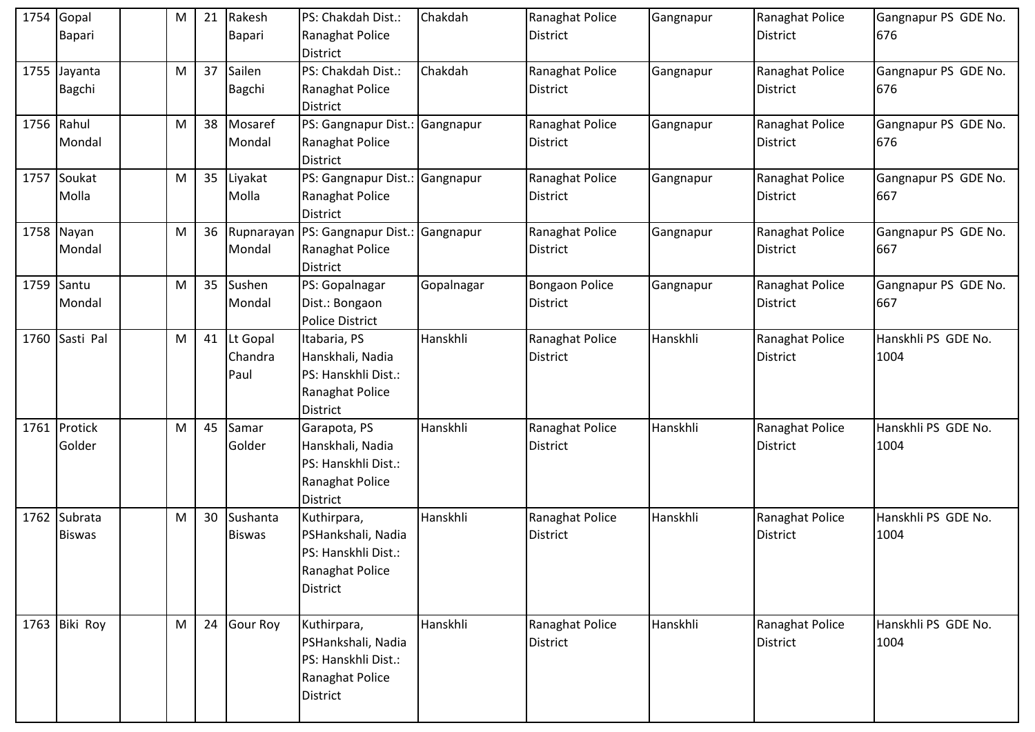| 1754 | Gopal Bapari | | M | 21 | Rakesh Bapari | PS: Chakdah Dist.: Ranaghat Police District | Chakdah | Ranaghat Police District | Gangnapur | Ranaghat Police District | Gangnapur PS GDE No. 676 |
|---|---|---|---|---|---|---|---|---|---|---|---|
| 1755 | Jayanta Bagchi | | M | 37 | Sailen Bagchi | PS: Chakdah Dist.: Ranaghat Police District | Chakdah | Ranaghat Police District | Gangnapur | Ranaghat Police District | Gangnapur PS GDE No. 676 |
| 1756 | Rahul Mondal | | M | 38 | Mosaref Mondal | PS: Gangnapur Dist.: Ranaghat Police District | Gangnapur | Ranaghat Police District | Gangnapur | Ranaghat Police District | Gangnapur PS GDE No. 676 |
| 1757 | Soukat Molla | | M | 35 | Liyakat Molla | PS: Gangnapur Dist.: Ranaghat Police District | Gangnapur | Ranaghat Police District | Gangnapur | Ranaghat Police District | Gangnapur PS GDE No. 667 |
| 1758 | Nayan Mondal | | M | 36 | Rupnarayan Mondal | PS: Gangnapur Dist.: Ranaghat Police District | Gangnapur | Ranaghat Police District | Gangnapur | Ranaghat Police District | Gangnapur PS GDE No. 667 |
| 1759 | Santu Mondal | | M | 35 | Sushen Mondal | PS: Gopalnagar Dist.: Bongaon Police District | Gopalnagar | Bongaon Police District | Gangnapur | Ranaghat Police District | Gangnapur PS GDE No. 667 |
| 1760 | Sasti Pal | | M | 41 | Lt Gopal Chandra Paul | Itabaria, PS Hanskhali, Nadia PS: Hanskhli Dist.: Ranaghat Police District | Hanskhli | Ranaghat Police District | Hanskhli | Ranaghat Police District | Hanskhli PS GDE No. 1004 |
| 1761 | Protick Golder | | M | 45 | Samar Golder | Garapota, PS Hanskhali, Nadia PS: Hanskhli Dist.: Ranaghat Police District | Hanskhli | Ranaghat Police District | Hanskhli | Ranaghat Police District | Hanskhli PS GDE No. 1004 |
| 1762 | Subrata Biswas | | M | 30 | Sushanta Biswas | Kuthirpara, PSHankshali, Nadia PS: Hanskhli Dist.: Ranaghat Police District | Hanskhli | Ranaghat Police District | Hanskhli | Ranaghat Police District | Hanskhli PS GDE No. 1004 |
| 1763 | Biki Roy | | M | 24 | Gour Roy | Kuthirpara, PSHankshali, Nadia PS: Hanskhli Dist.: Ranaghat Police District | Hanskhli | Ranaghat Police District | Hanskhli | Ranaghat Police District | Hanskhli PS GDE No. 1004 |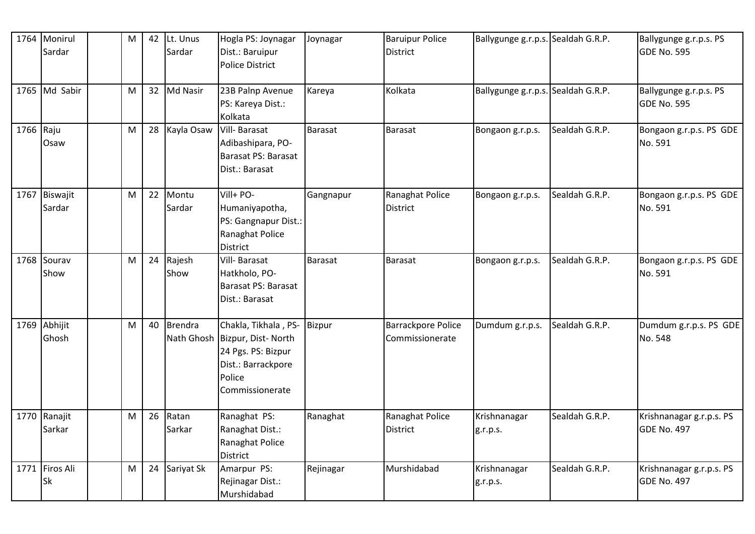| 1764 | Monirul Sardar | | M | 42 | Lt. Unus Sardar | Hogla PS: Joynagar Dist.: Baruipur Police District | Joynagar | Baruipur Police District | Ballygunge g.r.p.s. | Sealdah G.R.P. | Ballygunge g.r.p.s. PS GDE No. 595 |
|---|---|---|---|---|---|---|---|---|---|---|---|
| 1765 | Md Sabir | | M | 32 | Md Nasir | 23B Palnp Avenue PS: Kareya Dist.: Kolkata | Kareya | Kolkata | Ballygunge g.r.p.s. | Sealdah G.R.P. | Ballygunge g.r.p.s. PS GDE No. 595 |
| 1766 | Raju Osaw | | M | 28 | Kayla Osaw | Vill- Barasat Adibashipara, PO- Barasat PS: Barasat Dist.: Barasat | Barasat | Barasat | Bongaon g.r.p.s. | Sealdah G.R.P. | Bongaon g.r.p.s. PS GDE No. 591 |
| 1767 | Biswajit Sardar | | M | 22 | Montu Sardar | Vill+ PO- Humaniyapotha, PS: Gangnapur Dist.: Ranaghat Police District | Gangnapur | Ranaghat Police District | Bongaon g.r.p.s. | Sealdah G.R.P. | Bongaon g.r.p.s. PS GDE No. 591 |
| 1768 | Sourav Show | | M | 24 | Rajesh Show | Vill- Barasat Hatkholo, PO- Barasat PS: Barasat Dist.: Barasat | Barasat | Barasat | Bongaon g.r.p.s. | Sealdah G.R.P. | Bongaon g.r.p.s. PS GDE No. 591 |
| 1769 | Abhijit Ghosh | | M | 40 | Brendra Nath Ghosh | Chakla, Tikhala , PS- Bizpur, Dist- North 24 Pgs. PS: Bizpur Dist.: Barrackpore Police Commissionerate | Bizpur | Barrackpore Police Commissionerate | Dumdum g.r.p.s. | Sealdah G.R.P. | Dumdum g.r.p.s. PS GDE No. 548 |
| 1770 | Ranajit Sarkar | | M | 26 | Ratan Sarkar | Ranaghat PS: Ranaghat Dist.: Ranaghat Police District | Ranaghat | Ranaghat Police District | Krishnanagar g.r.p.s. | Sealdah G.R.P. | Krishnanagar g.r.p.s. PS GDE No. 497 |
| 1771 | Firos Ali Sk | | M | 24 | Sariyat Sk | Amarpur PS: Rejinagar Dist.: Murshidabad | Rejinagar | Murshidabad | Krishnanagar g.r.p.s. | Sealdah G.R.P. | Krishnanagar g.r.p.s. PS GDE No. 497 |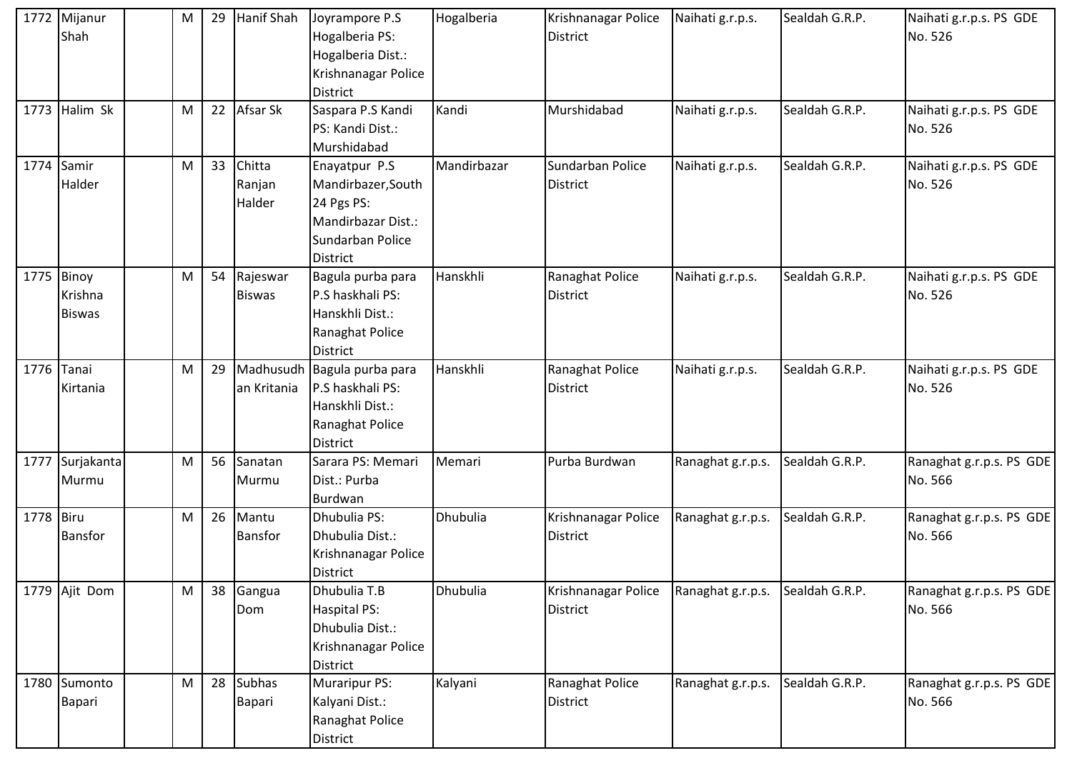| 1772 | Mijanur Shah | | M | 29 | Hanif Shah | Joyrampore P.S Hogalberia PS: Hogalberia Dist.: Krishnanagar Police District | Hogalberia | Krishnanagar Police District | Naihati g.r.p.s. | Sealdah G.R.P. | Naihati g.r.p.s. PS GDE No. 526 |
|---|---|---|---|---|---|---|---|---|---|---|---|
| 1773 | Halim Sk | | M | 22 | Afsar Sk | Saspara P.S Kandi PS: Kandi Dist.: Murshidabad | Kandi | Murshidabad | Naihati g.r.p.s. | Sealdah G.R.P. | Naihati g.r.p.s. PS GDE No. 526 |
| 1774 | Samir Halder | | M | 33 | Chitta Ranjan Halder | Enayatpur P.S Mandirbazer,South 24 Pgs PS: Mandirbazar Dist.: Sundarban Police District | Mandirbazar | Sundarban Police District | Naihati g.r.p.s. | Sealdah G.R.P. | Naihati g.r.p.s. PS GDE No. 526 |
| 1775 | Binoy Krishna Biswas | | M | 54 | Rajeswar Biswas | Bagula purba para P.S haskhali PS: Hanskhli Dist.: Ranaghat Police District | Hanskhli | Ranaghat Police District | Naihati g.r.p.s. | Sealdah G.R.P. | Naihati g.r.p.s. PS GDE No. 526 |
| 1776 | Tanai Kirtania | | M | 29 | Madhusudhan Kritania | Bagula purba para P.S haskhali PS: Hanskhli Dist.: Ranaghat Police District | Hanskhli | Ranaghat Police District | Naihati g.r.p.s. | Sealdah G.R.P. | Naihati g.r.p.s. PS GDE No. 526 |
| 1777 | Surjakanta Murmu | | M | 56 | Sanatan Murmu | Sarara PS: Memari Dist.: Purba Burdwan | Memari | Purba Burdwan | Ranaghat g.r.p.s. | Sealdah G.R.P. | Ranaghat g.r.p.s. PS GDE No. 566 |
| 1778 | Biru Bansfor | | M | 26 | Mantu Bansfor | Dhubulia PS: Dhubulia Dist.: Krishnanagar Police District | Dhubulia | Krishnanagar Police District | Ranaghat g.r.p.s. | Sealdah G.R.P. | Ranaghat g.r.p.s. PS GDE No. 566 |
| 1779 | Ajit Dom | | M | 38 | Gangua Dom | Dhubulia T.B Haspital PS: Dhubulia Dist.: Krishnanagar Police District | Dhubulia | Krishnanagar Police District | Ranaghat g.r.p.s. | Sealdah G.R.P. | Ranaghat g.r.p.s. PS GDE No. 566 |
| 1780 | Sumonto Bapari | | M | 28 | Subhas Bapari | Muraripur PS: Kalyani Dist.: Ranaghat Police District | Kalyani | Ranaghat Police District | Ranaghat g.r.p.s. | Sealdah G.R.P. | Ranaghat g.r.p.s. PS GDE No. 566 |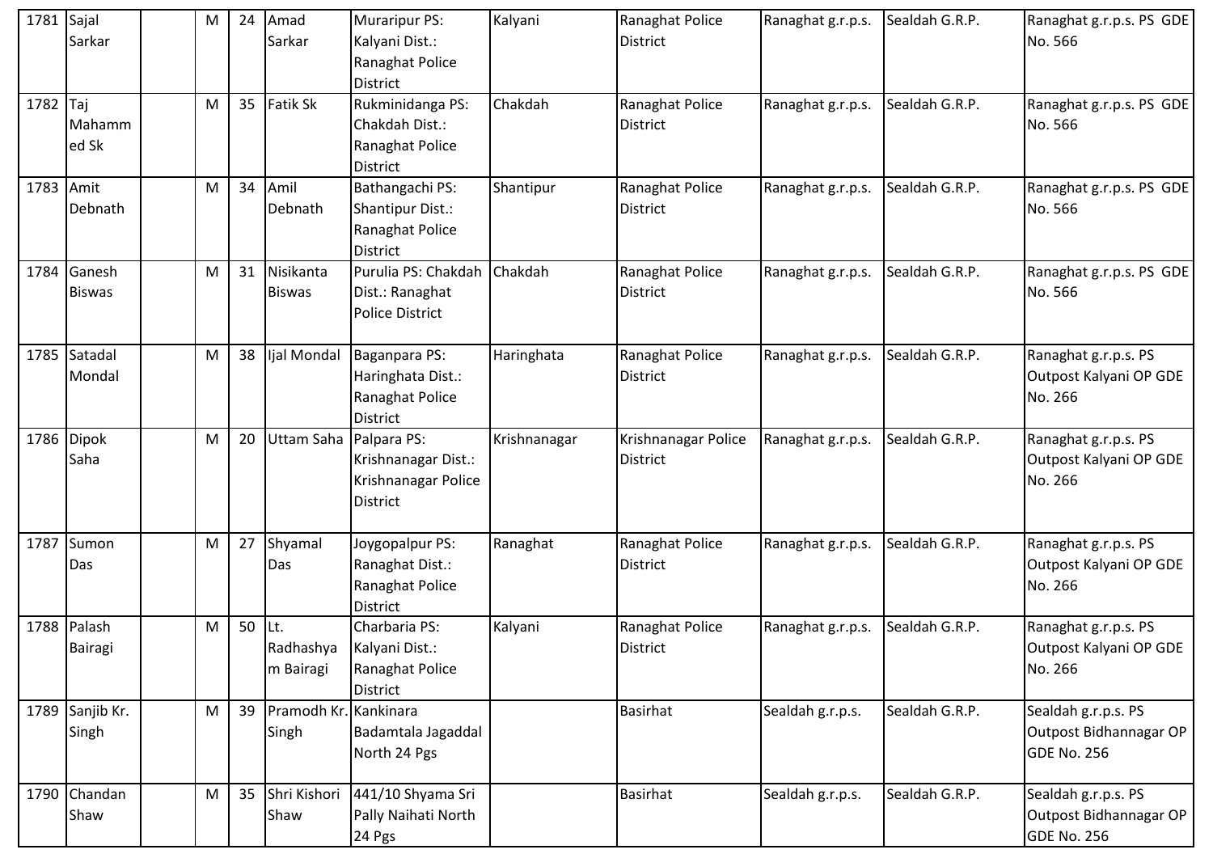| 1781 | Sajal Sarkar | | M | 24 | Amad Sarkar | Muraripur PS: Kalyani Dist.: Ranaghat Police District | Kalyani | Ranaghat Police District | Ranaghat g.r.p.s. | Sealdah G.R.P. | Ranaghat g.r.p.s. PS GDE No. 566 |
|---|---|---|---|---|---|---|---|---|---|---|---|
| 1782 | Taj Mahammed Sk | | M | 35 | Fatik Sk | Rukminidanga PS: Chakdah Dist.: Ranaghat Police District | Chakdah | Ranaghat Police District | Ranaghat g.r.p.s. | Sealdah G.R.P. | Ranaghat g.r.p.s. PS GDE No. 566 |
| 1783 | Amit Debnath | | M | 34 | Amil Debnath | Bathangachi PS: Shantipur Dist.: Ranaghat Police District | Shantipur | Ranaghat Police District | Ranaghat g.r.p.s. | Sealdah G.R.P. | Ranaghat g.r.p.s. PS GDE No. 566 |
| 1784 | Ganesh Biswas | | M | 31 | Nisikanta Biswas | Purulia PS: Chakdah Dist.: Ranaghat Police District | Chakdah | Ranaghat Police District | Ranaghat g.r.p.s. | Sealdah G.R.P. | Ranaghat g.r.p.s. PS GDE No. 566 |
| 1785 | Satadal Mondal | | M | 38 | Ijal Mondal | Baganpara PS: Haringhata Dist.: Ranaghat Police District | Haringhata | Ranaghat Police District | Ranaghat g.r.p.s. | Sealdah G.R.P. | Ranaghat g.r.p.s. PS Outpost Kalyani OP GDE No. 266 |
| 1786 | Dipok Saha | | M | 20 | Uttam Saha | Palpara PS: Krishnanagar Dist.: Krishnanagar Police District | Krishnanagar | Krishnanagar Police District | Ranaghat g.r.p.s. | Sealdah G.R.P. | Ranaghat g.r.p.s. PS Outpost Kalyani OP GDE No. 266 |
| 1787 | Sumon Das | | M | 27 | Shyamal Das | Joygopalpur PS: Ranaghat Dist.: Ranaghat Police District | Ranaghat | Ranaghat Police District | Ranaghat g.r.p.s. | Sealdah G.R.P. | Ranaghat g.r.p.s. PS Outpost Kalyani OP GDE No. 266 |
| 1788 | Palash Bairagi | | M | 50 | Lt. Radhashyam Bairagi | Charbaria PS: Kalyani Dist.: Ranaghat Police District | Kalyani | Ranaghat Police District | Ranaghat g.r.p.s. | Sealdah G.R.P. | Ranaghat g.r.p.s. PS Outpost Kalyani OP GDE No. 266 |
| 1789 | Sanjib Kr. Singh | | M | 39 | Pramodh Kr. Singh | Kankinara Badamtala Jagaddal North 24 Pgs | | Basirhat | Sealdah g.r.p.s. | Sealdah G.R.P. | Sealdah g.r.p.s. PS Outpost Bidhannagar OP GDE No. 256 |
| 1790 | Chandan Shaw | | M | 35 | Shri Kishori Shaw | 441/10 Shyama Sri Pally Naihati North 24 Pgs | | Basirhat | Sealdah g.r.p.s. | Sealdah G.R.P. | Sealdah g.r.p.s. PS Outpost Bidhannagar OP GDE No. 256 |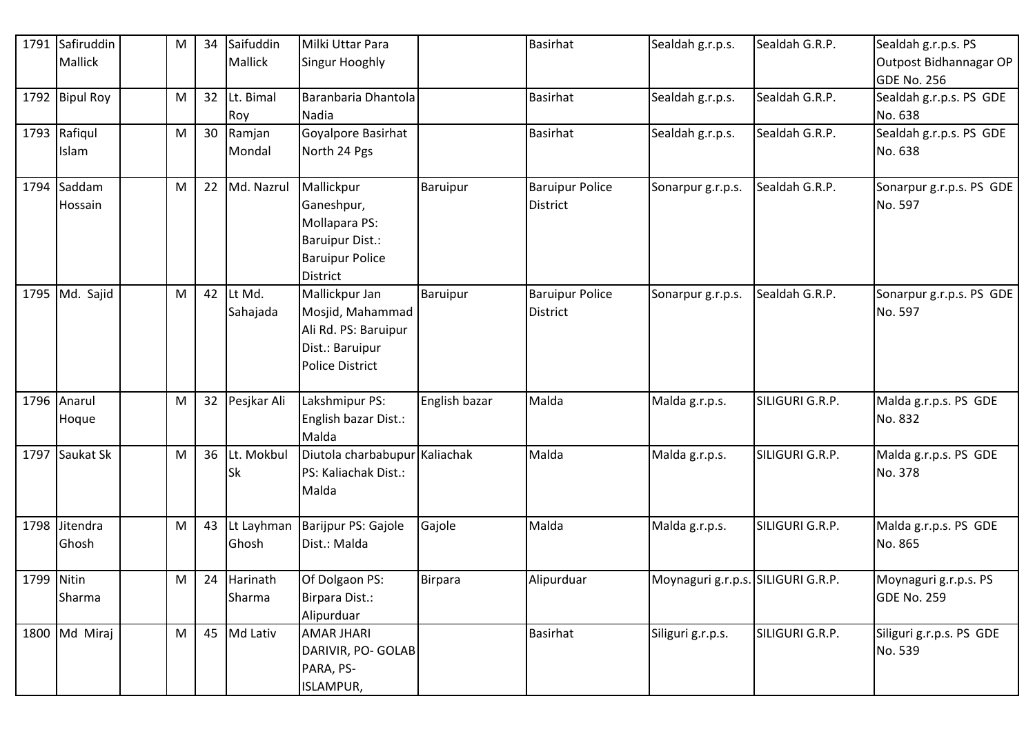| 1791 | Safiruddin Mallick | | M | 34 | Saifuddin Mallick | Milki Uttar Para Singur Hooghly | | Basirhat | Sealdah g.r.p.s. | Sealdah G.R.P. | Sealdah g.r.p.s. PS Outpost Bidhannagar OP GDE No. 256 |
|---|---|---|---|---|---|---|---|---|---|---|---|
| 1792 | Bipul Roy | | M | 32 | Lt. Bimal Roy | Baranbaria Dhantola Nadia | | Basirhat | Sealdah g.r.p.s. | Sealdah G.R.P. | Sealdah g.r.p.s. PS GDE No. 638 |
| 1793 | Rafiqul Islam | | M | 30 | Ramjan Mondal | Goyalpore Basirhat North 24 Pgs | | Basirhat | Sealdah g.r.p.s. | Sealdah G.R.P. | Sealdah g.r.p.s. PS GDE No. 638 |
| 1794 | Saddam Hossain | | M | 22 | Md. Nazrul | Mallickpur Ganeshpur, Mollapara PS: Baruipur Dist.: Baruipur Police District | Baruipur | Baruipur Police District | Sonarpur g.r.p.s. | Sealdah G.R.P. | Sonarpur g.r.p.s. PS GDE No. 597 |
| 1795 | Md. Sajid | | M | 42 | Lt Md. Sahajada | Mallickpur Jan Mosjid, Mahammad Ali Rd. PS: Baruipur Dist.: Baruipur Police District | Baruipur | Baruipur Police District | Sonarpur g.r.p.s. | Sealdah G.R.P. | Sonarpur g.r.p.s. PS GDE No. 597 |
| 1796 | Anarul Hoque | | M | 32 | Pesjkar Ali | Lakshmipur PS: English bazar Dist.: Malda | English bazar | Malda | Malda g.r.p.s. | SILIGURI G.R.P. | Malda g.r.p.s. PS GDE No. 832 |
| 1797 | Saukat Sk | | M | 36 | Lt. Mokbul Sk | Diutola charbabupur PS: Kaliachak Dist.: Malda | Kaliachak | Malda | Malda g.r.p.s. | SILIGURI G.R.P. | Malda g.r.p.s. PS GDE No. 378 |
| 1798 | Jitendra Ghosh | | M | 43 | Lt Layhman Ghosh | Barijpur PS: Gajole Dist.: Malda | Gajole | Malda | Malda g.r.p.s. | SILIGURI G.R.P. | Malda g.r.p.s. PS GDE No. 865 |
| 1799 | Nitin Sharma | | M | 24 | Harinath Sharma | Of Dolgaon PS: Birpara Dist.: Alipurduar | Birpara | Alipurduar | Moynaguri g.r.p.s. | SILIGURI G.R.P. | Moynaguri g.r.p.s. PS GDE No. 259 |
| 1800 | Md Miraj | | M | 45 | Md Lativ | AMAR JHARI DARIVIR, PO- GOLAB PARA, PS- ISLAMPUR, | | Basirhat | Siliguri g.r.p.s. | SILIGURI G.R.P. | Siliguri g.r.p.s. PS GDE No. 539 |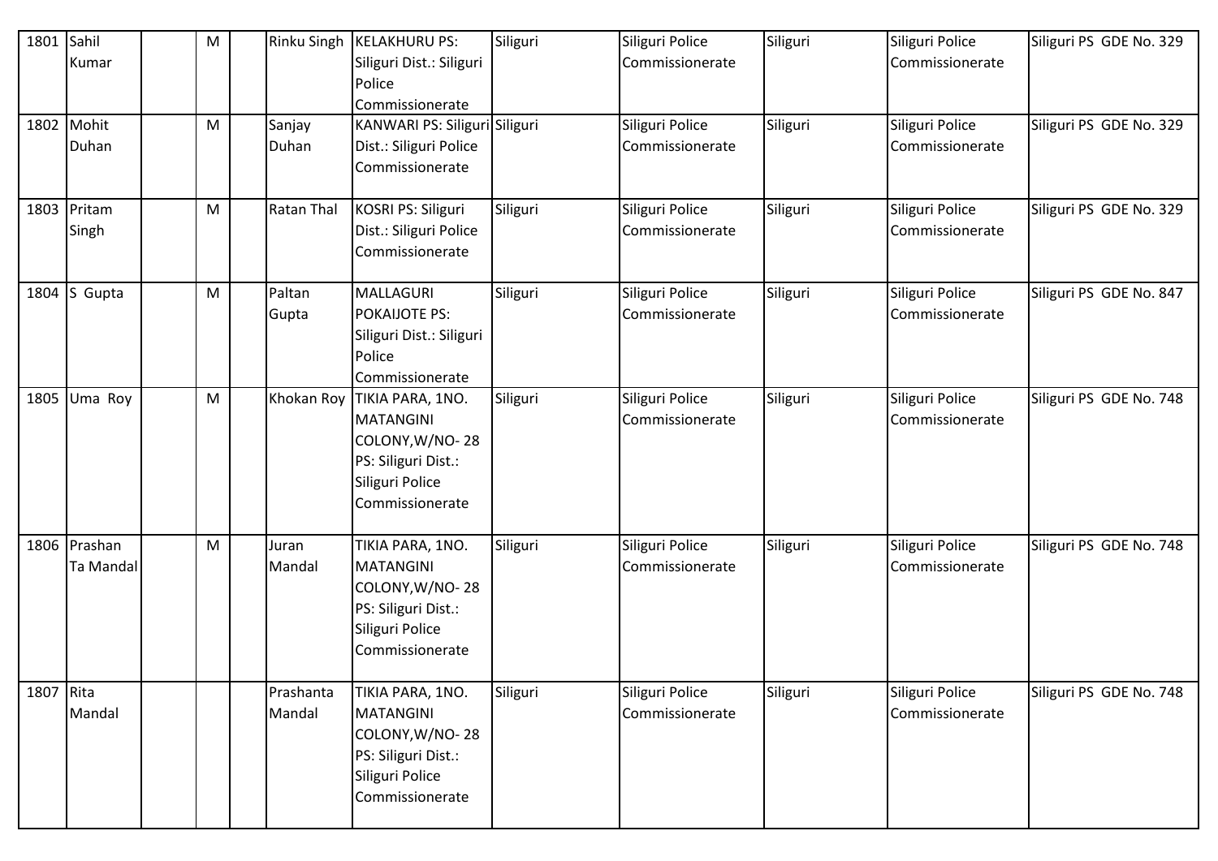| 1801 | Sahil Kumar | | M | | Rinku Singh | KELAKHURU PS: Siliguri Dist.: Siliguri Police Commissionerate | Siliguri | Siliguri Police Commissionerate | Siliguri | Siliguri Police Commissionerate | Siliguri PS GDE No. 329 |
|---|---|---|---|---|---|---|---|---|---|---|---|
| 1802 | Mohit Duhan | | M | | Sanjay Duhan | KANWARI PS: Siliguri Dist.: Siliguri Police Commissionerate | Siliguri | Siliguri Police Commissionerate | Siliguri | Siliguri Police Commissionerate | Siliguri PS GDE No. 329 |
| 1803 | Pritam Singh | | M | | Ratan Thal | KOSRI PS: Siliguri Dist.: Siliguri Police Commissionerate | Siliguri | Siliguri Police Commissionerate | Siliguri | Siliguri Police Commissionerate | Siliguri PS GDE No. 329 |
| 1804 | S Gupta | | M | | Paltan Gupta | MALLAGURI POKAIJOTE PS: Siliguri Dist.: Siliguri Police Commissionerate | Siliguri | Siliguri Police Commissionerate | Siliguri | Siliguri Police Commissionerate | Siliguri PS GDE No. 847 |
| 1805 | Uma Roy | | M | | Khokan Roy | TIKIA PARA, 1NO. MATANGINI COLONY,W/NO- 28 PS: Siliguri Dist.: Siliguri Police Commissionerate | Siliguri | Siliguri Police Commissionerate | Siliguri | Siliguri Police Commissionerate | Siliguri PS GDE No. 748 |
| 1806 | Prashan Ta Mandal | | M | | Juran Mandal | TIKIA PARA, 1NO. MATANGINI COLONY,W/NO- 28 PS: Siliguri Dist.: Siliguri Police Commissionerate | Siliguri | Siliguri Police Commissionerate | Siliguri | Siliguri Police Commissionerate | Siliguri PS GDE No. 748 |
| 1807 | Rita Mandal | | | | Prashanta Mandal | TIKIA PARA, 1NO. MATANGINI COLONY,W/NO- 28 PS: Siliguri Dist.: Siliguri Police Commissionerate | Siliguri | Siliguri Police Commissionerate | Siliguri | Siliguri Police Commissionerate | Siliguri PS GDE No. 748 |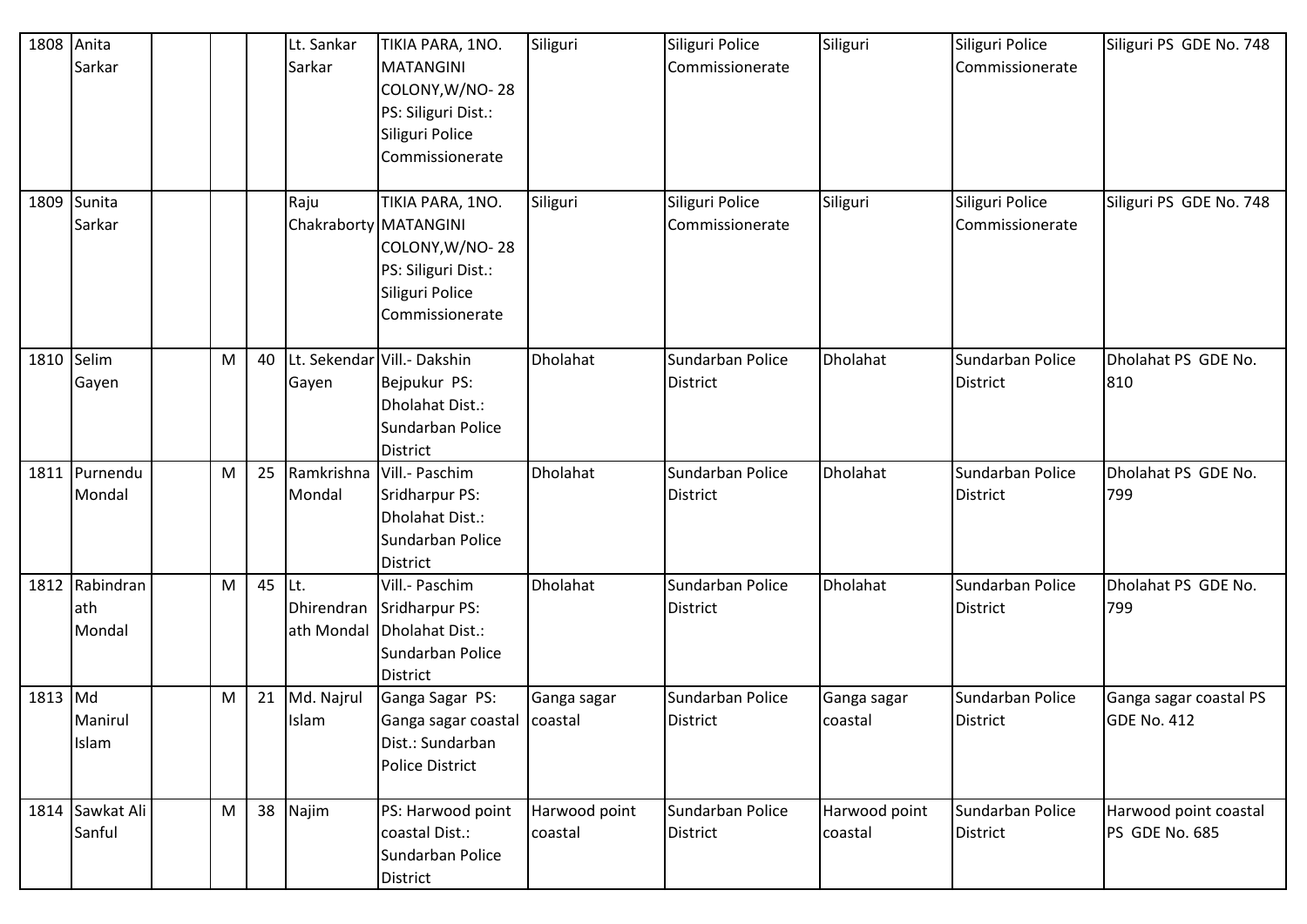| 1808 | Anita Sarkar | | | | Lt. Sankar Sarkar | TIKIA PARA, 1NO. MATANGINI COLONY,W/NO- 28 PS: Siliguri Dist.: Siliguri Police Commissionerate | Siliguri | Siliguri Police Commissionerate | Siliguri | Siliguri Police Commissionerate | Siliguri PS GDE No. 748 |
|---|---|---|---|---|---|---|---|---|---|---|---|
| 1809 | Sunita Sarkar | | | | Raju Chakraborty | TIKIA PARA, 1NO. MATANGINI COLONY,W/NO- 28 PS: Siliguri Dist.: Siliguri Police Commissionerate | Siliguri | Siliguri Police Commissionerate | Siliguri | Siliguri Police Commissionerate | Siliguri PS GDE No. 748 |
| 1810 | Selim Gayen | | M | 40 | Lt. Sekendar Gayen | Vill.- Dakshin Bejpukur PS: Dholahat Dist.: Sundarban Police District | Dholahat | Sundarban Police District | Dholahat | Sundarban Police District | Dholahat PS GDE No. 810 |
| 1811 | Purnendu Mondal | | M | 25 | Ramkrishna Mondal | Vill.- Paschim Sridharpur PS: Dholahat Dist.: Sundarban Police District | Dholahat | Sundarban Police District | Dholahat | Sundarban Police District | Dholahat PS GDE No. 799 |
| 1812 | Rabindranath Mondal | | M | 45 | Lt. Dhirendranath Mondal | Vill.- Paschim Sridharpur PS: Dholahat Dist.: Sundarban Police District | Dholahat | Sundarban Police District | Dholahat | Sundarban Police District | Dholahat PS GDE No. 799 |
| 1813 | Md Manirul Islam | | M | 21 | Md. Najrul Islam | Ganga Sagar PS: Ganga sagar coastal Dist.: Sundarban Police District | Ganga sagar coastal | Sundarban Police District | Ganga sagar coastal | Sundarban Police District | Ganga sagar coastal PS GDE No. 412 |
| 1814 | Sawkat Ali Sanful | | M | 38 | Najim | PS: Harwood point coastal Dist.: Sundarban Police District | Harwood point coastal | Sundarban Police District | Harwood point coastal | Sundarban Police District | Harwood point coastal PS GDE No. 685 |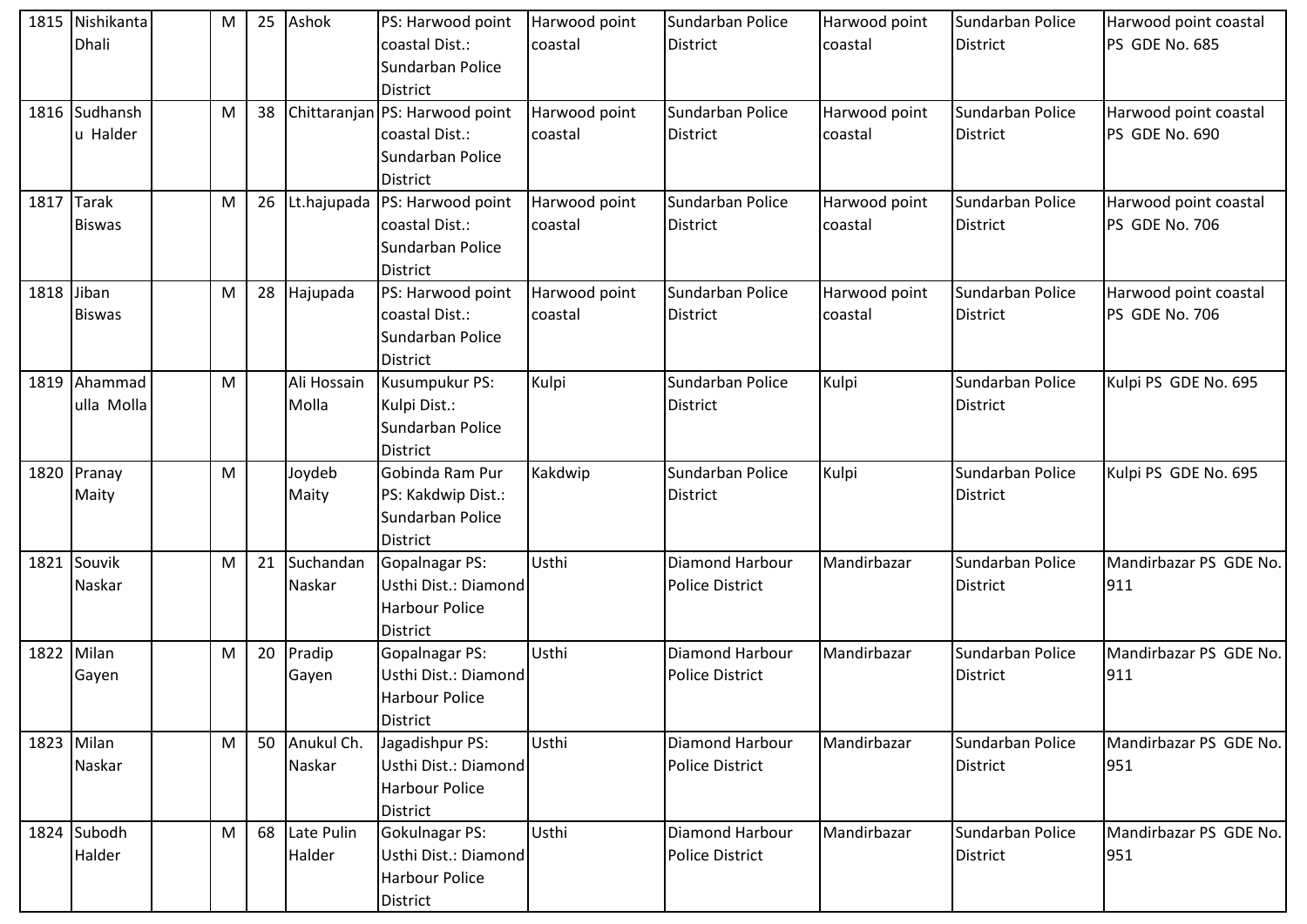| | | | | | | | | | | | |
|---|---|---|---|---|---|---|---|---|---|---|---|
| 1815 | Nishikanta Dhali | | M | 25 | Ashok | PS: Harwood point coastal Dist.: Sundarban Police District | Harwood point coastal | Sundarban Police District | Harwood point coastal | Sundarban Police District | Harwood point coastal PS GDE No. 685 |
| 1816 | Sudhanshu Halder | | M | 38 | Chittaranjan | PS: Harwood point coastal Dist.: Sundarban Police District | Harwood point coastal | Sundarban Police District | Harwood point coastal | Sundarban Police District | Harwood point coastal PS GDE No. 690 |
| 1817 | Tarak Biswas | | M | 26 | Lt.hajupada | PS: Harwood point coastal Dist.: Sundarban Police District | Harwood point coastal | Sundarban Police District | Harwood point coastal | Sundarban Police District | Harwood point coastal PS GDE No. 706 |
| 1818 | Jiban Biswas | | M | 28 | Hajupada | PS: Harwood point coastal Dist.: Sundarban Police District | Harwood point coastal | Sundarban Police District | Harwood point coastal | Sundarban Police District | Harwood point coastal PS GDE No. 706 |
| 1819 | Ahammadulla Molla | | M | | Ali Hossain Molla | Kusumpukur PS: Kulpi Dist.: Sundarban Police District | Kulpi | Sundarban Police District | Kulpi | Sundarban Police District | Kulpi PS GDE No. 695 |
| 1820 | Pranay Maity | | M | | Joydeb Maity | Gobinda Ram Pur PS: Kakdwip Dist.: Sundarban Police District | Kakdwip | Sundarban Police District | Kulpi | Sundarban Police District | Kulpi PS GDE No. 695 |
| 1821 | Souvik Naskar | | M | 21 | Suchandan Naskar | Gopalnagar PS: Usthi Dist.: Diamond Harbour Police District | Usthi | Diamond Harbour Police District | Mandirbazar | Sundarban Police District | Mandirbazar PS GDE No. 911 |
| 1822 | Milan Gayen | | M | 20 | Pradip Gayen | Gopalnagar PS: Usthi Dist.: Diamond Harbour Police District | Usthi | Diamond Harbour Police District | Mandirbazar | Sundarban Police District | Mandirbazar PS GDE No. 911 |
| 1823 | Milan Naskar | | M | 50 | Anukul Ch. Naskar | Jagadishpur PS: Usthi Dist.: Diamond Harbour Police District | Usthi | Diamond Harbour Police District | Mandirbazar | Sundarban Police District | Mandirbazar PS GDE No. 951 |
| 1824 | Subodh Halder | | M | 68 | Late Pulin Halder | Gokulnagar PS: Usthi Dist.: Diamond Harbour Police District | Usthi | Diamond Harbour Police District | Mandirbazar | Sundarban Police District | Mandirbazar PS GDE No. 951 |